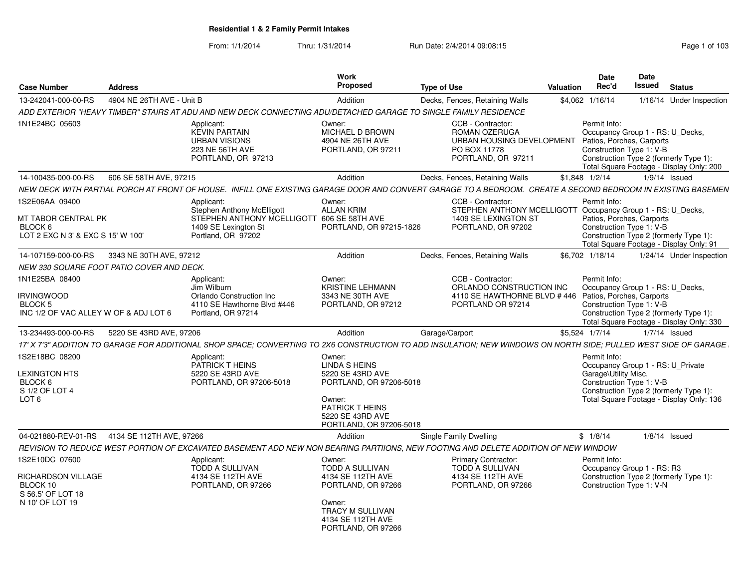# Residential 1 & 2 Family Permit Intakes

From: 1/1/2014 Thru: 1/31/2014 Run Date: 2/4/2014 09:08:15

| Case Number | Address | Work Proposed | Type of Use | Valuation | Date Rec'd | Date Issued | Status |
|---|---|---|---|---|---|---|---|
| 13-242041-000-00-RS | 4904 NE 26TH AVE - Unit B | Addition | Decks, Fences, Retaining Walls | $4,062 | 1/16/14 | 1/16/14 | Under Inspection |

*ADD EXTERIOR "HEAVY TIMBER" STAIRS AT ADU AND NEW DECK CONNECTING ADU/DETACHED GARAGE TO SINGLE FAMILY RESIDENCE*

1N1E24BC 05603

Applicant: KEVIN PARTAIN, URBAN VISIONS, 223 NE 56TH AVE, PORTLAND, OR 97213

Owner: MICHAEL D BROWN, 4904 NE 26TH AVE, PORTLAND, OR 97211

CCB - Contractor: ROMAN OZERUGA, URBAN HOUSING DEVELOPMENT, PO BOX 11778, PORTLAND, OR 97211

Permit Info: Occupancy Group 1 - RS: U_Decks, Patios, Porches, Carports; Construction Type 1: V-B; Construction Type 2 (formerly Type 1):; Total Square Footage - Display Only: 200

| Case Number | Address | Work Proposed | Type of Use | Valuation | Date Rec'd | Date Issued | Status |
|---|---|---|---|---|---|---|---|
| 14-100435-000-00-RS | 606 SE 58TH AVE, 97215 | Addition | Decks, Fences, Retaining Walls | $1,848 | 1/2/14 | 1/9/14 | Issued |

*NEW DECK WITH PARTIAL PORCH AT FRONT OF HOUSE. INFILL ONE EXISTING GARAGE DOOR AND CONVERT GARAGE TO A BEDROOM. CREATE A SECOND BEDROOM IN EXISTING BASEMEN*

1S2E06AA 09400

MT TABOR CENTRAL PK
BLOCK 6
LOT 2 EXC N 3' & EXC S 15' W 100'

Applicant: Stephen Anthony McElligott, STEPHEN ANTHONY MCELLIGOTT, 1409 SE Lexington St, Portland, OR 97202

Owner: ALLAN KRIM, 606 SE 58TH AVE, PORTLAND, OR 97215-1826

CCB - Contractor: STEPHEN ANTHONY MCELLIGOTT, 1409 SE LEXINGTON ST, PORTLAND, OR 97202

Permit Info: Occupancy Group 1 - RS: U_Decks, Patios, Porches, Carports; Construction Type 1: V-B; Construction Type 2 (formerly Type 1):; Total Square Footage - Display Only: 91

| Case Number | Address | Work Proposed | Type of Use | Valuation | Date Rec'd | Date Issued | Status |
|---|---|---|---|---|---|---|---|
| 14-107159-000-00-RS | 3343 NE 30TH AVE, 97212 | Addition | Decks, Fences, Retaining Walls | $6,702 | 1/18/14 | 1/24/14 | Under Inspection |

*NEW 330 SQUARE FOOT PATIO COVER AND DECK.*

1N1E25BA 08400

IRVINGWOOD
BLOCK 5
INC 1/2 OF VAC ALLEY W OF & ADJ LOT 6

Applicant: Jim Wilburn, Orlando Construction Inc, 4110 SE Hawthorne Blvd #446, Portland, OR 97214

Owner: KRISTINE LEHMANN, 3343 NE 30TH AVE, PORTLAND, OR 97212

CCB - Contractor: ORLANDO CONSTRUCTION INC, 4110 SE HAWTHORNE BLVD # 446, PORTLAND OR 97214

Permit Info: Occupancy Group 1 - RS: U_Decks, Patios, Porches, Carports; Construction Type 1: V-B; Construction Type 2 (formerly Type 1):; Total Square Footage - Display Only: 330

| Case Number | Address | Work Proposed | Type of Use | Valuation | Date Rec'd | Date Issued | Status |
|---|---|---|---|---|---|---|---|
| 13-234493-000-00-RS | 5220 SE 43RD AVE, 97206 | Addition | Garage/Carport | $5,524 | 1/7/14 | 1/7/14 | Issued |

*17' X 7'3" ADDITION TO GARAGE FOR ADDITIONAL SHOP SPACE; CONVERTING TO 2X6 CONSTRUCTION TO ADD INSULATION; NEW WINDOWS ON NORTH SIDE; PULLED WEST SIDE OF GARAGE*

1S2E18BC 08200

LEXINGTON HTS
BLOCK 6
S 1/2 OF LOT 4
LOT 6

Applicant: PATRICK T HEINS, 5220 SE 43RD AVE, PORTLAND, OR 97206-5018

Owner: LINDA S HEINS, 5220 SE 43RD AVE, PORTLAND, OR 97206-5018

Owner: PATRICK T HEINS, 5220 SE 43RD AVE, PORTLAND, OR 97206-5018

Permit Info: Occupancy Group 1 - RS: U_Private Garage\Utility Misc.; Construction Type 1: V-B; Construction Type 2 (formerly Type 1):; Total Square Footage - Display Only: 136

| Case Number | Address | Work Proposed | Type of Use | Valuation | Date Rec'd | Date Issued | Status |
|---|---|---|---|---|---|---|---|
| 04-021880-REV-01-RS | 4134 SE 112TH AVE, 97266 | Addition | Single Family Dwelling | $ | 1/8/14 | 1/8/14 | Issued |

*REVISION TO REDUCE WEST PORTION OF EXCAVATED BASEMENT ADD NEW NON BEARING PARTIIONS, NEW FOOTING AND DELETE ADDITION OF NEW WINDOW*

1S2E10DC 07600

RICHARDSON VILLAGE
BLOCK 10
S 56.5' OF LOT 18
N 10' OF LOT 19

Applicant: TODD A SULLIVAN, 4134 SE 112TH AVE, PORTLAND, OR 97266

Owner: TODD A SULLIVAN, 4134 SE 112TH AVE, PORTLAND, OR 97266

Owner: TRACY M SULLIVAN, 4134 SE 112TH AVE, PORTLAND, OR 97266

Primary Contractor: TODD A SULLIVAN, 4134 SE 112TH AVE, PORTLAND, OR 97266

Permit Info: Occupancy Group 1 - RS: R3; Construction Type 2 (formerly Type 1):; Construction Type 1: V-N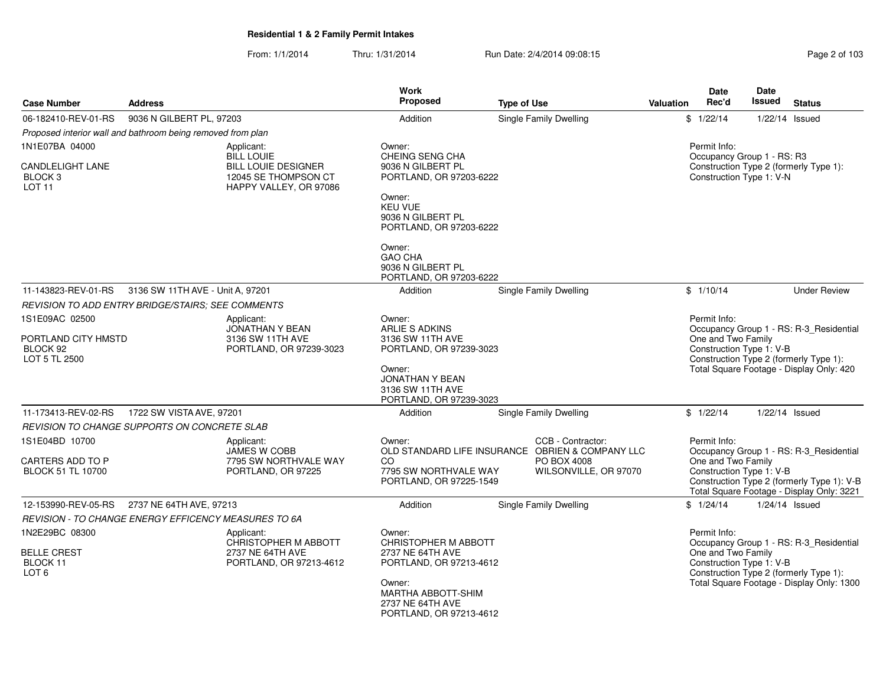## Residential 1 & 2 Family Permit Intakes

From: 1/1/2014 Thru: 1/31/2014 Run Date: 2/4/2014 09:08:15

| Case Number | Address | | Work Proposed | Type of Use | | Valuation | Date Rec'd | Date Issued | Status |
|---|---|---|---|---|---|---|---|---|---|
| 06-182410-REV-01-RS | 9036 N GILBERT PL, 97203 | | Addition | Single Family Dwelling | | $ | 1/22/14 | 1/22/14 | Issued |
| *Proposed interior wall and bathroom being removed from plan* | | | | | | | | | |
| 1N1E07BA 04000<br><br>CANDLELIGHT LANE<br>BLOCK 3<br>LOT 11 | | Applicant:<br>BILL LOUIE<br>BILL LOUIE DESIGNER<br>12045 SE THOMPSON CT<br>HAPPY VALLEY, OR 97086 | Owner:<br>CHEING SENG CHA<br>9036 N GILBERT PL<br>PORTLAND, OR 97203-6222<br><br>Owner:<br>KEU VUE<br>9036 N GILBERT PL<br>PORTLAND, OR 97203-6222<br><br>Owner:<br>GAO CHA<br>9036 N GILBERT PL<br>PORTLAND, OR 97203-6222 | | | | Permit Info:<br>Occupancy Group 1 - RS: R3<br>Construction Type 2 (formerly Type 1):<br>Construction Type 1: V-N | | |
| 11-143823-REV-01-RS | 3136 SW 11TH AVE - Unit A, 97201 | | Addition | Single Family Dwelling | | $ | 1/10/14 | | Under Review |
| *REVISION TO ADD ENTRY BRIDGE/STAIRS; SEE COMMENTS* | | | | | | | | | |
| 1S1E09AC 02500<br><br>PORTLAND CITY HMSTD<br>BLOCK 92<br>LOT 5 TL 2500 | | Applicant:<br>JONATHAN Y BEAN<br>3136 SW 11TH AVE<br>PORTLAND, OR 97239-3023 | Owner:<br>ARLIE S ADKINS<br>3136 SW 11TH AVE<br>PORTLAND, OR 97239-3023<br><br>Owner:<br>JONATHAN Y BEAN<br>3136 SW 11TH AVE<br>PORTLAND, OR 97239-3023 | | | | Permit Info:<br>Occupancy Group 1 - RS: R-3_Residential One and Two Family<br>Construction Type 1: V-B<br>Construction Type 2 (formerly Type 1):<br>Total Square Footage - Display Only: 420 | | |
| 11-173413-REV-02-RS | 1722 SW VISTA AVE, 97201 | | Addition | Single Family Dwelling | | $ | 1/22/14 | 1/22/14 | Issued |
| *REVISION TO CHANGE SUPPORTS ON CONCRETE SLAB* | | | | | | | | | |
| 1S1E04BD 10700<br><br>CARTERS ADD TO P<br>BLOCK 51 TL 10700 | | Applicant:<br>JAMES W COBB<br>7795 SW NORTHVALE WAY<br>PORTLAND, OR 97225 | Owner:<br>OLD STANDARD LIFE INSURANCE CO<br>7795 SW NORTHVALE WAY<br>PORTLAND, OR 97225-1549 | CCB - Contractor:<br>OBRIEN & COMPANY LLC<br>PO BOX 4008<br>WILSONVILLE, OR 97070 | | | Permit Info:<br>Occupancy Group 1 - RS: R-3_Residential One and Two Family<br>Construction Type 1: V-B<br>Construction Type 2 (formerly Type 1): V-B<br>Total Square Footage - Display Only: 3221 | | |
| 12-153990-REV-05-RS | 2737 NE 64TH AVE, 97213 | | Addition | Single Family Dwelling | | $ | 1/24/14 | 1/24/14 | Issued |
| *REVISION - TO CHANGE ENERGY EFFICENCY MEASURES TO 6A* | | | | | | | | | |
| 1N2E29BC 08300<br><br>BELLE CREST<br>BLOCK 11<br>LOT 6 | | Applicant:<br>CHRISTOPHER M ABBOTT<br>2737 NE 64TH AVE<br>PORTLAND, OR 97213-4612 | Owner:<br>CHRISTOPHER M ABBOTT<br>2737 NE 64TH AVE<br>PORTLAND, OR 97213-4612<br><br>Owner:<br>MARTHA ABBOTT-SHIM<br>2737 NE 64TH AVE<br>PORTLAND, OR 97213-4612 | | | | Permit Info:<br>Occupancy Group 1 - RS: R-3_Residential One and Two Family<br>Construction Type 1: V-B<br>Construction Type 2 (formerly Type 1):<br>Total Square Footage - Display Only: 1300 | | |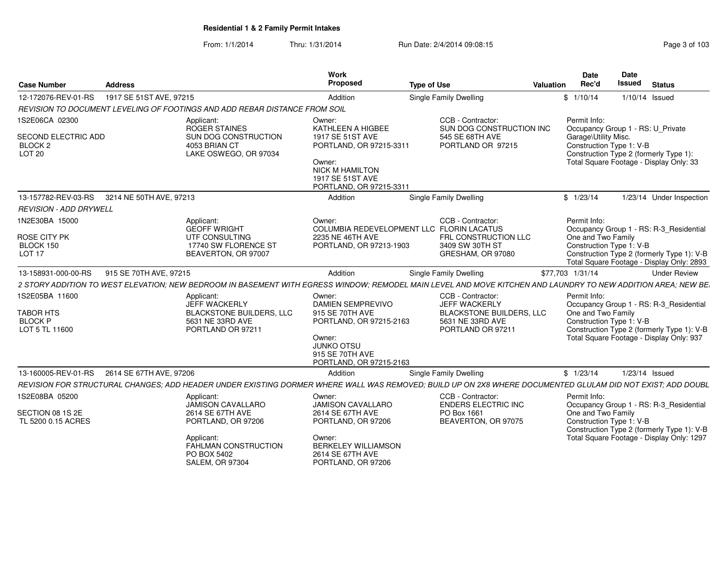**Residential 1 & 2 Family Permit Intakes**

From: 1/1/2014 Thru: 1/31/2014 Run Date: 2/4/2014 09:08:15

| Case Number | Address | Work Proposed | Type of Use | Valuation | Date Rec'd | Date Issued | Status |
|---|---|---|---|---|---|---|---|
| 12-172076-REV-01-RS | 1917 SE 51ST AVE, 97215 | Addition | Single Family Dwelling | $ | 1/10/14 | 1/10/14 | Issued |

*REVISION TO DOCUMENT LEVELING OF FOOTINGS AND ADD REBAR DISTANCE FROM SOIL*

1S2E06CA 02300
SECOND ELECTRIC ADD
BLOCK 2
LOT 20

Applicant:
ROGER STAINES
SUN DOG CONSTRUCTION
4053 BRIAN CT
LAKE OSWEGO, OR 97034

Owner:
KATHLEEN A HIGBEE
1917 SE 51ST AVE
PORTLAND, OR 97215-3311

Owner:
NICK M HAMILTON
1917 SE 51ST AVE
PORTLAND, OR 97215-3311

CCB - Contractor:
SUN DOG CONSTRUCTION INC
545 SE 68TH AVE
PORTLAND OR 97215

Permit Info:
Occupancy Group 1 - RS: U_Private Garage\Utility Misc.
Construction Type 1: V-B
Construction Type 2 (formerly Type 1):
Total Square Footage - Display Only: 33

| Case Number | Address | Work Proposed | Type of Use | Valuation | Date Rec'd | Date Issued | Status |
|---|---|---|---|---|---|---|---|
| 13-157782-REV-03-RS | 3214 NE 50TH AVE, 97213 | Addition | Single Family Dwelling | $ | 1/23/14 | 1/23/14 | Under Inspection |

*REVISION - ADD DRYWELL*

1N2E30BA 15000
ROSE CITY PK
BLOCK 150
LOT 17

Applicant:
GEOFF WRIGHT
UTF CONSULTING
17740 SW FLORENCE ST
BEAVERTON, OR 97007

Owner:
COLUMBIA REDEVELOPMENT LLC
2235 NE 46TH AVE
PORTLAND, OR 97213-1903

CCB - Contractor:
FLORIN LACATUS
FRL CONSTRUCTION LLC
3409 SW 30TH ST
GRESHAM, OR 97080

Permit Info:
Occupancy Group 1 - RS: R-3_Residential One and Two Family
Construction Type 1: V-B
Construction Type 2 (formerly Type 1): V-B
Total Square Footage - Display Only: 2893

| Case Number | Address | Work Proposed | Type of Use | Valuation | Date Rec'd | Date Issued | Status |
|---|---|---|---|---|---|---|---|
| 13-158931-000-00-RS | 915 SE 70TH AVE, 97215 | Addition | Single Family Dwelling | $77,703 | 1/31/14 | | Under Review |

*2 STORY ADDITION TO WEST ELEVATION; NEW BEDROOM IN BASEMENT WITH EGRESS WINDOW; REMODEL MAIN LEVEL AND MOVE KITCHEN AND LAUNDRY TO NEW ADDITION AREA; NEW BE*

1S2E05BA 11600
TABOR HTS
BLOCK P
LOT 5 TL 11600

Applicant:
JEFF WACKERLY
BLACKSTONE BUILDERS, LLC
5631 NE 33RD AVE
PORTLAND OR 97211

Owner:
DAMIEN SEMPREVIVO
915 SE 70TH AVE
PORTLAND, OR 97215-2163

Owner:
JUNKO OTSU
915 SE 70TH AVE
PORTLAND, OR 97215-2163

CCB - Contractor:
JEFF WACKERLY
BLACKSTONE BUILDERS, LLC
5631 NE 33RD AVE
PORTLAND OR 97211

Permit Info:
Occupancy Group 1 - RS: R-3_Residential One and Two Family
Construction Type 1: V-B
Construction Type 2 (formerly Type 1): V-B
Total Square Footage - Display Only: 937

| Case Number | Address | Work Proposed | Type of Use | Valuation | Date Rec'd | Date Issued | Status |
|---|---|---|---|---|---|---|---|
| 13-160005-REV-01-RS | 2614 SE 67TH AVE, 97206 | Addition | Single Family Dwelling | $ | 1/23/14 | 1/23/14 | Issued |

*REVISION FOR STRUCTURAL CHANGES; ADD HEADER UNDER EXISTING DORMER WHERE WALL WAS REMOVED; BUILD UP ON 2X8 WHERE DOCUMENTED GLULAM DID NOT EXIST; ADD DOUBL*

1S2E08BA 05200
SECTION 08 1S 2E
TL 5200 0.15 ACRES

Applicant:
JAMISON CAVALLARO
2614 SE 67TH AVE
PORTLAND, OR 97206

Applicant:
FAHLMAN CONSTRUCTION
PO BOX 5402
SALEM, OR 97304

Owner:
JAMISON CAVALLARO
2614 SE 67TH AVE
PORTLAND, OR 97206

Owner:
BERKELEY WILLIAMSON
2614 SE 67TH AVE
PORTLAND, OR 97206

CCB - Contractor:
ENDERS ELECTRIC INC
PO Box 1661
BEAVERTON, OR 97075

Permit Info:
Occupancy Group 1 - RS: R-3_Residential One and Two Family
Construction Type 1: V-B
Construction Type 2 (formerly Type 1): V-B
Total Square Footage - Display Only: 1297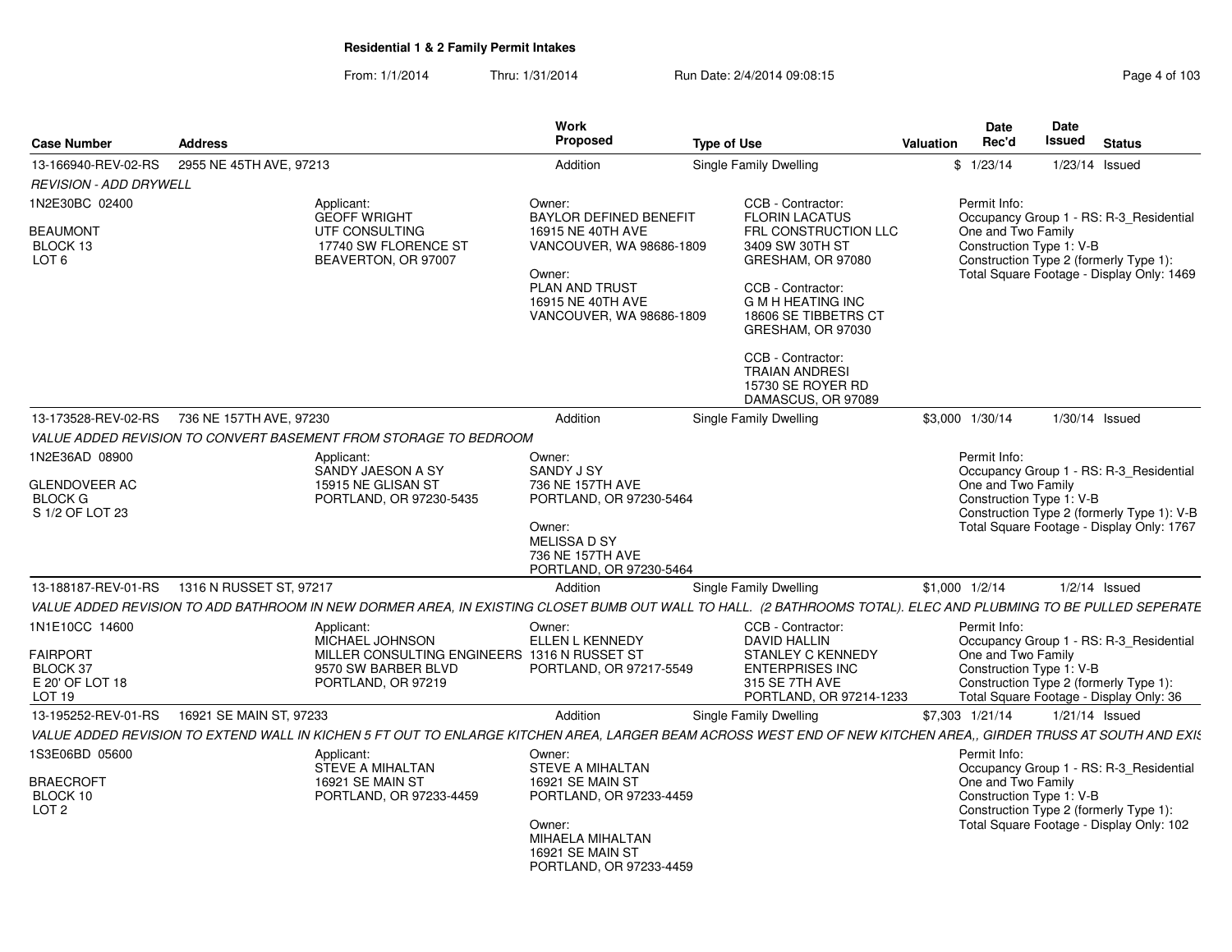**Residential 1 & 2 Family Permit Intakes**

From: 1/1/2014 Thru: 1/31/2014 Run Date: 2/4/2014 09:08:15

| Case Number | Address | Work Proposed | Type of Use | Valuation | Date Rec'd | Date Issued | Status |
|---|---|---|---|---|---|---|---|
| 13-166940-REV-02-RS | 2955 NE 45TH AVE, 97213 | Addition | Single Family Dwelling | $ | 1/23/14 | 1/23/14 | Issued |
| *REVISION - ADD DRYWELL* | | | | | | | |
| 1N2E30BC 02400<br>BEAUMONT<br>BLOCK 13<br>LOT 6 | Applicant:<br>GEOFF WRIGHT<br>UTF CONSULTING<br>17740 SW FLORENCE ST<br>BEAVERTON, OR 97007 | Owner:<br>BAYLOR DEFINED BENEFIT<br>16915 NE 40TH AVE<br>VANCOUVER, WA 98686-1809<br>Owner:<br>PLAN AND TRUST<br>16915 NE 40TH AVE<br>VANCOUVER, WA 98686-1809 | CCB - Contractor:<br>FLORIN LACATUS<br>FRL CONSTRUCTION LLC<br>3409 SW 30TH ST<br>GRESHAM, OR 97080<br>CCB - Contractor:<br>G M H HEATING INC<br>18606 SE TIBBETRS CT<br>GRESHAM, OR 97030<br>CCB - Contractor:<br>TRAIAN ANDRESI<br>15730 SE ROYER RD<br>DAMASCUS, OR 97089 | | Permit Info:<br>Occupancy Group 1 - RS: R-3_Residential One and Two Family<br>Construction Type 1: V-B<br>Construction Type 2 (formerly Type 1):<br>Total Square Footage - Display Only: 1469 | | |
| 13-173528-REV-02-RS | 736 NE 157TH AVE, 97230 | Addition | Single Family Dwelling | $3,000 | 1/30/14 | 1/30/14 | Issued |
| *VALUE ADDED REVISION TO CONVERT BASEMENT FROM STORAGE TO BEDROOM* | | | | | | | |
| 1N2E36AD 08900<br>GLENDOVEER AC<br>BLOCK G<br>S 1/2 OF LOT 23 | Applicant:<br>SANDY JAESON A SY<br>15915 NE GLISAN ST<br>PORTLAND, OR 97230-5435 | Owner:<br>SANDY J SY<br>736 NE 157TH AVE<br>PORTLAND, OR 97230-5464<br>Owner:<br>MELISSA D SY<br>736 NE 157TH AVE<br>PORTLAND, OR 97230-5464 | | | Permit Info:<br>Occupancy Group 1 - RS: R-3_Residential One and Two Family<br>Construction Type 1: V-B<br>Construction Type 2 (formerly Type 1): V-B<br>Total Square Footage - Display Only: 1767 | | |
| 13-188187-REV-01-RS | 1316 N RUSSET ST, 97217 | Addition | Single Family Dwelling | $1,000 | 1/2/14 | 1/2/14 | Issued |
| *VALUE ADDED REVISION TO ADD BATHROOM IN NEW DORMER AREA, IN EXISTING CLOSET BUMB OUT WALL TO HALL. (2 BATHROOMS TOTAL). ELEC AND PLUMBING TO BE PULLED SEPERATE* | | | | | | | |
| 1N1E10CC 14600<br>FAIRPORT<br>BLOCK 37<br>E 20' OF LOT 18<br>LOT 19 | Applicant:<br>MICHAEL JOHNSON<br>MILLER CONSULTING ENGINEERS<br>9570 SW BARBER BLVD<br>PORTLAND, OR 97219 | Owner:<br>ELLEN L KENNEDY<br>1316 N RUSSET ST<br>PORTLAND, OR 97217-5549 | CCB - Contractor:<br>DAVID HALLIN<br>STANLEY C KENNEDY<br>ENTERPRISES INC<br>315 SE 7TH AVE<br>PORTLAND, OR 97214-1233 | | Permit Info:<br>Occupancy Group 1 - RS: R-3_Residential One and Two Family<br>Construction Type 1: V-B<br>Construction Type 2 (formerly Type 1):<br>Total Square Footage - Display Only: 36 | | |
| 13-195252-REV-01-RS | 16921 SE MAIN ST, 97233 | Addition | Single Family Dwelling | $7,303 | 1/21/14 | 1/21/14 | Issued |
| *VALUE ADDED REVISION TO EXTEND WALL IN KICHEN 5 FT OUT TO ENLARGE KITCHEN AREA, LARGER BEAM ACROSS WEST END OF NEW KITCHEN AREA,, GIRDER TRUSS AT SOUTH AND EXIS* | | | | | | | |
| 1S3E06BD 05600<br>BRAECROFT<br>BLOCK 10<br>LOT 2 | Applicant:<br>STEVE A MIHALTAN<br>16921 SE MAIN ST<br>PORTLAND, OR 97233-4459 | Owner:<br>STEVE A MIHALTAN<br>16921 SE MAIN ST<br>PORTLAND, OR 97233-4459<br>Owner:<br>MIHAELA MIHALTAN<br>16921 SE MAIN ST<br>PORTLAND, OR 97233-4459 | | | Permit Info:<br>Occupancy Group 1 - RS: R-3_Residential One and Two Family<br>Construction Type 1: V-B<br>Construction Type 2 (formerly Type 1):<br>Total Square Footage - Display Only: 102 | | |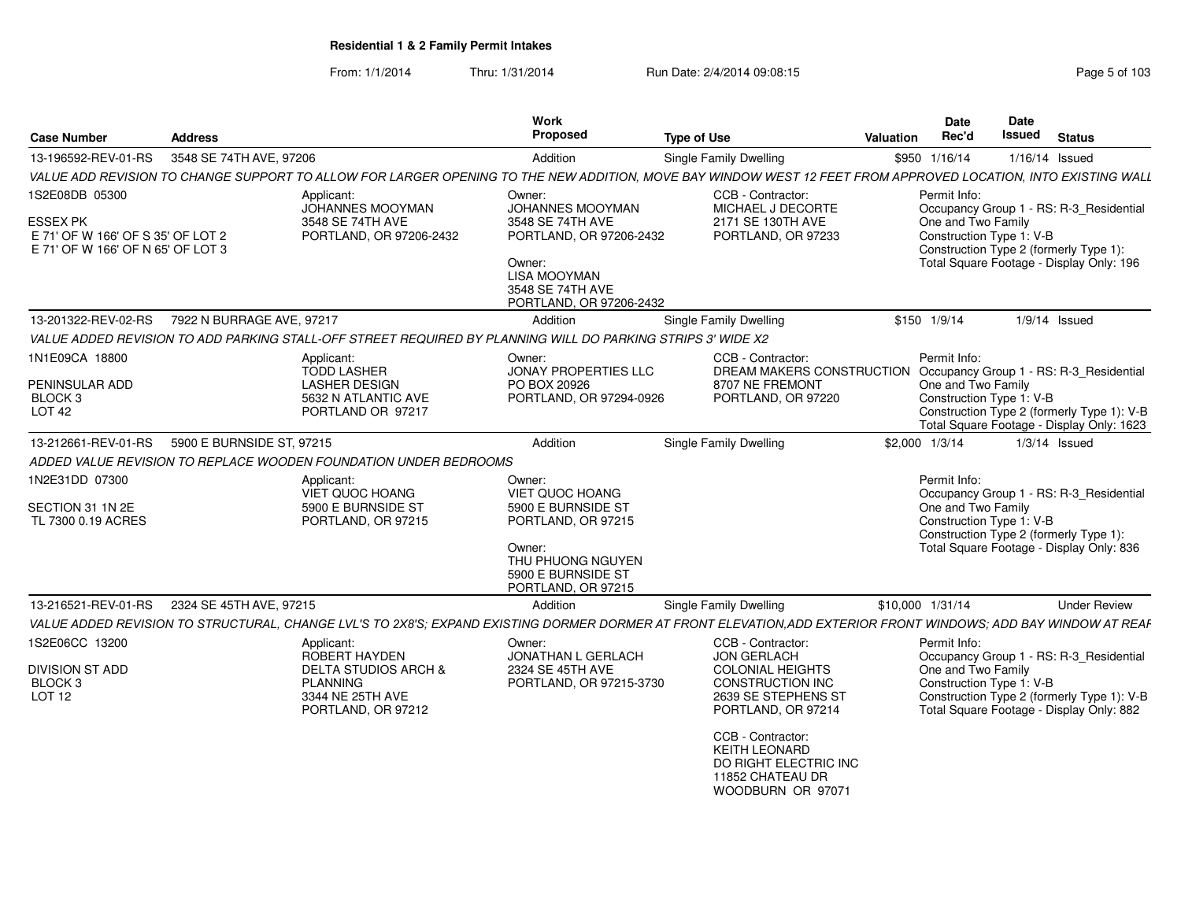**Residential 1 & 2 Family Permit Intakes**

From: 1/1/2014 Thru: 1/31/2014 Run Date: 2/4/2014 09:08:15

| Case Number | Address | Work Proposed | Type of Use | Valuation | Date Rec'd | Date Issued | Status |
|---|---|---|---|---|---|---|---|
| 13-196592-REV-01-RS | 3548 SE 74TH AVE, 97206 | Addition | Single Family Dwelling | $950 | 1/16/14 | 1/16/14 | Issued |

*VALUE ADD REVISION TO CHANGE SUPPORT TO ALLOW FOR LARGER OPENING TO THE NEW ADDITION, MOVE BAY WINDOW WEST 12 FEET FROM APPROVED LOCATION, INTO EXISTING WALL*

1S2E08DB 05300

ESSEX PK
E 71' OF W 166' OF S 35' OF LOT 2
E 71' OF W 166' OF N 65' OF LOT 3

Applicant:
JOHANNES MOOYMAN
3548 SE 74TH AVE
PORTLAND, OR 97206-2432

Owner:
JOHANNES MOOYMAN
3548 SE 74TH AVE
PORTLAND, OR 97206-2432

Owner:
LISA MOOYMAN
3548 SE 74TH AVE
PORTLAND, OR 97206-2432

CCB - Contractor:
MICHAEL J DECORTE
2171 SE 130TH AVE
PORTLAND, OR 97233

Permit Info:
Occupancy Group 1 - RS: R-3_Residential One and Two Family
Construction Type 1: V-B
Construction Type 2 (formerly Type 1):
Total Square Footage - Display Only: 196

| Case Number | Address | Work Proposed | Type of Use | Valuation | Date Rec'd | Date Issued | Status |
|---|---|---|---|---|---|---|---|
| 13-201322-REV-02-RS | 7922 N BURRAGE AVE, 97217 | Addition | Single Family Dwelling | $150 | 1/9/14 | 1/9/14 | Issued |

*VALUE ADDED REVISION TO ADD PARKING STALL-OFF STREET REQUIRED BY PLANNING WILL DO PARKING STRIPS 3' WIDE X2*

1N1E09CA 18800

PENINSULAR ADD
BLOCK 3
LOT 42

Applicant:
TODD LASHER
LASHER DESIGN
5632 N ATLANTIC AVE
PORTLAND OR 97217

Owner:
JONAY PROPERTIES LLC
PO BOX 20926
PORTLAND, OR 97294-0926

CCB - Contractor:
DREAM MAKERS CONSTRUCTION
8707 NE FREMONT
PORTLAND, OR 97220

Permit Info:
Occupancy Group 1 - RS: R-3_Residential One and Two Family
Construction Type 1: V-B
Construction Type 2 (formerly Type 1): V-B
Total Square Footage - Display Only: 1623

| Case Number | Address | Work Proposed | Type of Use | Valuation | Date Rec'd | Date Issued | Status |
|---|---|---|---|---|---|---|---|
| 13-212661-REV-01-RS | 5900 E BURNSIDE ST, 97215 | Addition | Single Family Dwelling | $2,000 | 1/3/14 | 1/3/14 | Issued |

*ADDED VALUE REVISION TO REPLACE WOODEN FOUNDATION UNDER BEDROOMS*

1N2E31DD 07300

SECTION 31 1N 2E
TL 7300 0.19 ACRES

Applicant:
VIET QUOC HOANG
5900 E BURNSIDE ST
PORTLAND, OR 97215

Owner:
VIET QUOC HOANG
5900 E BURNSIDE ST
PORTLAND, OR 97215

Owner:
THU PHUONG NGUYEN
5900 E BURNSIDE ST
PORTLAND, OR 97215

Permit Info:
Occupancy Group 1 - RS: R-3_Residential One and Two Family
Construction Type 1: V-B
Construction Type 2 (formerly Type 1):
Total Square Footage - Display Only: 836

| Case Number | Address | Work Proposed | Type of Use | Valuation | Date Rec'd | Date Issued | Status |
|---|---|---|---|---|---|---|---|
| 13-216521-REV-01-RS | 2324 SE 45TH AVE, 97215 | Addition | Single Family Dwelling | $10,000 | 1/31/14 | | Under Review |

*VALUE ADDED REVISION TO STRUCTURAL, CHANGE LVL'S TO 2X8'S; EXPAND EXISTING DORMER DORMER AT FRONT ELEVATION,ADD EXTERIOR FRONT WINDOWS; ADD BAY WINDOW AT REAR*

1S2E06CC 13200

DIVISION ST ADD
BLOCK 3
LOT 12

Applicant:
ROBERT HAYDEN
DELTA STUDIOS ARCH & PLANNING
3344 NE 25TH AVE
PORTLAND, OR 97212

Owner:
JONATHAN L GERLACH
2324 SE 45TH AVE
PORTLAND, OR 97215-3730

CCB - Contractor:
JON GERLACH
COLONIAL HEIGHTS CONSTRUCTION INC
2639 SE STEPHENS ST
PORTLAND, OR 97214

CCB - Contractor:
KEITH LEONARD
DO RIGHT ELECTRIC INC
11852 CHATEAU DR
WOODBURN OR 97071

Permit Info:
Occupancy Group 1 - RS: R-3_Residential One and Two Family
Construction Type 1: V-B
Construction Type 2 (formerly Type 1): V-B
Total Square Footage - Display Only: 882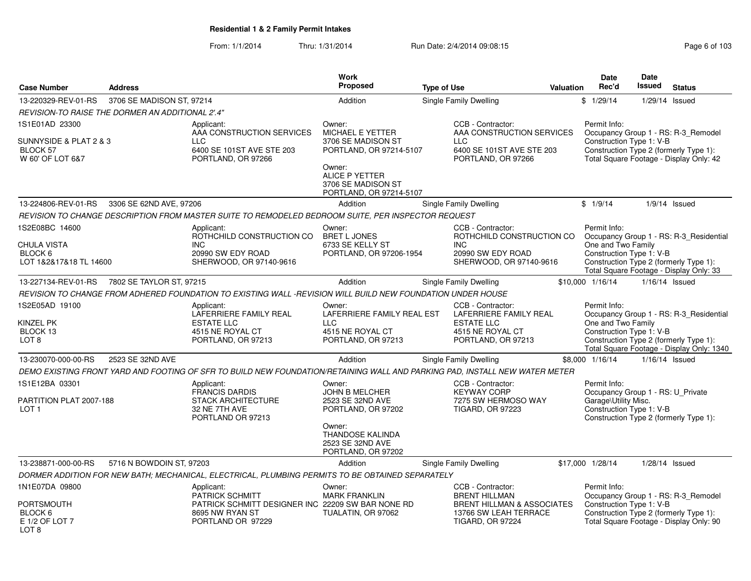## Residential 1 & 2 Family Permit Intakes

From: 1/1/2014 Thru: 1/31/2014 Run Date: 2/4/2014 09:08:15

| Case Number | Address | Work Proposed | Type of Use | Valuation | Date Rec'd | Date Issued | Status |
|---|---|---|---|---|---|---|---|
| 13-220329-REV-01-RS | 3706 SE MADISON ST, 97214 | Addition | Single Family Dwelling | $ | 1/29/14 | 1/29/14 | Issued |

REVISION-TO RAISE THE DORMER AN ADDITIONAL 2'.4"

1S1E01AD 23300
SUNNYSIDE & PLAT 2 & 3
BLOCK 57
W 60' OF LOT 6&7

Applicant: AAA CONSTRUCTION SERVICES LLC, 6400 SE 101ST AVE STE 203, PORTLAND, OR 97266

Owner: MICHAEL E YETTER, 3706 SE MADISON ST, PORTLAND, OR 97214-5107

Owner: ALICE P YETTER, 3706 SE MADISON ST, PORTLAND, OR 97214-5107

CCB - Contractor: AAA CONSTRUCTION SERVICES LLC, 6400 SE 101ST AVE STE 203, PORTLAND, OR 97266

Permit Info:
Occupancy Group 1 - RS: R-3_Remodel
Construction Type 1: V-B
Construction Type 2 (formerly Type 1):
Total Square Footage - Display Only: 42

| Case Number | Address | Work Proposed | Type of Use | Valuation | Date Rec'd | Date Issued | Status |
|---|---|---|---|---|---|---|---|
| 13-224806-REV-01-RS | 3306 SE 62ND AVE, 97206 | Addition | Single Family Dwelling | $ | 1/9/14 | 1/9/14 | Issued |

REVISION TO CHANGE DESCRIPTION FROM MASTER SUITE TO REMODELED BEDROOM SUITE, PER INSPECTOR REQUEST

1S2E08BC 14600
CHULA VISTA
BLOCK 6
LOT 1&2&17&18 TL 14600

Applicant: ROTHCHILD CONSTRUCTION CO INC, 20990 SW EDY ROAD, SHERWOOD, OR 97140-9616

Owner: BRET L JONES, 6733 SE KELLY ST, PORTLAND, OR 97206-1954

CCB - Contractor: ROTHCHILD CONSTRUCTION CO INC, 20990 SW EDY ROAD, SHERWOOD, OR 97140-9616

Permit Info:
Occupancy Group 1 - RS: R-3_Residential One and Two Family
Construction Type 1: V-B
Construction Type 2 (formerly Type 1):
Total Square Footage - Display Only: 33

| Case Number | Address | Work Proposed | Type of Use | Valuation | Date Rec'd | Date Issued | Status |
|---|---|---|---|---|---|---|---|
| 13-227134-REV-01-RS | 7802 SE TAYLOR ST, 97215 | Addition | Single Family Dwelling | $10,000 | 1/16/14 | 1/16/14 | Issued |

REVISION TO CHANGE FROM ADHERED FOUNDATION TO EXISTING WALL -REVISION WILL BUILD NEW FOUNDATION UNDER HOUSE

1S2E05AD 19100
KINZEL PK
BLOCK 13
LOT 8

Applicant: LAFERRIERE FAMILY REAL ESTATE LLC, 4515 NE ROYAL CT, PORTLAND, OR 97213

Owner: LAFERRIERE FAMILY REAL EST LLC, 4515 NE ROYAL CT, PORTLAND, OR 97213

CCB - Contractor: LAFERRIERE FAMILY REAL ESTATE LLC, 4515 NE ROYAL CT, PORTLAND, OR 97213

Permit Info:
Occupancy Group 1 - RS: R-3_Residential One and Two Family
Construction Type 1: V-B
Construction Type 2 (formerly Type 1):
Total Square Footage - Display Only: 1340

| Case Number | Address | Work Proposed | Type of Use | Valuation | Date Rec'd | Date Issued | Status |
|---|---|---|---|---|---|---|---|
| 13-230070-000-00-RS | 2523 SE 32ND AVE | Addition | Single Family Dwelling | $8,000 | 1/16/14 | 1/16/14 | Issued |

DEMO EXISTING FRONT YARD AND FOOTING OF SFR TO BUILD NEW FOUNDATION/RETAINING WALL AND PARKING PAD, INSTALL NEW WATER METER

1S1E12BA 03301
PARTITION PLAT 2007-188
LOT 1

Applicant: FRANCIS DARDIS, STACK ARCHITECTURE, 32 NE 7TH AVE, PORTLAND OR 97213

Owner: JOHN B MELCHER, 2523 SE 32ND AVE, PORTLAND, OR 97202

Owner: THANDOSE KALINDA, 2523 SE 32ND AVE, PORTLAND, OR 97202

CCB - Contractor: KEYWAY CORP, 7275 SW HERMOSO WAY, TIGARD, OR 97223

Permit Info:
Occupancy Group 1 - RS: U_Private Garage\Utility Misc.
Construction Type 1: V-B
Construction Type 2 (formerly Type 1):

| Case Number | Address | Work Proposed | Type of Use | Valuation | Date Rec'd | Date Issued | Status |
|---|---|---|---|---|---|---|---|
| 13-238871-000-00-RS | 5716 N BOWDOIN ST, 97203 | Addition | Single Family Dwelling | $17,000 | 1/28/14 | 1/28/14 | Issued |

DORMER ADDITION FOR NEW BATH; MECHANICAL, ELECTRICAL, PLUMBING PERMITS TO BE OBTAINED SEPARATELY

1N1E07DA 09800
PORTSMOUTH
BLOCK 6
E 1/2 OF LOT 7
LOT 8

Applicant: PATRICK SCHMITT, PATRICK SCHMITT DESIGNER INC, 8695 NW RYAN ST, PORTLAND OR 97229

Owner: MARK FRANKLIN, 22209 SW BAR NONE RD, TUALATIN, OR 97062

CCB - Contractor: BRENT HILLMAN, BRENT HILLMAN & ASSOCIATES, 13766 SW LEAH TERRACE, TIGARD, OR 97224

Permit Info:
Occupancy Group 1 - RS: R-3_Remodel
Construction Type 1: V-B
Construction Type 2 (formerly Type 1):
Total Square Footage - Display Only: 90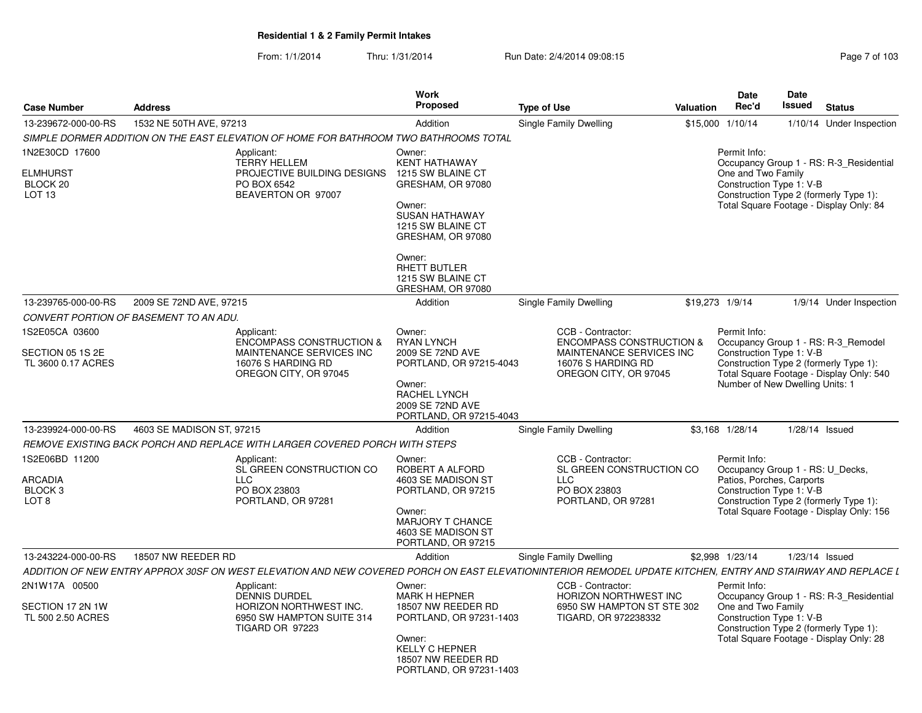# Residential 1 & 2 Family Permit Intakes

From: 1/1/2014 Thru: 1/31/2014 Run Date: 2/4/2014 09:08:15

| Case Number | Address | Work Proposed | Type of Use | Valuation | Date Rec'd | Date Issued | Status |
|---|---|---|---|---|---|---|---|
| 13-239672-000-00-RS | 1532 NE 50TH AVE, 97213 | Addition | Single Family Dwelling | $15,000 | 1/10/14 | 1/10/14 | Under Inspection |
| 13-239765-000-00-RS | 2009 SE 72ND AVE, 97215 | Addition | Single Family Dwelling | $19,273 | 1/9/14 | 1/9/14 | Under Inspection |
| 13-239924-000-00-RS | 4603 SE MADISON ST, 97215 | Addition | Single Family Dwelling | $3,168 | 1/28/14 | 1/28/14 | Issued |
| 13-243224-000-00-RS | 18507 NW REEDER RD | Addition | Single Family Dwelling | $2,998 | 1/23/14 | 1/23/14 | Issued |

## 13-239672-000-00-RS — 1532 NE 50TH AVE, 97213

*SIMPLE DORMER ADDITION ON THE EAST ELEVATION OF HOME FOR BATHROOM TWO BATHROOMS TOTAL*

1N2E30CD 17600
ELMHURST
BLOCK 20
LOT 13

Applicant:
TERRY HELLEM
PROJECTIVE BUILDING DESIGNS
PO BOX 6542
BEAVERTON OR 97007

Owner:
KENT HATHAWAY
1215 SW BLAINE CT
GRESHAM, OR 97080

Owner:
SUSAN HATHAWAY
1215 SW BLAINE CT
GRESHAM, OR 97080

Owner:
RHETT BUTLER
1215 SW BLAINE CT
GRESHAM, OR 97080

Permit Info:
Occupancy Group 1 - RS: R-3_Residential One and Two Family
Construction Type 1: V-B
Construction Type 2 (formerly Type 1):
Total Square Footage - Display Only: 84

## 13-239765-000-00-RS — 2009 SE 72ND AVE, 97215

*CONVERT PORTION OF BASEMENT TO AN ADU.*

1S2E05CA 03600
SECTION 05 1S 2E
TL 3600 0.17 ACRES

Applicant:
ENCOMPASS CONSTRUCTION & MAINTENANCE SERVICES INC
16076 S HARDING RD
OREGON CITY, OR 97045

Owner:
RYAN LYNCH
2009 SE 72ND AVE
PORTLAND, OR 97215-4043

Owner:
RACHEL LYNCH
2009 SE 72ND AVE
PORTLAND, OR 97215-4043

CCB - Contractor:
ENCOMPASS CONSTRUCTION & MAINTENANCE SERVICES INC
16076 S HARDING RD
OREGON CITY, OR 97045

Permit Info:
Occupancy Group 1 - RS: R-3_Remodel
Construction Type 1: V-B
Construction Type 2 (formerly Type 1):
Total Square Footage - Display Only: 540
Number of New Dwelling Units: 1

## 13-239924-000-00-RS — 4603 SE MADISON ST, 97215

*REMOVE EXISTING BACK PORCH AND REPLACE WITH LARGER COVERED PORCH WITH STEPS*

1S2E06BD 11200
ARCADIA
BLOCK 3
LOT 8

Applicant:
SL GREEN CONSTRUCTION CO LLC
PO BOX 23803
PORTLAND, OR 97281

Owner:
ROBERT A ALFORD
4603 SE MADISON ST
PORTLAND, OR 97215

Owner:
MARJORY T CHANCE
4603 SE MADISON ST
PORTLAND, OR 97215

CCB - Contractor:
SL GREEN CONSTRUCTION CO LLC
PO BOX 23803
PORTLAND, OR 97281

Permit Info:
Occupancy Group 1 - RS: U_Decks, Patios, Porches, Carports
Construction Type 1: V-B
Construction Type 2 (formerly Type 1):
Total Square Footage - Display Only: 156

## 13-243224-000-00-RS — 18507 NW REEDER RD

*ADDITION OF NEW ENTRY APPROX 30SF ON WEST ELEVATION AND NEW COVERED PORCH ON EAST ELEVATIONINTERIOR REMODEL UPDATE KITCHEN, ENTRY AND STAIRWAY AND REPLACE I*

2N1W17A 00500
SECTION 17 2N 1W
TL 500 2.50 ACRES

Applicant:
DENNIS DURDEL
HORIZON NORTHWEST INC.
6950 SW HAMPTON SUITE 314
TIGARD OR 97223

Owner:
MARK H HEPNER
18507 NW REEDER RD
PORTLAND, OR 97231-1403

Owner:
KELLY C HEPNER
18507 NW REEDER RD
PORTLAND, OR 97231-1403

CCB - Contractor:
HORIZON NORTHWEST INC
6950 SW HAMPTON ST STE 302
TIGARD, OR 972238332

Permit Info:
Occupancy Group 1 - RS: R-3_Residential One and Two Family
Construction Type 1: V-B
Construction Type 2 (formerly Type 1):
Total Square Footage - Display Only: 28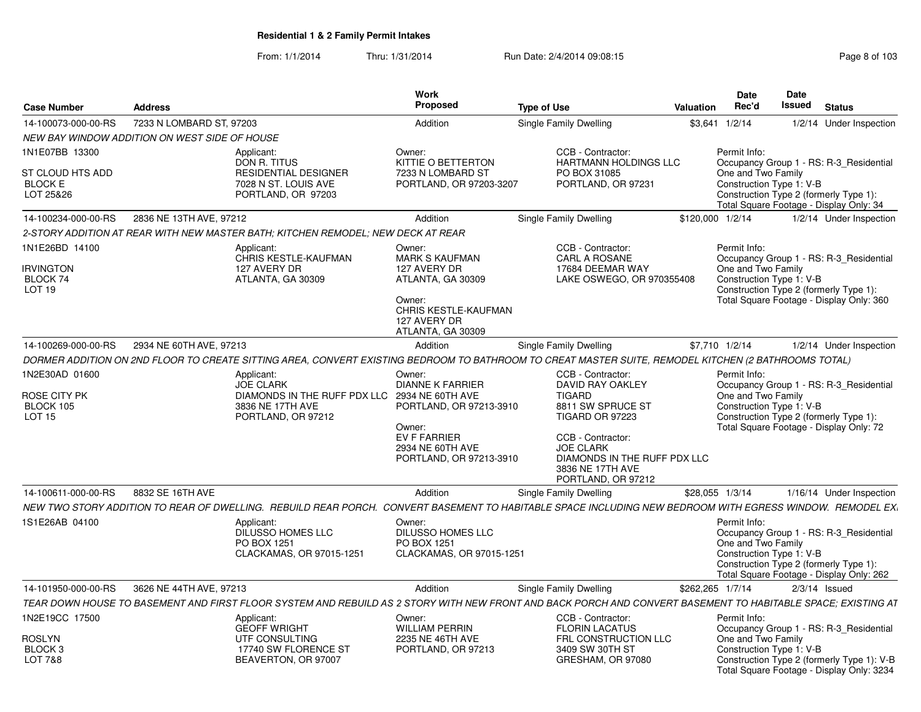# Residential 1 & 2 Family Permit Intakes

From: 1/1/2014 Thru: 1/31/2014 Run Date: 2/4/2014 09:08:15

| Case Number | Address | Work Proposed | Type of Use | Valuation | Date Rec'd | Date Issued | Status |
|---|---|---|---|---|---|---|---|
| 14-100073-000-00-RS | 7233 N LOMBARD ST, 97203 | Addition | Single Family Dwelling | $3,641 | 1/2/14 | 1/2/14 | Under Inspection |

*NEW BAY WINDOW ADDITION ON WEST SIDE OF HOUSE*

1N1E07BB 13300
ST CLOUD HTS ADD
BLOCK E
LOT 25&26

Applicant:
DON R. TITUS
RESIDENTIAL DESIGNER
7028 N ST. LOUIS AVE
PORTLAND, OR 97203

Owner:
KITTIE O BETTERTON
7233 N LOMBARD ST
PORTLAND, OR 97203-3207

CCB - Contractor:
HARTMANN HOLDINGS LLC
PO BOX 31085
PORTLAND, OR 97231

Permit Info:
Occupancy Group 1 - RS: R-3_Residential One and Two Family
Construction Type 1: V-B
Construction Type 2 (formerly Type 1):
Total Square Footage - Display Only: 34

| Case Number | Address | Work Proposed | Type of Use | Valuation | Date Rec'd | Date Issued | Status |
|---|---|---|---|---|---|---|---|
| 14-100234-000-00-RS | 2836 NE 13TH AVE, 97212 | Addition | Single Family Dwelling | $120,000 | 1/2/14 | 1/2/14 | Under Inspection |

*2-STORY ADDITION AT REAR WITH NEW MASTER BATH; KITCHEN REMODEL; NEW DECK AT REAR*

1N1E26BD 14100
IRVINGTON
BLOCK 74
LOT 19

Applicant:
CHRIS KESTLE-KAUFMAN
127 AVERY DR
ATLANTA, GA 30309

Owner:
MARK S KAUFMAN
127 AVERY DR
ATLANTA, GA 30309

Owner:
CHRIS KESTLE-KAUFMAN
127 AVERY DR
ATLANTA, GA 30309

CCB - Contractor:
CARL A ROSANE
17684 DEEMAR WAY
LAKE OSWEGO, OR 970355408

Permit Info:
Occupancy Group 1 - RS: R-3_Residential One and Two Family
Construction Type 1: V-B
Construction Type 2 (formerly Type 1):
Total Square Footage - Display Only: 360

| Case Number | Address | Work Proposed | Type of Use | Valuation | Date Rec'd | Date Issued | Status |
|---|---|---|---|---|---|---|---|
| 14-100269-000-00-RS | 2934 NE 60TH AVE, 97213 | Addition | Single Family Dwelling | $7,710 | 1/2/14 | 1/2/14 | Under Inspection |

*DORMER ADDITION ON 2ND FLOOR TO CREATE SITTING AREA, CONVERT EXISTING BEDROOM TO BATHROOM TO CREAT MASTER SUITE, REMODEL KITCHEN (2 BATHROOMS TOTAL)*

1N2E30AD 01600
ROSE CITY PK
BLOCK 105
LOT 15

Applicant:
JOE CLARK
DIAMONDS IN THE RUFF PDX LLC
3836 NE 17TH AVE
PORTLAND, OR 97212

Owner:
DIANNE K FARRIER
2934 NE 60TH AVE
PORTLAND, OR 97213-3910

Owner:
EV F FARRIER
2934 NE 60TH AVE
PORTLAND, OR 97213-3910

CCB - Contractor:
DAVID RAY OAKLEY
TIGARD
8811 SW SPRUCE ST
TIGARD OR 97223

CCB - Contractor:
JOE CLARK
DIAMONDS IN THE RUFF PDX LLC
3836 NE 17TH AVE
PORTLAND, OR 97212

Permit Info:
Occupancy Group 1 - RS: R-3_Residential One and Two Family
Construction Type 1: V-B
Construction Type 2 (formerly Type 1):
Total Square Footage - Display Only: 72

| Case Number | Address | Work Proposed | Type of Use | Valuation | Date Rec'd | Date Issued | Status |
|---|---|---|---|---|---|---|---|
| 14-100611-000-00-RS | 8832 SE 16TH AVE | Addition | Single Family Dwelling | $28,055 | 1/3/14 | 1/16/14 | Under Inspection |

*NEW TWO STORY ADDITION TO REAR OF DWELLING. REBUILD REAR PORCH. CONVERT BASEMENT TO HABITABLE SPACE INCLUDING NEW BEDROOM WITH EGRESS WINDOW. REMODEL EX*

1S1E26AB 04100

Applicant:
DILUSSO HOMES LLC
PO BOX 1251
CLACKAMAS, OR 97015-1251

Owner:
DILUSSO HOMES LLC
PO BOX 1251
CLACKAMAS, OR 97015-1251

Permit Info:
Occupancy Group 1 - RS: R-3_Residential One and Two Family
Construction Type 1: V-B
Construction Type 2 (formerly Type 1):
Total Square Footage - Display Only: 262

| Case Number | Address | Work Proposed | Type of Use | Valuation | Date Rec'd | Date Issued | Status |
|---|---|---|---|---|---|---|---|
| 14-101950-000-00-RS | 3626 NE 44TH AVE, 97213 | Addition | Single Family Dwelling | $262,265 | 1/7/14 | 2/3/14 | Issued |

*TEAR DOWN HOUSE TO BASEMENT AND FIRST FLOOR SYSTEM AND REBUILD AS 2 STORY WITH NEW FRONT AND BACK PORCH AND CONVERT BASEMENT TO HABITABLE SPACE; EXISTING AT*

1N2E19CC 17500
ROSLYN
BLOCK 3
LOT 7&8

Applicant:
GEOFF WRIGHT
UTF CONSULTING
17740 SW FLORENCE ST
BEAVERTON, OR 97007

Owner:
WILLIAM PERRIN
2235 NE 46TH AVE
PORTLAND, OR 97213

CCB - Contractor:
FLORIN LACATUS
FRL CONSTRUCTION LLC
3409 SW 30TH ST
GRESHAM, OR 97080

Permit Info:
Occupancy Group 1 - RS: R-3_Residential One and Two Family
Construction Type 1: V-B
Construction Type 2 (formerly Type 1): V-B
Total Square Footage - Display Only: 3234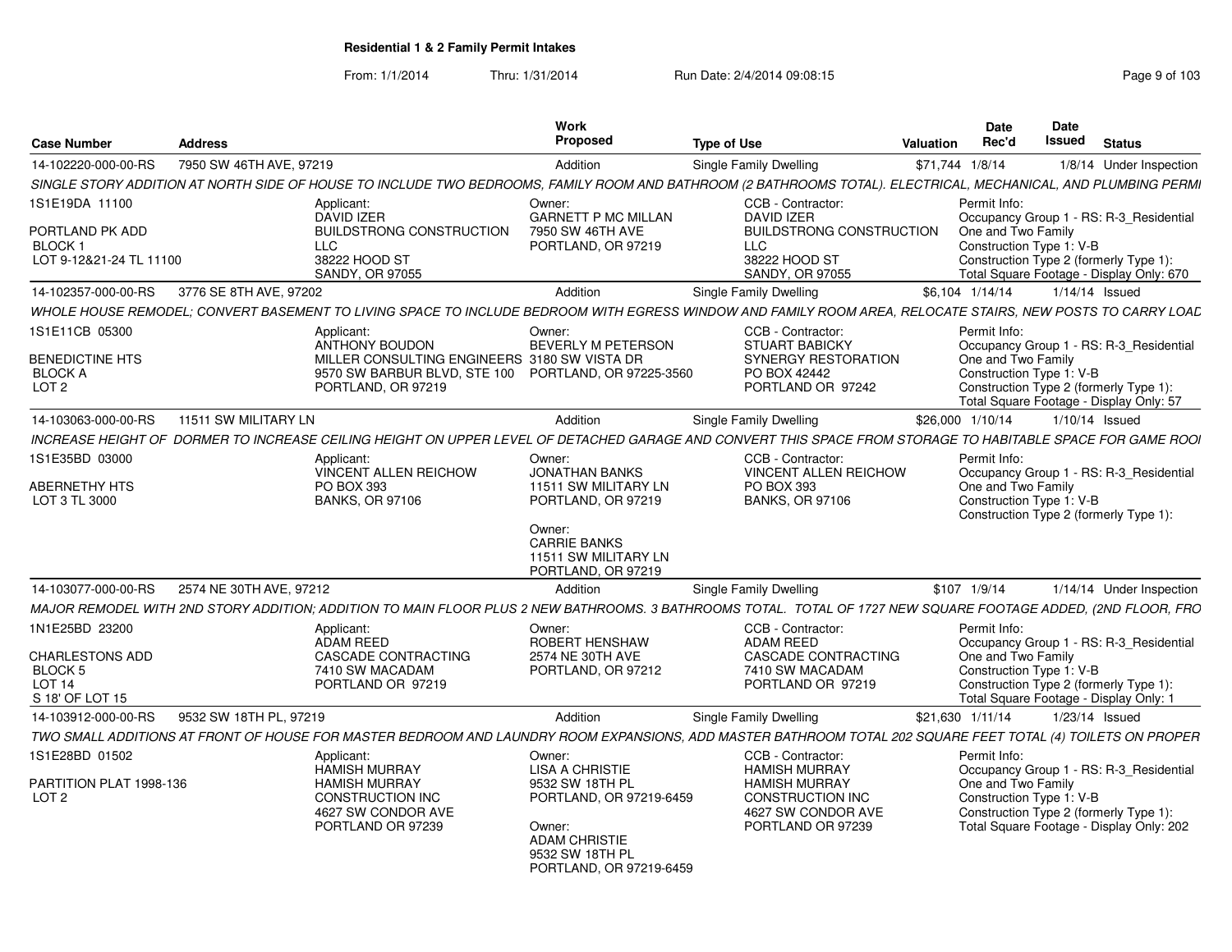**Residential 1 & 2 Family Permit Intakes**

From: 1/1/2014 Thru: 1/31/2014 Run Date: 2/4/2014 09:08:15

| Case Number | Address | Work Proposed | Type of Use | Valuation | Date Rec'd | Date Issued | Status |
|---|---|---|---|---|---|---|---|
| 14-102220-000-00-RS | 7950 SW 46TH AVE, 97219 | Addition | Single Family Dwelling | $71,744 | 1/8/14 | 1/8/14 | Under Inspection |

SINGLE STORY ADDITION AT NORTH SIDE OF HOUSE TO INCLUDE TWO BEDROOMS, FAMILY ROOM AND BATHROOM (2 BATHROOMS TOTAL). ELECTRICAL, MECHANICAL, AND PLUMBING PERMI

1S1E19DA 11100
PORTLAND PK ADD
BLOCK 1
LOT 9-12&21-24 TL 11100

Applicant: DAVID IZER, BUILDSTRONG CONSTRUCTION LLC, 38222 HOOD ST, SANDY, OR 97055

Owner: GARNETT P MC MILLAN, 7950 SW 46TH AVE, PORTLAND, OR 97219

CCB - Contractor: DAVID IZER, BUILDSTRONG CONSTRUCTION LLC, 38222 HOOD ST, SANDY, OR 97055

Permit Info: Occupancy Group 1 - RS: R-3_Residential One and Two Family; Construction Type 1: V-B; Construction Type 2 (formerly Type 1):; Total Square Footage - Display Only: 670

| Case Number | Address | Work Proposed | Type of Use | Valuation | Date Rec'd | Date Issued | Status |
|---|---|---|---|---|---|---|---|
| 14-102357-000-00-RS | 3776 SE 8TH AVE, 97202 | Addition | Single Family Dwelling | $6,104 | 1/14/14 | 1/14/14 | Issued |

WHOLE HOUSE REMODEL; CONVERT BASEMENT TO LIVING SPACE TO INCLUDE BEDROOM WITH EGRESS WINDOW AND FAMILY ROOM AREA, RELOCATE STAIRS, NEW POSTS TO CARRY LOAD

1S1E11CB 05300
BENEDICTINE HTS
BLOCK A
LOT 2

Applicant: ANTHONY BOUDON, MILLER CONSULTING ENGINEERS, 9570 SW BARBUR BLVD, STE 100, PORTLAND, OR 97219

Owner: BEVERLY M PETERSON, 3180 SW VISTA DR, PORTLAND, OR 97225-3560

CCB - Contractor: STUART BABICKY, SYNERGY RESTORATION, PO BOX 42442, PORTLAND OR 97242

Permit Info: Occupancy Group 1 - RS: R-3_Residential One and Two Family; Construction Type 1: V-B; Construction Type 2 (formerly Type 1):; Total Square Footage - Display Only: 57

| Case Number | Address | Work Proposed | Type of Use | Valuation | Date Rec'd | Date Issued | Status |
|---|---|---|---|---|---|---|---|
| 14-103063-000-00-RS | 11511 SW MILITARY LN | Addition | Single Family Dwelling | $26,000 | 1/10/14 | 1/10/14 | Issued |

INCREASE HEIGHT OF DORMER TO INCREASE CEILING HEIGHT ON UPPER LEVEL OF DETACHED GARAGE AND CONVERT THIS SPACE FROM STORAGE TO HABITABLE SPACE FOR GAME ROOI

1S1E35BD 03000
ABERNETHY HTS
LOT 3 TL 3000

Applicant: VINCENT ALLEN REICHOW, PO BOX 393, BANKS, OR 97106

Owner: JONATHAN BANKS, 11511 SW MILITARY LN, PORTLAND, OR 97219

Owner: CARRIE BANKS, 11511 SW MILITARY LN, PORTLAND, OR 97219

CCB - Contractor: VINCENT ALLEN REICHOW, PO BOX 393, BANKS, OR 97106

Permit Info: Occupancy Group 1 - RS: R-3_Residential One and Two Family; Construction Type 1: V-B; Construction Type 2 (formerly Type 1):

| Case Number | Address | Work Proposed | Type of Use | Valuation | Date Rec'd | Date Issued | Status |
|---|---|---|---|---|---|---|---|
| 14-103077-000-00-RS | 2574 NE 30TH AVE, 97212 | Addition | Single Family Dwelling | $107 | 1/9/14 | 1/14/14 | Under Inspection |

MAJOR REMODEL WITH 2ND STORY ADDITION; ADDITION TO MAIN FLOOR PLUS 2 NEW BATHROOMS. 3 BATHROOMS TOTAL. TOTAL OF 1727 NEW SQUARE FOOTAGE ADDED, (2ND FLOOR, FRO

1N1E25BD 23200
CHARLESTONS ADD
BLOCK 5
LOT 14
S 18' OF LOT 15

Applicant: ADAM REED, CASCADE CONTRACTING, 7410 SW MACADAM, PORTLAND OR 97219

Owner: ROBERT HENSHAW, 2574 NE 30TH AVE, PORTLAND, OR 97212

CCB - Contractor: ADAM REED, CASCADE CONTRACTING, 7410 SW MACADAM, PORTLAND OR 97219

Permit Info: Occupancy Group 1 - RS: R-3_Residential One and Two Family; Construction Type 1: V-B; Construction Type 2 (formerly Type 1):; Total Square Footage - Display Only: 1

| Case Number | Address | Work Proposed | Type of Use | Valuation | Date Rec'd | Date Issued | Status |
|---|---|---|---|---|---|---|---|
| 14-103912-000-00-RS | 9532 SW 18TH PL, 97219 | Addition | Single Family Dwelling | $21,630 | 1/11/14 | 1/23/14 | Issued |

TWO SMALL ADDITIONS AT FRONT OF HOUSE FOR MASTER BEDROOM AND LAUNDRY ROOM EXPANSIONS, ADD MASTER BATHROOM TOTAL 202 SQUARE FEET TOTAL (4) TOILETS ON PROPER

1S1E28BD 01502
PARTITION PLAT 1998-136
LOT 2

Applicant: HAMISH MURRAY, HAMISH MURRAY CONSTRUCTION INC, 4627 SW CONDOR AVE, PORTLAND OR 97239

Owner: LISA A CHRISTIE, 9532 SW 18TH PL, PORTLAND, OR 97219-6459

Owner: ADAM CHRISTIE, 9532 SW 18TH PL, PORTLAND, OR 97219-6459

CCB - Contractor: HAMISH MURRAY, HAMISH MURRAY CONSTRUCTION INC, 4627 SW CONDOR AVE, PORTLAND OR 97239

Permit Info: Occupancy Group 1 - RS: R-3_Residential One and Two Family; Construction Type 1: V-B; Construction Type 2 (formerly Type 1):; Total Square Footage - Display Only: 202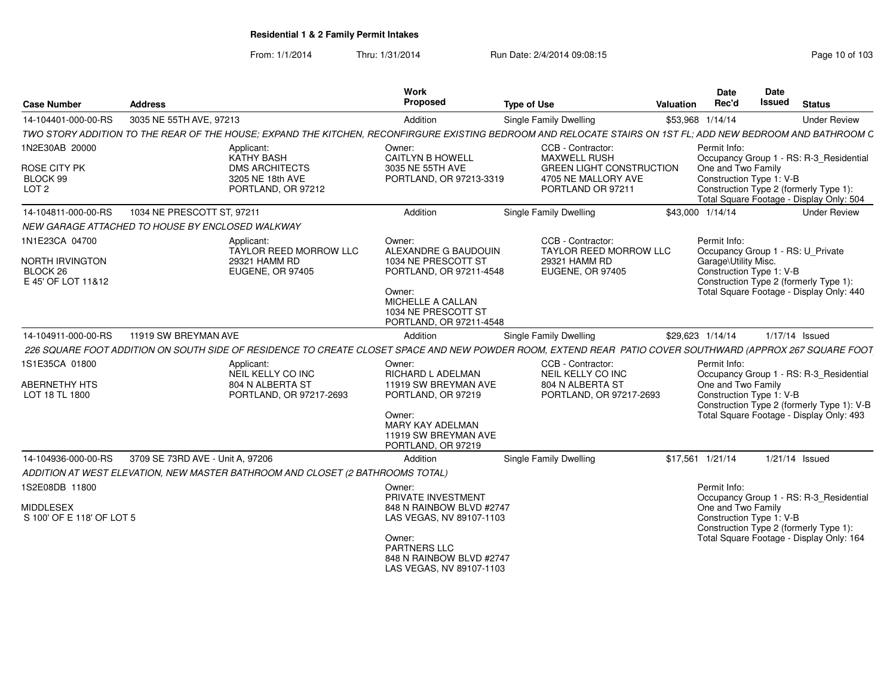# Residential 1 & 2 Family Permit Intakes

From: 1/1/2014 Thru: 1/31/2014 Run Date: 2/4/2014 09:08:15

| Case Number | Address | Work Proposed | Type of Use | Valuation | Date Rec'd | Date Issued | Status |
|---|---|---|---|---|---|---|---|
| 14-104401-000-00-RS | 3035 NE 55TH AVE, 97213 | Addition | Single Family Dwelling | $53,968 | 1/14/14 | | Under Review |

TWO STORY ADDITION TO THE REAR OF THE HOUSE; EXPAND THE KITCHEN, RECONFIRGURE EXISTING BEDROOM AND RELOCATE STAIRS ON 1ST FL; ADD NEW BEDROOM AND BATHROOM C

1N2E30AB 20000
ROSE CITY PK
BLOCK 99
LOT 2

Applicant:
KATHY BASH
DMS ARCHITECTS
3205 NE 18th AVE
PORTLAND, OR 97212

Owner:
CAITLYN B HOWELL
3035 NE 55TH AVE
PORTLAND, OR 97213-3319

CCB - Contractor:
MAXWELL RUSH
GREEN LIGHT CONSTRUCTION
4705 NE MALLORY AVE
PORTLAND OR 97211

Permit Info:
Occupancy Group 1 - RS: R-3_Residential One and Two Family
Construction Type 1: V-B
Construction Type 2 (formerly Type 1):
Total Square Footage - Display Only: 504

| Case Number | Address | Work Proposed | Type of Use | Valuation | Date Rec'd | Date Issued | Status |
|---|---|---|---|---|---|---|---|
| 14-104811-000-00-RS | 1034 NE PRESCOTT ST, 97211 | Addition | Single Family Dwelling | $43,000 | 1/14/14 | | Under Review |

NEW GARAGE ATTACHED TO HOUSE BY ENCLOSED WALKWAY

1N1E23CA 04700
NORTH IRVINGTON
BLOCK 26
E 45' OF LOT 11&12

Applicant:
TAYLOR REED MORROW LLC
29321 HAMM RD
EUGENE, OR 97405

Owner:
ALEXANDRE G BAUDOUIN
1034 NE PRESCOTT ST
PORTLAND, OR 97211-4548

Owner:
MICHELLE A CALLAN
1034 NE PRESCOTT ST
PORTLAND, OR 97211-4548

CCB - Contractor:
TAYLOR REED MORROW LLC
29321 HAMM RD
EUGENE, OR 97405

Permit Info:
Occupancy Group 1 - RS: U_Private Garage\Utility Misc.
Construction Type 1: V-B
Construction Type 2 (formerly Type 1):
Total Square Footage - Display Only: 440

| Case Number | Address | Work Proposed | Type of Use | Valuation | Date Rec'd | Date Issued | Status |
|---|---|---|---|---|---|---|---|
| 14-104911-000-00-RS | 11919 SW BREYMAN AVE | Addition | Single Family Dwelling | $29,623 | 1/14/14 | 1/17/14 | Issued |

226 SQUARE FOOT ADDITION ON SOUTH SIDE OF RESIDENCE TO CREATE CLOSET SPACE AND NEW POWDER ROOM, EXTEND REAR PATIO COVER SOUTHWARD (APPROX 267 SQUARE FOOT

1S1E35CA 01800
ABERNETHY HTS
LOT 18 TL 1800

Applicant:
NEIL KELLY CO INC
804 N ALBERTA ST
PORTLAND, OR 97217-2693

Owner:
RICHARD L ADELMAN
11919 SW BREYMAN AVE
PORTLAND, OR 97219

Owner:
MARY KAY ADELMAN
11919 SW BREYMAN AVE
PORTLAND, OR 97219

CCB - Contractor:
NEIL KELLY CO INC
804 N ALBERTA ST
PORTLAND, OR 97217-2693

Permit Info:
Occupancy Group 1 - RS: R-3_Residential One and Two Family
Construction Type 1: V-B
Construction Type 2 (formerly Type 1): V-B
Total Square Footage - Display Only: 493

| Case Number | Address | Work Proposed | Type of Use | Valuation | Date Rec'd | Date Issued | Status |
|---|---|---|---|---|---|---|---|
| 14-104936-000-00-RS | 3709 SE 73RD AVE - Unit A, 97206 | Addition | Single Family Dwelling | $17,561 | 1/21/14 | 1/21/14 | Issued |

ADDITION AT WEST ELEVATION, NEW MASTER BATHROOM AND CLOSET (2 BATHROOMS TOTAL)

1S2E08DB 11800
MIDDLESEX
S 100' OF E 118' OF LOT 5

Owner:
PRIVATE INVESTMENT
848 N RAINBOW BLVD #2747
LAS VEGAS, NV 89107-1103

Owner:
PARTNERS LLC
848 N RAINBOW BLVD #2747
LAS VEGAS, NV 89107-1103

Permit Info:
Occupancy Group 1 - RS: R-3_Residential One and Two Family
Construction Type 1: V-B
Construction Type 2 (formerly Type 1):
Total Square Footage - Display Only: 164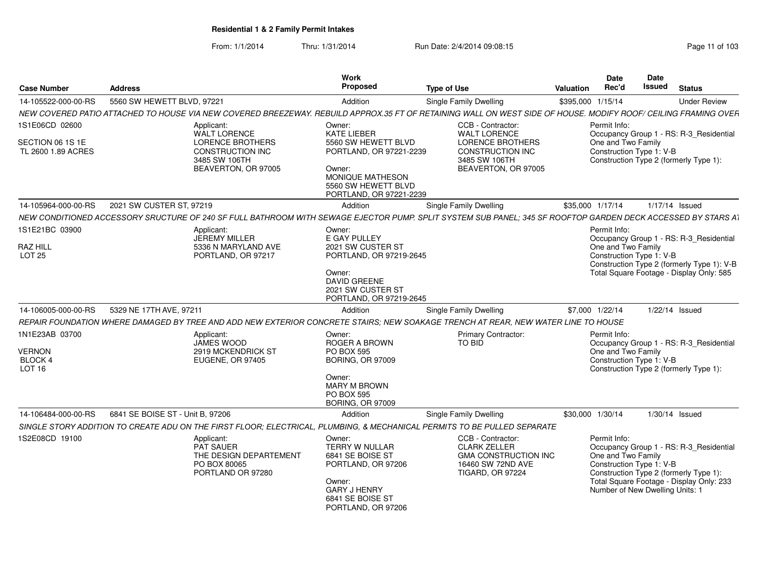**Residential 1 & 2 Family Permit Intakes**

From: 1/1/2014 Thru: 1/31/2014 Run Date: 2/4/2014 09:08:15

| Case Number | Address | Work Proposed | Type of Use | Valuation | Date Rec'd | Date Issued | Status |
|---|---|---|---|---|---|---|---|
| 14-105522-000-00-RS | 5560 SW HEWETT BLVD, 97221 | Addition | Single Family Dwelling | $395,000 | 1/15/14 | | Under Review |

*NEW COVERED PATIO ATTACHED TO HOUSE VIA NEW COVERED BREEZEWAY. REBUILD APPROX.35 FT OF RETAINING WALL ON WEST SIDE OF HOUSE. MODIFY ROOF/ CEILING FRAMING OVER*

1S1E06CD 02600
SECTION 06 1S 1E
TL 2600 1.89 ACRES

Applicant: WALT LORENCE, LORENCE BROTHERS CONSTRUCTION INC, 3485 SW 106TH, BEAVERTON, OR 97005

Owner: KATE LIEBER, 5560 SW HEWETT BLVD, PORTLAND, OR 97221-2239

Owner: MONIQUE MATHESON, 5560 SW HEWETT BLVD, PORTLAND, OR 97221-2239

CCB - Contractor: WALT LORENCE, LORENCE BROTHERS CONSTRUCTION INC, 3485 SW 106TH, BEAVERTON, OR 97005

Permit Info:
Occupancy Group 1 - RS: R-3_Residential One and Two Family
Construction Type 1: V-B
Construction Type 2 (formerly Type 1):

| Case Number | Address | Work Proposed | Type of Use | Valuation | Date Rec'd | Date Issued | Status |
|---|---|---|---|---|---|---|---|
| 14-105964-000-00-RS | 2021 SW CUSTER ST, 97219 | Addition | Single Family Dwelling | $35,000 | 1/17/14 | 1/17/14 | Issued |

*NEW CONDITIONED ACCESSORY SRUCTURE OF 240 SF FULL BATHROOM WITH SEWAGE EJECTOR PUMP. SPLIT SYSTEM SUB PANEL; 345 SF ROOFTOP GARDEN DECK ACCESSED BY STARS AT*

1S1E21BC 03900
RAZ HILL
LOT 25

Applicant: JEREMY MILLER, 5336 N MARYLAND AVE, PORTLAND, OR 97217

Owner: E GAY PULLEY, 2021 SW CUSTER ST, PORTLAND, OR 97219-2645

Owner: DAVID GREENE, 2021 SW CUSTER ST, PORTLAND, OR 97219-2645

Permit Info:
Occupancy Group 1 - RS: R-3_Residential One and Two Family
Construction Type 1: V-B
Construction Type 2 (formerly Type 1): V-B
Total Square Footage - Display Only: 585

| Case Number | Address | Work Proposed | Type of Use | Valuation | Date Rec'd | Date Issued | Status |
|---|---|---|---|---|---|---|---|
| 14-106005-000-00-RS | 5329 NE 17TH AVE, 97211 | Addition | Single Family Dwelling | $7,000 | 1/22/14 | 1/22/14 | Issued |

*REPAIR FOUNDATION WHERE DAMAGED BY TREE AND ADD NEW EXTERIOR CONCRETE STAIRS; NEW SOAKAGE TRENCH AT REAR, NEW WATER LINE TO HOUSE*

1N1E23AB 03700
VERNON
BLOCK 4
LOT 16

Applicant: JAMES WOOD, 2919 MCKENDRICK ST, EUGENE, OR 97405

Owner: ROGER A BROWN, PO BOX 595, BORING, OR 97009

Owner: MARY M BROWN, PO BOX 595, BORING, OR 97009

Primary Contractor: TO BID

Permit Info:
Occupancy Group 1 - RS: R-3_Residential One and Two Family
Construction Type 1: V-B
Construction Type 2 (formerly Type 1):

| Case Number | Address | Work Proposed | Type of Use | Valuation | Date Rec'd | Date Issued | Status |
|---|---|---|---|---|---|---|---|
| 14-106484-000-00-RS | 6841 SE BOISE ST - Unit B, 97206 | Addition | Single Family Dwelling | $30,000 | 1/30/14 | 1/30/14 | Issued |

*SINGLE STORY ADDITION TO CREATE ADU ON THE FIRST FLOOR; ELECTRICAL, PLUMBING, & MECHANICAL PERMITS TO BE PULLED SEPARATE*

1S2E08CD 19100

Applicant: PAT SAUER, THE DESIGN DEPARTEMENT, PO BOX 80065, PORTLAND OR 97280

Owner: TERRY W NULLAR, 6841 SE BOISE ST, PORTLAND, OR 97206

Owner: GARY J HENRY, 6841 SE BOISE ST, PORTLAND, OR 97206

CCB - Contractor: CLARK ZELLER, GMA CONSTRUCTION INC, 16460 SW 72ND AVE, TIGARD, OR 97224

Permit Info:
Occupancy Group 1 - RS: R-3_Residential One and Two Family
Construction Type 1: V-B
Construction Type 2 (formerly Type 1):
Total Square Footage - Display Only: 233
Number of New Dwelling Units: 1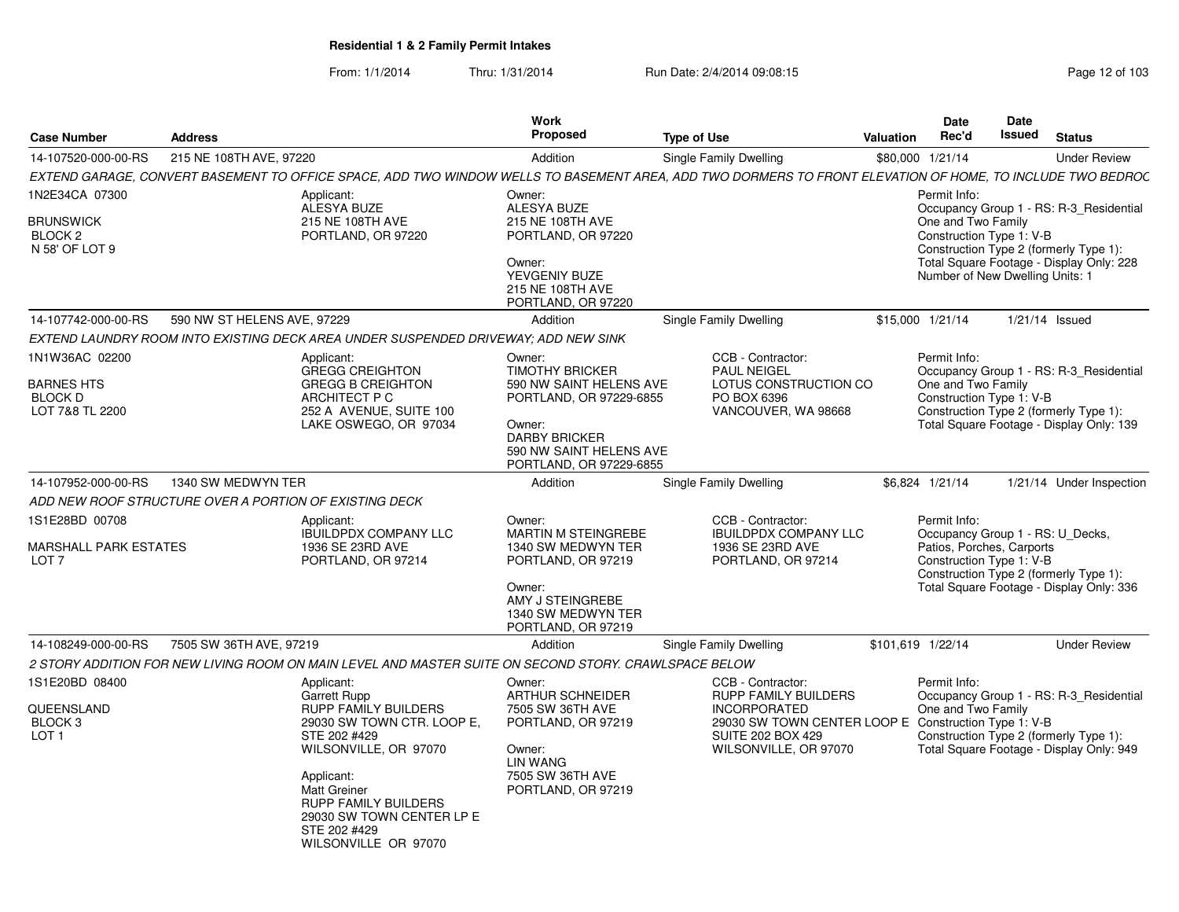## Residential 1 & 2 Family Permit Intakes

From: 1/1/2014 Thru: 1/31/2014 Run Date: 2/4/2014 09:08:15

| Case Number | Address | Work Proposed | Type of Use | Valuation | Date Rec'd | Date Issued | Status |
|---|---|---|---|---|---|---|---|
| 14-107520-000-00-RS | 215 NE 108TH AVE, 97220 | Addition | Single Family Dwelling | $80,000 | 1/21/14 | | Under Review |

*EXTEND GARAGE, CONVERT BASEMENT TO OFFICE SPACE, ADD TWO WINDOW WELLS TO BASEMENT AREA, ADD TWO DORMERS TO FRONT ELEVATION OF HOME, TO INCLUDE TWO BEDROC*

1N2E34CA 07300
BRUNSWICK
BLOCK 2
N 58' OF LOT 9

Applicant:
ALESYA BUZE
215 NE 108TH AVE
PORTLAND, OR 97220

Owner:
ALESYA BUZE
215 NE 108TH AVE
PORTLAND, OR 97220

Owner:
YEVGENIY BUZE
215 NE 108TH AVE
PORTLAND, OR 97220

Permit Info:
Occupancy Group 1 - RS: R-3_Residential One and Two Family
Construction Type 1: V-B
Construction Type 2 (formerly Type 1):
Total Square Footage - Display Only: 228
Number of New Dwelling Units: 1

---

| Case Number | Address | Work Proposed | Type of Use | Valuation | Date Rec'd | Date Issued | Status |
|---|---|---|---|---|---|---|---|
| 14-107742-000-00-RS | 590 NW ST HELENS AVE, 97229 | Addition | Single Family Dwelling | $15,000 | 1/21/14 | 1/21/14 | Issued |

*EXTEND LAUNDRY ROOM INTO EXISTING DECK AREA UNDER SUSPENDED DRIVEWAY; ADD NEW SINK*

1N1W36AC 02200
BARNES HTS
BLOCK D
LOT 7&8 TL 2200

Applicant:
GREGG CREIGHTON
GREGG B CREIGHTON ARCHITECT P C
252 A AVENUE, SUITE 100
LAKE OSWEGO, OR 97034

Owner:
TIMOTHY BRICKER
590 NW SAINT HELENS AVE
PORTLAND, OR 97229-6855

Owner:
DARBY BRICKER
590 NW SAINT HELENS AVE
PORTLAND, OR 97229-6855

CCB - Contractor:
PAUL NEIGEL
LOTUS CONSTRUCTION CO
PO BOX 6396
VANCOUVER, WA 98668

Permit Info:
Occupancy Group 1 - RS: R-3_Residential One and Two Family
Construction Type 1: V-B
Construction Type 2 (formerly Type 1):
Total Square Footage - Display Only: 139

---

| Case Number | Address | Work Proposed | Type of Use | Valuation | Date Rec'd | Date Issued | Status |
|---|---|---|---|---|---|---|---|
| 14-107952-000-00-RS | 1340 SW MEDWYN TER | Addition | Single Family Dwelling | $6,824 | 1/21/14 | 1/21/14 | Under Inspection |

*ADD NEW ROOF STRUCTURE OVER A PORTION OF EXISTING DECK*

1S1E28BD 00708
MARSHALL PARK ESTATES
LOT 7

Applicant:
IBUILDPDX COMPANY LLC
1936 SE 23RD AVE
PORTLAND, OR 97214

Owner:
MARTIN M STEINGREBE
1340 SW MEDWYN TER
PORTLAND, OR 97219

Owner:
AMY J STEINGREBE
1340 SW MEDWYN TER
PORTLAND, OR 97219

CCB - Contractor:
IBUILDPDX COMPANY LLC
1936 SE 23RD AVE
PORTLAND, OR 97214

Permit Info:
Occupancy Group 1 - RS: U_Decks, Patios, Porches, Carports
Construction Type 1: V-B
Construction Type 2 (formerly Type 1):
Total Square Footage - Display Only: 336

---

| Case Number | Address | Work Proposed | Type of Use | Valuation | Date Rec'd | Date Issued | Status |
|---|---|---|---|---|---|---|---|
| 14-108249-000-00-RS | 7505 SW 36TH AVE, 97219 | Addition | Single Family Dwelling | $101,619 | 1/22/14 | | Under Review |

*2 STORY ADDITION FOR NEW LIVING ROOM ON MAIN LEVEL AND MASTER SUITE ON SECOND STORY. CRAWLSPACE BELOW*

1S1E20BD 08400
QUEENSLAND
BLOCK 3
LOT 1

Applicant:
Garrett Rupp
RUPP FAMILY BUILDERS
29030 SW TOWN CTR. LOOP E, STE 202 #429
WILSONVILLE, OR 97070

Applicant:
Matt Greiner
RUPP FAMILY BUILDERS
29030 SW TOWN CENTER LP E STE 202 #429
WILSONVILLE OR 97070

Owner:
ARTHUR SCHNEIDER
7505 SW 36TH AVE
PORTLAND, OR 97219

Owner:
LIN WANG
7505 SW 36TH AVE
PORTLAND, OR 97219

CCB - Contractor:
RUPP FAMILY BUILDERS INCORPORATED
29030 SW TOWN CENTER LOOP E
SUITE 202 BOX 429
WILSONVILLE, OR 97070

Permit Info:
Occupancy Group 1 - RS: R-3_Residential One and Two Family
Construction Type 1: V-B
Construction Type 2 (formerly Type 1):
Total Square Footage - Display Only: 949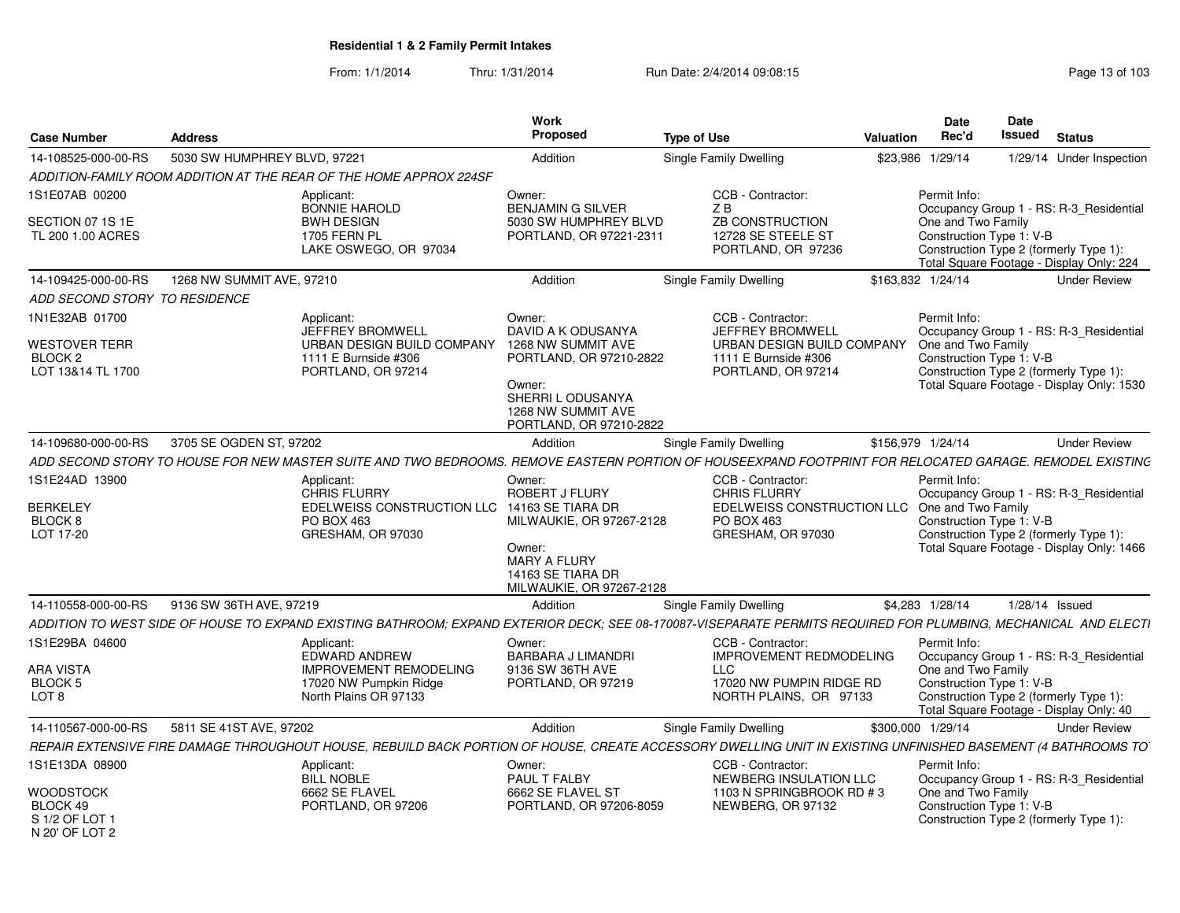## Residential 1 & 2 Family Permit Intakes

From: 1/1/2014 Thru: 1/31/2014 Run Date: 2/4/2014 09:08:15

| Case Number | Address | Work Proposed | Type of Use | Valuation | Date Rec'd | Date Issued | Status |
|---|---|---|---|---|---|---|---|
| 14-108525-000-00-RS | 5030 SW HUMPHREY BLVD, 97221 | Addition | Single Family Dwelling | $23,986 | 1/29/14 | 1/29/14 | Under Inspection |

ADDITION-FAMILY ROOM ADDITION AT THE REAR OF THE HOME APPROX 224SF

1S1E07AB 00200
SECTION 07 1S 1E
TL 200 1.00 ACRES

Applicant: BONNIE HAROLD, BWH DESIGN, 1705 FERN PL, LAKE OSWEGO, OR 97034

Owner: BENJAMIN G SILVER, 5030 SW HUMPHREY BLVD, PORTLAND, OR 97221-2311

CCB - Contractor: Z B, ZB CONSTRUCTION, 12728 SE STEELE ST, PORTLAND, OR 97236

Permit Info: Occupancy Group 1 - RS: R-3_Residential One and Two Family; Construction Type 1: V-B; Construction Type 2 (formerly Type 1):; Total Square Footage - Display Only: 224

| Case Number | Address | Work Proposed | Type of Use | Valuation | Date Rec'd | Date Issued | Status |
|---|---|---|---|---|---|---|---|
| 14-109425-000-00-RS | 1268 NW SUMMIT AVE, 97210 | Addition | Single Family Dwelling | $163,832 | 1/24/14 | | Under Review |

ADD SECOND STORY TO RESIDENCE

1N1E32AB 01700
WESTOVER TERR
BLOCK 2
LOT 13&14 TL 1700

Applicant: JEFFREY BROMWELL, URBAN DESIGN BUILD COMPANY, 1111 E Burnside #306, PORTLAND, OR 97214

Owner: DAVID A K ODUSANYA, 1268 NW SUMMIT AVE, PORTLAND, OR 97210-2822
Owner: SHERRI L ODUSANYA, 1268 NW SUMMIT AVE, PORTLAND, OR 97210-2822

CCB - Contractor: JEFFREY BROMWELL, URBAN DESIGN BUILD COMPANY, 1111 E Burnside #306, PORTLAND, OR 97214

Permit Info: Occupancy Group 1 - RS: R-3_Residential One and Two Family; Construction Type 1: V-B; Construction Type 2 (formerly Type 1):; Total Square Footage - Display Only: 1530

| Case Number | Address | Work Proposed | Type of Use | Valuation | Date Rec'd | Date Issued | Status |
|---|---|---|---|---|---|---|---|
| 14-109680-000-00-RS | 3705 SE OGDEN ST, 97202 | Addition | Single Family Dwelling | $156,979 | 1/24/14 | | Under Review |

ADD SECOND STORY TO HOUSE FOR NEW MASTER SUITE AND TWO BEDROOMS. REMOVE EASTERN PORTION OF HOUSEEXPAND FOOTPRINT FOR RELOCATED GARAGE. REMODEL EXISTING

1S1E24AD 13900
BERKELEY
BLOCK 8
LOT 17-20

Applicant: CHRIS FLURRY, EDELWEISS CONSTRUCTION LLC, PO BOX 463, GRESHAM, OR 97030

Owner: ROBERT J FLURY, 14163 SE TIARA DR, MILWAUKIE, OR 97267-2128
Owner: MARY A FLURY, 14163 SE TIARA DR, MILWAUKIE, OR 97267-2128

CCB - Contractor: CHRIS FLURRY, EDELWEISS CONSTRUCTION LLC, PO BOX 463, GRESHAM, OR 97030

Permit Info: Occupancy Group 1 - RS: R-3_Residential One and Two Family; Construction Type 1: V-B; Construction Type 2 (formerly Type 1):; Total Square Footage - Display Only: 1466

| Case Number | Address | Work Proposed | Type of Use | Valuation | Date Rec'd | Date Issued | Status |
|---|---|---|---|---|---|---|---|
| 14-110558-000-00-RS | 9136 SW 36TH AVE, 97219 | Addition | Single Family Dwelling | $4,283 | 1/28/14 | 1/28/14 | Issued |

ADDITION TO WEST SIDE OF HOUSE TO EXPAND EXISTING BATHROOM; EXPAND EXTERIOR DECK; SEE 08-170087-VISEPARATE PERMITS REQUIRED FOR PLUMBING, MECHANICAL AND ELECTI

1S1E29BA 04600
ARA VISTA
BLOCK 5
LOT 8

Applicant: EDWARD ANDREW, IMPROVEMENT REMODELING, 17020 NW Pumpkin Ridge, North Plains OR 97133

Owner: BARBARA J LIMANDRI, 9136 SW 36TH AVE, PORTLAND, OR 97219

CCB - Contractor: IMPROVEMENT REDMODELING LLC, 17020 NW PUMPIN RIDGE RD, NORTH PLAINS, OR 97133

Permit Info: Occupancy Group 1 - RS: R-3_Residential One and Two Family; Construction Type 1: V-B; Construction Type 2 (formerly Type 1):; Total Square Footage - Display Only: 40

| Case Number | Address | Work Proposed | Type of Use | Valuation | Date Rec'd | Date Issued | Status |
|---|---|---|---|---|---|---|---|
| 14-110567-000-00-RS | 5811 SE 41ST AVE, 97202 | Addition | Single Family Dwelling | $300,000 | 1/29/14 | | Under Review |

REPAIR EXTENSIVE FIRE DAMAGE THROUGHOUT HOUSE, REBUILD BACK PORTION OF HOUSE, CREATE ACCESSORY DWELLING UNIT IN EXISTING UNFINISHED BASEMENT (4 BATHROOMS TO

1S1E13DA 08900
WOODSTOCK
BLOCK 49
S 1/2 OF LOT 1
N 20' OF LOT 2

Applicant: BILL NOBLE, 6662 SE FLAVEL, PORTLAND, OR 97206

Owner: PAUL T FALBY, 6662 SE FLAVEL ST, PORTLAND, OR 97206-8059

CCB - Contractor: NEWBERG INSULATION LLC, 1103 N SPRINGBROOK RD # 3, NEWBERG, OR 97132

Permit Info: Occupancy Group 1 - RS: R-3_Residential One and Two Family; Construction Type 1: V-B; Construction Type 2 (formerly Type 1):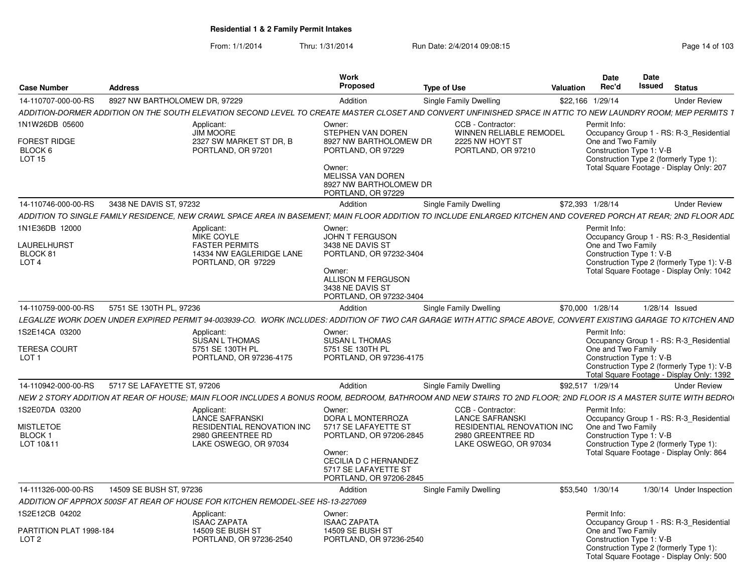**Residential 1 & 2 Family Permit Intakes**

From: 1/1/2014 Thru: 1/31/2014 Run Date: 2/4/2014 09:08:15

| Case Number | Address | Work Proposed | Type of Use | Valuation | Date Rec'd | Date Issued | Status |
|---|---|---|---|---|---|---|---|
| 14-110707-000-00-RS | 8927 NW BARTHOLOMEW DR, 97229 | Addition | Single Family Dwelling | $22,166 | 1/29/14 | | Under Review |

ADDITION-DORMER ADDITION ON THE SOUTH ELEVATION SECOND LEVEL TO CREATE MASTER CLOSET AND CONVERT UNFINISHED SPACE IN ATTIC TO NEW LAUNDRY ROOM; MEP PERMITS T

1N1W26DB 05600
FOREST RIDGE
BLOCK 6
LOT 15

Applicant:
JIM MOORE
2327 SW MARKET ST DR, B
PORTLAND, OR 97201

Owner:
STEPHEN VAN DOREN
8927 NW BARTHOLOMEW DR
PORTLAND, OR 97229

Owner:
MELISSA VAN DOREN
8927 NW BARTHOLOMEW DR
PORTLAND, OR 97229

CCB - Contractor:
WINNEN RELIABLE REMODEL
2225 NW HOYT ST
PORTLAND, OR 97210

Permit Info:
Occupancy Group 1 - RS: R-3_Residential One and Two Family
Construction Type 1: V-B
Construction Type 2 (formerly Type 1):
Total Square Footage - Display Only: 207

| Case Number | Address | Work Proposed | Type of Use | Valuation | Date Rec'd | Date Issued | Status |
|---|---|---|---|---|---|---|---|
| 14-110746-000-00-RS | 3438 NE DAVIS ST, 97232 | Addition | Single Family Dwelling | $72,393 | 1/28/14 | | Under Review |

ADDITION TO SINGLE FAMILY RESIDENCE, NEW CRAWL SPACE AREA IN BASEMENT; MAIN FLOOR ADDITION TO INCLUDE ENLARGED KITCHEN AND COVERED PORCH AT REAR; 2ND FLOOR ADD

1N1E36DB 12000
LAURELHURST
BLOCK 81
LOT 4

Applicant:
MIKE COYLE
FASTER PERMITS
14334 NW EAGLERIDGE LANE
PORTLAND, OR 97229

Owner:
JOHN T FERGUSON
3438 NE DAVIS ST
PORTLAND, OR 97232-3404

Owner:
ALLISON M FERGUSON
3438 NE DAVIS ST
PORTLAND, OR 97232-3404

Permit Info:
Occupancy Group 1 - RS: R-3_Residential One and Two Family
Construction Type 1: V-B
Construction Type 2 (formerly Type 1): V-B
Total Square Footage - Display Only: 1042

| Case Number | Address | Work Proposed | Type of Use | Valuation | Date Rec'd | Date Issued | Status |
|---|---|---|---|---|---|---|---|
| 14-110759-000-00-RS | 5751 SE 130TH PL, 97236 | Addition | Single Family Dwelling | $70,000 | 1/28/14 | 1/28/14 | Issued |

LEGALIZE WORK DOEN UNDER EXPIRED PERMIT 94-003939-CO. WORK INCLUDES: ADDITION OF TWO CAR GARAGE WITH ATTIC SPACE ABOVE, CONVERT EXISTING GARAGE TO KITCHEN AND

1S2E14CA 03200
TERESA COURT
LOT 1

Applicant:
SUSAN L THOMAS
5751 SE 130TH PL
PORTLAND, OR 97236-4175

Owner:
SUSAN L THOMAS
5751 SE 130TH PL
PORTLAND, OR 97236-4175

Permit Info:
Occupancy Group 1 - RS: R-3_Residential One and Two Family
Construction Type 1: V-B
Construction Type 2 (formerly Type 1): V-B
Total Square Footage - Display Only: 1392

| Case Number | Address | Work Proposed | Type of Use | Valuation | Date Rec'd | Date Issued | Status |
|---|---|---|---|---|---|---|---|
| 14-110942-000-00-RS | 5717 SE LAFAYETTE ST, 97206 | Addition | Single Family Dwelling | $92,517 | 1/29/14 | | Under Review |

NEW 2 STORY ADDITION AT REAR OF HOUSE; MAIN FLOOR INCLUDES A BONUS ROOM, BEDROOM, BATHROOM AND NEW STAIRS TO 2ND FLOOR; 2ND FLOOR IS A MASTER SUITE WITH BEDRO

1S2E07DA 03200
MISTLETOE
BLOCK 1
LOT 10&11

Applicant:
LANCE SAFRANSKI
RESIDENTIAL RENOVATION INC
2980 GREENTREE RD
LAKE OSWEGO, OR 97034

Owner:
DORA L MONTERROZA
5717 SE LAFAYETTE ST
PORTLAND, OR 97206-2845

Owner:
CECILIA D C HERNANDEZ
5717 SE LAFAYETTE ST
PORTLAND, OR 97206-2845

CCB - Contractor:
LANCE SAFRANSKI
RESIDENTIAL RENOVATION INC
2980 GREENTREE RD
LAKE OSWEGO, OR 97034

Permit Info:
Occupancy Group 1 - RS: R-3_Residential One and Two Family
Construction Type 1: V-B
Construction Type 2 (formerly Type 1):
Total Square Footage - Display Only: 864

| Case Number | Address | Work Proposed | Type of Use | Valuation | Date Rec'd | Date Issued | Status |
|---|---|---|---|---|---|---|---|
| 14-111326-000-00-RS | 14509 SE BUSH ST, 97236 | Addition | Single Family Dwelling | $53,540 | 1/30/14 | 1/30/14 | Under Inspection |

ADDITION OF APPROX 500SF AT REAR OF HOUSE FOR KITCHEN REMODEL-SEE HS-13-227069

1S2E12CB 04202
PARTITION PLAT 1998-184
LOT 2

Applicant:
ISAAC ZAPATA
14509 SE BUSH ST
PORTLAND, OR 97236-2540

Owner:
ISAAC ZAPATA
14509 SE BUSH ST
PORTLAND, OR 97236-2540

Permit Info:
Occupancy Group 1 - RS: R-3_Residential One and Two Family
Construction Type 1: V-B
Construction Type 2 (formerly Type 1):
Total Square Footage - Display Only: 500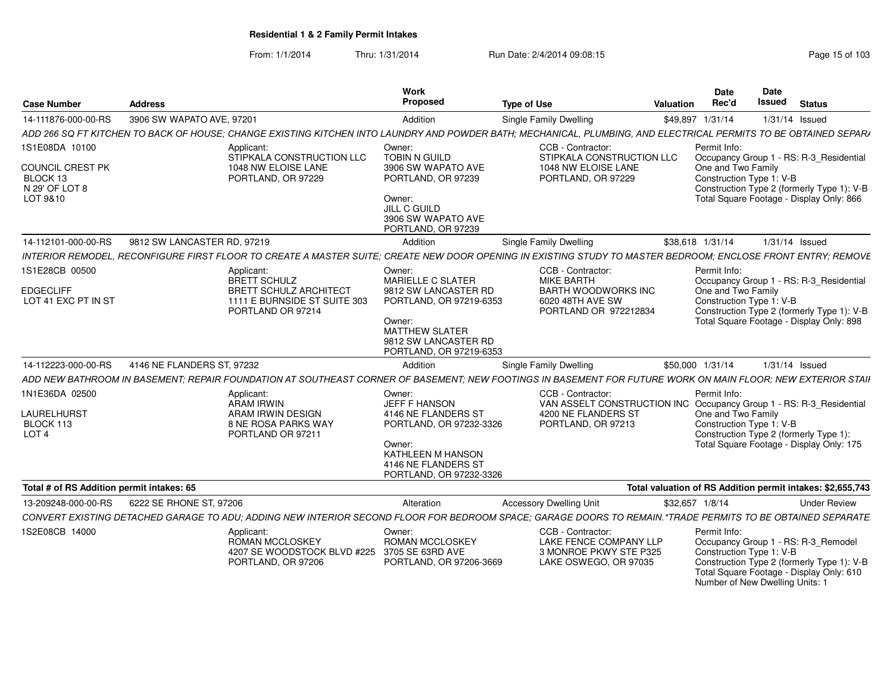**Residential 1 & 2 Family Permit Intakes**

From: 1/1/2014 Thru: 1/31/2014 Run Date: 2/4/2014 09:08:15

| Case Number | Address | Work Proposed | Type of Use | Valuation | Date Rec'd | Date Issued | Status |
|---|---|---|---|---|---|---|---|
| 14-111876-000-00-RS | 3906 SW WAPATO AVE, 97201 | Addition | Single Family Dwelling | $49,897 | 1/31/14 | 1/31/14 | Issued |

*ADD 266 SQ FT KITCHEN TO BACK OF HOUSE; CHANGE EXISTING KITCHEN INTO LAUNDRY AND POWDER BATH; MECHANICAL, PLUMBING, AND ELECTRICAL PERMITS TO BE OBTAINED SEPAR/*

1S1E08DA 10100
COUNCIL CREST PK
BLOCK 13
N 29' OF LOT 8
LOT 9&10

Applicant:
STIPKALA CONSTRUCTION LLC
1048 NW ELOISE LANE
PORTLAND, OR 97229

Owner:
TOBIN N GUILD
3906 SW WAPATO AVE
PORTLAND, OR 97239

Owner:
JILL C GUILD
3906 SW WAPATO AVE
PORTLAND, OR 97239

CCB - Contractor:
STIPKALA CONSTRUCTION LLC
1048 NW ELOISE LANE
PORTLAND, OR 97229

Permit Info:
Occupancy Group 1 - RS: R-3_Residential One and Two Family
Construction Type 1: V-B
Construction Type 2 (formerly Type 1): V-B
Total Square Footage - Display Only: 866

| Case Number | Address | Work Proposed | Type of Use | Valuation | Date Rec'd | Date Issued | Status |
|---|---|---|---|---|---|---|---|
| 14-112101-000-00-RS | 9812 SW LANCASTER RD, 97219 | Addition | Single Family Dwelling | $38,618 | 1/31/14 | 1/31/14 | Issued |

*INTERIOR REMODEL, RECONFIGURE FIRST FLOOR TO CREATE A MASTER SUITE; CREATE NEW DOOR OPENING IN EXISTING STUDY TO MASTER BEDROOM; ENCLOSE FRONT ENTRY; REMOVE*

1S1E28CB 00500
EDGECLIFF
LOT 41 EXC PT IN ST

Applicant:
BRETT SCHULZ
BRETT SCHULZ ARCHITECT
1111 E BURNSIDE ST SUITE 303
PORTLAND OR 97214

Owner:
MARIELLE C SLATER
9812 SW LANCASTER RD
PORTLAND, OR 97219-6353

Owner:
MATTHEW SLATER
9812 SW LANCASTER RD
PORTLAND, OR 97219-6353

CCB - Contractor:
MIKE BARTH
BARTH WOODWORKS INC
6020 48TH AVE SW
PORTLAND OR 972212834

Permit Info:
Occupancy Group 1 - RS: R-3_Residential One and Two Family
Construction Type 1: V-B
Construction Type 2 (formerly Type 1): V-B
Total Square Footage - Display Only: 898

| Case Number | Address | Work Proposed | Type of Use | Valuation | Date Rec'd | Date Issued | Status |
|---|---|---|---|---|---|---|---|
| 14-112223-000-00-RS | 4146 NE FLANDERS ST, 97232 | Addition | Single Family Dwelling | $50,000 | 1/31/14 | 1/31/14 | Issued |

*ADD NEW BATHROOM IN BASEMENT; REPAIR FOUNDATION AT SOUTHEAST CORNER OF BASEMENT; NEW FOOTINGS IN BASEMENT FOR FUTURE WORK ON MAIN FLOOR; NEW EXTERIOR STAI*

1N1E36DA 02500
LAURELHURST
BLOCK 113
LOT 4

Applicant:
ARAM IRWIN
ARAM IRWIN DESIGN
8 NE ROSA PARKS WAY
PORTLAND OR 97211

Owner:
JEFF F HANSON
4146 NE FLANDERS ST
PORTLAND, OR 97232-3326

Owner:
KATHLEEN M HANSON
4146 NE FLANDERS ST
PORTLAND, OR 97232-3326

CCB - Contractor:
VAN ASSELT CONSTRUCTION INC
4200 NE FLANDERS ST
PORTLAND, OR 97213

Permit Info:
Occupancy Group 1 - RS: R-3_Residential One and Two Family
Construction Type 1: V-B
Construction Type 2 (formerly Type 1):
Total Square Footage - Display Only: 175

**Total # of RS Addition permit intakes: 65**

**Total valuation of RS Addition permit intakes: $2,655,743**

| Case Number | Address | Work Proposed | Type of Use | Valuation | Date Rec'd | Date Issued | Status |
|---|---|---|---|---|---|---|---|
| 13-209248-000-00-RS | 6222 SE RHONE ST, 97206 | Alteration | Accessory Dwelling Unit | $32,657 | 1/8/14 | | Under Review |

*CONVERT EXISTING DETACHED GARAGE TO ADU; ADDING NEW INTERIOR SECOND FLOOR FOR BEDROOM SPACE; GARAGE DOORS TO REMAIN.*TRADE PERMITS TO BE OBTAINED SEPARATE*

1S2E08CB 14000

Applicant:
ROMAN MCCLOSKEY
4207 SE WOODSTOCK BLVD #225
PORTLAND, OR 97206

Owner:
ROMAN MCCLOSKEY
3705 SE 63RD AVE
PORTLAND, OR 97206-3669

CCB - Contractor:
LAKE FENCE COMPANY LLP
3 MONROE PKWY STE P325
LAKE OSWEGO, OR 97035

Permit Info:
Occupancy Group 1 - RS: R-3_Remodel
Construction Type 1: V-B
Construction Type 2 (formerly Type 1): V-B
Total Square Footage - Display Only: 610
Number of New Dwelling Units: 1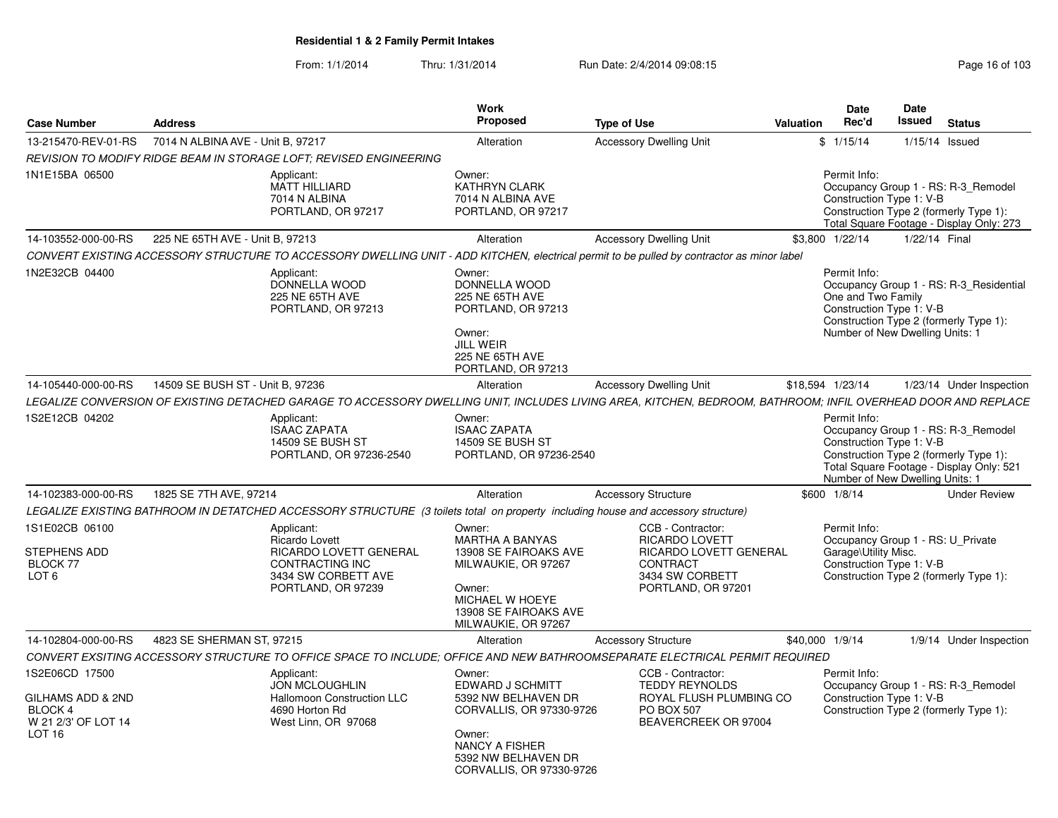## Residential 1 & 2 Family Permit Intakes

From: 1/1/2014 Thru: 1/31/2014 Run Date: 2/4/2014 09:08:15

| Case Number | Address | Work Proposed | Type of Use | Valuation | Date Rec'd | Date Issued | Status |
|---|---|---|---|---|---|---|---|
| 13-215470-REV-01-RS | 7014 N ALBINA AVE - Unit B, 97217 | Alteration | Accessory Dwelling Unit | $ | 1/15/14 | 1/15/14 | Issued |

*REVISION TO MODIFY RIDGE BEAM IN STORAGE LOFT; REVISED ENGINEERING*

1N1E15BA 06500

Applicant: MATT HILLIARD, 7014 N ALBINA, PORTLAND, OR 97217

Owner: KATHRYN CLARK, 7014 N ALBINA AVE, PORTLAND, OR 97217

Permit Info: Occupancy Group 1 - RS: R-3_Remodel; Construction Type 1: V-B; Construction Type 2 (formerly Type 1):; Total Square Footage - Display Only: 273

---

| Case Number | Address | Work Proposed | Type of Use | Valuation | Date Rec'd | Date Issued | Status |
|---|---|---|---|---|---|---|---|
| 14-103552-000-00-RS | 225 NE 65TH AVE - Unit B, 97213 | Alteration | Accessory Dwelling Unit | $3,800 | 1/22/14 | 1/22/14 | Final |

*CONVERT EXISTING ACCESSORY STRUCTURE TO ACCESSORY DWELLING UNIT - ADD KITCHEN, electrical permit to be pulled by contractor as minor label*

1N2E32CB 04400

Applicant: DONNELLA WOOD, 225 NE 65TH AVE, PORTLAND, OR 97213

Owner: DONNELLA WOOD, 225 NE 65TH AVE, PORTLAND, OR 97213

Owner: JILL WEIR, 225 NE 65TH AVE, PORTLAND, OR 97213

Permit Info: Occupancy Group 1 - RS: R-3_Residential One and Two Family; Construction Type 1: V-B; Construction Type 2 (formerly Type 1):; Number of New Dwelling Units: 1

---

| Case Number | Address | Work Proposed | Type of Use | Valuation | Date Rec'd | Date Issued | Status |
|---|---|---|---|---|---|---|---|
| 14-105440-000-00-RS | 14509 SE BUSH ST - Unit B, 97236 | Alteration | Accessory Dwelling Unit | $18,594 | 1/23/14 | 1/23/14 | Under Inspection |

*LEGALIZE CONVERSION OF EXISTING DETACHED GARAGE TO ACCESSORY DWELLING UNIT, INCLUDES LIVING AREA, KITCHEN, BEDROOM, BATHROOM; INFIL OVERHEAD DOOR AND REPLACE*

1S2E12CB 04202

Applicant: ISAAC ZAPATA, 14509 SE BUSH ST, PORTLAND, OR 97236-2540

Owner: ISAAC ZAPATA, 14509 SE BUSH ST, PORTLAND, OR 97236-2540

Permit Info: Occupancy Group 1 - RS: R-3_Remodel; Construction Type 1: V-B; Construction Type 2 (formerly Type 1):; Total Square Footage - Display Only: 521; Number of New Dwelling Units: 1

---

| Case Number | Address | Work Proposed | Type of Use | Valuation | Date Rec'd | Date Issued | Status |
|---|---|---|---|---|---|---|---|
| 14-102383-000-00-RS | 1825 SE 7TH AVE, 97214 | Alteration | Accessory Structure | $600 | 1/8/14 | | Under Review |

*LEGALIZE EXISTING BATHROOM IN DETACHED ACCESSORY STRUCTURE (3 toilets total on property including house and accessory structure)*

1S1E02CB 06100

STEPHENS ADD
BLOCK 77
LOT 6

Applicant: Ricardo Lovett, RICARDO LOVETT GENERAL CONTRACTING INC, 3434 SW CORBETT AVE, PORTLAND, OR 97239

Owner: MARTHA A BANYAS, 13908 SE FAIROAKS AVE, MILWAUKIE, OR 97267

Owner: MICHAEL W HOEYE, 13908 SE FAIROAKS AVE, MILWAUKIE, OR 97267

CCB - Contractor: RICARDO LOVETT, RICARDO LOVETT GENERAL CONTRACT, 3434 SW CORBETT, PORTLAND, OR 97201

Permit Info: Occupancy Group 1 - RS: U_Private Garage\Utility Misc.; Construction Type 1: V-B; Construction Type 2 (formerly Type 1):

---

| Case Number | Address | Work Proposed | Type of Use | Valuation | Date Rec'd | Date Issued | Status |
|---|---|---|---|---|---|---|---|
| 14-102804-000-00-RS | 4823 SE SHERMAN ST, 97215 | Alteration | Accessory Structure | $40,000 | 1/9/14 | 1/9/14 | Under Inspection |

*CONVERT EXSITING ACCESSORY STRUCTURE TO OFFICE SPACE TO INCLUDE; OFFICE AND NEW BATHROOMSEPARATE ELECTRICAL PERMIT REQUIRED*

1S2E06CD 17500

GILHAMS ADD & 2ND
BLOCK 4
W 21 2/3' OF LOT 14
LOT 16

Applicant: JON MCLOUGHLIN, Hallomoon Construction LLC, 4690 Horton Rd, West Linn, OR 97068

Owner: EDWARD J SCHMITT, 5392 NW BELHAVEN DR, CORVALLIS, OR 97330-9726

Owner: NANCY A FISHER, 5392 NW BELHAVEN DR, CORVALLIS, OR 97330-9726

CCB - Contractor: TEDDY REYNOLDS, ROYAL FLUSH PLUMBING CO, PO BOX 507, BEAVERCREEK OR 97004

Permit Info: Occupancy Group 1 - RS: R-3_Remodel; Construction Type 1: V-B; Construction Type 2 (formerly Type 1):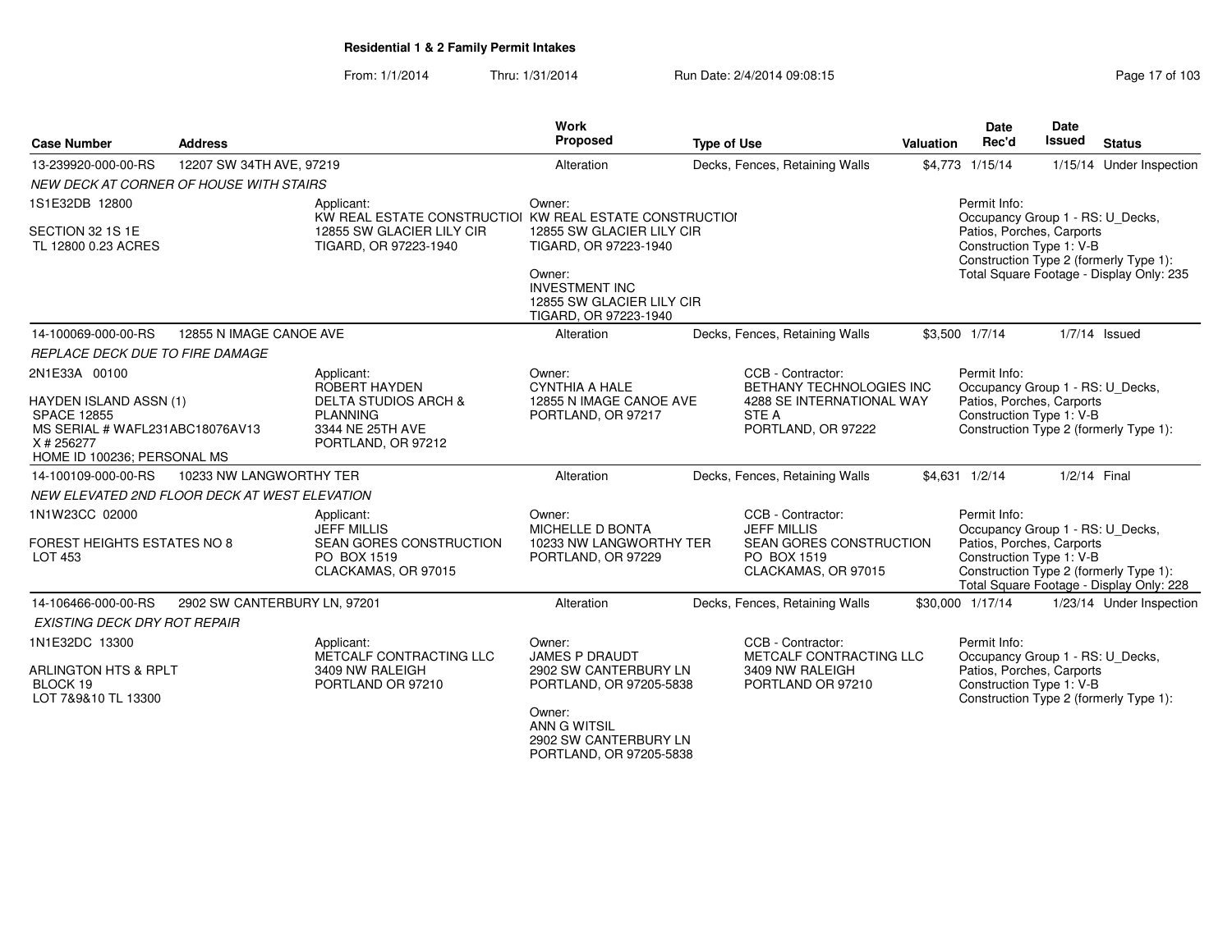**Residential 1 & 2 Family Permit Intakes**

From: 1/1/2014 Thru: 1/31/2014 Run Date: 2/4/2014 09:08:15

| Case Number | Address | Work Proposed | Type of Use | Valuation | Date Rec'd | Date Issued | Status |
|---|---|---|---|---|---|---|---|
| 13-239920-000-00-RS | 12207 SW 34TH AVE, 97219 | Alteration | Decks, Fences, Retaining Walls | $4,773 | 1/15/14 | 1/15/14 | Under Inspection |

*NEW DECK AT CORNER OF HOUSE WITH STAIRS*

1S1E32DB 12800

SECTION 32 1S 1E
TL 12800 0.23 ACRES

Applicant:
KW REAL ESTATE CONSTRUCTIOI
12855 SW GLACIER LILY CIR
TIGARD, OR 97223-1940

Owner:
KW REAL ESTATE CONSTRUCTIOI
12855 SW GLACIER LILY CIR
TIGARD, OR 97223-1940

Owner:
INVESTMENT INC
12855 SW GLACIER LILY CIR
TIGARD, OR 97223-1940

Permit Info:
Occupancy Group 1 - RS: U_Decks, Patios, Porches, Carports
Construction Type 1: V-B
Construction Type 2 (formerly Type 1):
Total Square Footage - Display Only: 235

| Case Number | Address | Work Proposed | Type of Use | Valuation | Date Rec'd | Date Issued | Status |
|---|---|---|---|---|---|---|---|
| 14-100069-000-00-RS | 12855 N IMAGE CANOE AVE | Alteration | Decks, Fences, Retaining Walls | $3,500 | 1/7/14 | 1/7/14 | Issued |

*REPLACE DECK DUE TO FIRE DAMAGE*

2N1E33A 00100

HAYDEN ISLAND ASSN (1)
SPACE 12855
MS SERIAL # WAFL231ABC18076AV13
X # 256277
HOME ID 100236; PERSONAL MS

Applicant:
ROBERT HAYDEN
DELTA STUDIOS ARCH & PLANNING
3344 NE 25TH AVE
PORTLAND, OR 97212

Owner:
CYNTHIA A HALE
12855 N IMAGE CANOE AVE
PORTLAND, OR 97217

CCB - Contractor:
BETHANY TECHNOLOGIES INC
4288 SE INTERNATIONAL WAY
STE A
PORTLAND, OR 97222

Permit Info:
Occupancy Group 1 - RS: U_Decks, Patios, Porches, Carports
Construction Type 1: V-B
Construction Type 2 (formerly Type 1):

| Case Number | Address | Work Proposed | Type of Use | Valuation | Date Rec'd | Date Issued | Status |
|---|---|---|---|---|---|---|---|
| 14-100109-000-00-RS | 10233 NW LANGWORTHY TER | Alteration | Decks, Fences, Retaining Walls | $4,631 | 1/2/14 | 1/2/14 | Final |

*NEW ELEVATED 2ND FLOOR DECK AT WEST ELEVATION*

1N1W23CC 02000

FOREST HEIGHTS ESTATES NO 8
LOT 453

Applicant:
JEFF MILLIS
SEAN GORES CONSTRUCTION
PO BOX 1519
CLACKAMAS, OR 97015

Owner:
MICHELLE D BONTA
10233 NW LANGWORTHY TER
PORTLAND, OR 97229

CCB - Contractor:
JEFF MILLIS
SEAN GORES CONSTRUCTION
PO BOX 1519
CLACKAMAS, OR 97015

Permit Info:
Occupancy Group 1 - RS: U_Decks, Patios, Porches, Carports
Construction Type 1: V-B
Construction Type 2 (formerly Type 1):
Total Square Footage - Display Only: 228

| Case Number | Address | Work Proposed | Type of Use | Valuation | Date Rec'd | Date Issued | Status |
|---|---|---|---|---|---|---|---|
| 14-106466-000-00-RS | 2902 SW CANTERBURY LN, 97201 | Alteration | Decks, Fences, Retaining Walls | $30,000 | 1/17/14 | 1/23/14 | Under Inspection |

*EXISTING DECK DRY ROT REPAIR*

1N1E32DC 13300

ARLINGTON HTS & RPLT
BLOCK 19
LOT 7&9&10 TL 13300

Applicant:
METCALF CONTRACTING LLC
3409 NW RALEIGH
PORTLAND OR 97210

Owner:
JAMES P DRAUDT
2902 SW CANTERBURY LN
PORTLAND, OR 97205-5838

Owner:
ANN G WITSIL
2902 SW CANTERBURY LN
PORTLAND, OR 97205-5838

CCB - Contractor:
METCALF CONTRACTING LLC
3409 NW RALEIGH
PORTLAND OR 97210

Permit Info:
Occupancy Group 1 - RS: U_Decks, Patios, Porches, Carports
Construction Type 1: V-B
Construction Type 2 (formerly Type 1):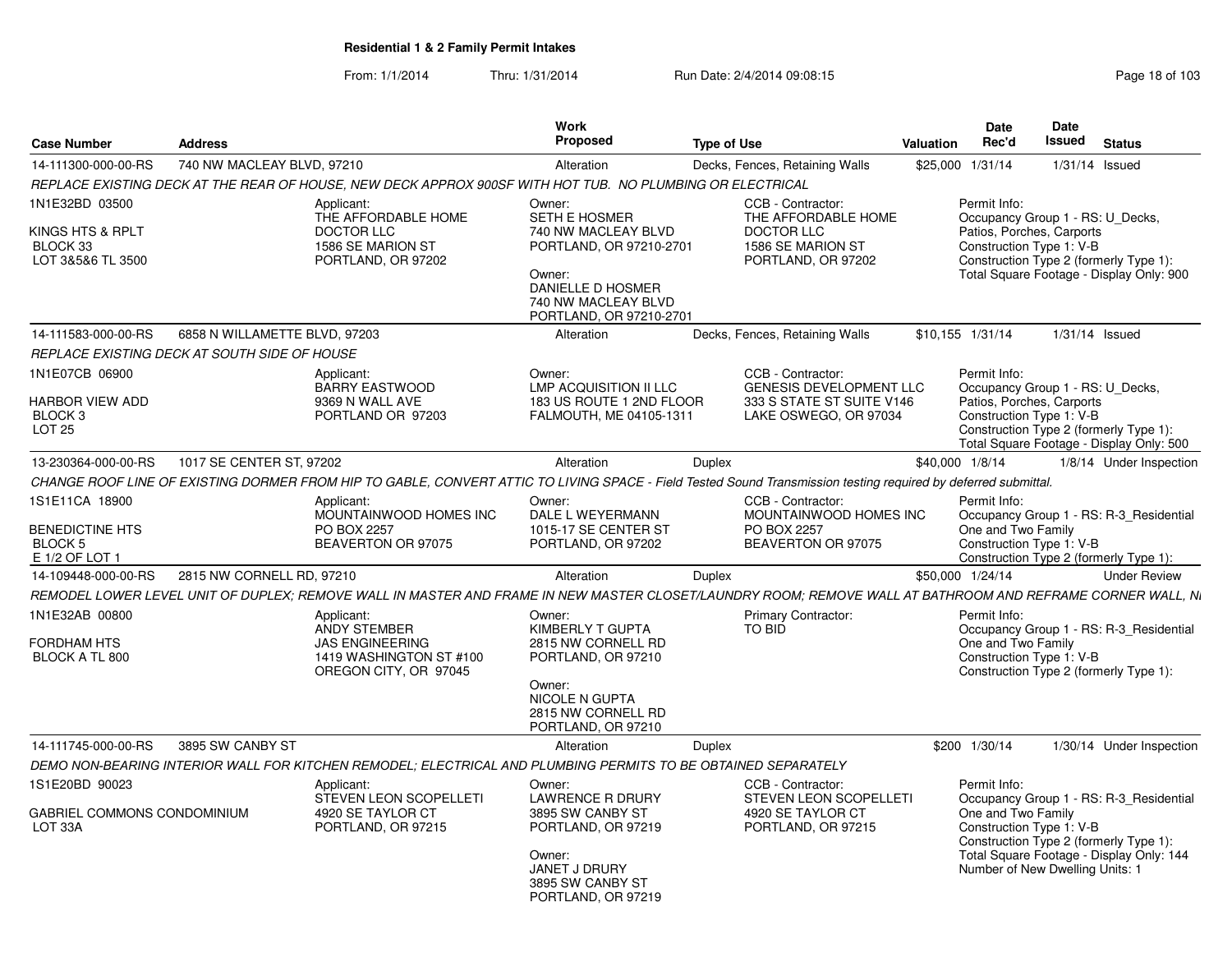## Residential 1 & 2 Family Permit Intakes

From: 1/1/2014 Thru: 1/31/2014 Run Date: 2/4/2014 09:08:15

| Case Number | Address | Work Proposed | Type of Use | Valuation | Date Rec'd | Date Issued | Status |
|---|---|---|---|---|---|---|---|
| 14-111300-000-00-RS | 740 NW MACLEAY BLVD, 97210 | Alteration | Decks, Fences, Retaining Walls | $25,000 | 1/31/14 | 1/31/14 | Issued |

*REPLACE EXISTING DECK AT THE REAR OF HOUSE, NEW DECK APPROX 900SF WITH HOT TUB. NO PLUMBING OR ELECTRICAL*

1N1E32BD 03500
KINGS HTS & RPLT
BLOCK 33
LOT 3&5&6 TL 3500

Applicant:
THE AFFORDABLE HOME DOCTOR LLC
1586 SE MARION ST
PORTLAND, OR 97202

Owner:
SETH E HOSMER
740 NW MACLEAY BLVD
PORTLAND, OR 97210-2701

Owner:
DANIELLE D HOSMER
740 NW MACLEAY BLVD
PORTLAND, OR 97210-2701

CCB - Contractor:
THE AFFORDABLE HOME DOCTOR LLC
1586 SE MARION ST
PORTLAND, OR 97202

Permit Info:
Occupancy Group 1 - RS: U_Decks, Patios, Porches, Carports
Construction Type 1: V-B
Construction Type 2 (formerly Type 1):
Total Square Footage - Display Only: 900

---

| Case Number | Address | Work Proposed | Type of Use | Valuation | Date Rec'd | Date Issued | Status |
|---|---|---|---|---|---|---|---|
| 14-111583-000-00-RS | 6858 N WILLAMETTE BLVD, 97203 | Alteration | Decks, Fences, Retaining Walls | $10,155 | 1/31/14 | 1/31/14 | Issued |

*REPLACE EXISTING DECK AT SOUTH SIDE OF HOUSE*

1N1E07CB 06900
HARBOR VIEW ADD
BLOCK 3
LOT 25

Applicant:
BARRY EASTWOOD
9369 N WALL AVE
PORTLAND OR 97203

Owner:
LMP ACQUISITION II LLC
183 US ROUTE 1 2ND FLOOR
FALMOUTH, ME 04105-1311

CCB - Contractor:
GENESIS DEVELOPMENT LLC
333 S STATE ST SUITE V146
LAKE OSWEGO, OR 97034

Permit Info:
Occupancy Group 1 - RS: U_Decks, Patios, Porches, Carports
Construction Type 1: V-B
Construction Type 2 (formerly Type 1):
Total Square Footage - Display Only: 500

---

| Case Number | Address | Work Proposed | Type of Use | Valuation | Date Rec'd | Date Issued | Status |
|---|---|---|---|---|---|---|---|
| 13-230364-000-00-RS | 1017 SE CENTER ST, 97202 | Alteration | Duplex | $40,000 | 1/8/14 | 1/8/14 | Under Inspection |

*CHANGE ROOF LINE OF EXISTING DORMER FROM HIP TO GABLE, CONVERT ATTIC TO LIVING SPACE - Field Tested Sound Transmission testing required by deferred submittal.*

1S1E11CA 18900
BENEDICTINE HTS
BLOCK 5
E 1/2 OF LOT 1

Applicant:
MOUNTAINWOOD HOMES INC
PO BOX 2257
BEAVERTON OR 97075

Owner:
DALE L WEYERMANN
1015-17 SE CENTER ST
PORTLAND, OR 97202

CCB - Contractor:
MOUNTAINWOOD HOMES INC
PO BOX 2257
BEAVERTON OR 97075

Permit Info:
Occupancy Group 1 - RS: R-3_Residential One and Two Family
Construction Type 1: V-B
Construction Type 2 (formerly Type 1):

---

| Case Number | Address | Work Proposed | Type of Use | Valuation | Date Rec'd | Date Issued | Status |
|---|---|---|---|---|---|---|---|
| 14-109448-000-00-RS | 2815 NW CORNELL RD, 97210 | Alteration | Duplex | $50,000 | 1/24/14 | | Under Review |

*REMODEL LOWER LEVEL UNIT OF DUPLEX; REMOVE WALL IN MASTER AND FRAME IN NEW MASTER CLOSET/LAUNDRY ROOM; REMOVE WALL AT BATHROOM AND REFRAME CORNER WALL, N*

1N1E32AB 00800
FORDHAM HTS
BLOCK A TL 800

Applicant:
ANDY STEMBER
JAS ENGINEERING
1419 WASHINGTON ST #100
OREGON CITY, OR 97045

Owner:
KIMBERLY T GUPTA
2815 NW CORNELL RD
PORTLAND, OR 97210

Owner:
NICOLE N GUPTA
2815 NW CORNELL RD
PORTLAND, OR 97210

Primary Contractor:
TO BID

Permit Info:
Occupancy Group 1 - RS: R-3_Residential One and Two Family
Construction Type 1: V-B
Construction Type 2 (formerly Type 1):

---

| Case Number | Address | Work Proposed | Type of Use | Valuation | Date Rec'd | Date Issued | Status |
|---|---|---|---|---|---|---|---|
| 14-111745-000-00-RS | 3895 SW CANBY ST | Alteration | Duplex | $200 | 1/30/14 | 1/30/14 | Under Inspection |

*DEMO NON-BEARING INTERIOR WALL FOR KITCHEN REMODEL; ELECTRICAL AND PLUMBING PERMITS TO BE OBTAINED SEPARATELY*

1S1E20BD 90023
GABRIEL COMMONS CONDOMINIUM
LOT 33A

Applicant:
STEVEN LEON SCOPELLETI
4920 SE TAYLOR CT
PORTLAND, OR 97215

Owner:
LAWRENCE R DRURY
3895 SW CANBY ST
PORTLAND, OR 97219

Owner:
JANET J DRURY
3895 SW CANBY ST
PORTLAND, OR 97219

CCB - Contractor:
STEVEN LEON SCOPELLETI
4920 SE TAYLOR CT
PORTLAND, OR 97215

Permit Info:
Occupancy Group 1 - RS: R-3_Residential One and Two Family
Construction Type 1: V-B
Construction Type 2 (formerly Type 1):
Total Square Footage - Display Only: 144
Number of New Dwelling Units: 1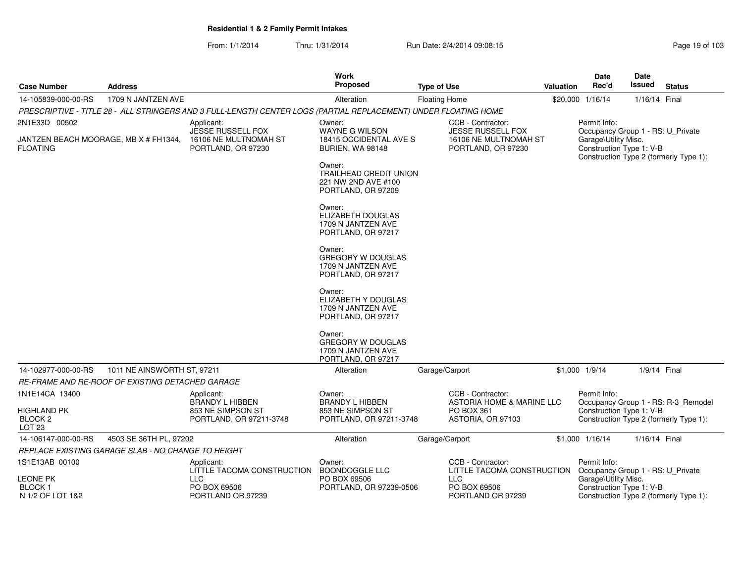## Residential 1 & 2 Family Permit Intakes

From: 1/1/2014 Thru: 1/31/2014 Run Date: 2/4/2014 09:08:15

| Case Number | Address | Work Proposed | Type of Use | Valuation | Date Rec'd | Date Issued | Status |
|---|---|---|---|---|---|---|---|
| 14-105839-000-00-RS | 1709 N JANTZEN AVE | Alteration | Floating Home | $20,000 | 1/16/14 | 1/16/14 | Final |

*PRESCRIPTIVE - TITLE 28 - ALL STRINGERS AND 3 FULL-LENGTH CENTER LOGS (PARTIAL REPLACEMENT) UNDER FLOATING HOME*

2N1E33D 00502

JANTZEN BEACH MOORAGE, MB X # FH1344, FLOATING

Applicant:
JESSE RUSSELL FOX
16106 NE MULTNOMAH ST
PORTLAND, OR 97230

Owner:
WAYNE G WILSON
18415 OCCIDENTAL AVE S
BURIEN, WA 98148

Owner:
TRAILHEAD CREDIT UNION
221 NW 2ND AVE #100
PORTLAND, OR 97209

Owner:
ELIZABETH DOUGLAS
1709 N JANTZEN AVE
PORTLAND, OR 97217

Owner:
GREGORY W DOUGLAS
1709 N JANTZEN AVE
PORTLAND, OR 97217

Owner:
ELIZABETH Y DOUGLAS
1709 N JANTZEN AVE
PORTLAND, OR 97217

Owner:
GREGORY W DOUGLAS
1709 N JANTZEN AVE
PORTLAND, OR 97217

CCB - Contractor:
JESSE RUSSELL FOX
16106 NE MULTNOMAH ST
PORTLAND, OR 97230

Permit Info:
Occupancy Group 1 - RS: U_Private Garage\Utility Misc.
Construction Type 1: V-B
Construction Type 2 (formerly Type 1):

| Case Number | Address | Work Proposed | Type of Use | Valuation | Date Rec'd | Date Issued | Status |
|---|---|---|---|---|---|---|---|
| 14-102977-000-00-RS | 1011 NE AINSWORTH ST, 97211 | Alteration | Garage/Carport | $1,000 | 1/9/14 | 1/9/14 | Final |

*RE-FRAME AND RE-ROOF OF EXISTING DETACHED GARAGE*

1N1E14CA 13400

HIGHLAND PK
BLOCK 2
LOT 23

Applicant:
BRANDY L HIBBEN
853 NE SIMPSON ST
PORTLAND, OR 97211-3748

Owner:
BRANDY L HIBBEN
853 NE SIMPSON ST
PORTLAND, OR 97211-3748

CCB - Contractor:
ASTORIA HOME & MARINE LLC
PO BOX 361
ASTORIA, OR 97103

Permit Info:
Occupancy Group 1 - RS: R-3_Remodel
Construction Type 1: V-B
Construction Type 2 (formerly Type 1):

| Case Number | Address | Work Proposed | Type of Use | Valuation | Date Rec'd | Date Issued | Status |
|---|---|---|---|---|---|---|---|
| 14-106147-000-00-RS | 4503 SE 36TH PL, 97202 | Alteration | Garage/Carport | $1,000 | 1/16/14 | 1/16/14 | Final |

*REPLACE EXISTING GARAGE SLAB - NO CHANGE TO HEIGHT*

1S1E13AB 00100

LEONE PK
BLOCK 1
N 1/2 OF LOT 1&2

Applicant:
LITTLE TACOMA CONSTRUCTION LLC
PO BOX 69506
PORTLAND OR 97239

Owner:
BOONDOGGLE LLC
PO BOX 69506
PORTLAND, OR 97239-0506

CCB - Contractor:
LITTLE TACOMA CONSTRUCTION LLC
PO BOX 69506
PORTLAND OR 97239

Permit Info:
Occupancy Group 1 - RS: U_Private Garage\Utility Misc.
Construction Type 1: V-B
Construction Type 2 (formerly Type 1):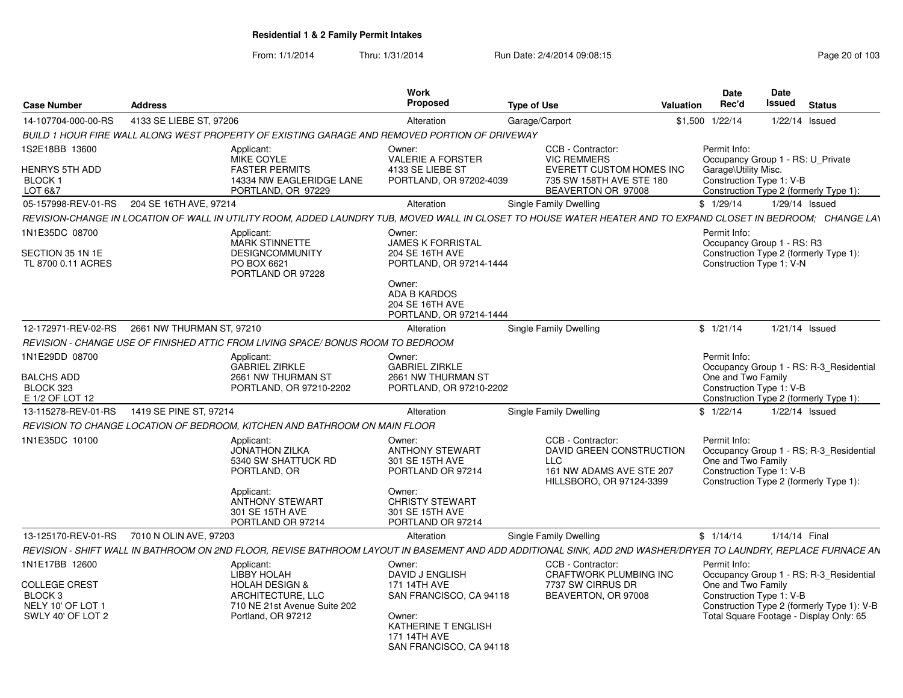## Residential 1 & 2 Family Permit Intakes

From: 1/1/2014 Thru: 1/31/2014 Run Date: 2/4/2014 09:08:15

| Case Number | Address | Work Proposed | Type of Use | Valuation | Date Rec'd | Date Issued | Status |
|---|---|---|---|---|---|---|---|
| 14-107704-000-00-RS | 4133 SE LIEBE ST, 97206 | Alteration | Garage/Carport | $1,500 | 1/22/14 | 1/22/14 | Issued |

BUILD 1 HOUR FIRE WALL ALONG WEST PROPERTY OF EXISTING GARAGE AND REMOVED PORTION OF DRIVEWAY

1S2E18BB 13600
HENRYS 5TH ADD
BLOCK 1
LOT 6&7

Applicant:
MIKE COYLE
FASTER PERMITS
14334 NW EAGLERIDGE LANE
PORTLAND, OR 97229

Owner:
VALERIE A FORSTER
4133 SE LIEBE ST
PORTLAND, OR 97202-4039

CCB - Contractor:
VIC REMMERS
EVERETT CUSTOM HOMES INC
735 SW 158TH AVE STE 180
BEAVERTON OR 97008

Permit Info:
Occupancy Group 1 - RS: U_Private Garage\Utility Misc.
Construction Type 1: V-B
Construction Type 2 (formerly Type 1):

---

| Case Number | Address | Work Proposed | Type of Use | Valuation | Date Rec'd | Date Issued | Status |
|---|---|---|---|---|---|---|---|
| 05-157998-REV-01-RS | 204 SE 16TH AVE, 97214 | Alteration | Single Family Dwelling | $ | 1/29/14 | 1/29/14 | Issued |

REVISION-CHANGE IN LOCATION OF WALL IN UTILITY ROOM, ADDED LAUNDRY TUB, MOVED WALL IN CLOSET TO HOUSE WATER HEATER AND TO EXPAND CLOSET IN BEDROOM; CHANGE LAY

1N1E35DC 08700
SECTION 35 1N 1E
TL 8700 0.11 ACRES

Applicant:
MARK STINNETTE
DESIGNCOMMUNITY
PO BOX 6621
PORTLAND OR 97228

Owner:
JAMES K FORRISTAL
204 SE 16TH AVE
PORTLAND, OR 97214-1444

Owner:
ADA B KARDOS
204 SE 16TH AVE
PORTLAND, OR 97214-1444

Permit Info:
Occupancy Group 1 - RS: R3
Construction Type 2 (formerly Type 1):
Construction Type 1: V-N

---

| Case Number | Address | Work Proposed | Type of Use | Valuation | Date Rec'd | Date Issued | Status |
|---|---|---|---|---|---|---|---|
| 12-172971-REV-02-RS | 2661 NW THURMAN ST, 97210 | Alteration | Single Family Dwelling | $ | 1/21/14 | 1/21/14 | Issued |

REVISION - CHANGE USE OF FINISHED ATTIC FROM LIVING SPACE/ BONUS ROOM TO BEDROOM

1N1E29DD 08700
BALCHS ADD
BLOCK 323
E 1/2 OF LOT 12

Applicant:
GABRIEL ZIRKLE
2661 NW THURMAN ST
PORTLAND, OR 97210-2202

Owner:
GABRIEL ZIRKLE
2661 NW THURMAN ST
PORTLAND, OR 97210-2202

Permit Info:
Occupancy Group 1 - RS: R-3_Residential One and Two Family
Construction Type 1: V-B
Construction Type 2 (formerly Type 1):

---

| Case Number | Address | Work Proposed | Type of Use | Valuation | Date Rec'd | Date Issued | Status |
|---|---|---|---|---|---|---|---|
| 13-115278-REV-01-RS | 1419 SE PINE ST, 97214 | Alteration | Single Family Dwelling | $ | 1/22/14 | 1/22/14 | Issued |

REVISION TO CHANGE LOCATION OF BEDROOM, KITCHEN AND BATHROOM ON MAIN FLOOR

1N1E35DC 10100

Applicant:
JONATHON ZILKA
5340 SW SHATTUCK RD
PORTLAND, OR

Applicant:
ANTHONY STEWART
301 SE 15TH AVE
PORTLAND OR 97214

Owner:
ANTHONY STEWART
301 SE 15TH AVE
PORTLAND OR 97214

Owner:
CHRISTY STEWART
301 SE 15TH AVE
PORTLAND OR 97214

CCB - Contractor:
DAVID GREEN CONSTRUCTION LLC
161 NW ADAMS AVE STE 207
HILLSBORO, OR 97124-3399

Permit Info:
Occupancy Group 1 - RS: R-3_Residential One and Two Family
Construction Type 1: V-B
Construction Type 2 (formerly Type 1):

---

| Case Number | Address | Work Proposed | Type of Use | Valuation | Date Rec'd | Date Issued | Status |
|---|---|---|---|---|---|---|---|
| 13-125170-REV-01-RS | 7010 N OLIN AVE, 97203 | Alteration | Single Family Dwelling | $ | 1/14/14 | 1/14/14 | Final |

REVISION - SHIFT WALL IN BATHROOM ON 2ND FLOOR, REVISE BATHROOM LAYOUT IN BASEMENT AND ADD ADDITIONAL SINK, ADD 2ND WASHER/DRYER TO LAUNDRY, REPLACE FURNACE AN

1N1E17BB 12600
COLLEGE CREST
BLOCK 3
NELY 10' OF LOT 1
SWLY 40' OF LOT 2

Applicant:
LIBBY HOLAH
HOLAH DESIGN & ARCHITECTURE, LLC
710 NE 21st Avenue Suite 202
Portland, OR 97212

Owner:
DAVID J ENGLISH
171 14TH AVE
SAN FRANCISCO, CA 94118

Owner:
KATHERINE T ENGLISH
171 14TH AVE
SAN FRANCISCO, CA 94118

CCB - Contractor:
CRAFTWORK PLUMBING INC
7737 SW CIRRUS DR
BEAVERTON, OR 97008

Permit Info:
Occupancy Group 1 - RS: R-3_Residential One and Two Family
Construction Type 1: V-B
Construction Type 2 (formerly Type 1): V-B
Total Square Footage - Display Only: 65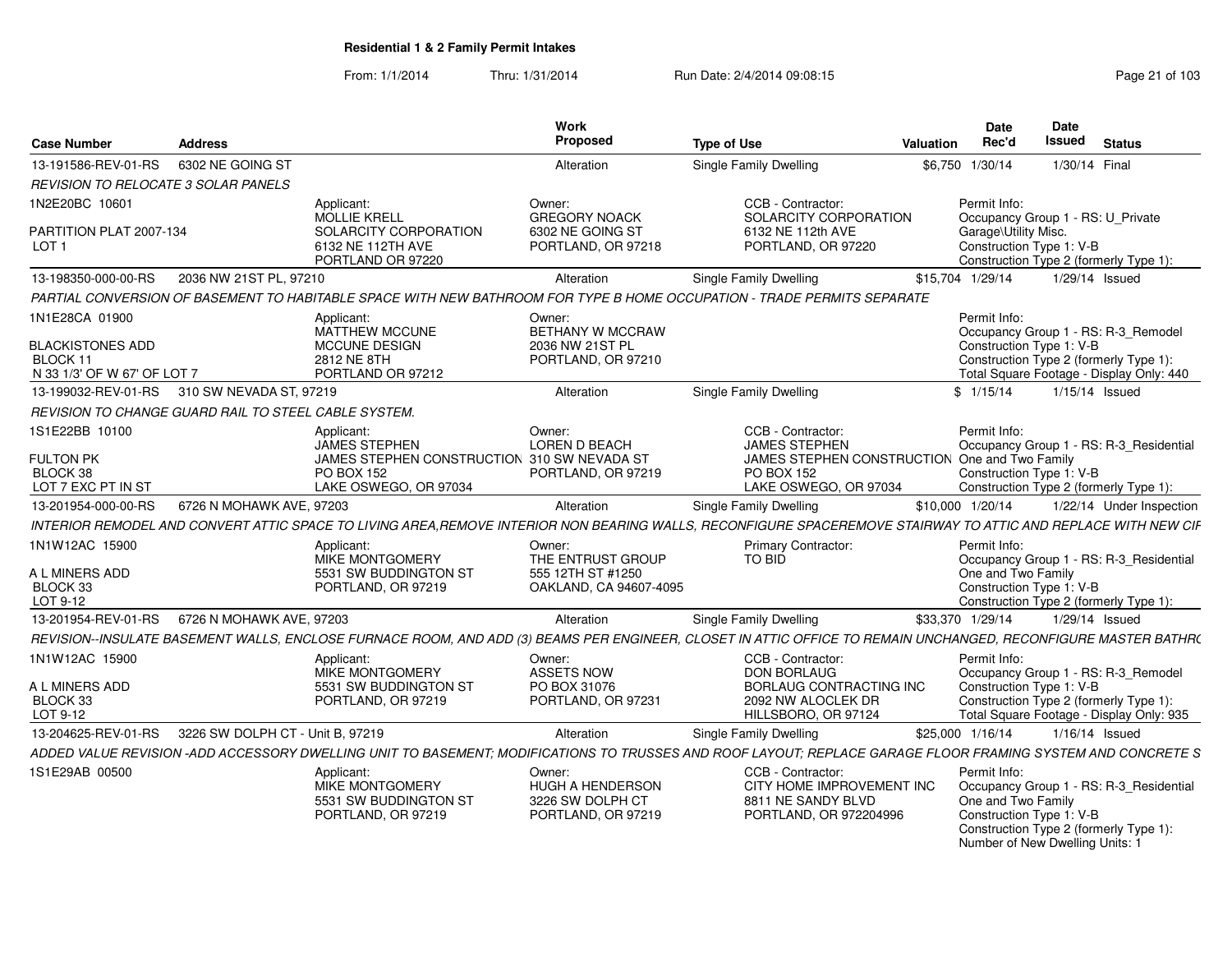# Residential 1 & 2 Family Permit Intakes

From: 1/1/2014 Thru: 1/31/2014 Run Date: 2/4/2014 09:08:15

| Case Number | Address | Work Proposed | Type of Use | Valuation | Date Rec'd | Date Issued | Status |
|---|---|---|---|---|---|---|---|
| 13-191586-REV-01-RS | 6302 NE GOING ST | Alteration | Single Family Dwelling | $6,750 | 1/30/14 | 1/30/14 | Final |

*REVISION TO RELOCATE 3 SOLAR PANELS*

1N2E20BC 10601
PARTITION PLAT 2007-134
LOT 1

Applicant: MOLLIE KRELL, SOLARCITY CORPORATION, 6132 NE 112TH AVE, PORTLAND OR 97220

Owner: GREGORY NOACK, 6302 NE GOING ST, PORTLAND, OR 97218

CCB - Contractor: SOLARCITY CORPORATION, 6132 NE 112th AVE, PORTLAND, OR 97220

Permit Info: Occupancy Group 1 - RS: U_Private Garage\Utility Misc. Construction Type 1: V-B Construction Type 2 (formerly Type 1):

| Case Number | Address | Work Proposed | Type of Use | Valuation | Date Rec'd | Date Issued | Status |
|---|---|---|---|---|---|---|---|
| 13-198350-000-00-RS | 2036 NW 21ST PL, 97210 | Alteration | Single Family Dwelling | $15,704 | 1/29/14 | 1/29/14 | Issued |

*PARTIAL CONVERSION OF BASEMENT TO HABITABLE SPACE WITH NEW BATHROOM FOR TYPE B HOME OCCUPATION - TRADE PERMITS SEPARATE*

1N1E28CA 01900
BLACKISTONES ADD
BLOCK 11
N 33 1/3' OF W 67' OF LOT 7

Applicant: MATTHEW MCCUNE, MCCUNE DESIGN, 2812 NE 8TH, PORTLAND OR 97212

Owner: BETHANY W MCCRAW, 2036 NW 21ST PL, PORTLAND, OR 97210

Permit Info: Occupancy Group 1 - RS: R-3_Remodel Construction Type 1: V-B Construction Type 2 (formerly Type 1): Total Square Footage - Display Only: 440

| Case Number | Address | Work Proposed | Type of Use | Valuation | Date Rec'd | Date Issued | Status |
|---|---|---|---|---|---|---|---|
| 13-199032-REV-01-RS | 310 SW NEVADA ST, 97219 | Alteration | Single Family Dwelling | $ | 1/15/14 | 1/15/14 | Issued |

*REVISION TO CHANGE GUARD RAIL TO STEEL CABLE SYSTEM.*

1S1E22BB 10100
FULTON PK
BLOCK 38
LOT 7 EXC PT IN ST

Applicant: JAMES STEPHEN, JAMES STEPHEN CONSTRUCTION, PO BOX 152, LAKE OSWEGO, OR 97034

Owner: LOREN D BEACH, 310 SW NEVADA ST, PORTLAND, OR 97219

CCB - Contractor: JAMES STEPHEN, JAMES STEPHEN CONSTRUCTION, PO BOX 152, LAKE OSWEGO, OR 97034

Permit Info: Occupancy Group 1 - RS: R-3_Residential One and Two Family Construction Type 1: V-B Construction Type 2 (formerly Type 1):

| Case Number | Address | Work Proposed | Type of Use | Valuation | Date Rec'd | Date Issued | Status |
|---|---|---|---|---|---|---|---|
| 13-201954-000-00-RS | 6726 N MOHAWK AVE, 97203 | Alteration | Single Family Dwelling | $10,000 | 1/20/14 | 1/22/14 | Under Inspection |

*INTERIOR REMODEL AND CONVERT ATTIC SPACE TO LIVING AREA,REMOVE INTERIOR NON BEARING WALLS, RECONFIGURE SPACEREMOVE STAIRWAY TO ATTIC AND REPLACE WITH NEW CIF*

1N1W12AC 15900
A L MINERS ADD
BLOCK 33
LOT 9-12

Applicant: MIKE MONTGOMERY, 5531 SW BUDDINGTON ST, PORTLAND, OR 97219

Owner: THE ENTRUST GROUP, 555 12TH ST #1250, OAKLAND, CA 94607-4095

Primary Contractor: TO BID

Permit Info: Occupancy Group 1 - RS: R-3_Residential One and Two Family Construction Type 1: V-B Construction Type 2 (formerly Type 1):

| Case Number | Address | Work Proposed | Type of Use | Valuation | Date Rec'd | Date Issued | Status |
|---|---|---|---|---|---|---|---|
| 13-201954-REV-01-RS | 6726 N MOHAWK AVE, 97203 | Alteration | Single Family Dwelling | $33,370 | 1/29/14 | 1/29/14 | Issued |

*REVISION--INSULATE BASEMENT WALLS, ENCLOSE FURNACE ROOM, AND ADD (3) BEAMS PER ENGINEER, CLOSET IN ATTIC OFFICE TO REMAIN UNCHANGED, RECONFIGURE MASTER BATHRC*

1N1W12AC 15900
A L MINERS ADD
BLOCK 33
LOT 9-12

Applicant: MIKE MONTGOMERY, 5531 SW BUDDINGTON ST, PORTLAND, OR 97219

Owner: ASSETS NOW, PO BOX 31076, PORTLAND, OR 97231

CCB - Contractor: DON BORLAUG, BORLAUG CONTRACTING INC, 2092 NW ALOCLEK DR, HILLSBORO, OR 97124

Permit Info: Occupancy Group 1 - RS: R-3_Remodel Construction Type 1: V-B Construction Type 2 (formerly Type 1): Total Square Footage - Display Only: 935

| Case Number | Address | Work Proposed | Type of Use | Valuation | Date Rec'd | Date Issued | Status |
|---|---|---|---|---|---|---|---|
| 13-204625-REV-01-RS | 3226 SW DOLPH CT - Unit B, 97219 | Alteration | Single Family Dwelling | $25,000 | 1/16/14 | 1/16/14 | Issued |

*ADDED VALUE REVISION -ADD ACCESSORY DWELLING UNIT TO BASEMENT; MODIFICATIONS TO TRUSSES AND ROOF LAYOUT; REPLACE GARAGE FLOOR FRAMING SYSTEM AND CONCRETE S*

1S1E29AB 00500

Applicant: MIKE MONTGOMERY, 5531 SW BUDDINGTON ST, PORTLAND, OR 97219

Owner: HUGH A HENDERSON, 3226 SW DOLPH CT, PORTLAND, OR 97219

CCB - Contractor: CITY HOME IMPROVEMENT INC, 8811 NE SANDY BLVD, PORTLAND, OR 972204996

Permit Info: Occupancy Group 1 - RS: R-3_Residential One and Two Family Construction Type 1: V-B Construction Type 2 (formerly Type 1): Number of New Dwelling Units: 1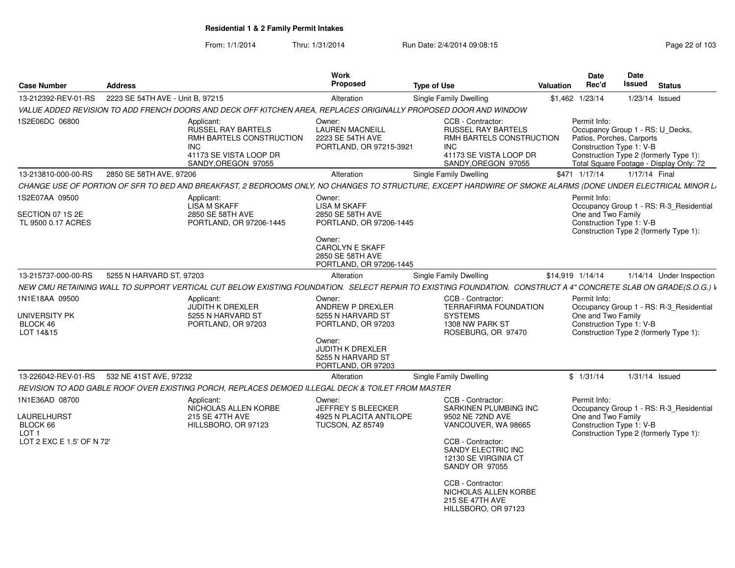**Residential 1 & 2 Family Permit Intakes**

From: 1/1/2014 Thru: 1/31/2014 Run Date: 2/4/2014 09:08:15

| Case Number | Address | Work Proposed | Type of Use | Valuation | Date Rec'd | Date Issued | Status |
|---|---|---|---|---|---|---|---|
| 13-212392-REV-01-RS | 2223 SE 54TH AVE - Unit B, 97215 | Alteration | Single Family Dwelling | $1,462 | 1/23/14 | 1/23/14 | Issued |

*VALUE ADDED REVISION TO ADD FRENCH DOORS AND DECK OFF KITCHEN AREA, REPLACES ORIGINALLY PROPOSED DOOR AND WINDOW*

1S2E06DC 06800

Applicant: RUSSEL RAY BARTELS, RMH BARTELS CONSTRUCTION INC, 41173 SE VISTA LOOP DR, SANDY,OREGON 97055

Owner: LAUREN MACNEILL, 2223 SE 54TH AVE, PORTLAND, OR 97215-3921

CCB - Contractor: RUSSEL RAY BARTELS, RMH BARTELS CONSTRUCTION INC, 41173 SE VISTA LOOP DR, SANDY,OREGON 97055

Permit Info: Occupancy Group 1 - RS: U_Decks, Patios, Porches, Carports; Construction Type 1: V-B; Construction Type 2 (formerly Type 1):; Total Square Footage - Display Only: 72

| Case Number | Address | Work Proposed | Type of Use | Valuation | Date Rec'd | Date Issued | Status |
|---|---|---|---|---|---|---|---|
| 13-213810-000-00-RS | 2850 SE 58TH AVE, 97206 | Alteration | Single Family Dwelling | $471 | 1/17/14 | 1/17/14 | Final |

*CHANGE USE OF PORTION OF SFR TO BED AND BREAKFAST, 2 BEDROOMS ONLY, NO CHANGES TO STRUCTURE, EXCEPT HARDWIRE OF SMOKE ALARMS (DONE UNDER ELECTRICAL MINOR L*

1S2E07AA 09500
SECTION 07 1S 2E
TL 9500 0.17 ACRES

Applicant: LISA M SKAFF, 2850 SE 58TH AVE, PORTLAND, OR 97206-1445

Owner: LISA M SKAFF, 2850 SE 58TH AVE, PORTLAND, OR 97206-1445

Owner: CAROLYN E SKAFF, 2850 SE 58TH AVE, PORTLAND, OR 97206-1445

Permit Info: Occupancy Group 1 - RS: R-3_Residential One and Two Family; Construction Type 1: V-B; Construction Type 2 (formerly Type 1):

| Case Number | Address | Work Proposed | Type of Use | Valuation | Date Rec'd | Date Issued | Status |
|---|---|---|---|---|---|---|---|
| 13-215737-000-00-RS | 5255 N HARVARD ST, 97203 | Alteration | Single Family Dwelling | $14,919 | 1/14/14 | 1/14/14 | Under Inspection |

*NEW CMU RETAINING WALL TO SUPPORT VERTICAL CUT BELOW EXISTING FOUNDATION. SELECT REPAIR TO EXISTING FOUNDATION. CONSTRUCT A 4" CONCRETE SLAB ON GRADE(S.O.G.) V*

1N1E18AA 09500
UNIVERSITY PK
BLOCK 46
LOT 14&15

Applicant: JUDITH K DREXLER, 5255 N HARVARD ST, PORTLAND, OR 97203

Owner: ANDREW P DREXLER, 5255 N HARVARD ST, PORTLAND, OR 97203

Owner: JUDITH K DREXLER, 5255 N HARVARD ST, PORTLAND, OR 97203

CCB - Contractor: TERRAFIRMA FOUNDATION SYSTEMS, 1308 NW PARK ST, ROSEBURG, OR 97470

Permit Info: Occupancy Group 1 - RS: R-3_Residential One and Two Family; Construction Type 1: V-B; Construction Type 2 (formerly Type 1):

| Case Number | Address | Work Proposed | Type of Use | Valuation | Date Rec'd | Date Issued | Status |
|---|---|---|---|---|---|---|---|
| 13-226042-REV-01-RS | 532 NE 41ST AVE, 97232 | Alteration | Single Family Dwelling | $ | 1/31/14 | 1/31/14 | Issued |

*REVISION TO ADD GABLE ROOF OVER EXISTING PORCH, REPLACES DEMOED ILLEGAL DECK & TOILET FROM MASTER*

1N1E36AD 08700
LAURELHURST
BLOCK 66
LOT 1
LOT 2 EXC E 1.5' OF N 72'

Applicant: NICHOLAS ALLEN KORBE, 215 SE 47TH AVE, HILLSBORO, OR 97123

Owner: JEFFREY S BLEECKER, 4925 N PLACITA ANTILOPE, TUCSON, AZ 85749

CCB - Contractor: SARKINEN PLUMBING INC, 9502 NE 72ND AVE, VANCOUVER, WA 98665

CCB - Contractor: SANDY ELECTRIC INC, 12130 SE VIRGINIA CT, SANDY OR 97055

CCB - Contractor: NICHOLAS ALLEN KORBE, 215 SE 47TH AVE, HILLSBORO, OR 97123

Permit Info: Occupancy Group 1 - RS: R-3_Residential One and Two Family; Construction Type 1: V-B; Construction Type 2 (formerly Type 1):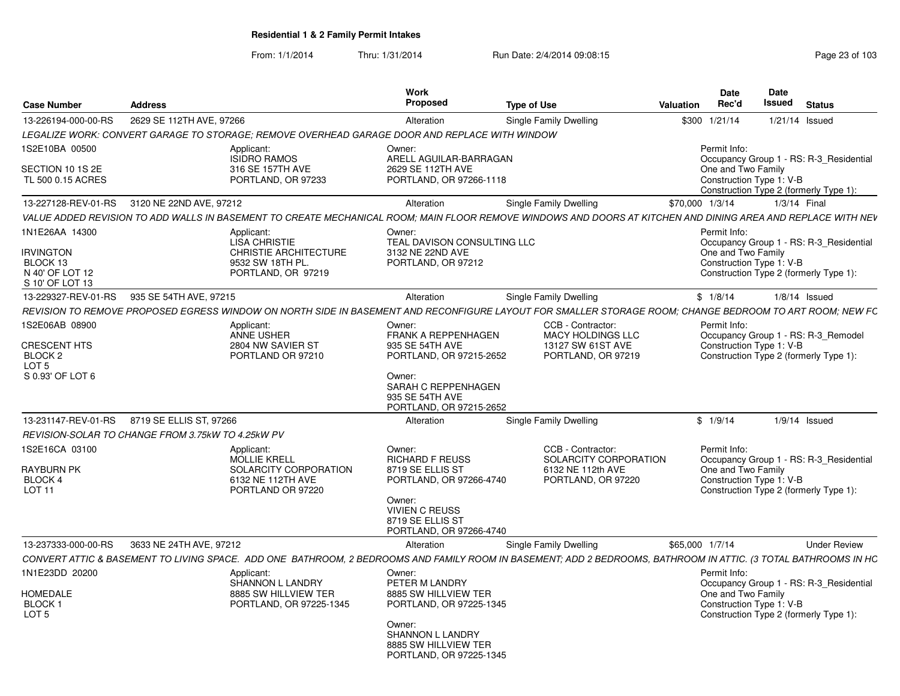**Residential 1 & 2 Family Permit Intakes**

From: 1/1/2014 Thru: 1/31/2014 Run Date: 2/4/2014 09:08:15

| Case Number | Address | Work Proposed | Type of Use | Valuation | Date Rec'd | Date Issued | Status |
|---|---|---|---|---|---|---|---|
| 13-226194-000-00-RS | 2629 SE 112TH AVE, 97266 | Alteration | Single Family Dwelling | $300 | 1/21/14 | 1/21/14 | Issued |

*LEGALIZE WORK: CONVERT GARAGE TO STORAGE; REMOVE OVERHEAD GARAGE DOOR AND REPLACE WITH WINDOW*

1S2E10BA 00500
SECTION 10 1S 2E
TL 500 0.15 ACRES

Applicant: ISIDRO RAMOS, 316 SE 157TH AVE, PORTLAND, OR 97233

Owner: ARELL AGUILAR-BARRAGAN, 2629 SE 112TH AVE, PORTLAND, OR 97266-1118

Permit Info: Occupancy Group 1 - RS: R-3_Residential One and Two Family; Construction Type 1: V-B; Construction Type 2 (formerly Type 1):

| Case Number | Address | Work Proposed | Type of Use | Valuation | Date Rec'd | Date Issued | Status |
|---|---|---|---|---|---|---|---|
| 13-227128-REV-01-RS | 3120 NE 22ND AVE, 97212 | Alteration | Single Family Dwelling | $70,000 | 1/3/14 | 1/3/14 | Final |

*VALUE ADDED REVISION TO ADD WALLS IN BASEMENT TO CREATE MECHANICAL ROOM; MAIN FLOOR REMOVE WINDOWS AND DOORS AT KITCHEN AND DINING AREA AND REPLACE WITH NEV*

1N1E26AA 14300
IRVINGTON
BLOCK 13
N 40' OF LOT 12
S 10' OF LOT 13

Applicant: LISA CHRISTIE, CHRISTIE ARCHITECTURE, 9532 SW 18TH PL., PORTLAND, OR 97219

Owner: TEAL DAVISON CONSULTING LLC, 3132 NE 22ND AVE, PORTLAND, OR 97212

Permit Info: Occupancy Group 1 - RS: R-3_Residential One and Two Family; Construction Type 1: V-B; Construction Type 2 (formerly Type 1):

| Case Number | Address | Work Proposed | Type of Use | Valuation | Date Rec'd | Date Issued | Status |
|---|---|---|---|---|---|---|---|
| 13-229327-REV-01-RS | 935 SE 54TH AVE, 97215 | Alteration | Single Family Dwelling | $ | 1/8/14 | 1/8/14 | Issued |

*REVISION TO REMOVE PROPOSED EGRESS WINDOW ON NORTH SIDE IN BASEMENT AND RECONFIGURE LAYOUT FOR SMALLER STORAGE ROOM; CHANGE BEDROOM TO ART ROOM; NEW FC*

1S2E06AB 08900
CRESCENT HTS
BLOCK 2
LOT 5
S 0.93' OF LOT 6

Applicant: ANNE USHER, 2804 NW SAVIER ST, PORTLAND OR 97210

Owner: FRANK A REPPENHAGEN, 935 SE 54TH AVE, PORTLAND, OR 97215-2652

Owner: SARAH C REPPENHAGEN, 935 SE 54TH AVE, PORTLAND, OR 97215-2652

CCB - Contractor: MACY HOLDINGS LLC, 13127 SW 61ST AVE, PORTLAND, OR 97219

Permit Info: Occupancy Group 1 - RS: R-3_Remodel; Construction Type 1: V-B; Construction Type 2 (formerly Type 1):

| Case Number | Address | Work Proposed | Type of Use | Valuation | Date Rec'd | Date Issued | Status |
|---|---|---|---|---|---|---|---|
| 13-231147-REV-01-RS | 8719 SE ELLIS ST, 97266 | Alteration | Single Family Dwelling | $ | 1/9/14 | 1/9/14 | Issued |

*REVISION-SOLAR TO CHANGE FROM 3.75kW TO 4.25kW PV*

1S2E16CA 03100
RAYBURN PK
BLOCK 4
LOT 11

Applicant: MOLLIE KRELL, SOLARCITY CORPORATION, 6132 NE 112TH AVE, PORTLAND OR 97220

Owner: RICHARD F REUSS, 8719 SE ELLIS ST, PORTLAND, OR 97266-4740

Owner: VIVIEN C REUSS, 8719 SE ELLIS ST, PORTLAND, OR 97266-4740

CCB - Contractor: SOLARCITY CORPORATION, 6132 NE 112th AVE, PORTLAND, OR 97220

Permit Info: Occupancy Group 1 - RS: R-3_Residential One and Two Family; Construction Type 1: V-B; Construction Type 2 (formerly Type 1):

| Case Number | Address | Work Proposed | Type of Use | Valuation | Date Rec'd | Date Issued | Status |
|---|---|---|---|---|---|---|---|
| 13-237333-000-00-RS | 3633 NE 24TH AVE, 97212 | Alteration | Single Family Dwelling | $65,000 | 1/7/14 | | Under Review |

*CONVERT ATTIC & BASEMENT TO LIVING SPACE. ADD ONE BATHROOM, 2 BEDROOMS AND FAMILY ROOM IN BASEMENT; ADD 2 BEDROOMS, BATHROOM IN ATTIC. (3 TOTAL BATHROOMS IN HC*

1N1E23DD 20200
HOMEDALE
BLOCK 1
LOT 5

Applicant: SHANNON L LANDRY, 8885 SW HILLVIEW TER, PORTLAND, OR 97225-1345

Owner: PETER M LANDRY, 8885 SW HILLVIEW TER, PORTLAND, OR 97225-1345

Owner: SHANNON L LANDRY, 8885 SW HILLVIEW TER, PORTLAND, OR 97225-1345

Permit Info: Occupancy Group 1 - RS: R-3_Residential One and Two Family; Construction Type 1: V-B; Construction Type 2 (formerly Type 1):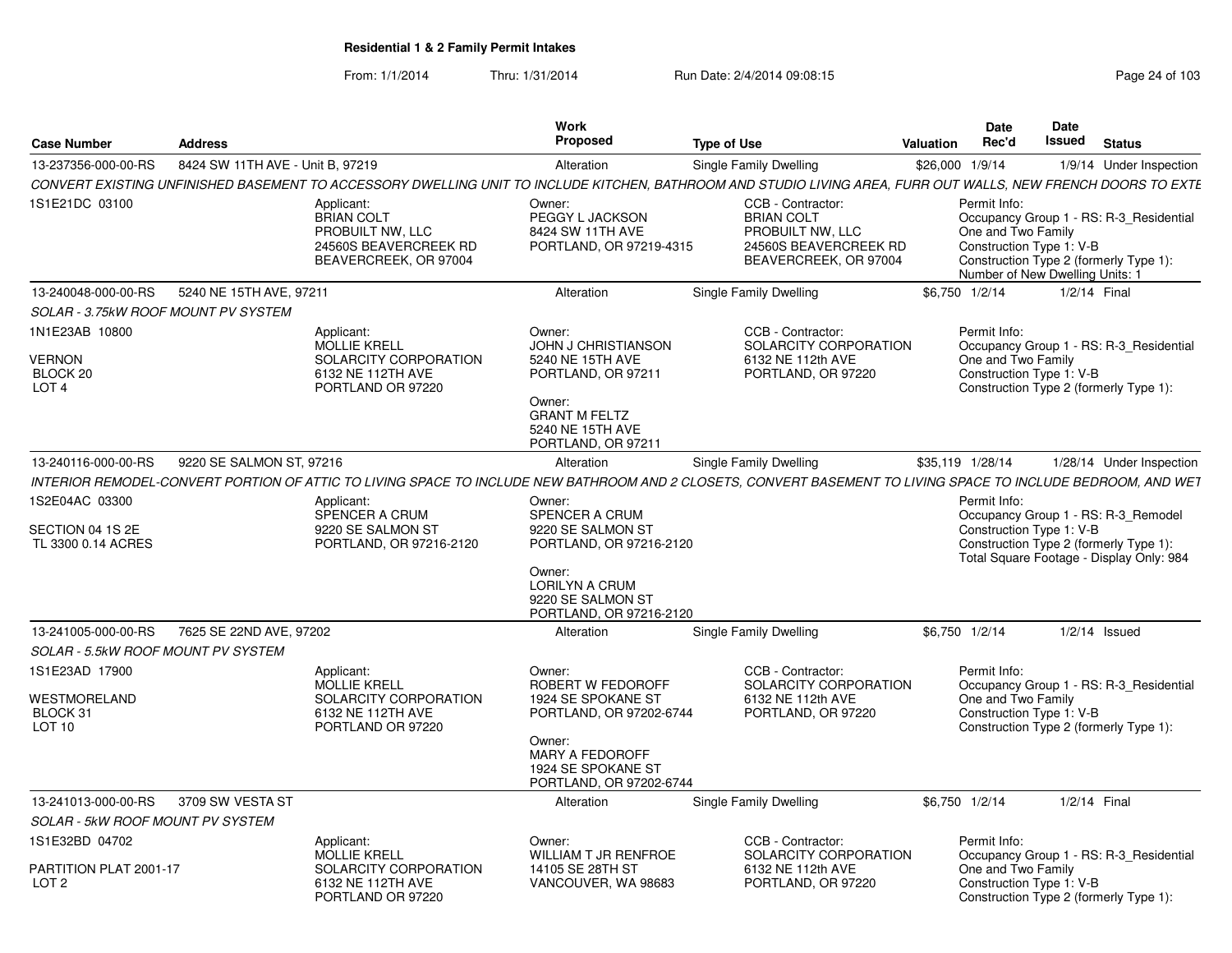# Residential 1 & 2 Family Permit Intakes

From: 1/1/2014 Thru: 1/31/2014 Run Date: 2/4/2014 09:08:15

| Case Number | Address | Work Proposed | Type of Use | Valuation | Date Rec'd | Date Issued | Status |
|---|---|---|---|---|---|---|---|
| 13-237356-000-00-RS | 8424 SW 11TH AVE - Unit B, 97219 | Alteration | Single Family Dwelling | $26,000 | 1/9/14 | 1/9/14 | Under Inspection |

*CONVERT EXISTING UNFINISHED BASEMENT TO ACCESSORY DWELLING UNIT TO INCLUDE KITCHEN, BATHROOM AND STUDIO LIVING AREA, FURR OUT WALLS, NEW FRENCH DOORS TO EXTE*

1S1E21DC 03100

Applicant: BRIAN COLT, PROBUILT NW, LLC, 24560S BEAVERCREEK RD, BEAVERCREEK, OR 97004

Owner: PEGGY L JACKSON, 8424 SW 11TH AVE, PORTLAND, OR 97219-4315

CCB - Contractor: BRIAN COLT, PROBUILT NW, LLC, 24560S BEAVERCREEK RD, BEAVERCREEK, OR 97004

Permit Info: Occupancy Group 1 - RS: R-3_Residential One and Two Family; Construction Type 1: V-B; Construction Type 2 (formerly Type 1):; Number of New Dwelling Units: 1

---

| Case Number | Address | Work Proposed | Type of Use | Valuation | Date Rec'd | Date Issued | Status |
|---|---|---|---|---|---|---|---|
| 13-240048-000-00-RS | 5240 NE 15TH AVE, 97211 | Alteration | Single Family Dwelling | $6,750 | 1/2/14 | 1/2/14 | Final |

*SOLAR - 3.75kW ROOF MOUNT PV SYSTEM*

1N1E23AB 10800; VERNON; BLOCK 20; LOT 4

Applicant: MOLLIE KRELL, SOLARCITY CORPORATION, 6132 NE 112TH AVE, PORTLAND OR 97220

Owner: JOHN J CHRISTIANSON, 5240 NE 15TH AVE, PORTLAND, OR 97211

Owner: GRANT M FELTZ, 5240 NE 15TH AVE, PORTLAND, OR 97211

CCB - Contractor: SOLARCITY CORPORATION, 6132 NE 112th AVE, PORTLAND, OR 97220

Permit Info: Occupancy Group 1 - RS: R-3_Residential One and Two Family; Construction Type 1: V-B; Construction Type 2 (formerly Type 1):

---

| Case Number | Address | Work Proposed | Type of Use | Valuation | Date Rec'd | Date Issued | Status |
|---|---|---|---|---|---|---|---|
| 13-240116-000-00-RS | 9220 SE SALMON ST, 97216 | Alteration | Single Family Dwelling | $35,119 | 1/28/14 | 1/28/14 | Under Inspection |

*INTERIOR REMODEL-CONVERT PORTION OF ATTIC TO LIVING SPACE TO INCLUDE NEW BATHROOM AND 2 CLOSETS, CONVERT BASEMENT TO LIVING SPACE TO INCLUDE BEDROOM, AND WET*

1S2E04AC 03300; SECTION 04 1S 2E; TL 3300 0.14 ACRES

Applicant: SPENCER A CRUM, 9220 SE SALMON ST, PORTLAND, OR 97216-2120

Owner: SPENCER A CRUM, 9220 SE SALMON ST, PORTLAND, OR 97216-2120

Owner: LORILYN A CRUM, 9220 SE SALMON ST, PORTLAND, OR 97216-2120

Permit Info: Occupancy Group 1 - RS: R-3_Remodel; Construction Type 1: V-B; Construction Type 2 (formerly Type 1):; Total Square Footage - Display Only: 984

---

| Case Number | Address | Work Proposed | Type of Use | Valuation | Date Rec'd | Date Issued | Status |
|---|---|---|---|---|---|---|---|
| 13-241005-000-00-RS | 7625 SE 22ND AVE, 97202 | Alteration | Single Family Dwelling | $6,750 | 1/2/14 | 1/2/14 | Issued |

*SOLAR - 5.5kW ROOF MOUNT PV SYSTEM*

1S1E23AD 17900; WESTMORELAND; BLOCK 31; LOT 10

Applicant: MOLLIE KRELL, SOLARCITY CORPORATION, 6132 NE 112TH AVE, PORTLAND OR 97220

Owner: ROBERT W FEDOROFF, 1924 SE SPOKANE ST, PORTLAND, OR 97202-6744

Owner: MARY A FEDOROFF, 1924 SE SPOKANE ST, PORTLAND, OR 97202-6744

CCB - Contractor: SOLARCITY CORPORATION, 6132 NE 112th AVE, PORTLAND, OR 97220

Permit Info: Occupancy Group 1 - RS: R-3_Residential One and Two Family; Construction Type 1: V-B; Construction Type 2 (formerly Type 1):

---

| Case Number | Address | Work Proposed | Type of Use | Valuation | Date Rec'd | Date Issued | Status |
|---|---|---|---|---|---|---|---|
| 13-241013-000-00-RS | 3709 SW VESTA ST | Alteration | Single Family Dwelling | $6,750 | 1/2/14 | 1/2/14 | Final |

*SOLAR - 5kW ROOF MOUNT PV SYSTEM*

1S1E32BD 04702; PARTITION PLAT 2001-17; LOT 2

Applicant: MOLLIE KRELL, SOLARCITY CORPORATION, 6132 NE 112TH AVE, PORTLAND OR 97220

Owner: WILLIAM T JR RENFROE, 14105 SE 28TH ST, VANCOUVER, WA 98683

CCB - Contractor: SOLARCITY CORPORATION, 6132 NE 112th AVE, PORTLAND, OR 97220

Permit Info: Occupancy Group 1 - RS: R-3_Residential One and Two Family; Construction Type 1: V-B; Construction Type 2 (formerly Type 1):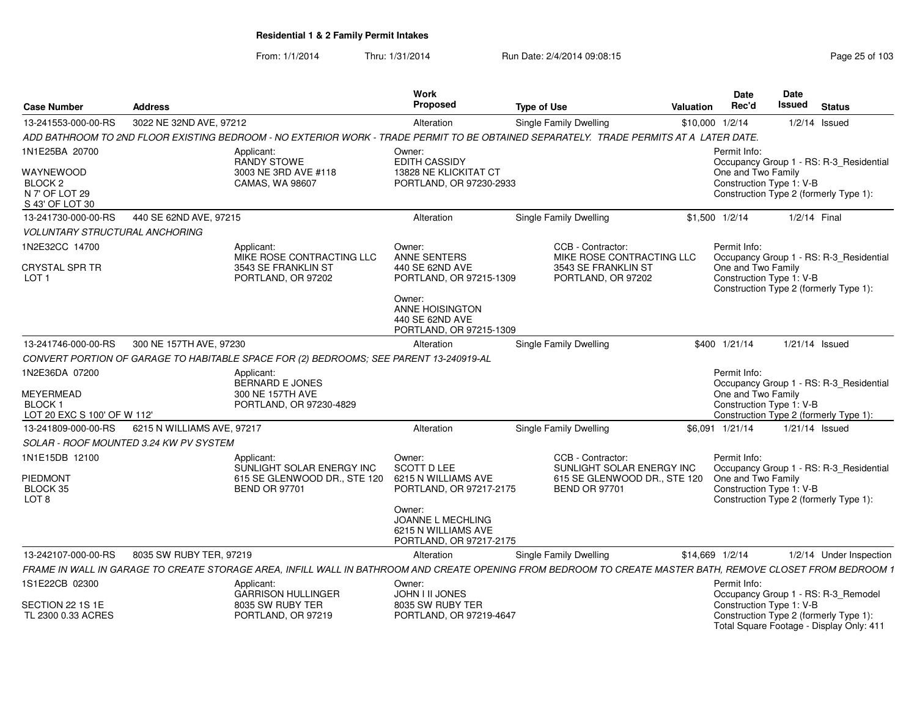**Residential 1 & 2 Family Permit Intakes**

From: 1/1/2014 Thru: 1/31/2014 Run Date: 2/4/2014 09:08:15

| Case Number | Address | Work Proposed | Type of Use | Valuation | Date Rec'd | Date Issued | Status |
|---|---|---|---|---|---|---|---|
| 13-241553-000-00-RS | 3022 NE 32ND AVE, 97212 | Alteration | Single Family Dwelling | $10,000 | 1/2/14 | 1/2/14 | Issued |

*ADD BATHROOM TO 2ND FLOOR EXISTING BEDROOM - NO EXTERIOR WORK - TRADE PERMIT TO BE OBTAINED SEPARATELY. TRADE PERMITS AT A LATER DATE.*

1N1E25BA 20700
WAYNEWOOD
BLOCK 2
N 7' OF LOT 29
S 43' OF LOT 30

Applicant: RANDY STOWE, 3003 NE 3RD AVE #118, CAMAS, WA 98607

Owner: EDITH CASSIDY, 13828 NE KLICKITAT CT, PORTLAND, OR 97230-2933

Permit Info: Occupancy Group 1 - RS: R-3_Residential One and Two Family; Construction Type 1: V-B; Construction Type 2 (formerly Type 1):

---

| Case Number | Address | Work Proposed | Type of Use | Valuation | Date Rec'd | Date Issued | Status |
|---|---|---|---|---|---|---|---|
| 13-241730-000-00-RS | 440 SE 62ND AVE, 97215 | Alteration | Single Family Dwelling | $1,500 | 1/2/14 | 1/2/14 | Final |

*VOLUNTARY STRUCTURAL ANCHORING*

1N2E32CC 14700
CRYSTAL SPR TR
LOT 1

Applicant: MIKE ROSE CONTRACTING LLC, 3543 SE FRANKLIN ST, PORTLAND, OR 97202

Owner: ANNE SENTERS, 440 SE 62ND AVE, PORTLAND, OR 97215-1309

Owner: ANNE HOISINGTON, 440 SE 62ND AVE, PORTLAND, OR 97215-1309

CCB - Contractor: MIKE ROSE CONTRACTING LLC, 3543 SE FRANKLIN ST, PORTLAND, OR 97202

Permit Info: Occupancy Group 1 - RS: R-3_Residential One and Two Family; Construction Type 1: V-B; Construction Type 2 (formerly Type 1):

---

| Case Number | Address | Work Proposed | Type of Use | Valuation | Date Rec'd | Date Issued | Status |
|---|---|---|---|---|---|---|---|
| 13-241746-000-00-RS | 300 NE 157TH AVE, 97230 | Alteration | Single Family Dwelling | $400 | 1/21/14 | 1/21/14 | Issued |

*CONVERT PORTION OF GARAGE TO HABITABLE SPACE FOR (2) BEDROOMS; SEE PARENT 13-240919-AL*

1N2E36DA 07200
MEYERMEAD
BLOCK 1
LOT 20 EXC S 100' OF W 112'

Applicant: BERNARD E JONES, 300 NE 157TH AVE, PORTLAND, OR 97230-4829

Permit Info: Occupancy Group 1 - RS: R-3_Residential One and Two Family; Construction Type 1: V-B; Construction Type 2 (formerly Type 1):

---

| Case Number | Address | Work Proposed | Type of Use | Valuation | Date Rec'd | Date Issued | Status |
|---|---|---|---|---|---|---|---|
| 13-241809-000-00-RS | 6215 N WILLIAMS AVE, 97217 | Alteration | Single Family Dwelling | $6,091 | 1/21/14 | 1/21/14 | Issued |

*SOLAR - ROOF MOUNTED 3.24 KW PV SYSTEM*

1N1E15DB 12100
PIEDMONT
BLOCK 35
LOT 8

Applicant: SUNLIGHT SOLAR ENERGY INC, 615 SE GLENWOOD DR., STE 120, BEND OR 97701

Owner: SCOTT D LEE, 6215 N WILLIAMS AVE, PORTLAND, OR 97217-2175

Owner: JOANNE L MECHLING, 6215 N WILLIAMS AVE, PORTLAND, OR 97217-2175

CCB - Contractor: SUNLIGHT SOLAR ENERGY INC, 615 SE GLENWOOD DR., STE 120, BEND OR 97701

Permit Info: Occupancy Group 1 - RS: R-3_Residential One and Two Family; Construction Type 1: V-B; Construction Type 2 (formerly Type 1):

---

| Case Number | Address | Work Proposed | Type of Use | Valuation | Date Rec'd | Date Issued | Status |
|---|---|---|---|---|---|---|---|
| 13-242107-000-00-RS | 8035 SW RUBY TER, 97219 | Alteration | Single Family Dwelling | $14,669 | 1/2/14 | 1/2/14 | Under Inspection |

*FRAME IN WALL IN GARAGE TO CREATE STORAGE AREA, INFILL WALL IN BATHROOM AND CREATE OPENING FROM BEDROOM TO CREATE MASTER BATH, REMOVE CLOSET FROM BEDROOM 1*

1S1E22CB 02300
SECTION 22 1S 1E
TL 2300 0.33 ACRES

Applicant: GARRISON HULLINGER, 8035 SW RUBY TER, PORTLAND, OR 97219

Owner: JOHN I II JONES, 8035 SW RUBY TER, PORTLAND, OR 97219-4647

Permit Info: Occupancy Group 1 - RS: R-3_Remodel; Construction Type 1: V-B; Construction Type 2 (formerly Type 1):; Total Square Footage - Display Only: 411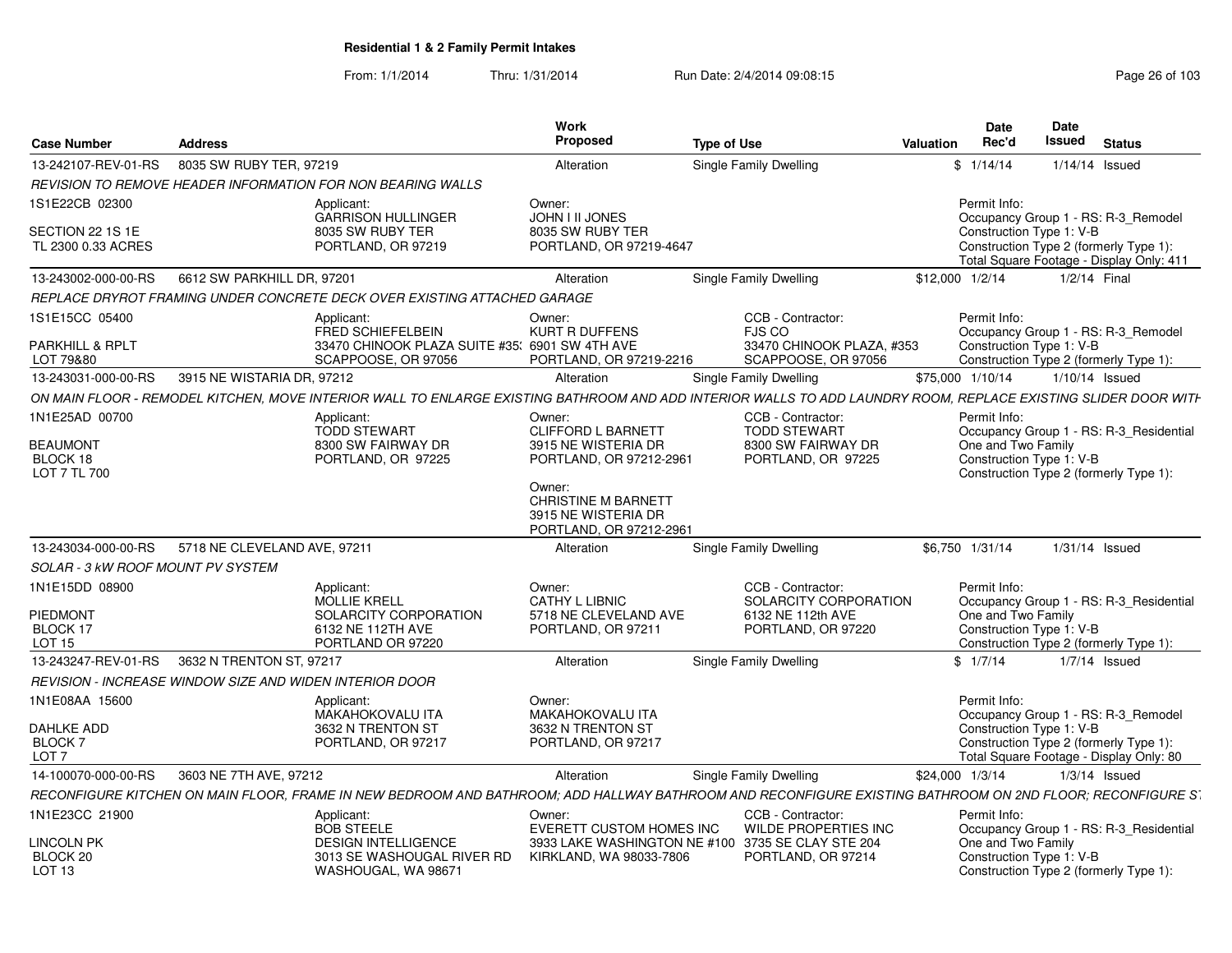**Residential 1 & 2 Family Permit Intakes**

From: 1/1/2014 Thru: 1/31/2014 Run Date: 2/4/2014 09:08:15

| Case Number | Address | Work Proposed | Type of Use | Valuation | Date Rec'd | Date Issued | Status |
|---|---|---|---|---|---|---|---|
| 13-242107-REV-01-RS | 8035 SW RUBY TER, 97219 | Alteration | Single Family Dwelling | $ | 1/14/14 | 1/14/14 | Issued |

*REVISION TO REMOVE HEADER INFORMATION FOR NON BEARING WALLS*

1S1E22CB 02300
SECTION 22 1S 1E
TL 2300 0.33 ACRES

Applicant: GARRISON HULLINGER, 8035 SW RUBY TER, PORTLAND, OR 97219

Owner: JOHN I II JONES, 8035 SW RUBY TER, PORTLAND, OR 97219-4647

Permit Info: Occupancy Group 1 - RS: R-3_Remodel; Construction Type 1: V-B; Construction Type 2 (formerly Type 1):; Total Square Footage - Display Only: 411

| Case Number | Address | Work Proposed | Type of Use | Valuation | Date Rec'd | Date Issued | Status |
|---|---|---|---|---|---|---|---|
| 13-243002-000-00-RS | 6612 SW PARKHILL DR, 97201 | Alteration | Single Family Dwelling | $12,000 | 1/2/14 | 1/2/14 | Final |

*REPLACE DRYROT FRAMING UNDER CONCRETE DECK OVER EXISTING ATTACHED GARAGE*

1S1E15CC 05400
PARKHILL & RPLT
LOT 79&80

Applicant: FRED SCHIEFELBEIN, 33470 CHINOOK PLAZA SUITE #35, SCAPPOOSE, OR 97056

Owner: KURT R DUFFENS, 6901 SW 4TH AVE, PORTLAND, OR 97219-2216

CCB - Contractor: FJS CO, 33470 CHINOOK PLAZA, #353, SCAPPOOSE, OR 97056

Permit Info: Occupancy Group 1 - RS: R-3_Remodel; Construction Type 1: V-B; Construction Type 2 (formerly Type 1):

| Case Number | Address | Work Proposed | Type of Use | Valuation | Date Rec'd | Date Issued | Status |
|---|---|---|---|---|---|---|---|
| 13-243031-000-00-RS | 3915 NE WISTARIA DR, 97212 | Alteration | Single Family Dwelling | $75,000 | 1/10/14 | 1/10/14 | Issued |

*ON MAIN FLOOR - REMODEL KITCHEN, MOVE INTERIOR WALL TO ENLARGE EXISTING BATHROOM AND ADD INTERIOR WALLS TO ADD LAUNDRY ROOM, REPLACE EXISTING SLIDER DOOR WITH*

1N1E25AD 00700
BEAUMONT
BLOCK 18
LOT 7 TL 700

Applicant: TODD STEWART, 8300 SW FAIRWAY DR, PORTLAND, OR 97225

Owner: CLIFFORD L BARNETT, 3915 NE WISTERIA DR, PORTLAND, OR 97212-2961

Owner: CHRISTINE M BARNETT, 3915 NE WISTERIA DR, PORTLAND, OR 97212-2961

CCB - Contractor: TODD STEWART, 8300 SW FAIRWAY DR, PORTLAND, OR 97225

Permit Info: Occupancy Group 1 - RS: R-3_Residential One and Two Family; Construction Type 1: V-B; Construction Type 2 (formerly Type 1):

| Case Number | Address | Work Proposed | Type of Use | Valuation | Date Rec'd | Date Issued | Status |
|---|---|---|---|---|---|---|---|
| 13-243034-000-00-RS | 5718 NE CLEVELAND AVE, 97211 | Alteration | Single Family Dwelling | $6,750 | 1/31/14 | 1/31/14 | Issued |

*SOLAR - 3 kW ROOF MOUNT PV SYSTEM*

1N1E15DD 08900
PIEDMONT
BLOCK 17
LOT 15

Applicant: MOLLIE KRELL, SOLARCITY CORPORATION, 6132 NE 112TH AVE, PORTLAND OR 97220

Owner: CATHY L LIBNIC, 5718 NE CLEVELAND AVE, PORTLAND, OR 97211

CCB - Contractor: SOLARCITY CORPORATION, 6132 NE 112th AVE, PORTLAND, OR 97220

Permit Info: Occupancy Group 1 - RS: R-3_Residential One and Two Family; Construction Type 1: V-B; Construction Type 2 (formerly Type 1):

| Case Number | Address | Work Proposed | Type of Use | Valuation | Date Rec'd | Date Issued | Status |
|---|---|---|---|---|---|---|---|
| 13-243247-REV-01-RS | 3632 N TRENTON ST, 97217 | Alteration | Single Family Dwelling | $ | 1/7/14 | 1/7/14 | Issued |

*REVISION - INCREASE WINDOW SIZE AND WIDEN INTERIOR DOOR*

1N1E08AA 15600
DAHLKE ADD
BLOCK 7
LOT 7

Applicant: MAKAHOKOVALU ITA, 3632 N TRENTON ST, PORTLAND, OR 97217

Owner: MAKAHOKOVALU ITA, 3632 N TRENTON ST, PORTLAND, OR 97217

Permit Info: Occupancy Group 1 - RS: R-3_Remodel; Construction Type 1: V-B; Construction Type 2 (formerly Type 1):; Total Square Footage - Display Only: 80

| Case Number | Address | Work Proposed | Type of Use | Valuation | Date Rec'd | Date Issued | Status |
|---|---|---|---|---|---|---|---|
| 14-100070-000-00-RS | 3603 NE 7TH AVE, 97212 | Alteration | Single Family Dwelling | $24,000 | 1/3/14 | 1/3/14 | Issued |

*RECONFIGURE KITCHEN ON MAIN FLOOR, FRAME IN NEW BEDROOM AND BATHROOM; ADD HALLWAY BATHROOM AND RECONFIGURE EXISTING BATHROOM ON 2ND FLOOR; RECONFIGURE S*

1N1E23CC 21900
LINCOLN PK
BLOCK 20
LOT 13

Applicant: BOB STEELE, DESIGN INTELLIGENCE, 3013 SE WASHOUGAL RIVER RD, WASHOUGAL, WA 98671

Owner: EVERETT CUSTOM HOMES INC, 3933 LAKE WASHINGTON NE #100, KIRKLAND, WA 98033-7806

CCB - Contractor: WILDE PROPERTIES INC, 3735 SE CLAY STE 204, PORTLAND, OR 97214

Permit Info: Occupancy Group 1 - RS: R-3_Residential One and Two Family; Construction Type 1: V-B; Construction Type 2 (formerly Type 1):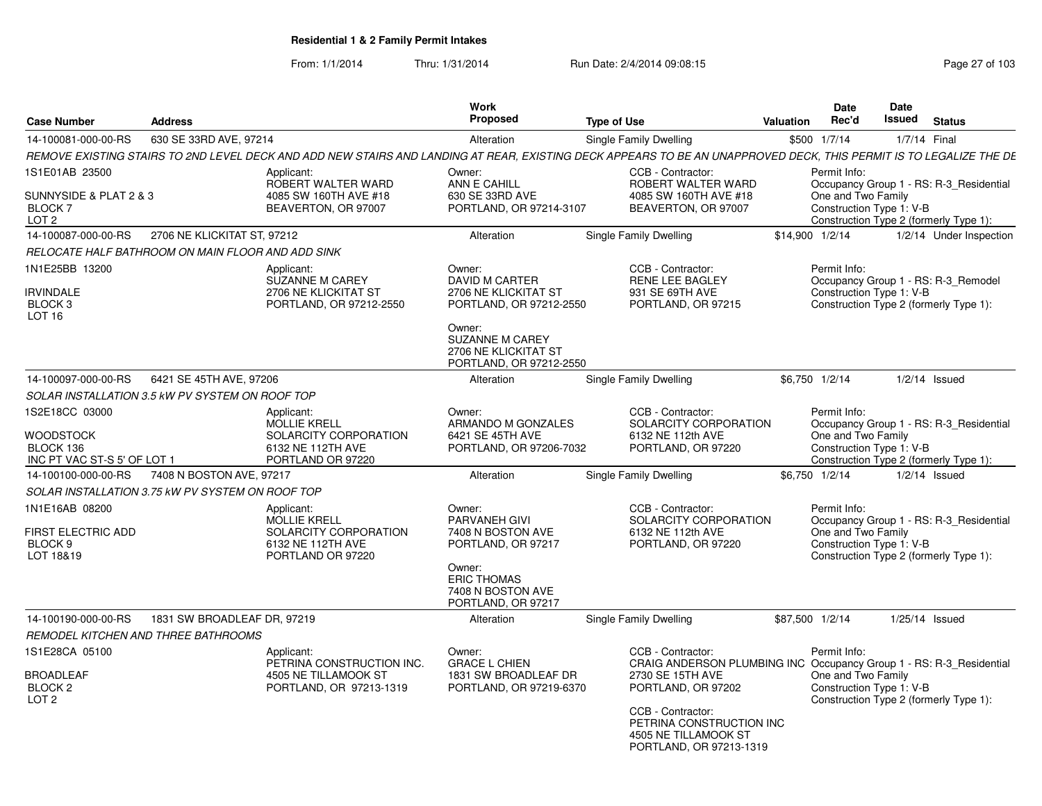# Residential 1 & 2 Family Permit Intakes

From: 1/1/2014 Thru: 1/31/2014 Run Date: 2/4/2014 09:08:15

| Case Number | Address | Work Proposed | Type of Use | Valuation | Date Rec'd | Date Issued | Status |
|---|---|---|---|---|---|---|---|
| 14-100081-000-00-RS | 630 SE 33RD AVE, 97214 | Alteration | Single Family Dwelling | $500 | 1/7/14 | 1/7/14 | Final |

REMOVE EXISTING STAIRS TO 2ND LEVEL DECK AND ADD NEW STAIRS AND LANDING AT REAR, EXISTING DECK APPEARS TO BE AN UNAPPROVED DECK, THIS PERMIT IS TO LEGALIZE THE DE

- 1S1E01AB 23500
- SUNNYSIDE & PLAT 2 & 3
- BLOCK 7
- LOT 2

Applicant: ROBERT WALTER WARD, 4085 SW 160TH AVE #18, BEAVERTON, OR 97007

Owner: ANN E CAHILL, 630 SE 33RD AVE, PORTLAND, OR 97214-3107

CCB - Contractor: ROBERT WALTER WARD, 4085 SW 160TH AVE #18, BEAVERTON, OR 97007

Permit Info: Occupancy Group 1 - RS: R-3_Residential; One and Two Family; Construction Type 1: V-B; Construction Type 2 (formerly Type 1):

| Case Number | Address | Work Proposed | Type of Use | Valuation | Date Rec'd | Date Issued | Status |
|---|---|---|---|---|---|---|---|
| 14-100087-000-00-RS | 2706 NE KLICKITAT ST, 97212 | Alteration | Single Family Dwelling | $14,900 | 1/2/14 | 1/2/14 | Under Inspection |

RELOCATE HALF BATHROOM ON MAIN FLOOR AND ADD SINK

- 1N1E25BB 13200
- IRVINDALE
- BLOCK 3
- LOT 16

Applicant: SUZANNE M CAREY, 2706 NE KLICKITAT ST, PORTLAND, OR 97212-2550

Owner: DAVID M CARTER, 2706 NE KLICKITAT ST, PORTLAND, OR 97212-2550

Owner: SUZANNE M CAREY, 2706 NE KLICKITAT ST, PORTLAND, OR 97212-2550

CCB - Contractor: RENE LEE BAGLEY, 931 SE 69TH AVE, PORTLAND, OR 97215

Permit Info: Occupancy Group 1 - RS: R-3_Remodel; Construction Type 1: V-B; Construction Type 2 (formerly Type 1):

| Case Number | Address | Work Proposed | Type of Use | Valuation | Date Rec'd | Date Issued | Status |
|---|---|---|---|---|---|---|---|
| 14-100097-000-00-RS | 6421 SE 45TH AVE, 97206 | Alteration | Single Family Dwelling | $6,750 | 1/2/14 | 1/2/14 | Issued |

SOLAR INSTALLATION 3.5 kW PV SYSTEM ON ROOF TOP

- 1S2E18CC 03000
- WOODSTOCK
- BLOCK 136
- INC PT VAC ST-S 5' OF LOT 1

Applicant: MOLLIE KRELL, SOLARCITY CORPORATION, 6132 NE 112TH AVE, PORTLAND OR 97220

Owner: ARMANDO M GONZALES, 6421 SE 45TH AVE, PORTLAND, OR 97206-7032

CCB - Contractor: SOLARCITY CORPORATION, 6132 NE 112th AVE, PORTLAND, OR 97220

Permit Info: Occupancy Group 1 - RS: R-3_Residential; One and Two Family; Construction Type 1: V-B; Construction Type 2 (formerly Type 1):

| Case Number | Address | Work Proposed | Type of Use | Valuation | Date Rec'd | Date Issued | Status |
|---|---|---|---|---|---|---|---|
| 14-100100-000-00-RS | 7408 N BOSTON AVE, 97217 | Alteration | Single Family Dwelling | $6,750 | 1/2/14 | 1/2/14 | Issued |

SOLAR INSTALLATION 3.75 kW PV SYSTEM ON ROOF TOP

- 1N1E16AB 08200
- FIRST ELECTRIC ADD
- BLOCK 9
- LOT 18&19

Applicant: MOLLIE KRELL, SOLARCITY CORPORATION, 6132 NE 112TH AVE, PORTLAND OR 97220

Owner: PARVANEH GIVI, 7408 N BOSTON AVE, PORTLAND, OR 97217

Owner: ERIC THOMAS, 7408 N BOSTON AVE, PORTLAND, OR 97217

CCB - Contractor: SOLARCITY CORPORATION, 6132 NE 112th AVE, PORTLAND, OR 97220

Permit Info: Occupancy Group 1 - RS: R-3_Residential; One and Two Family; Construction Type 1: V-B; Construction Type 2 (formerly Type 1):

| Case Number | Address | Work Proposed | Type of Use | Valuation | Date Rec'd | Date Issued | Status |
|---|---|---|---|---|---|---|---|
| 14-100190-000-00-RS | 1831 SW BROADLEAF DR, 97219 | Alteration | Single Family Dwelling | $87,500 | 1/2/14 | 1/25/14 | Issued |

REMODEL KITCHEN AND THREE BATHROOMS

- 1S1E28CA 05100
- BROADLEAF
- BLOCK 2
- LOT 2

Applicant: PETRINA CONSTRUCTION INC., 4505 NE TILLAMOOK ST, PORTLAND, OR 97213-1319

Owner: GRACE L CHIEN, 1831 SW BROADLEAF DR, PORTLAND, OR 97219-6370

CCB - Contractor: CRAIG ANDERSON PLUMBING INC, 2730 SE 15TH AVE, PORTLAND, OR 97202

CCB - Contractor: PETRINA CONSTRUCTION INC, 4505 NE TILLAMOOK ST, PORTLAND, OR 97213-1319

Permit Info: Occupancy Group 1 - RS: R-3_Residential; One and Two Family; Construction Type 1: V-B; Construction Type 2 (formerly Type 1):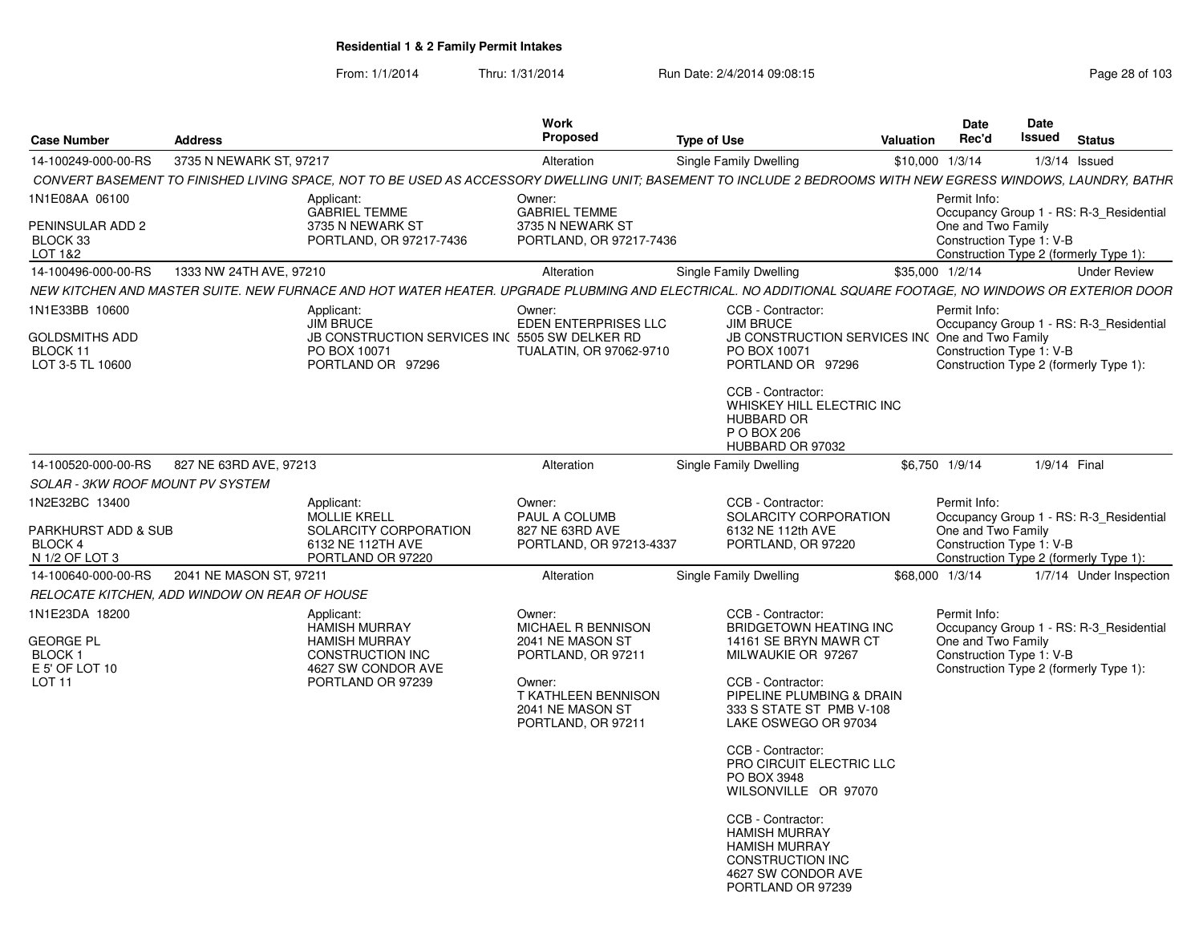# Residential 1 & 2 Family Permit Intakes

From: 1/1/2014 Thru: 1/31/2014 Run Date: 2/4/2014 09:08:15

| Case Number | Address | Work Proposed | Type of Use | Valuation | Date Rec'd | Date Issued | Status |
|---|---|---|---|---|---|---|---|
| 14-100249-000-00-RS | 3735 N NEWARK ST, 97217 | Alteration | Single Family Dwelling | $10,000 | 1/3/14 | 1/3/14 | Issued |

*CONVERT BASEMENT TO FINISHED LIVING SPACE, NOT TO BE USED AS ACCESSORY DWELLING UNIT; BASEMENT TO INCLUDE 2 BEDROOMS WITH NEW EGRESS WINDOWS, LAUNDRY, BATHR*

1N1E08AA 06100
PENINSULAR ADD 2
BLOCK 33
LOT 1&2

Applicant:
GABRIEL TEMME
3735 N NEWARK ST
PORTLAND, OR 97217-7436

Owner:
GABRIEL TEMME
3735 N NEWARK ST
PORTLAND, OR 97217-7436

Permit Info:
Occupancy Group 1 - RS: R-3_Residential One and Two Family
Construction Type 1: V-B
Construction Type 2 (formerly Type 1):

| Case Number | Address | Work Proposed | Type of Use | Valuation | Date Rec'd | Date Issued | Status |
|---|---|---|---|---|---|---|---|
| 14-100496-000-00-RS | 1333 NW 24TH AVE, 97210 | Alteration | Single Family Dwelling | $35,000 | 1/2/14 | | Under Review |

*NEW KITCHEN AND MASTER SUITE. NEW FURNACE AND HOT WATER HEATER. UPGRADE PLUBMING AND ELECTRICAL. NO ADDITIONAL SQUARE FOOTAGE, NO WINDOWS OR EXTERIOR DOOR*

1N1E33BB 10600
GOLDSMITHS ADD
BLOCK 11
LOT 3-5 TL 10600

Applicant:
JIM BRUCE
JB CONSTRUCTION SERVICES INC
PO BOX 10071
PORTLAND OR 97296

Owner:
EDEN ENTERPRISES LLC
5505 SW DELKER RD
TUALATIN, OR 97062-9710

CCB - Contractor:
JIM BRUCE
JB CONSTRUCTION SERVICES INC
PO BOX 10071
PORTLAND OR 97296

CCB - Contractor:
WHISKEY HILL ELECTRIC INC
HUBBARD OR
P O BOX 206
HUBBARD OR 97032

Permit Info:
Occupancy Group 1 - RS: R-3_Residential One and Two Family
Construction Type 1: V-B
Construction Type 2 (formerly Type 1):

| Case Number | Address | Work Proposed | Type of Use | Valuation | Date Rec'd | Date Issued | Status |
|---|---|---|---|---|---|---|---|
| 14-100520-000-00-RS | 827 NE 63RD AVE, 97213 | Alteration | Single Family Dwelling | $6,750 | 1/9/14 | 1/9/14 | Final |

*SOLAR - 3KW ROOF MOUNT PV SYSTEM*

1N2E32BC 13400
PARKHURST ADD & SUB
BLOCK 4
N 1/2 OF LOT 3

Applicant:
MOLLIE KRELL
SOLARCITY CORPORATION
6132 NE 112TH AVE
PORTLAND OR 97220

Owner:
PAUL A COLUMB
827 NE 63RD AVE
PORTLAND, OR 97213-4337

CCB - Contractor:
SOLARCITY CORPORATION
6132 NE 112th AVE
PORTLAND, OR 97220

Permit Info:
Occupancy Group 1 - RS: R-3_Residential One and Two Family
Construction Type 1: V-B
Construction Type 2 (formerly Type 1):

| Case Number | Address | Work Proposed | Type of Use | Valuation | Date Rec'd | Date Issued | Status |
|---|---|---|---|---|---|---|---|
| 14-100640-000-00-RS | 2041 NE MASON ST, 97211 | Alteration | Single Family Dwelling | $68,000 | 1/3/14 | 1/7/14 | Under Inspection |

*RELOCATE KITCHEN, ADD WINDOW ON REAR OF HOUSE*

1N1E23DA 18200
GEORGE PL
BLOCK 1
E 5' OF LOT 10
LOT 11

Applicant:
HAMISH MURRAY
HAMISH MURRAY CONSTRUCTION INC
4627 SW CONDOR AVE
PORTLAND OR 97239

Owner:
MICHAEL R BENNISON
2041 NE MASON ST
PORTLAND, OR 97211

Owner:
T KATHLEEN BENNISON
2041 NE MASON ST
PORTLAND, OR 97211

CCB - Contractor:
BRIDGETOWN HEATING INC
14161 SE BRYN MAWR CT
MILWAUKIE OR 97267

CCB - Contractor:
PIPELINE PLUMBING & DRAIN
333 S STATE ST PMB V-108
LAKE OSWEGO OR 97034

CCB - Contractor:
PRO CIRCUIT ELECTRIC LLC
PO BOX 3948
WILSONVILLE OR 97070

CCB - Contractor:
HAMISH MURRAY
HAMISH MURRAY CONSTRUCTION INC
4627 SW CONDOR AVE
PORTLAND OR 97239

Permit Info:
Occupancy Group 1 - RS: R-3_Residential One and Two Family
Construction Type 1: V-B
Construction Type 2 (formerly Type 1):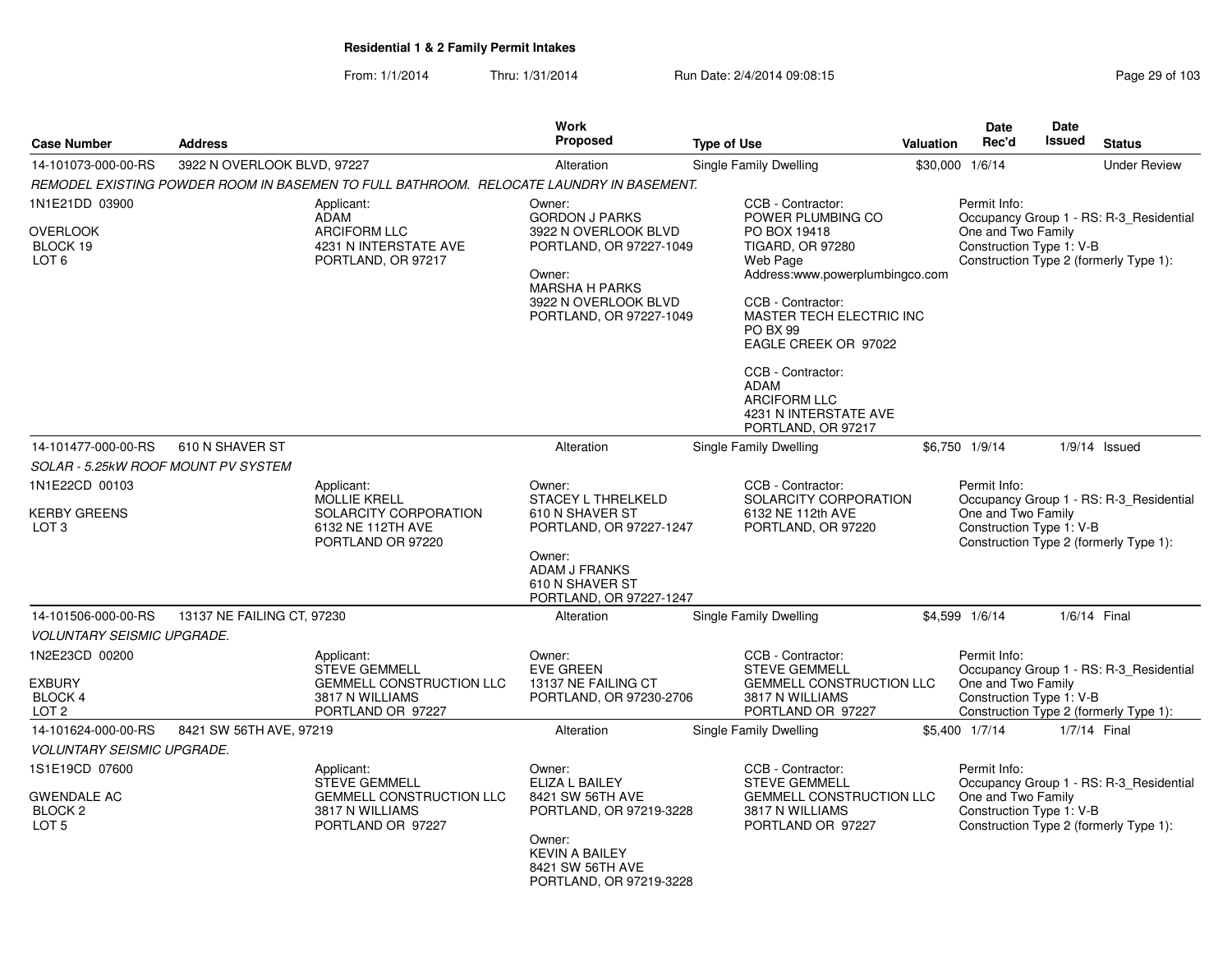# Residential 1 & 2 Family Permit Intakes

From: 1/1/2014 Thru: 1/31/2014 Run Date: 2/4/2014 09:08:15

| Case Number | Address | Work Proposed | Type of Use | Valuation | Date Rec'd | Date Issued | Status |
|---|---|---|---|---|---|---|---|
| 14-101073-000-00-RS | 3922 N OVERLOOK BLVD, 97227 | Alteration | Single Family Dwelling | $30,000 | 1/6/14 | | Under Review |

*REMODEL EXISTING POWDER ROOM IN BASEMEN TO FULL BATHROOM. RELOCATE LAUNDRY IN BASEMENT.*

1N1E21DD 03900
OVERLOOK
BLOCK 19
LOT 6

Applicant:
ADAM
ARCIFORM LLC
4231 N INTERSTATE AVE
PORTLAND, OR 97217

Owner:
GORDON J PARKS
3922 N OVERLOOK BLVD
PORTLAND, OR 97227-1049

Owner:
MARSHA H PARKS
3922 N OVERLOOK BLVD
PORTLAND, OR 97227-1049

CCB - Contractor:
POWER PLUMBING CO
PO BOX 19418
TIGARD, OR 97280
Web Page
Address:www.powerplumbingco.com

CCB - Contractor:
MASTER TECH ELECTRIC INC
PO BX 99
EAGLE CREEK OR 97022

CCB - Contractor:
ADAM
ARCIFORM LLC
4231 N INTERSTATE AVE
PORTLAND, OR 97217

Permit Info:
Occupancy Group 1 - RS: R-3_Residential
One and Two Family
Construction Type 1: V-B
Construction Type 2 (formerly Type 1):

| Case Number | Address | Work Proposed | Type of Use | Valuation | Date Rec'd | Date Issued | Status |
|---|---|---|---|---|---|---|---|
| 14-101477-000-00-RS | 610 N SHAVER ST | Alteration | Single Family Dwelling | $6,750 | 1/9/14 | 1/9/14 | Issued |

*SOLAR - 5.25kW ROOF MOUNT PV SYSTEM*

1N1E22CD 00103
KERBY GREENS
LOT 3

Applicant:
MOLLIE KRELL
SOLARCITY CORPORATION
6132 NE 112TH AVE
PORTLAND OR 97220

Owner:
STACEY L THRELKELD
610 N SHAVER ST
PORTLAND, OR 97227-1247

Owner:
ADAM J FRANKS
610 N SHAVER ST
PORTLAND, OR 97227-1247

CCB - Contractor:
SOLARCITY CORPORATION
6132 NE 112th AVE
PORTLAND, OR 97220

Permit Info:
Occupancy Group 1 - RS: R-3_Residential
One and Two Family
Construction Type 1: V-B
Construction Type 2 (formerly Type 1):

| Case Number | Address | Work Proposed | Type of Use | Valuation | Date Rec'd | Date Issued | Status |
|---|---|---|---|---|---|---|---|
| 14-101506-000-00-RS | 13137 NE FAILING CT, 97230 | Alteration | Single Family Dwelling | $4,599 | 1/6/14 | 1/6/14 | Final |

*VOLUNTARY SEISMIC UPGRADE.*

1N2E23CD 00200
EXBURY
BLOCK 4
LOT 2

Applicant:
STEVE GEMMELL
GEMMELL CONSTRUCTION LLC
3817 N WILLIAMS
PORTLAND OR 97227

Owner:
EVE GREEN
13137 NE FAILING CT
PORTLAND, OR 97230-2706

CCB - Contractor:
STEVE GEMMELL
GEMMELL CONSTRUCTION LLC
3817 N WILLIAMS
PORTLAND OR 97227

Permit Info:
Occupancy Group 1 - RS: R-3_Residential
One and Two Family
Construction Type 1: V-B
Construction Type 2 (formerly Type 1):

| Case Number | Address | Work Proposed | Type of Use | Valuation | Date Rec'd | Date Issued | Status |
|---|---|---|---|---|---|---|---|
| 14-101624-000-00-RS | 8421 SW 56TH AVE, 97219 | Alteration | Single Family Dwelling | $5,400 | 1/7/14 | 1/7/14 | Final |

*VOLUNTARY SEISMIC UPGRADE.*

1S1E19CD 07600
GWENDALE AC
BLOCK 2
LOT 5

Applicant:
STEVE GEMMELL
GEMMELL CONSTRUCTION LLC
3817 N WILLIAMS
PORTLAND OR 97227

Owner:
ELIZA L BAILEY
8421 SW 56TH AVE
PORTLAND, OR 97219-3228

Owner:
KEVIN A BAILEY
8421 SW 56TH AVE
PORTLAND, OR 97219-3228

CCB - Contractor:
STEVE GEMMELL
GEMMELL CONSTRUCTION LLC
3817 N WILLIAMS
PORTLAND OR 97227

Permit Info:
Occupancy Group 1 - RS: R-3_Residential
One and Two Family
Construction Type 1: V-B
Construction Type 2 (formerly Type 1):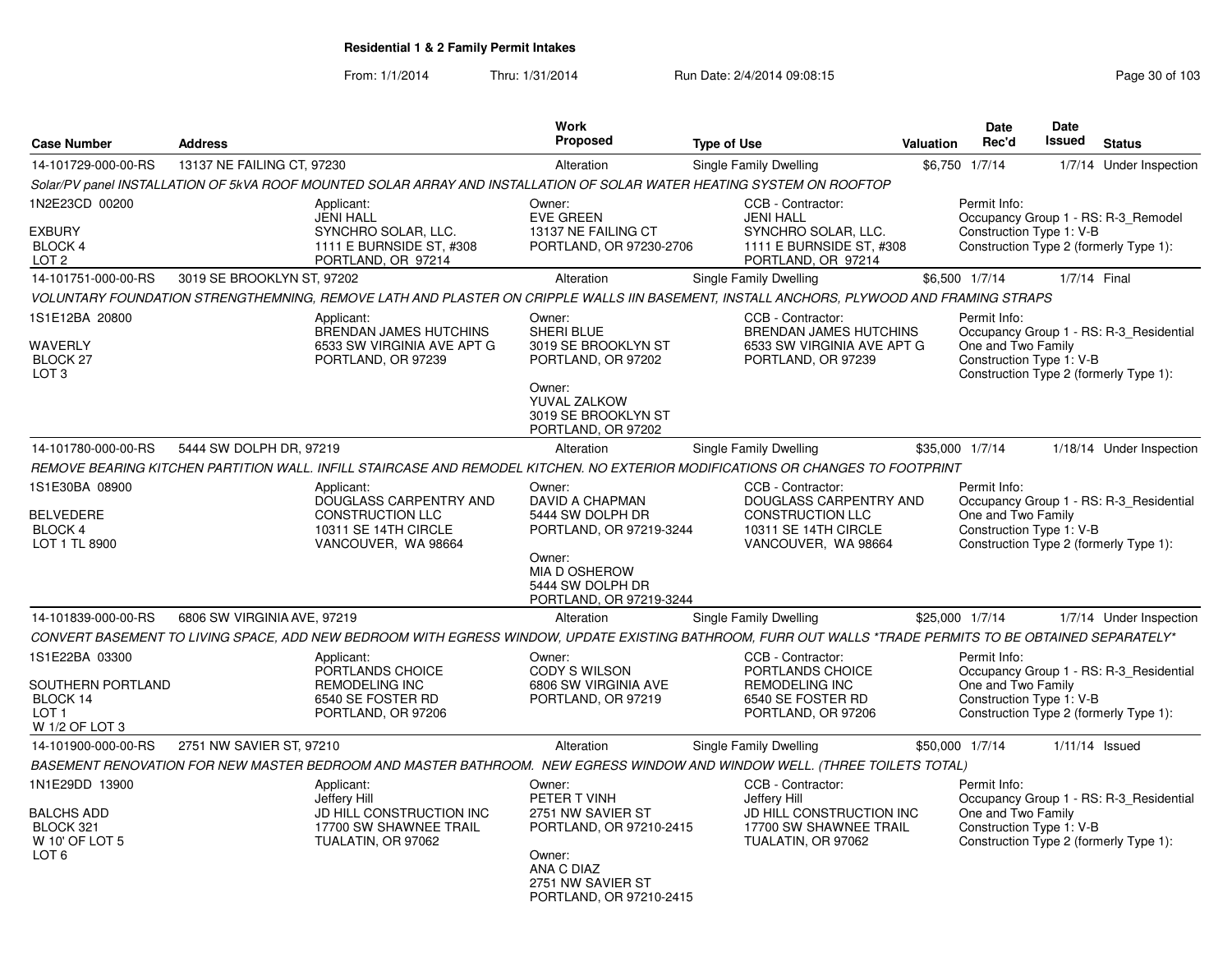**Residential 1 & 2 Family Permit Intakes**

From: 1/1/2014 Thru: 1/31/2014 Run Date: 2/4/2014 09:08:15

| Case Number | Address | Work Proposed | Type of Use | Valuation | Date Rec'd | Date Issued | Status |
|---|---|---|---|---|---|---|---|
| 14-101729-000-00-RS | 13137 NE FAILING CT, 97230 | Alteration | Single Family Dwelling | $6,750 | 1/7/14 | 1/7/14 | Under Inspection |

*Solar/PV panel INSTALLATION OF 5kVA ROOF MOUNTED SOLAR ARRAY AND INSTALLATION OF SOLAR WATER HEATING SYSTEM ON ROOFTOP*

1N2E23CD 00200
EXBURY
BLOCK 4
LOT 2

Applicant: JENI HALL, SYNCHRO SOLAR, LLC., 1111 E BURNSIDE ST, #308, PORTLAND, OR 97214

Owner: EVE GREEN, 13137 NE FAILING CT, PORTLAND, OR 97230-2706

CCB - Contractor: JENI HALL, SYNCHRO SOLAR, LLC., 1111 E BURNSIDE ST, #308, PORTLAND, OR 97214

Permit Info: Occupancy Group 1 - RS: R-3_Remodel; Construction Type 1: V-B; Construction Type 2 (formerly Type 1):

| Case Number | Address | Work Proposed | Type of Use | Valuation | Date Rec'd | Date Issued | Status |
|---|---|---|---|---|---|---|---|
| 14-101751-000-00-RS | 3019 SE BROOKLYN ST, 97202 | Alteration | Single Family Dwelling | $6,500 | 1/7/14 | 1/7/14 | Final |

*VOLUNTARY FOUNDATION STRENGTHEMNING, REMOVE LATH AND PLASTER ON CRIPPLE WALLS IIN BASEMENT, INSTALL ANCHORS, PLYWOOD AND FRAMING STRAPS*

1S1E12BA 20800
WAVERLY
BLOCK 27
LOT 3

Applicant: BRENDAN JAMES HUTCHINS, 6533 SW VIRGINIA AVE APT G, PORTLAND, OR 97239

Owner: SHERI BLUE, 3019 SE BROOKLYN ST, PORTLAND, OR 97202

Owner: YUVAL ZALKOW, 3019 SE BROOKLYN ST, PORTLAND, OR 97202

CCB - Contractor: BRENDAN JAMES HUTCHINS, 6533 SW VIRGINIA AVE APT G, PORTLAND, OR 97239

Permit Info: Occupancy Group 1 - RS: R-3_Residential One and Two Family; Construction Type 1: V-B; Construction Type 2 (formerly Type 1):

| Case Number | Address | Work Proposed | Type of Use | Valuation | Date Rec'd | Date Issued | Status |
|---|---|---|---|---|---|---|---|
| 14-101780-000-00-RS | 5444 SW DOLPH DR, 97219 | Alteration | Single Family Dwelling | $35,000 | 1/7/14 | 1/18/14 | Under Inspection |

*REMOVE BEARING KITCHEN PARTITION WALL. INFILL STAIRCASE AND REMODEL KITCHEN. NO EXTERIOR MODIFICATIONS OR CHANGES TO FOOTPRINT*

1S1E30BA 08900
BELVEDERE
BLOCK 4
LOT 1 TL 8900

Applicant: DOUGLASS CARPENTRY AND CONSTRUCTION LLC, 10311 SE 14TH CIRCLE, VANCOUVER, WA 98664

Owner: DAVID A CHAPMAN, 5444 SW DOLPH DR, PORTLAND, OR 97219-3244

Owner: MIA D OSHEROW, 5444 SW DOLPH DR, PORTLAND, OR 97219-3244

CCB - Contractor: DOUGLASS CARPENTRY AND CONSTRUCTION LLC, 10311 SE 14TH CIRCLE, VANCOUVER, WA 98664

Permit Info: Occupancy Group 1 - RS: R-3_Residential One and Two Family; Construction Type 1: V-B; Construction Type 2 (formerly Type 1):

| Case Number | Address | Work Proposed | Type of Use | Valuation | Date Rec'd | Date Issued | Status |
|---|---|---|---|---|---|---|---|
| 14-101839-000-00-RS | 6806 SW VIRGINIA AVE, 97219 | Alteration | Single Family Dwelling | $25,000 | 1/7/14 | 1/7/14 | Under Inspection |

*CONVERT BASEMENT TO LIVING SPACE, ADD NEW BEDROOM WITH EGRESS WINDOW, UPDATE EXISTING BATHROOM, FURR OUT WALLS *TRADE PERMITS TO BE OBTAINED SEPARATELY**

1S1E22BA 03300
SOUTHERN PORTLAND
BLOCK 14
LOT 1
W 1/2 OF LOT 3

Applicant: PORTLANDS CHOICE REMODELING INC, 6540 SE FOSTER RD, PORTLAND, OR 97206

Owner: CODY S WILSON, 6806 SW VIRGINIA AVE, PORTLAND, OR 97219

CCB - Contractor: PORTLANDS CHOICE REMODELING INC, 6540 SE FOSTER RD, PORTLAND, OR 97206

Permit Info: Occupancy Group 1 - RS: R-3_Residential One and Two Family; Construction Type 1: V-B; Construction Type 2 (formerly Type 1):

| Case Number | Address | Work Proposed | Type of Use | Valuation | Date Rec'd | Date Issued | Status |
|---|---|---|---|---|---|---|---|
| 14-101900-000-00-RS | 2751 NW SAVIER ST, 97210 | Alteration | Single Family Dwelling | $50,000 | 1/7/14 | 1/11/14 | Issued |

*BASEMENT RENOVATION FOR NEW MASTER BEDROOM AND MASTER BATHROOM. NEW EGRESS WINDOW AND WINDOW WELL. (THREE TOILETS TOTAL)*

1N1E29DD 13900
BALCHS ADD
BLOCK 321
W 10' OF LOT 5
LOT 6

Applicant: Jeffery Hill, JD HILL CONSTRUCTION INC, 17700 SW SHAWNEE TRAIL, TUALATIN, OR 97062

Owner: PETER T VINH, 2751 NW SAVIER ST, PORTLAND, OR 97210-2415

Owner: ANA C DIAZ, 2751 NW SAVIER ST, PORTLAND, OR 97210-2415

CCB - Contractor: Jeffery Hill, JD HILL CONSTRUCTION INC, 17700 SW SHAWNEE TRAIL, TUALATIN, OR 97062

Permit Info: Occupancy Group 1 - RS: R-3_Residential One and Two Family; Construction Type 1: V-B; Construction Type 2 (formerly Type 1):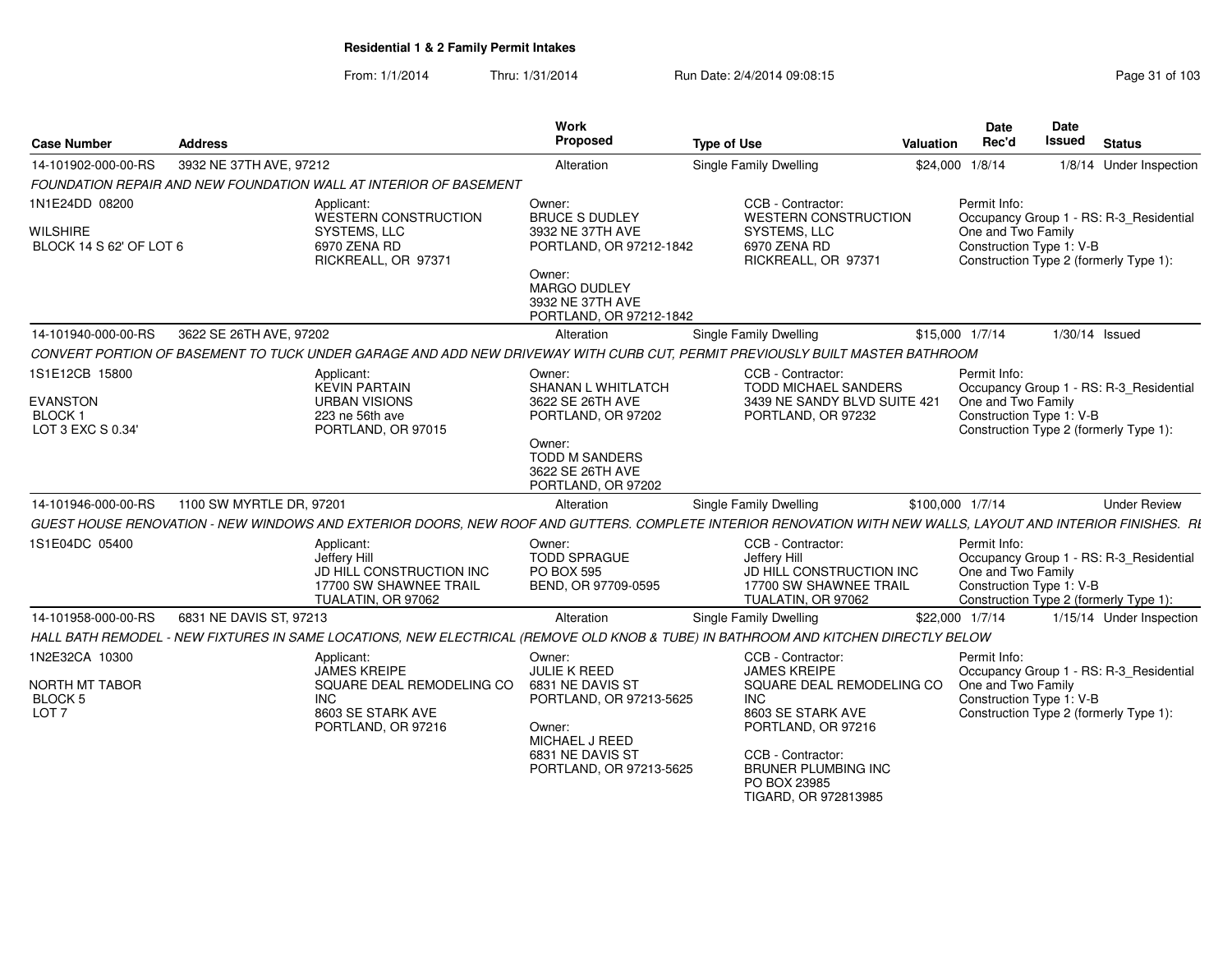**Residential 1 & 2 Family Permit Intakes**

From: 1/1/2014 Thru: 1/31/2014 Run Date: 2/4/2014 09:08:15

| Case Number | Address | Work Proposed | Type of Use | Valuation | Date Rec'd | Date Issued | Status |
|---|---|---|---|---|---|---|---|
| 14-101902-000-00-RS | 3932 NE 37TH AVE, 97212 | Alteration | Single Family Dwelling | $24,000 | 1/8/14 | 1/8/14 | Under Inspection |
| 14-101940-000-00-RS | 3622 SE 26TH AVE, 97202 | Alteration | Single Family Dwelling | $15,000 | 1/7/14 | 1/30/14 | Issued |
| 14-101946-000-00-RS | 1100 SW MYRTLE DR, 97201 | Alteration | Single Family Dwelling | $100,000 | 1/7/14 | | Under Review |
| 14-101958-000-00-RS | 6831 NE DAVIS ST, 97213 | Alteration | Single Family Dwelling | $22,000 | 1/7/14 | 1/15/14 | Under Inspection |

**14-101902-000-00-RS** — *FOUNDATION REPAIR AND NEW FOUNDATION WALL AT INTERIOR OF BASEMENT*

- 1N1E24DD 08200 — WILSHIRE, BLOCK 14 S 62' OF LOT 6
- Applicant: WESTERN CONSTRUCTION SYSTEMS, LLC, 6970 ZENA RD, RICKREALL, OR 97371
- Owner: BRUCE S DUDLEY, 3932 NE 37TH AVE, PORTLAND, OR 97212-1842
- Owner: MARGO DUDLEY, 3932 NE 37TH AVE, PORTLAND, OR 97212-1842
- CCB - Contractor: WESTERN CONSTRUCTION SYSTEMS, LLC, 6970 ZENA RD, RICKREALL, OR 97371
- Permit Info: Occupancy Group 1 - RS: R-3_Residential One and Two Family; Construction Type 1: V-B; Construction Type 2 (formerly Type 1):

**14-101940-000-00-RS** — *CONVERT PORTION OF BASEMENT TO TUCK UNDER GARAGE AND ADD NEW DRIVEWAY WITH CURB CUT, PERMIT PREVIOUSLY BUILT MASTER BATHROOM*

- 1S1E12CB 15800 — EVANSTON, BLOCK 1, LOT 3 EXC S 0.34'
- Applicant: KEVIN PARTAIN, URBAN VISIONS, 223 ne 56th ave, PORTLAND, OR 97015
- Owner: SHANAN L WHITLATCH, 3622 SE 26TH AVE, PORTLAND, OR 97202
- Owner: TODD M SANDERS, 3622 SE 26TH AVE, PORTLAND, OR 97202
- CCB - Contractor: TODD MICHAEL SANDERS, 3439 NE SANDY BLVD SUITE 421, PORTLAND, OR 97232
- Permit Info: Occupancy Group 1 - RS: R-3_Residential One and Two Family; Construction Type 1: V-B; Construction Type 2 (formerly Type 1):

**14-101946-000-00-RS** — *GUEST HOUSE RENOVATION - NEW WINDOWS AND EXTERIOR DOORS, NEW ROOF AND GUTTERS. COMPLETE INTERIOR RENOVATION WITH NEW WALLS, LAYOUT AND INTERIOR FINISHES. RE*

- 1S1E04DC 05400
- Applicant: Jeffery Hill, JD HILL CONSTRUCTION INC, 17700 SW SHAWNEE TRAIL, TUALATIN, OR 97062
- Owner: TODD SPRAGUE, PO BOX 595, BEND, OR 97709-0595
- CCB - Contractor: Jeffery Hill, JD HILL CONSTRUCTION INC, 17700 SW SHAWNEE TRAIL, TUALATIN, OR 97062
- Permit Info: Occupancy Group 1 - RS: R-3_Residential One and Two Family; Construction Type 1: V-B; Construction Type 2 (formerly Type 1):

**14-101958-000-00-RS** — *HALL BATH REMODEL - NEW FIXTURES IN SAME LOCATIONS, NEW ELECTRICAL (REMOVE OLD KNOB & TUBE) IN BATHROOM AND KITCHEN DIRECTLY BELOW*

- 1N2E32CA 10300 — NORTH MT TABOR, BLOCK 5, LOT 7
- Applicant: JAMES KREIPE, SQUARE DEAL REMODELING CO INC, 8603 SE STARK AVE, PORTLAND, OR 97216
- Owner: JULIE K REED, 6831 NE DAVIS ST, PORTLAND, OR 97213-5625
- Owner: MICHAEL J REED, 6831 NE DAVIS ST, PORTLAND, OR 97213-5625
- CCB - Contractor: JAMES KREIPE, SQUARE DEAL REMODELING CO INC, 8603 SE STARK AVE, PORTLAND, OR 97216
- CCB - Contractor: BRUNER PLUMBING INC, PO BOX 23985, TIGARD, OR 972813985
- Permit Info: Occupancy Group 1 - RS: R-3_Residential One and Two Family; Construction Type 1: V-B; Construction Type 2 (formerly Type 1):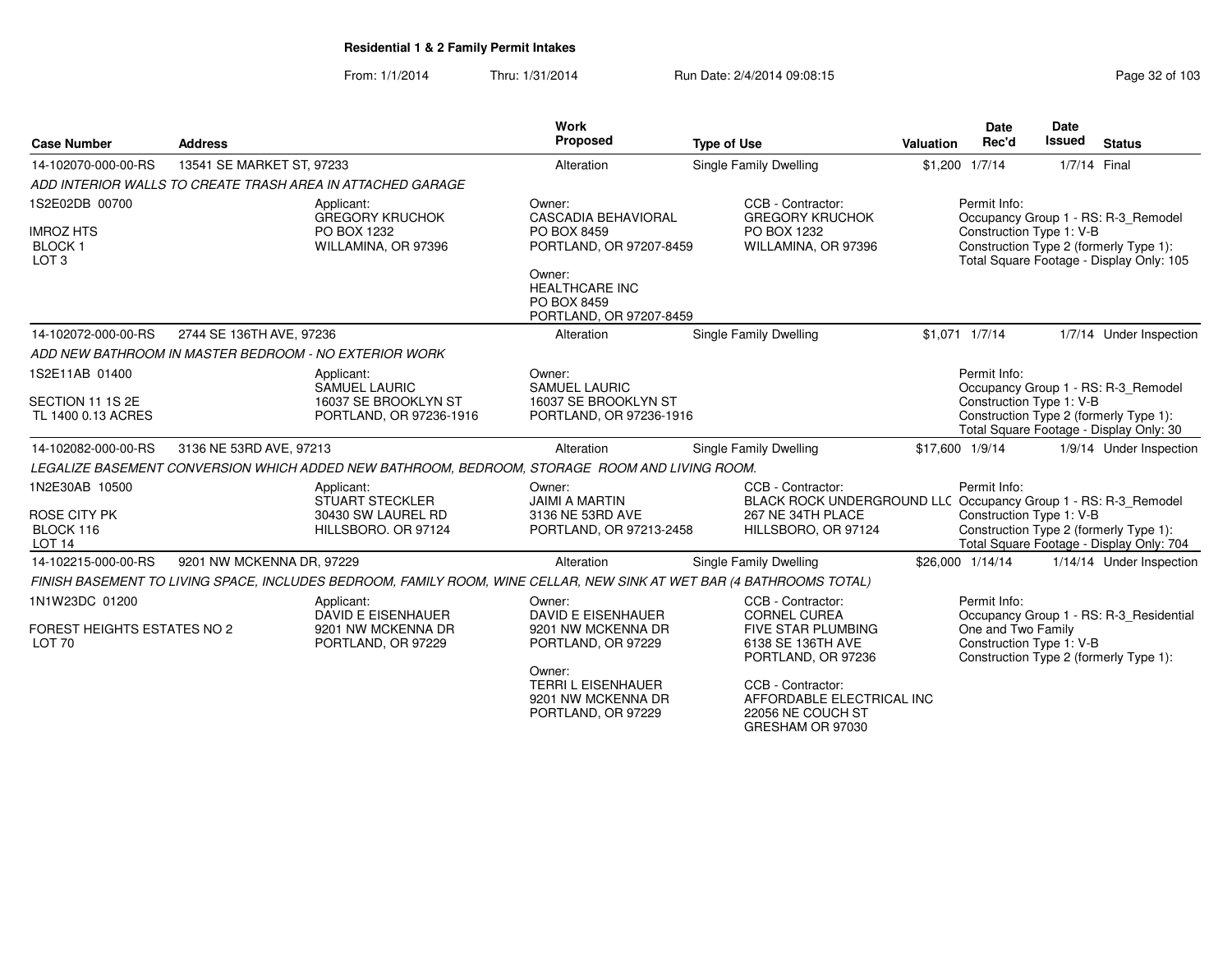## Residential 1 & 2 Family Permit Intakes

From: 1/1/2014 Thru: 1/31/2014 Run Date: 2/4/2014 09:08:15

| Case Number | Address | Work Proposed | Type of Use | Valuation | Date Rec'd | Date Issued | Status |
|---|---|---|---|---|---|---|---|
| 14-102070-000-00-RS | 13541 SE MARKET ST, 97233 | Alteration | Single Family Dwelling | $1,200 | 1/7/14 | 1/7/14 | Final |

*ADD INTERIOR WALLS TO CREATE TRASH AREA IN ATTACHED GARAGE*

1S2E02DB 00700
IMROZ HTS
BLOCK 1
LOT 3

Applicant:
GREGORY KRUCHOK
PO BOX 1232
WILLAMINA, OR 97396

Owner:
CASCADIA BEHAVIORAL
PO BOX 8459
PORTLAND, OR 97207-8459

Owner:
HEALTHCARE INC
PO BOX 8459
PORTLAND, OR 97207-8459

CCB - Contractor:
GREGORY KRUCHOK
PO BOX 1232
WILLAMINA, OR 97396

Permit Info:
Occupancy Group 1 - RS: R-3_Remodel
Construction Type 1: V-B
Construction Type 2 (formerly Type 1):
Total Square Footage - Display Only: 105

| Case Number | Address | Work Proposed | Type of Use | Valuation | Date Rec'd | Date Issued | Status |
|---|---|---|---|---|---|---|---|
| 14-102072-000-00-RS | 2744 SE 136TH AVE, 97236 | Alteration | Single Family Dwelling | $1,071 | 1/7/14 | 1/7/14 | Under Inspection |

*ADD NEW BATHROOM IN MASTER BEDROOM - NO EXTERIOR WORK*

1S2E11AB 01400
SECTION 11 1S 2E
TL 1400 0.13 ACRES

Applicant:
SAMUEL LAURIC
16037 SE BROOKLYN ST
PORTLAND, OR 97236-1916

Owner:
SAMUEL LAURIC
16037 SE BROOKLYN ST
PORTLAND, OR 97236-1916

Permit Info:
Occupancy Group 1 - RS: R-3_Remodel
Construction Type 1: V-B
Construction Type 2 (formerly Type 1):
Total Square Footage - Display Only: 30

| Case Number | Address | Work Proposed | Type of Use | Valuation | Date Rec'd | Date Issued | Status |
|---|---|---|---|---|---|---|---|
| 14-102082-000-00-RS | 3136 NE 53RD AVE, 97213 | Alteration | Single Family Dwelling | $17,600 | 1/9/14 | 1/9/14 | Under Inspection |

*LEGALIZE BASEMENT CONVERSION WHICH ADDED NEW BATHROOM, BEDROOM, STORAGE ROOM AND LIVING ROOM.*

1N2E30AB 10500
ROSE CITY PK
BLOCK 116
LOT 14

Applicant:
STUART STECKLER
30430 SW LAUREL RD
HILLSBORO. OR 97124

Owner:
JAIMI A MARTIN
3136 NE 53RD AVE
PORTLAND, OR 97213-2458

CCB - Contractor:
BLACK ROCK UNDERGROUND LLC
267 NE 34TH PLACE
HILLSBORO, OR 97124

Permit Info:
Occupancy Group 1 - RS: R-3_Remodel
Construction Type 1: V-B
Construction Type 2 (formerly Type 1):
Total Square Footage - Display Only: 704

| Case Number | Address | Work Proposed | Type of Use | Valuation | Date Rec'd | Date Issued | Status |
|---|---|---|---|---|---|---|---|
| 14-102215-000-00-RS | 9201 NW MCKENNA DR, 97229 | Alteration | Single Family Dwelling | $26,000 | 1/14/14 | 1/14/14 | Under Inspection |

*FINISH BASEMENT TO LIVING SPACE, INCLUDES BEDROOM, FAMILY ROOM, WINE CELLAR, NEW SINK AT WET BAR (4 BATHROOMS TOTAL)*

1N1W23DC 01200
FOREST HEIGHTS ESTATES NO 2
LOT 70

Applicant:
DAVID E EISENHAUER
9201 NW MCKENNA DR
PORTLAND, OR 97229

Owner:
DAVID E EISENHAUER
9201 NW MCKENNA DR
PORTLAND, OR 97229

Owner:
TERRI L EISENHAUER
9201 NW MCKENNA DR
PORTLAND, OR 97229

CCB - Contractor:
CORNEL CUREA
FIVE STAR PLUMBING
6138 SE 136TH AVE
PORTLAND, OR 97236

CCB - Contractor:
AFFORDABLE ELECTRICAL INC
22056 NE COUCH ST
GRESHAM OR 97030

Permit Info:
Occupancy Group 1 - RS: R-3_Residential One and Two Family
Construction Type 1: V-B
Construction Type 2 (formerly Type 1):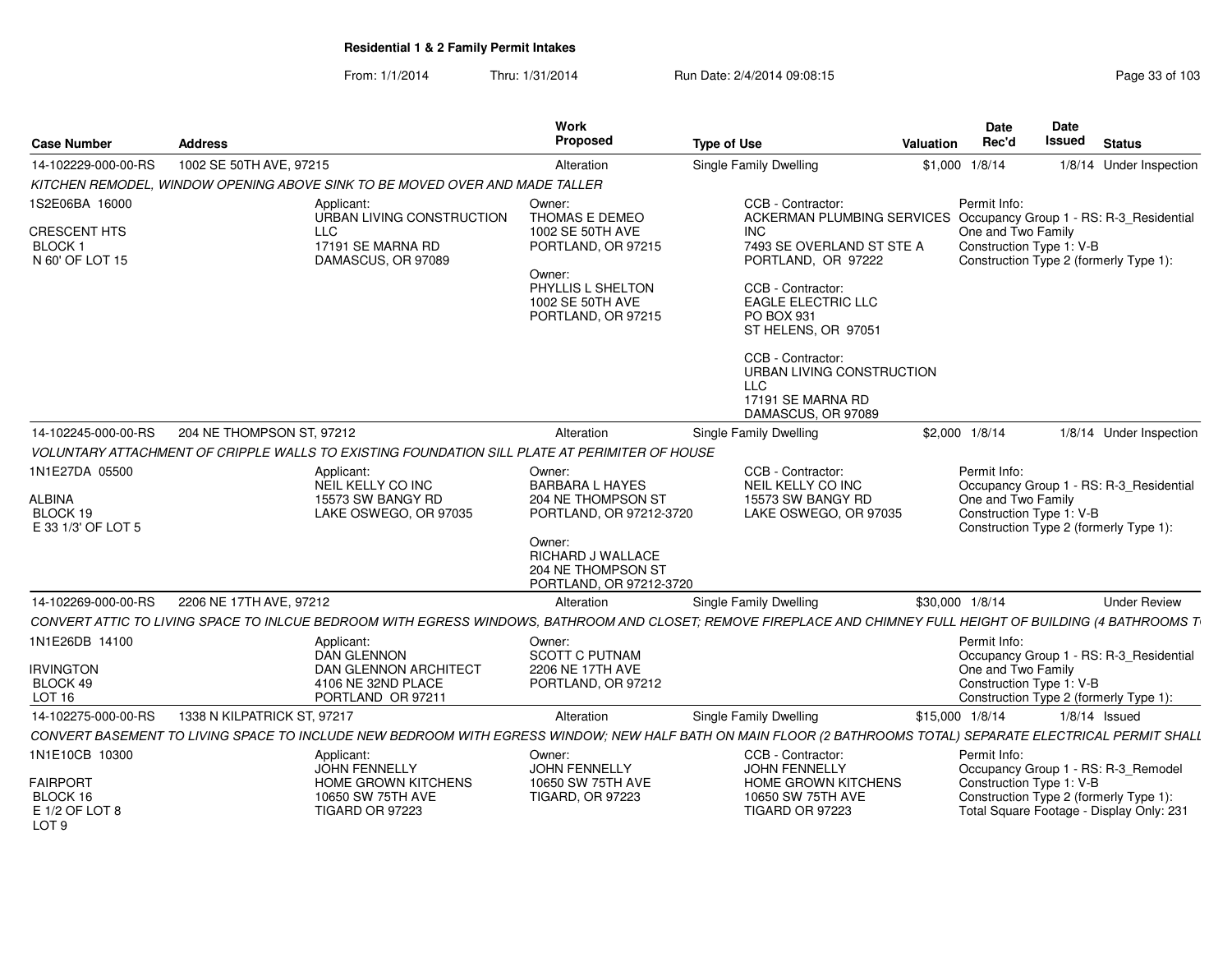# Residential 1 & 2 Family Permit Intakes

From: 1/1/2014 Thru: 1/31/2014 Run Date: 2/4/2014 09:08:15

| Case Number | Address | Work Proposed | Type of Use | Valuation | Date Rec'd | Date Issued | Status |
|---|---|---|---|---|---|---|---|
| 14-102229-000-00-RS | 1002 SE 50TH AVE, 97215 | Alteration | Single Family Dwelling | $1,000 | 1/8/14 | 1/8/14 | Under Inspection |

KITCHEN REMODEL, WINDOW OPENING ABOVE SINK TO BE MOVED OVER AND MADE TALLER

1S2E06BA 16000
CRESCENT HTS
BLOCK 1
N 60' OF LOT 15

Applicant:
URBAN LIVING CONSTRUCTION LLC
17191 SE MARNA RD
DAMASCUS, OR 97089

Owner:
THOMAS E DEMEO
1002 SE 50TH AVE
PORTLAND, OR 97215

Owner:
PHYLLIS L SHELTON
1002 SE 50TH AVE
PORTLAND, OR 97215

CCB - Contractor:
ACKERMAN PLUMBING SERVICES INC
7493 SE OVERLAND ST STE A
PORTLAND, OR 97222

CCB - Contractor:
EAGLE ELECTRIC LLC
PO BOX 931
ST HELENS, OR 97051

CCB - Contractor:
URBAN LIVING CONSTRUCTION LLC
17191 SE MARNA RD
DAMASCUS, OR 97089

Permit Info:
Occupancy Group 1 - RS: R-3_Residential One and Two Family
Construction Type 1: V-B
Construction Type 2 (formerly Type 1):

| Case Number | Address | Work Proposed | Type of Use | Valuation | Date Rec'd | Date Issued | Status |
|---|---|---|---|---|---|---|---|
| 14-102245-000-00-RS | 204 NE THOMPSON ST, 97212 | Alteration | Single Family Dwelling | $2,000 | 1/8/14 | 1/8/14 | Under Inspection |

VOLUNTARY ATTACHMENT OF CRIPPLE WALLS TO EXISTING FOUNDATION SILL PLATE AT PERIMITER OF HOUSE

1N1E27DA 05500
ALBINA
BLOCK 19
E 33 1/3' OF LOT 5

Applicant:
NEIL KELLY CO INC
15573 SW BANGY RD
LAKE OSWEGO, OR 97035

Owner:
BARBARA L HAYES
204 NE THOMPSON ST
PORTLAND, OR 97212-3720

Owner:
RICHARD J WALLACE
204 NE THOMPSON ST
PORTLAND, OR 97212-3720

CCB - Contractor:
NEIL KELLY CO INC
15573 SW BANGY RD
LAKE OSWEGO, OR 97035

Permit Info:
Occupancy Group 1 - RS: R-3_Residential One and Two Family
Construction Type 1: V-B
Construction Type 2 (formerly Type 1):

| Case Number | Address | Work Proposed | Type of Use | Valuation | Date Rec'd | Date Issued | Status |
|---|---|---|---|---|---|---|---|
| 14-102269-000-00-RS | 2206 NE 17TH AVE, 97212 | Alteration | Single Family Dwelling | $30,000 | 1/8/14 | | Under Review |

CONVERT ATTIC TO LIVING SPACE TO INLCUE BEDROOM WITH EGRESS WINDOWS, BATHROOM AND CLOSET; REMOVE FIREPLACE AND CHIMNEY FULL HEIGHT OF BUILDING (4 BATHROOMS T

1N1E26DB 14100
IRVINGTON
BLOCK 49
LOT 16

Applicant:
DAN GLENNON
DAN GLENNON ARCHITECT
4106 NE 32ND PLACE
PORTLAND OR 97211

Owner:
SCOTT C PUTNAM
2206 NE 17TH AVE
PORTLAND, OR 97212

Permit Info:
Occupancy Group 1 - RS: R-3_Residential One and Two Family
Construction Type 1: V-B
Construction Type 2 (formerly Type 1):

| Case Number | Address | Work Proposed | Type of Use | Valuation | Date Rec'd | Date Issued | Status |
|---|---|---|---|---|---|---|---|
| 14-102275-000-00-RS | 1338 N KILPATRICK ST, 97217 | Alteration | Single Family Dwelling | $15,000 | 1/8/14 | 1/8/14 | Issued |

CONVERT BASEMENT TO LIVING SPACE TO INCLUDE NEW BEDROOM WITH EGRESS WINDOW; NEW HALF BATH ON MAIN FLOOR (2 BATHROOMS TOTAL) SEPARATE ELECTRICAL PERMIT SHALL

1N1E10CB 10300
FAIRPORT
BLOCK 16
E 1/2 OF LOT 8
LOT 9

Applicant:
JOHN FENNELLY
HOME GROWN KITCHENS
10650 SW 75TH AVE
TIGARD OR 97223

Owner:
JOHN FENNELLY
10650 SW 75TH AVE
TIGARD, OR 97223

CCB - Contractor:
JOHN FENNELLY
HOME GROWN KITCHENS
10650 SW 75TH AVE
TIGARD OR 97223

Permit Info:
Occupancy Group 1 - RS: R-3_Remodel
Construction Type 1: V-B
Construction Type 2 (formerly Type 1):
Total Square Footage - Display Only: 231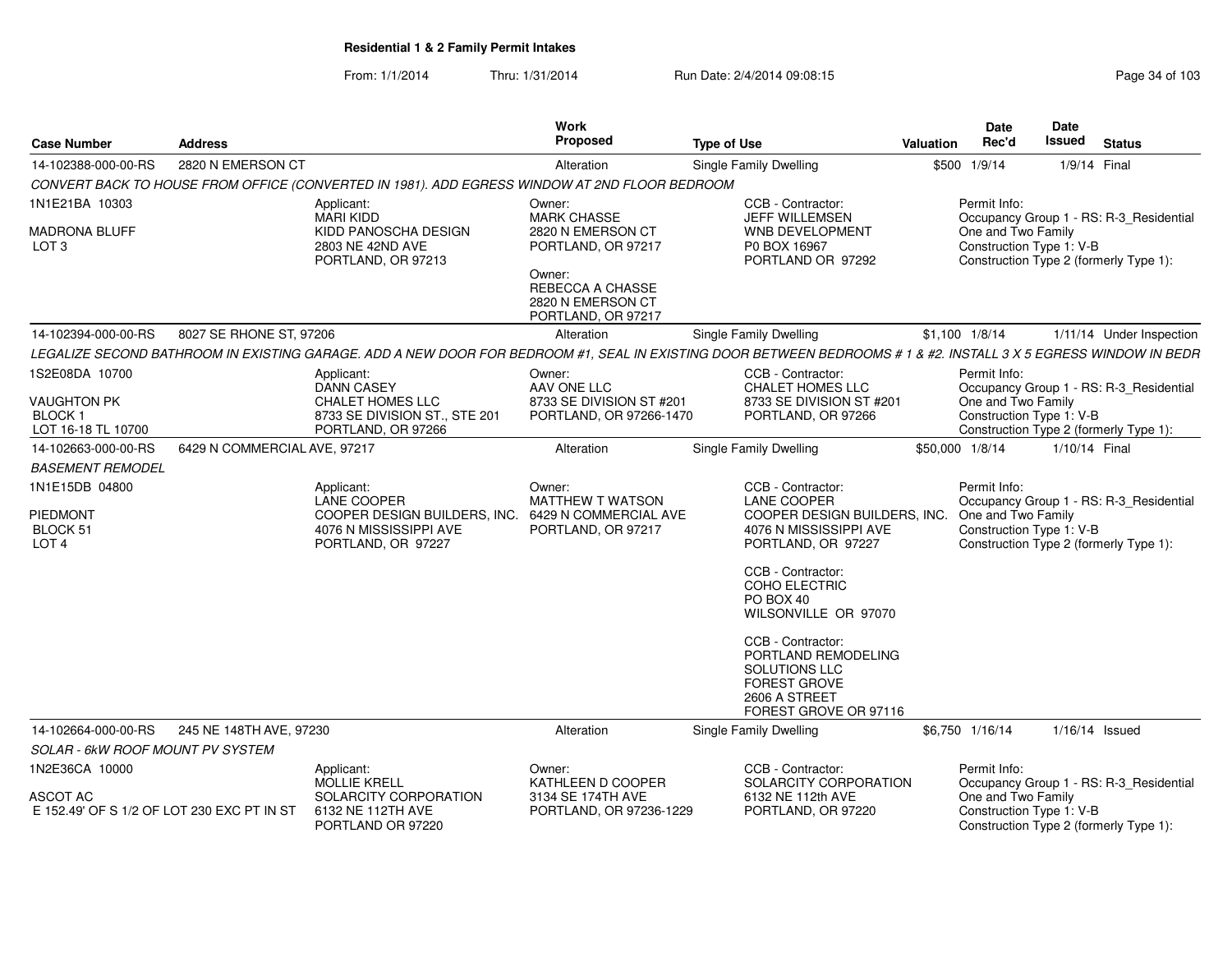**Residential 1 & 2 Family Permit Intakes**

From: 1/1/2014 Thru: 1/31/2014 Run Date: 2/4/2014 09:08:15

| Case Number | Address | | Work Proposed | Type of Use | Valuation | Date Rec'd | Date Issued | Status |
|---|---|---|---|---|---|---|---|---|
| 14-102388-000-00-RS | 2820 N EMERSON CT | | Alteration | Single Family Dwelling | $500 | 1/9/14 | 1/9/14 | Final |

*CONVERT BACK TO HOUSE FROM OFFICE (CONVERTED IN 1981). ADD EGRESS WINDOW AT 2ND FLOOR BEDROOM*

1N1E21BA 10303
MADRONA BLUFF
LOT 3

Applicant:
MARI KIDD
KIDD PANOSCHA DESIGN
2803 NE 42ND AVE
PORTLAND, OR 97213

Owner:
MARK CHASSE
2820 N EMERSON CT
PORTLAND, OR 97217

Owner:
REBECCA A CHASSE
2820 N EMERSON CT
PORTLAND, OR 97217

CCB - Contractor:
JEFF WILLEMSEN
WNB DEVELOPMENT
P0 BOX 16967
PORTLAND OR 97292

Permit Info:
Occupancy Group 1 - RS: R-3_Residential One and Two Family
Construction Type 1: V-B
Construction Type 2 (formerly Type 1):

| Case Number | Address | | Work Proposed | Type of Use | Valuation | Date Rec'd | Date Issued | Status |
|---|---|---|---|---|---|---|---|---|
| 14-102394-000-00-RS | 8027 SE RHONE ST, 97206 | | Alteration | Single Family Dwelling | $1,100 | 1/8/14 | 1/11/14 | Under Inspection |

*LEGALIZE SECOND BATHROOM IN EXISTING GARAGE. ADD A NEW DOOR FOR BEDROOM #1, SEAL IN EXISTING DOOR BETWEEN BEDROOMS # 1 & #2. INSTALL 3 X 5 EGRESS WINDOW IN BEDR*

1S2E08DA 10700
VAUGHTON PK
BLOCK 1
LOT 16-18 TL 10700

Applicant:
DANN CASEY
CHALET HOMES LLC
8733 SE DIVISION ST., STE 201
PORTLAND, OR 97266

Owner:
AAV ONE LLC
8733 SE DIVISION ST #201
PORTLAND, OR 97266-1470

CCB - Contractor:
CHALET HOMES LLC
8733 SE DIVISION ST #201
PORTLAND, OR 97266

Permit Info:
Occupancy Group 1 - RS: R-3_Residential One and Two Family
Construction Type 1: V-B
Construction Type 2 (formerly Type 1):

| Case Number | Address | | Work Proposed | Type of Use | Valuation | Date Rec'd | Date Issued | Status |
|---|---|---|---|---|---|---|---|---|
| 14-102663-000-00-RS | 6429 N COMMERCIAL AVE, 97217 | | Alteration | Single Family Dwelling | $50,000 | 1/8/14 | 1/10/14 | Final |

*BASEMENT REMODEL*

1N1E15DB 04800
PIEDMONT
BLOCK 51
LOT 4

Applicant:
LANE COOPER
COOPER DESIGN BUILDERS, INC.
4076 N MISSISSIPPI AVE
PORTLAND, OR 97227

Owner:
MATTHEW T WATSON
6429 N COMMERCIAL AVE
PORTLAND, OR 97217

CCB - Contractor:
LANE COOPER
COOPER DESIGN BUILDERS, INC.
4076 N MISSISSIPPI AVE
PORTLAND, OR 97227

CCB - Contractor:
COHO ELECTRIC
PO BOX 40
WILSONVILLE OR 97070

CCB - Contractor:
PORTLAND REMODELING SOLUTIONS LLC
FOREST GROVE
2606 A STREET
FOREST GROVE OR 97116

Permit Info:
Occupancy Group 1 - RS: R-3_Residential One and Two Family
Construction Type 1: V-B
Construction Type 2 (formerly Type 1):

| Case Number | Address | | Work Proposed | Type of Use | Valuation | Date Rec'd | Date Issued | Status |
|---|---|---|---|---|---|---|---|---|
| 14-102664-000-00-RS | 245 NE 148TH AVE, 97230 | | Alteration | Single Family Dwelling | $6,750 | 1/16/14 | 1/16/14 | Issued |

*SOLAR - 6kW ROOF MOUNT PV SYSTEM*

1N2E36CA 10000
ASCOT AC
E 152.49' OF S 1/2 OF LOT 230 EXC PT IN ST

Applicant:
MOLLIE KRELL
SOLARCITY CORPORATION
6132 NE 112TH AVE
PORTLAND OR 97220

Owner:
KATHLEEN D COOPER
3134 SE 174TH AVE
PORTLAND, OR 97236-1229

CCB - Contractor:
SOLARCITY CORPORATION
6132 NE 112th AVE
PORTLAND, OR 97220

Permit Info:
Occupancy Group 1 - RS: R-3_Residential One and Two Family
Construction Type 1: V-B
Construction Type 2 (formerly Type 1):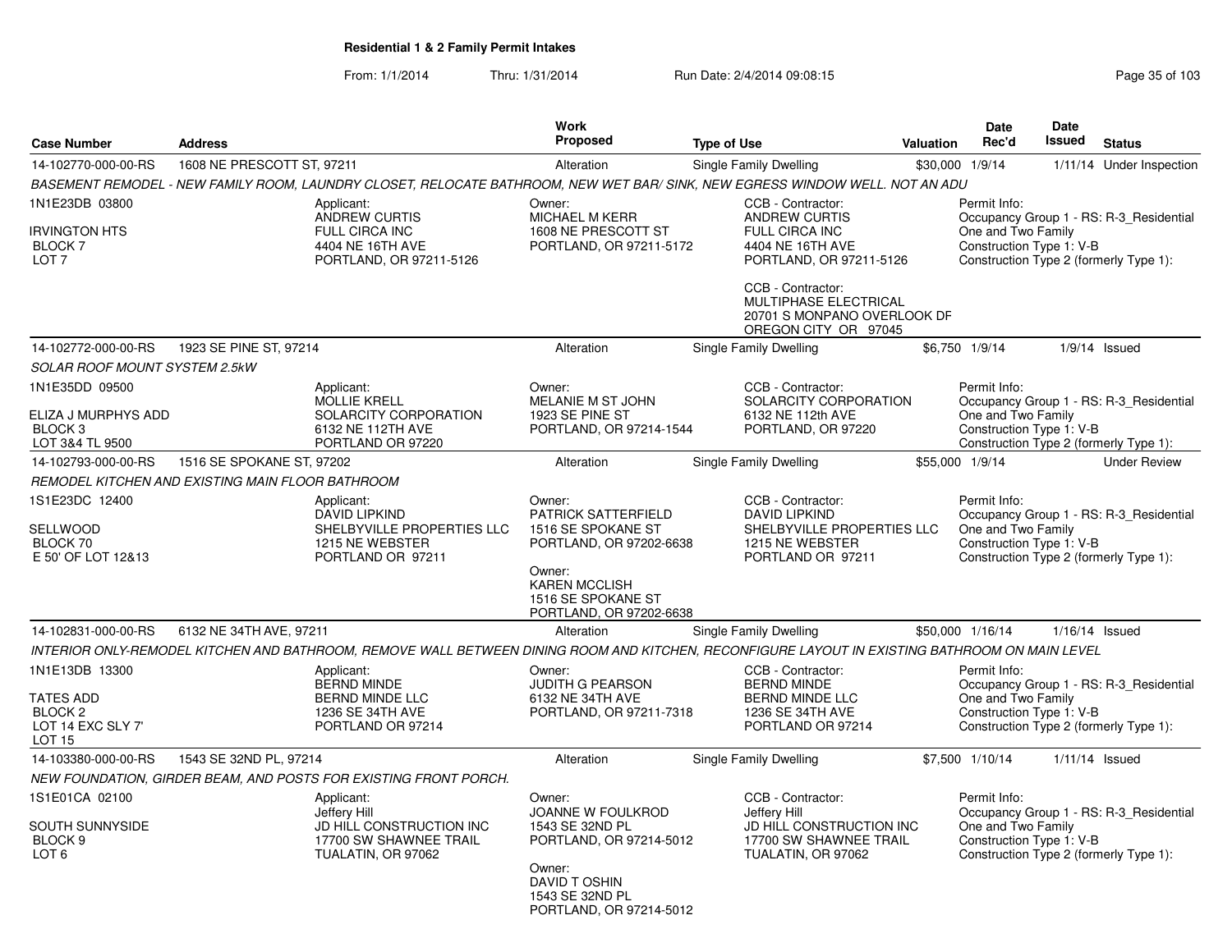# Residential 1 & 2 Family Permit Intakes

From: 1/1/2014 Thru: 1/31/2014 Run Date: 2/4/2014 09:08:15

| Case Number | Address | Work Proposed | Type of Use | Valuation | Date Rec'd | Date Issued | Status |
|---|---|---|---|---|---|---|---|
| 14-102770-000-00-RS | 1608 NE PRESCOTT ST, 97211 | Alteration | Single Family Dwelling | $30,000 | 1/9/14 | 1/11/14 | Under Inspection |

BASEMENT REMODEL - NEW FAMILY ROOM, LAUNDRY CLOSET, RELOCATE BATHROOM, NEW WET BAR/ SINK, NEW EGRESS WINDOW WELL. NOT AN ADU

1N1E23DB 03800
IRVINGTON HTS
BLOCK 7
LOT 7

Applicant:
ANDREW CURTIS
FULL CIRCA INC
4404 NE 16TH AVE
PORTLAND, OR 97211-5126

Owner:
MICHAEL M KERR
1608 NE PRESCOTT ST
PORTLAND, OR 97211-5172

CCB - Contractor:
ANDREW CURTIS
FULL CIRCA INC
4404 NE 16TH AVE
PORTLAND, OR 97211-5126

CCB - Contractor:
MULTIPHASE ELECTRICAL
20701 S MONPANO OVERLOOK DF
OREGON CITY OR 97045

Permit Info:
Occupancy Group 1 - RS: R-3_Residential One and Two Family
Construction Type 1: V-B
Construction Type 2 (formerly Type 1):

| Case Number | Address | Work Proposed | Type of Use | Valuation | Date Rec'd | Date Issued | Status |
|---|---|---|---|---|---|---|---|
| 14-102772-000-00-RS | 1923 SE PINE ST, 97214 | Alteration | Single Family Dwelling | $6,750 | 1/9/14 | 1/9/14 | Issued |

SOLAR ROOF MOUNT SYSTEM 2.5kW

1N1E35DD 09500
ELIZA J MURPHYS ADD
BLOCK 3
LOT 3&4 TL 9500

Applicant:
MOLLIE KRELL
SOLARCITY CORPORATION
6132 NE 112TH AVE
PORTLAND OR 97220

Owner:
MELANIE M ST JOHN
1923 SE PINE ST
PORTLAND, OR 97214-1544

CCB - Contractor:
SOLARCITY CORPORATION
6132 NE 112th AVE
PORTLAND, OR 97220

Permit Info:
Occupancy Group 1 - RS: R-3_Residential One and Two Family
Construction Type 1: V-B
Construction Type 2 (formerly Type 1):

| Case Number | Address | Work Proposed | Type of Use | Valuation | Date Rec'd | Date Issued | Status |
|---|---|---|---|---|---|---|---|
| 14-102793-000-00-RS | 1516 SE SPOKANE ST, 97202 | Alteration | Single Family Dwelling | $55,000 | 1/9/14 | | Under Review |

REMODEL KITCHEN AND EXISTING MAIN FLOOR BATHROOM

1S1E23DC 12400
SELLWOOD
BLOCK 70
E 50' OF LOT 12&13

Applicant:
DAVID LIPKIND
SHELBYVILLE PROPERTIES LLC
1215 NE WEBSTER
PORTLAND OR 97211

Owner:
PATRICK SATTERFIELD
1516 SE SPOKANE ST
PORTLAND, OR 97202-6638

Owner:
KAREN MCCLISH
1516 SE SPOKANE ST
PORTLAND, OR 97202-6638

CCB - Contractor:
DAVID LIPKIND
SHELBYVILLE PROPERTIES LLC
1215 NE WEBSTER
PORTLAND OR 97211

Permit Info:
Occupancy Group 1 - RS: R-3_Residential One and Two Family
Construction Type 1: V-B
Construction Type 2 (formerly Type 1):

| Case Number | Address | Work Proposed | Type of Use | Valuation | Date Rec'd | Date Issued | Status |
|---|---|---|---|---|---|---|---|
| 14-102831-000-00-RS | 6132 NE 34TH AVE, 97211 | Alteration | Single Family Dwelling | $50,000 | 1/16/14 | 1/16/14 | Issued |

INTERIOR ONLY-REMODEL KITCHEN AND BATHROOM, REMOVE WALL BETWEEN DINING ROOM AND KITCHEN, RECONFIGURE LAYOUT IN EXISTING BATHROOM ON MAIN LEVEL

1N1E13DB 13300
TATES ADD
BLOCK 2
LOT 14 EXC SLY 7'
LOT 15

Applicant:
BERND MINDE
BERND MINDE LLC
1236 SE 34TH AVE
PORTLAND OR 97214

Owner:
JUDITH G PEARSON
6132 NE 34TH AVE
PORTLAND, OR 97211-7318

CCB - Contractor:
BERND MINDE
BERND MINDE LLC
1236 SE 34TH AVE
PORTLAND OR 97214

Permit Info:
Occupancy Group 1 - RS: R-3_Residential One and Two Family
Construction Type 1: V-B
Construction Type 2 (formerly Type 1):

| Case Number | Address | Work Proposed | Type of Use | Valuation | Date Rec'd | Date Issued | Status |
|---|---|---|---|---|---|---|---|
| 14-103380-000-00-RS | 1543 SE 32ND PL, 97214 | Alteration | Single Family Dwelling | $7,500 | 1/10/14 | 1/11/14 | Issued |

NEW FOUNDATION, GIRDER BEAM, AND POSTS FOR EXISTING FRONT PORCH.

1S1E01CA 02100
SOUTH SUNNYSIDE
BLOCK 9
LOT 6

Applicant:
Jeffery Hill
JD HILL CONSTRUCTION INC
17700 SW SHAWNEE TRAIL
TUALATIN, OR 97062

Owner:
JOANNE W FOULKROD
1543 SE 32ND PL
PORTLAND, OR 97214-5012

Owner:
DAVID T OSHIN
1543 SE 32ND PL
PORTLAND, OR 97214-5012

CCB - Contractor:
Jeffery Hill
JD HILL CONSTRUCTION INC
17700 SW SHAWNEE TRAIL
TUALATIN, OR 97062

Permit Info:
Occupancy Group 1 - RS: R-3_Residential One and Two Family
Construction Type 1: V-B
Construction Type 2 (formerly Type 1):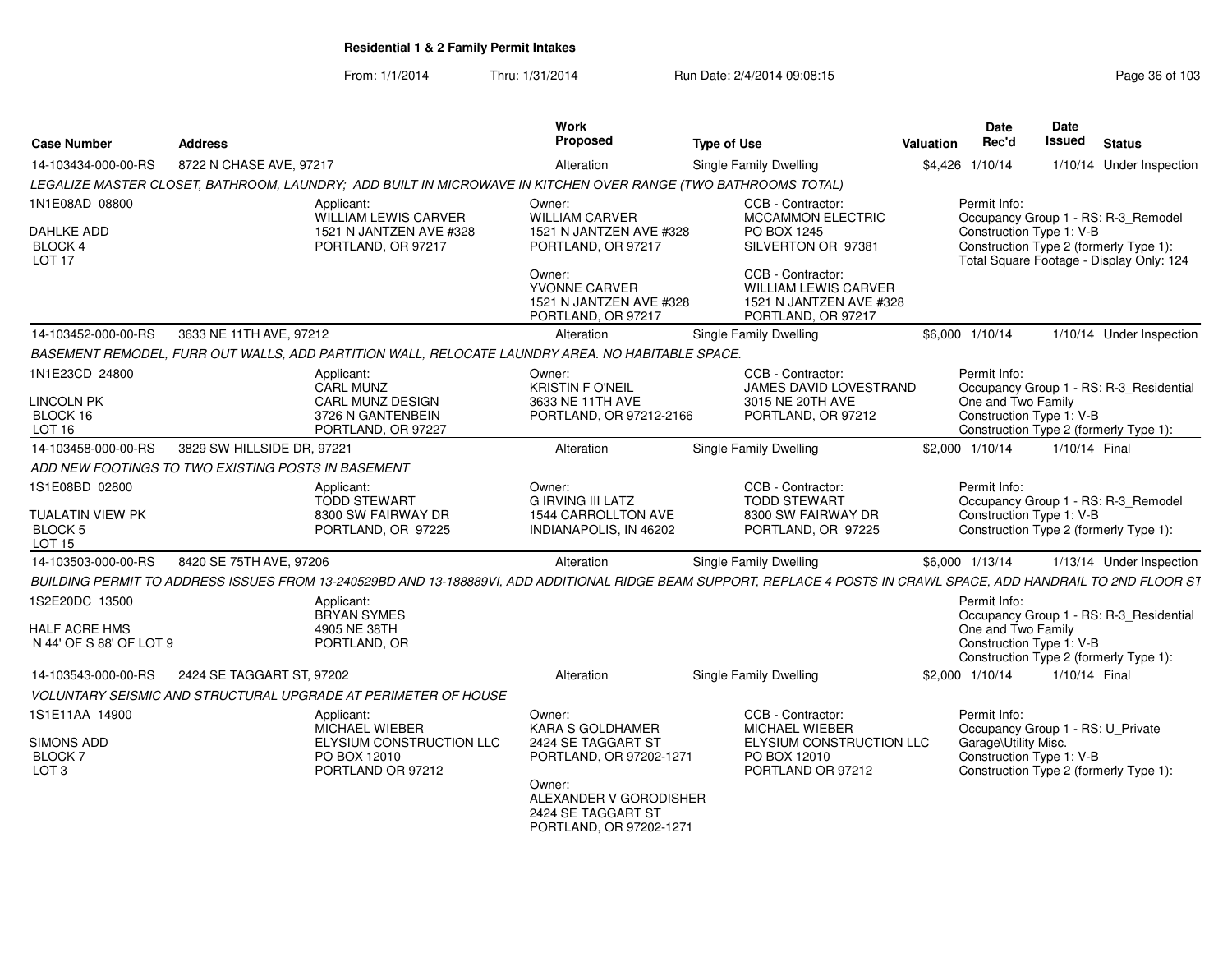**Residential 1 & 2 Family Permit Intakes**

From: 1/1/2014 Thru: 1/31/2014 Run Date: 2/4/2014 09:08:15

| Case Number | Address | Work Proposed | Type of Use | Valuation | Date Rec'd | Date Issued | Status |
|---|---|---|---|---|---|---|---|
| 14-103434-000-00-RS | 8722 N CHASE AVE, 97217 | Alteration | Single Family Dwelling | $4,426 | 1/10/14 | 1/10/14 | Under Inspection |

*LEGALIZE MASTER CLOSET, BATHROOM, LAUNDRY; ADD BUILT IN MICROWAVE IN KITCHEN OVER RANGE (TWO BATHROOMS TOTAL)*

1N1E08AD 08800
DAHLKE ADD
BLOCK 4
LOT 17

Applicant: WILLIAM LEWIS CARVER, 1521 N JANTZEN AVE #328, PORTLAND, OR 97217

Owner: WILLIAM CARVER, 1521 N JANTZEN AVE #328, PORTLAND, OR 97217

Owner: YVONNE CARVER, 1521 N JANTZEN AVE #328, PORTLAND, OR 97217

CCB - Contractor: MCCAMMON ELECTRIC, PO BOX 1245, SILVERTON OR 97381

CCB - Contractor: WILLIAM LEWIS CARVER, 1521 N JANTZEN AVE #328, PORTLAND, OR 97217

Permit Info: Occupancy Group 1 - RS: R-3_Remodel; Construction Type 1: V-B; Construction Type 2 (formerly Type 1):; Total Square Footage - Display Only: 124

---

| Case Number | Address | Work Proposed | Type of Use | Valuation | Date Rec'd | Date Issued | Status |
|---|---|---|---|---|---|---|---|
| 14-103452-000-00-RS | 3633 NE 11TH AVE, 97212 | Alteration | Single Family Dwelling | $6,000 | 1/10/14 | 1/10/14 | Under Inspection |

*BASEMENT REMODEL, FURR OUT WALLS, ADD PARTITION WALL, RELOCATE LAUNDRY AREA. NO HABITABLE SPACE.*

1N1E23CD 24800
LINCOLN PK
BLOCK 16
LOT 16

Applicant: CARL MUNZ, CARL MUNZ DESIGN, 3726 N GANTENBEIN, PORTLAND, OR 97227

Owner: KRISTIN F O'NEIL, 3633 NE 11TH AVE, PORTLAND, OR 97212-2166

CCB - Contractor: JAMES DAVID LOVESTRAND, 3015 NE 20TH AVE, PORTLAND, OR 97212

Permit Info: Occupancy Group 1 - RS: R-3_Residential One and Two Family; Construction Type 1: V-B; Construction Type 2 (formerly Type 1):

---

| Case Number | Address | Work Proposed | Type of Use | Valuation | Date Rec'd | Date Issued | Status |
|---|---|---|---|---|---|---|---|
| 14-103458-000-00-RS | 3829 SW HILLSIDE DR, 97221 | Alteration | Single Family Dwelling | $2,000 | 1/10/14 | 1/10/14 | Final |

*ADD NEW FOOTINGS TO TWO EXISTING POSTS IN BASEMENT*

1S1E08BD 02800
TUALATIN VIEW PK
BLOCK 5
LOT 15

Applicant: TODD STEWART, 8300 SW FAIRWAY DR, PORTLAND, OR 97225

Owner: G IRVING III LATZ, 1544 CARROLLTON AVE, INDIANAPOLIS, IN 46202

CCB - Contractor: TODD STEWART, 8300 SW FAIRWAY DR, PORTLAND, OR 97225

Permit Info: Occupancy Group 1 - RS: R-3_Remodel; Construction Type 1: V-B; Construction Type 2 (formerly Type 1):

---

| Case Number | Address | Work Proposed | Type of Use | Valuation | Date Rec'd | Date Issued | Status |
|---|---|---|---|---|---|---|---|
| 14-103503-000-00-RS | 8420 SE 75TH AVE, 97206 | Alteration | Single Family Dwelling | $6,000 | 1/13/14 | 1/13/14 | Under Inspection |

*BUILDING PERMIT TO ADDRESS ISSUES FROM 13-240529BD AND 13-188889VI, ADD ADDITIONAL RIDGE BEAM SUPPORT, REPLACE 4 POSTS IN CRAWL SPACE, ADD HANDRAIL TO 2ND FLOOR ST*

1S2E20DC 13500
HALF ACRE HMS
N 44' OF S 88' OF LOT 9

Applicant: BRYAN SYMES, 4905 NE 38TH, PORTLAND, OR

Permit Info: Occupancy Group 1 - RS: R-3_Residential One and Two Family; Construction Type 1: V-B; Construction Type 2 (formerly Type 1):

---

| Case Number | Address | Work Proposed | Type of Use | Valuation | Date Rec'd | Date Issued | Status |
|---|---|---|---|---|---|---|---|
| 14-103543-000-00-RS | 2424 SE TAGGART ST, 97202 | Alteration | Single Family Dwelling | $2,000 | 1/10/14 | 1/10/14 | Final |

*VOLUNTARY SEISMIC AND STRUCTURAL UPGRADE AT PERIMETER OF HOUSE*

1S1E11AA 14900
SIMONS ADD
BLOCK 7
LOT 3

Applicant: MICHAEL WIEBER, ELYSIUM CONSTRUCTION LLC, PO BOX 12010, PORTLAND OR 97212

Owner: KARA S GOLDHAMER, 2424 SE TAGGART ST, PORTLAND, OR 97202-1271

Owner: ALEXANDER V GORODISHER, 2424 SE TAGGART ST, PORTLAND, OR 97202-1271

CCB - Contractor: MICHAEL WIEBER, ELYSIUM CONSTRUCTION LLC, PO BOX 12010, PORTLAND OR 97212

Permit Info: Occupancy Group 1 - RS: U_Private Garage\Utility Misc.; Construction Type 1: V-B; Construction Type 2 (formerly Type 1):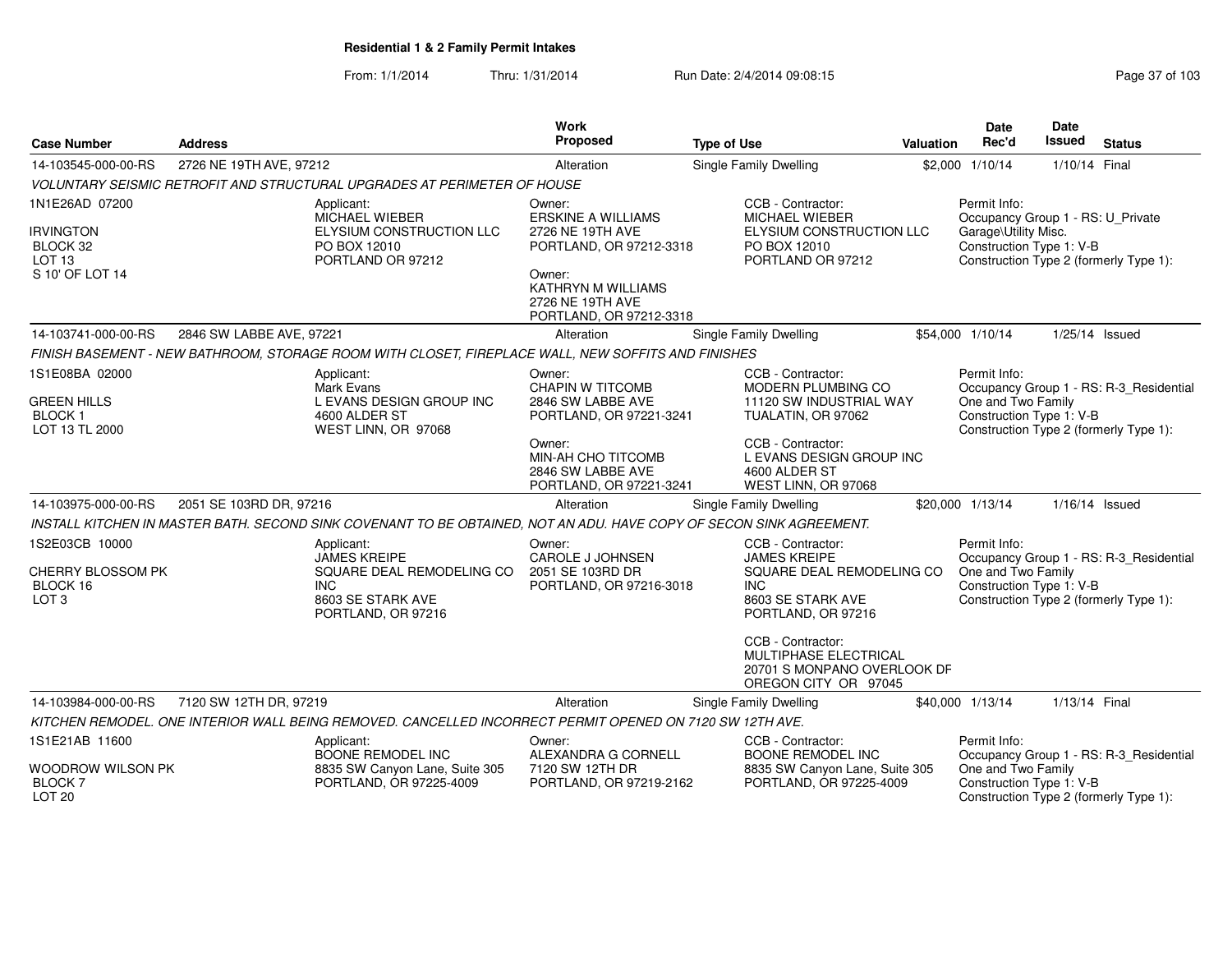# Residential 1 & 2 Family Permit Intakes

From: 1/1/2014 Thru: 1/31/2014 Run Date: 2/4/2014 09:08:15

| Case Number | Address | Work Proposed | Type of Use | Valuation | Date Rec'd | Date Issued | Status |
|---|---|---|---|---|---|---|---|
| 14-103545-000-00-RS | 2726 NE 19TH AVE, 97212 | Alteration | Single Family Dwelling | $2,000 | 1/10/14 | 1/10/14 | Final |

*VOLUNTARY SEISMIC RETROFIT AND STRUCTURAL UPGRADES AT PERIMETER OF HOUSE*

1N1E26AD 07200
IRVINGTON
BLOCK 32
LOT 13
S 10' OF LOT 14

Applicant:
MICHAEL WIEBER
ELYSIUM CONSTRUCTION LLC
PO BOX 12010
PORTLAND OR 97212

Owner:
ERSKINE A WILLIAMS
2726 NE 19TH AVE
PORTLAND, OR 97212-3318

Owner:
KATHRYN M WILLIAMS
2726 NE 19TH AVE
PORTLAND, OR 97212-3318

CCB - Contractor:
MICHAEL WIEBER
ELYSIUM CONSTRUCTION LLC
PO BOX 12010
PORTLAND OR 97212

Permit Info:
Occupancy Group 1 - RS: U_Private Garage\Utility Misc.
Construction Type 1: V-B
Construction Type 2 (formerly Type 1):

| Case Number | Address | Work Proposed | Type of Use | Valuation | Date Rec'd | Date Issued | Status |
|---|---|---|---|---|---|---|---|
| 14-103741-000-00-RS | 2846 SW LABBE AVE, 97221 | Alteration | Single Family Dwelling | $54,000 | 1/10/14 | 1/25/14 | Issued |

*FINISH BASEMENT - NEW BATHROOM, STORAGE ROOM WITH CLOSET, FIREPLACE WALL, NEW SOFFITS AND FINISHES*

1S1E08BA 02000
GREEN HILLS
BLOCK 1
LOT 13 TL 2000

Applicant:
Mark Evans
L EVANS DESIGN GROUP INC
4600 ALDER ST
WEST LINN, OR 97068

Owner:
CHAPIN W TITCOMB
2846 SW LABBE AVE
PORTLAND, OR 97221-3241

Owner:
MIN-AH CHO TITCOMB
2846 SW LABBE AVE
PORTLAND, OR 97221-3241

CCB - Contractor:
MODERN PLUMBING CO
11120 SW INDUSTRIAL WAY
TUALATIN, OR 97062

CCB - Contractor:
L EVANS DESIGN GROUP INC
4600 ALDER ST
WEST LINN, OR 97068

Permit Info:
Occupancy Group 1 - RS: R-3_Residential One and Two Family
Construction Type 1: V-B
Construction Type 2 (formerly Type 1):

| Case Number | Address | Work Proposed | Type of Use | Valuation | Date Rec'd | Date Issued | Status |
|---|---|---|---|---|---|---|---|
| 14-103975-000-00-RS | 2051 SE 103RD DR, 97216 | Alteration | Single Family Dwelling | $20,000 | 1/13/14 | 1/16/14 | Issued |

*INSTALL KITCHEN IN MASTER BATH. SECOND SINK COVENANT TO BE OBTAINED, NOT AN ADU. HAVE COPY OF SECON SINK AGREEMENT.*

1S2E03CB 10000
CHERRY BLOSSOM PK
BLOCK 16
LOT 3

Applicant:
JAMES KREIPE
SQUARE DEAL REMODELING CO INC
8603 SE STARK AVE
PORTLAND, OR 97216

Owner:
CAROLE J JOHNSEN
2051 SE 103RD DR
PORTLAND, OR 97216-3018

CCB - Contractor:
JAMES KREIPE
SQUARE DEAL REMODELING CO INC
8603 SE STARK AVE
PORTLAND, OR 97216

CCB - Contractor:
MULTIPHASE ELECTRICAL
20701 S MONPANO OVERLOOK DF
OREGON CITY OR 97045

Permit Info:
Occupancy Group 1 - RS: R-3_Residential One and Two Family
Construction Type 1: V-B
Construction Type 2 (formerly Type 1):

| Case Number | Address | Work Proposed | Type of Use | Valuation | Date Rec'd | Date Issued | Status |
|---|---|---|---|---|---|---|---|
| 14-103984-000-00-RS | 7120 SW 12TH DR, 97219 | Alteration | Single Family Dwelling | $40,000 | 1/13/14 | 1/13/14 | Final |

*KITCHEN REMODEL. ONE INTERIOR WALL BEING REMOVED. CANCELLED INCORRECT PERMIT OPENED ON 7120 SW 12TH AVE.*

1S1E21AB 11600
WOODROW WILSON PK
BLOCK 7
LOT 20

Applicant:
BOONE REMODEL INC
8835 SW Canyon Lane, Suite 305
PORTLAND, OR 97225-4009

Owner:
ALEXANDRA G CORNELL
7120 SW 12TH DR
PORTLAND, OR 97219-2162

CCB - Contractor:
BOONE REMODEL INC
8835 SW Canyon Lane, Suite 305
PORTLAND, OR 97225-4009

Permit Info:
Occupancy Group 1 - RS: R-3_Residential One and Two Family
Construction Type 1: V-B
Construction Type 2 (formerly Type 1):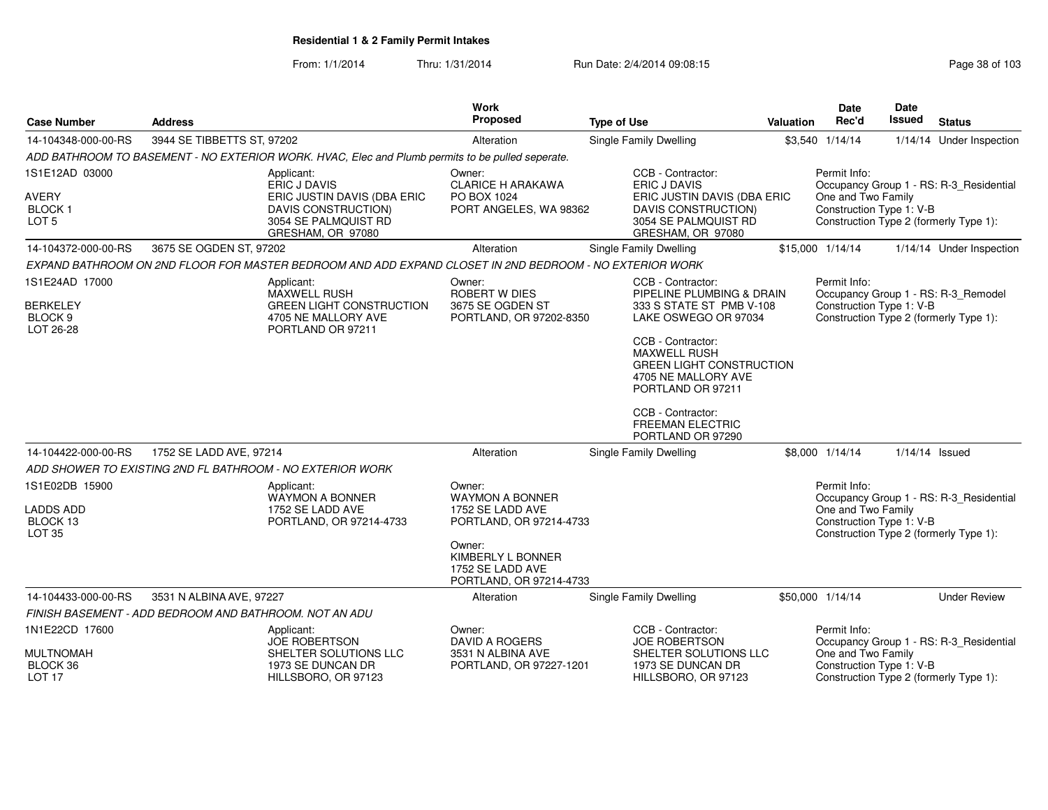**Residential 1 & 2 Family Permit Intakes**

From: 1/1/2014 Thru: 1/31/2014 Run Date: 2/4/2014 09:08:15

| Case Number | Address | Work Proposed | Type of Use | Valuation | Date Rec'd | Date Issued | Status |
|---|---|---|---|---|---|---|---|
| 14-104348-000-00-RS | 3944 SE TIBBETTS ST, 97202 | Alteration | Single Family Dwelling | $3,540 | 1/14/14 | 1/14/14 | Under Inspection |

*ADD BATHROOM TO BASEMENT - NO EXTERIOR WORK. HVAC, Elec and Plumb permits to be pulled seperate.*

1S1E12AD 03000
AVERY
BLOCK 1
LOT 5

Applicant:
ERIC J DAVIS
ERIC JUSTIN DAVIS (DBA ERIC DAVIS CONSTRUCTION)
3054 SE PALMQUIST RD
GRESHAM, OR 97080

Owner:
CLARICE H ARAKAWA
PO BOX 1024
PORT ANGELES, WA 98362

CCB - Contractor:
ERIC J DAVIS
ERIC JUSTIN DAVIS (DBA ERIC DAVIS CONSTRUCTION)
3054 SE PALMQUIST RD
GRESHAM, OR 97080

Permit Info:
Occupancy Group 1 - RS: R-3_Residential One and Two Family
Construction Type 1: V-B
Construction Type 2 (formerly Type 1):

| Case Number | Address | Work Proposed | Type of Use | Valuation | Date Rec'd | Date Issued | Status |
|---|---|---|---|---|---|---|---|
| 14-104372-000-00-RS | 3675 SE OGDEN ST, 97202 | Alteration | Single Family Dwelling | $15,000 | 1/14/14 | 1/14/14 | Under Inspection |

*EXPAND BATHROOM ON 2ND FLOOR FOR MASTER BEDROOM AND ADD EXPAND CLOSET IN 2ND BEDROOM - NO EXTERIOR WORK*

1S1E24AD 17000
BERKELEY
BLOCK 9
LOT 26-28

Applicant:
MAXWELL RUSH
GREEN LIGHT CONSTRUCTION
4705 NE MALLORY AVE
PORTLAND OR 97211

Owner:
ROBERT W DIES
3675 SE OGDEN ST
PORTLAND, OR 97202-8350

CCB - Contractor:
PIPELINE PLUMBING & DRAIN
333 S STATE ST PMB V-108
LAKE OSWEGO OR 97034

CCB - Contractor:
MAXWELL RUSH
GREEN LIGHT CONSTRUCTION
4705 NE MALLORY AVE
PORTLAND OR 97211

CCB - Contractor:
FREEMAN ELECTRIC
PORTLAND OR 97290

Permit Info:
Occupancy Group 1 - RS: R-3_Remodel
Construction Type 1: V-B
Construction Type 2 (formerly Type 1):

| Case Number | Address | Work Proposed | Type of Use | Valuation | Date Rec'd | Date Issued | Status |
|---|---|---|---|---|---|---|---|
| 14-104422-000-00-RS | 1752 SE LADD AVE, 97214 | Alteration | Single Family Dwelling | $8,000 | 1/14/14 | 1/14/14 | Issued |

*ADD SHOWER TO EXISTING 2ND FL BATHROOM - NO EXTERIOR WORK*

1S1E02DB 15900
LADDS ADD
BLOCK 13
LOT 35

Applicant:
WAYMON A BONNER
1752 SE LADD AVE
PORTLAND, OR 97214-4733

Owner:
WAYMON A BONNER
1752 SE LADD AVE
PORTLAND, OR 97214-4733

Owner:
KIMBERLY L BONNER
1752 SE LADD AVE
PORTLAND, OR 97214-4733

Permit Info:
Occupancy Group 1 - RS: R-3_Residential One and Two Family
Construction Type 1: V-B
Construction Type 2 (formerly Type 1):

| Case Number | Address | Work Proposed | Type of Use | Valuation | Date Rec'd | Date Issued | Status |
|---|---|---|---|---|---|---|---|
| 14-104433-000-00-RS | 3531 N ALBINA AVE, 97227 | Alteration | Single Family Dwelling | $50,000 | 1/14/14 | | Under Review |

*FINISH BASEMENT - ADD BEDROOM AND BATHROOM. NOT AN ADU*

1N1E22CD 17600
MULTNOMAH
BLOCK 36
LOT 17

Applicant:
JOE ROBERTSON
SHELTER SOLUTIONS LLC
1973 SE DUNCAN DR
HILLSBORO, OR 97123

Owner:
DAVID A ROGERS
3531 N ALBINA AVE
PORTLAND, OR 97227-1201

CCB - Contractor:
JOE ROBERTSON
SHELTER SOLUTIONS LLC
1973 SE DUNCAN DR
HILLSBORO, OR 97123

Permit Info:
Occupancy Group 1 - RS: R-3_Residential One and Two Family
Construction Type 1: V-B
Construction Type 2 (formerly Type 1):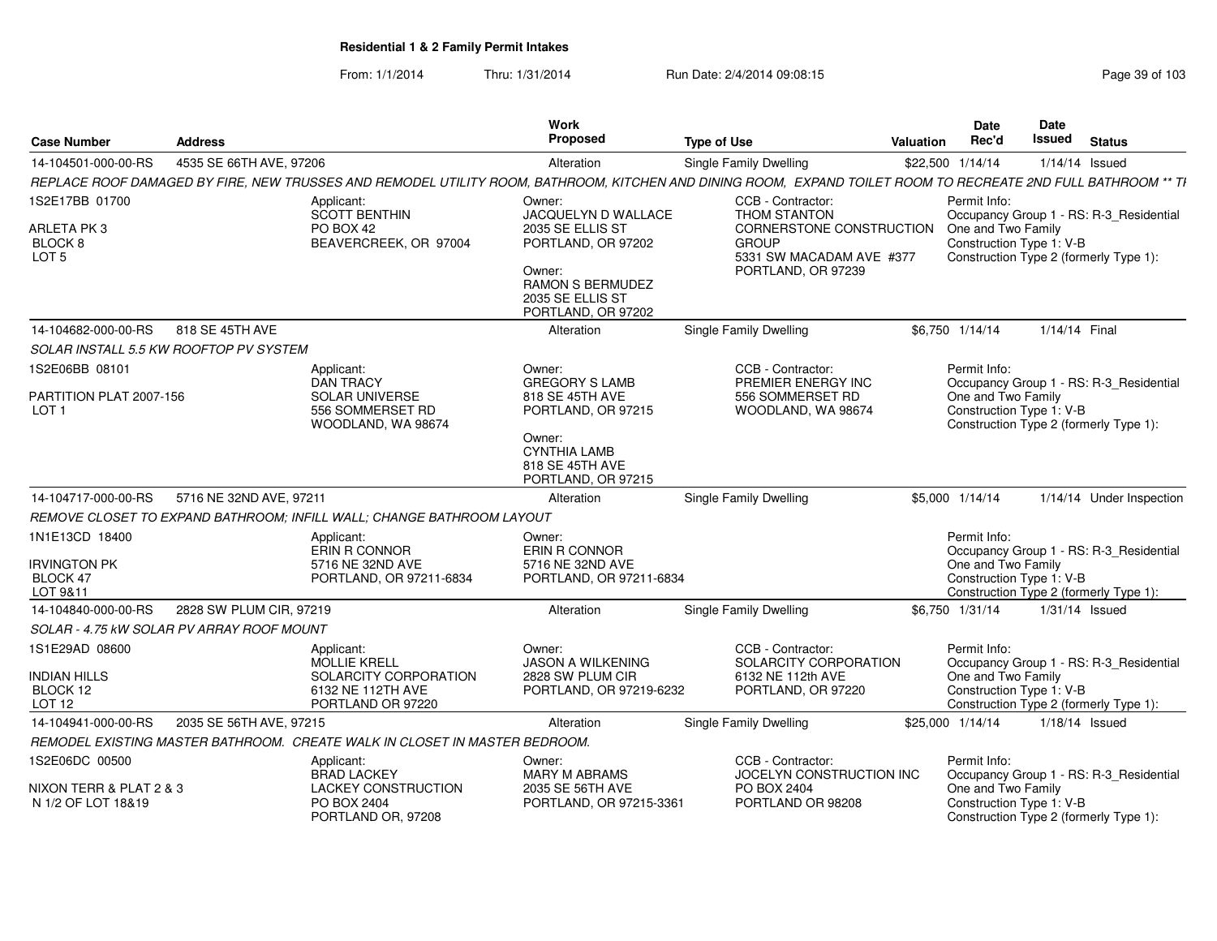# Residential 1 & 2 Family Permit Intakes

From: 1/1/2014 Thru: 1/31/2014 Run Date: 2/4/2014 09:08:15

| Case Number | Address | Work Proposed | Type of Use | Valuation | Date Rec'd | Date Issued | Status |
|---|---|---|---|---|---|---|---|
| 14-104501-000-00-RS | 4535 SE 66TH AVE, 97206 | Alteration | Single Family Dwelling | $22,500 | 1/14/14 | 1/14/14 | Issued |

*REPLACE ROOF DAMAGED BY FIRE, NEW TRUSSES AND REMODEL UTILITY ROOM, BATHROOM, KITCHEN AND DINING ROOM, EXPAND TOILET ROOM TO RECREATE 2ND FULL BATHROOM ** TI*

1S2E17BB 01700
ARLETA PK 3
BLOCK 8
LOT 5

Applicant:
SCOTT BENTHIN
PO BOX 42
BEAVERCREEK, OR 97004

Owner:
JACQUELYN D WALLACE
2035 SE ELLIS ST
PORTLAND, OR 97202

Owner:
RAMON S BERMUDEZ
2035 SE ELLIS ST
PORTLAND, OR 97202

CCB - Contractor:
THOM STANTON
CORNERSTONE CONSTRUCTION GROUP
5331 SW MACADAM AVE #377
PORTLAND, OR 97239

Permit Info:
Occupancy Group 1 - RS: R-3_Residential One and Two Family
Construction Type 1: V-B
Construction Type 2 (formerly Type 1):

| Case Number | Address | Work Proposed | Type of Use | Valuation | Date Rec'd | Date Issued | Status |
|---|---|---|---|---|---|---|---|
| 14-104682-000-00-RS | 818 SE 45TH AVE | Alteration | Single Family Dwelling | $6,750 | 1/14/14 | 1/14/14 | Final |

*SOLAR INSTALL 5.5 KW ROOFTOP PV SYSTEM*

1S2E06BB 08101
PARTITION PLAT 2007-156
LOT 1

Applicant:
DAN TRACY
SOLAR UNIVERSE
556 SOMMERSET RD
WOODLAND, WA 98674

Owner:
GREGORY S LAMB
818 SE 45TH AVE
PORTLAND, OR 97215

Owner:
CYNTHIA LAMB
818 SE 45TH AVE
PORTLAND, OR 97215

CCB - Contractor:
PREMIER ENERGY INC
556 SOMMERSET RD
WOODLAND, WA 98674

Permit Info:
Occupancy Group 1 - RS: R-3_Residential One and Two Family
Construction Type 1: V-B
Construction Type 2 (formerly Type 1):

| Case Number | Address | Work Proposed | Type of Use | Valuation | Date Rec'd | Date Issued | Status |
|---|---|---|---|---|---|---|---|
| 14-104717-000-00-RS | 5716 NE 32ND AVE, 97211 | Alteration | Single Family Dwelling | $5,000 | 1/14/14 | 1/14/14 | Under Inspection |

*REMOVE CLOSET TO EXPAND BATHROOM; INFILL WALL; CHANGE BATHROOM LAYOUT*

1N1E13CD 18400
IRVINGTON PK
BLOCK 47
LOT 9&11

Applicant:
ERIN R CONNOR
5716 NE 32ND AVE
PORTLAND, OR 97211-6834

Owner:
ERIN R CONNOR
5716 NE 32ND AVE
PORTLAND, OR 97211-6834

Permit Info:
Occupancy Group 1 - RS: R-3_Residential One and Two Family
Construction Type 1: V-B
Construction Type 2 (formerly Type 1):

| Case Number | Address | Work Proposed | Type of Use | Valuation | Date Rec'd | Date Issued | Status |
|---|---|---|---|---|---|---|---|
| 14-104840-000-00-RS | 2828 SW PLUM CIR, 97219 | Alteration | Single Family Dwelling | $6,750 | 1/31/14 | 1/31/14 | Issued |

*SOLAR - 4.75 kW SOLAR PV ARRAY ROOF MOUNT*

1S1E29AD 08600
INDIAN HILLS
BLOCK 12
LOT 12

Applicant:
MOLLIE KRELL
SOLARCITY CORPORATION
6132 NE 112TH AVE
PORTLAND OR 97220

Owner:
JASON A WILKENING
2828 SW PLUM CIR
PORTLAND, OR 97219-6232

CCB - Contractor:
SOLARCITY CORPORATION
6132 NE 112th AVE
PORTLAND, OR 97220

Permit Info:
Occupancy Group 1 - RS: R-3_Residential One and Two Family
Construction Type 1: V-B
Construction Type 2 (formerly Type 1):

| Case Number | Address | Work Proposed | Type of Use | Valuation | Date Rec'd | Date Issued | Status |
|---|---|---|---|---|---|---|---|
| 14-104941-000-00-RS | 2035 SE 56TH AVE, 97215 | Alteration | Single Family Dwelling | $25,000 | 1/14/14 | 1/18/14 | Issued |

*REMODEL EXISTING MASTER BATHROOM. CREATE WALK IN CLOSET IN MASTER BEDROOM.*

1S2E06DC 00500
NIXON TERR & PLAT 2 & 3
N 1/2 OF LOT 18&19

Applicant:
BRAD LACKEY
LACKEY CONSTRUCTION
PO BOX 2404
PORTLAND OR, 97208

Owner:
MARY M ABRAMS
2035 SE 56TH AVE
PORTLAND, OR 97215-3361

CCB - Contractor:
JOCELYN CONSTRUCTION INC
PO BOX 2404
PORTLAND OR 98208

Permit Info:
Occupancy Group 1 - RS: R-3_Residential One and Two Family
Construction Type 1: V-B
Construction Type 2 (formerly Type 1):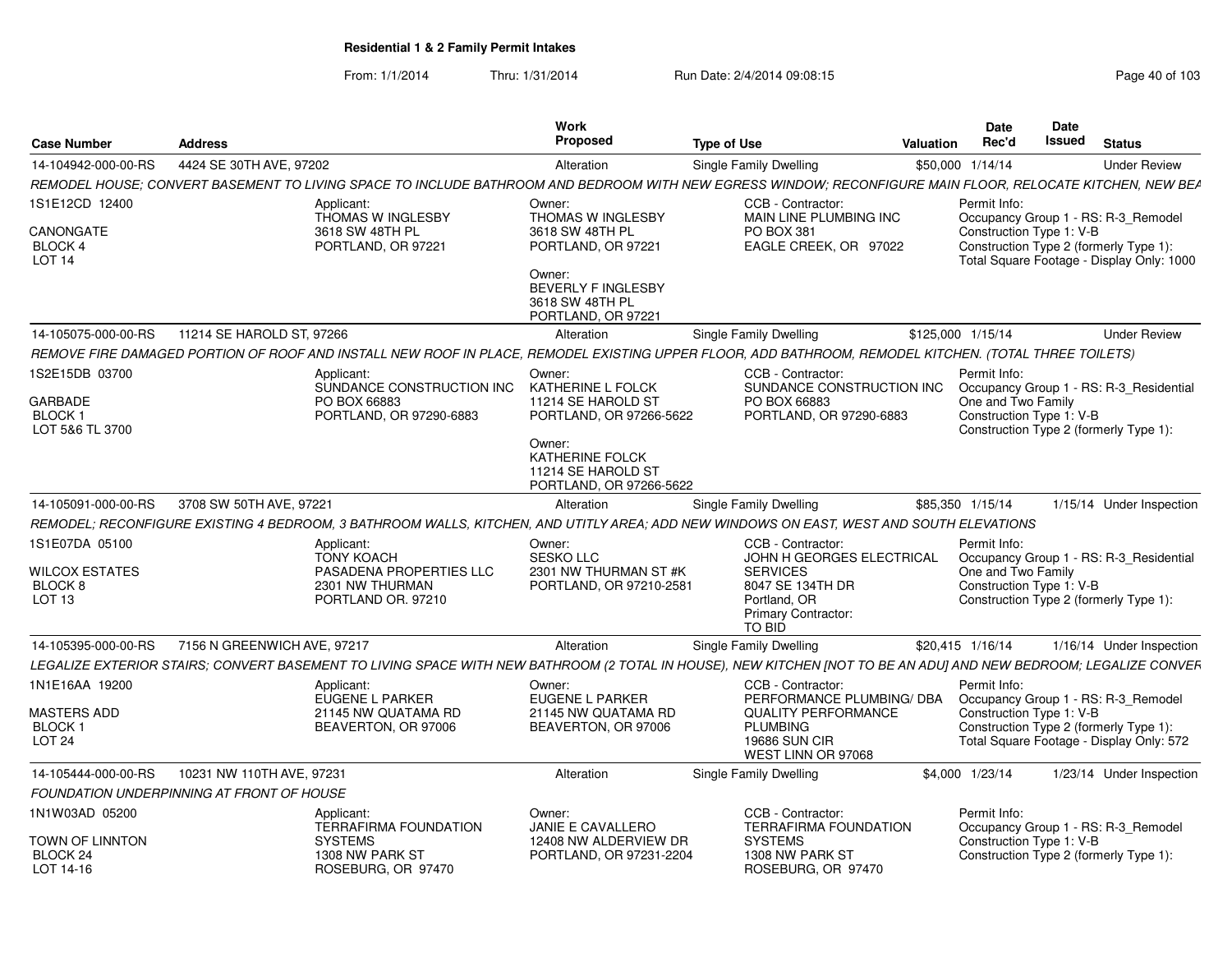**Residential 1 & 2 Family Permit Intakes**

From: 1/1/2014 Thru: 1/31/2014 Run Date: 2/4/2014 09:08:15

| Case Number | Address | Work Proposed | Type of Use | Valuation | Date Rec'd | Date Issued | Status |
|---|---|---|---|---|---|---|---|
| 14-104942-000-00-RS | 4424 SE 30TH AVE, 97202 | Alteration | Single Family Dwelling | $50,000 | 1/14/14 | | Under Review |

*REMODEL HOUSE; CONVERT BASEMENT TO LIVING SPACE TO INCLUDE BATHROOM AND BEDROOM WITH NEW EGRESS WINDOW; RECONFIGURE MAIN FLOOR, RELOCATE KITCHEN, NEW BEA*

1S1E12CD 12400
CANONGATE
BLOCK 4
LOT 14

Applicant:
THOMAS W INGLESBY
3618 SW 48TH PL
PORTLAND, OR 97221

Owner:
THOMAS W INGLESBY
3618 SW 48TH PL
PORTLAND, OR 97221

Owner:
BEVERLY F INGLESBY
3618 SW 48TH PL
PORTLAND, OR 97221

CCB - Contractor:
MAIN LINE PLUMBING INC
PO BOX 381
EAGLE CREEK, OR 97022

Permit Info:
Occupancy Group 1 - RS: R-3_Remodel
Construction Type 1: V-B
Construction Type 2 (formerly Type 1):
Total Square Footage - Display Only: 1000

| Case Number | Address | Work Proposed | Type of Use | Valuation | Date Rec'd | Date Issued | Status |
|---|---|---|---|---|---|---|---|
| 14-105075-000-00-RS | 11214 SE HAROLD ST, 97266 | Alteration | Single Family Dwelling | $125,000 | 1/15/14 | | Under Review |

*REMOVE FIRE DAMAGED PORTION OF ROOF AND INSTALL NEW ROOF IN PLACE, REMODEL EXISTING UPPER FLOOR, ADD BATHROOM, REMODEL KITCHEN. (TOTAL THREE TOILETS)*

1S2E15DB 03700
GARBADE
BLOCK 1
LOT 5&6 TL 3700

Applicant:
SUNDANCE CONSTRUCTION INC
PO BOX 66883
PORTLAND, OR 97290-6883

Owner:
KATHERINE L FOLCK
11214 SE HAROLD ST
PORTLAND, OR 97266-5622

Owner:
KATHERINE FOLCK
11214 SE HAROLD ST
PORTLAND, OR 97266-5622

CCB - Contractor:
SUNDANCE CONSTRUCTION INC
PO BOX 66883
PORTLAND, OR 97290-6883

Permit Info:
Occupancy Group 1 - RS: R-3_Residential One and Two Family
Construction Type 1: V-B
Construction Type 2 (formerly Type 1):

| Case Number | Address | Work Proposed | Type of Use | Valuation | Date Rec'd | Date Issued | Status |
|---|---|---|---|---|---|---|---|
| 14-105091-000-00-RS | 3708 SW 50TH AVE, 97221 | Alteration | Single Family Dwelling | $85,350 | 1/15/14 | 1/15/14 | Under Inspection |

*REMODEL; RECONFIGURE EXISTING 4 BEDROOM, 3 BATHROOM WALLS, KITCHEN, AND UTITLY AREA; ADD NEW WINDOWS ON EAST, WEST AND SOUTH ELEVATIONS*

1S1E07DA 05100
WILCOX ESTATES
BLOCK 8
LOT 13

Applicant:
TONY KOACH
PASADENA PROPERTIES LLC
2301 NW THURMAN
PORTLAND OR. 97210

Owner:
SESKO LLC
2301 NW THURMAN ST #K
PORTLAND, OR 97210-2581

CCB - Contractor:
JOHN H GEORGES ELECTRICAL SERVICES
8047 SE 134TH DR
Portland, OR
Primary Contractor:
TO BID

Permit Info:
Occupancy Group 1 - RS: R-3_Residential One and Two Family
Construction Type 1: V-B
Construction Type 2 (formerly Type 1):

| Case Number | Address | Work Proposed | Type of Use | Valuation | Date Rec'd | Date Issued | Status |
|---|---|---|---|---|---|---|---|
| 14-105395-000-00-RS | 7156 N GREENWICH AVE, 97217 | Alteration | Single Family Dwelling | $20,415 | 1/16/14 | 1/16/14 | Under Inspection |

*LEGALIZE EXTERIOR STAIRS; CONVERT BASEMENT TO LIVING SPACE WITH NEW BATHROOM (2 TOTAL IN HOUSE), NEW KITCHEN [NOT TO BE AN ADU] AND NEW BEDROOM; LEGALIZE CONVER*

1N1E16AA 19200
MASTERS ADD
BLOCK 1
LOT 24

Applicant:
EUGENE L PARKER
21145 NW QUATAMA RD
BEAVERTON, OR 97006

Owner:
EUGENE L PARKER
21145 NW QUATAMA RD
BEAVERTON, OR 97006

CCB - Contractor:
PERFORMANCE PLUMBING/ DBA QUALITY PERFORMANCE PLUMBING
19686 SUN CIR
WEST LINN OR 97068

Permit Info:
Occupancy Group 1 - RS: R-3_Remodel
Construction Type 1: V-B
Construction Type 2 (formerly Type 1):
Total Square Footage - Display Only: 572

| Case Number | Address | Work Proposed | Type of Use | Valuation | Date Rec'd | Date Issued | Status |
|---|---|---|---|---|---|---|---|
| 14-105444-000-00-RS | 10231 NW 110TH AVE, 97231 | Alteration | Single Family Dwelling | $4,000 | 1/23/14 | 1/23/14 | Under Inspection |

*FOUNDATION UNDERPINNING AT FRONT OF HOUSE*

1N1W03AD 05200
TOWN OF LINNTON
BLOCK 24
LOT 14-16

Applicant:
TERRAFIRMA FOUNDATION SYSTEMS
1308 NW PARK ST
ROSEBURG, OR 97470

Owner:
JANIE E CAVALLERO
12408 NW ALDERVIEW DR
PORTLAND, OR 97231-2204

CCB - Contractor:
TERRAFIRMA FOUNDATION SYSTEMS
1308 NW PARK ST
ROSEBURG, OR 97470

Permit Info:
Occupancy Group 1 - RS: R-3_Remodel
Construction Type 1: V-B
Construction Type 2 (formerly Type 1):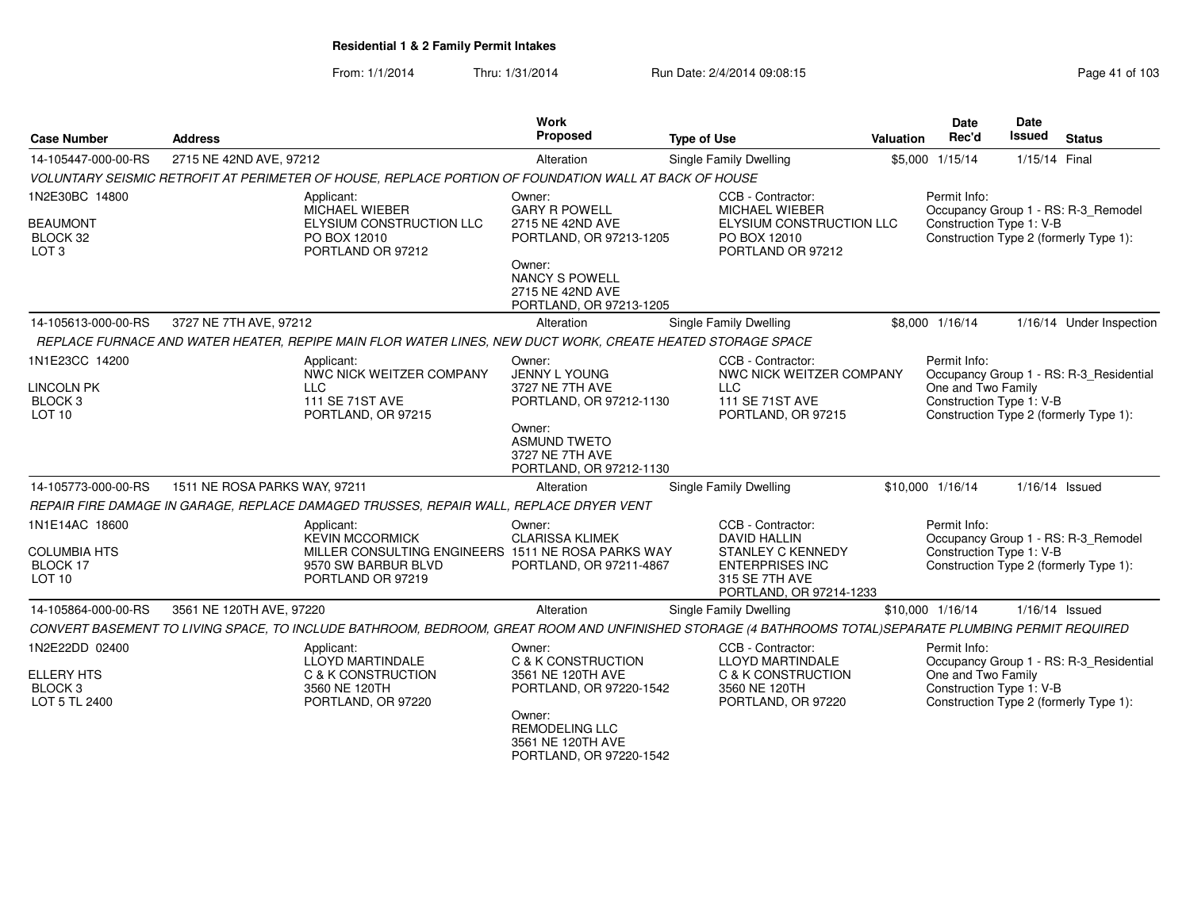# Residential 1 & 2 Family Permit Intakes

From: 1/1/2014 Thru: 1/31/2014 Run Date: 2/4/2014 09:08:15

| Case Number | Address | Work Proposed | Type of Use | Valuation | Date Rec'd | Date Issued | Status |
|---|---|---|---|---|---|---|---|
| 14-105447-000-00-RS | 2715 NE 42ND AVE, 97212 | Alteration | Single Family Dwelling | $5,000 | 1/15/14 | 1/15/14 | Final |

VOLUNTARY SEISMIC RETROFIT AT PERIMETER OF HOUSE, REPLACE PORTION OF FOUNDATION WALL AT BACK OF HOUSE

1N2E30BC 14800
BEAUMONT
BLOCK 32
LOT 3

Applicant:
MICHAEL WIEBER
ELYSIUM CONSTRUCTION LLC
PO BOX 12010
PORTLAND OR 97212

Owner:
GARY R POWELL
2715 NE 42ND AVE
PORTLAND, OR 97213-1205

Owner:
NANCY S POWELL
2715 NE 42ND AVE
PORTLAND, OR 97213-1205

CCB - Contractor:
MICHAEL WIEBER
ELYSIUM CONSTRUCTION LLC
PO BOX 12010
PORTLAND OR 97212

Permit Info:
Occupancy Group 1 - RS: R-3_Remodel
Construction Type 1: V-B
Construction Type 2 (formerly Type 1):

| Case Number | Address | Work Proposed | Type of Use | Valuation | Date Rec'd | Date Issued | Status |
|---|---|---|---|---|---|---|---|
| 14-105613-000-00-RS | 3727 NE 7TH AVE, 97212 | Alteration | Single Family Dwelling | $8,000 | 1/16/14 | 1/16/14 | Under Inspection |

REPLACE FURNACE AND WATER HEATER, REPIPE MAIN FLOR WATER LINES, NEW DUCT WORK, CREATE HEATED STORAGE SPACE

1N1E23CC 14200
LINCOLN PK
BLOCK 3
LOT 10

Applicant:
NWC NICK WEITZER COMPANY
LLC
111 SE 71ST AVE
PORTLAND, OR 97215

Owner:
JENNY L YOUNG
3727 NE 7TH AVE
PORTLAND, OR 97212-1130

Owner:
ASMUND TWETO
3727 NE 7TH AVE
PORTLAND, OR 97212-1130

CCB - Contractor:
NWC NICK WEITZER COMPANY
LLC
111 SE 71ST AVE
PORTLAND, OR 97215

Permit Info:
Occupancy Group 1 - RS: R-3_Residential
One and Two Family
Construction Type 1: V-B
Construction Type 2 (formerly Type 1):

| Case Number | Address | Work Proposed | Type of Use | Valuation | Date Rec'd | Date Issued | Status |
|---|---|---|---|---|---|---|---|
| 14-105773-000-00-RS | 1511 NE ROSA PARKS WAY, 97211 | Alteration | Single Family Dwelling | $10,000 | 1/16/14 | 1/16/14 | Issued |

REPAIR FIRE DAMAGE IN GARAGE, REPLACE DAMAGED TRUSSES, REPAIR WALL, REPLACE DRYER VENT

1N1E14AC 18600
COLUMBIA HTS
BLOCK 17
LOT 10

Applicant:
KEVIN MCCORMICK
MILLER CONSULTING ENGINEERS
9570 SW BARBUR BLVD
PORTLAND OR 97219

Owner:
CLARISSA KLIMEK
1511 NE ROSA PARKS WAY
PORTLAND, OR 97211-4867

CCB - Contractor:
DAVID HALLIN
STANLEY C KENNEDY
ENTERPRISES INC
315 SE 7TH AVE
PORTLAND, OR 97214-1233

Permit Info:
Occupancy Group 1 - RS: R-3_Remodel
Construction Type 1: V-B
Construction Type 2 (formerly Type 1):

| Case Number | Address | Work Proposed | Type of Use | Valuation | Date Rec'd | Date Issued | Status |
|---|---|---|---|---|---|---|---|
| 14-105864-000-00-RS | 3561 NE 120TH AVE, 97220 | Alteration | Single Family Dwelling | $10,000 | 1/16/14 | 1/16/14 | Issued |

CONVERT BASEMENT TO LIVING SPACE, TO INCLUDE BATHROOM, BEDROOM, GREAT ROOM AND UNFINISHED STORAGE (4 BATHROOMS TOTAL)SEPARATE PLUMBING PERMIT REQUIRED

1N2E22DD 02400
ELLERY HTS
BLOCK 3
LOT 5 TL 2400

Applicant:
LLOYD MARTINDALE
C & K CONSTRUCTION
3560 NE 120TH
PORTLAND, OR 97220

Owner:
C & K CONSTRUCTION
3561 NE 120TH AVE
PORTLAND, OR 97220-1542

Owner:
REMODELING LLC
3561 NE 120TH AVE
PORTLAND, OR 97220-1542

CCB - Contractor:
LLOYD MARTINDALE
C & K CONSTRUCTION
3560 NE 120TH
PORTLAND, OR 97220

Permit Info:
Occupancy Group 1 - RS: R-3_Residential
One and Two Family
Construction Type 1: V-B
Construction Type 2 (formerly Type 1):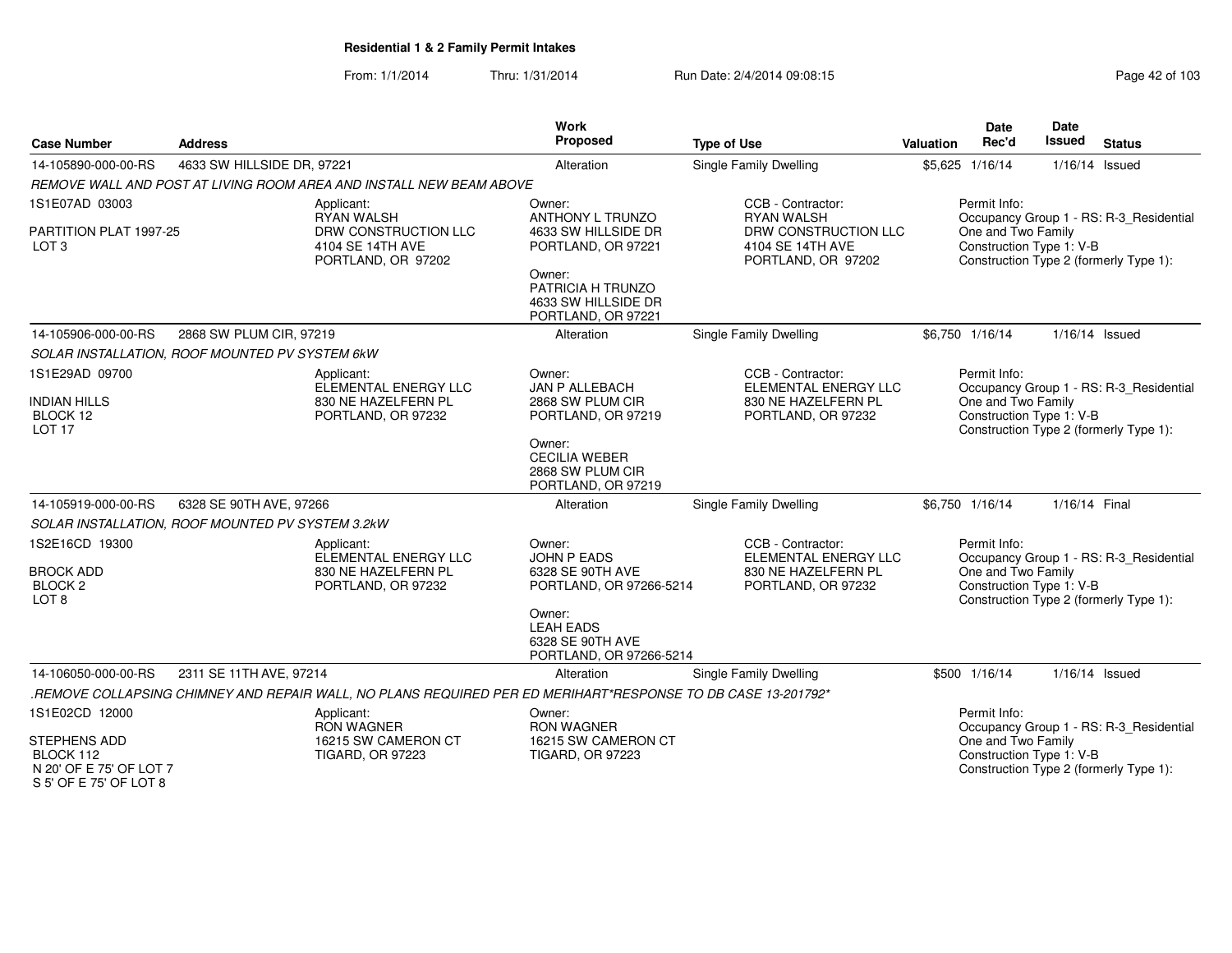**Residential 1 & 2 Family Permit Intakes**

From: 1/1/2014 Thru: 1/31/2014 Run Date: 2/4/2014 09:08:15

| Case Number | Address | Work Proposed | Type of Use | Valuation | Date Rec'd | Date Issued | Status |
|---|---|---|---|---|---|---|---|
| 14-105890-000-00-RS | 4633 SW HILLSIDE DR, 97221 | Alteration | Single Family Dwelling | $5,625 | 1/16/14 | 1/16/14 | Issued |

*REMOVE WALL AND POST AT LIVING ROOM AREA AND INSTALL NEW BEAM ABOVE*

1S1E07AD 03003
PARTITION PLAT 1997-25
LOT 3

Applicant:
RYAN WALSH
DRW CONSTRUCTION LLC
4104 SE 14TH AVE
PORTLAND, OR 97202

Owner:
ANTHONY L TRUNZO
4633 SW HILLSIDE DR
PORTLAND, OR 97221

Owner:
PATRICIA H TRUNZO
4633 SW HILLSIDE DR
PORTLAND, OR 97221

CCB - Contractor:
RYAN WALSH
DRW CONSTRUCTION LLC
4104 SE 14TH AVE
PORTLAND, OR 97202

Permit Info:
Occupancy Group 1 - RS: R-3_Residential One and Two Family
Construction Type 1: V-B
Construction Type 2 (formerly Type 1):

---

| Case Number | Address | Work Proposed | Type of Use | Valuation | Date Rec'd | Date Issued | Status |
|---|---|---|---|---|---|---|---|
| 14-105906-000-00-RS | 2868 SW PLUM CIR, 97219 | Alteration | Single Family Dwelling | $6,750 | 1/16/14 | 1/16/14 | Issued |

*SOLAR INSTALLATION, ROOF MOUNTED PV SYSTEM 6kW*

1S1E29AD 09700
INDIAN HILLS
BLOCK 12
LOT 17

Applicant:
ELEMENTAL ENERGY LLC
830 NE HAZELFERN PL
PORTLAND, OR 97232

Owner:
JAN P ALLEBACH
2868 SW PLUM CIR
PORTLAND, OR 97219

Owner:
CECILIA WEBER
2868 SW PLUM CIR
PORTLAND, OR 97219

CCB - Contractor:
ELEMENTAL ENERGY LLC
830 NE HAZELFERN PL
PORTLAND, OR 97232

Permit Info:
Occupancy Group 1 - RS: R-3_Residential One and Two Family
Construction Type 1: V-B
Construction Type 2 (formerly Type 1):

---

| Case Number | Address | Work Proposed | Type of Use | Valuation | Date Rec'd | Date Issued | Status |
|---|---|---|---|---|---|---|---|
| 14-105919-000-00-RS | 6328 SE 90TH AVE, 97266 | Alteration | Single Family Dwelling | $6,750 | 1/16/14 | 1/16/14 | Final |

*SOLAR INSTALLATION, ROOF MOUNTED PV SYSTEM 3.2kW*

1S2E16CD 19300
BROCK ADD
BLOCK 2
LOT 8

Applicant:
ELEMENTAL ENERGY LLC
830 NE HAZELFERN PL
PORTLAND, OR 97232

Owner:
JOHN P EADS
6328 SE 90TH AVE
PORTLAND, OR 97266-5214

Owner:
LEAH EADS
6328 SE 90TH AVE
PORTLAND, OR 97266-5214

CCB - Contractor:
ELEMENTAL ENERGY LLC
830 NE HAZELFERN PL
PORTLAND, OR 97232

Permit Info:
Occupancy Group 1 - RS: R-3_Residential One and Two Family
Construction Type 1: V-B
Construction Type 2 (formerly Type 1):

---

| Case Number | Address | Work Proposed | Type of Use | Valuation | Date Rec'd | Date Issued | Status |
|---|---|---|---|---|---|---|---|
| 14-106050-000-00-RS | 2311 SE 11TH AVE, 97214 | Alteration | Single Family Dwelling | $500 | 1/16/14 | 1/16/14 | Issued |

*.REMOVE COLLAPSING CHIMNEY AND REPAIR WALL, NO PLANS REQUIRED PER ED MERIHART*RESPONSE TO DB CASE 13-201792*

1S1E02CD 12000
STEPHENS ADD
BLOCK 112
N 20' OF E 75' OF LOT 7
S 5' OF E 75' OF LOT 8

Applicant:
RON WAGNER
16215 SW CAMERON CT
TIGARD, OR 97223

Owner:
RON WAGNER
16215 SW CAMERON CT
TIGARD, OR 97223

Permit Info:
Occupancy Group 1 - RS: R-3_Residential One and Two Family
Construction Type 1: V-B
Construction Type 2 (formerly Type 1):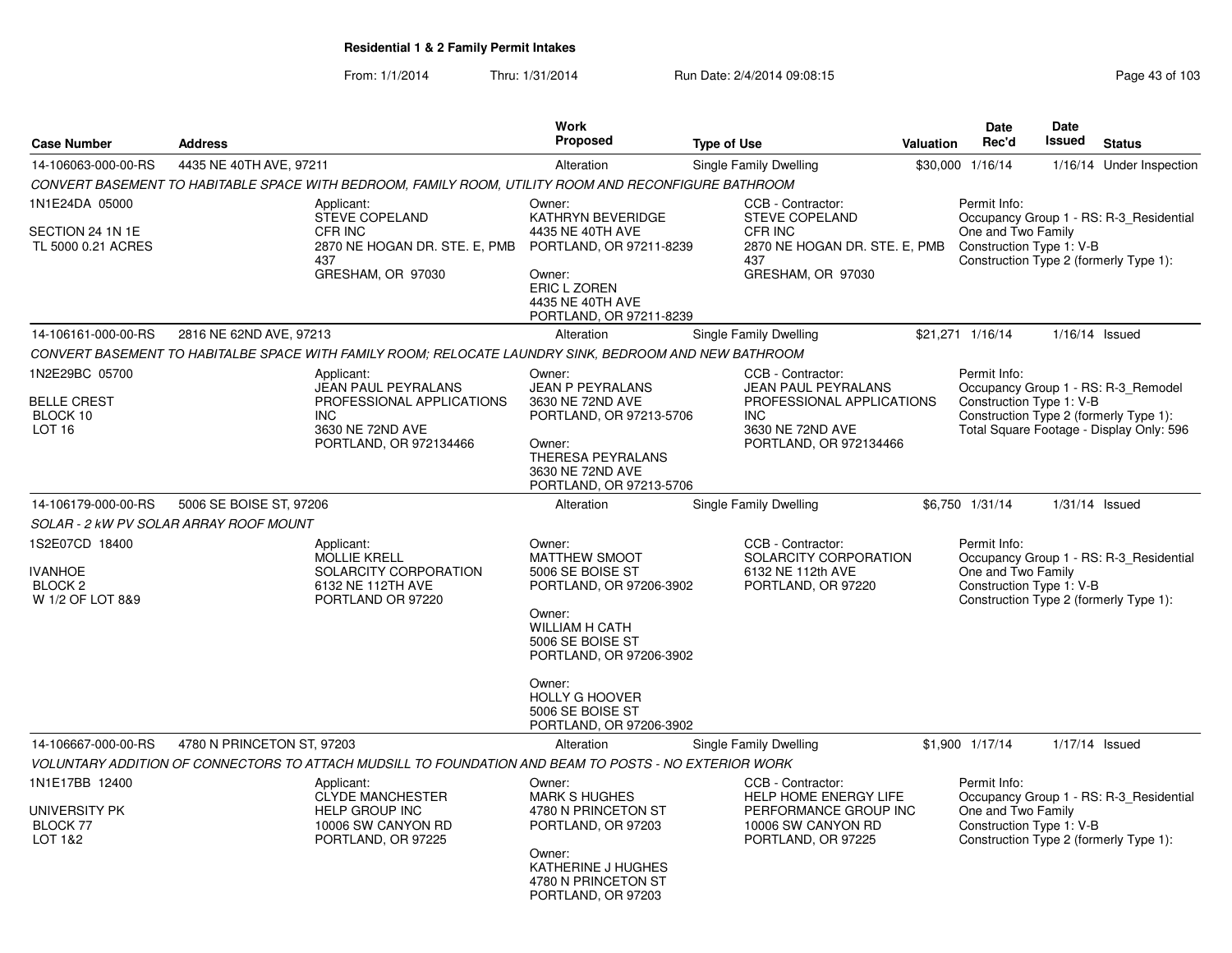# Residential 1 & 2 Family Permit Intakes

From: 1/1/2014 Thru: 1/31/2014 Run Date: 2/4/2014 09:08:15

| Case Number | Address | Work Proposed | Type of Use | Valuation | Date Rec'd | Date Issued | Status |
|---|---|---|---|---|---|---|---|
| 14-106063-000-00-RS | 4435 NE 40TH AVE, 97211 | Alteration | Single Family Dwelling | $30,000 | 1/16/14 | 1/16/14 | Under Inspection |

*CONVERT BASEMENT TO HABITABLE SPACE WITH BEDROOM, FAMILY ROOM, UTILITY ROOM AND RECONFIGURE BATHROOM*

1N1E24DA 05000
SECTION 24 1N 1E
TL 5000 0.21 ACRES

Applicant:
STEVE COPELAND
CFR INC
2870 NE HOGAN DR. STE. E, PMB 437
GRESHAM, OR 97030

Owner:
KATHRYN BEVERIDGE
4435 NE 40TH AVE
PORTLAND, OR 97211-8239

Owner:
ERIC L ZOREN
4435 NE 40TH AVE
PORTLAND, OR 97211-8239

CCB - Contractor:
STEVE COPELAND
CFR INC
2870 NE HOGAN DR. STE. E, PMB 437
GRESHAM, OR 97030

Permit Info:
Occupancy Group 1 - RS: R-3_Residential One and Two Family
Construction Type 1: V-B
Construction Type 2 (formerly Type 1):

---

| Case Number | Address | Work Proposed | Type of Use | Valuation | Date Rec'd | Date Issued | Status |
|---|---|---|---|---|---|---|---|
| 14-106161-000-00-RS | 2816 NE 62ND AVE, 97213 | Alteration | Single Family Dwelling | $21,271 | 1/16/14 | 1/16/14 | Issued |

*CONVERT BASEMENT TO HABITALBE SPACE WITH FAMILY ROOM; RELOCATE LAUNDRY SINK, BEDROOM AND NEW BATHROOM*

1N2E29BC 05700
BELLE CREST
BLOCK 10
LOT 16

Applicant:
JEAN PAUL PEYRALANS
PROFESSIONAL APPLICATIONS INC
3630 NE 72ND AVE
PORTLAND, OR 972134466

Owner:
JEAN P PEYRALANS
3630 NE 72ND AVE
PORTLAND, OR 97213-5706

Owner:
THERESA PEYRALANS
3630 NE 72ND AVE
PORTLAND, OR 97213-5706

CCB - Contractor:
JEAN PAUL PEYRALANS
PROFESSIONAL APPLICATIONS INC
3630 NE 72ND AVE
PORTLAND, OR 972134466

Permit Info:
Occupancy Group 1 - RS: R-3_Remodel
Construction Type 1: V-B
Construction Type 2 (formerly Type 1):
Total Square Footage - Display Only: 596

---

| Case Number | Address | Work Proposed | Type of Use | Valuation | Date Rec'd | Date Issued | Status |
|---|---|---|---|---|---|---|---|
| 14-106179-000-00-RS | 5006 SE BOISE ST, 97206 | Alteration | Single Family Dwelling | $6,750 | 1/31/14 | 1/31/14 | Issued |

*SOLAR - 2 kW PV SOLAR ARRAY ROOF MOUNT*

1S2E07CD 18400
IVANHOE
BLOCK 2
W 1/2 OF LOT 8&9

Applicant:
MOLLIE KRELL
SOLARCITY CORPORATION
6132 NE 112TH AVE
PORTLAND OR 97220

Owner:
MATTHEW SMOOT
5006 SE BOISE ST
PORTLAND, OR 97206-3902

Owner:
WILLIAM H CATH
5006 SE BOISE ST
PORTLAND, OR 97206-3902

Owner:
HOLLY G HOOVER
5006 SE BOISE ST
PORTLAND, OR 97206-3902

CCB - Contractor:
SOLARCITY CORPORATION
6132 NE 112th AVE
PORTLAND, OR 97220

Permit Info:
Occupancy Group 1 - RS: R-3_Residential One and Two Family
Construction Type 1: V-B
Construction Type 2 (formerly Type 1):

---

| Case Number | Address | Work Proposed | Type of Use | Valuation | Date Rec'd | Date Issued | Status |
|---|---|---|---|---|---|---|---|
| 14-106667-000-00-RS | 4780 N PRINCETON ST, 97203 | Alteration | Single Family Dwelling | $1,900 | 1/17/14 | 1/17/14 | Issued |

*VOLUNTARY ADDITION OF CONNECTORS TO ATTACH MUDSILL TO FOUNDATION AND BEAM TO POSTS - NO EXTERIOR WORK*

1N1E17BB 12400
UNIVERSITY PK
BLOCK 77
LOT 1&2

Applicant:
CLYDE MANCHESTER
HELP GROUP INC
10006 SW CANYON RD
PORTLAND, OR 97225

Owner:
MARK S HUGHES
4780 N PRINCETON ST
PORTLAND, OR 97203

Owner:
KATHERINE J HUGHES
4780 N PRINCETON ST
PORTLAND, OR 97203

CCB - Contractor:
HELP HOME ENERGY LIFE PERFORMANCE GROUP INC
10006 SW CANYON RD
PORTLAND, OR 97225

Permit Info:
Occupancy Group 1 - RS: R-3_Residential One and Two Family
Construction Type 1: V-B
Construction Type 2 (formerly Type 1):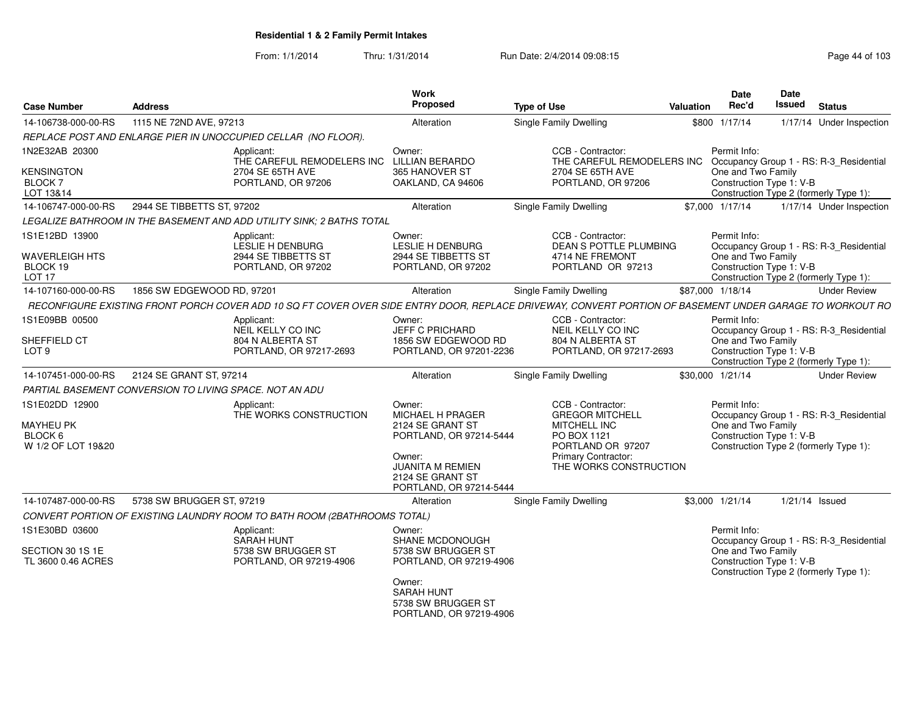## Residential 1 & 2 Family Permit Intakes

From: 1/1/2014 Thru: 1/31/2014 Run Date: 2/4/2014 09:08:15

| Case Number | Address | Work Proposed | Type of Use | Valuation | Date Rec'd | Date Issued | Status |
|---|---|---|---|---|---|---|---|
| 14-106738-000-00-RS | 1115 NE 72ND AVE, 97213 | Alteration | Single Family Dwelling | $800 | 1/17/14 | 1/17/14 | Under Inspection |

*REPLACE POST AND ENLARGE PIER IN UNOCCUPIED CELLAR (NO FLOOR).*

1N2E32AB 20300
KENSINGTON
BLOCK 7
LOT 13&14

Applicant: THE CAREFUL REMODELERS INC, 2704 SE 65TH AVE, PORTLAND, OR 97206

Owner: LILLIAN BERARDO, 365 HANOVER ST, OAKLAND, CA 94606

CCB - Contractor: THE CAREFUL REMODELERS INC, 2704 SE 65TH AVE, PORTLAND, OR 97206

Permit Info: Occupancy Group 1 - RS: R-3_Residential One and Two Family; Construction Type 1: V-B; Construction Type 2 (formerly Type 1):

| Case Number | Address | Work Proposed | Type of Use | Valuation | Date Rec'd | Date Issued | Status |
|---|---|---|---|---|---|---|---|
| 14-106747-000-00-RS | 2944 SE TIBBETTS ST, 97202 | Alteration | Single Family Dwelling | $7,000 | 1/17/14 | 1/17/14 | Under Inspection |

*LEGALIZE BATHROOM IN THE BASEMENT AND ADD UTILITY SINK; 2 BATHS TOTAL*

1S1E12BD 13900
WAVERLEIGH HTS
BLOCK 19
LOT 17

Applicant: LESLIE H DENBURG, 2944 SE TIBBETTS ST, PORTLAND, OR 97202

Owner: LESLIE H DENBURG, 2944 SE TIBBETTS ST, PORTLAND, OR 97202

CCB - Contractor: DEAN S POTTLE PLUMBING, 4714 NE FREMONT, PORTLAND OR 97213

Permit Info: Occupancy Group 1 - RS: R-3_Residential One and Two Family; Construction Type 1: V-B; Construction Type 2 (formerly Type 1):

| Case Number | Address | Work Proposed | Type of Use | Valuation | Date Rec'd | Date Issued | Status |
|---|---|---|---|---|---|---|---|
| 14-107160-000-00-RS | 1856 SW EDGEWOOD RD, 97201 | Alteration | Single Family Dwelling | $87,000 | 1/18/14 | | Under Review |

*RECONFIGURE EXISTING FRONT PORCH COVER ADD 10 SQ FT COVER OVER SIDE ENTRY DOOR, REPLACE DRIVEWAY, CONVERT PORTION OF BASEMENT UNDER GARAGE TO WORKOUT RO*

1S1E09BB 00500
SHEFFIELD CT
LOT 9

Applicant: NEIL KELLY CO INC, 804 N ALBERTA ST, PORTLAND, OR 97217-2693

Owner: JEFF C PRICHARD, 1856 SW EDGEWOOD RD, PORTLAND, OR 97201-2236

CCB - Contractor: NEIL KELLY CO INC, 804 N ALBERTA ST, PORTLAND, OR 97217-2693

Permit Info: Occupancy Group 1 - RS: R-3_Residential One and Two Family; Construction Type 1: V-B; Construction Type 2 (formerly Type 1):

| Case Number | Address | Work Proposed | Type of Use | Valuation | Date Rec'd | Date Issued | Status |
|---|---|---|---|---|---|---|---|
| 14-107451-000-00-RS | 2124 SE GRANT ST, 97214 | Alteration | Single Family Dwelling | $30,000 | 1/21/14 | | Under Review |

*PARTIAL BASEMENT CONVERSION TO LIVING SPACE. NOT AN ADU*

1S1E02DD 12900
MAYHEU PK
BLOCK 6
W 1/2 OF LOT 19&20

Applicant: THE WORKS CONSTRUCTION

Owner: MICHAEL H PRAGER, 2124 SE GRANT ST, PORTLAND, OR 97214-5444

Owner: JUANITA M REMIEN, 2124 SE GRANT ST, PORTLAND, OR 97214-5444

CCB - Contractor: GREGOR MITCHELL, MITCHELL INC, PO BOX 1121, PORTLAND OR 97207

Primary Contractor: THE WORKS CONSTRUCTION

Permit Info: Occupancy Group 1 - RS: R-3_Residential One and Two Family; Construction Type 1: V-B; Construction Type 2 (formerly Type 1):

| Case Number | Address | Work Proposed | Type of Use | Valuation | Date Rec'd | Date Issued | Status |
|---|---|---|---|---|---|---|---|
| 14-107487-000-00-RS | 5738 SW BRUGGER ST, 97219 | Alteration | Single Family Dwelling | $3,000 | 1/21/14 | 1/21/14 | Issued |

*CONVERT PORTION OF EXISTING LAUNDRY ROOM TO BATH ROOM (2BATHROOMS TOTAL)*

1S1E30BD 03600
SECTION 30 1S 1E
TL 3600 0.46 ACRES

Applicant: SARAH HUNT, 5738 SW BRUGGER ST, PORTLAND, OR 97219-4906

Owner: SHANE MCDONOUGH, 5738 SW BRUGGER ST, PORTLAND, OR 97219-4906

Owner: SARAH HUNT, 5738 SW BRUGGER ST, PORTLAND, OR 97219-4906

Permit Info: Occupancy Group 1 - RS: R-3_Residential One and Two Family; Construction Type 1: V-B; Construction Type 2 (formerly Type 1):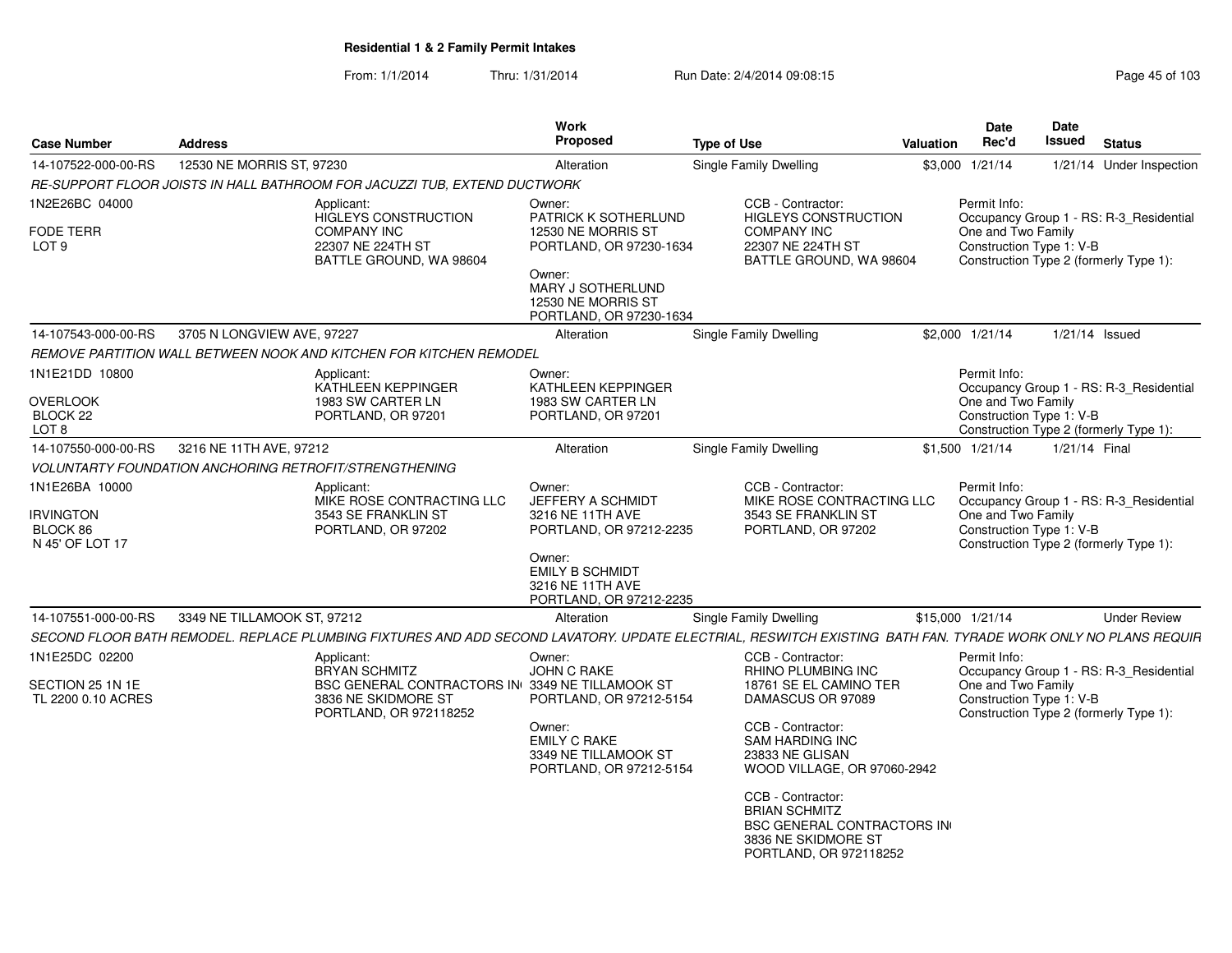**Residential 1 & 2 Family Permit Intakes**

From: 1/1/2014 Thru: 1/31/2014 Run Date: 2/4/2014 09:08:15

| Case Number | Address | Work Proposed | Type of Use | Valuation | Date Rec'd | Date Issued | Status |
|---|---|---|---|---|---|---|---|
| 14-107522-000-00-RS | 12530 NE MORRIS ST, 97230 | Alteration | Single Family Dwelling | $3,000 | 1/21/14 | 1/21/14 | Under Inspection |

RE-SUPPORT FLOOR JOISTS IN HALL BATHROOM FOR JACUZZI TUB, EXTEND DUCTWORK

1N2E26BC 04000
FODE TERR
LOT 9

Applicant:
HIGLEYS CONSTRUCTION COMPANY INC
22307 NE 224TH ST
BATTLE GROUND, WA 98604

Owner:
PATRICK K SOTHERLUND
12530 NE MORRIS ST
PORTLAND, OR 97230-1634

Owner:
MARY J SOTHERLUND
12530 NE MORRIS ST
PORTLAND, OR 97230-1634

CCB - Contractor:
HIGLEYS CONSTRUCTION COMPANY INC
22307 NE 224TH ST
BATTLE GROUND, WA 98604

Permit Info:
Occupancy Group 1 - RS: R-3_Residential One and Two Family
Construction Type 1: V-B
Construction Type 2 (formerly Type 1):

| Case Number | Address | Work Proposed | Type of Use | Valuation | Date Rec'd | Date Issued | Status |
|---|---|---|---|---|---|---|---|
| 14-107543-000-00-RS | 3705 N LONGVIEW AVE, 97227 | Alteration | Single Family Dwelling | $2,000 | 1/21/14 | 1/21/14 | Issued |

REMOVE PARTITION WALL BETWEEN NOOK AND KITCHEN FOR KITCHEN REMODEL

1N1E21DD 10800
OVERLOOK
BLOCK 22
LOT 8

Applicant:
KATHLEEN KEPPINGER
1983 SW CARTER LN
PORTLAND, OR 97201

Owner:
KATHLEEN KEPPINGER
1983 SW CARTER LN
PORTLAND, OR 97201

Permit Info:
Occupancy Group 1 - RS: R-3_Residential One and Two Family
Construction Type 1: V-B
Construction Type 2 (formerly Type 1):

| Case Number | Address | Work Proposed | Type of Use | Valuation | Date Rec'd | Date Issued | Status |
|---|---|---|---|---|---|---|---|
| 14-107550-000-00-RS | 3216 NE 11TH AVE, 97212 | Alteration | Single Family Dwelling | $1,500 | 1/21/14 | 1/21/14 | Final |

VOLUNTARTY FOUNDATION ANCHORING RETROFIT/STRENGTHENING

1N1E26BA 10000
IRVINGTON
BLOCK 86
N 45' OF LOT 17

Applicant:
MIKE ROSE CONTRACTING LLC
3543 SE FRANKLIN ST
PORTLAND, OR 97202

Owner:
JEFFERY A SCHMIDT
3216 NE 11TH AVE
PORTLAND, OR 97212-2235

Owner:
EMILY B SCHMIDT
3216 NE 11TH AVE
PORTLAND, OR 97212-2235

CCB - Contractor:
MIKE ROSE CONTRACTING LLC
3543 SE FRANKLIN ST
PORTLAND, OR 97202

Permit Info:
Occupancy Group 1 - RS: R-3_Residential One and Two Family
Construction Type 1: V-B
Construction Type 2 (formerly Type 1):

| Case Number | Address | Work Proposed | Type of Use | Valuation | Date Rec'd | Date Issued | Status |
|---|---|---|---|---|---|---|---|
| 14-107551-000-00-RS | 3349 NE TILLAMOOK ST, 97212 | Alteration | Single Family Dwelling | $15,000 | 1/21/14 | | Under Review |

SECOND FLOOR BATH REMODEL. REPLACE PLUMBING FIXTURES AND ADD SECOND LAVATORY. UPDATE ELECTRIAL, RESWITCH EXISTING BATH FAN. TYRADE WORK ONLY NO PLANS REQUIR

1N1E25DC 02200
SECTION 25 1N 1E
TL 2200 0.10 ACRES

Applicant:
BRYAN SCHMITZ
BSC GENERAL CONTRACTORS INC
3836 NE SKIDMORE ST
PORTLAND, OR 972118252

Owner:
JOHN C RAKE
3349 NE TILLAMOOK ST
PORTLAND, OR 97212-5154

Owner:
EMILY C RAKE
3349 NE TILLAMOOK ST
PORTLAND, OR 97212-5154

CCB - Contractor:
RHINO PLUMBING INC
18761 SE EL CAMINO TER
DAMASCUS OR 97089

CCB - Contractor:
SAM HARDING INC
23833 NE GLISAN
WOOD VILLAGE, OR 97060-2942

CCB - Contractor:
BRIAN SCHMITZ
BSC GENERAL CONTRACTORS INC
3836 NE SKIDMORE ST
PORTLAND, OR 972118252

Permit Info:
Occupancy Group 1 - RS: R-3_Residential One and Two Family
Construction Type 1: V-B
Construction Type 2 (formerly Type 1):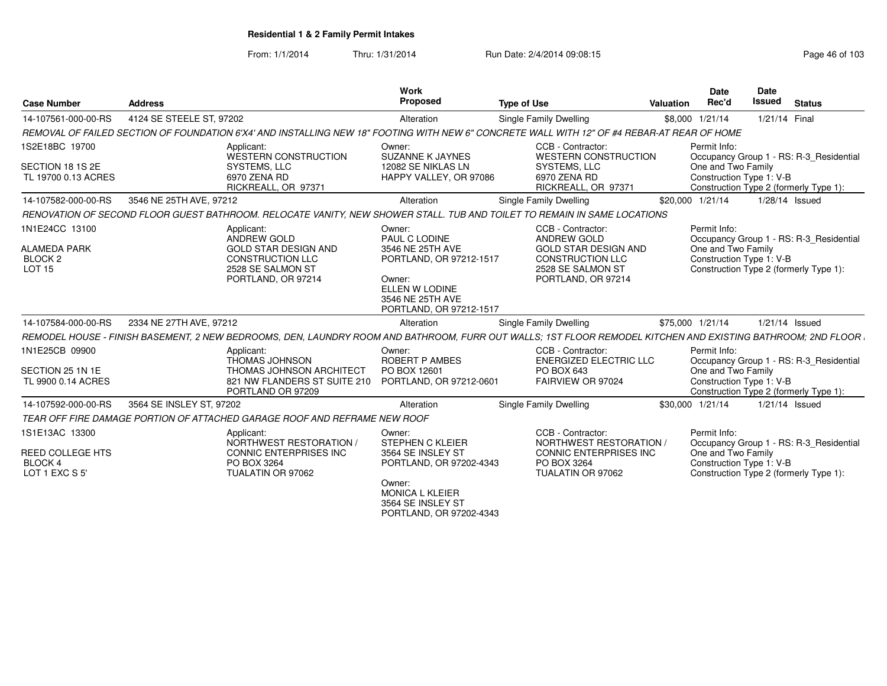## Residential 1 & 2 Family Permit Intakes

From: 1/1/2014 Thru: 1/31/2014 Run Date: 2/4/2014 09:08:15

| Case Number | Address | Work Proposed | Type of Use | Valuation | Date Rec'd | Date Issued | Status |
|---|---|---|---|---|---|---|---|
| 14-107561-000-00-RS | 4124 SE STEELE ST, 97202 | Alteration | Single Family Dwelling | $8,000 | 1/21/14 | 1/21/14 | Final |

*REMOVAL OF FAILED SECTION OF FOUNDATION 6'X4' AND INSTALLING NEW 18" FOOTING WITH NEW 6" CONCRETE WALL WITH 12" OF #4 REBAR-AT REAR OF HOME*

1S2E18BC 19700
SECTION 18 1S 2E
TL 19700 0.13 ACRES

Applicant: WESTERN CONSTRUCTION SYSTEMS, LLC, 6970 ZENA RD, RICKREALL, OR 97371

Owner: SUZANNE K JAYNES, 12082 SE NIKLAS LN, HAPPY VALLEY, OR 97086

CCB - Contractor: WESTERN CONSTRUCTION SYSTEMS, LLC, 6970 ZENA RD, RICKREALL, OR 97371

Permit Info: Occupancy Group 1 - RS: R-3_Residential One and Two Family; Construction Type 1: V-B; Construction Type 2 (formerly Type 1):

| Case Number | Address | Work Proposed | Type of Use | Valuation | Date Rec'd | Date Issued | Status |
|---|---|---|---|---|---|---|---|
| 14-107582-000-00-RS | 3546 NE 25TH AVE, 97212 | Alteration | Single Family Dwelling | $20,000 | 1/21/14 | 1/28/14 | Issued |

*RENOVATION OF SECOND FLOOR GUEST BATHROOM. RELOCATE VANITY, NEW SHOWER STALL. TUB AND TOILET TO REMAIN IN SAME LOCATIONS*

1N1E24CC 13100
ALAMEDA PARK
BLOCK 2
LOT 15

Applicant: ANDREW GOLD, GOLD STAR DESIGN AND CONSTRUCTION LLC, 2528 SE SALMON ST, PORTLAND, OR 97214

Owner: PAUL C LODINE, 3546 NE 25TH AVE, PORTLAND, OR 97212-1517

Owner: ELLEN W LODINE, 3546 NE 25TH AVE, PORTLAND, OR 97212-1517

CCB - Contractor: ANDREW GOLD, GOLD STAR DESIGN AND CONSTRUCTION LLC, 2528 SE SALMON ST, PORTLAND, OR 97214

Permit Info: Occupancy Group 1 - RS: R-3_Residential One and Two Family; Construction Type 1: V-B; Construction Type 2 (formerly Type 1):

| Case Number | Address | Work Proposed | Type of Use | Valuation | Date Rec'd | Date Issued | Status |
|---|---|---|---|---|---|---|---|
| 14-107584-000-00-RS | 2334 NE 27TH AVE, 97212 | Alteration | Single Family Dwelling | $75,000 | 1/21/14 | 1/21/14 | Issued |

*REMODEL HOUSE - FINISH BASEMENT, 2 NEW BEDROOMS, DEN, LAUNDRY ROOM AND BATHROOM, FURR OUT WALLS; 1ST FLOOR REMODEL KITCHEN AND EXISTING BATHROOM; 2ND FLOOR*

1N1E25CB 09900
SECTION 25 1N 1E
TL 9900 0.14 ACRES

Applicant: THOMAS JOHNSON, THOMAS JOHNSON ARCHITECT, 821 NW FLANDERS ST SUITE 210, PORTLAND OR 97209

Owner: ROBERT P AMBES, PO BOX 12601, PORTLAND, OR 97212-0601

CCB - Contractor: ENERGIZED ELECTRIC LLC, PO BOX 643, FAIRVIEW OR 97024

Permit Info: Occupancy Group 1 - RS: R-3_Residential One and Two Family; Construction Type 1: V-B; Construction Type 2 (formerly Type 1):

| Case Number | Address | Work Proposed | Type of Use | Valuation | Date Rec'd | Date Issued | Status |
|---|---|---|---|---|---|---|---|
| 14-107592-000-00-RS | 3564 SE INSLEY ST, 97202 | Alteration | Single Family Dwelling | $30,000 | 1/21/14 | 1/21/14 | Issued |

*TEAR OFF FIRE DAMAGE PORTION OF ATTACHED GARAGE ROOF AND REFRAME NEW ROOF*

1S1E13AC 13300
REED COLLEGE HTS
BLOCK 4
LOT 1 EXC S 5'

Applicant: NORTHWEST RESTORATION / CONNIC ENTERPRISES INC, PO BOX 3264, TUALATIN OR 97062

Owner: STEPHEN C KLEIER, 3564 SE INSLEY ST, PORTLAND, OR 97202-4343

Owner: MONICA L KLEIER, 3564 SE INSLEY ST, PORTLAND, OR 97202-4343

CCB - Contractor: NORTHWEST RESTORATION / CONNIC ENTERPRISES INC, PO BOX 3264, TUALATIN OR 97062

Permit Info: Occupancy Group 1 - RS: R-3_Residential One and Two Family; Construction Type 1: V-B; Construction Type 2 (formerly Type 1):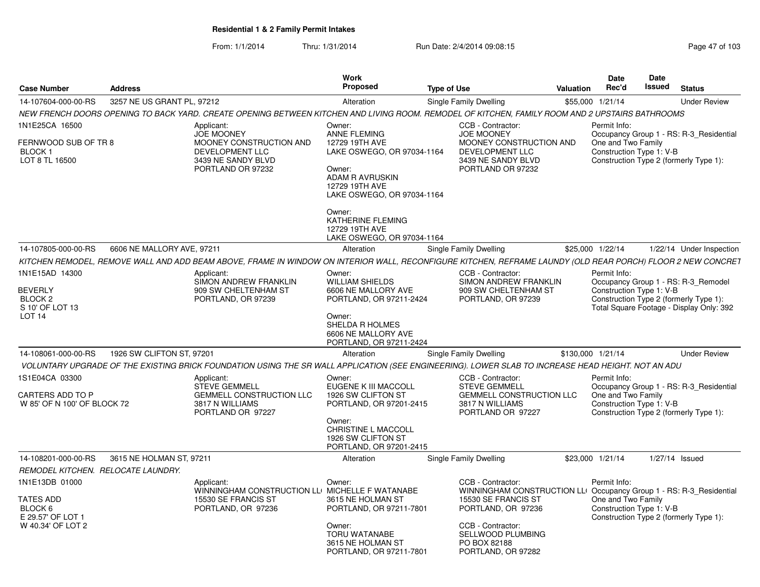**Residential 1 & 2 Family Permit Intakes**

From: 1/1/2014 Thru: 1/31/2014 Run Date: 2/4/2014 09:08:15

| Case Number | Address | Work Proposed | Type of Use | Valuation | Date Rec'd | Date Issued | Status |
|---|---|---|---|---|---|---|---|
| 14-107604-000-00-RS | 3257 NE US GRANT PL, 97212 | Alteration | Single Family Dwelling | $55,000 | 1/21/14 | | Under Review |

*NEW FRENCH DOORS OPENING TO BACK YARD. CREATE OPENING BETWEEN KITCHEN AND LIVING ROOM. REMODEL OF KITCHEN, FAMILY ROOM AND 2 UPSTAIRS BATHROOMS*

1N1E25CA 16500

FERNWOOD SUB OF TR 8
BLOCK 1
LOT 8 TL 16500

Applicant:
JOE MOONEY
MOONEY CONSTRUCTION AND DEVELOPMENT LLC
3439 NE SANDY BLVD
PORTLAND OR 97232

Owner:
ANNE FLEMING
12729 19TH AVE
LAKE OSWEGO, OR 97034-1164

Owner:
ADAM R AVRUSKIN
12729 19TH AVE
LAKE OSWEGO, OR 97034-1164

Owner:
KATHERINE FLEMING
12729 19TH AVE
LAKE OSWEGO, OR 97034-1164

CCB - Contractor:
JOE MOONEY
MOONEY CONSTRUCTION AND DEVELOPMENT LLC
3439 NE SANDY BLVD
PORTLAND OR 97232

Permit Info:
Occupancy Group 1 - RS: R-3_Residential One and Two Family
Construction Type 1: V-B
Construction Type 2 (formerly Type 1):

| Case Number | Address | Work Proposed | Type of Use | Valuation | Date Rec'd | Date Issued | Status |
|---|---|---|---|---|---|---|---|
| 14-107805-000-00-RS | 6606 NE MALLORY AVE, 97211 | Alteration | Single Family Dwelling | $25,000 | 1/22/14 | 1/22/14 | Under Inspection |

*KITCHEN REMODEL, REMOVE WALL AND ADD BEAM ABOVE, FRAME IN WINDOW ON INTERIOR WALL, RECONFIGURE KITCHEN, REFRAME LAUNDY (OLD REAR PORCH) FLOOR 2 NEW CONCRET*

1N1E15AD 14300

BEVERLY
BLOCK 2
S 10' OF LOT 13
LOT 14

Applicant:
SIMON ANDREW FRANKLIN
909 SW CHELTENHAM ST
PORTLAND, OR 97239

Owner:
WILLIAM SHIELDS
6606 NE MALLORY AVE
PORTLAND, OR 97211-2424

Owner:
SHELDA R HOLMES
6606 NE MALLORY AVE
PORTLAND, OR 97211-2424

CCB - Contractor:
SIMON ANDREW FRANKLIN
909 SW CHELTENHAM ST
PORTLAND, OR 97239

Permit Info:
Occupancy Group 1 - RS: R-3_Remodel
Construction Type 1: V-B
Construction Type 2 (formerly Type 1):
Total Square Footage - Display Only: 392

| Case Number | Address | Work Proposed | Type of Use | Valuation | Date Rec'd | Date Issued | Status |
|---|---|---|---|---|---|---|---|
| 14-108061-000-00-RS | 1926 SW CLIFTON ST, 97201 | Alteration | Single Family Dwelling | $130,000 | 1/21/14 | | Under Review |

*VOLUNTARY UPGRADE OF THE EXISTING BRICK FOUNDATION USING THE SR WALL APPLICATION (SEE ENGINEERING). LOWER SLAB TO INCREASE HEAD HEIGHT. NOT AN ADU*

1S1E04CA 03300

CARTERS ADD TO P
W 85' OF N 100' OF BLOCK 72

Applicant:
STEVE GEMMELL
GEMMELL CONSTRUCTION LLC
3817 N WILLIAMS
PORTLAND OR 97227

Owner:
EUGENE K III MACCOLL
1926 SW CLIFTON ST
PORTLAND, OR 97201-2415

Owner:
CHRISTINE L MACCOLL
1926 SW CLIFTON ST
PORTLAND, OR 97201-2415

CCB - Contractor:
STEVE GEMMELL
GEMMELL CONSTRUCTION LLC
3817 N WILLIAMS
PORTLAND OR 97227

Permit Info:
Occupancy Group 1 - RS: R-3_Residential One and Two Family
Construction Type 1: V-B
Construction Type 2 (formerly Type 1):

| Case Number | Address | Work Proposed | Type of Use | Valuation | Date Rec'd | Date Issued | Status |
|---|---|---|---|---|---|---|---|
| 14-108201-000-00-RS | 3615 NE HOLMAN ST, 97211 | Alteration | Single Family Dwelling | $23,000 | 1/21/14 | 1/27/14 | Issued |

*REMODEL KITCHEN. RELOCATE LAUNDRY.*

1N1E13DB 01000

TATES ADD
BLOCK 6
E 29.57' OF LOT 1
W 40.34' OF LOT 2

Applicant:
WINNINGHAM CONSTRUCTION LL(
15530 SE FRANCIS ST
PORTLAND, OR 97236

Owner:
MICHELLE F WATANABE
3615 NE HOLMAN ST
PORTLAND, OR 97211-7801

Owner:
TORU WATANABE
3615 NE HOLMAN ST
PORTLAND, OR 97211-7801

CCB - Contractor:
WINNINGHAM CONSTRUCTION LL(
15530 SE FRANCIS ST
PORTLAND, OR 97236

CCB - Contractor:
SELLWOOD PLUMBING
PO BOX 82188
PORTLAND, OR 97282

Permit Info:
Occupancy Group 1 - RS: R-3_Residential One and Two Family
Construction Type 1: V-B
Construction Type 2 (formerly Type 1):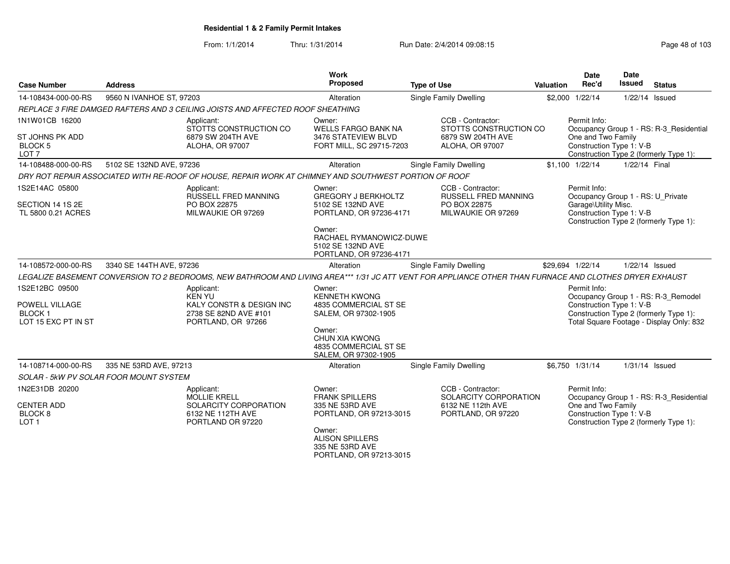**Residential 1 & 2 Family Permit Intakes**

From: 1/1/2014 Thru: 1/31/2014 Run Date: 2/4/2014 09:08:15

| Case Number | Address | Work Proposed | Type of Use | Valuation | Date Rec'd | Date Issued | Status |
|---|---|---|---|---|---|---|---|
| 14-108434-000-00-RS | 9560 N IVANHOE ST, 97203 | Alteration | Single Family Dwelling | $2,000 | 1/22/14 | 1/22/14 | Issued |

*REPLACE 3 FIRE DAMGED RAFTERS AND 3 CEILING JOISTS AND AFFECTED ROOF SHEATHING*

1N1W01CB 16200
ST JOHNS PK ADD
BLOCK 5
LOT 7

Applicant: STOTTS CONSTRUCTION CO, 6879 SW 204TH AVE, ALOHA, OR 97007

Owner: WELLS FARGO BANK NA, 3476 STATEVIEW BLVD, FORT MILL, SC 29715-7203

CCB - Contractor: STOTTS CONSTRUCTION CO, 6879 SW 204TH AVE, ALOHA, OR 97007

Permit Info: Occupancy Group 1 - RS: R-3_Residential One and Two Family; Construction Type 1: V-B; Construction Type 2 (formerly Type 1):

| Case Number | Address | Work Proposed | Type of Use | Valuation | Date Rec'd | Date Issued | Status |
|---|---|---|---|---|---|---|---|
| 14-108488-000-00-RS | 5102 SE 132ND AVE, 97236 | Alteration | Single Family Dwelling | $1,100 | 1/22/14 | 1/22/14 | Final |

*DRY ROT REPAIR ASSOCIATED WITH RE-ROOF OF HOUSE, REPAIR WORK AT CHIMNEY AND SOUTHWEST PORTION OF ROOF*

1S2E14AC 05800
SECTION 14 1S 2E
TL 5800 0.21 ACRES

Applicant: RUSSELL FRED MANNING, PO BOX 22875, MILWAUKIE OR 97269

Owner: GREGORY J BERKHOLTZ, 5102 SE 132ND AVE, PORTLAND, OR 97236-4171

Owner: RACHAEL RYMANOWICZ-DUWE, 5102 SE 132ND AVE, PORTLAND, OR 97236-4171

CCB - Contractor: RUSSELL FRED MANNING, PO BOX 22875, MILWAUKIE OR 97269

Permit Info: Occupancy Group 1 - RS: U_Private Garage\Utility Misc.; Construction Type 1: V-B; Construction Type 2 (formerly Type 1):

| Case Number | Address | Work Proposed | Type of Use | Valuation | Date Rec'd | Date Issued | Status |
|---|---|---|---|---|---|---|---|
| 14-108572-000-00-RS | 3340 SE 144TH AVE, 97236 | Alteration | Single Family Dwelling | $29,694 | 1/22/14 | 1/22/14 | Issued |

*LEGALIZE BASEMENT CONVERSION TO 2 BEDROOMS, NEW BATHROOM AND LIVING AREA*** 1/31 JC ATT VENT FOR APPLIANCE OTHER THAN FURNACE AND CLOTHES DRYER EXHAUST*

1S2E12BC 09500
POWELL VILLAGE
BLOCK 1
LOT 15 EXC PT IN ST

Applicant: KEN YU, KALY CONSTR & DESIGN INC, 2738 SE 82ND AVE #101, PORTLAND, OR 97266

Owner: KENNETH KWONG, 4835 COMMERCIAL ST SE, SALEM, OR 97302-1905

Owner: CHUN XIA KWONG, 4835 COMMERCIAL ST SE, SALEM, OR 97302-1905

Permit Info: Occupancy Group 1 - RS: R-3_Remodel; Construction Type 1: V-B; Construction Type 2 (formerly Type 1):; Total Square Footage - Display Only: 832

| Case Number | Address | Work Proposed | Type of Use | Valuation | Date Rec'd | Date Issued | Status |
|---|---|---|---|---|---|---|---|
| 14-108714-000-00-RS | 335 NE 53RD AVE, 97213 | Alteration | Single Family Dwelling | $6,750 | 1/31/14 | 1/31/14 | Issued |

*SOLAR - 5kW PV SOLAR FOOR MOUNT SYSTEM*

1N2E31DB 20200
CENTER ADD
BLOCK 8
LOT 1

Applicant: MOLLIE KRELL, SOLARCITY CORPORATION, 6132 NE 112TH AVE, PORTLAND OR 97220

Owner: FRANK SPILLERS, 335 NE 53RD AVE, PORTLAND, OR 97213-3015

Owner: ALISON SPILLERS, 335 NE 53RD AVE, PORTLAND, OR 97213-3015

CCB - Contractor: SOLARCITY CORPORATION, 6132 NE 112th AVE, PORTLAND, OR 97220

Permit Info: Occupancy Group 1 - RS: R-3_Residential One and Two Family; Construction Type 1: V-B; Construction Type 2 (formerly Type 1):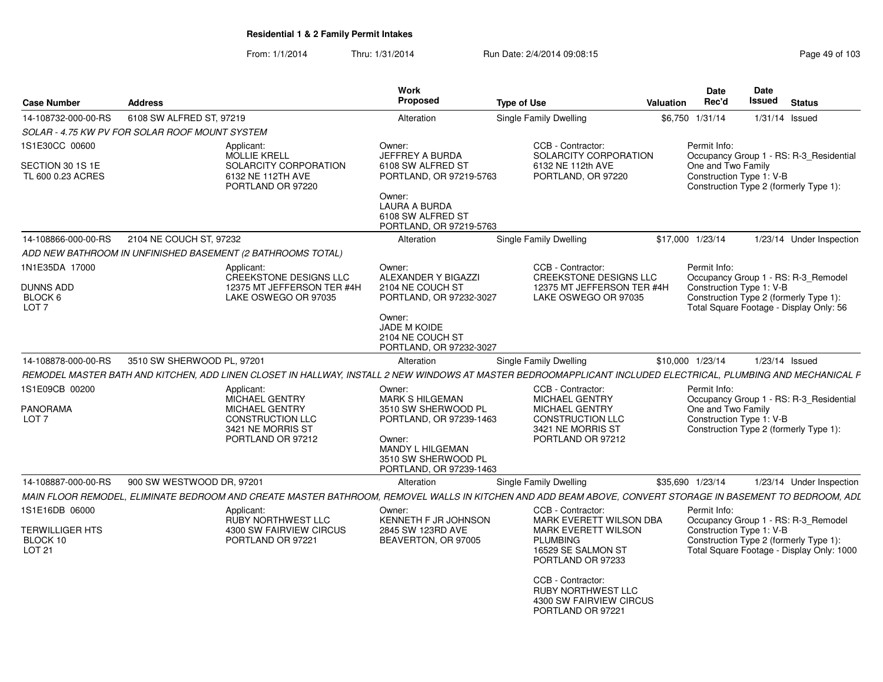**Residential 1 & 2 Family Permit Intakes**

From: 1/1/2014 Thru: 1/31/2014 Run Date: 2/4/2014 09:08:15

| Case Number | Address | Work Proposed | Type of Use | Valuation | Date Rec'd | Date Issued | Status |
|---|---|---|---|---|---|---|---|
| 14-108732-000-00-RS | 6108 SW ALFRED ST, 97219 | Alteration | Single Family Dwelling | $6,750 | 1/31/14 | 1/31/14 | Issued |

*SOLAR - 4.75 KW PV FOR SOLAR ROOF MOUNT SYSTEM*

1S1E30CC 00600
SECTION 30 1S 1E
TL 600 0.23 ACRES

Applicant:
MOLLIE KRELL
SOLARCITY CORPORATION
6132 NE 112TH AVE
PORTLAND OR 97220

Owner:
JEFFREY A BURDA
6108 SW ALFRED ST
PORTLAND, OR 97219-5763

Owner:
LAURA A BURDA
6108 SW ALFRED ST
PORTLAND, OR 97219-5763

CCB - Contractor:
SOLARCITY CORPORATION
6132 NE 112th AVE
PORTLAND, OR 97220

Permit Info:
Occupancy Group 1 - RS: R-3_Residential One and Two Family
Construction Type 1: V-B
Construction Type 2 (formerly Type 1):

| Case Number | Address | Work Proposed | Type of Use | Valuation | Date Rec'd | Date Issued | Status |
|---|---|---|---|---|---|---|---|
| 14-108866-000-00-RS | 2104 NE COUCH ST, 97232 | Alteration | Single Family Dwelling | $17,000 | 1/23/14 | 1/23/14 | Under Inspection |

*ADD NEW BATHROOM IN UNFINISHED BASEMENT (2 BATHROOMS TOTAL)*

1N1E35DA 17000
DUNNS ADD
BLOCK 6
LOT 7

Applicant:
CREEKSTONE DESIGNS LLC
12375 MT JEFFERSON TER #4H
LAKE OSWEGO OR 97035

Owner:
ALEXANDER Y BIGAZZI
2104 NE COUCH ST
PORTLAND, OR 97232-3027

Owner:
JADE M KOIDE
2104 NE COUCH ST
PORTLAND, OR 97232-3027

CCB - Contractor:
CREEKSTONE DESIGNS LLC
12375 MT JEFFERSON TER #4H
LAKE OSWEGO OR 97035

Permit Info:
Occupancy Group 1 - RS: R-3_Remodel
Construction Type 1: V-B
Construction Type 2 (formerly Type 1):
Total Square Footage - Display Only: 56

| Case Number | Address | Work Proposed | Type of Use | Valuation | Date Rec'd | Date Issued | Status |
|---|---|---|---|---|---|---|---|
| 14-108878-000-00-RS | 3510 SW SHERWOOD PL, 97201 | Alteration | Single Family Dwelling | $10,000 | 1/23/14 | 1/23/14 | Issued |

*REMODEL MASTER BATH AND KITCHEN, ADD LINEN CLOSET IN HALLWAY, INSTALL 2 NEW WINDOWS AT MASTER BEDROOMAPPLICANT INCLUDED ELECTRICAL, PLUMBING AND MECHANICAL F*

1S1E09CB 00200
PANORAMA
LOT 7

Applicant:
MICHAEL GENTRY
MICHAEL GENTRY CONSTRUCTION LLC
3421 NE MORRIS ST
PORTLAND OR 97212

Owner:
MARK S HILGEMAN
3510 SW SHERWOOD PL
PORTLAND, OR 97239-1463

Owner:
MANDY L HILGEMAN
3510 SW SHERWOOD PL
PORTLAND, OR 97239-1463

CCB - Contractor:
MICHAEL GENTRY
MICHAEL GENTRY CONSTRUCTION LLC
3421 NE MORRIS ST
PORTLAND OR 97212

Permit Info:
Occupancy Group 1 - RS: R-3_Residential One and Two Family
Construction Type 1: V-B
Construction Type 2 (formerly Type 1):

| Case Number | Address | Work Proposed | Type of Use | Valuation | Date Rec'd | Date Issued | Status |
|---|---|---|---|---|---|---|---|
| 14-108887-000-00-RS | 900 SW WESTWOOD DR, 97201 | Alteration | Single Family Dwelling | $35,690 | 1/23/14 | 1/23/14 | Under Inspection |

*MAIN FLOOR REMODEL, ELIMINATE BEDROOM AND CREATE MASTER BATHROOM, REMOVEL WALLS IN KITCHEN AND ADD BEAM ABOVE, CONVERT STORAGE IN BASEMENT TO BEDROOM, ADD*

1S1E16DB 06000
TERWILLIGER HTS
BLOCK 10
LOT 21

Applicant:
RUBY NORTHWEST LLC
4300 SW FAIRVIEW CIRCUS
PORTLAND OR 97221

Owner:
KENNETH F JR JOHNSON
2845 SW 123RD AVE
BEAVERTON, OR 97005

CCB - Contractor:
MARK EVERETT WILSON DBA MARK EVERETT WILSON PLUMBING
16529 SE SALMON ST
PORTLAND OR 97233

CCB - Contractor:
RUBY NORTHWEST LLC
4300 SW FAIRVIEW CIRCUS
PORTLAND OR 97221

Permit Info:
Occupancy Group 1 - RS: R-3_Remodel
Construction Type 1: V-B
Construction Type 2 (formerly Type 1):
Total Square Footage - Display Only: 1000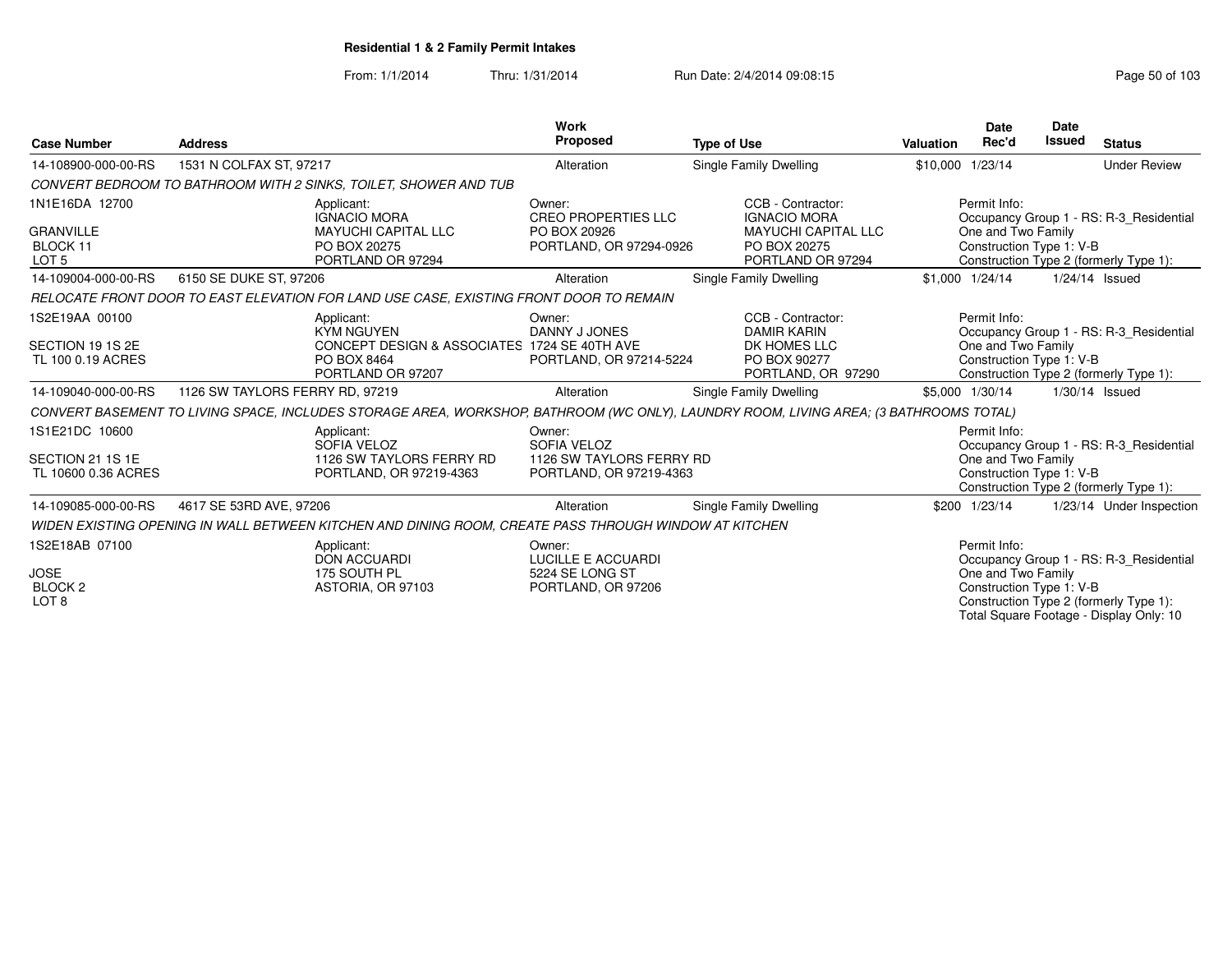**Residential 1 & 2 Family Permit Intakes**

From: 1/1/2014 Thru: 1/31/2014 Run Date: 2/4/2014 09:08:15

| Case Number | Address | | Work Proposed | Type of Use | | Valuation | Date Rec'd | Date Issued | Status |
|---|---|---|---|---|---|---|---|---|---|
| 14-108900-000-00-RS | 1531 N COLFAX ST, 97217 | | Alteration | Single Family Dwelling | | $10,000 | 1/23/14 | | Under Review |
| *CONVERT BEDROOM TO BATHROOM WITH 2 SINKS, TOILET, SHOWER AND TUB* | | | | | | | | | |
| 1N1E16DA 12700<br><br>GRANVILLE<br>BLOCK 11<br>LOT 5 | | Applicant:<br>IGNACIO MORA<br>MAYUCHI CAPITAL LLC<br>PO BOX 20275<br>PORTLAND OR 97294 | Owner:<br>CREO PROPERTIES LLC<br>PO BOX 20926<br>PORTLAND, OR 97294-0926 | | CCB - Contractor:<br>IGNACIO MORA<br>MAYUCHI CAPITAL LLC<br>PO BOX 20275<br>PORTLAND OR 97294 | | Permit Info:<br>Occupancy Group 1 - RS: R-3_Residential One and Two Family<br>Construction Type 1: V-B<br>Construction Type 2 (formerly Type 1): | | |
| 14-109004-000-00-RS | 6150 SE DUKE ST, 97206 | | Alteration | Single Family Dwelling | | $1,000 | 1/24/14 | 1/24/14 | Issued |
| *RELOCATE FRONT DOOR TO EAST ELEVATION FOR LAND USE CASE, EXISTING FRONT DOOR TO REMAIN* | | | | | | | | | |
| 1S2E19AA 00100<br><br>SECTION 19 1S 2E<br>TL 100 0.19 ACRES | | Applicant:<br>KYM NGUYEN<br>CONCEPT DESIGN & ASSOCIATES<br>PO BOX 8464<br>PORTLAND OR 97207 | Owner:<br>DANNY J JONES<br>1724 SE 40TH AVE<br>PORTLAND, OR 97214-5224 | | CCB - Contractor:<br>DAMIR KARIN<br>DK HOMES LLC<br>PO BOX 90277<br>PORTLAND, OR 97290 | | Permit Info:<br>Occupancy Group 1 - RS: R-3_Residential One and Two Family<br>Construction Type 1: V-B<br>Construction Type 2 (formerly Type 1): | | |
| 14-109040-000-00-RS | 1126 SW TAYLORS FERRY RD, 97219 | | Alteration | Single Family Dwelling | | $5,000 | 1/30/14 | 1/30/14 | Issued |
| *CONVERT BASEMENT TO LIVING SPACE, INCLUDES STORAGE AREA, WORKSHOP, BATHROOM (WC ONLY), LAUNDRY ROOM, LIVING AREA; (3 BATHROOMS TOTAL)* | | | | | | | | | |
| 1S1E21DC 10600<br><br>SECTION 21 1S 1E<br>TL 10600 0.36 ACRES | | Applicant:<br>SOFIA VELOZ<br>1126 SW TAYLORS FERRY RD<br>PORTLAND, OR 97219-4363 | Owner:<br>SOFIA VELOZ<br>1126 SW TAYLORS FERRY RD<br>PORTLAND, OR 97219-4363 | | | | Permit Info:<br>Occupancy Group 1 - RS: R-3_Residential One and Two Family<br>Construction Type 1: V-B<br>Construction Type 2 (formerly Type 1): | | |
| 14-109085-000-00-RS | 4617 SE 53RD AVE, 97206 | | Alteration | Single Family Dwelling | | $200 | 1/23/14 | 1/23/14 | Under Inspection |
| *WIDEN EXISTING OPENING IN WALL BETWEEN KITCHEN AND DINING ROOM, CREATE PASS THROUGH WINDOW AT KITCHEN* | | | | | | | | | |
| 1S2E18AB 07100<br><br>JOSE<br>BLOCK 2<br>LOT 8 | | Applicant:<br>DON ACCUARDI<br>175 SOUTH PL<br>ASTORIA, OR 97103 | Owner:<br>LUCILLE E ACCUARDI<br>5224 SE LONG ST<br>PORTLAND, OR 97206 | | | | Permit Info:<br>Occupancy Group 1 - RS: R-3_Residential One and Two Family<br>Construction Type 1: V-B<br>Construction Type 2 (formerly Type 1):<br>Total Square Footage - Display Only: 10 | | |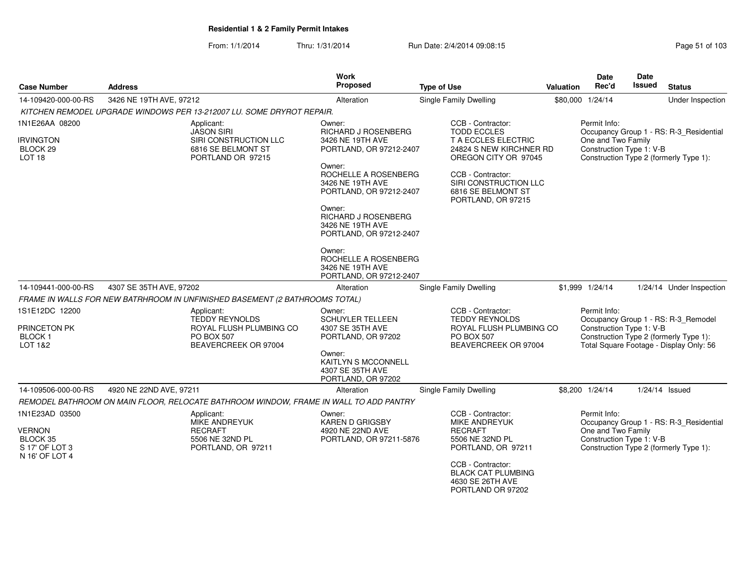**Residential 1 & 2 Family Permit Intakes**

From: 1/1/2014 Thru: 1/31/2014 Run Date: 2/4/2014 09:08:15

| Case Number | Address | Work Proposed | Type of Use | Valuation | Date Rec'd | Date Issued | Status |
|---|---|---|---|---|---|---|---|
| 14-109420-000-00-RS | 3426 NE 19TH AVE, 97212 | Alteration | Single Family Dwelling | $80,000 | 1/24/14 | | Under Inspection |

*KITCHEN REMODEL UPGRADE WINDOWS PER 13-212007 LU. SOME DRYROT REPAIR.*

1N1E26AA 08200

IRVINGTON
BLOCK 29
LOT 18

Applicant:
JASON SIRI
SIRI CONSTRUCTION LLC
6816 SE BELMONT ST
PORTLAND OR 97215

Owner:
RICHARD J ROSENBERG
3426 NE 19TH AVE
PORTLAND, OR 97212-2407

Owner:
ROCHELLE A ROSENBERG
3426 NE 19TH AVE
PORTLAND, OR 97212-2407

Owner:
RICHARD J ROSENBERG
3426 NE 19TH AVE
PORTLAND, OR 97212-2407

Owner:
ROCHELLE A ROSENBERG
3426 NE 19TH AVE
PORTLAND, OR 97212-2407

CCB - Contractor:
TODD ECCLES
T A ECCLES ELECTRIC
24824 S NEW KIRCHNER RD
OREGON CITY OR 97045

CCB - Contractor:
SIRI CONSTRUCTION LLC
6816 SE BELMONT ST
PORTLAND, OR 97215

Permit Info:
Occupancy Group 1 - RS: R-3_Residential One and Two Family
Construction Type 1: V-B
Construction Type 2 (formerly Type 1):

| Case Number | Address | Work Proposed | Type of Use | Valuation | Date Rec'd | Date Issued | Status |
|---|---|---|---|---|---|---|---|
| 14-109441-000-00-RS | 4307 SE 35TH AVE, 97202 | Alteration | Single Family Dwelling | $1,999 | 1/24/14 | 1/24/14 | Under Inspection |

*FRAME IN WALLS FOR NEW BATRHROOM IN UNFINISHED BASEMENT (2 BATHROOMS TOTAL)*

1S1E12DC 12200

PRINCETON PK
BLOCK 1
LOT 1&2

Applicant:
TEDDY REYNOLDS
ROYAL FLUSH PLUMBING CO
PO BOX 507
BEAVERCREEK OR 97004

Owner:
SCHUYLER TELLEEN
4307 SE 35TH AVE
PORTLAND, OR 97202

Owner:
KAITLYN S MCCONNELL
4307 SE 35TH AVE
PORTLAND, OR 97202

CCB - Contractor:
TEDDY REYNOLDS
ROYAL FLUSH PLUMBING CO
PO BOX 507
BEAVERCREEK OR 97004

Permit Info:
Occupancy Group 1 - RS: R-3_Remodel
Construction Type 1: V-B
Construction Type 2 (formerly Type 1):
Total Square Footage - Display Only: 56

| Case Number | Address | Work Proposed | Type of Use | Valuation | Date Rec'd | Date Issued | Status |
|---|---|---|---|---|---|---|---|
| 14-109506-000-00-RS | 4920 NE 22ND AVE, 97211 | Alteration | Single Family Dwelling | $8,200 | 1/24/14 | 1/24/14 | Issued |

*REMODEL BATHROOM ON MAIN FLOOR, RELOCATE BATHROOM WINDOW, FRAME IN WALL TO ADD PANTRY*

1N1E23AD 03500

VERNON
BLOCK 35
S 17' OF LOT 3
N 16' OF LOT 4

Applicant:
MIKE ANDREYUK
RECRAFT
5506 NE 32ND PL
PORTLAND, OR 97211

Owner:
KAREN D GRIGSBY
4920 NE 22ND AVE
PORTLAND, OR 97211-5876

CCB - Contractor:
MIKE ANDREYUK
RECRAFT
5506 NE 32ND PL
PORTLAND, OR 97211

CCB - Contractor:
BLACK CAT PLUMBING
4630 SE 26TH AVE
PORTLAND OR 97202

Permit Info:
Occupancy Group 1 - RS: R-3_Residential One and Two Family
Construction Type 1: V-B
Construction Type 2 (formerly Type 1):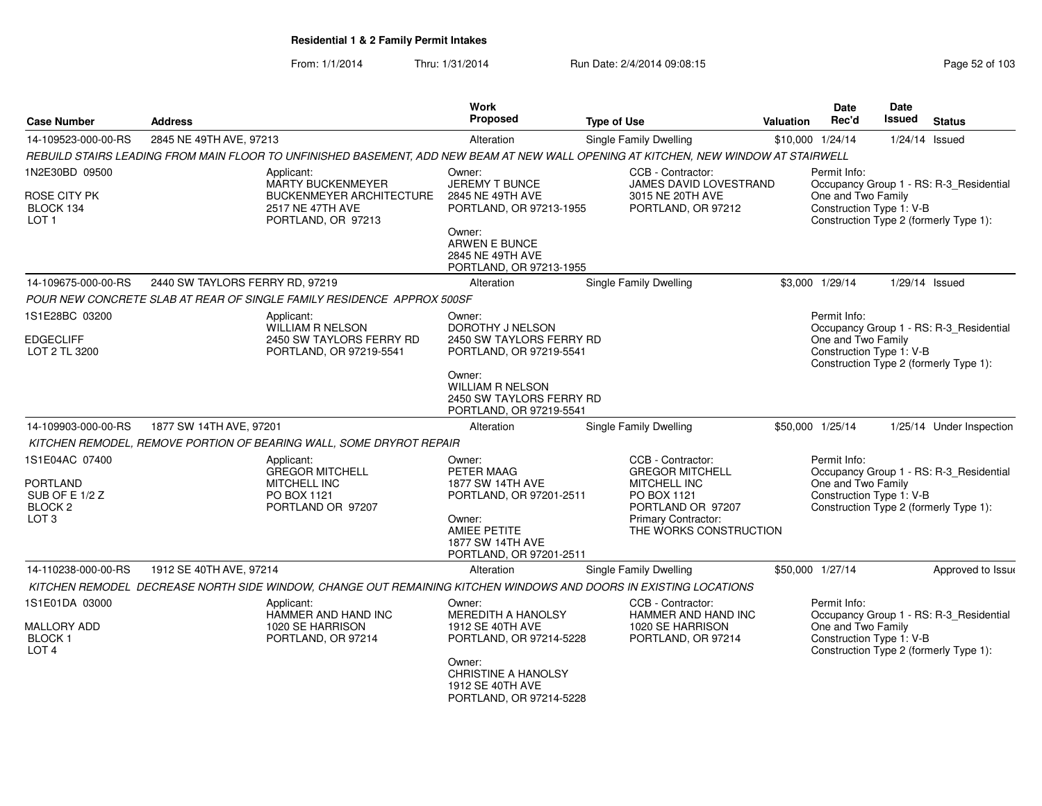**Residential 1 & 2 Family Permit Intakes**

From: 1/1/2014 Thru: 1/31/2014 Run Date: 2/4/2014 09:08:15

| Case Number | Address | Work Proposed | Type of Use | Valuation | Date Rec'd | Date Issued | Status |
|---|---|---|---|---|---|---|---|
| 14-109523-000-00-RS | 2845 NE 49TH AVE, 97213 | Alteration | Single Family Dwelling | $10,000 | 1/24/14 | 1/24/14 | Issued |

*REBUILD STAIRS LEADING FROM MAIN FLOOR TO UNFINISHED BASEMENT, ADD NEW BEAM AT NEW WALL OPENING AT KITCHEN, NEW WINDOW AT STAIRWELL*

1N2E30BD 09500
ROSE CITY PK
BLOCK 134
LOT 1

Applicant:
MARTY BUCKENMEYER
BUCKENMEYER ARCHITECTURE
2517 NE 47TH AVE
PORTLAND, OR 97213

Owner:
JEREMY T BUNCE
2845 NE 49TH AVE
PORTLAND, OR 97213-1955

Owner:
ARWEN E BUNCE
2845 NE 49TH AVE
PORTLAND, OR 97213-1955

CCB - Contractor:
JAMES DAVID LOVESTRAND
3015 NE 20TH AVE
PORTLAND, OR 97212

Permit Info:
Occupancy Group 1 - RS: R-3_Residential One and Two Family
Construction Type 1: V-B
Construction Type 2 (formerly Type 1):

| Case Number | Address | Work Proposed | Type of Use | Valuation | Date Rec'd | Date Issued | Status |
|---|---|---|---|---|---|---|---|
| 14-109675-000-00-RS | 2440 SW TAYLORS FERRY RD, 97219 | Alteration | Single Family Dwelling | $3,000 | 1/29/14 | 1/29/14 | Issued |

*POUR NEW CONCRETE SLAB AT REAR OF SINGLE FAMILY RESIDENCE APPROX 500SF*

1S1E28BC 03200
EDGECLIFF
LOT 2 TL 3200

Applicant:
WILLIAM R NELSON
2450 SW TAYLORS FERRY RD
PORTLAND, OR 97219-5541

Owner:
DOROTHY J NELSON
2450 SW TAYLORS FERRY RD
PORTLAND, OR 97219-5541

Owner:
WILLIAM R NELSON
2450 SW TAYLORS FERRY RD
PORTLAND, OR 97219-5541

Permit Info:
Occupancy Group 1 - RS: R-3_Residential One and Two Family
Construction Type 1: V-B
Construction Type 2 (formerly Type 1):

| Case Number | Address | Work Proposed | Type of Use | Valuation | Date Rec'd | Date Issued | Status |
|---|---|---|---|---|---|---|---|
| 14-109903-000-00-RS | 1877 SW 14TH AVE, 97201 | Alteration | Single Family Dwelling | $50,000 | 1/25/14 | 1/25/14 | Under Inspection |

*KITCHEN REMODEL, REMOVE PORTION OF BEARING WALL, SOME DRYROT REPAIR*

1S1E04AC 07400
PORTLAND
SUB OF E 1/2 Z
BLOCK 2
LOT 3

Applicant:
GREGOR MITCHELL
MITCHELL INC
PO BOX 1121
PORTLAND OR 97207

Owner:
PETER MAAG
1877 SW 14TH AVE
PORTLAND, OR 97201-2511

Owner:
AMIEE PETITE
1877 SW 14TH AVE
PORTLAND, OR 97201-2511

CCB - Contractor:
GREGOR MITCHELL
MITCHELL INC
PO BOX 1121
PORTLAND OR 97207
Primary Contractor:
THE WORKS CONSTRUCTION

Permit Info:
Occupancy Group 1 - RS: R-3_Residential One and Two Family
Construction Type 1: V-B
Construction Type 2 (formerly Type 1):

| Case Number | Address | Work Proposed | Type of Use | Valuation | Date Rec'd | Date Issued | Status |
|---|---|---|---|---|---|---|---|
| 14-110238-000-00-RS | 1912 SE 40TH AVE, 97214 | Alteration | Single Family Dwelling | $50,000 | 1/27/14 | | Approved to Issue |

*KITCHEN REMODEL DECREASE NORTH SIDE WINDOW, CHANGE OUT REMAINING KITCHEN WINDOWS AND DOORS IN EXISTING LOCATIONS*

1S1E01DA 03000
MALLORY ADD
BLOCK 1
LOT 4

Applicant:
HAMMER AND HAND INC
1020 SE HARRISON
PORTLAND, OR 97214

Owner:
MEREDITH A HANOLSY
1912 SE 40TH AVE
PORTLAND, OR 97214-5228

Owner:
CHRISTINE A HANOLSY
1912 SE 40TH AVE
PORTLAND, OR 97214-5228

CCB - Contractor:
HAMMER AND HAND INC
1020 SE HARRISON
PORTLAND, OR 97214

Permit Info:
Occupancy Group 1 - RS: R-3_Residential One and Two Family
Construction Type 1: V-B
Construction Type 2 (formerly Type 1):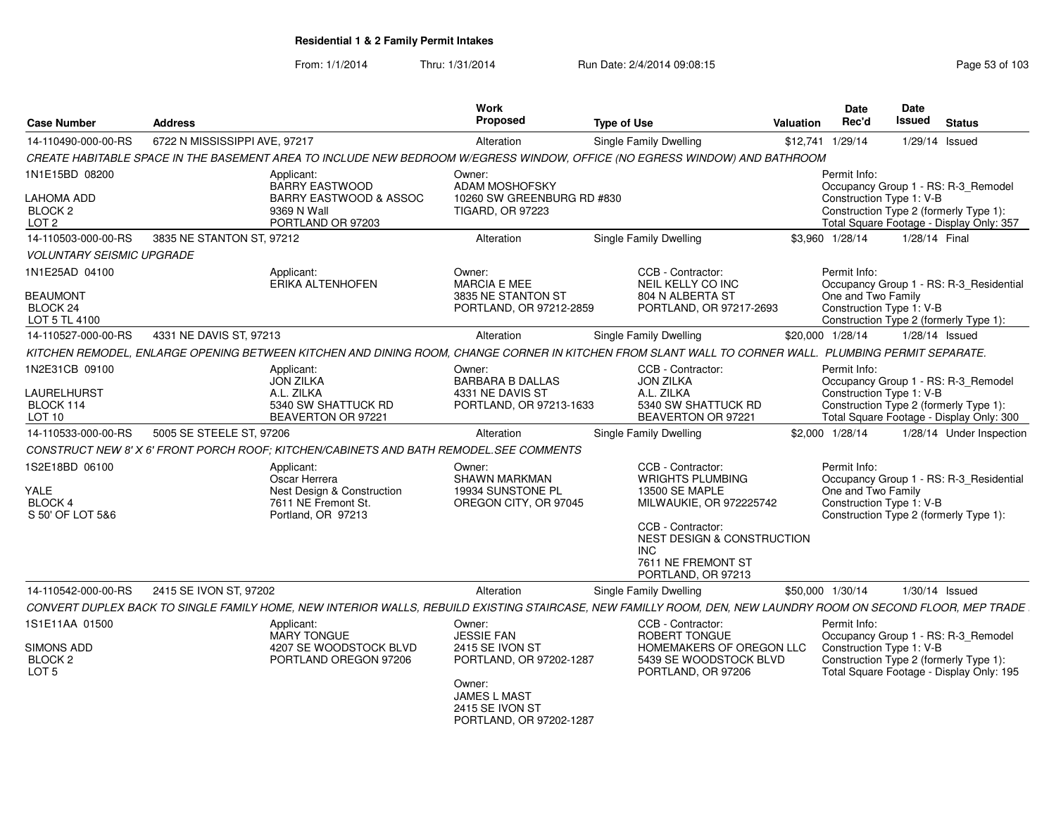**Residential 1 & 2 Family Permit Intakes**

From: 1/1/2014 Thru: 1/31/2014 Run Date: 2/4/2014 09:08:15

| Case Number | Address | Work Proposed | Type of Use | Valuation | Date Rec'd | Date Issued | Status |
|---|---|---|---|---|---|---|---|
| 14-110490-000-00-RS | 6722 N MISSISSIPPI AVE, 97217 | Alteration | Single Family Dwelling | $12,741 | 1/29/14 | 1/29/14 | Issued |

*CREATE HABITABLE SPACE IN THE BASEMENT AREA TO INCLUDE NEW BEDROOM W/EGRESS WINDOW, OFFICE (NO EGRESS WINDOW) AND BATHROOM*

1N1E15BD 08200
LAHOMA ADD
BLOCK 2
LOT 2

Applicant: BARRY EASTWOOD, BARRY EASTWOOD & ASSOC, 9369 N Wall, PORTLAND OR 97203

Owner: ADAM MOSHOFSKY, 10260 SW GREENBURG RD #830, TIGARD, OR 97223

Permit Info: Occupancy Group 1 - RS: R-3_Remodel; Construction Type 1: V-B; Construction Type 2 (formerly Type 1):; Total Square Footage - Display Only: 357

| Case Number | Address | Work Proposed | Type of Use | Valuation | Date Rec'd | Date Issued | Status |
|---|---|---|---|---|---|---|---|
| 14-110503-000-00-RS | 3835 NE STANTON ST, 97212 | Alteration | Single Family Dwelling | $3,960 | 1/28/14 | 1/28/14 | Final |

*VOLUNTARY SEISMIC UPGRADE*

1N1E25AD 04100
BEAUMONT
BLOCK 24
LOT 5 TL 4100

Applicant: ERIKA ALTENHOFEN

Owner: MARCIA E MEE, 3835 NE STANTON ST, PORTLAND, OR 97212-2859

CCB - Contractor: NEIL KELLY CO INC, 804 N ALBERTA ST, PORTLAND, OR 97217-2693

Permit Info: Occupancy Group 1 - RS: R-3_Residential One and Two Family; Construction Type 1: V-B; Construction Type 2 (formerly Type 1):

| Case Number | Address | Work Proposed | Type of Use | Valuation | Date Rec'd | Date Issued | Status |
|---|---|---|---|---|---|---|---|
| 14-110527-000-00-RS | 4331 NE DAVIS ST, 97213 | Alteration | Single Family Dwelling | $20,000 | 1/28/14 | 1/28/14 | Issued |

*KITCHEN REMODEL, ENLARGE OPENING BETWEEN KITCHEN AND DINING ROOM, CHANGE CORNER IN KITCHEN FROM SLANT WALL TO CORNER WALL. PLUMBING PERMIT SEPARATE.*

1N2E31CB 09100
LAURELHURST
BLOCK 114
LOT 10

Applicant: JON ZILKA, A.L. ZILKA, 5340 SW SHATTUCK RD, BEAVERTON OR 97221

Owner: BARBARA B DALLAS, 4331 NE DAVIS ST, PORTLAND, OR 97213-1633

CCB - Contractor: JON ZILKA, A.L. ZILKA, 5340 SW SHATTUCK RD, BEAVERTON OR 97221

Permit Info: Occupancy Group 1 - RS: R-3_Remodel; Construction Type 1: V-B; Construction Type 2 (formerly Type 1):; Total Square Footage - Display Only: 300

| Case Number | Address | Work Proposed | Type of Use | Valuation | Date Rec'd | Date Issued | Status |
|---|---|---|---|---|---|---|---|
| 14-110533-000-00-RS | 5005 SE STEELE ST, 97206 | Alteration | Single Family Dwelling | $2,000 | 1/28/14 | 1/28/14 | Under Inspection |

*CONSTRUCT NEW 8' X 6' FRONT PORCH ROOF; KITCHEN/CABINETS AND BATH REMODEL.SEE COMMENTS*

1S2E18BD 06100
YALE
BLOCK 4
S 50' OF LOT 5&6

Applicant: Oscar Herrera, Nest Design & Construction, 7611 NE Fremont St., Portland, OR 97213

Owner: SHAWN MARKMAN, 19934 SUNSTONE PL, OREGON CITY, OR 97045

CCB - Contractor: WRIGHTS PLUMBING, 13500 SE MAPLE, MILWAUKIE, OR 972225742

CCB - Contractor: NEST DESIGN & CONSTRUCTION INC, 7611 NE FREMONT ST, PORTLAND, OR 97213

Permit Info: Occupancy Group 1 - RS: R-3_Residential One and Two Family; Construction Type 1: V-B; Construction Type 2 (formerly Type 1):

| Case Number | Address | Work Proposed | Type of Use | Valuation | Date Rec'd | Date Issued | Status |
|---|---|---|---|---|---|---|---|
| 14-110542-000-00-RS | 2415 SE IVON ST, 97202 | Alteration | Single Family Dwelling | $50,000 | 1/30/14 | 1/30/14 | Issued |

*CONVERT DUPLEX BACK TO SINGLE FAMILY HOME, NEW INTERIOR WALLS, REBUILD EXISTING STAIRCASE, NEW FAMILLY ROOM, DEN, NEW LAUNDRY ROOM ON SECOND FLOOR, MEP TRADE .*

1S1E11AA 01500
SIMONS ADD
BLOCK 2
LOT 5

Applicant: MARY TONGUE, 4207 SE WOODSTOCK BLVD, PORTLAND OREGON 97206

Owner: JESSIE FAN, 2415 SE IVON ST, PORTLAND, OR 97202-1287

Owner: JAMES L MAST, 2415 SE IVON ST, PORTLAND, OR 97202-1287

CCB - Contractor: ROBERT TONGUE, HOMEMAKERS OF OREGON LLC, 5439 SE WOODSTOCK BLVD, PORTLAND, OR 97206

Permit Info: Occupancy Group 1 - RS: R-3_Remodel; Construction Type 1: V-B; Construction Type 2 (formerly Type 1):; Total Square Footage - Display Only: 195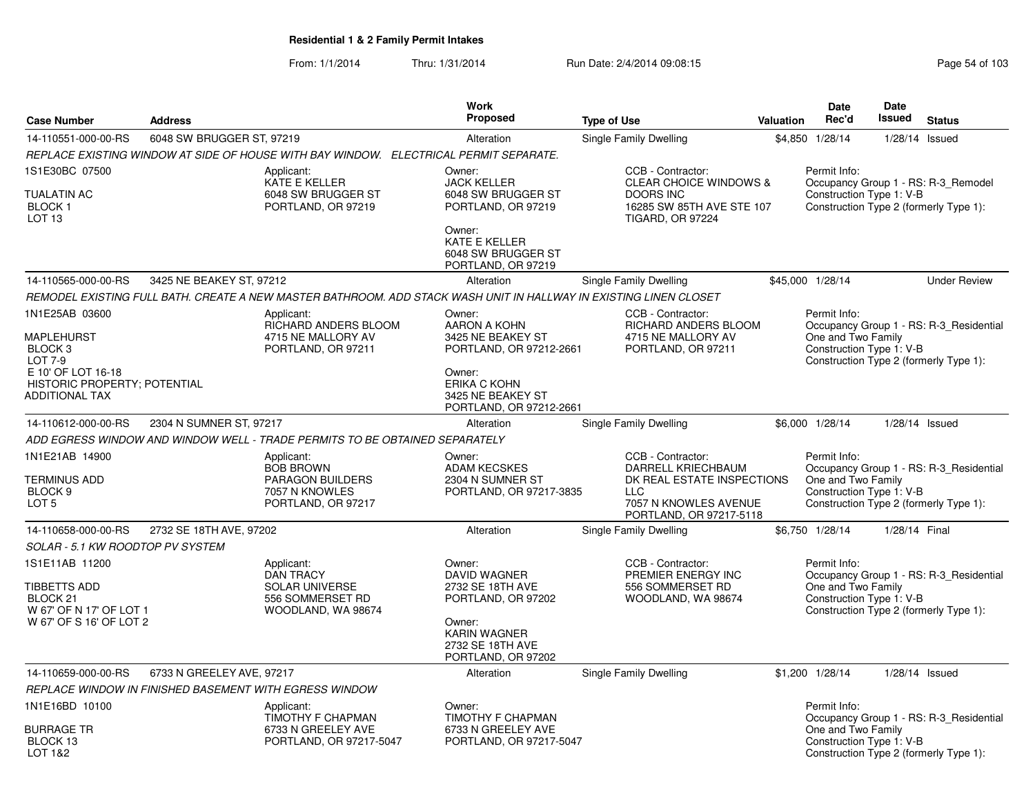# Residential 1 & 2 Family Permit Intakes

From: 1/1/2014 Thru: 1/31/2014 Run Date: 2/4/2014 09:08:15

| Case Number | Address | Work Proposed | Type of Use | Valuation | Date Rec'd | Date Issued | Status |
|---|---|---|---|---|---|---|---|
| 14-110551-000-00-RS | 6048 SW BRUGGER ST, 97219 | Alteration | Single Family Dwelling | $4,850 | 1/28/14 | 1/28/14 | Issued |

*REPLACE EXISTING WINDOW AT SIDE OF HOUSE WITH BAY WINDOW. ELECTRICAL PERMIT SEPARATE.*

1S1E30BC 07500
TUALATIN AC
BLOCK 1
LOT 13

Applicant:
KATE E KELLER
6048 SW BRUGGER ST
PORTLAND, OR 97219

Owner:
JACK KELLER
6048 SW BRUGGER ST
PORTLAND, OR 97219

Owner:
KATE E KELLER
6048 SW BRUGGER ST
PORTLAND, OR 97219

CCB - Contractor:
CLEAR CHOICE WINDOWS & DOORS INC
16285 SW 85TH AVE STE 107
TIGARD, OR 97224

Permit Info:
Occupancy Group 1 - RS: R-3_Remodel
Construction Type 1: V-B
Construction Type 2 (formerly Type 1):

---

| Case Number | Address | Work Proposed | Type of Use | Valuation | Date Rec'd | Date Issued | Status |
|---|---|---|---|---|---|---|---|
| 14-110565-000-00-RS | 3425 NE BEAKEY ST, 97212 | Alteration | Single Family Dwelling | $45,000 | 1/28/14 | | Under Review |

*REMODEL EXISTING FULL BATH. CREATE A NEW MASTER BATHROOM. ADD STACK WASH UNIT IN HALLWAY IN EXISTING LINEN CLOSET*

1N1E25AB 03600
MAPLEHURST
BLOCK 3
LOT 7-9
E 10' OF LOT 16-18
HISTORIC PROPERTY; POTENTIAL ADDITIONAL TAX

Applicant:
RICHARD ANDERS BLOOM
4715 NE MALLORY AV
PORTLAND, OR 97211

Owner:
AARON A KOHN
3425 NE BEAKEY ST
PORTLAND, OR 97212-2661

Owner:
ERIKA C KOHN
3425 NE BEAKEY ST
PORTLAND, OR 97212-2661

CCB - Contractor:
RICHARD ANDERS BLOOM
4715 NE MALLORY AV
PORTLAND, OR 97211

Permit Info:
Occupancy Group 1 - RS: R-3_Residential One and Two Family
Construction Type 1: V-B
Construction Type 2 (formerly Type 1):

---

| Case Number | Address | Work Proposed | Type of Use | Valuation | Date Rec'd | Date Issued | Status |
|---|---|---|---|---|---|---|---|
| 14-110612-000-00-RS | 2304 N SUMNER ST, 97217 | Alteration | Single Family Dwelling | $6,000 | 1/28/14 | 1/28/14 | Issued |

*ADD EGRESS WINDOW AND WINDOW WELL - TRADE PERMITS TO BE OBTAINED SEPARATELY*

1N1E21AB 14900
TERMINUS ADD
BLOCK 9
LOT 5

Applicant:
BOB BROWN
PARAGON BUILDERS
7057 N KNOWLES
PORTLAND, OR 97217

Owner:
ADAM KECSKES
2304 N SUMNER ST
PORTLAND, OR 97217-3835

CCB - Contractor:
DARRELL KRIECHBAUM
DK REAL ESTATE INSPECTIONS LLC
7057 N KNOWLES AVENUE
PORTLAND, OR 97217-5118

Permit Info:
Occupancy Group 1 - RS: R-3_Residential One and Two Family
Construction Type 1: V-B
Construction Type 2 (formerly Type 1):

---

| Case Number | Address | Work Proposed | Type of Use | Valuation | Date Rec'd | Date Issued | Status |
|---|---|---|---|---|---|---|---|
| 14-110658-000-00-RS | 2732 SE 18TH AVE, 97202 | Alteration | Single Family Dwelling | $6,750 | 1/28/14 | 1/28/14 | Final |

*SOLAR - 5.1 KW ROODTOP PV SYSTEM*

1S1E11AB 11200
TIBBETTS ADD
BLOCK 21
W 67' OF N 17' OF LOT 1
W 67' OF S 16' OF LOT 2

Applicant:
DAN TRACY
SOLAR UNIVERSE
556 SOMMERSET RD
WOODLAND, WA 98674

Owner:
DAVID WAGNER
2732 SE 18TH AVE
PORTLAND, OR 97202

Owner:
KARIN WAGNER
2732 SE 18TH AVE
PORTLAND, OR 97202

CCB - Contractor:
PREMIER ENERGY INC
556 SOMMERSET RD
WOODLAND, WA 98674

Permit Info:
Occupancy Group 1 - RS: R-3_Residential One and Two Family
Construction Type 1: V-B
Construction Type 2 (formerly Type 1):

---

| Case Number | Address | Work Proposed | Type of Use | Valuation | Date Rec'd | Date Issued | Status |
|---|---|---|---|---|---|---|---|
| 14-110659-000-00-RS | 6733 N GREELEY AVE, 97217 | Alteration | Single Family Dwelling | $1,200 | 1/28/14 | 1/28/14 | Issued |

*REPLACE WINDOW IN FINISHED BASEMENT WITH EGRESS WINDOW*

1N1E16BD 10100
BURRAGE TR
BLOCK 13
LOT 1&2

Applicant:
TIMOTHY F CHAPMAN
6733 N GREELEY AVE
PORTLAND, OR 97217-5047

Owner:
TIMOTHY F CHAPMAN
6733 N GREELEY AVE
PORTLAND, OR 97217-5047

Permit Info:
Occupancy Group 1 - RS: R-3_Residential One and Two Family
Construction Type 1: V-B
Construction Type 2 (formerly Type 1):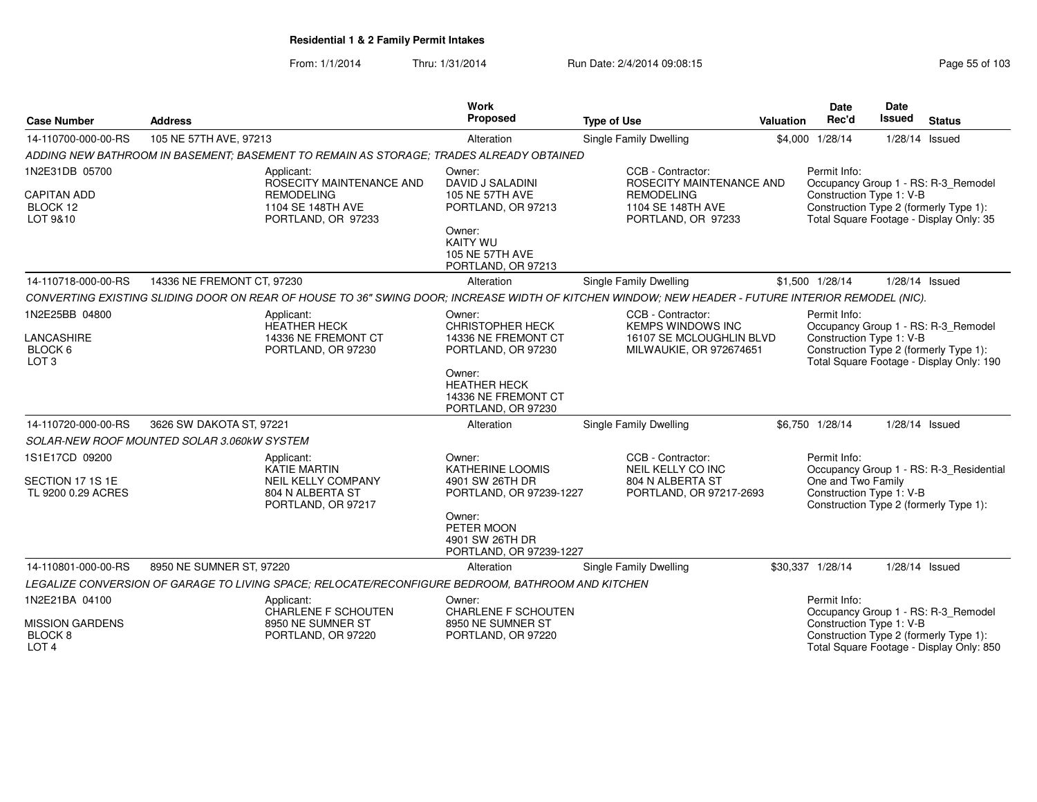# Residential 1 & 2 Family Permit Intakes

From: 1/1/2014 Thru: 1/31/2014 Run Date: 2/4/2014 09:08:15

| Case Number | Address | Work Proposed | Type of Use | Valuation | Date Rec'd | Date Issued | Status |
|---|---|---|---|---|---|---|---|
| 14-110700-000-00-RS | 105 NE 57TH AVE, 97213 | Alteration | Single Family Dwelling | $4,000 | 1/28/14 | 1/28/14 | Issued |

*ADDING NEW BATHROOM IN BASEMENT; BASEMENT TO REMAIN AS STORAGE; TRADES ALREADY OBTAINED*

1N2E31DB 05700
CAPITAN ADD
BLOCK 12
LOT 9&10

Applicant:
ROSECITY MAINTENANCE AND REMODELING
1104 SE 148TH AVE
PORTLAND, OR 97233

Owner:
DAVID J SALADINI
105 NE 57TH AVE
PORTLAND, OR 97213

Owner:
KAITY WU
105 NE 57TH AVE
PORTLAND, OR 97213

CCB - Contractor:
ROSECITY MAINTENANCE AND REMODELING
1104 SE 148TH AVE
PORTLAND, OR 97233

Permit Info:
Occupancy Group 1 - RS: R-3_Remodel
Construction Type 1: V-B
Construction Type 2 (formerly Type 1):
Total Square Footage - Display Only: 35

| Case Number | Address | Work Proposed | Type of Use | Valuation | Date Rec'd | Date Issued | Status |
|---|---|---|---|---|---|---|---|
| 14-110718-000-00-RS | 14336 NE FREMONT CT, 97230 | Alteration | Single Family Dwelling | $1,500 | 1/28/14 | 1/28/14 | Issued |

*CONVERTING EXISTING SLIDING DOOR ON REAR OF HOUSE TO 36" SWING DOOR; INCREASE WIDTH OF KITCHEN WINDOW; NEW HEADER - FUTURE INTERIOR REMODEL (NIC).*

1N2E25BB 04800
LANCASHIRE
BLOCK 6
LOT 3

Applicant:
HEATHER HECK
14336 NE FREMONT CT
PORTLAND, OR 97230

Owner:
CHRISTOPHER HECK
14336 NE FREMONT CT
PORTLAND, OR 97230

Owner:
HEATHER HECK
14336 NE FREMONT CT
PORTLAND, OR 97230

CCB - Contractor:
KEMPS WINDOWS INC
16107 SE MCLOUGHLIN BLVD
MILWAUKIE, OR 972674651

Permit Info:
Occupancy Group 1 - RS: R-3_Remodel
Construction Type 1: V-B
Construction Type 2 (formerly Type 1):
Total Square Footage - Display Only: 190

| Case Number | Address | Work Proposed | Type of Use | Valuation | Date Rec'd | Date Issued | Status |
|---|---|---|---|---|---|---|---|
| 14-110720-000-00-RS | 3626 SW DAKOTA ST, 97221 | Alteration | Single Family Dwelling | $6,750 | 1/28/14 | 1/28/14 | Issued |

*SOLAR-NEW ROOF MOUNTED SOLAR 3.060kW SYSTEM*

1S1E17CD 09200
SECTION 17 1S 1E
TL 9200 0.29 ACRES

Applicant:
KATIE MARTIN
NEIL KELLY COMPANY
804 N ALBERTA ST
PORTLAND, OR 97217

Owner:
KATHERINE LOOMIS
4901 SW 26TH DR
PORTLAND, OR 97239-1227

Owner:
PETER MOON
4901 SW 26TH DR
PORTLAND, OR 97239-1227

CCB - Contractor:
NEIL KELLY CO INC
804 N ALBERTA ST
PORTLAND, OR 97217-2693

Permit Info:
Occupancy Group 1 - RS: R-3_Residential One and Two Family
Construction Type 1: V-B
Construction Type 2 (formerly Type 1):

| Case Number | Address | Work Proposed | Type of Use | Valuation | Date Rec'd | Date Issued | Status |
|---|---|---|---|---|---|---|---|
| 14-110801-000-00-RS | 8950 NE SUMNER ST, 97220 | Alteration | Single Family Dwelling | $30,337 | 1/28/14 | 1/28/14 | Issued |

*LEGALIZE CONVERSION OF GARAGE TO LIVING SPACE; RELOCATE/RECONFIGURE BEDROOM, BATHROOM AND KITCHEN*

1N2E21BA 04100
MISSION GARDENS
BLOCK 8
LOT 4

Applicant:
CHARLENE F SCHOUTEN
8950 NE SUMNER ST
PORTLAND, OR 97220

Owner:
CHARLENE F SCHOUTEN
8950 NE SUMNER ST
PORTLAND, OR 97220

Permit Info:
Occupancy Group 1 - RS: R-3_Remodel
Construction Type 1: V-B
Construction Type 2 (formerly Type 1):
Total Square Footage - Display Only: 850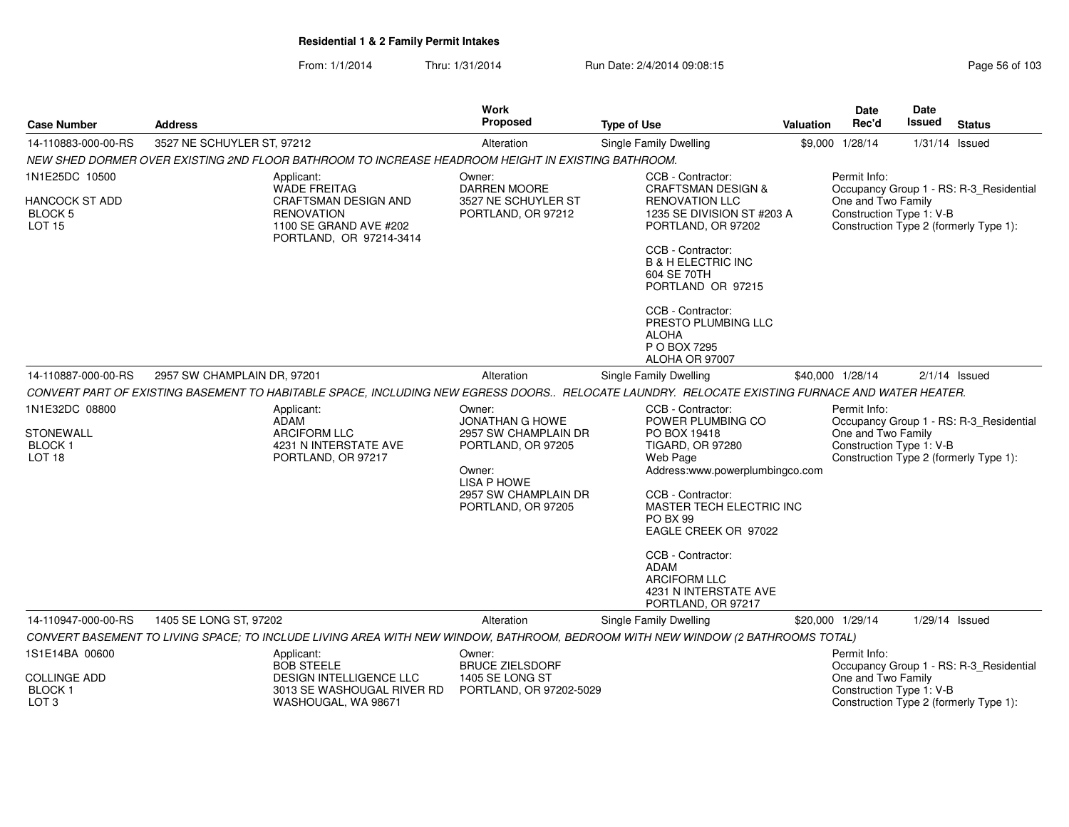**Residential 1 & 2 Family Permit Intakes**

From: 1/1/2014 Thru: 1/31/2014 Run Date: 2/4/2014 09:08:15

| Case Number | Address | Work Proposed | Type of Use | Valuation | Date Rec'd | Date Issued | Status |
|---|---|---|---|---|---|---|---|
| 14-110883-000-00-RS | 3527 NE SCHUYLER ST, 97212 | Alteration | Single Family Dwelling | $9,000 | 1/28/14 | 1/31/14 | Issued |

*NEW SHED DORMER OVER EXISTING 2ND FLOOR BATHROOM TO INCREASE HEADROOM HEIGHT IN EXISTING BATHROOM.*

1N1E25DC 10500
HANCOCK ST ADD
BLOCK 5
LOT 15

Applicant:
WADE FREITAG
CRAFTSMAN DESIGN AND RENOVATION
1100 SE GRAND AVE #202
PORTLAND, OR 97214-3414

Owner:
DARREN MOORE
3527 NE SCHUYLER ST
PORTLAND, OR 97212

CCB - Contractor:
CRAFTSMAN DESIGN & RENOVATION LLC
1235 SE DIVISION ST #203 A
PORTLAND, OR 97202

CCB - Contractor:
B & H ELECTRIC INC
604 SE 70TH
PORTLAND OR 97215

CCB - Contractor:
PRESTO PLUMBING LLC
ALOHA
P O BOX 7295
ALOHA OR 97007

Permit Info:
Occupancy Group 1 - RS: R-3_Residential One and Two Family
Construction Type 1: V-B
Construction Type 2 (formerly Type 1):

| Case Number | Address | Work Proposed | Type of Use | Valuation | Date Rec'd | Date Issued | Status |
|---|---|---|---|---|---|---|---|
| 14-110887-000-00-RS | 2957 SW CHAMPLAIN DR, 97201 | Alteration | Single Family Dwelling | $40,000 | 1/28/14 | 2/1/14 | Issued |

*CONVERT PART OF EXISTING BASEMENT TO HABITABLE SPACE, INCLUDING NEW EGRESS DOORS.. RELOCATE LAUNDRY. RELOCATE EXISTING FURNACE AND WATER HEATER.*

1N1E32DC 08800
STONEWALL
BLOCK 1
LOT 18

Applicant:
ADAM
ARCIFORM LLC
4231 N INTERSTATE AVE
PORTLAND, OR 97217

Owner:
JONATHAN G HOWE
2957 SW CHAMPLAIN DR
PORTLAND, OR 97205

Owner:
LISA P HOWE
2957 SW CHAMPLAIN DR
PORTLAND, OR 97205

CCB - Contractor:
POWER PLUMBING CO
PO BOX 19418
TIGARD, OR 97280
Web Page
Address:www.powerplumbingco.com

CCB - Contractor:
MASTER TECH ELECTRIC INC
PO BX 99
EAGLE CREEK OR 97022

CCB - Contractor:
ADAM
ARCIFORM LLC
4231 N INTERSTATE AVE
PORTLAND, OR 97217

Permit Info:
Occupancy Group 1 - RS: R-3_Residential One and Two Family
Construction Type 1: V-B
Construction Type 2 (formerly Type 1):

| Case Number | Address | Work Proposed | Type of Use | Valuation | Date Rec'd | Date Issued | Status |
|---|---|---|---|---|---|---|---|
| 14-110947-000-00-RS | 1405 SE LONG ST, 97202 | Alteration | Single Family Dwelling | $20,000 | 1/29/14 | 1/29/14 | Issued |

*CONVERT BASEMENT TO LIVING SPACE; TO INCLUDE LIVING AREA WITH NEW WINDOW, BATHROOM, BEDROOM WITH NEW WINDOW (2 BATHROOMS TOTAL)*

1S1E14BA 00600
COLLINGE ADD
BLOCK 1
LOT 3

Applicant:
BOB STEELE
DESIGN INTELLIGENCE LLC
3013 SE WASHOUGAL RIVER RD
WASHOUGAL, WA 98671

Owner:
BRUCE ZIELSDORF
1405 SE LONG ST
PORTLAND, OR 97202-5029

Permit Info:
Occupancy Group 1 - RS: R-3_Residential One and Two Family
Construction Type 1: V-B
Construction Type 2 (formerly Type 1):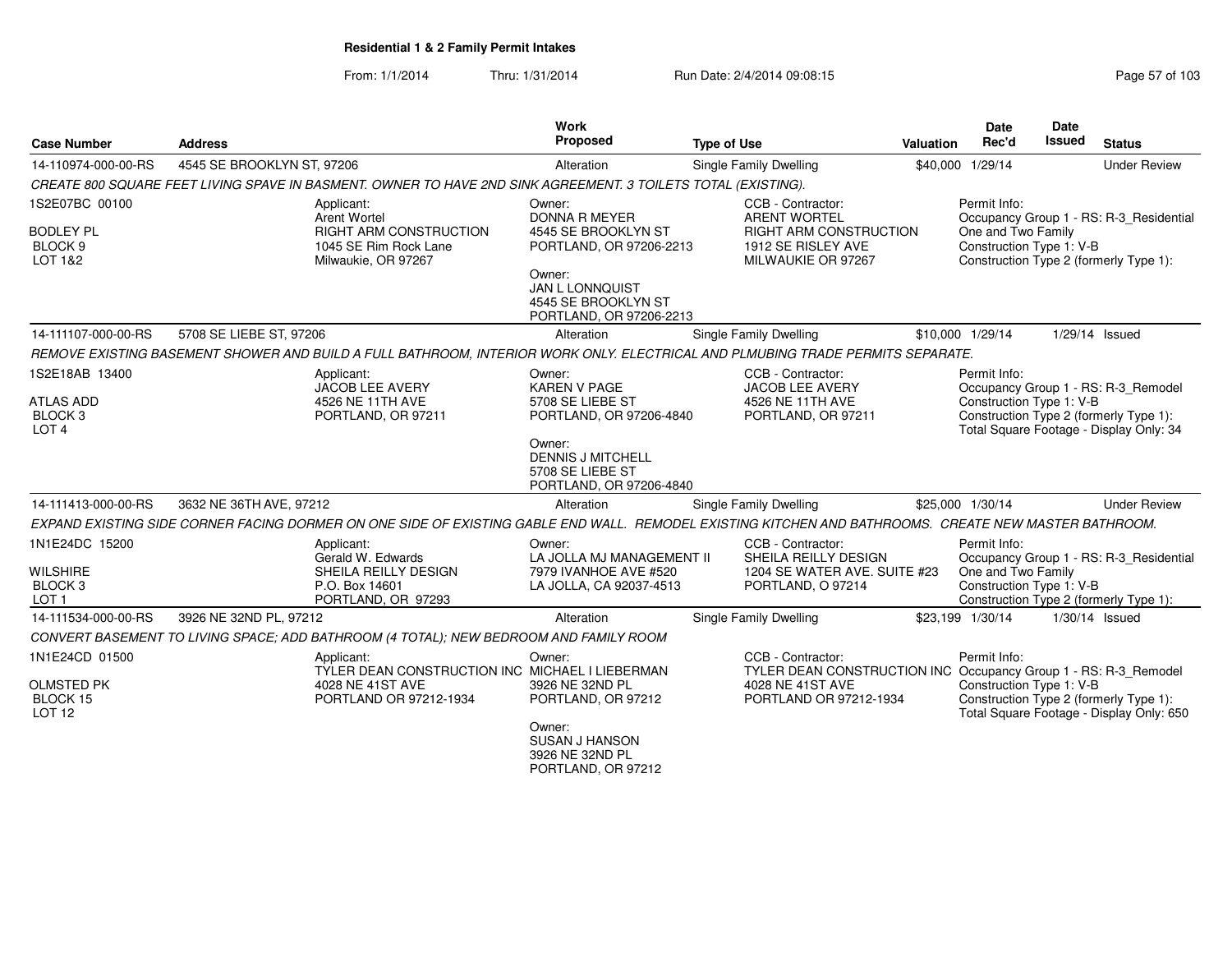**Residential 1 & 2 Family Permit Intakes**

From: 1/1/2014 Thru: 1/31/2014 Run Date: 2/4/2014 09:08:15

| Case Number | Address | Work Proposed | Type of Use | Valuation | Date Rec'd | Date Issued | Status |
|---|---|---|---|---|---|---|---|
| 14-110974-000-00-RS | 4545 SE BROOKLYN ST, 97206 | Alteration | Single Family Dwelling | $40,000 | 1/29/14 | | Under Review |

*CREATE 800 SQUARE FEET LIVING SPAVE IN BASMENT. OWNER TO HAVE 2ND SINK AGREEMENT. 3 TOILETS TOTAL (EXISTING).*

1S2E07BC 00100
BODLEY PL
BLOCK 9
LOT 1&2

Applicant: Arent Wortel, RIGHT ARM CONSTRUCTION, 1045 SE Rim Rock Lane, Milwaukie, OR 97267

Owner: DONNA R MEYER, 4545 SE BROOKLYN ST, PORTLAND, OR 97206-2213

Owner: JAN L LONNQUIST, 4545 SE BROOKLYN ST, PORTLAND, OR 97206-2213

CCB - Contractor: ARENT WORTEL, RIGHT ARM CONSTRUCTION, 1912 SE RISLEY AVE, MILWAUKIE OR 97267

Permit Info: Occupancy Group 1 - RS: R-3_Residential One and Two Family; Construction Type 1: V-B; Construction Type 2 (formerly Type 1):

| Case Number | Address | Work Proposed | Type of Use | Valuation | Date Rec'd | Date Issued | Status |
|---|---|---|---|---|---|---|---|
| 14-111107-000-00-RS | 5708 SE LIEBE ST, 97206 | Alteration | Single Family Dwelling | $10,000 | 1/29/14 | 1/29/14 | Issued |

*REMOVE EXISTING BASEMENT SHOWER AND BUILD A FULL BATHROOM, INTERIOR WORK ONLY. ELECTRICAL AND PLMUBING TRADE PERMITS SEPARATE.*

1S2E18AB 13400
ATLAS ADD
BLOCK 3
LOT 4

Applicant: JACOB LEE AVERY, 4526 NE 11TH AVE, PORTLAND, OR 97211

Owner: KAREN V PAGE, 5708 SE LIEBE ST, PORTLAND, OR 97206-4840

Owner: DENNIS J MITCHELL, 5708 SE LIEBE ST, PORTLAND, OR 97206-4840

CCB - Contractor: JACOB LEE AVERY, 4526 NE 11TH AVE, PORTLAND, OR 97211

Permit Info: Occupancy Group 1 - RS: R-3_Remodel; Construction Type 1: V-B; Construction Type 2 (formerly Type 1):; Total Square Footage - Display Only: 34

| Case Number | Address | Work Proposed | Type of Use | Valuation | Date Rec'd | Date Issued | Status |
|---|---|---|---|---|---|---|---|
| 14-111413-000-00-RS | 3632 NE 36TH AVE, 97212 | Alteration | Single Family Dwelling | $25,000 | 1/30/14 | | Under Review |

*EXPAND EXISTING SIDE CORNER FACING DORMER ON ONE SIDE OF EXISTING GABLE END WALL. REMODEL EXISTING KITCHEN AND BATHROOMS. CREATE NEW MASTER BATHROOM.*

1N1E24DC 15200
WILSHIRE
BLOCK 3
LOT 1

Applicant: Gerald W. Edwards, SHEILA REILLY DESIGN, P.O. Box 14601, PORTLAND, OR 97293

Owner: LA JOLLA MJ MANAGEMENT II, 7979 IVANHOE AVE #520, LA JOLLA, CA 92037-4513

CCB - Contractor: SHEILA REILLY DESIGN, 1204 SE WATER AVE. SUITE #23, PORTLAND, O 97214

Permit Info: Occupancy Group 1 - RS: R-3_Residential One and Two Family; Construction Type 1: V-B; Construction Type 2 (formerly Type 1):

| Case Number | Address | Work Proposed | Type of Use | Valuation | Date Rec'd | Date Issued | Status |
|---|---|---|---|---|---|---|---|
| 14-111534-000-00-RS | 3926 NE 32ND PL, 97212 | Alteration | Single Family Dwelling | $23,199 | 1/30/14 | 1/30/14 | Issued |

*CONVERT BASEMENT TO LIVING SPACE; ADD BATHROOM (4 TOTAL); NEW BEDROOM AND FAMILY ROOM*

1N1E24CD 01500
OLMSTED PK
BLOCK 15
LOT 12

Applicant: TYLER DEAN CONSTRUCTION INC, 4028 NE 41ST AVE, PORTLAND OR 97212-1934

Owner: MICHAEL I LIEBERMAN, 3926 NE 32ND PL, PORTLAND, OR 97212

Owner: SUSAN J HANSON, 3926 NE 32ND PL, PORTLAND, OR 97212

CCB - Contractor: TYLER DEAN CONSTRUCTION INC, 4028 NE 41ST AVE, PORTLAND OR 97212-1934

Permit Info: Occupancy Group 1 - RS: R-3_Remodel; Construction Type 1: V-B; Construction Type 2 (formerly Type 1):; Total Square Footage - Display Only: 650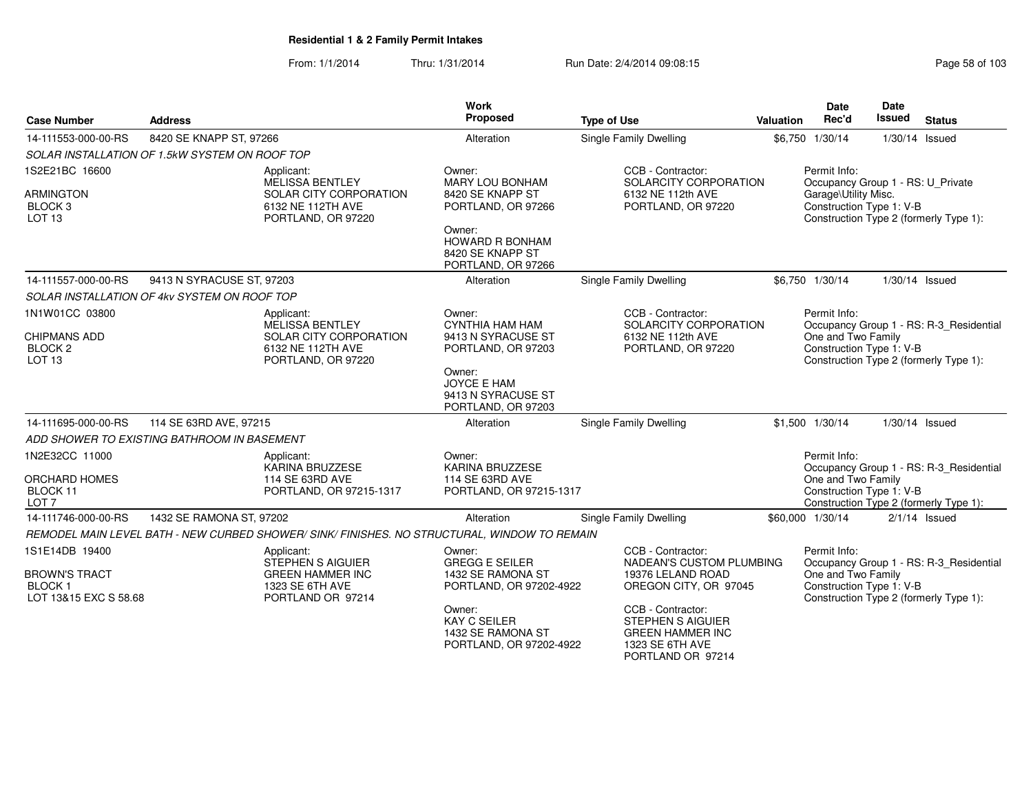## Residential 1 & 2 Family Permit Intakes

From: 1/1/2014 Thru: 1/31/2014 Run Date: 2/4/2014 09:08:15

| Case Number | Address | Work Proposed | Type of Use | Valuation | Date Rec'd | Date Issued | Status |
|---|---|---|---|---|---|---|---|
| 14-111553-000-00-RS | 8420 SE KNAPP ST, 97266 | Alteration | Single Family Dwelling | $6,750 | 1/30/14 | 1/30/14 | Issued |

*SOLAR INSTALLATION OF 1.5kW SYSTEM ON ROOF TOP*

1S2E21BC 16600
ARMINGTON
BLOCK 3
LOT 13

Applicant:
MELISSA BENTLEY
SOLAR CITY CORPORATION
6132 NE 112TH AVE
PORTLAND, OR 97220

Owner:
MARY LOU BONHAM
8420 SE KNAPP ST
PORTLAND, OR 97266

Owner:
HOWARD R BONHAM
8420 SE KNAPP ST
PORTLAND, OR 97266

CCB - Contractor:
SOLARCITY CORPORATION
6132 NE 112th AVE
PORTLAND, OR 97220

Permit Info:
Occupancy Group 1 - RS: U_Private Garage\Utility Misc.
Construction Type 1: V-B
Construction Type 2 (formerly Type 1):

| Case Number | Address | Work Proposed | Type of Use | Valuation | Date Rec'd | Date Issued | Status |
|---|---|---|---|---|---|---|---|
| 14-111557-000-00-RS | 9413 N SYRACUSE ST, 97203 | Alteration | Single Family Dwelling | $6,750 | 1/30/14 | 1/30/14 | Issued |

*SOLAR INSTALLATION OF 4kv SYSTEM ON ROOF TOP*

1N1W01CC 03800
CHIPMANS ADD
BLOCK 2
LOT 13

Applicant:
MELISSA BENTLEY
SOLAR CITY CORPORATION
6132 NE 112TH AVE
PORTLAND, OR 97220

Owner:
CYNTHIA HAM HAM
9413 N SYRACUSE ST
PORTLAND, OR 97203

Owner:
JOYCE E HAM
9413 N SYRACUSE ST
PORTLAND, OR 97203

CCB - Contractor:
SOLARCITY CORPORATION
6132 NE 112th AVE
PORTLAND, OR 97220

Permit Info:
Occupancy Group 1 - RS: R-3_Residential One and Two Family
Construction Type 1: V-B
Construction Type 2 (formerly Type 1):

| Case Number | Address | Work Proposed | Type of Use | Valuation | Date Rec'd | Date Issued | Status |
|---|---|---|---|---|---|---|---|
| 14-111695-000-00-RS | 114 SE 63RD AVE, 97215 | Alteration | Single Family Dwelling | $1,500 | 1/30/14 | 1/30/14 | Issued |

*ADD SHOWER TO EXISTING BATHROOM IN BASEMENT*

1N2E32CC 11000
ORCHARD HOMES
BLOCK 11
LOT 7

Applicant:
KARINA BRUZZESE
114 SE 63RD AVE
PORTLAND, OR 97215-1317

Owner:
KARINA BRUZZESE
114 SE 63RD AVE
PORTLAND, OR 97215-1317

Permit Info:
Occupancy Group 1 - RS: R-3_Residential One and Two Family
Construction Type 1: V-B
Construction Type 2 (formerly Type 1):

| Case Number | Address | Work Proposed | Type of Use | Valuation | Date Rec'd | Date Issued | Status |
|---|---|---|---|---|---|---|---|
| 14-111746-000-00-RS | 1432 SE RAMONA ST, 97202 | Alteration | Single Family Dwelling | $60,000 | 1/30/14 | 2/1/14 | Issued |

*REMODEL MAIN LEVEL BATH - NEW CURBED SHOWER/ SINK/ FINISHES. NO STRUCTURAL, WINDOW TO REMAIN*

1S1E14DB 19400
BROWN'S TRACT
BLOCK 1
LOT 13&15 EXC S 58.68

Applicant:
STEPHEN S AIGUIER
GREEN HAMMER INC
1323 SE 6TH AVE
PORTLAND OR 97214

Owner:
GREGG E SEILER
1432 SE RAMONA ST
PORTLAND, OR 97202-4922

Owner:
KAY C SEILER
1432 SE RAMONA ST
PORTLAND, OR 97202-4922

CCB - Contractor:
NADEAN'S CUSTOM PLUMBING
19376 LELAND ROAD
OREGON CITY, OR 97045

CCB - Contractor:
STEPHEN S AIGUIER
GREEN HAMMER INC
1323 SE 6TH AVE
PORTLAND OR 97214

Permit Info:
Occupancy Group 1 - RS: R-3_Residential One and Two Family
Construction Type 1: V-B
Construction Type 2 (formerly Type 1):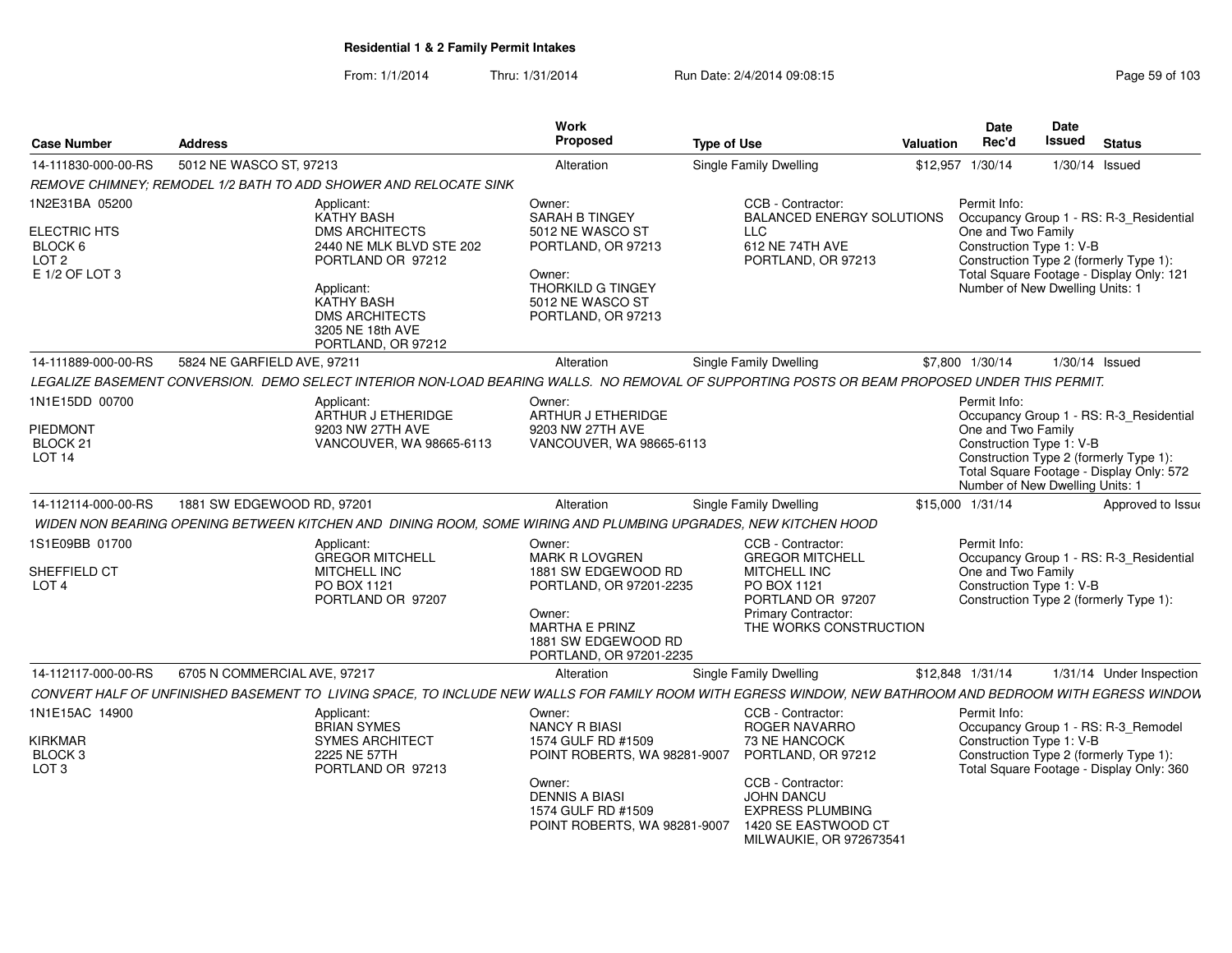**Residential 1 & 2 Family Permit Intakes**

From: 1/1/2014 Thru: 1/31/2014 Run Date: 2/4/2014 09:08:15

| Case Number | Address | Work Proposed | Type of Use | Valuation | Date Rec'd | Date Issued | Status |
|---|---|---|---|---|---|---|---|
| 14-111830-000-00-RS | 5012 NE WASCO ST, 97213 | Alteration | Single Family Dwelling | $12,957 | 1/30/14 | 1/30/14 | Issued |

*REMOVE CHIMNEY; REMODEL 1/2 BATH TO ADD SHOWER AND RELOCATE SINK*

1N2E31BA 05200
ELECTRIC HTS
BLOCK 6
LOT 2
E 1/2 OF LOT 3

Applicant: KATHY BASH, DMS ARCHITECTS, 2440 NE MLK BLVD STE 202, PORTLAND OR 97212
Applicant: KATHY BASH, DMS ARCHITECTS, 3205 NE 18th AVE, PORTLAND, OR 97212

Owner: SARAH B TINGEY, 5012 NE WASCO ST, PORTLAND, OR 97213
Owner: THORKILD G TINGEY, 5012 NE WASCO ST, PORTLAND, OR 97213

CCB - Contractor: BALANCED ENERGY SOLUTIONS LLC, 612 NE 74TH AVE, PORTLAND, OR 97213

Permit Info:
Occupancy Group 1 - RS: R-3_Residential One and Two Family
Construction Type 1: V-B
Construction Type 2 (formerly Type 1):
Total Square Footage - Display Only: 121
Number of New Dwelling Units: 1

| Case Number | Address | Work Proposed | Type of Use | Valuation | Date Rec'd | Date Issued | Status |
|---|---|---|---|---|---|---|---|
| 14-111889-000-00-RS | 5824 NE GARFIELD AVE, 97211 | Alteration | Single Family Dwelling | $7,800 | 1/30/14 | 1/30/14 | Issued |

*LEGALIZE BASEMENT CONVERSION. DEMO SELECT INTERIOR NON-LOAD BEARING WALLS. NO REMOVAL OF SUPPORTING POSTS OR BEAM PROPOSED UNDER THIS PERMIT.*

1N1E15DD 00700
PIEDMONT
BLOCK 21
LOT 14

Applicant: ARTHUR J ETHERIDGE, 9203 NW 27TH AVE, VANCOUVER, WA 98665-6113

Owner: ARTHUR J ETHERIDGE, 9203 NW 27TH AVE, VANCOUVER, WA 98665-6113

Permit Info:
Occupancy Group 1 - RS: R-3_Residential One and Two Family
Construction Type 1: V-B
Construction Type 2 (formerly Type 1):
Total Square Footage - Display Only: 572
Number of New Dwelling Units: 1

| Case Number | Address | Work Proposed | Type of Use | Valuation | Date Rec'd | Date Issued | Status |
|---|---|---|---|---|---|---|---|
| 14-112114-000-00-RS | 1881 SW EDGEWOOD RD, 97201 | Alteration | Single Family Dwelling | $15,000 | 1/31/14 | | Approved to Issue |

*WIDEN NON BEARING OPENING BETWEEN KITCHEN AND DINING ROOM, SOME WIRING AND PLUMBING UPGRADES, NEW KITCHEN HOOD*

1S1E09BB 01700
SHEFFIELD CT
LOT 4

Applicant: GREGOR MITCHELL, MITCHELL INC, PO BOX 1121, PORTLAND OR 97207

Owner: MARK R LOVGREN, 1881 SW EDGEWOOD RD, PORTLAND, OR 97201-2235
Owner: MARTHA E PRINZ, 1881 SW EDGEWOOD RD, PORTLAND, OR 97201-2235

CCB - Contractor: GREGOR MITCHELL, MITCHELL INC, PO BOX 1121, PORTLAND OR 97207
Primary Contractor: THE WORKS CONSTRUCTION

Permit Info:
Occupancy Group 1 - RS: R-3_Residential One and Two Family
Construction Type 1: V-B
Construction Type 2 (formerly Type 1):

| Case Number | Address | Work Proposed | Type of Use | Valuation | Date Rec'd | Date Issued | Status |
|---|---|---|---|---|---|---|---|
| 14-112117-000-00-RS | 6705 N COMMERCIAL AVE, 97217 | Alteration | Single Family Dwelling | $12,848 | 1/31/14 | 1/31/14 | Under Inspection |

*CONVERT HALF OF UNFINISHED BASEMENT TO LIVING SPACE, TO INCLUDE NEW WALLS FOR FAMILY ROOM WITH EGRESS WINDOW, NEW BATHROOM AND BEDROOM WITH EGRESS WINDOW*

1N1E15AC 14900
KIRKMAR
BLOCK 3
LOT 3

Applicant: BRIAN SYMES, SYMES ARCHITECT, 2225 NE 57TH, PORTLAND OR 97213

Owner: NANCY R BIASI, 1574 GULF RD #1509, POINT ROBERTS, WA 98281-9007
Owner: DENNIS A BIASI, 1574 GULF RD #1509, POINT ROBERTS, WA 98281-9007

CCB - Contractor: ROGER NAVARRO, 73 NE HANCOCK, PORTLAND, OR 97212
CCB - Contractor: JOHN DANCU, EXPRESS PLUMBING, 1420 SE EASTWOOD CT, MILWAUKIE, OR 972673541

Permit Info:
Occupancy Group 1 - RS: R-3_Remodel
Construction Type 1: V-B
Construction Type 2 (formerly Type 1):
Total Square Footage - Display Only: 360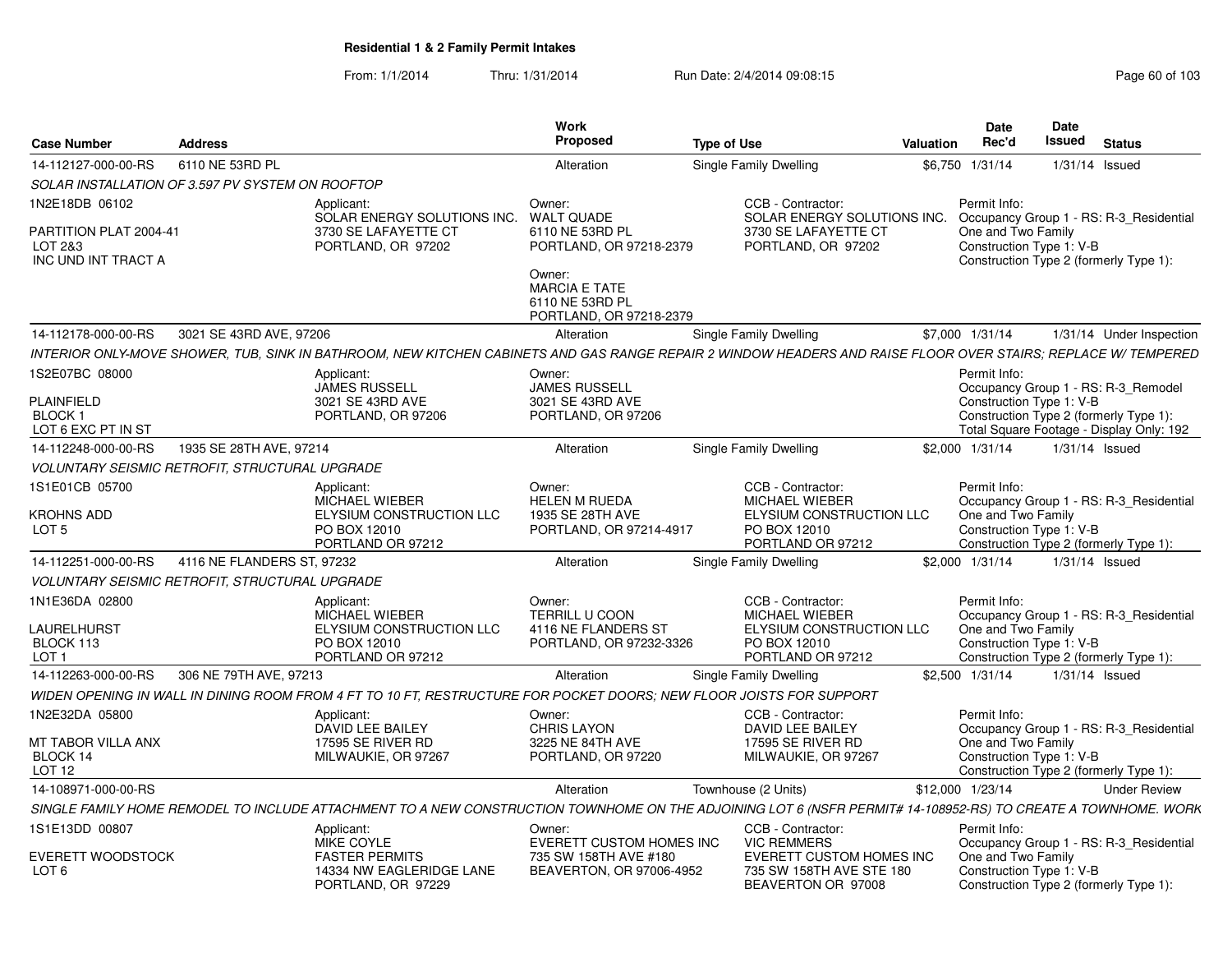## Residential 1 & 2 Family Permit Intakes

From: 1/1/2014 Thru: 1/31/2014 Run Date: 2/4/2014 09:08:15

| Case Number | Address | Work Proposed | Type of Use | Valuation | Date Rec'd | Date Issued | Status |
|---|---|---|---|---|---|---|---|
| 14-112127-000-00-RS | 6110 NE 53RD PL | Alteration | Single Family Dwelling | $6,750 | 1/31/14 | 1/31/14 | Issued |

SOLAR INSTALLATION OF 3.597 PV SYSTEM ON ROOFTOP

1N2E18DB 06102
PARTITION PLAT 2004-41
LOT 2&3
INC UND INT TRACT A

Applicant:
SOLAR ENERGY SOLUTIONS INC.
3730 SE LAFAYETTE CT
PORTLAND, OR 97202

Owner:
WALT QUADE
6110 NE 53RD PL
PORTLAND, OR 97218-2379

Owner:
MARCIA E TATE
6110 NE 53RD PL
PORTLAND, OR 97218-2379

CCB - Contractor:
SOLAR ENERGY SOLUTIONS INC.
3730 SE LAFAYETTE CT
PORTLAND, OR 97202

Permit Info:
Occupancy Group 1 - RS: R-3_Residential One and Two Family
Construction Type 1: V-B
Construction Type 2 (formerly Type 1):

---

| Case Number | Address | Work Proposed | Type of Use | Valuation | Date Rec'd | Date Issued | Status |
|---|---|---|---|---|---|---|---|
| 14-112178-000-00-RS | 3021 SE 43RD AVE, 97206 | Alteration | Single Family Dwelling | $7,000 | 1/31/14 | 1/31/14 | Under Inspection |

INTERIOR ONLY-MOVE SHOWER, TUB, SINK IN BATHROOM, NEW KITCHEN CABINETS AND GAS RANGE REPAIR 2 WINDOW HEADERS AND RAISE FLOOR OVER STAIRS; REPLACE W/ TEMPERED

1S2E07BC 08000
PLAINFIELD
BLOCK 1
LOT 6 EXC PT IN ST

Applicant:
JAMES RUSSELL
3021 SE 43RD AVE
PORTLAND, OR 97206

Owner:
JAMES RUSSELL
3021 SE 43RD AVE
PORTLAND, OR 97206

Permit Info:
Occupancy Group 1 - RS: R-3_Remodel
Construction Type 1: V-B
Construction Type 2 (formerly Type 1):
Total Square Footage - Display Only: 192

---

| Case Number | Address | Work Proposed | Type of Use | Valuation | Date Rec'd | Date Issued | Status |
|---|---|---|---|---|---|---|---|
| 14-112248-000-00-RS | 1935 SE 28TH AVE, 97214 | Alteration | Single Family Dwelling | $2,000 | 1/31/14 | 1/31/14 | Issued |

VOLUNTARY SEISMIC RETROFIT, STRUCTURAL UPGRADE

1S1E01CB 05700
KROHNS ADD
LOT 5

Applicant:
MICHAEL WIEBER
ELYSIUM CONSTRUCTION LLC
PO BOX 12010
PORTLAND OR 97212

Owner:
HELEN M RUEDA
1935 SE 28TH AVE
PORTLAND, OR 97214-4917

CCB - Contractor:
MICHAEL WIEBER
ELYSIUM CONSTRUCTION LLC
PO BOX 12010
PORTLAND OR 97212

Permit Info:
Occupancy Group 1 - RS: R-3_Residential One and Two Family
Construction Type 1: V-B
Construction Type 2 (formerly Type 1):

---

| Case Number | Address | Work Proposed | Type of Use | Valuation | Date Rec'd | Date Issued | Status |
|---|---|---|---|---|---|---|---|
| 14-112251-000-00-RS | 4116 NE FLANDERS ST, 97232 | Alteration | Single Family Dwelling | $2,000 | 1/31/14 | 1/31/14 | Issued |

VOLUNTARY SEISMIC RETROFIT, STRUCTURAL UPGRADE

1N1E36DA 02800
LAURELHURST
BLOCK 113
LOT 1

Applicant:
MICHAEL WIEBER
ELYSIUM CONSTRUCTION LLC
PO BOX 12010
PORTLAND OR 97212

Owner:
TERRILL U COON
4116 NE FLANDERS ST
PORTLAND, OR 97232-3326

CCB - Contractor:
MICHAEL WIEBER
ELYSIUM CONSTRUCTION LLC
PO BOX 12010
PORTLAND OR 97212

Permit Info:
Occupancy Group 1 - RS: R-3_Residential One and Two Family
Construction Type 1: V-B
Construction Type 2 (formerly Type 1):

---

| Case Number | Address | Work Proposed | Type of Use | Valuation | Date Rec'd | Date Issued | Status |
|---|---|---|---|---|---|---|---|
| 14-112263-000-00-RS | 306 NE 79TH AVE, 97213 | Alteration | Single Family Dwelling | $2,500 | 1/31/14 | 1/31/14 | Issued |

WIDEN OPENING IN WALL IN DINING ROOM FROM 4 FT TO 10 FT, RESTRUCTURE FOR POCKET DOORS; NEW FLOOR JOISTS FOR SUPPORT

1N2E32DA 05800
MT TABOR VILLA ANX
BLOCK 14
LOT 12

Applicant:
DAVID LEE BAILEY
17595 SE RIVER RD
MILWAUKIE, OR 97267

Owner:
CHRIS LAYON
3225 NE 84TH AVE
PORTLAND, OR 97220

CCB - Contractor:
DAVID LEE BAILEY
17595 SE RIVER RD
MILWAUKIE, OR 97267

Permit Info:
Occupancy Group 1 - RS: R-3_Residential One and Two Family
Construction Type 1: V-B
Construction Type 2 (formerly Type 1):

---

| Case Number | Address | Work Proposed | Type of Use | Valuation | Date Rec'd | Date Issued | Status |
|---|---|---|---|---|---|---|---|
| 14-108971-000-00-RS | | Alteration | Townhouse (2 Units) | $12,000 | 1/23/14 | | Under Review |

SINGLE FAMILY HOME REMODEL TO INCLUDE ATTACHMENT TO A NEW CONSTRUCTION TOWNHOME ON THE ADJOINING LOT 6 (NSFR PERMIT# 14-108952-RS) TO CREATE A TOWNHOME. WORK

1S1E13DD 00807
EVERETT WOODSTOCK
LOT 6

Applicant:
MIKE COYLE
FASTER PERMITS
14334 NW EAGLERIDGE LANE
PORTLAND, OR 97229

Owner:
EVERETT CUSTOM HOMES INC
735 SW 158TH AVE #180
BEAVERTON, OR 97006-4952

CCB - Contractor:
VIC REMMERS
EVERETT CUSTOM HOMES INC
735 SW 158TH AVE STE 180
BEAVERTON OR 97008

Permit Info:
Occupancy Group 1 - RS: R-3_Residential One and Two Family
Construction Type 1: V-B
Construction Type 2 (formerly Type 1):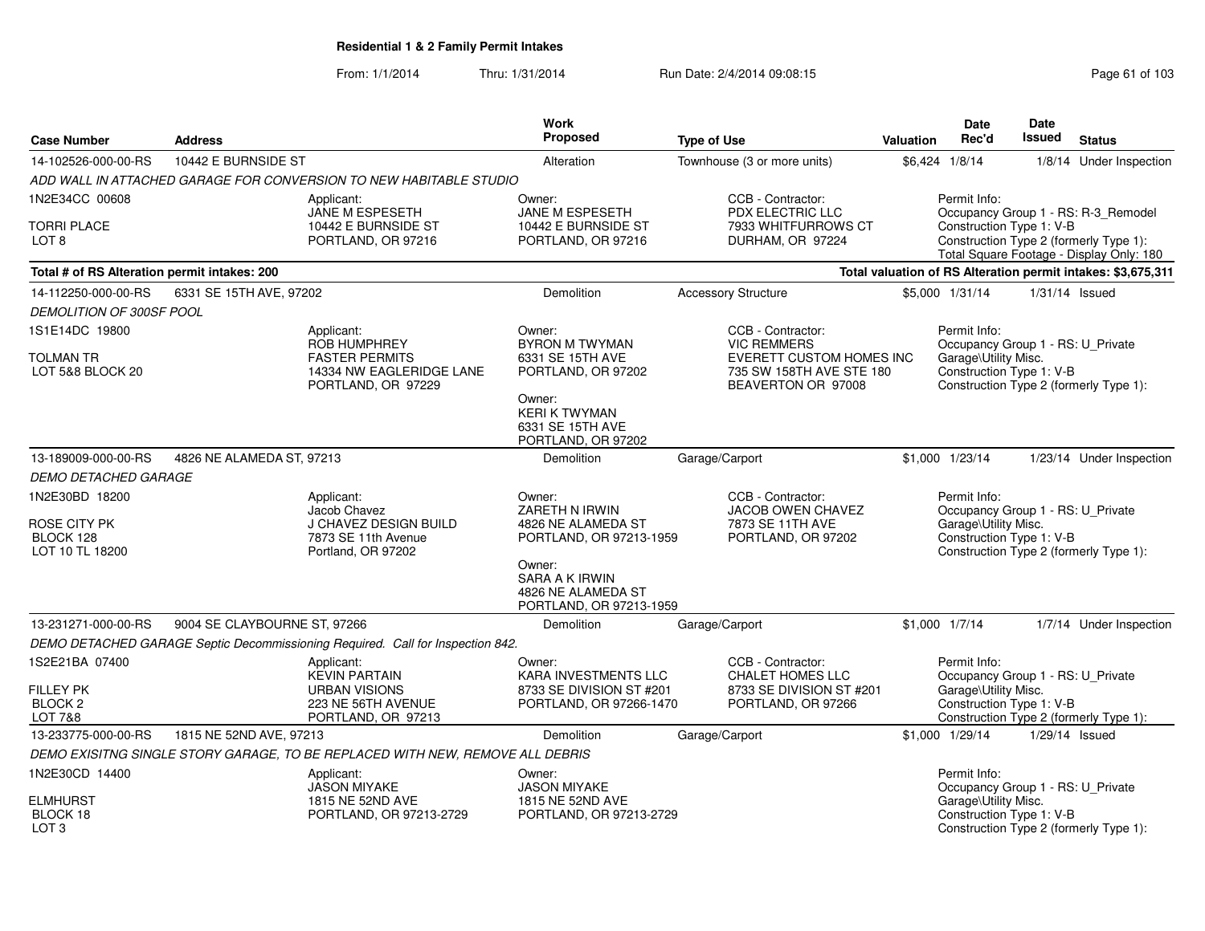**Residential 1 & 2 Family Permit Intakes**

From: 1/1/2014 Thru: 1/31/2014 Run Date: 2/4/2014 09:08:15

| Case Number | Address | Work Proposed | Type of Use | Valuation | Date Rec'd | Date Issued | Status |
|---|---|---|---|---|---|---|---|
| 14-102526-000-00-RS | 10442 E BURNSIDE ST | Alteration | Townhouse (3 or more units) | $6,424 | 1/8/14 | 1/8/14 | Under Inspection |

*ADD WALL IN ATTACHED GARAGE FOR CONVERSION TO NEW HABITABLE STUDIO*

1N2E34CC 00608
TORRI PLACE
LOT 8

Applicant: JANE M ESPESETH, 10442 E BURNSIDE ST, PORTLAND, OR 97216

Owner: JANE M ESPESETH, 10442 E BURNSIDE ST, PORTLAND, OR 97216

CCB - Contractor: PDX ELECTRIC LLC, 7933 WHITFURROWS CT, DURHAM, OR 97224

Permit Info: Occupancy Group 1 - RS: R-3_Remodel; Construction Type 1: V-B; Construction Type 2 (formerly Type 1):; Total Square Footage - Display Only: 180

**Total # of RS Alteration permit intakes: 200**

**Total valuation of RS Alteration permit intakes: $3,675,311**

| Case Number | Address | Work Proposed | Type of Use | Valuation | Date Rec'd | Date Issued | Status |
|---|---|---|---|---|---|---|---|
| 14-112250-000-00-RS | 6331 SE 15TH AVE, 97202 | Demolition | Accessory Structure | $5,000 | 1/31/14 | 1/31/14 | Issued |

*DEMOLITION OF 300SF POOL*

1S1E14DC 19800
TOLMAN TR
LOT 5&8 BLOCK 20

Applicant: ROB HUMPHREY, FASTER PERMITS, 14334 NW EAGLERIDGE LANE, PORTLAND, OR 97229

Owner: BYRON M TWYMAN, 6331 SE 15TH AVE, PORTLAND, OR 97202

Owner: KERI K TWYMAN, 6331 SE 15TH AVE, PORTLAND, OR 97202

CCB - Contractor: VIC REMMERS, EVERETT CUSTOM HOMES INC, 735 SW 158TH AVE STE 180, BEAVERTON OR 97008

Permit Info: Occupancy Group 1 - RS: U_Private Garage\Utility Misc.; Construction Type 1: V-B; Construction Type 2 (formerly Type 1):

| Case Number | Address | Work Proposed | Type of Use | Valuation | Date Rec'd | Date Issued | Status |
|---|---|---|---|---|---|---|---|
| 13-189009-000-00-RS | 4826 NE ALAMEDA ST, 97213 | Demolition | Garage/Carport | $1,000 | 1/23/14 | 1/23/14 | Under Inspection |

*DEMO DETACHED GARAGE*

1N2E30BD 18200
ROSE CITY PK
BLOCK 128
LOT 10 TL 18200

Applicant: Jacob Chavez, J CHAVEZ DESIGN BUILD, 7873 SE 11th Avenue, Portland, OR 97202

Owner: ZARETH N IRWIN, 4826 NE ALAMEDA ST, PORTLAND, OR 97213-1959

Owner: SARA A K IRWIN, 4826 NE ALAMEDA ST, PORTLAND, OR 97213-1959

CCB - Contractor: JACOB OWEN CHAVEZ, 7873 SE 11TH AVE, PORTLAND, OR 97202

Permit Info: Occupancy Group 1 - RS: U_Private Garage\Utility Misc.; Construction Type 1: V-B; Construction Type 2 (formerly Type 1):

| Case Number | Address | Work Proposed | Type of Use | Valuation | Date Rec'd | Date Issued | Status |
|---|---|---|---|---|---|---|---|
| 13-231271-000-00-RS | 9004 SE CLAYBOURNE ST, 97266 | Demolition | Garage/Carport | $1,000 | 1/7/14 | 1/7/14 | Under Inspection |

*DEMO DETACHED GARAGE Septic Decommissioning Required. Call for Inspection 842.*

1S2E21BA 07400
FILLEY PK
BLOCK 2
LOT 7&8

Applicant: KEVIN PARTAIN, URBAN VISIONS, 223 NE 56TH AVENUE, PORTLAND, OR 97213

Owner: KARA INVESTMENTS LLC, 8733 SE DIVISION ST #201, PORTLAND, OR 97266-1470

CCB - Contractor: CHALET HOMES LLC, 8733 SE DIVISION ST #201, PORTLAND, OR 97266

Permit Info: Occupancy Group 1 - RS: U_Private Garage\Utility Misc.; Construction Type 1: V-B; Construction Type 2 (formerly Type 1):

| Case Number | Address | Work Proposed | Type of Use | Valuation | Date Rec'd | Date Issued | Status |
|---|---|---|---|---|---|---|---|
| 13-233775-000-00-RS | 1815 NE 52ND AVE, 97213 | Demolition | Garage/Carport | $1,000 | 1/29/14 | 1/29/14 | Issued |

*DEMO EXISITNG SINGLE STORY GARAGE, TO BE REPLACED WITH NEW, REMOVE ALL DEBRIS*

1N2E30CD 14400
ELMHURST
BLOCK 18
LOT 3

Applicant: JASON MIYAKE, 1815 NE 52ND AVE, PORTLAND, OR 97213-2729

Owner: JASON MIYAKE, 1815 NE 52ND AVE, PORTLAND, OR 97213-2729

Permit Info: Occupancy Group 1 - RS: U_Private Garage\Utility Misc.; Construction Type 1: V-B; Construction Type 2 (formerly Type 1):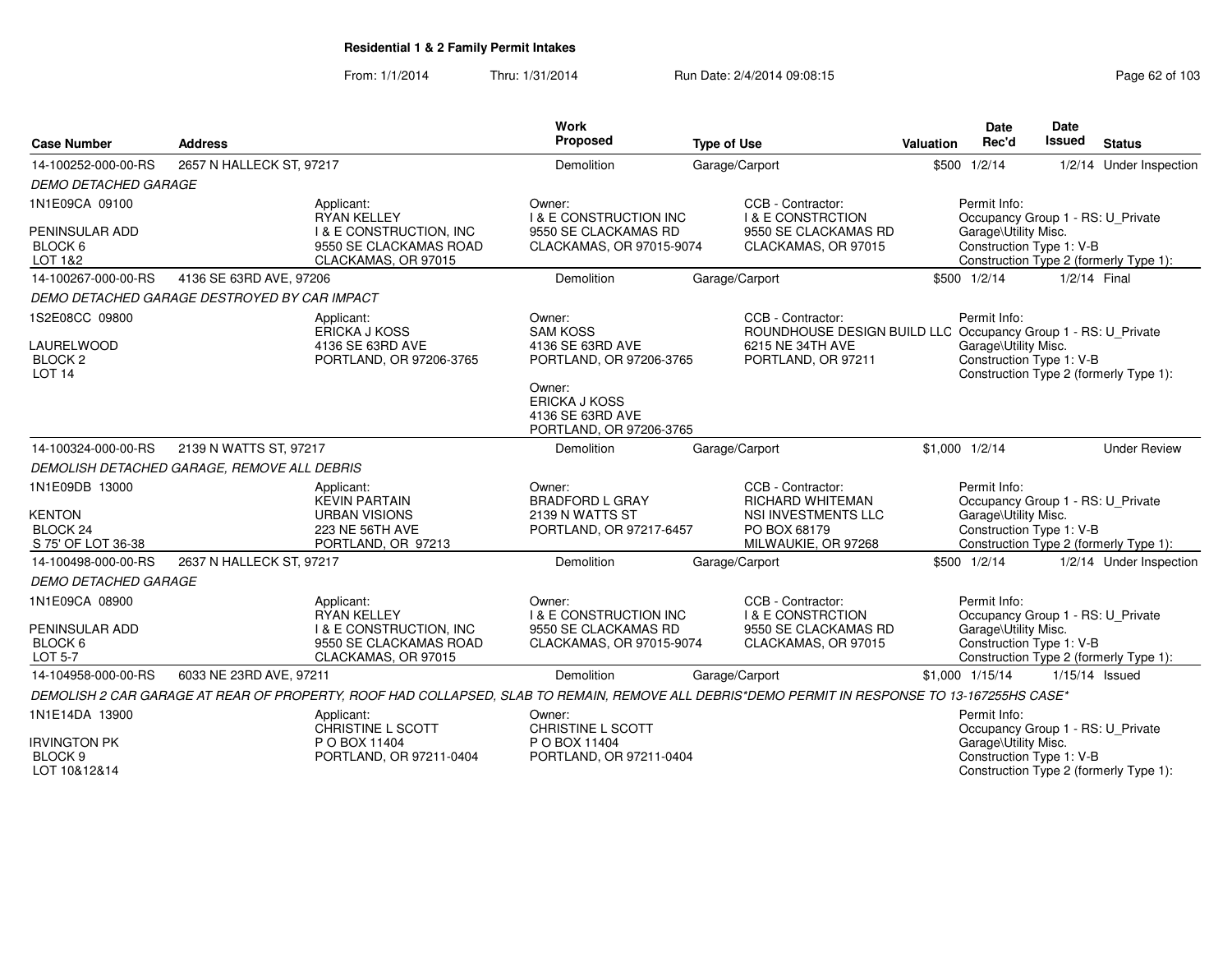**Residential 1 & 2 Family Permit Intakes**

From: 1/1/2014 Thru: 1/31/2014 Run Date: 2/4/2014 09:08:15

| Case Number | Address | Work Proposed | Type of Use | Valuation | Date Rec'd | Date Issued | Status |
|---|---|---|---|---|---|---|---|
| 14-100252-000-00-RS | 2657 N HALLECK ST, 97217 | Demolition | Garage/Carport | $500 | 1/2/14 | 1/2/14 | Under Inspection |

*DEMO DETACHED GARAGE*

1N1E09CA 09100
PENINSULAR ADD
BLOCK 6
LOT 1&2

Applicant: RYAN KELLEY, I & E CONSTRUCTION, INC, 9550 SE CLACKAMAS ROAD, CLACKAMAS, OR 97015

Owner: I & E CONSTRUCTION INC, 9550 SE CLACKAMAS RD, CLACKAMAS, OR 97015-9074

CCB - Contractor: I & E CONSTRCTION, 9550 SE CLACKAMAS RD, CLACKAMAS, OR 97015

Permit Info: Occupancy Group 1 - RS: U_Private Garage\Utility Misc. Construction Type 1: V-B Construction Type 2 (formerly Type 1):

| Case Number | Address | Work Proposed | Type of Use | Valuation | Date Rec'd | Date Issued | Status |
|---|---|---|---|---|---|---|---|
| 14-100267-000-00-RS | 4136 SE 63RD AVE, 97206 | Demolition | Garage/Carport | $500 | 1/2/14 | 1/2/14 | Final |

*DEMO DETACHED GARAGE DESTROYED BY CAR IMPACT*

1S2E08CC 09800
LAURELWOOD
BLOCK 2
LOT 14

Applicant: ERICKA J KOSS, 4136 SE 63RD AVE, PORTLAND, OR 97206-3765

Owner: SAM KOSS, 4136 SE 63RD AVE, PORTLAND, OR 97206-3765

Owner: ERICKA J KOSS, 4136 SE 63RD AVE, PORTLAND, OR 97206-3765

CCB - Contractor: ROUNDHOUSE DESIGN BUILD LLC, 6215 NE 34TH AVE, PORTLAND, OR 97211

Permit Info: Occupancy Group 1 - RS: U_Private Garage\Utility Misc. Construction Type 1: V-B Construction Type 2 (formerly Type 1):

| Case Number | Address | Work Proposed | Type of Use | Valuation | Date Rec'd | Date Issued | Status |
|---|---|---|---|---|---|---|---|
| 14-100324-000-00-RS | 2139 N WATTS ST, 97217 | Demolition | Garage/Carport | $1,000 | 1/2/14 | | Under Review |

*DEMOLISH DETACHED GARAGE, REMOVE ALL DEBRIS*

1N1E09DB 13000
KENTON
BLOCK 24
S 75' OF LOT 36-38

Applicant: KEVIN PARTAIN, URBAN VISIONS, 223 NE 56TH AVE, PORTLAND, OR 97213

Owner: BRADFORD L GRAY, 2139 N WATTS ST, PORTLAND, OR 97217-6457

CCB - Contractor: RICHARD WHITEMAN, NSI INVESTMENTS LLC, PO BOX 68179, MILWAUKIE, OR 97268

Permit Info: Occupancy Group 1 - RS: U_Private Garage\Utility Misc. Construction Type 1: V-B Construction Type 2 (formerly Type 1):

| Case Number | Address | Work Proposed | Type of Use | Valuation | Date Rec'd | Date Issued | Status |
|---|---|---|---|---|---|---|---|
| 14-100498-000-00-RS | 2637 N HALLECK ST, 97217 | Demolition | Garage/Carport | $500 | 1/2/14 | 1/2/14 | Under Inspection |

*DEMO DETACHED GARAGE*

1N1E09CA 08900
PENINSULAR ADD
BLOCK 6
LOT 5-7

Applicant: RYAN KELLEY, I & E CONSTRUCTION, INC, 9550 SE CLACKAMAS ROAD, CLACKAMAS, OR 97015

Owner: I & E CONSTRUCTION INC, 9550 SE CLACKAMAS RD, CLACKAMAS, OR 97015-9074

CCB - Contractor: I & E CONSTRCTION, 9550 SE CLACKAMAS RD, CLACKAMAS, OR 97015

Permit Info: Occupancy Group 1 - RS: U_Private Garage\Utility Misc. Construction Type 1: V-B Construction Type 2 (formerly Type 1):

| Case Number | Address | Work Proposed | Type of Use | Valuation | Date Rec'd | Date Issued | Status |
|---|---|---|---|---|---|---|---|
| 14-104958-000-00-RS | 6033 NE 23RD AVE, 97211 | Demolition | Garage/Carport | $1,000 | 1/15/14 | 1/15/14 | Issued |

*DEMOLISH 2 CAR GARAGE AT REAR OF PROPERTY, ROOF HAD COLLAPSED, SLAB TO REMAIN, REMOVE ALL DEBRIS*DEMO PERMIT IN RESPONSE TO 13-167255HS CASE**

1N1E14DA 13900
IRVINGTON PK
BLOCK 9
LOT 10&12&14

Applicant: CHRISTINE L SCOTT, P O BOX 11404, PORTLAND, OR 97211-0404

Owner: CHRISTINE L SCOTT, P O BOX 11404, PORTLAND, OR 97211-0404

Permit Info: Occupancy Group 1 - RS: U_Private Garage\Utility Misc. Construction Type 1: V-B Construction Type 2 (formerly Type 1):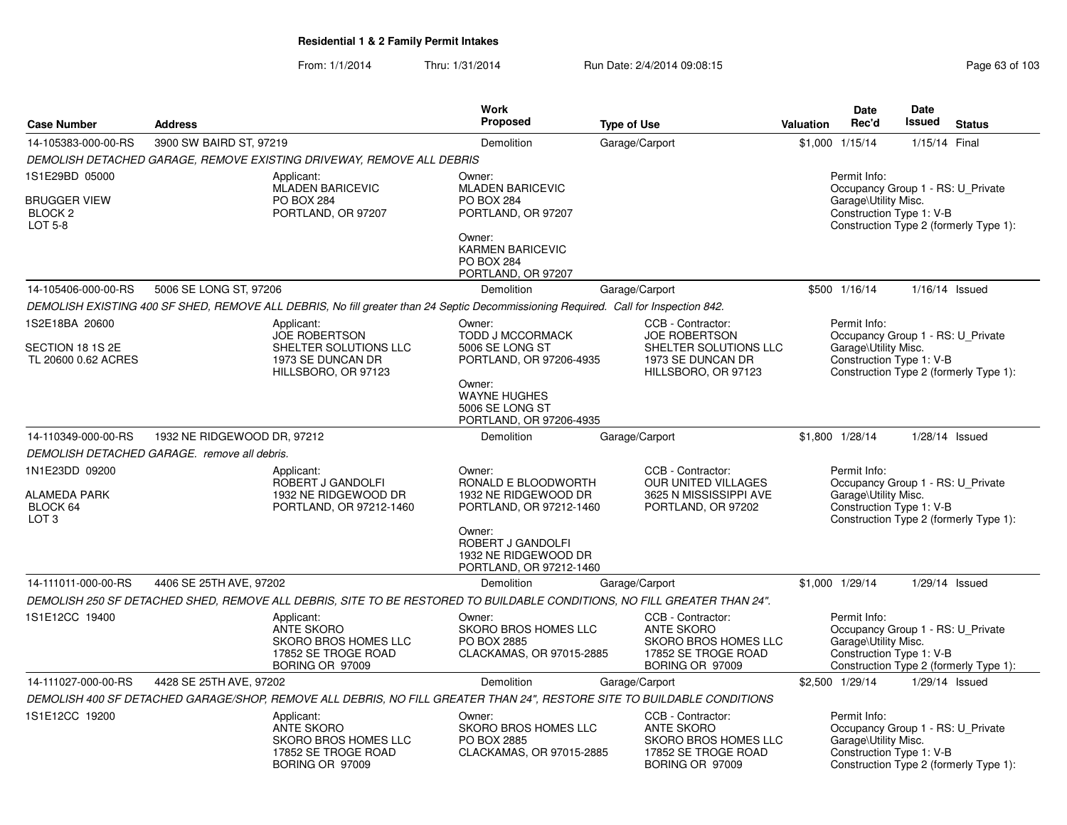**Residential 1 & 2 Family Permit Intakes**

From: 1/1/2014 Thru: 1/31/2014 Run Date: 2/4/2014 09:08:15

| Case Number | Address | Work Proposed | Type of Use | Valuation | Date Rec'd | Date Issued | Status |
|---|---|---|---|---|---|---|---|
| 14-105383-000-00-RS | 3900 SW BAIRD ST, 97219 | Demolition | Garage/Carport | $1,000 | 1/15/14 | 1/15/14 | Final |

*DEMOLISH DETACHED GARAGE, REMOVE EXISTING DRIVEWAY, REMOVE ALL DEBRIS*

1S1E29BD 05000
BRUGGER VIEW
BLOCK 2
LOT 5-8

Applicant:
MLADEN BARICEVIC
PO BOX 284
PORTLAND, OR 97207

Owner:
MLADEN BARICEVIC
PO BOX 284
PORTLAND, OR 97207

Owner:
KARMEN BARICEVIC
PO BOX 284
PORTLAND, OR 97207

Permit Info:
Occupancy Group 1 - RS: U_Private Garage\Utility Misc.
Construction Type 1: V-B
Construction Type 2 (formerly Type 1):

| Case Number | Address | Work Proposed | Type of Use | Valuation | Date Rec'd | Date Issued | Status |
|---|---|---|---|---|---|---|---|
| 14-105406-000-00-RS | 5006 SE LONG ST, 97206 | Demolition | Garage/Carport | $500 | 1/16/14 | 1/16/14 | Issued |

*DEMOLISH EXISTING 400 SF SHED, REMOVE ALL DEBRIS, No fill greater than 24 Septic Decommissioning Required. Call for Inspection 842.*

1S2E18BA 20600
SECTION 18 1S 2E
TL 20600 0.62 ACRES

Applicant:
JOE ROBERTSON
SHELTER SOLUTIONS LLC
1973 SE DUNCAN DR
HILLSBORO, OR 97123

Owner:
TODD J MCCORMACK
5006 SE LONG ST
PORTLAND, OR 97206-4935

Owner:
WAYNE HUGHES
5006 SE LONG ST
PORTLAND, OR 97206-4935

CCB - Contractor:
JOE ROBERTSON
SHELTER SOLUTIONS LLC
1973 SE DUNCAN DR
HILLSBORO, OR 97123

Permit Info:
Occupancy Group 1 - RS: U_Private Garage\Utility Misc.
Construction Type 1: V-B
Construction Type 2 (formerly Type 1):

| Case Number | Address | Work Proposed | Type of Use | Valuation | Date Rec'd | Date Issued | Status |
|---|---|---|---|---|---|---|---|
| 14-110349-000-00-RS | 1932 NE RIDGEWOOD DR, 97212 | Demolition | Garage/Carport | $1,800 | 1/28/14 | 1/28/14 | Issued |

*DEMOLISH DETACHED GARAGE. remove all debris.*

1N1E23DD 09200
ALAMEDA PARK
BLOCK 64
LOT 3

Applicant:
ROBERT J GANDOLFI
1932 NE RIDGEWOOD DR
PORTLAND, OR 97212-1460

Owner:
RONALD E BLOODWORTH
1932 NE RIDGEWOOD DR
PORTLAND, OR 97212-1460

Owner:
ROBERT J GANDOLFI
1932 NE RIDGEWOOD DR
PORTLAND, OR 97212-1460

CCB - Contractor:
OUR UNITED VILLAGES
3625 N MISSISSIPPI AVE
PORTLAND, OR 97202

Permit Info:
Occupancy Group 1 - RS: U_Private Garage\Utility Misc.
Construction Type 1: V-B
Construction Type 2 (formerly Type 1):

| Case Number | Address | Work Proposed | Type of Use | Valuation | Date Rec'd | Date Issued | Status |
|---|---|---|---|---|---|---|---|
| 14-111011-000-00-RS | 4406 SE 25TH AVE, 97202 | Demolition | Garage/Carport | $1,000 | 1/29/14 | 1/29/14 | Issued |

*DEMOLISH 250 SF DETACHED SHED, REMOVE ALL DEBRIS, SITE TO BE RESTORED TO BUILDABLE CONDITIONS, NO FILL GREATER THAN 24".*

1S1E12CC 19400

Applicant:
ANTE SKORO
SKORO BROS HOMES LLC
17852 SE TROGE ROAD
BORING OR 97009

Owner:
SKORO BROS HOMES LLC
PO BOX 2885
CLACKAMAS, OR 97015-2885

CCB - Contractor:
ANTE SKORO
SKORO BROS HOMES LLC
17852 SE TROGE ROAD
BORING OR 97009

Permit Info:
Occupancy Group 1 - RS: U_Private Garage\Utility Misc.
Construction Type 1: V-B
Construction Type 2 (formerly Type 1):

| Case Number | Address | Work Proposed | Type of Use | Valuation | Date Rec'd | Date Issued | Status |
|---|---|---|---|---|---|---|---|
| 14-111027-000-00-RS | 4428 SE 25TH AVE, 97202 | Demolition | Garage/Carport | $2,500 | 1/29/14 | 1/29/14 | Issued |

*DEMOLISH 400 SF DETACHED GARAGE/SHOP, REMOVE ALL DEBRIS, NO FILL GREATER THAN 24", RESTORE SITE TO BUILDABLE CONDITIONS*

1S1E12CC 19200

Applicant:
ANTE SKORO
SKORO BROS HOMES LLC
17852 SE TROGE ROAD
BORING OR 97009

Owner:
SKORO BROS HOMES LLC
PO BOX 2885
CLACKAMAS, OR 97015-2885

CCB - Contractor:
ANTE SKORO
SKORO BROS HOMES LLC
17852 SE TROGE ROAD
BORING OR 97009

Permit Info:
Occupancy Group 1 - RS: U_Private Garage\Utility Misc.
Construction Type 1: V-B
Construction Type 2 (formerly Type 1):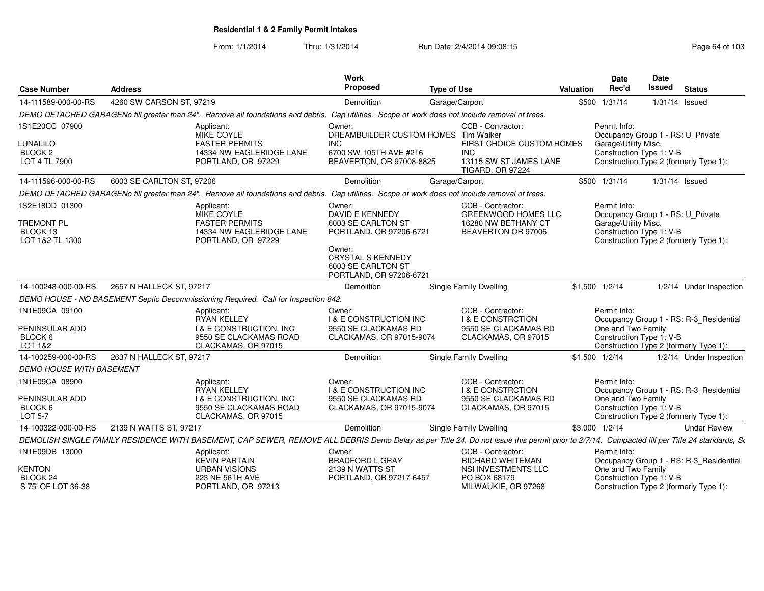**Residential 1 & 2 Family Permit Intakes**

From: 1/1/2014 Thru: 1/31/2014 Run Date: 2/4/2014 09:08:15

| Case Number | Address | | Work Proposed | Type of Use | | Valuation | Date Rec'd | Date Issued | Status |
|---|---|---|---|---|---|---|---|---|---|
| 14-111589-000-00-RS | 4260 SW CARSON ST, 97219 | | Demolition | Garage/Carport | | $500 | 1/31/14 | 1/31/14 | Issued |
| *DEMO DETACHED GARAGENo fill greater than 24". Remove all foundations and debris. Cap utilities. Scope of work does not include removal of trees.* | | | | | | | | | |
| 1S1E20CC 07900<br><br>LUNALILO<br>BLOCK 2<br>LOT 4 TL 7900 | | Applicant:<br>MIKE COYLE<br>FASTER PERMITS<br>14334 NW EAGLERIDGE LANE<br>PORTLAND, OR 97229 | Owner:<br>DREAMBUILDER CUSTOM HOMES INC<br>6700 SW 105TH AVE #216<br>BEAVERTON, OR 97008-8825 | | CCB - Contractor:<br>Tim Walker<br>FIRST CHOICE CUSTOM HOMES INC<br>13115 SW ST JAMES LANE<br>TIGARD, OR 97224 | | Permit Info:<br>Occupancy Group 1 - RS: U_Private Garage\Utility Misc.<br>Construction Type 1: V-B<br>Construction Type 2 (formerly Type 1): | | |
| 14-111596-000-00-RS | 6003 SE CARLTON ST, 97206 | | Demolition | Garage/Carport | | $500 | 1/31/14 | 1/31/14 | Issued |
| *DEMO DETACHED GARAGENo fill greater than 24". Remove all foundations and debris. Cap utilities. Scope of work does not include removal of trees.* | | | | | | | | | |
| 1S2E18DD 01300<br><br>TREMONT PL<br>BLOCK 13<br>LOT 1&2 TL 1300 | | Applicant:<br>MIKE COYLE<br>FASTER PERMITS<br>14334 NW EAGLERIDGE LANE<br>PORTLAND, OR 97229 | Owner:<br>DAVID E KENNEDY<br>6003 SE CARLTON ST<br>PORTLAND, OR 97206-6721<br><br>Owner:<br>CRYSTAL S KENNEDY<br>6003 SE CARLTON ST<br>PORTLAND, OR 97206-6721 | | CCB - Contractor:<br>GREENWOOD HOMES LLC<br>16280 NW BETHANY CT<br>BEAVERTON OR 97006 | | Permit Info:<br>Occupancy Group 1 - RS: U_Private Garage\Utility Misc.<br>Construction Type 1: V-B<br>Construction Type 2 (formerly Type 1): | | |
| 14-100248-000-00-RS | 2657 N HALLECK ST, 97217 | | Demolition | Single Family Dwelling | | $1,500 | 1/2/14 | 1/2/14 | Under Inspection |
| *DEMO HOUSE - NO BASEMENT Septic Decommissioning Required. Call for Inspection 842.* | | | | | | | | | |
| 1N1E09CA 09100<br><br>PENINSULAR ADD<br>BLOCK 6<br>LOT 1&2 | | Applicant:<br>RYAN KELLEY<br>I & E CONSTRUCTION, INC<br>9550 SE CLACKAMAS ROAD<br>CLACKAMAS, OR 97015 | Owner:<br>I & E CONSTRUCTION INC<br>9550 SE CLACKAMAS RD<br>CLACKAMAS, OR 97015-9074 | | CCB - Contractor:<br>I & E CONSTRCTION<br>9550 SE CLACKAMAS RD<br>CLACKAMAS, OR 97015 | | Permit Info:<br>Occupancy Group 1 - RS: R-3_Residential One and Two Family<br>Construction Type 1: V-B<br>Construction Type 2 (formerly Type 1): | | |
| 14-100259-000-00-RS | 2637 N HALLECK ST, 97217 | | Demolition | Single Family Dwelling | | $1,500 | 1/2/14 | 1/2/14 | Under Inspection |
| *DEMO HOUSE WITH BASEMENT* | | | | | | | | | |
| 1N1E09CA 08900<br><br>PENINSULAR ADD<br>BLOCK 6<br>LOT 5-7 | | Applicant:<br>RYAN KELLEY<br>I & E CONSTRUCTION, INC<br>9550 SE CLACKAMAS ROAD<br>CLACKAMAS, OR 97015 | Owner:<br>I & E CONSTRUCTION INC<br>9550 SE CLACKAMAS RD<br>CLACKAMAS, OR 97015-9074 | | CCB - Contractor:<br>I & E CONSTRCTION<br>9550 SE CLACKAMAS RD<br>CLACKAMAS, OR 97015 | | Permit Info:<br>Occupancy Group 1 - RS: R-3_Residential One and Two Family<br>Construction Type 1: V-B<br>Construction Type 2 (formerly Type 1): | | |
| 14-100322-000-00-RS | 2139 N WATTS ST, 97217 | | Demolition | Single Family Dwelling | | $3,000 | 1/2/14 | | Under Review |
| *DEMOLISH SINGLE FAMILY RESIDENCE WITH BASEMENT, CAP SEWER, REMOVE ALL DEBRIS Demo Delay as per Title 24. Do not issue this permit prior to 2/7/14. Compacted fill per Title 24 standards, S* | | | | | | | | | |
| 1N1E09DB 13000<br><br>KENTON<br>BLOCK 24<br>S 75' OF LOT 36-38 | | Applicant:<br>KEVIN PARTAIN<br>URBAN VISIONS<br>223 NE 56TH AVE<br>PORTLAND, OR 97213 | Owner:<br>BRADFORD L GRAY<br>2139 N WATTS ST<br>PORTLAND, OR 97217-6457 | | CCB - Contractor:<br>RICHARD WHITEMAN<br>NSI INVESTMENTS LLC<br>PO BOX 68179<br>MILWAUKIE, OR 97268 | | Permit Info:<br>Occupancy Group 1 - RS: R-3_Residential One and Two Family<br>Construction Type 1: V-B<br>Construction Type 2 (formerly Type 1): | | |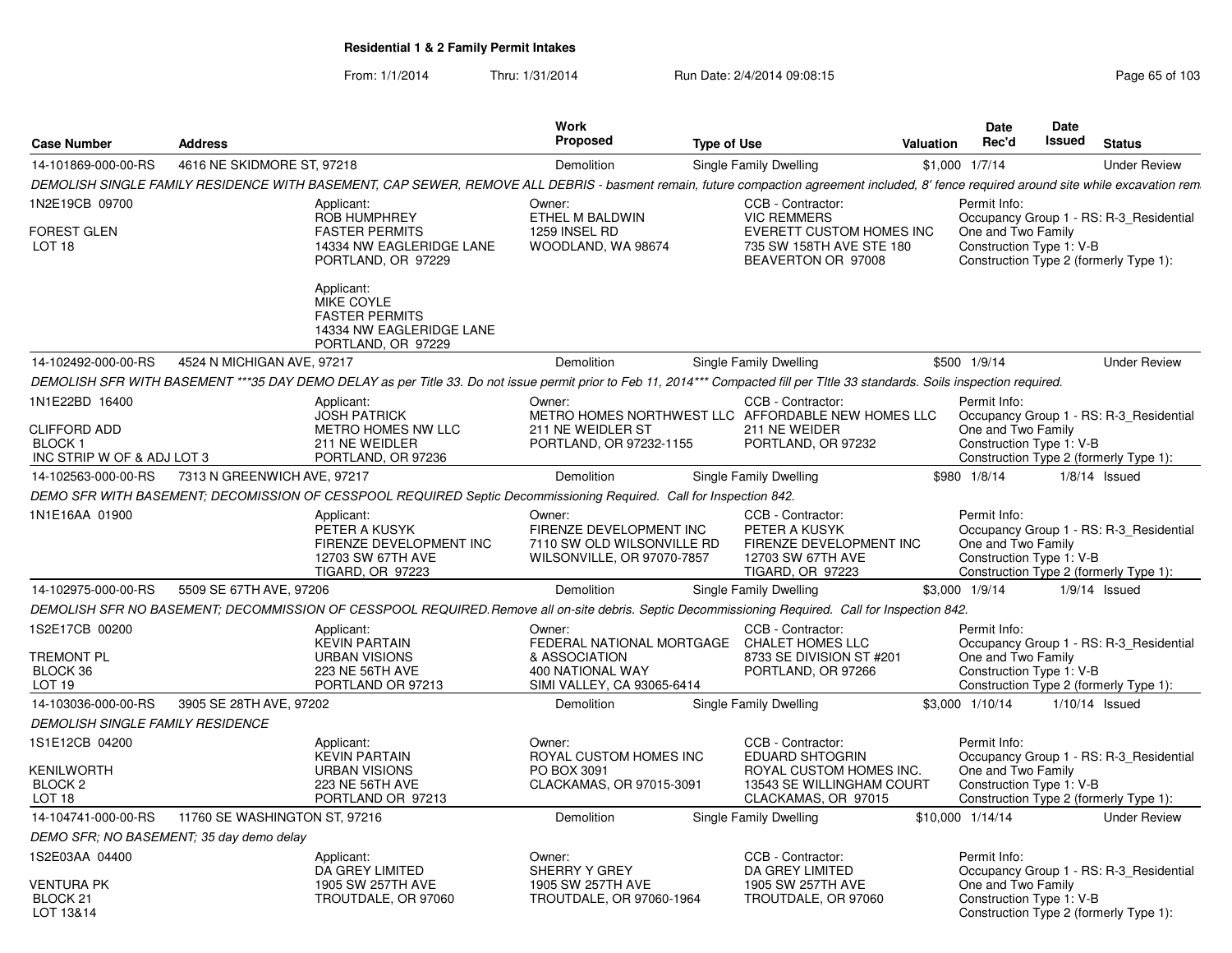**Residential 1 & 2 Family Permit Intakes**

From: 1/1/2014 Thru: 1/31/2014 Run Date: 2/4/2014 09:08:15

| Case Number | Address | Work Proposed | Type of Use | Valuation | Date Rec'd | Date Issued | Status |
|---|---|---|---|---|---|---|---|
| 14-101869-000-00-RS | 4616 NE SKIDMORE ST, 97218 | Demolition | Single Family Dwelling | $1,000 | 1/7/14 | | Under Review |

*DEMOLISH SINGLE FAMILY RESIDENCE WITH BASEMENT, CAP SEWER, REMOVE ALL DEBRIS - basment remain, future compaction agreement included, 8' fence required around site while excavation rem*

1N2E19CB 09700
FOREST GLEN
LOT 18

Applicant:
ROB HUMPHREY
FASTER PERMITS
14334 NW EAGLERIDGE LANE
PORTLAND, OR 97229

Applicant:
MIKE COYLE
FASTER PERMITS
14334 NW EAGLERIDGE LANE
PORTLAND, OR 97229

Owner:
ETHEL M BALDWIN
1259 INSEL RD
WOODLAND, WA 98674

CCB - Contractor:
VIC REMMERS
EVERETT CUSTOM HOMES INC
735 SW 158TH AVE STE 180
BEAVERTON OR 97008

Permit Info:
Occupancy Group 1 - RS: R-3_Residential One and Two Family
Construction Type 1: V-B
Construction Type 2 (formerly Type 1):

| Case Number | Address | Work Proposed | Type of Use | Valuation | Date Rec'd | Date Issued | Status |
|---|---|---|---|---|---|---|---|
| 14-102492-000-00-RS | 4524 N MICHIGAN AVE, 97217 | Demolition | Single Family Dwelling | $500 | 1/9/14 | | Under Review |

*DEMOLISH SFR WITH BASEMENT ***35 DAY DEMO DELAY as per Title 33. Do not issue permit prior to Feb 11, 2014*** Compacted fill per TItle 33 standards. Soils inspection required.*

1N1E22BD 16400
CLIFFORD ADD
BLOCK 1
INC STRIP W OF & ADJ LOT 3

Applicant:
JOSH PATRICK
METRO HOMES NW LLC
211 NE WEIDLER
PORTLAND, OR 97236

Owner:
METRO HOMES NORTHWEST LLC
211 NE WEIDLER ST
PORTLAND, OR 97232-1155

CCB - Contractor:
AFFORDABLE NEW HOMES LLC
211 NE WEIDER
PORTLAND, OR 97232

Permit Info:
Occupancy Group 1 - RS: R-3_Residential One and Two Family
Construction Type 1: V-B
Construction Type 2 (formerly Type 1):

| Case Number | Address | Work Proposed | Type of Use | Valuation | Date Rec'd | Date Issued | Status |
|---|---|---|---|---|---|---|---|
| 14-102563-000-00-RS | 7313 N GREENWICH AVE, 97217 | Demolition | Single Family Dwelling | $980 | 1/8/14 | 1/8/14 | Issued |

*DEMO SFR WITH BASEMENT; DECOMISSION OF CESSPOOL REQUIRED Septic Decommissioning Required. Call for Inspection 842.*

1N1E16AA 01900

Applicant:
PETER A KUSYK
FIRENZE DEVELOPMENT INC
12703 SW 67TH AVE
TIGARD, OR 97223

Owner:
FIRENZE DEVELOPMENT INC
7110 SW OLD WILSONVILLE RD
WILSONVILLE, OR 97070-7857

CCB - Contractor:
PETER A KUSYK
FIRENZE DEVELOPMENT INC
12703 SW 67TH AVE
TIGARD, OR 97223

Permit Info:
Occupancy Group 1 - RS: R-3_Residential One and Two Family
Construction Type 1: V-B
Construction Type 2 (formerly Type 1):

| Case Number | Address | Work Proposed | Type of Use | Valuation | Date Rec'd | Date Issued | Status |
|---|---|---|---|---|---|---|---|
| 14-102975-000-00-RS | 5509 SE 67TH AVE, 97206 | Demolition | Single Family Dwelling | $3,000 | 1/9/14 | 1/9/14 | Issued |

*DEMOLISH SFR NO BASEMENT; DECOMMISSION OF CESSPOOL REQUIRED.Remove all on-site debris. Septic Decommissioning Required. Call for Inspection 842.*

1S2E17CB 00200
TREMONT PL
BLOCK 36
LOT 19

Applicant:
KEVIN PARTAIN
URBAN VISIONS
223 NE 56TH AVE
PORTLAND OR 97213

Owner:
FEDERAL NATIONAL MORTGAGE & ASSOCIATION
400 NATIONAL WAY
SIMI VALLEY, CA 93065-6414

CCB - Contractor:
CHALET HOMES LLC
8733 SE DIVISION ST #201
PORTLAND, OR 97266

Permit Info:
Occupancy Group 1 - RS: R-3_Residential One and Two Family
Construction Type 1: V-B
Construction Type 2 (formerly Type 1):

| Case Number | Address | Work Proposed | Type of Use | Valuation | Date Rec'd | Date Issued | Status |
|---|---|---|---|---|---|---|---|
| 14-103036-000-00-RS | 3905 SE 28TH AVE, 97202 | Demolition | Single Family Dwelling | $3,000 | 1/10/14 | 1/10/14 | Issued |

*DEMOLISH SINGLE FAMILY RESIDENCE*

1S1E12CB 04200
KENILWORTH
BLOCK 2
LOT 18

Applicant:
KEVIN PARTAIN
URBAN VISIONS
223 NE 56TH AVE
PORTLAND OR 97213

Owner:
ROYAL CUSTOM HOMES INC
PO BOX 3091
CLACKAMAS, OR 97015-3091

CCB - Contractor:
EDUARD SHTOGRIN
ROYAL CUSTOM HOMES INC.
13543 SE WILLINGHAM COURT
CLACKAMAS, OR 97015

Permit Info:
Occupancy Group 1 - RS: R-3_Residential One and Two Family
Construction Type 1: V-B
Construction Type 2 (formerly Type 1):

| Case Number | Address | Work Proposed | Type of Use | Valuation | Date Rec'd | Date Issued | Status |
|---|---|---|---|---|---|---|---|
| 14-104741-000-00-RS | 11760 SE WASHINGTON ST, 97216 | Demolition | Single Family Dwelling | $10,000 | 1/14/14 | | Under Review |

*DEMO SFR; NO BASEMENT; 35 day demo delay*

1S2E03AA 04400
VENTURA PK
BLOCK 21
LOT 13&14

Applicant:
DA GREY LIMITED
1905 SW 257TH AVE
TROUTDALE, OR 97060

Owner:
SHERRY Y GREY
1905 SW 257TH AVE
TROUTDALE, OR 97060-1964

CCB - Contractor:
DA GREY LIMITED
1905 SW 257TH AVE
TROUTDALE, OR 97060

Permit Info:
Occupancy Group 1 - RS: R-3_Residential One and Two Family
Construction Type 1: V-B
Construction Type 2 (formerly Type 1):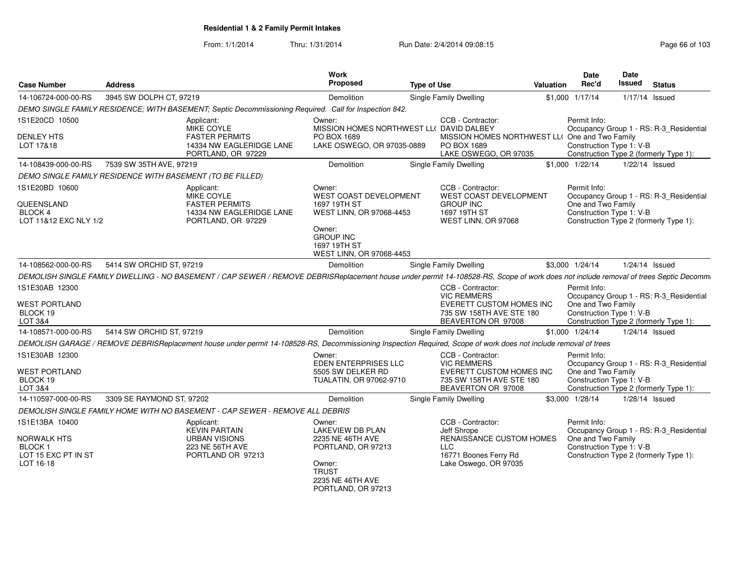**Residential 1 & 2 Family Permit Intakes**

From: 1/1/2014 Thru: 1/31/2014 Run Date: 2/4/2014 09:08:15

| Case Number | Address | Work Proposed | Type of Use | Valuation | Date Rec'd | Date Issued | Status |
|---|---|---|---|---|---|---|---|
| 14-106724-000-00-RS | 3945 SW DOLPH CT, 97219 | Demolition | Single Family Dwelling | $1,000 | 1/17/14 | 1/17/14 | Issued |

DEMO SINGLE FAMILY RESIDENCE; WITH BASEMENT; Septic Decommissioning Required. Call for Inspection 842.

1S1E20CD 10500
DENLEY HTS
LOT 17&18

Applicant: MIKE COYLE, FASTER PERMITS, 14334 NW EAGLERIDGE LANE, PORTLAND, OR 97229

Owner: MISSION HOMES NORTHWEST LL( PO BOX 1689, LAKE OSWEGO, OR 97035-0889

CCB - Contractor: DAVID DALBEY, MISSION HOMES NORTHWEST LL( PO BOX 1689, LAKE OSWEGO, OR 97035

Permit Info: Occupancy Group 1 - RS: R-3_Residential One and Two Family; Construction Type 1: V-B; Construction Type 2 (formerly Type 1):

| Case Number | Address | Work Proposed | Type of Use | Valuation | Date Rec'd | Date Issued | Status |
|---|---|---|---|---|---|---|---|
| 14-108439-000-00-RS | 7539 SW 35TH AVE, 97219 | Demolition | Single Family Dwelling | $1,000 | 1/22/14 | 1/22/14 | Issued |

DEMO SINGLE FAMILY RESIDENCE WITH BASEMENT (TO BE FILLED)

1S1E20BD 10600
QUEENSLAND
BLOCK 4
LOT 11&12 EXC NLY 1/2

Applicant: MIKE COYLE, FASTER PERMITS, 14334 NW EAGLERIDGE LANE, PORTLAND, OR 97229

Owner: WEST COAST DEVELOPMENT, 1697 19TH ST, WEST LINN, OR 97068-4453

Owner: GROUP INC, 1697 19TH ST, WEST LINN, OR 97068-4453

CCB - Contractor: WEST COAST DEVELOPMENT GROUP INC, 1697 19TH ST, WEST LINN, OR 97068

Permit Info: Occupancy Group 1 - RS: R-3_Residential One and Two Family; Construction Type 1: V-B; Construction Type 2 (formerly Type 1):

| Case Number | Address | Work Proposed | Type of Use | Valuation | Date Rec'd | Date Issued | Status |
|---|---|---|---|---|---|---|---|
| 14-108562-000-00-RS | 5414 SW ORCHID ST, 97219 | Demolition | Single Family Dwelling | $3,000 | 1/24/14 | 1/24/14 | Issued |

DEMOLISH SINGLE FAMILY DWELLING - NO BASEMENT / CAP SEWER / REMOVE DEBRISReplacement house under permit 14-108528-RS, Scope of work does not include removal of trees Septic Decommi

1S1E30AB 12300
WEST PORTLAND
BLOCK 19
LOT 3&4

CCB - Contractor: VIC REMMERS, EVERETT CUSTOM HOMES INC, 735 SW 158TH AVE STE 180, BEAVERTON OR 97008

Permit Info: Occupancy Group 1 - RS: R-3_Residential One and Two Family; Construction Type 1: V-B; Construction Type 2 (formerly Type 1):

| Case Number | Address | Work Proposed | Type of Use | Valuation | Date Rec'd | Date Issued | Status |
|---|---|---|---|---|---|---|---|
| 14-108571-000-00-RS | 5414 SW ORCHID ST, 97219 | Demolition | Single Family Dwelling | $1,000 | 1/24/14 | 1/24/14 | Issued |

DEMOLISH GARAGE / REMOVE DEBRISReplacement house under permit 14-108528-RS, Decommissioning Inspection Required, Scope of work does not include removal of trees

1S1E30AB 12300
WEST PORTLAND
BLOCK 19
LOT 3&4

Owner: EDEN ENTERPRISES LLC, 5505 SW DELKER RD, TUALATIN, OR 97062-9710

CCB - Contractor: VIC REMMERS, EVERETT CUSTOM HOMES INC, 735 SW 158TH AVE STE 180, BEAVERTON OR 97008

Permit Info: Occupancy Group 1 - RS: R-3_Residential One and Two Family; Construction Type 1: V-B; Construction Type 2 (formerly Type 1):

| Case Number | Address | Work Proposed | Type of Use | Valuation | Date Rec'd | Date Issued | Status |
|---|---|---|---|---|---|---|---|
| 14-110597-000-00-RS | 3309 SE RAYMOND ST, 97202 | Demolition | Single Family Dwelling | $3,000 | 1/28/14 | 1/28/14 | Issued |

DEMOLISH SINGLE FAMILY HOME WITH NO BASEMENT - CAP SEWER - REMOVE ALL DEBRIS

1S1E13BA 10400
NORWALK HTS
BLOCK 1
LOT 15 EXC PT IN ST
LOT 16-18

Applicant: KEVIN PARTAIN, URBAN VISIONS, 223 NE 56TH AVE, PORTLAND OR 97213

Owner: LAKEVIEW DB PLAN, 2235 NE 46TH AVE, PORTLAND, OR 97213

Owner: TRUST, 2235 NE 46TH AVE, PORTLAND, OR 97213

CCB - Contractor: Jeff Shrope, RENAISSANCE CUSTOM HOMES LLC, 16771 Boones Ferry Rd, Lake Oswego, OR 97035

Permit Info: Occupancy Group 1 - RS: R-3_Residential One and Two Family; Construction Type 1: V-B; Construction Type 2 (formerly Type 1):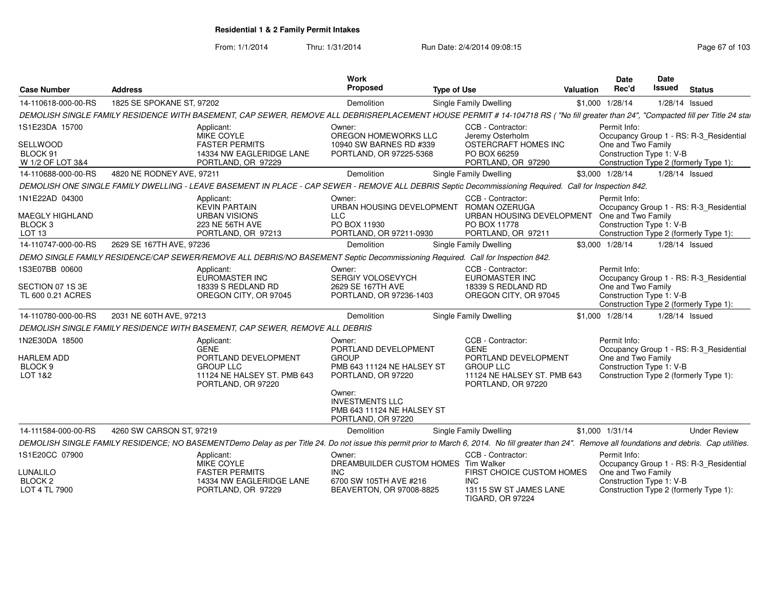**Residential 1 & 2 Family Permit Intakes**

From: 1/1/2014 Thru: 1/31/2014 Run Date: 2/4/2014 09:08:15

| Case Number | Address | Work Proposed | Type of Use | Valuation | Date Rec'd | Date Issued | Status |
|---|---|---|---|---|---|---|---|
| 14-110618-000-00-RS | 1825 SE SPOKANE ST, 97202 | Demolition | Single Family Dwelling | $1,000 | 1/28/14 | 1/28/14 | Issued |

DEMOLISH SINGLE FAMILY RESIDENCE WITH BASEMENT, CAP SEWER, REMOVE ALL DEBRISREPLACEMENT HOUSE PERMIT # 14-104718 RS ( "No fill greater than 24", "Compacted fill per Title 24 sta

1S1E23DA 15700
SELLWOOD
BLOCK 91
W 1/2 OF LOT 3&4

Applicant: MIKE COYLE, FASTER PERMITS, 14334 NW EAGLERIDGE LANE, PORTLAND, OR 97229

Owner: OREGON HOMEWORKS LLC, 10940 SW BARNES RD #339, PORTLAND, OR 97225-5368

CCB - Contractor: Jeremy Osterholm, OSTERCRAFT HOMES INC, PO BOX 66259, PORTLAND, OR 97290

Permit Info: Occupancy Group 1 - RS: R-3_Residential One and Two Family; Construction Type 1: V-B; Construction Type 2 (formerly Type 1):

| Case Number | Address | Work Proposed | Type of Use | Valuation | Date Rec'd | Date Issued | Status |
|---|---|---|---|---|---|---|---|
| 14-110688-000-00-RS | 4820 NE RODNEY AVE, 97211 | Demolition | Single Family Dwelling | $3,000 | 1/28/14 | 1/28/14 | Issued |

DEMOLISH ONE SINGLE FAMILY DWELLING - LEAVE BASEMENT IN PLACE - CAP SEWER - REMOVE ALL DEBRIS Septic Decommissioning Required. Call for Inspection 842.

1N1E22AD 04300
MAEGLY HIGHLAND
BLOCK 3
LOT 13

Applicant: KEVIN PARTAIN, URBAN VISIONS, 223 NE 56TH AVE, PORTLAND, OR 97213

Owner: URBAN HOUSING DEVELOPMENT LLC, PO BOX 11930, PORTLAND, OR 97211-0930

CCB - Contractor: ROMAN OZERUGA, URBAN HOUSING DEVELOPMENT, PO BOX 11778, PORTLAND, OR 97211

Permit Info: Occupancy Group 1 - RS: R-3_Residential One and Two Family; Construction Type 1: V-B; Construction Type 2 (formerly Type 1):

| Case Number | Address | Work Proposed | Type of Use | Valuation | Date Rec'd | Date Issued | Status |
|---|---|---|---|---|---|---|---|
| 14-110747-000-00-RS | 2629 SE 167TH AVE, 97236 | Demolition | Single Family Dwelling | $3,000 | 1/28/14 | 1/28/14 | Issued |

DEMO SINGLE FAMILY RESIDENCE/CAP SEWER/REMOVE ALL DEBRIS/NO BASEMENT Septic Decommissioning Required. Call for Inspection 842.

1S3E07BB 00600
SECTION 07 1S 3E
TL 600 0.21 ACRES

Applicant: EUROMASTER INC, 18339 S REDLAND RD, OREGON CITY, OR 97045

Owner: SERGIY VOLOSEVYCH, 2629 SE 167TH AVE, PORTLAND, OR 97236-1403

CCB - Contractor: EUROMASTER INC, 18339 S REDLAND RD, OREGON CITY, OR 97045

Permit Info: Occupancy Group 1 - RS: R-3_Residential One and Two Family; Construction Type 1: V-B; Construction Type 2 (formerly Type 1):

| Case Number | Address | Work Proposed | Type of Use | Valuation | Date Rec'd | Date Issued | Status |
|---|---|---|---|---|---|---|---|
| 14-110780-000-00-RS | 2031 NE 60TH AVE, 97213 | Demolition | Single Family Dwelling | $1,000 | 1/28/14 | 1/28/14 | Issued |

DEMOLISH SINGLE FAMILY RESIDENCE WITH BASEMENT, CAP SEWER, REMOVE ALL DEBRIS

1N2E30DA 18500
HARLEM ADD
BLOCK 9
LOT 1&2

Applicant: GENE, PORTLAND DEVELOPMENT GROUP LLC, 11124 NE HALSEY ST. PMB 643, PORTLAND, OR 97220

Owner: PORTLAND DEVELOPMENT GROUP, PMB 643 11124 NE HALSEY ST, PORTLAND, OR 97220

Owner: INVESTMENTS LLC, PMB 643 11124 NE HALSEY ST, PORTLAND, OR 97220

CCB - Contractor: GENE, PORTLAND DEVELOPMENT GROUP LLC, 11124 NE HALSEY ST. PMB 643, PORTLAND, OR 97220

Permit Info: Occupancy Group 1 - RS: R-3_Residential One and Two Family; Construction Type 1: V-B; Construction Type 2 (formerly Type 1):

| Case Number | Address | Work Proposed | Type of Use | Valuation | Date Rec'd | Date Issued | Status |
|---|---|---|---|---|---|---|---|
| 14-111584-000-00-RS | 4260 SW CARSON ST, 97219 | Demolition | Single Family Dwelling | $1,000 | 1/31/14 | | Under Review |

DEMOLISH SINGLE FAMILY RESIDENCE; NO BASEMENTDemo Delay as per Title 24. Do not issue this permit prior to March 6, 2014. No fill greater than 24". Remove all foundations and debris. Cap utilities.

1S1E20CC 07900
LUNALILO
BLOCK 2
LOT 4 TL 7900

Applicant: MIKE COYLE, FASTER PERMITS, 14334 NW EAGLERIDGE LANE, PORTLAND, OR 97229

Owner: DREAMBUILDER CUSTOM HOMES INC, 6700 SW 105TH AVE #216, BEAVERTON, OR 97008-8825

CCB - Contractor: Tim Walker, FIRST CHOICE CUSTOM HOMES INC, 13115 SW ST JAMES LANE, TIGARD, OR 97224

Permit Info: Occupancy Group 1 - RS: R-3_Residential One and Two Family; Construction Type 1: V-B; Construction Type 2 (formerly Type 1):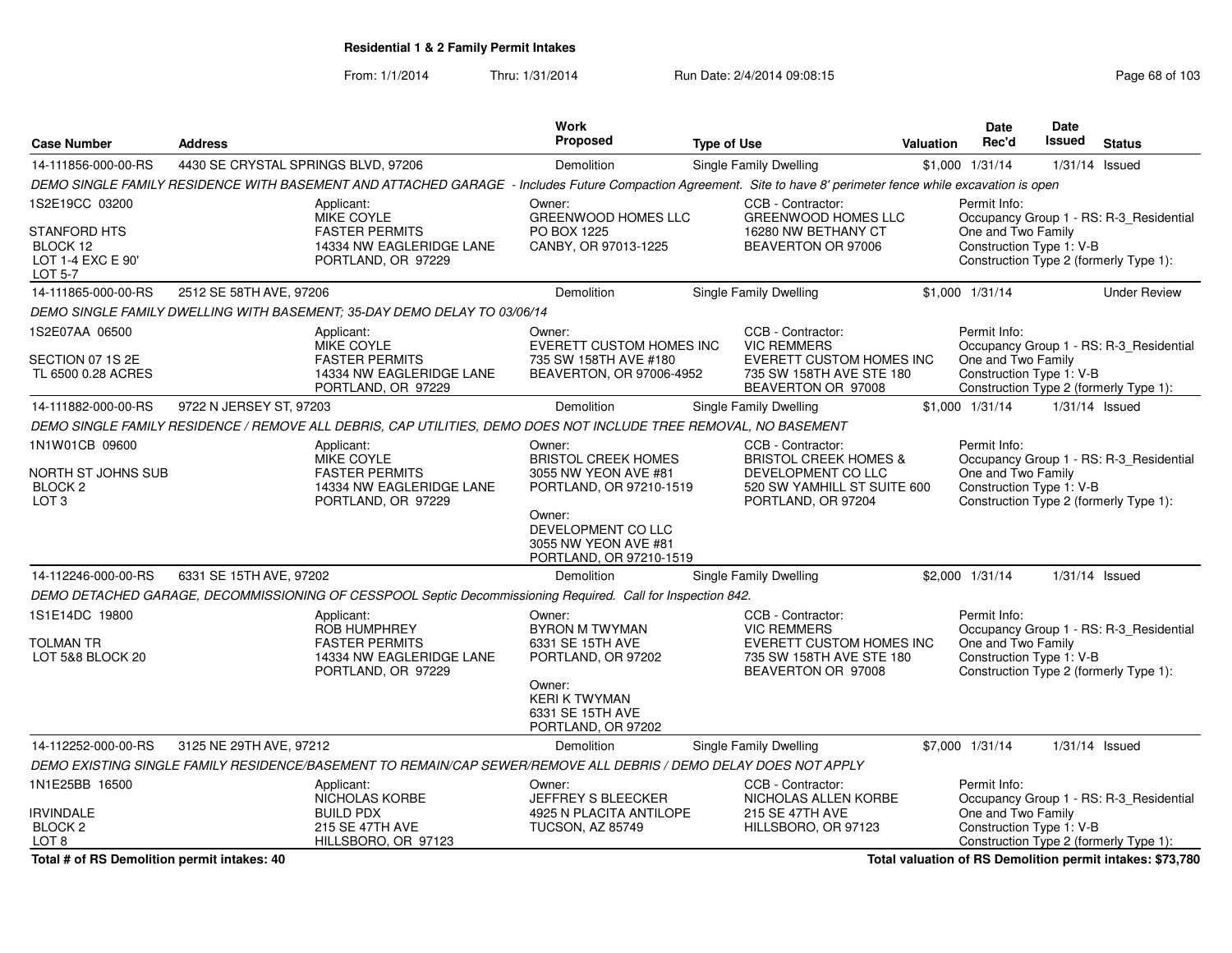## Residential 1 & 2 Family Permit Intakes

From: 1/1/2014 Thru: 1/31/2014 Run Date: 2/4/2014 09:08:15

| Case Number | Address | Work Proposed | Type of Use | Valuation | Date Rec'd | Date Issued | Status |
|---|---|---|---|---|---|---|---|
| 14-111856-000-00-RS | 4430 SE CRYSTAL SPRINGS BLVD, 97206 | Demolition | Single Family Dwelling | $1,000 | 1/31/14 | 1/31/14 | Issued |

*DEMO SINGLE FAMILY RESIDENCE WITH BASEMENT AND ATTACHED GARAGE - Includes Future Compaction Agreement. Site to have 8' perimeter fence while excavation is open*

1S2E19CC 03200
STANFORD HTS
BLOCK 12
LOT 1-4 EXC E 90'
LOT 5-7

Applicant: MIKE COYLE, FASTER PERMITS, 14334 NW EAGLERIDGE LANE, PORTLAND, OR 97229

Owner: GREENWOOD HOMES LLC, PO BOX 1225, CANBY, OR 97013-1225

CCB - Contractor: GREENWOOD HOMES LLC, 16280 NW BETHANY CT, BEAVERTON OR 97006

Permit Info: Occupancy Group 1 - RS: R-3_Residential One and Two Family; Construction Type 1: V-B; Construction Type 2 (formerly Type 1):

| Case Number | Address | Work Proposed | Type of Use | Valuation | Date Rec'd | Date Issued | Status |
|---|---|---|---|---|---|---|---|
| 14-111865-000-00-RS | 2512 SE 58TH AVE, 97206 | Demolition | Single Family Dwelling | $1,000 | 1/31/14 | | Under Review |

*DEMO SINGLE FAMILY DWELLING WITH BASEMENT; 35-DAY DEMO DELAY TO 03/06/14*

1S2E07AA 06500
SECTION 07 1S 2E
TL 6500 0.28 ACRES

Applicant: MIKE COYLE, FASTER PERMITS, 14334 NW EAGLERIDGE LANE, PORTLAND, OR 97229

Owner: EVERETT CUSTOM HOMES INC, 735 SW 158TH AVE #180, BEAVERTON, OR 97006-4952

CCB - Contractor: VIC REMMERS, EVERETT CUSTOM HOMES INC, 735 SW 158TH AVE STE 180, BEAVERTON OR 97008

Permit Info: Occupancy Group 1 - RS: R-3_Residential One and Two Family; Construction Type 1: V-B; Construction Type 2 (formerly Type 1):

| Case Number | Address | Work Proposed | Type of Use | Valuation | Date Rec'd | Date Issued | Status |
|---|---|---|---|---|---|---|---|
| 14-111882-000-00-RS | 9722 N JERSEY ST, 97203 | Demolition | Single Family Dwelling | $1,000 | 1/31/14 | 1/31/14 | Issued |

*DEMO SINGLE FAMILY RESIDENCE / REMOVE ALL DEBRIS, CAP UTILITIES, DEMO DOES NOT INCLUDE TREE REMOVAL, NO BASEMENT*

1N1W01CB 09600
NORTH ST JOHNS SUB
BLOCK 2
LOT 3

Applicant: MIKE COYLE, FASTER PERMITS, 14334 NW EAGLERIDGE LANE, PORTLAND, OR 97229

Owner: BRISTOL CREEK HOMES, 3055 NW YEON AVE #81, PORTLAND, OR 97210-1519

Owner: DEVELOPMENT CO LLC, 3055 NW YEON AVE #81, PORTLAND, OR 97210-1519

CCB - Contractor: BRISTOL CREEK HOMES & DEVELOPMENT CO LLC, 520 SW YAMHILL ST SUITE 600, PORTLAND, OR 97204

Permit Info: Occupancy Group 1 - RS: R-3_Residential One and Two Family; Construction Type 1: V-B; Construction Type 2 (formerly Type 1):

| Case Number | Address | Work Proposed | Type of Use | Valuation | Date Rec'd | Date Issued | Status |
|---|---|---|---|---|---|---|---|
| 14-112246-000-00-RS | 6331 SE 15TH AVE, 97202 | Demolition | Single Family Dwelling | $2,000 | 1/31/14 | 1/31/14 | Issued |

*DEMO DETACHED GARAGE, DECOMMISSIONING OF CESSPOOL Septic Decommissioning Required. Call for Inspection 842.*

1S1E14DC 19800
TOLMAN TR
LOT 5&8 BLOCK 20

Applicant: ROB HUMPHREY, FASTER PERMITS, 14334 NW EAGLERIDGE LANE, PORTLAND, OR 97229

Owner: BYRON M TWYMAN, 6331 SE 15TH AVE, PORTLAND, OR 97202

Owner: KERI K TWYMAN, 6331 SE 15TH AVE, PORTLAND, OR 97202

CCB - Contractor: VIC REMMERS, EVERETT CUSTOM HOMES INC, 735 SW 158TH AVE STE 180, BEAVERTON OR 97008

Permit Info: Occupancy Group 1 - RS: R-3_Residential One and Two Family; Construction Type 1: V-B; Construction Type 2 (formerly Type 1):

| Case Number | Address | Work Proposed | Type of Use | Valuation | Date Rec'd | Date Issued | Status |
|---|---|---|---|---|---|---|---|
| 14-112252-000-00-RS | 3125 NE 29TH AVE, 97212 | Demolition | Single Family Dwelling | $7,000 | 1/31/14 | 1/31/14 | Issued |

*DEMO EXISTING SINGLE FAMILY RESIDENCE/BASEMENT TO REMAIN/CAP SEWER/REMOVE ALL DEBRIS / DEMO DELAY DOES NOT APPLY*

1N1E25BB 16500
IRVINDALE
BLOCK 2
LOT 8

Applicant: NICHOLAS KORBE, BUILD PDX, 215 SE 47TH AVE, HILLSBORO, OR 97123

Owner: JEFFREY S BLEECKER, 4925 N PLACITA ANTILOPE, TUCSON, AZ 85749

CCB - Contractor: NICHOLAS ALLEN KORBE, 215 SE 47TH AVE, HILLSBORO, OR 97123

Permit Info: Occupancy Group 1 - RS: R-3_Residential One and Two Family; Construction Type 1: V-B; Construction Type 2 (formerly Type 1):

**Total # of RS Demolition permit intakes: 40**

**Total valuation of RS Demolition permit intakes: $73,780**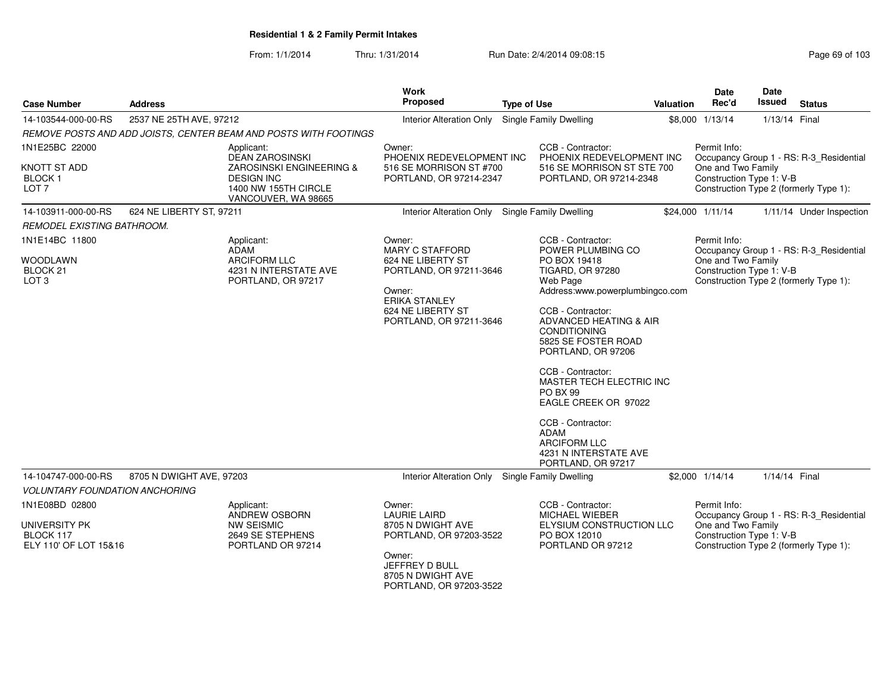# Residential 1 & 2 Family Permit Intakes

From: 1/1/2014 Thru: 1/31/2014 Run Date: 2/4/2014 09:08:15

| Case Number | Address | Work Proposed | Type of Use | Valuation | Date Rec'd | Date Issued | Status |
|---|---|---|---|---|---|---|---|
| 14-103544-000-00-RS | 2537 NE 25TH AVE, 97212 | Interior Alteration Only | Single Family Dwelling | $8,000 | 1/13/14 | 1/13/14 | Final |

*REMOVE POSTS AND ADD JOISTS, CENTER BEAM AND POSTS WITH FOOTINGS*

1N1E25BC 22000
KNOTT ST ADD
BLOCK 1
LOT 7

Applicant:
DEAN ZAROSINSKI
ZAROSINSKI ENGINEERING & DESIGN INC
1400 NW 155TH CIRCLE
VANCOUVER, WA 98665

Owner:
PHOENIX REDEVELOPMENT INC
516 SE MORRISON ST #700
PORTLAND, OR 97214-2347

CCB - Contractor:
PHOENIX REDEVELOPMENT INC
516 SE MORRISON ST STE 700
PORTLAND, OR 97214-2348

Permit Info:
Occupancy Group 1 - RS: R-3_Residential One and Two Family
Construction Type 1: V-B
Construction Type 2 (formerly Type 1):

| Case Number | Address | Work Proposed | Type of Use | Valuation | Date Rec'd | Date Issued | Status |
|---|---|---|---|---|---|---|---|
| 14-103911-000-00-RS | 624 NE LIBERTY ST, 97211 | Interior Alteration Only | Single Family Dwelling | $24,000 | 1/11/14 | 1/11/14 | Under Inspection |

*REMODEL EXISTING BATHROOM.*

1N1E14BC 11800
WOODLAWN
BLOCK 21
LOT 3

Applicant:
ADAM
ARCIFORM LLC
4231 N INTERSTATE AVE
PORTLAND, OR 97217

Owner:
MARY C STAFFORD
624 NE LIBERTY ST
PORTLAND, OR 97211-3646

Owner:
ERIKA STANLEY
624 NE LIBERTY ST
PORTLAND, OR 97211-3646

CCB - Contractor:
POWER PLUMBING CO
PO BOX 19418
TIGARD, OR 97280
Web Page Address:www.powerplumbingco.com

CCB - Contractor:
ADVANCED HEATING & AIR CONDITIONING
5825 SE FOSTER ROAD
PORTLAND, OR 97206

CCB - Contractor:
MASTER TECH ELECTRIC INC
PO BX 99
EAGLE CREEK OR 97022

CCB - Contractor:
ADAM
ARCIFORM LLC
4231 N INTERSTATE AVE
PORTLAND, OR 97217

Permit Info:
Occupancy Group 1 - RS: R-3_Residential One and Two Family
Construction Type 1: V-B
Construction Type 2 (formerly Type 1):

| Case Number | Address | Work Proposed | Type of Use | Valuation | Date Rec'd | Date Issued | Status |
|---|---|---|---|---|---|---|---|
| 14-104747-000-00-RS | 8705 N DWIGHT AVE, 97203 | Interior Alteration Only | Single Family Dwelling | $2,000 | 1/14/14 | 1/14/14 | Final |

*VOLUNTARY FOUNDATION ANCHORING*

1N1E08BD 02800
UNIVERSITY PK
BLOCK 117
ELY 110' OF LOT 15&16

Applicant:
ANDREW OSBORN
NW SEISMIC
2649 SE STEPHENS
PORTLAND OR 97214

Owner:
LAURIE LAIRD
8705 N DWIGHT AVE
PORTLAND, OR 97203-3522

Owner:
JEFFREY D BULL
8705 N DWIGHT AVE
PORTLAND, OR 97203-3522

CCB - Contractor:
MICHAEL WIEBER
ELYSIUM CONSTRUCTION LLC
PO BOX 12010
PORTLAND OR 97212

Permit Info:
Occupancy Group 1 - RS: R-3_Residential One and Two Family
Construction Type 1: V-B
Construction Type 2 (formerly Type 1):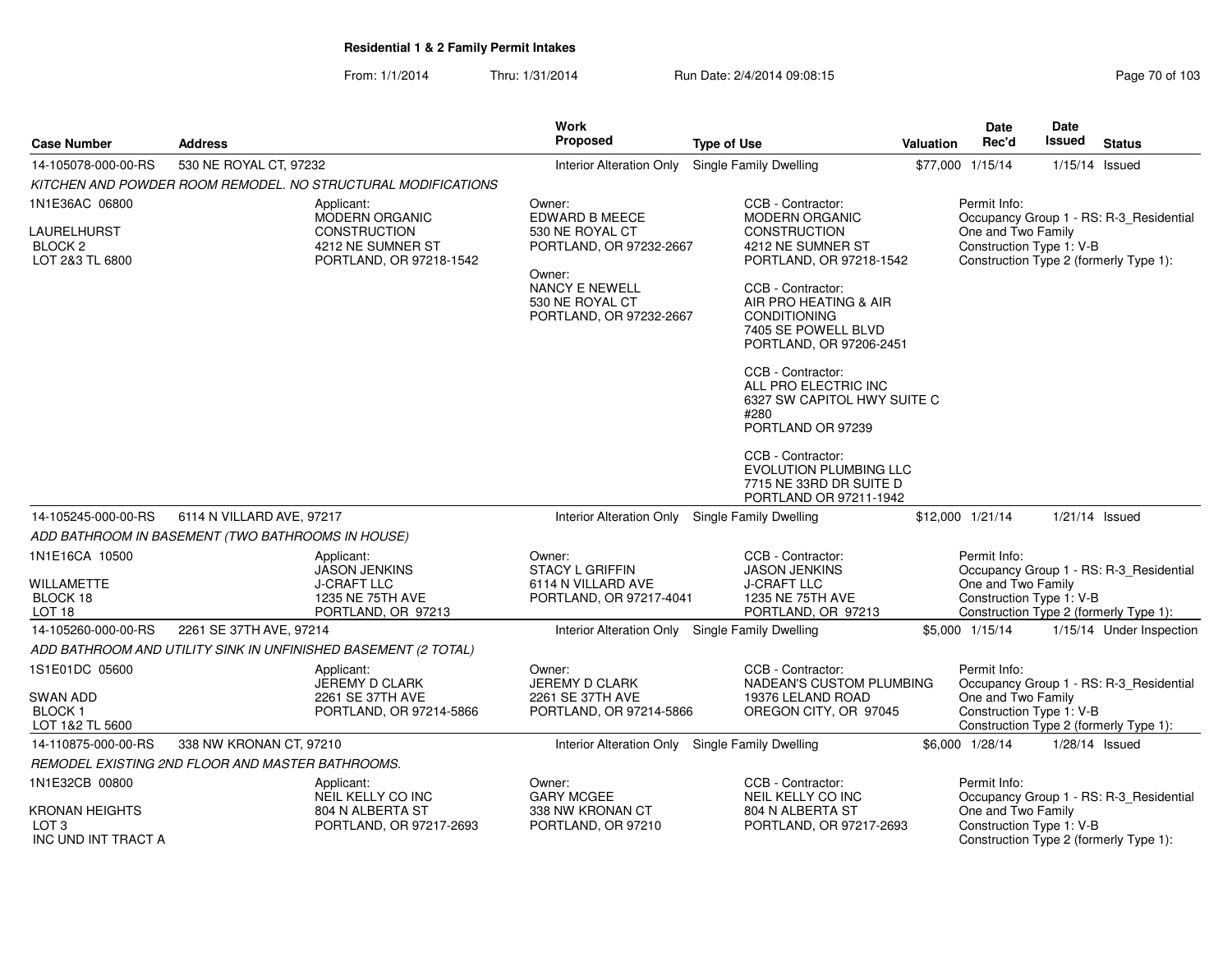## Residential 1 & 2 Family Permit Intakes

From: 1/1/2014 Thru: 1/31/2014 Run Date: 2/4/2014 09:08:15

| Case Number | Address | Work Proposed | Type of Use | Valuation | Date Rec'd | Date Issued | Status |
|---|---|---|---|---|---|---|---|
| 14-105078-000-00-RS | 530 NE ROYAL CT, 97232 | Interior Alteration Only | Single Family Dwelling | $77,000 | 1/15/14 | 1/15/14 | Issued |

*KITCHEN AND POWDER ROOM REMODEL. NO STRUCTURAL MODIFICATIONS*

1N1E36AC 06800
LAURELHURST
BLOCK 2
LOT 2&3 TL 6800

Applicant:
MODERN ORGANIC CONSTRUCTION
4212 NE SUMNER ST
PORTLAND, OR 97218-1542

Owner:
EDWARD B MEECE
530 NE ROYAL CT
PORTLAND, OR 97232-2667

Owner:
NANCY E NEWELL
530 NE ROYAL CT
PORTLAND, OR 97232-2667

CCB - Contractor:
MODERN ORGANIC CONSTRUCTION
4212 NE SUMNER ST
PORTLAND, OR 97218-1542

CCB - Contractor:
AIR PRO HEATING & AIR CONDITIONING
7405 SE POWELL BLVD
PORTLAND, OR 97206-2451

CCB - Contractor:
ALL PRO ELECTRIC INC
6327 SW CAPITOL HWY SUITE C #280
PORTLAND OR 97239

CCB - Contractor:
EVOLUTION PLUMBING LLC
7715 NE 33RD DR SUITE D
PORTLAND OR 97211-1942

Permit Info:
Occupancy Group 1 - RS: R-3_Residential One and Two Family
Construction Type 1: V-B
Construction Type 2 (formerly Type 1):

| Case Number | Address | Work Proposed | Type of Use | Valuation | Date Rec'd | Date Issued | Status |
|---|---|---|---|---|---|---|---|
| 14-105245-000-00-RS | 6114 N VILLARD AVE, 97217 | Interior Alteration Only | Single Family Dwelling | $12,000 | 1/21/14 | 1/21/14 | Issued |

*ADD BATHROOM IN BASEMENT (TWO BATHROOMS IN HOUSE)*

1N1E16CA 10500
WILLAMETTE
BLOCK 18
LOT 18

Applicant:
JASON JENKINS
J-CRAFT LLC
1235 NE 75TH AVE
PORTLAND, OR 97213

Owner:
STACY L GRIFFIN
6114 N VILLARD AVE
PORTLAND, OR 97217-4041

CCB - Contractor:
JASON JENKINS
J-CRAFT LLC
1235 NE 75TH AVE
PORTLAND, OR 97213

Permit Info:
Occupancy Group 1 - RS: R-3_Residential One and Two Family
Construction Type 1: V-B
Construction Type 2 (formerly Type 1):

| Case Number | Address | Work Proposed | Type of Use | Valuation | Date Rec'd | Date Issued | Status |
|---|---|---|---|---|---|---|---|
| 14-105260-000-00-RS | 2261 SE 37TH AVE, 97214 | Interior Alteration Only | Single Family Dwelling | $5,000 | 1/15/14 | 1/15/14 | Under Inspection |

*ADD BATHROOM AND UTILITY SINK IN UNFINISHED BASEMENT (2 TOTAL)*

1S1E01DC 05600
SWAN ADD
BLOCK 1
LOT 1&2 TL 5600

Applicant:
JEREMY D CLARK
2261 SE 37TH AVE
PORTLAND, OR 97214-5866

Owner:
JEREMY D CLARK
2261 SE 37TH AVE
PORTLAND, OR 97214-5866

CCB - Contractor:
NADEAN'S CUSTOM PLUMBING
19376 LELAND ROAD
OREGON CITY, OR 97045

Permit Info:
Occupancy Group 1 - RS: R-3_Residential One and Two Family
Construction Type 1: V-B
Construction Type 2 (formerly Type 1):

| Case Number | Address | Work Proposed | Type of Use | Valuation | Date Rec'd | Date Issued | Status |
|---|---|---|---|---|---|---|---|
| 14-110875-000-00-RS | 338 NW KRONAN CT, 97210 | Interior Alteration Only | Single Family Dwelling | $6,000 | 1/28/14 | 1/28/14 | Issued |

*REMODEL EXISTING 2ND FLOOR AND MASTER BATHROOMS.*

1N1E32CB 00800
KRONAN HEIGHTS
LOT 3
INC UND INT TRACT A

Applicant:
NEIL KELLY CO INC
804 N ALBERTA ST
PORTLAND, OR 97217-2693

Owner:
GARY MCGEE
338 NW KRONAN CT
PORTLAND, OR 97210

CCB - Contractor:
NEIL KELLY CO INC
804 N ALBERTA ST
PORTLAND, OR 97217-2693

Permit Info:
Occupancy Group 1 - RS: R-3_Residential One and Two Family
Construction Type 1: V-B
Construction Type 2 (formerly Type 1):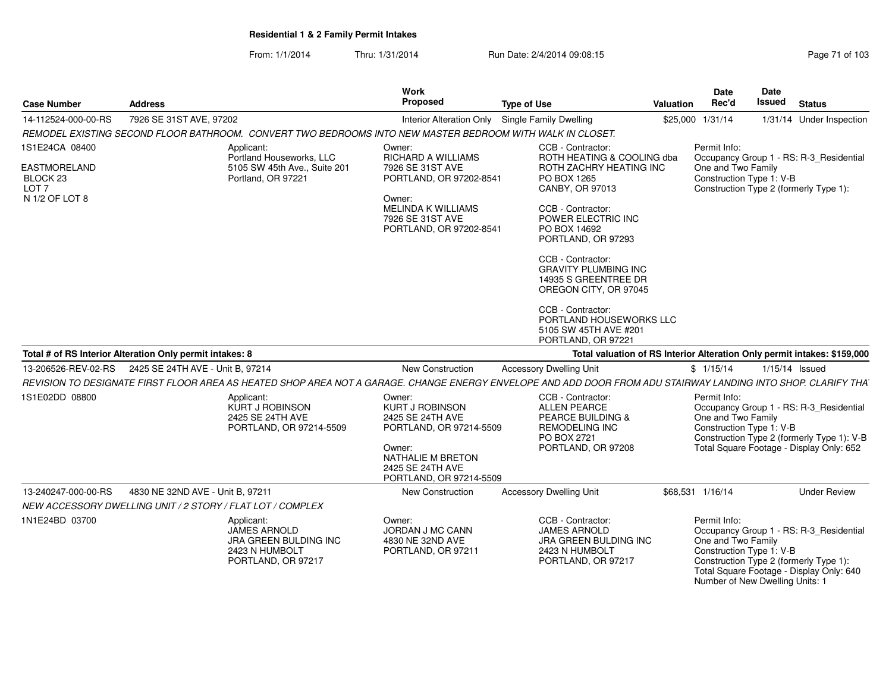## Residential 1 & 2 Family Permit Intakes

From: 1/1/2014 Thru: 1/31/2014 Run Date: 2/4/2014 09:08:15

| Case Number | Address | Work Proposed | Type of Use | Valuation | Date Rec'd | Date Issued | Status |
|---|---|---|---|---|---|---|---|
| 14-112524-000-00-RS | 7926 SE 31ST AVE, 97202 | Interior Alteration Only | Single Family Dwelling | $25,000 | 1/31/14 | 1/31/14 | Under Inspection |

*REMODEL EXISTING SECOND FLOOR BATHROOM. CONVERT TWO BEDROOMS INTO NEW MASTER BEDROOM WITH WALK IN CLOSET.*

1S1E24CA 08400
EASTMORELAND
BLOCK 23
LOT 7
N 1/2 OF LOT 8

Applicant:
Portland Houseworks, LLC
5105 SW 45th Ave., Suite 201
Portland, OR 97221

Owner:
RICHARD A WILLIAMS
7926 SE 31ST AVE
PORTLAND, OR 97202-8541

Owner:
MELINDA K WILLIAMS
7926 SE 31ST AVE
PORTLAND, OR 97202-8541

CCB - Contractor:
ROTH HEATING & COOLING dba
ROTH ZACHRY HEATING INC
PO BOX 1265
CANBY, OR 97013

CCB - Contractor:
POWER ELECTRIC INC
PO BOX 14692
PORTLAND, OR 97293

CCB - Contractor:
GRAVITY PLUMBING INC
14935 S GREENTREE DR
OREGON CITY, OR 97045

CCB - Contractor:
PORTLAND HOUSEWORKS LLC
5105 SW 45TH AVE #201
PORTLAND, OR 97221

Permit Info:
Occupancy Group 1 - RS: R-3_Residential One and Two Family
Construction Type 1: V-B
Construction Type 2 (formerly Type 1):

**Total # of RS Interior Alteration Only permit intakes: 8**

**Total valuation of RS Interior Alteration Only permit intakes: $159,000**

| Case Number | Address | Work Proposed | Type of Use | Valuation | Date Rec'd | Date Issued | Status |
|---|---|---|---|---|---|---|---|
| 13-206526-REV-02-RS | 2425 SE 24TH AVE - Unit B, 97214 | New Construction | Accessory Dwelling Unit | $ | 1/15/14 | 1/15/14 | Issued |

*REVISION TO DESIGNATE FIRST FLOOR AREA AS HEATED SHOP AREA NOT A GARAGE. CHANGE ENERGY ENVELOPE AND ADD DOOR FROM ADU STAIRWAY LANDING INTO SHOP. CLARIFY THAT*

1S1E02DD 08800

Applicant:
KURT J ROBINSON
2425 SE 24TH AVE
PORTLAND, OR 97214-5509

Owner:
KURT J ROBINSON
2425 SE 24TH AVE
PORTLAND, OR 97214-5509

Owner:
NATHALIE M BRETON
2425 SE 24TH AVE
PORTLAND, OR 97214-5509

CCB - Contractor:
ALLEN PEARCE
PEARCE BUILDING &
REMODELING INC
PO BOX 2721
PORTLAND, OR 97208

Permit Info:
Occupancy Group 1 - RS: R-3_Residential One and Two Family
Construction Type 1: V-B
Construction Type 2 (formerly Type 1): V-B
Total Square Footage - Display Only: 652

| Case Number | Address | Work Proposed | Type of Use | Valuation | Date Rec'd | Date Issued | Status |
|---|---|---|---|---|---|---|---|
| 13-240247-000-00-RS | 4830 NE 32ND AVE - Unit B, 97211 | New Construction | Accessory Dwelling Unit | $68,531 | 1/16/14 | | Under Review |

*NEW ACCESSORY DWELLING UNIT / 2 STORY / FLAT LOT / COMPLEX*

1N1E24BD 03700

Applicant:
JAMES ARNOLD
JRA GREEN BULDING INC
2423 N HUMBOLT
PORTLAND, OR 97217

Owner:
JORDAN J MC CANN
4830 NE 32ND AVE
PORTLAND, OR 97211

CCB - Contractor:
JAMES ARNOLD
JRA GREEN BULDING INC
2423 N HUMBOLT
PORTLAND, OR 97217

Permit Info:
Occupancy Group 1 - RS: R-3_Residential One and Two Family
Construction Type 1: V-B
Construction Type 2 (formerly Type 1):
Total Square Footage - Display Only: 640
Number of New Dwelling Units: 1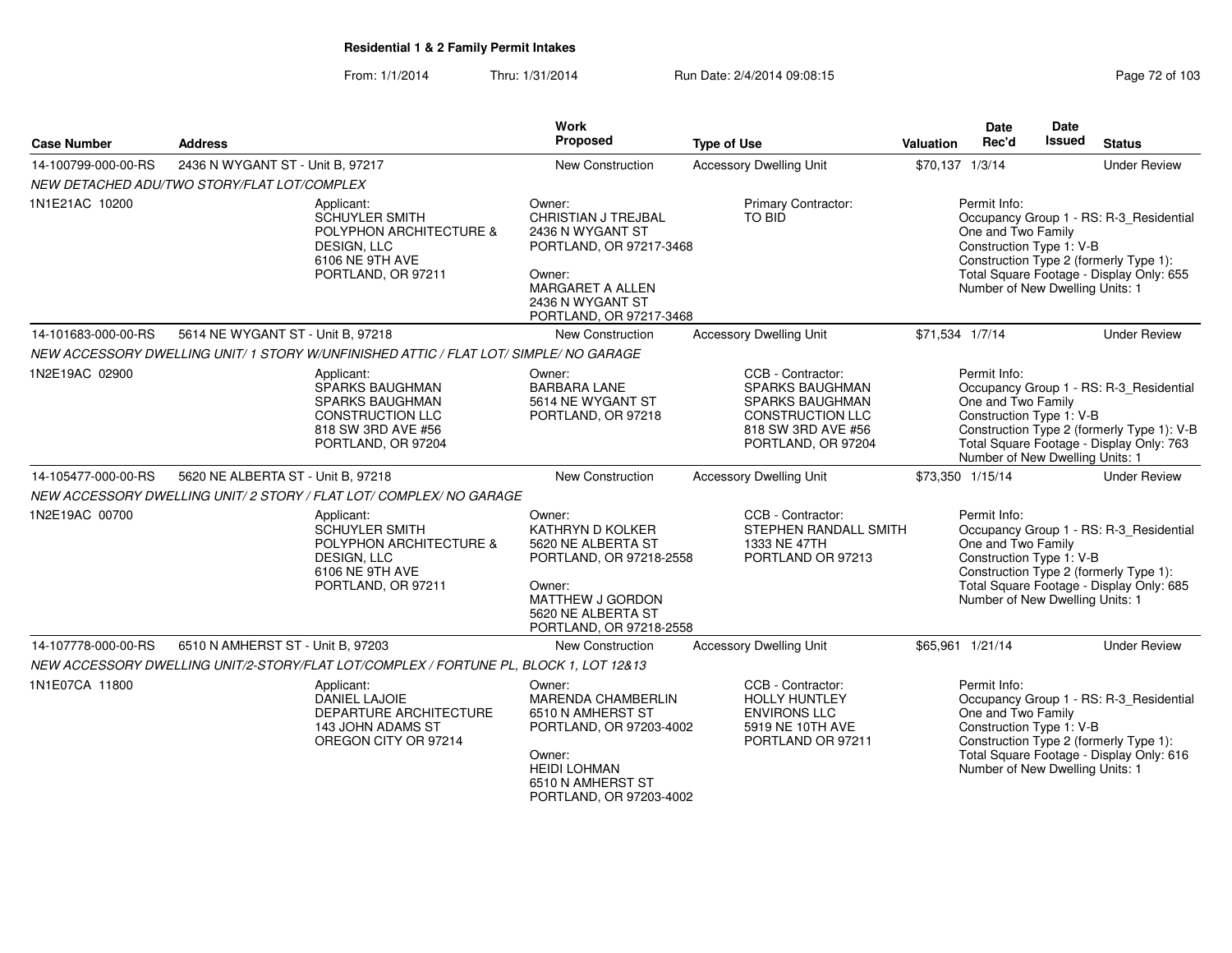**Residential 1 & 2 Family Permit Intakes**

From: 1/1/2014 Thru: 1/31/2014 Run Date: 2/4/2014 09:08:15

| Case Number | Address | Work Proposed | Type of Use | Valuation | Date Rec'd | Date Issued | Status |
|---|---|---|---|---|---|---|---|
| 14-100799-000-00-RS | 2436 N WYGANT ST - Unit B, 97217 | New Construction | Accessory Dwelling Unit | $70,137 | 1/3/14 | | Under Review |

*NEW DETACHED ADU/TWO STORY/FLAT LOT/COMPLEX*

1N1E21AC 10200

Applicant: SCHUYLER SMITH, POLYPHON ARCHITECTURE & DESIGN, LLC, 6106 NE 9TH AVE, PORTLAND, OR 97211

Owner: CHRISTIAN J TREJBAL, 2436 N WYGANT ST, PORTLAND, OR 97217-3468

Owner: MARGARET A ALLEN, 2436 N WYGANT ST, PORTLAND, OR 97217-3468

Primary Contractor: TO BID

Permit Info: Occupancy Group 1 - RS: R-3_Residential One and Two Family; Construction Type 1: V-B; Construction Type 2 (formerly Type 1):; Total Square Footage - Display Only: 655; Number of New Dwelling Units: 1

| Case Number | Address | Work Proposed | Type of Use | Valuation | Date Rec'd | Date Issued | Status |
|---|---|---|---|---|---|---|---|
| 14-101683-000-00-RS | 5614 NE WYGANT ST - Unit B, 97218 | New Construction | Accessory Dwelling Unit | $71,534 | 1/7/14 | | Under Review |

*NEW ACCESSORY DWELLING UNIT/ 1 STORY W/UNFINISHED ATTIC / FLAT LOT/ SIMPLE/ NO GARAGE*

1N2E19AC 02900

Applicant: SPARKS BAUGHMAN, SPARKS BAUGHMAN CONSTRUCTION LLC, 818 SW 3RD AVE #56, PORTLAND, OR 97204

Owner: BARBARA LANE, 5614 NE WYGANT ST, PORTLAND, OR 97218

CCB - Contractor: SPARKS BAUGHMAN, SPARKS BAUGHMAN CONSTRUCTION LLC, 818 SW 3RD AVE #56, PORTLAND, OR 97204

Permit Info: Occupancy Group 1 - RS: R-3_Residential One and Two Family; Construction Type 1: V-B; Construction Type 2 (formerly Type 1): V-B; Total Square Footage - Display Only: 763; Number of New Dwelling Units: 1

| Case Number | Address | Work Proposed | Type of Use | Valuation | Date Rec'd | Date Issued | Status |
|---|---|---|---|---|---|---|---|
| 14-105477-000-00-RS | 5620 NE ALBERTA ST - Unit B, 97218 | New Construction | Accessory Dwelling Unit | $73,350 | 1/15/14 | | Under Review |

*NEW ACCESSORY DWELLING UNIT/ 2 STORY / FLAT LOT/ COMPLEX/ NO GARAGE*

1N2E19AC 00700

Applicant: SCHUYLER SMITH, POLYPHON ARCHITECTURE & DESIGN, LLC, 6106 NE 9TH AVE, PORTLAND, OR 97211

Owner: KATHRYN D KOLKER, 5620 NE ALBERTA ST, PORTLAND, OR 97218-2558

Owner: MATTHEW J GORDON, 5620 NE ALBERTA ST, PORTLAND, OR 97218-2558

CCB - Contractor: STEPHEN RANDALL SMITH, 1333 NE 47TH, PORTLAND OR 97213

Permit Info: Occupancy Group 1 - RS: R-3_Residential One and Two Family; Construction Type 1: V-B; Construction Type 2 (formerly Type 1):; Total Square Footage - Display Only: 685; Number of New Dwelling Units: 1

| Case Number | Address | Work Proposed | Type of Use | Valuation | Date Rec'd | Date Issued | Status |
|---|---|---|---|---|---|---|---|
| 14-107778-000-00-RS | 6510 N AMHERST ST - Unit B, 97203 | New Construction | Accessory Dwelling Unit | $65,961 | 1/21/14 | | Under Review |

*NEW ACCESSORY DWELLING UNIT/2-STORY/FLAT LOT/COMPLEX / FORTUNE PL, BLOCK 1, LOT 12&13*

1N1E07CA 11800

Applicant: DANIEL LAJOIE, DEPARTURE ARCHITECTURE, 143 JOHN ADAMS ST, OREGON CITY OR 97214

Owner: MARENDA CHAMBERLIN, 6510 N AMHERST ST, PORTLAND, OR 97203-4002

Owner: HEIDI LOHMAN, 6510 N AMHERST ST, PORTLAND, OR 97203-4002

CCB - Contractor: HOLLY HUNTLEY, ENVIRONS LLC, 5919 NE 10TH AVE, PORTLAND OR 97211

Permit Info: Occupancy Group 1 - RS: R-3_Residential One and Two Family; Construction Type 1: V-B; Construction Type 2 (formerly Type 1):; Total Square Footage - Display Only: 616; Number of New Dwelling Units: 1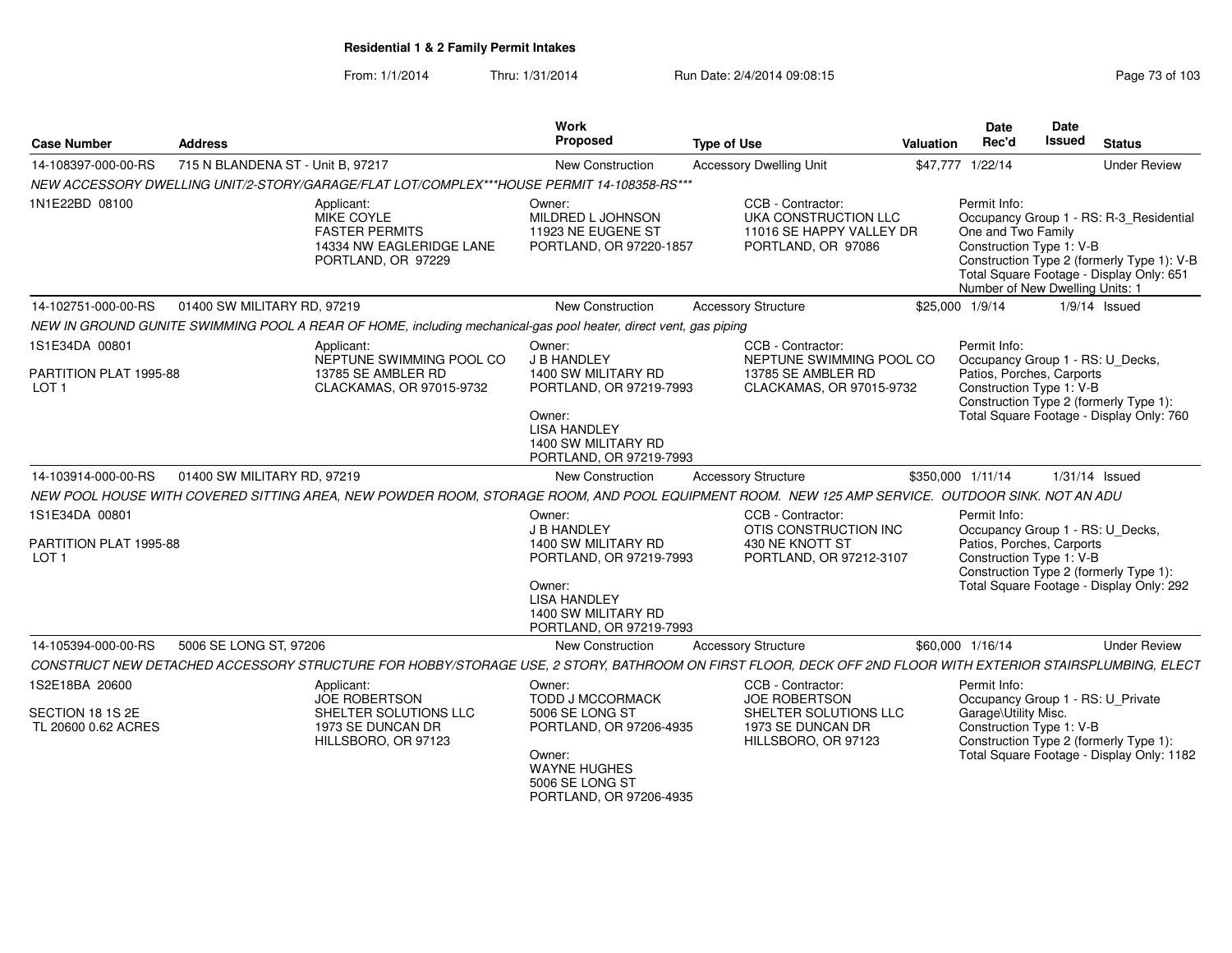**Residential 1 & 2 Family Permit Intakes**

From: 1/1/2014 Thru: 1/31/2014 Run Date: 2/4/2014 09:08:15

| Case Number | Address | Work Proposed | Type of Use | Valuation | Date Rec'd | Date Issued | Status |
|---|---|---|---|---|---|---|---|
| 14-108397-000-00-RS | 715 N BLANDENA ST - Unit B, 97217 | New Construction | Accessory Dwelling Unit | $47,777 | 1/22/14 | | Under Review |

NEW ACCESSORY DWELLING UNIT/2-STORY/GARAGE/FLAT LOT/COMPLEX***HOUSE PERMIT 14-108358-RS***

1N1E22BD 08100

Applicant:
MIKE COYLE
FASTER PERMITS
14334 NW EAGLERIDGE LANE
PORTLAND, OR 97229

Owner:
MILDRED L JOHNSON
11923 NE EUGENE ST
PORTLAND, OR 97220-1857

CCB - Contractor:
UKA CONSTRUCTION LLC
11016 SE HAPPY VALLEY DR
PORTLAND, OR 97086

Permit Info:
Occupancy Group 1 - RS: R-3_Residential One and Two Family
Construction Type 1: V-B
Construction Type 2 (formerly Type 1): V-B
Total Square Footage - Display Only: 651
Number of New Dwelling Units: 1

---

| Case Number | Address | Work Proposed | Type of Use | Valuation | Date Rec'd | Date Issued | Status |
|---|---|---|---|---|---|---|---|
| 14-102751-000-00-RS | 01400 SW MILITARY RD, 97219 | New Construction | Accessory Structure | $25,000 | 1/9/14 | 1/9/14 | Issued |

NEW IN GROUND GUNITE SWIMMING POOL A REAR OF HOME, including mechanical-gas pool heater, direct vent, gas piping

1S1E34DA 00801

PARTITION PLAT 1995-88
LOT 1

Applicant:
NEPTUNE SWIMMING POOL CO
13785 SE AMBLER RD
CLACKAMAS, OR 97015-9732

Owner:
J B HANDLEY
1400 SW MILITARY RD
PORTLAND, OR 97219-7993

Owner:
LISA HANDLEY
1400 SW MILITARY RD
PORTLAND, OR 97219-7993

CCB - Contractor:
NEPTUNE SWIMMING POOL CO
13785 SE AMBLER RD
CLACKAMAS, OR 97015-9732

Permit Info:
Occupancy Group 1 - RS: U_Decks, Patios, Porches, Carports
Construction Type 1: V-B
Construction Type 2 (formerly Type 1):
Total Square Footage - Display Only: 760

---

| Case Number | Address | Work Proposed | Type of Use | Valuation | Date Rec'd | Date Issued | Status |
|---|---|---|---|---|---|---|---|
| 14-103914-000-00-RS | 01400 SW MILITARY RD, 97219 | New Construction | Accessory Structure | $350,000 | 1/11/14 | 1/31/14 | Issued |

NEW POOL HOUSE WITH COVERED SITTING AREA, NEW POWDER ROOM, STORAGE ROOM, AND POOL EQUIPMENT ROOM. NEW 125 AMP SERVICE. OUTDOOR SINK. NOT AN ADU

1S1E34DA 00801

PARTITION PLAT 1995-88
LOT 1

Owner:
J B HANDLEY
1400 SW MILITARY RD
PORTLAND, OR 97219-7993

Owner:
LISA HANDLEY
1400 SW MILITARY RD
PORTLAND, OR 97219-7993

CCB - Contractor:
OTIS CONSTRUCTION INC
430 NE KNOTT ST
PORTLAND, OR 97212-3107

Permit Info:
Occupancy Group 1 - RS: U_Decks, Patios, Porches, Carports
Construction Type 1: V-B
Construction Type 2 (formerly Type 1):
Total Square Footage - Display Only: 292

---

| Case Number | Address | Work Proposed | Type of Use | Valuation | Date Rec'd | Date Issued | Status |
|---|---|---|---|---|---|---|---|
| 14-105394-000-00-RS | 5006 SE LONG ST, 97206 | New Construction | Accessory Structure | $60,000 | 1/16/14 | | Under Review |

CONSTRUCT NEW DETACHED ACCESSORY STRUCTURE FOR HOBBY/STORAGE USE, 2 STORY, BATHROOM ON FIRST FLOOR, DECK OFF 2ND FLOOR WITH EXTERIOR STAIRSPLUMBING, ELECT

1S2E18BA 20600

SECTION 18 1S 2E
TL 20600 0.62 ACRES

Applicant:
JOE ROBERTSON
SHELTER SOLUTIONS LLC
1973 SE DUNCAN DR
HILLSBORO, OR 97123

Owner:
TODD J MCCORMACK
5006 SE LONG ST
PORTLAND, OR 97206-4935

Owner:
WAYNE HUGHES
5006 SE LONG ST
PORTLAND, OR 97206-4935

CCB - Contractor:
JOE ROBERTSON
SHELTER SOLUTIONS LLC
1973 SE DUNCAN DR
HILLSBORO, OR 97123

Permit Info:
Occupancy Group 1 - RS: U_Private Garage\Utility Misc.
Construction Type 1: V-B
Construction Type 2 (formerly Type 1):
Total Square Footage - Display Only: 1182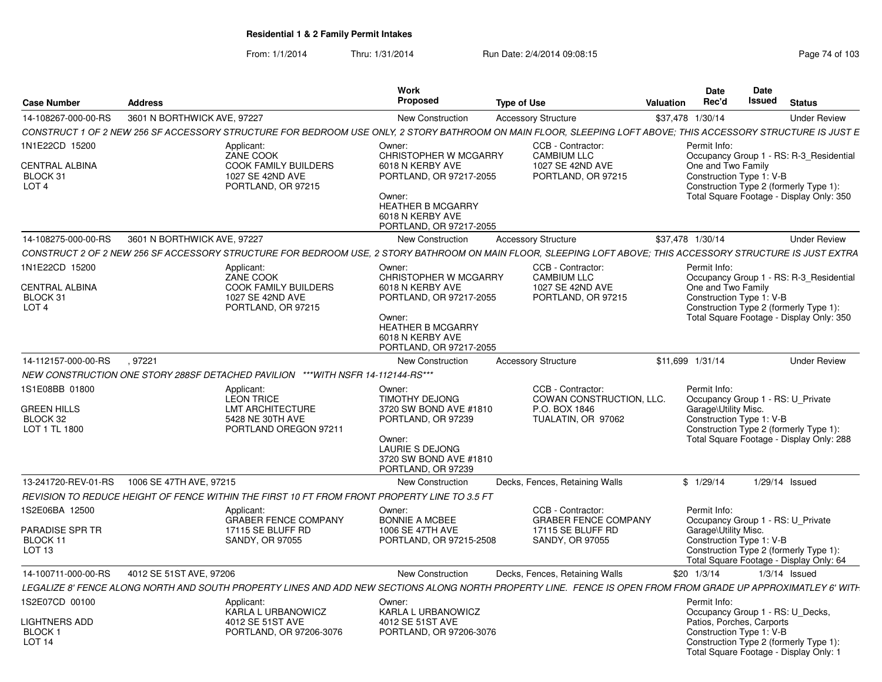## Residential 1 & 2 Family Permit Intakes

From: 1/1/2014 Thru: 1/31/2014 Run Date: 2/4/2014 09:08:15

| Case Number | Address | Work Proposed | Type of Use | Valuation | Date Rec'd | Date Issued | Status |
|---|---|---|---|---|---|---|---|
| 14-108267-000-00-RS | 3601 N BORTHWICK AVE, 97227 | New Construction | Accessory Structure | $37,478 | 1/30/14 | | Under Review |

CONSTRUCT 1 OF 2 NEW 256 SF ACCESSORY STRUCTURE FOR BEDROOM USE ONLY, 2 STORY BATHROOM ON MAIN FLOOR, SLEEPING LOFT ABOVE; THIS ACCESSORY STRUCTURE IS JUST E

1N1E22CD 15200
CENTRAL ALBINA
BLOCK 31
LOT 4

Applicant:
ZANE COOK
COOK FAMILY BUILDERS
1027 SE 42ND AVE
PORTLAND, OR 97215

Owner:
CHRISTOPHER W MCGARRY
6018 N KERBY AVE
PORTLAND, OR 97217-2055

Owner:
HEATHER B MCGARRY
6018 N KERBY AVE
PORTLAND, OR 97217-2055

CCB - Contractor:
CAMBIUM LLC
1027 SE 42ND AVE
PORTLAND, OR 97215

Permit Info:
Occupancy Group 1 - RS: R-3_Residential One and Two Family
Construction Type 1: V-B
Construction Type 2 (formerly Type 1):
Total Square Footage - Display Only: 350

---

| Case Number | Address | Work Proposed | Type of Use | Valuation | Date Rec'd | Date Issued | Status |
|---|---|---|---|---|---|---|---|
| 14-108275-000-00-RS | 3601 N BORTHWICK AVE, 97227 | New Construction | Accessory Structure | $37,478 | 1/30/14 | | Under Review |

CONSTRUCT 2 OF 2 NEW 256 SF ACCESSORY STRUCTURE FOR BEDROOM USE, 2 STORY BATHROOM ON MAIN FLOOR, SLEEPING LOFT ABOVE; THIS ACCESSORY STRUCTURE IS JUST EXTRA

1N1E22CD 15200
CENTRAL ALBINA
BLOCK 31
LOT 4

Applicant:
ZANE COOK
COOK FAMILY BUILDERS
1027 SE 42ND AVE
PORTLAND, OR 97215

Owner:
CHRISTOPHER W MCGARRY
6018 N KERBY AVE
PORTLAND, OR 97217-2055

Owner:
HEATHER B MCGARRY
6018 N KERBY AVE
PORTLAND, OR 97217-2055

CCB - Contractor:
CAMBIUM LLC
1027 SE 42ND AVE
PORTLAND, OR 97215

Permit Info:
Occupancy Group 1 - RS: R-3_Residential One and Two Family
Construction Type 1: V-B
Construction Type 2 (formerly Type 1):
Total Square Footage - Display Only: 350

---

| Case Number | Address | Work Proposed | Type of Use | Valuation | Date Rec'd | Date Issued | Status |
|---|---|---|---|---|---|---|---|
| 14-112157-000-00-RS | , 97221 | New Construction | Accessory Structure | $11,699 | 1/31/14 | | Under Review |

NEW CONSTRUCTION ONE STORY 288SF DETACHED PAVILION ***WITH NSFR 14-112144-RS***

1S1E08BB 01800
GREEN HILLS
BLOCK 32
LOT 1 TL 1800

Applicant:
LEON TRICE
LMT ARCHITECTURE
5428 NE 30TH AVE
PORTLAND OREGON 97211

Owner:
TIMOTHY DEJONG
3720 SW BOND AVE #1810
PORTLAND, OR 97239

Owner:
LAURIE S DEJONG
3720 SW BOND AVE #1810
PORTLAND, OR 97239

CCB - Contractor:
COWAN CONSTRUCTION, LLC.
P.O. BOX 1846
TUALATIN, OR 97062

Permit Info:
Occupancy Group 1 - RS: U_Private Garage\Utility Misc.
Construction Type 1: V-B
Construction Type 2 (formerly Type 1):
Total Square Footage - Display Only: 288

---

| Case Number | Address | Work Proposed | Type of Use | Valuation | Date Rec'd | Date Issued | Status |
|---|---|---|---|---|---|---|---|
| 13-241720-REV-01-RS | 1006 SE 47TH AVE, 97215 | New Construction | Decks, Fences, Retaining Walls | $ | 1/29/14 | 1/29/14 | Issued |

REVISION TO REDUCE HEIGHT OF FENCE WITHIN THE FIRST 10 FT FROM FRONT PROPERTY LINE TO 3.5 FT

1S2E06BA 12500
PARADISE SPR TR
BLOCK 11
LOT 13

Applicant:
GRABER FENCE COMPANY
17115 SE BLUFF RD
SANDY, OR 97055

Owner:
BONNIE A MCBEE
1006 SE 47TH AVE
PORTLAND, OR 97215-2508

CCB - Contractor:
GRABER FENCE COMPANY
17115 SE BLUFF RD
SANDY, OR 97055

Permit Info:
Occupancy Group 1 - RS: U_Private Garage\Utility Misc.
Construction Type 1: V-B
Construction Type 2 (formerly Type 1):
Total Square Footage - Display Only: 64

---

| Case Number | Address | Work Proposed | Type of Use | Valuation | Date Rec'd | Date Issued | Status |
|---|---|---|---|---|---|---|---|
| 14-100711-000-00-RS | 4012 SE 51ST AVE, 97206 | New Construction | Decks, Fences, Retaining Walls | $20 | 1/3/14 | 1/3/14 | Issued |

LEGALIZE 8' FENCE ALONG NORTH AND SOUTH PROPERTY LINES AND ADD NEW SECTIONS ALONG NORTH PROPERTY LINE. FENCE IS OPEN FROM FROM GRADE UP APPROXIMATLEY 6' WITH

1S2E07CD 00100
LIGHTNERS ADD
BLOCK 1
LOT 14

Applicant:
KARLA L URBANOWICZ
4012 SE 51ST AVE
PORTLAND, OR 97206-3076

Owner:
KARLA L URBANOWICZ
4012 SE 51ST AVE
PORTLAND, OR 97206-3076

Permit Info:
Occupancy Group 1 - RS: U_Decks, Patios, Porches, Carports
Construction Type 1: V-B
Construction Type 2 (formerly Type 1):
Total Square Footage - Display Only: 1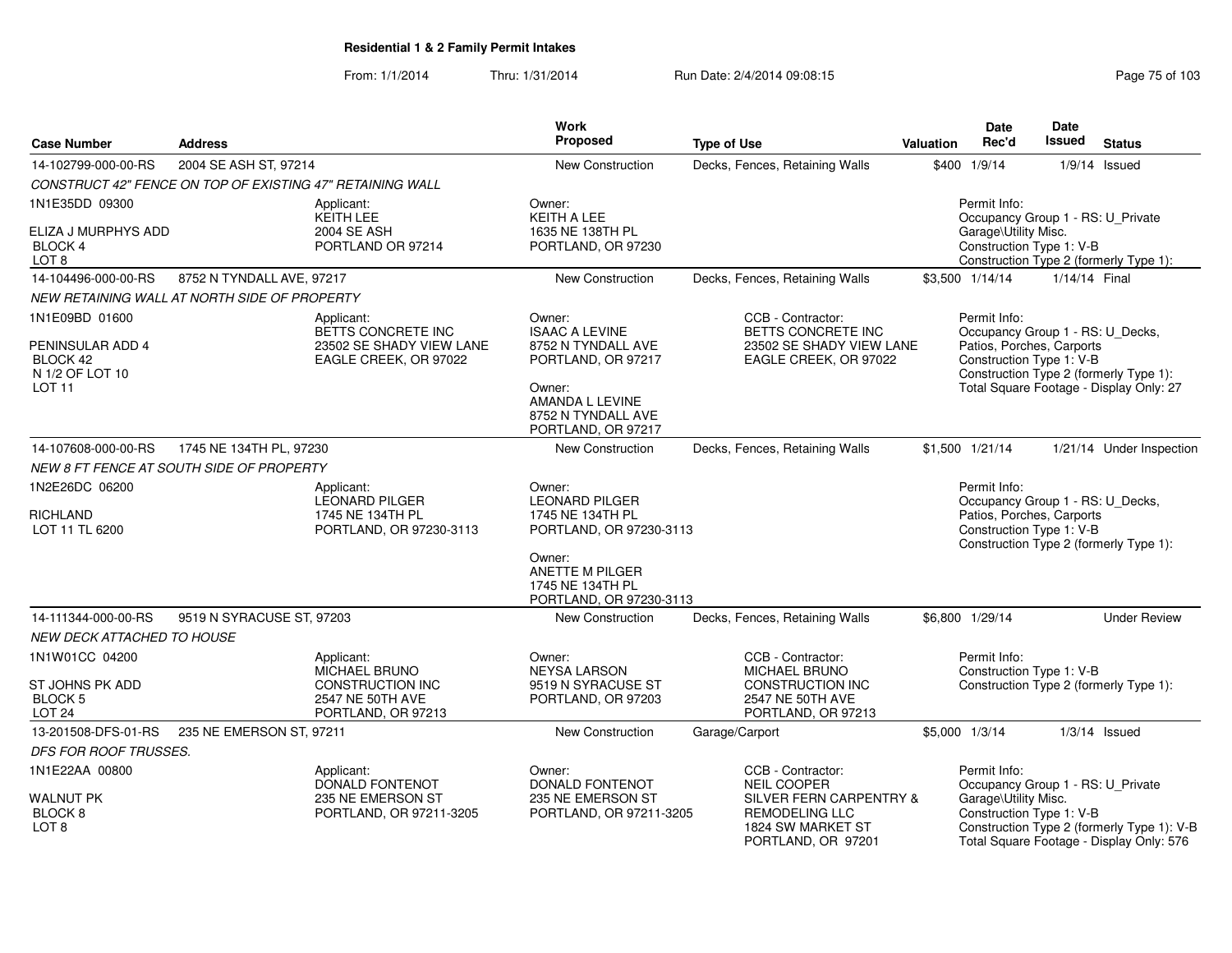## Residential 1 & 2 Family Permit Intakes

From: 1/1/2014 Thru: 1/31/2014 Run Date: 2/4/2014 09:08:15

| Case Number | Address | Work Proposed | Type of Use | Valuation | Date Rec'd | Date Issued | Status |
|---|---|---|---|---|---|---|---|
| 14-102799-000-00-RS | 2004 SE ASH ST, 97214 | New Construction | Decks, Fences, Retaining Walls | $400 | 1/9/14 | 1/9/14 | Issued |
| CONSTRUCT 42" FENCE ON TOP OF EXISTING 47" RETAINING WALL | | | | | | | |
| 1N1E35DD 09300<br>ELIZA J MURPHYS ADD<br>BLOCK 4<br>LOT 8 | Applicant:<br>KEITH LEE<br>2004 SE ASH<br>PORTLAND OR 97214 | Owner:<br>KEITH A LEE<br>1635 NE 138TH PL<br>PORTLAND, OR 97230 | | | Permit Info:<br>Occupancy Group 1 - RS: U_Private Garage\Utility Misc.<br>Construction Type 1: V-B<br>Construction Type 2 (formerly Type 1): | | |
| 14-104496-000-00-RS | 8752 N TYNDALL AVE, 97217 | New Construction | Decks, Fences, Retaining Walls | $3,500 | 1/14/14 | 1/14/14 | Final |
| NEW RETAINING WALL AT NORTH SIDE OF PROPERTY | | | | | | | |
| 1N1E09BD 01600<br>PENINSULAR ADD 4<br>BLOCK 42<br>N 1/2 OF LOT 10<br>LOT 11 | Applicant:<br>BETTS CONCRETE INC<br>23502 SE SHADY VIEW LANE<br>EAGLE CREEK, OR 97022 | Owner:<br>ISAAC A LEVINE<br>8752 N TYNDALL AVE<br>PORTLAND, OR 97217<br>Owner:<br>AMANDA L LEVINE<br>8752 N TYNDALL AVE<br>PORTLAND, OR 97217 | CCB - Contractor:<br>BETTS CONCRETE INC<br>23502 SE SHADY VIEW LANE<br>EAGLE CREEK, OR 97022 | | Permit Info:<br>Occupancy Group 1 - RS: U_Decks, Patios, Porches, Carports<br>Construction Type 1: V-B<br>Construction Type 2 (formerly Type 1):<br>Total Square Footage - Display Only: 27 | | |
| 14-107608-000-00-RS | 1745 NE 134TH PL, 97230 | New Construction | Decks, Fences, Retaining Walls | $1,500 | 1/21/14 | 1/21/14 | Under Inspection |
| NEW 8 FT FENCE AT SOUTH SIDE OF PROPERTY | | | | | | | |
| 1N2E26DC 06200<br>RICHLAND<br>LOT 11 TL 6200 | Applicant:<br>LEONARD PILGER<br>1745 NE 134TH PL<br>PORTLAND, OR 97230-3113 | Owner:<br>LEONARD PILGER<br>1745 NE 134TH PL<br>PORTLAND, OR 97230-3113<br>Owner:<br>ANETTE M PILGER<br>1745 NE 134TH PL<br>PORTLAND, OR 97230-3113 | | | Permit Info:<br>Occupancy Group 1 - RS: U_Decks, Patios, Porches, Carports<br>Construction Type 1: V-B<br>Construction Type 2 (formerly Type 1): | | |
| 14-111344-000-00-RS | 9519 N SYRACUSE ST, 97203 | New Construction | Decks, Fences, Retaining Walls | $6,800 | 1/29/14 | | Under Review |
| NEW DECK ATTACHED TO HOUSE | | | | | | | |
| 1N1W01CC 04200<br>ST JOHNS PK ADD<br>BLOCK 5<br>LOT 24 | Applicant:<br>MICHAEL BRUNO CONSTRUCTION INC<br>2547 NE 50TH AVE<br>PORTLAND, OR 97213 | Owner:<br>NEYSA LARSON<br>9519 N SYRACUSE ST<br>PORTLAND, OR 97203 | CCB - Contractor:<br>MICHAEL BRUNO CONSTRUCTION INC<br>2547 NE 50TH AVE<br>PORTLAND, OR 97213 | | Permit Info:<br>Construction Type 1: V-B<br>Construction Type 2 (formerly Type 1): | | |
| 13-201508-DFS-01-RS | 235 NE EMERSON ST, 97211 | New Construction | Garage/Carport | $5,000 | 1/3/14 | 1/3/14 | Issued |
| DFS FOR ROOF TRUSSES. | | | | | | | |
| 1N1E22AA 00800<br>WALNUT PK<br>BLOCK 8<br>LOT 8 | Applicant:<br>DONALD FONTENOT<br>235 NE EMERSON ST<br>PORTLAND, OR 97211-3205 | Owner:<br>DONALD FONTENOT<br>235 NE EMERSON ST<br>PORTLAND, OR 97211-3205 | CCB - Contractor:<br>NEIL COOPER<br>SILVER FERN CARPENTRY & REMODELING LLC<br>1824 SW MARKET ST<br>PORTLAND, OR 97201 | | Permit Info:<br>Occupancy Group 1 - RS: U_Private Garage\Utility Misc.<br>Construction Type 1: V-B<br>Construction Type 2 (formerly Type 1): V-B<br>Total Square Footage - Display Only: 576 | | |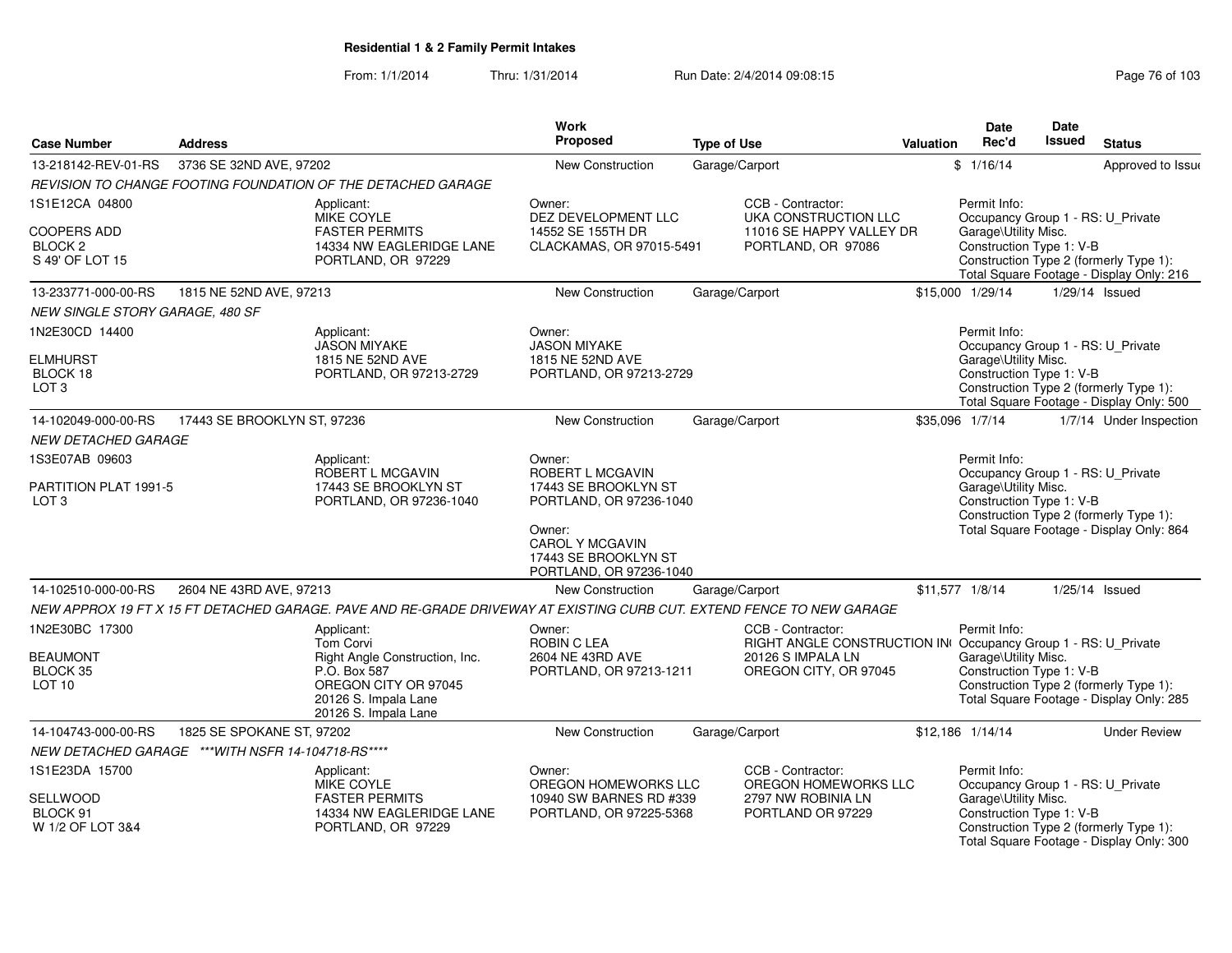**Residential 1 & 2 Family Permit Intakes**

From: 1/1/2014 Thru: 1/31/2014 Run Date: 2/4/2014 09:08:15

| Case Number | Address | Work Proposed | Type of Use | Valuation | Date Rec'd | Date Issued | Status |
|---|---|---|---|---|---|---|---|
| 13-218142-REV-01-RS | 3736 SE 32ND AVE, 97202 | New Construction | Garage/Carport | $ | 1/16/14 | | Approved to Issue |

*REVISION TO CHANGE FOOTING FOUNDATION OF THE DETACHED GARAGE*

1S1E12CA 04800
COOPERS ADD
BLOCK 2
S 49' OF LOT 15

Applicant: MIKE COYLE, FASTER PERMITS, 14334 NW EAGLERIDGE LANE, PORTLAND, OR 97229

Owner: DEZ DEVELOPMENT LLC, 14552 SE 155TH DR, CLACKAMAS, OR 97015-5491

CCB - Contractor: UKA CONSTRUCTION LLC, 11016 SE HAPPY VALLEY DR, PORTLAND, OR 97086

Permit Info: Occupancy Group 1 - RS: U_Private Garage\Utility Misc. Construction Type 1: V-B Construction Type 2 (formerly Type 1): Total Square Footage - Display Only: 216

| Case Number | Address | Work Proposed | Type of Use | Valuation | Date Rec'd | Date Issued | Status |
|---|---|---|---|---|---|---|---|
| 13-233771-000-00-RS | 1815 NE 52ND AVE, 97213 | New Construction | Garage/Carport | $15,000 | 1/29/14 | 1/29/14 | Issued |

*NEW SINGLE STORY GARAGE, 480 SF*

1N2E30CD 14400
ELMHURST
BLOCK 18
LOT 3

Applicant: JASON MIYAKE, 1815 NE 52ND AVE, PORTLAND, OR 97213-2729

Owner: JASON MIYAKE, 1815 NE 52ND AVE, PORTLAND, OR 97213-2729

Permit Info: Occupancy Group 1 - RS: U_Private Garage\Utility Misc. Construction Type 1: V-B Construction Type 2 (formerly Type 1): Total Square Footage - Display Only: 500

| Case Number | Address | Work Proposed | Type of Use | Valuation | Date Rec'd | Date Issued | Status |
|---|---|---|---|---|---|---|---|
| 14-102049-000-00-RS | 17443 SE BROOKLYN ST, 97236 | New Construction | Garage/Carport | $35,096 | 1/7/14 | 1/7/14 | Under Inspection |

*NEW DETACHED GARAGE*

1S3E07AB 09603
PARTITION PLAT 1991-5
LOT 3

Applicant: ROBERT L MCGAVIN, 17443 SE BROOKLYN ST, PORTLAND, OR 97236-1040

Owner: ROBERT L MCGAVIN, 17443 SE BROOKLYN ST, PORTLAND, OR 97236-1040

Owner: CAROL Y MCGAVIN, 17443 SE BROOKLYN ST, PORTLAND, OR 97236-1040

Permit Info: Occupancy Group 1 - RS: U_Private Garage\Utility Misc. Construction Type 1: V-B Construction Type 2 (formerly Type 1): Total Square Footage - Display Only: 864

| Case Number | Address | Work Proposed | Type of Use | Valuation | Date Rec'd | Date Issued | Status |
|---|---|---|---|---|---|---|---|
| 14-102510-000-00-RS | 2604 NE 43RD AVE, 97213 | New Construction | Garage/Carport | $11,577 | 1/8/14 | 1/25/14 | Issued |

*NEW APPROX 19 FT X 15 FT DETACHED GARAGE. PAVE AND RE-GRADE DRIVEWAY AT EXISTING CURB CUT. EXTEND FENCE TO NEW GARAGE*

1N2E30BC 17300
BEAUMONT
BLOCK 35
LOT 10

Applicant: Tom Corvi, Right Angle Construction, Inc., P.O. Box 587, OREGON CITY OR 97045, 20126 S. Impala Lane, 20126 S. Impala Lane

Owner: ROBIN C LEA, 2604 NE 43RD AVE, PORTLAND, OR 97213-1211

CCB - Contractor: RIGHT ANGLE CONSTRUCTION IN(, 20126 S IMPALA LN, OREGON CITY, OR 97045

Permit Info: Occupancy Group 1 - RS: U_Private Garage\Utility Misc. Construction Type 1: V-B Construction Type 2 (formerly Type 1): Total Square Footage - Display Only: 285

| Case Number | Address | Work Proposed | Type of Use | Valuation | Date Rec'd | Date Issued | Status |
|---|---|---|---|---|---|---|---|
| 14-104743-000-00-RS | 1825 SE SPOKANE ST, 97202 | New Construction | Garage/Carport | $12,186 | 1/14/14 | | Under Review |

*NEW DETACHED GARAGE ***WITH NSFR 14-104718-RS*****

1S1E23DA 15700
SELLWOOD
BLOCK 91
W 1/2 OF LOT 3&4

Applicant: MIKE COYLE, FASTER PERMITS, 14334 NW EAGLERIDGE LANE, PORTLAND, OR 97229

Owner: OREGON HOMEWORKS LLC, 10940 SW BARNES RD #339, PORTLAND, OR 97225-5368

CCB - Contractor: OREGON HOMEWORKS LLC, 2797 NW ROBINIA LN, PORTLAND OR 97229

Permit Info: Occupancy Group 1 - RS: U_Private Garage\Utility Misc. Construction Type 1: V-B Construction Type 2 (formerly Type 1): Total Square Footage - Display Only: 300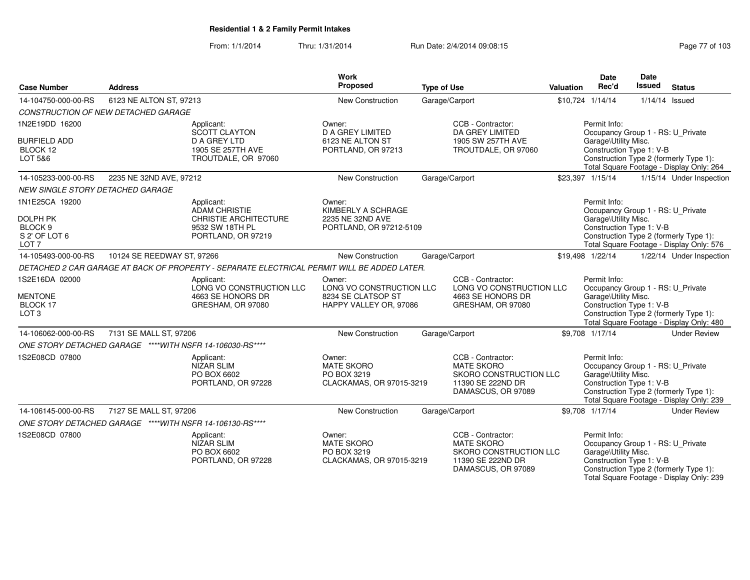# Residential 1 & 2 Family Permit Intakes

From: 1/1/2014 Thru: 1/31/2014 Run Date: 2/4/2014 09:08:15

| Case Number | Address | Work Proposed | Type of Use | Valuation | Date Rec'd | Date Issued | Status |
|---|---|---|---|---|---|---|---|
| 14-104750-000-00-RS | 6123 NE ALTON ST, 97213 | New Construction | Garage/Carport | $10,724 | 1/14/14 | 1/14/14 | Issued |

CONSTRUCTION OF NEW DETACHED GARAGE

1N2E19DD 16200
BURFIELD ADD
BLOCK 12
LOT 5&6

Applicant: SCOTT CLAYTON, D A GREY LTD, 1905 SE 257TH AVE, TROUTDALE, OR 97060

Owner: D A GREY LIMITED, 6123 NE ALTON ST, PORTLAND, OR 97213

CCB - Contractor: DA GREY LIMITED, 1905 SW 257TH AVE, TROUTDALE, OR 97060

Permit Info: Occupancy Group 1 - RS: U_Private Garage\Utility Misc. Construction Type 1: V-B Construction Type 2 (formerly Type 1): Total Square Footage - Display Only: 264

| Case Number | Address | Work Proposed | Type of Use | Valuation | Date Rec'd | Date Issued | Status |
|---|---|---|---|---|---|---|---|
| 14-105233-000-00-RS | 2235 NE 32ND AVE, 97212 | New Construction | Garage/Carport | $23,397 | 1/15/14 | 1/15/14 | Under Inspection |

NEW SINGLE STORY DETACHED GARAGE

1N1E25CA 19200
DOLPH PK
BLOCK 9
S 2' OF LOT 6
LOT 7

Applicant: ADAM CHRISTIE, CHRISTIE ARCHITECTURE, 9532 SW 18TH PL, PORTLAND, OR 97219

Owner: KIMBERLY A SCHRAGE, 2235 NE 32ND AVE, PORTLAND, OR 97212-5109

Permit Info: Occupancy Group 1 - RS: U_Private Garage\Utility Misc. Construction Type 1: V-B Construction Type 2 (formerly Type 1): Total Square Footage - Display Only: 576

| Case Number | Address | Work Proposed | Type of Use | Valuation | Date Rec'd | Date Issued | Status |
|---|---|---|---|---|---|---|---|
| 14-105493-000-00-RS | 10124 SE REEDWAY ST, 97266 | New Construction | Garage/Carport | $19,498 | 1/22/14 | 1/22/14 | Under Inspection |

DETACHED 2 CAR GARAGE AT BACK OF PROPERTY - SEPARATE ELECTRICAL PERMIT WILL BE ADDED LATER.

1S2E16DA 02000
MENTONE
BLOCK 17
LOT 3

Applicant: LONG VO CONSTRUCTION LLC, 4663 SE HONORS DR, GRESHAM, OR 97080

Owner: LONG VO CONSTRUCTION LLC, 8234 SE CLATSOP ST, HAPPY VALLEY OR, 97086

CCB - Contractor: LONG VO CONSTRUCTION LLC, 4663 SE HONORS DR, GRESHAM, OR 97080

Permit Info: Occupancy Group 1 - RS: U_Private Garage\Utility Misc. Construction Type 1: V-B Construction Type 2 (formerly Type 1): Total Square Footage - Display Only: 480

| Case Number | Address | Work Proposed | Type of Use | Valuation | Date Rec'd | Date Issued | Status |
|---|---|---|---|---|---|---|---|
| 14-106062-000-00-RS | 7131 SE MALL ST, 97206 | New Construction | Garage/Carport | $9,708 | 1/17/14 | | Under Review |

ONE STORY DETACHED GARAGE ****WITH NSFR 14-106030-RS****

1S2E08CD 07800

Applicant: NIZAR SLIM, PO BOX 6602, PORTLAND, OR 97228

Owner: MATE SKORO, PO BOX 3219, CLACKAMAS, OR 97015-3219

CCB - Contractor: MATE SKORO, SKORO CONSTRUCTION LLC, 11390 SE 222ND DR, DAMASCUS, OR 97089

Permit Info: Occupancy Group 1 - RS: U_Private Garage\Utility Misc. Construction Type 1: V-B Construction Type 2 (formerly Type 1): Total Square Footage - Display Only: 239

| Case Number | Address | Work Proposed | Type of Use | Valuation | Date Rec'd | Date Issued | Status |
|---|---|---|---|---|---|---|---|
| 14-106145-000-00-RS | 7127 SE MALL ST, 97206 | New Construction | Garage/Carport | $9,708 | 1/17/14 | | Under Review |

ONE STORY DETACHED GARAGE ****WITH NSFR 14-106130-RS****

1S2E08CD 07800

Applicant: NIZAR SLIM, PO BOX 6602, PORTLAND, OR 97228

Owner: MATE SKORO, PO BOX 3219, CLACKAMAS, OR 97015-3219

CCB - Contractor: MATE SKORO, SKORO CONSTRUCTION LLC, 11390 SE 222ND DR, DAMASCUS, OR 97089

Permit Info: Occupancy Group 1 - RS: U_Private Garage\Utility Misc. Construction Type 1: V-B Construction Type 2 (formerly Type 1): Total Square Footage - Display Only: 239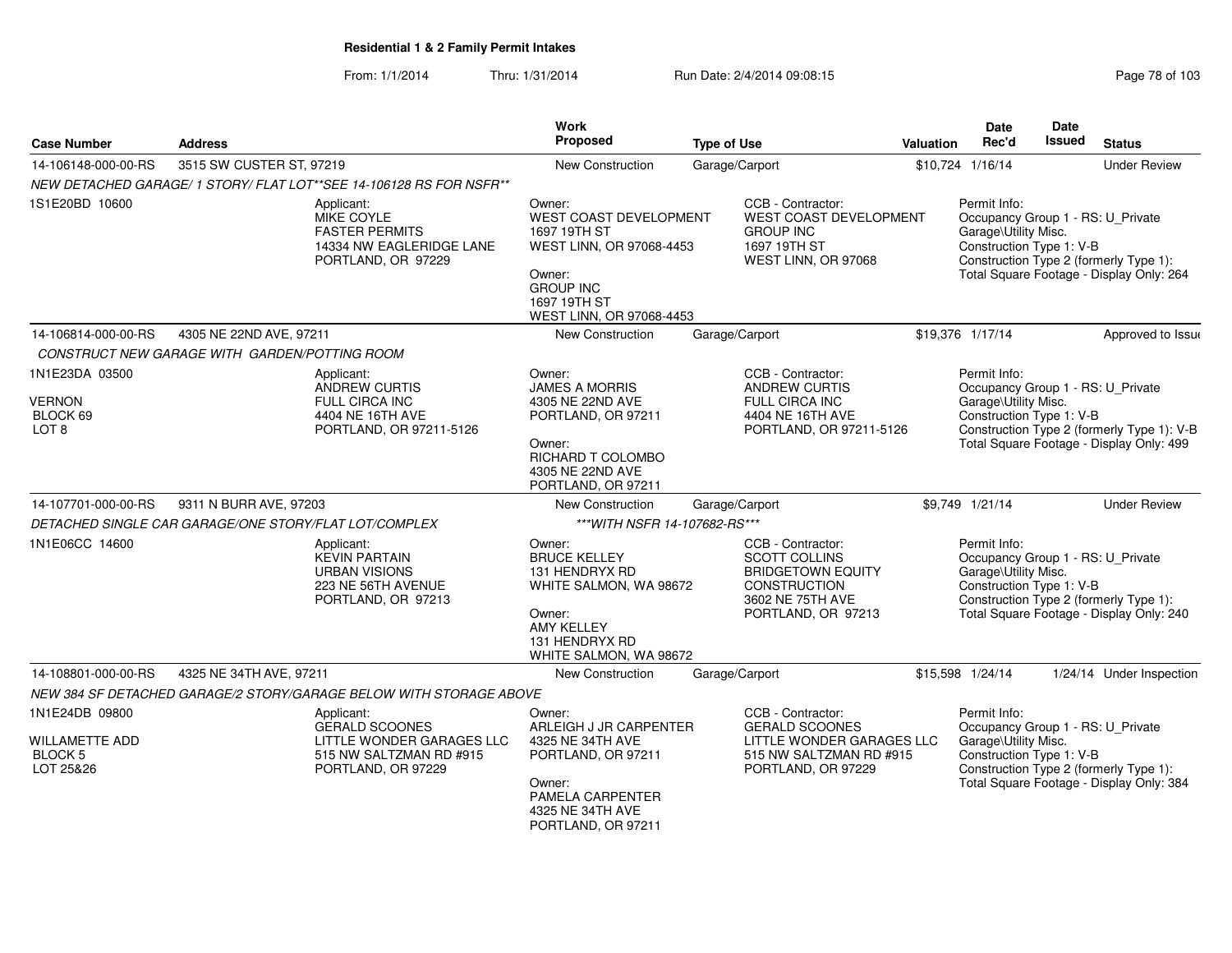**Residential 1 & 2 Family Permit Intakes**

From: 1/1/2014 Thru: 1/31/2014 Run Date: 2/4/2014 09:08:15

| Case Number | Address | Work Proposed | Type of Use | Valuation | Date Rec'd | Date Issued | Status |
|---|---|---|---|---|---|---|---|
| 14-106148-000-00-RS | 3515 SW CUSTER ST, 97219 | New Construction | Garage/Carport | $10,724 | 1/16/14 | | Under Review |

*NEW DETACHED GARAGE/ 1 STORY/ FLAT LOT**SEE 14-106128 RS FOR NSFR***

1S1E20BD 10600

Applicant:
MIKE COYLE
FASTER PERMITS
14334 NW EAGLERIDGE LANE
PORTLAND, OR 97229

Owner:
WEST COAST DEVELOPMENT
1697 19TH ST
WEST LINN, OR 97068-4453

Owner:
GROUP INC
1697 19TH ST
WEST LINN, OR 97068-4453

CCB - Contractor:
WEST COAST DEVELOPMENT
GROUP INC
1697 19TH ST
WEST LINN, OR 97068

Permit Info:
Occupancy Group 1 - RS: U_Private Garage\Utility Misc.
Construction Type 1: V-B
Construction Type 2 (formerly Type 1):
Total Square Footage - Display Only: 264

| Case Number | Address | Work Proposed | Type of Use | Valuation | Date Rec'd | Date Issued | Status |
|---|---|---|---|---|---|---|---|
| 14-106814-000-00-RS | 4305 NE 22ND AVE, 97211 | New Construction | Garage/Carport | $19,376 | 1/17/14 | | Approved to Issue |

*CONSTRUCT NEW GARAGE WITH GARDEN/POTTING ROOM*

1N1E23DA 03500
VERNON
BLOCK 69
LOT 8

Applicant:
ANDREW CURTIS
FULL CIRCA INC
4404 NE 16TH AVE
PORTLAND, OR 97211-5126

Owner:
JAMES A MORRIS
4305 NE 22ND AVE
PORTLAND, OR 97211

Owner:
RICHARD T COLOMBO
4305 NE 22ND AVE
PORTLAND, OR 97211

CCB - Contractor:
ANDREW CURTIS
FULL CIRCA INC
4404 NE 16TH AVE
PORTLAND, OR 97211-5126

Permit Info:
Occupancy Group 1 - RS: U_Private Garage\Utility Misc.
Construction Type 1: V-B
Construction Type 2 (formerly Type 1): V-B
Total Square Footage - Display Only: 499

| Case Number | Address | Work Proposed | Type of Use | Valuation | Date Rec'd | Date Issued | Status |
|---|---|---|---|---|---|---|---|
| 14-107701-000-00-RS | 9311 N BURR AVE, 97203 | New Construction | Garage/Carport | $9,749 | 1/21/14 | | Under Review |

*DETACHED SINGLE CAR GARAGE/ONE STORY/FLAT LOT/COMPLEX* *\*\*\*WITH NSFR 14-107682-RS\*\*\**

1N1E06CC 14600

Applicant:
KEVIN PARTAIN
URBAN VISIONS
223 NE 56TH AVENUE
PORTLAND, OR 97213

Owner:
BRUCE KELLEY
131 HENDRYX RD
WHITE SALMON, WA 98672

Owner:
AMY KELLEY
131 HENDRYX RD
WHITE SALMON, WA 98672

CCB - Contractor:
SCOTT COLLINS
BRIDGETOWN EQUITY
CONSTRUCTION
3602 NE 75TH AVE
PORTLAND, OR 97213

Permit Info:
Occupancy Group 1 - RS: U_Private Garage\Utility Misc.
Construction Type 1: V-B
Construction Type 2 (formerly Type 1):
Total Square Footage - Display Only: 240

| Case Number | Address | Work Proposed | Type of Use | Valuation | Date Rec'd | Date Issued | Status |
|---|---|---|---|---|---|---|---|
| 14-108801-000-00-RS | 4325 NE 34TH AVE, 97211 | New Construction | Garage/Carport | $15,598 | 1/24/14 | 1/24/14 | Under Inspection |

*NEW 384 SF DETACHED GARAGE/2 STORY/GARAGE BELOW WITH STORAGE ABOVE*

1N1E24DB 09800
WILLAMETTE ADD
BLOCK 5
LOT 25&26

Applicant:
GERALD SCOONES
LITTLE WONDER GARAGES LLC
515 NW SALTZMAN RD #915
PORTLAND, OR 97229

Owner:
ARLEIGH J JR CARPENTER
4325 NE 34TH AVE
PORTLAND, OR 97211

Owner:
PAMELA CARPENTER
4325 NE 34TH AVE
PORTLAND, OR 97211

CCB - Contractor:
GERALD SCOONES
LITTLE WONDER GARAGES LLC
515 NW SALTZMAN RD #915
PORTLAND, OR 97229

Permit Info:
Occupancy Group 1 - RS: U_Private Garage\Utility Misc.
Construction Type 1: V-B
Construction Type 2 (formerly Type 1):
Total Square Footage - Display Only: 384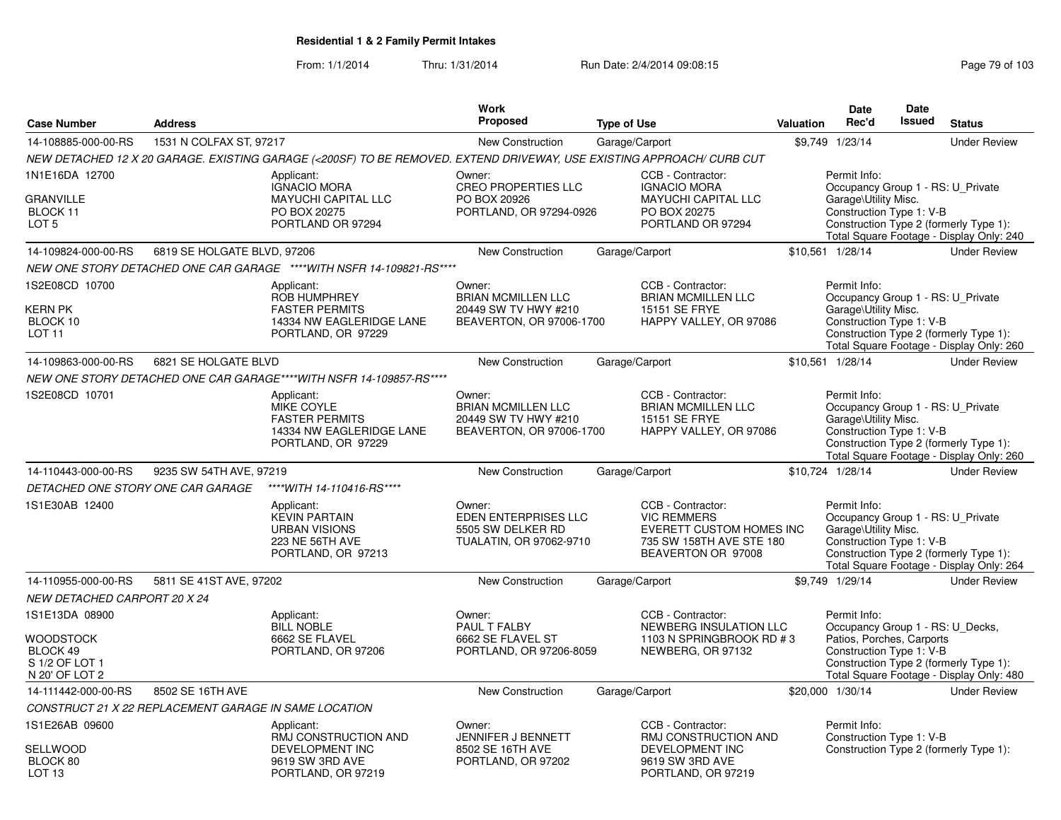## Residential 1 & 2 Family Permit Intakes

From: 1/1/2014 Thru: 1/31/2014 Run Date: 2/4/2014 09:08:15

| Case Number | Address | Work Proposed | Type of Use | Valuation | Date Rec'd | Date Issued | Status |
|---|---|---|---|---|---|---|---|
| 14-108885-000-00-RS | 1531 N COLFAX ST, 97217 | New Construction | Garage/Carport | $9,749 | 1/23/14 | | Under Review |
| | NEW DETACHED 12 X 20 GARAGE. EXISTING GARAGE (<200SF) TO BE REMOVED. EXTEND DRIVEWAY, USE EXISTING APPROACH/ CURB CUT | | | | | | |
| 1N1E16DA 12700<br>GRANVILLE<br>BLOCK 11<br>LOT 5 | Applicant:<br>IGNACIO MORA<br>MAYUCHI CAPITAL LLC<br>PO BOX 20275<br>PORTLAND OR 97294 | Owner:<br>CREO PROPERTIES LLC<br>PO BOX 20926<br>PORTLAND, OR 97294-0926 | CCB - Contractor:<br>IGNACIO MORA<br>MAYUCHI CAPITAL LLC<br>PO BOX 20275<br>PORTLAND OR 97294 | | Permit Info:<br>Occupancy Group 1 - RS: U_Private Garage\Utility Misc.<br>Construction Type 1: V-B<br>Construction Type 2 (formerly Type 1):<br>Total Square Footage - Display Only: 240 | | |
| 14-109824-000-00-RS | 6819 SE HOLGATE BLVD, 97206 | New Construction | Garage/Carport | $10,561 | 1/28/14 | | Under Review |
| | NEW ONE STORY DETACHED ONE CAR GARAGE ****WITH NSFR 14-109821-RS**** | | | | | | |
| 1S2E08CD 10700<br>KERN PK<br>BLOCK 10<br>LOT 11 | Applicant:<br>ROB HUMPHREY<br>FASTER PERMITS<br>14334 NW EAGLERIDGE LANE<br>PORTLAND, OR 97229 | Owner:<br>BRIAN MCMILLEN LLC<br>20449 SW TV HWY #210<br>BEAVERTON, OR 97006-1700 | CCB - Contractor:<br>BRIAN MCMILLEN LLC<br>15151 SE FRYE<br>HAPPY VALLEY, OR 97086 | | Permit Info:<br>Occupancy Group 1 - RS: U_Private Garage\Utility Misc.<br>Construction Type 1: V-B<br>Construction Type 2 (formerly Type 1):<br>Total Square Footage - Display Only: 260 | | |
| 14-109863-000-00-RS | 6821 SE HOLGATE BLVD | New Construction | Garage/Carport | $10,561 | 1/28/14 | | Under Review |
| | NEW ONE STORY DETACHED ONE CAR GARAGE****WITH NSFR 14-109857-RS**** | | | | | | |
| 1S2E08CD 10701 | Applicant:<br>MIKE COYLE<br>FASTER PERMITS<br>14334 NW EAGLERIDGE LANE<br>PORTLAND, OR 97229 | Owner:<br>BRIAN MCMILLEN LLC<br>20449 SW TV HWY #210<br>BEAVERTON, OR 97006-1700 | CCB - Contractor:<br>BRIAN MCMILLEN LLC<br>15151 SE FRYE<br>HAPPY VALLEY, OR 97086 | | Permit Info:<br>Occupancy Group 1 - RS: U_Private Garage\Utility Misc.<br>Construction Type 1: V-B<br>Construction Type 2 (formerly Type 1):<br>Total Square Footage - Display Only: 260 | | |
| 14-110443-000-00-RS | 9235 SW 54TH AVE, 97219 | New Construction | Garage/Carport | $10,724 | 1/28/14 | | Under Review |
| | DETACHED ONE STORY ONE CAR GARAGE ****WITH 14-110416-RS**** | | | | | | |
| 1S1E30AB 12400 | Applicant:<br>KEVIN PARTAIN<br>URBAN VISIONS<br>223 NE 56TH AVE<br>PORTLAND, OR 97213 | Owner:<br>EDEN ENTERPRISES LLC<br>5505 SW DELKER RD<br>TUALATIN, OR 97062-9710 | CCB - Contractor:<br>VIC REMMERS<br>EVERETT CUSTOM HOMES INC<br>735 SW 158TH AVE STE 180<br>BEAVERTON OR 97008 | | Permit Info:<br>Occupancy Group 1 - RS: U_Private Garage\Utility Misc.<br>Construction Type 1: V-B<br>Construction Type 2 (formerly Type 1):<br>Total Square Footage - Display Only: 264 | | |
| 14-110955-000-00-RS | 5811 SE 41ST AVE, 97202 | New Construction | Garage/Carport | $9,749 | 1/29/14 | | Under Review |
| | NEW DETACHED CARPORT 20 X 24 | | | | | | |
| 1S1E13DA 08900<br>WOODSTOCK<br>BLOCK 49<br>S 1/2 OF LOT 1<br>N 20' OF LOT 2 | Applicant:<br>BILL NOBLE<br>6662 SE FLAVEL<br>PORTLAND, OR 97206 | Owner:<br>PAUL T FALBY<br>6662 SE FLAVEL ST<br>PORTLAND, OR 97206-8059 | CCB - Contractor:<br>NEWBERG INSULATION LLC<br>1103 N SPRINGBROOK RD # 3<br>NEWBERG, OR 97132 | | Permit Info:<br>Occupancy Group 1 - RS: U_Decks, Patios, Porches, Carports<br>Construction Type 1: V-B<br>Construction Type 2 (formerly Type 1):<br>Total Square Footage - Display Only: 480 | | |
| 14-111442-000-00-RS | 8502 SE 16TH AVE | New Construction | Garage/Carport | $20,000 | 1/30/14 | | Under Review |
| | CONSTRUCT 21 X 22 REPLACEMENT GARAGE IN SAME LOCATION | | | | | | |
| 1S1E26AB 09600<br>SELLWOOD<br>BLOCK 80<br>LOT 13 | Applicant:<br>RMJ CONSTRUCTION AND DEVELOPMENT INC<br>9619 SW 3RD AVE<br>PORTLAND, OR 97219 | Owner:<br>JENNIFER J BENNETT<br>8502 SE 16TH AVE<br>PORTLAND, OR 97202 | CCB - Contractor:<br>RMJ CONSTRUCTION AND DEVELOPMENT INC<br>9619 SW 3RD AVE<br>PORTLAND, OR 97219 | | Permit Info:<br>Construction Type 1: V-B<br>Construction Type 2 (formerly Type 1): | | |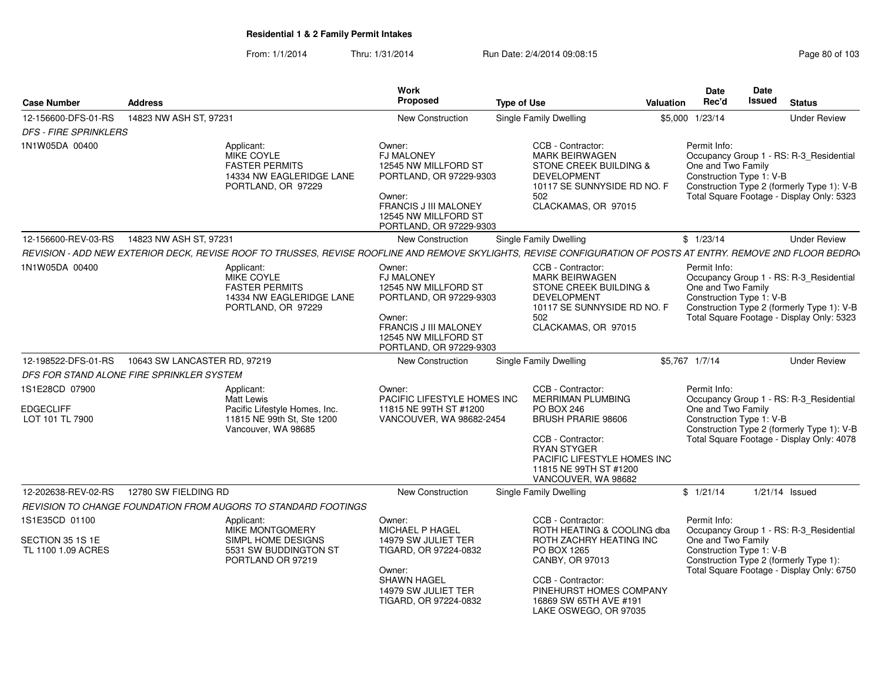**Residential 1 & 2 Family Permit Intakes**

From: 1/1/2014 Thru: 1/31/2014 Run Date: 2/4/2014 09:08:15

| Case Number | Address | Work Proposed | Type of Use | Valuation | Date Rec'd | Date Issued | Status |
|---|---|---|---|---|---|---|---|
| 12-156600-DFS-01-RS | 14823 NW ASH ST, 97231 | New Construction | Single Family Dwelling | $5,000 | 1/23/14 | | Under Review |
| *DFS - FIRE SPRINKLERS* | | | | | | | |
| 1N1W05DA 00400 | Applicant: MIKE COYLE FASTER PERMITS 14334 NW EAGLERIDGE LANE PORTLAND, OR 97229 | Owner: FJ MALONEY 12545 NW MILLFORD ST PORTLAND, OR 97229-9303 Owner: FRANCIS J III MALONEY 12545 NW MILLFORD ST PORTLAND, OR 97229-9303 | CCB - Contractor: MARK BEIRWAGEN STONE CREEK BUILDING & DEVELOPMENT 10117 SE SUNNYSIDE RD NO. F 502 CLACKAMAS, OR 97015 | | Permit Info: Occupancy Group 1 - RS: R-3_Residential One and Two Family Construction Type 1: V-B Construction Type 2 (formerly Type 1): V-B Total Square Footage - Display Only: 5323 | | |
| 12-156600-REV-03-RS | 14823 NW ASH ST, 97231 | New Construction | Single Family Dwelling | $ | 1/23/14 | | Under Review |
| *REVISION - ADD NEW EXTERIOR DECK, REVISE ROOF TO TRUSSES, REVISE ROOFLINE AND REMOVE SKYLIGHTS, REVISE CONFIGURATION OF POSTS AT ENTRY. REMOVE 2ND FLOOR BEDRO* | | | | | | | |
| 1N1W05DA 00400 | Applicant: MIKE COYLE FASTER PERMITS 14334 NW EAGLERIDGE LANE PORTLAND, OR 97229 | Owner: FJ MALONEY 12545 NW MILLFORD ST PORTLAND, OR 97229-9303 Owner: FRANCIS J III MALONEY 12545 NW MILLFORD ST PORTLAND, OR 97229-9303 | CCB - Contractor: MARK BEIRWAGEN STONE CREEK BUILDING & DEVELOPMENT 10117 SE SUNNYSIDE RD NO. F 502 CLACKAMAS, OR 97015 | | Permit Info: Occupancy Group 1 - RS: R-3_Residential One and Two Family Construction Type 1: V-B Construction Type 2 (formerly Type 1): V-B Total Square Footage - Display Only: 5323 | | |
| 12-198522-DFS-01-RS | 10643 SW LANCASTER RD, 97219 | New Construction | Single Family Dwelling | $5,767 | 1/7/14 | | Under Review |
| *DFS FOR STAND ALONE FIRE SPRINKLER SYSTEM* | | | | | | | |
| 1S1E28CD 07900 EDGECLIFF LOT 101 TL 7900 | Applicant: Matt Lewis Pacific Lifestyle Homes, Inc. 11815 NE 99th St, Ste 1200 Vancouver, WA 98685 | Owner: PACIFIC LIFESTYLE HOMES INC 11815 NE 99TH ST #1200 VANCOUVER, WA 98682-2454 | CCB - Contractor: MERRIMAN PLUMBING PO BOX 246 BRUSH PRARIE 98606 CCB - Contractor: RYAN STYGER PACIFIC LIFESTYLE HOMES INC 11815 NE 99TH ST #1200 VANCOUVER, WA 98682 | | Permit Info: Occupancy Group 1 - RS: R-3_Residential One and Two Family Construction Type 1: V-B Construction Type 2 (formerly Type 1): V-B Total Square Footage - Display Only: 4078 | | |
| 12-202638-REV-02-RS | 12780 SW FIELDING RD | New Construction | Single Family Dwelling | $ | 1/21/14 | 1/21/14 | Issued |
| *REVISION TO CHANGE FOUNDATION FROM AUGORS TO STANDARD FOOTINGS* | | | | | | | |
| 1S1E35CD 01100 SECTION 35 1S 1E TL 1100 1.09 ACRES | Applicant: MIKE MONTGOMERY SIMPL HOME DESIGNS 5531 SW BUDDINGTON ST PORTLAND OR 97219 | Owner: MICHAEL P HAGEL 14979 SW JULIET TER TIGARD, OR 97224-0832 Owner: SHAWN HAGEL 14979 SW JULIET TER TIGARD, OR 97224-0832 | CCB - Contractor: ROTH HEATING & COOLING dba ROTH ZACHRY HEATING INC PO BOX 1265 CANBY, OR 97013 CCB - Contractor: PINEHURST HOMES COMPANY 16869 SW 65TH AVE #191 LAKE OSWEGO, OR 97035 | | Permit Info: Occupancy Group 1 - RS: R-3_Residential One and Two Family Construction Type 1: V-B Construction Type 2 (formerly Type 1): Total Square Footage - Display Only: 6750 | | |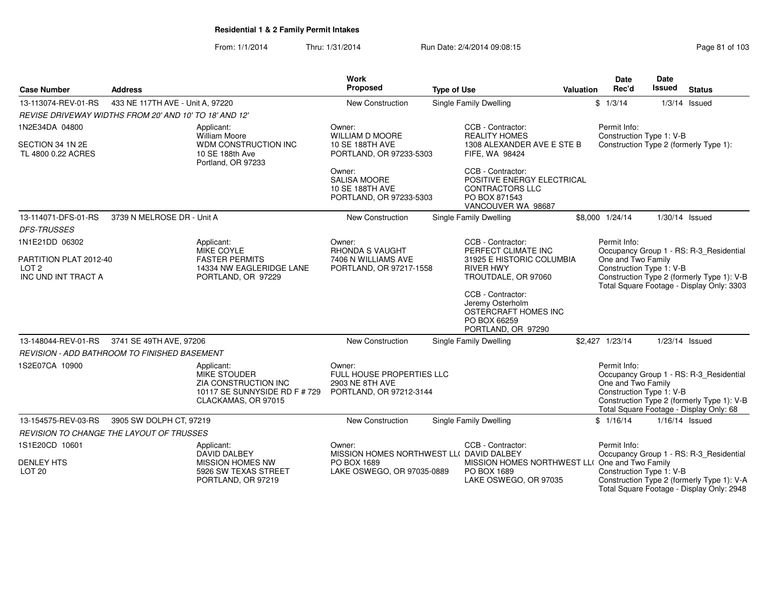**Residential 1 & 2 Family Permit Intakes**

From: 1/1/2014 Thru: 1/31/2014 Run Date: 2/4/2014 09:08:15

| Case Number | Address | Work Proposed | Type of Use | Valuation | Date Rec'd | Date Issued | Status |
|---|---|---|---|---|---|---|---|
| 13-113074-REV-01-RS | 433 NE 117TH AVE - Unit A, 97220 | New Construction | Single Family Dwelling | $ | 1/3/14 | 1/3/14 | Issued |

*REVISE DRIVEWAY WIDTHS FROM 20' AND 10' TO 18' AND 12'*

1N2E34DA 04800

SECTION 34 1N 2E
TL 4800 0.22 ACRES

Applicant:
William Moore
WDM CONSTRUCTION INC
10 SE 188th Ave
Portland, OR 97233

Owner:
WILLIAM D MOORE
10 SE 188TH AVE
PORTLAND, OR 97233-5303

Owner:
SALISA MOORE
10 SE 188TH AVE
PORTLAND, OR 97233-5303

CCB - Contractor:
REALITY HOMES
1308 ALEXANDER AVE E STE B
FIFE, WA 98424

CCB - Contractor:
POSITIVE ENERGY ELECTRICAL CONTRACTORS LLC
PO BOX 871543
VANCOUVER WA 98687

Permit Info:
Construction Type 1: V-B
Construction Type 2 (formerly Type 1):

| Case Number | Address | Work Proposed | Type of Use | Valuation | Date Rec'd | Date Issued | Status |
|---|---|---|---|---|---|---|---|
| 13-114071-DFS-01-RS | 3739 N MELROSE DR - Unit A | New Construction | Single Family Dwelling | $8,000 | 1/24/14 | 1/30/14 | Issued |

*DFS-TRUSSES*

1N1E21DD 06302

PARTITION PLAT 2012-40
LOT 2
INC UND INT TRACT A

Applicant:
MIKE COYLE
FASTER PERMITS
14334 NW EAGLERIDGE LANE
PORTLAND, OR 97229

Owner:
RHONDA S VAUGHT
7406 N WILLIAMS AVE
PORTLAND, OR 97217-1558

CCB - Contractor:
PERFECT CLIMATE INC
31925 E HISTORIC COLUMBIA RIVER HWY
TROUTDALE, OR 97060

CCB - Contractor:
Jeremy Osterholm
OSTERCRAFT HOMES INC
PO BOX 66259
PORTLAND, OR 97290

Permit Info:
Occupancy Group 1 - RS: R-3_Residential One and Two Family
Construction Type 1: V-B
Construction Type 2 (formerly Type 1): V-B
Total Square Footage - Display Only: 3303

| Case Number | Address | Work Proposed | Type of Use | Valuation | Date Rec'd | Date Issued | Status |
|---|---|---|---|---|---|---|---|
| 13-148044-REV-01-RS | 3741 SE 49TH AVE, 97206 | New Construction | Single Family Dwelling | $2,427 | 1/23/14 | 1/23/14 | Issued |

*REVISION - ADD BATHROOM TO FINISHED BASEMENT*

1S2E07CA 10900

Applicant:
MIKE STOUDER
ZIA CONSTRUCTION INC
10117 SE SUNNYSIDE RD F # 729
CLACKAMAS, OR 97015

Owner:
FULL HOUSE PROPERTIES LLC
2903 NE 8TH AVE
PORTLAND, OR 97212-3144

Permit Info:
Occupancy Group 1 - RS: R-3_Residential One and Two Family
Construction Type 1: V-B
Construction Type 2 (formerly Type 1): V-B
Total Square Footage - Display Only: 68

| Case Number | Address | Work Proposed | Type of Use | Valuation | Date Rec'd | Date Issued | Status |
|---|---|---|---|---|---|---|---|
| 13-154575-REV-03-RS | 3905 SW DOLPH CT, 97219 | New Construction | Single Family Dwelling | $ | 1/16/14 | 1/16/14 | Issued |

*REVISION TO CHANGE THE LAYOUT OF TRUSSES*

1S1E20CD 10601

DENLEY HTS
LOT 20

Applicant:
DAVID DALBEY
MISSION HOMES NW
5926 SW TEXAS STREET
PORTLAND, OR 97219

Owner:
MISSION HOMES NORTHWEST LL(
PO BOX 1689
LAKE OSWEGO, OR 97035-0889

CCB - Contractor:
DAVID DALBEY
MISSION HOMES NORTHWEST LL(
PO BOX 1689
LAKE OSWEGO, OR 97035

Permit Info:
Occupancy Group 1 - RS: R-3_Residential One and Two Family
Construction Type 1: V-B
Construction Type 2 (formerly Type 1): V-A
Total Square Footage - Display Only: 2948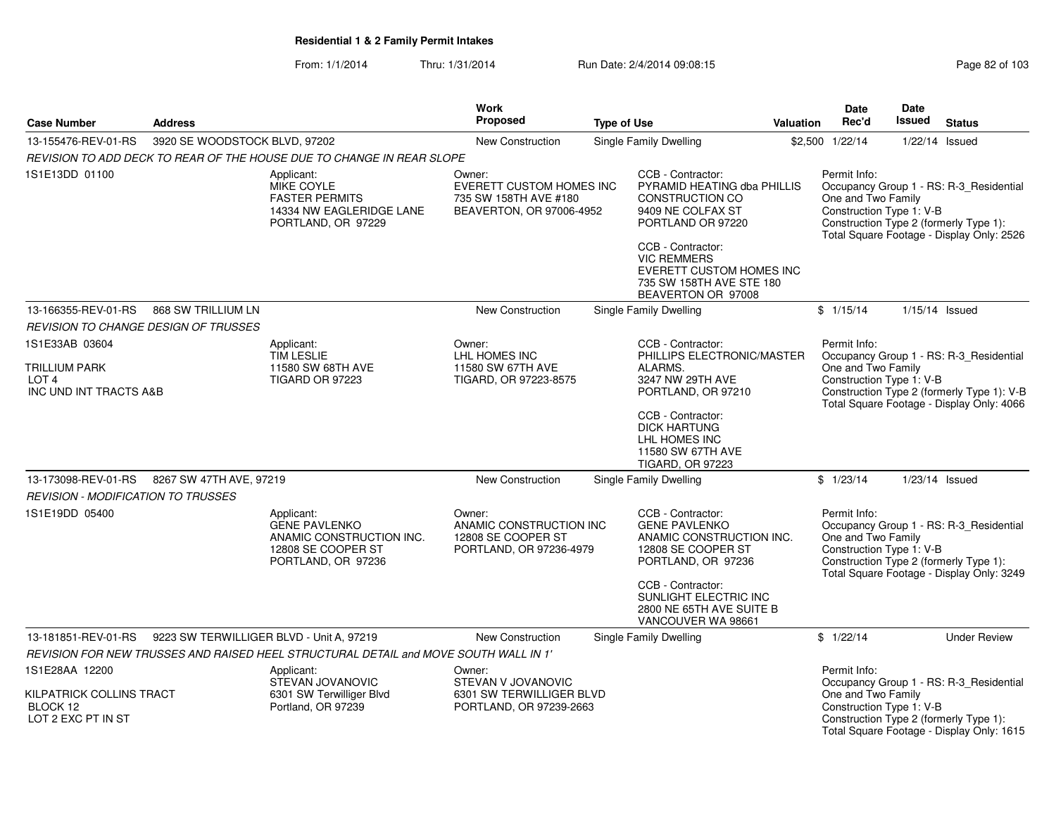**Residential 1 & 2 Family Permit Intakes**

From: 1/1/2014 Thru: 1/31/2014 Run Date: 2/4/2014 09:08:15

| Case Number | Address | Work Proposed | Type of Use | Valuation | Date Rec'd | Date Issued | Status |
|---|---|---|---|---|---|---|---|
| 13-155476-REV-01-RS | 3920 SE WOODSTOCK BLVD, 97202 | New Construction | Single Family Dwelling | $2,500 | 1/22/14 | 1/22/14 | Issued |

*REVISION TO ADD DECK TO REAR OF THE HOUSE DUE TO CHANGE IN REAR SLOPE*

1S1E13DD 01100

Applicant: MIKE COYLE, FASTER PERMITS, 14334 NW EAGLERIDGE LANE, PORTLAND, OR 97229

Owner: EVERETT CUSTOM HOMES INC, 735 SW 158TH AVE #180, BEAVERTON, OR 97006-4952

CCB - Contractor: PYRAMID HEATING dba PHILLIS CONSTRUCTION CO, 9409 NE COLFAX ST, PORTLAND OR 97220

CCB - Contractor: VIC REMMERS, EVERETT CUSTOM HOMES INC, 735 SW 158TH AVE STE 180, BEAVERTON OR 97008

Permit Info: Occupancy Group 1 - RS: R-3_Residential One and Two Family; Construction Type 1: V-B; Construction Type 2 (formerly Type 1):; Total Square Footage - Display Only: 2526

| Case Number | Address | Work Proposed | Type of Use | Valuation | Date Rec'd | Date Issued | Status |
|---|---|---|---|---|---|---|---|
| 13-166355-REV-01-RS | 868 SW TRILLIUM LN | New Construction | Single Family Dwelling | $ | 1/15/14 | 1/15/14 | Issued |

*REVISION TO CHANGE DESIGN OF TRUSSES*

1S1E33AB 03604
TRILLIUM PARK
LOT 4
INC UND INT TRACTS A&B

Applicant: TIM LESLIE, 11580 SW 68TH AVE, TIGARD OR 97223

Owner: LHL HOMES INC, 11580 SW 67TH AVE, TIGARD, OR 97223-8575

CCB - Contractor: PHILLIPS ELECTRONIC/MASTER ALARMS., 3247 NW 29TH AVE, PORTLAND, OR 97210

CCB - Contractor: DICK HARTUNG, LHL HOMES INC, 11580 SW 67TH AVE, TIGARD, OR 97223

Permit Info: Occupancy Group 1 - RS: R-3_Residential One and Two Family; Construction Type 1: V-B; Construction Type 2 (formerly Type 1): V-B; Total Square Footage - Display Only: 4066

| Case Number | Address | Work Proposed | Type of Use | Valuation | Date Rec'd | Date Issued | Status |
|---|---|---|---|---|---|---|---|
| 13-173098-REV-01-RS | 8267 SW 47TH AVE, 97219 | New Construction | Single Family Dwelling | $ | 1/23/14 | 1/23/14 | Issued |

*REVISION - MODIFICATION TO TRUSSES*

1S1E19DD 05400

Applicant: GENE PAVLENKO, ANAMIC CONSTRUCTION INC., 12808 SE COOPER ST, PORTLAND, OR 97236

Owner: ANAMIC CONSTRUCTION INC, 12808 SE COOPER ST, PORTLAND, OR 97236-4979

CCB - Contractor: GENE PAVLENKO, ANAMIC CONSTRUCTION INC., 12808 SE COOPER ST, PORTLAND, OR 97236

CCB - Contractor: SUNLIGHT ELECTRIC INC, 2800 NE 65TH AVE SUITE B, VANCOUVER WA 98661

Permit Info: Occupancy Group 1 - RS: R-3_Residential One and Two Family; Construction Type 1: V-B; Construction Type 2 (formerly Type 1):; Total Square Footage - Display Only: 3249

| Case Number | Address | Work Proposed | Type of Use | Valuation | Date Rec'd | Date Issued | Status |
|---|---|---|---|---|---|---|---|
| 13-181851-REV-01-RS | 9223 SW TERWILLIGER BLVD - Unit A, 97219 | New Construction | Single Family Dwelling | $ | 1/22/14 | | Under Review |

*REVISION FOR NEW TRUSSES AND RAISED HEEL STRUCTURAL DETAIL and MOVE SOUTH WALL IN 1'*

1S1E28AA 12200
KILPATRICK COLLINS TRACT
BLOCK 12
LOT 2 EXC PT IN ST

Applicant: STEVAN JOVANOVIC, 6301 SW Terwilliger Blvd, Portland, OR 97239

Owner: STEVAN V JOVANOVIC, 6301 SW TERWILLIGER BLVD, PORTLAND, OR 97239-2663

Permit Info: Occupancy Group 1 - RS: R-3_Residential One and Two Family; Construction Type 1: V-B; Construction Type 2 (formerly Type 1):; Total Square Footage - Display Only: 1615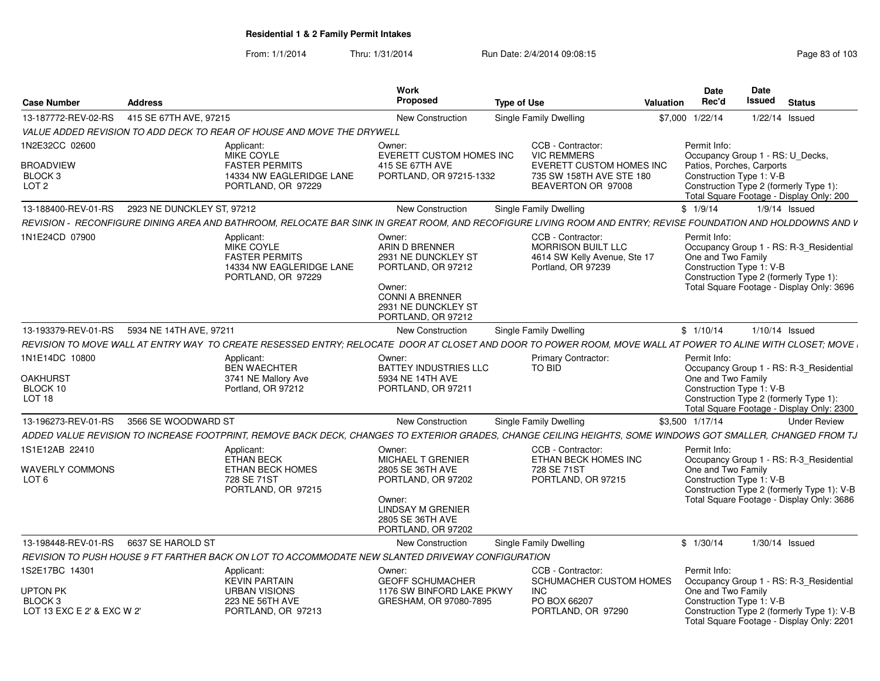# Residential 1 & 2 Family Permit Intakes

From: 1/1/2014 Thru: 1/31/2014 Run Date: 2/4/2014 09:08:15

| Case Number | Address | Work Proposed | Type of Use | Valuation | Date Rec'd | Date Issued | Status |
|---|---|---|---|---|---|---|---|
| 13-187772-REV-02-RS | 415 SE 67TH AVE, 97215 | New Construction | Single Family Dwelling | $7,000 | 1/22/14 | 1/22/14 | Issued |
| 13-188400-REV-01-RS | 2923 NE DUNCKLEY ST, 97212 | New Construction | Single Family Dwelling | $ | 1/9/14 | 1/9/14 | Issued |
| 13-193379-REV-01-RS | 5934 NE 14TH AVE, 97211 | New Construction | Single Family Dwelling | $ | 1/10/14 | 1/10/14 | Issued |
| 13-196273-REV-01-RS | 3566 SE WOODWARD ST | New Construction | Single Family Dwelling | $3,500 | 1/17/14 | | Under Review |
| 13-198448-REV-01-RS | 6637 SE HAROLD ST | New Construction | Single Family Dwelling | $ | 1/30/14 | 1/30/14 | Issued |

**13-187772-REV-02-RS**

*VALUE ADDED REVISION TO ADD DECK TO REAR OF HOUSE AND MOVE THE DRYWELL*

1N2E32CC 02600
BROADVIEW
BLOCK 3
LOT 2

Applicant: MIKE COYLE, FASTER PERMITS, 14334 NW EAGLERIDGE LANE, PORTLAND, OR 97229

Owner: EVERETT CUSTOM HOMES INC, 415 SE 67TH AVE, PORTLAND, OR 97215-1332

CCB - Contractor: VIC REMMERS, EVERETT CUSTOM HOMES INC, 735 SW 158TH AVE STE 180, BEAVERTON OR 97008

Permit Info: Occupancy Group 1 - RS: U_Decks, Patios, Porches, Carports; Construction Type 1: V-B; Construction Type 2 (formerly Type 1):; Total Square Footage - Display Only: 200

**13-188400-REV-01-RS**

*REVISION - RECONFIGURE DINING AREA AND BATHROOM, RELOCATE BAR SINK IN GREAT ROOM, AND RECOFIGURE LIVING ROOM AND ENTRY; REVISE FOUNDATION AND HOLDDOWNS AND V*

1N1E24CD 07900

Applicant: MIKE COYLE, FASTER PERMITS, 14334 NW EAGLERIDGE LANE, PORTLAND, OR 97229

Owner: ARIN D BRENNER, 2931 NE DUNCKLEY ST, PORTLAND, OR 97212

Owner: CONNI A BRENNER, 2931 NE DUNCKLEY ST, PORTLAND, OR 97212

CCB - Contractor: MORRISON BUILT LLC, 4614 SW Kelly Avenue, Ste 17, Portland, OR 97239

Permit Info: Occupancy Group 1 - RS: R-3_Residential One and Two Family; Construction Type 1: V-B; Construction Type 2 (formerly Type 1):; Total Square Footage - Display Only: 3696

**13-193379-REV-01-RS**

*REVISION TO MOVE WALL AT ENTRY WAY TO CREATE RESESSED ENTRY; RELOCATE DOOR AT CLOSET AND DOOR TO POWER ROOM, MOVE WALL AT POWER TO ALINE WITH CLOSET; MOVE*

1N1E14DC 10800
OAKHURST
BLOCK 10
LOT 18

Applicant: BEN WAECHTER, 3741 NE Mallory Ave, Portland, OR 97212

Owner: BATTEY INDUSTRIES LLC, 5934 NE 14TH AVE, PORTLAND, OR 97211

Primary Contractor: TO BID

Permit Info: Occupancy Group 1 - RS: R-3_Residential One and Two Family; Construction Type 1: V-B; Construction Type 2 (formerly Type 1):; Total Square Footage - Display Only: 2300

**13-196273-REV-01-RS**

*ADDED VALUE REVISION TO INCREASE FOOTPRINT, REMOVE BACK DECK, CHANGES TO EXTERIOR GRADES, CHANGE CEILING HEIGHTS, SOME WINDOWS GOT SMALLER, CHANGED FROM TJ*

1S1E12AB 22410
WAVERLY COMMONS
LOT 6

Applicant: ETHAN BECK, ETHAN BECK HOMES, 728 SE 71ST, PORTLAND, OR 97215

Owner: MICHAEL T GRENIER, 2805 SE 36TH AVE, PORTLAND, OR 97202

Owner: LINDSAY M GRENIER, 2805 SE 36TH AVE, PORTLAND, OR 97202

CCB - Contractor: ETHAN BECK HOMES INC, 728 SE 71ST, PORTLAND, OR 97215

Permit Info: Occupancy Group 1 - RS: R-3_Residential One and Two Family; Construction Type 1: V-B; Construction Type 2 (formerly Type 1): V-B; Total Square Footage - Display Only: 3686

**13-198448-REV-01-RS**

*REVISION TO PUSH HOUSE 9 FT FARTHER BACK ON LOT TO ACCOMMODATE NEW SLANTED DRIVEWAY CONFIGURATION*

1S2E17BC 14301
UPTON PK
BLOCK 3
LOT 13 EXC E 2' & EXC W 2'

Applicant: KEVIN PARTAIN, URBAN VISIONS, 223 NE 56TH AVE, PORTLAND, OR 97213

Owner: GEOFF SCHUMACHER, 1176 SW BINFORD LAKE PKWY, GRESHAM, OR 97080-7895

CCB - Contractor: SCHUMACHER CUSTOM HOMES INC, PO BOX 66207, PORTLAND, OR 97290

Permit Info: Occupancy Group 1 - RS: R-3_Residential One and Two Family; Construction Type 1: V-B; Construction Type 2 (formerly Type 1): V-B; Total Square Footage - Display Only: 2201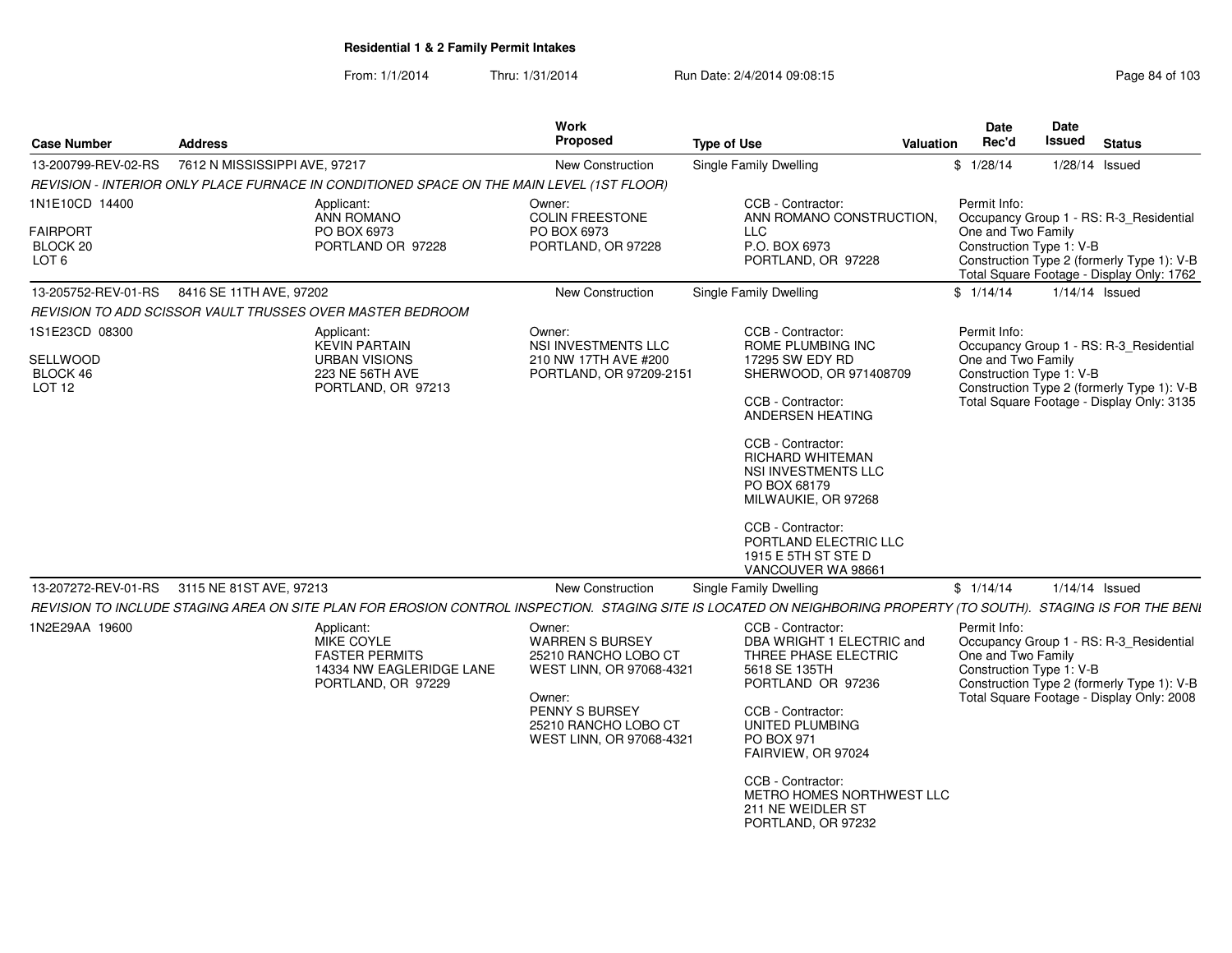# Residential 1 & 2 Family Permit Intakes

From: 1/1/2014 Thru: 1/31/2014 Run Date: 2/4/2014 09:08:15

| Case Number | Address | Work Proposed | Type of Use | Valuation | Date Rec'd | Date Issued | Status |
|---|---|---|---|---|---|---|---|
| 13-200799-REV-02-RS | 7612 N MISSISSIPPI AVE, 97217 | New Construction | Single Family Dwelling | $ | 1/28/14 | 1/28/14 | Issued |

*REVISION - INTERIOR ONLY PLACE FURNACE IN CONDITIONED SPACE ON THE MAIN LEVEL (1ST FLOOR)*

1N1E10CD 14400
FAIRPORT
BLOCK 20
LOT 6

Applicant:
ANN ROMANO
PO BOX 6973
PORTLAND OR 97228

Owner:
COLIN FREESTONE
PO BOX 6973
PORTLAND, OR 97228

CCB - Contractor:
ANN ROMANO CONSTRUCTION, LLC
P.O. BOX 6973
PORTLAND, OR 97228

Permit Info:
Occupancy Group 1 - RS: R-3_Residential One and Two Family
Construction Type 1: V-B
Construction Type 2 (formerly Type 1): V-B
Total Square Footage - Display Only: 1762

| Case Number | Address | Work Proposed | Type of Use | Valuation | Date Rec'd | Date Issued | Status |
|---|---|---|---|---|---|---|---|
| 13-205752-REV-01-RS | 8416 SE 11TH AVE, 97202 | New Construction | Single Family Dwelling | $ | 1/14/14 | 1/14/14 | Issued |

*REVISION TO ADD SCISSOR VAULT TRUSSES OVER MASTER BEDROOM*

1S1E23CD 08300
SELLWOOD
BLOCK 46
LOT 12

Applicant:
KEVIN PARTAIN
URBAN VISIONS
223 NE 56TH AVE
PORTLAND, OR 97213

Owner:
NSI INVESTMENTS LLC
210 NW 17TH AVE #200
PORTLAND, OR 97209-2151

CCB - Contractor:
ROME PLUMBING INC
17295 SW EDY RD
SHERWOOD, OR 971408709

CCB - Contractor:
ANDERSEN HEATING

CCB - Contractor:
RICHARD WHITEMAN
NSI INVESTMENTS LLC
PO BOX 68179
MILWAUKIE, OR 97268

CCB - Contractor:
PORTLAND ELECTRIC LLC
1915 E 5TH ST STE D
VANCOUVER WA 98661

Permit Info:
Occupancy Group 1 - RS: R-3_Residential One and Two Family
Construction Type 1: V-B
Construction Type 2 (formerly Type 1): V-B
Total Square Footage - Display Only: 3135

| Case Number | Address | Work Proposed | Type of Use | Valuation | Date Rec'd | Date Issued | Status |
|---|---|---|---|---|---|---|---|
| 13-207272-REV-01-RS | 3115 NE 81ST AVE, 97213 | New Construction | Single Family Dwelling | $ | 1/14/14 | 1/14/14 | Issued |

*REVISION TO INCLUDE STAGING AREA ON SITE PLAN FOR EROSION CONTROL INSPECTION. STAGING SITE IS LOCATED ON NEIGHBORING PROPERTY (TO SOUTH). STAGING IS FOR THE BENI*

1N2E29AA 19600

Applicant:
MIKE COYLE
FASTER PERMITS
14334 NW EAGLERIDGE LANE
PORTLAND, OR 97229

Owner:
WARREN S BURSEY
25210 RANCHO LOBO CT
WEST LINN, OR 97068-4321

Owner:
PENNY S BURSEY
25210 RANCHO LOBO CT
WEST LINN, OR 97068-4321

CCB - Contractor:
DBA WRIGHT 1 ELECTRIC and THREE PHASE ELECTRIC
5618 SE 135TH
PORTLAND OR 97236

CCB - Contractor:
UNITED PLUMBING
PO BOX 971
FAIRVIEW, OR 97024

CCB - Contractor:
METRO HOMES NORTHWEST LLC
211 NE WEIDLER ST
PORTLAND, OR 97232

Permit Info:
Occupancy Group 1 - RS: R-3_Residential One and Two Family
Construction Type 1: V-B
Construction Type 2 (formerly Type 1): V-B
Total Square Footage - Display Only: 2008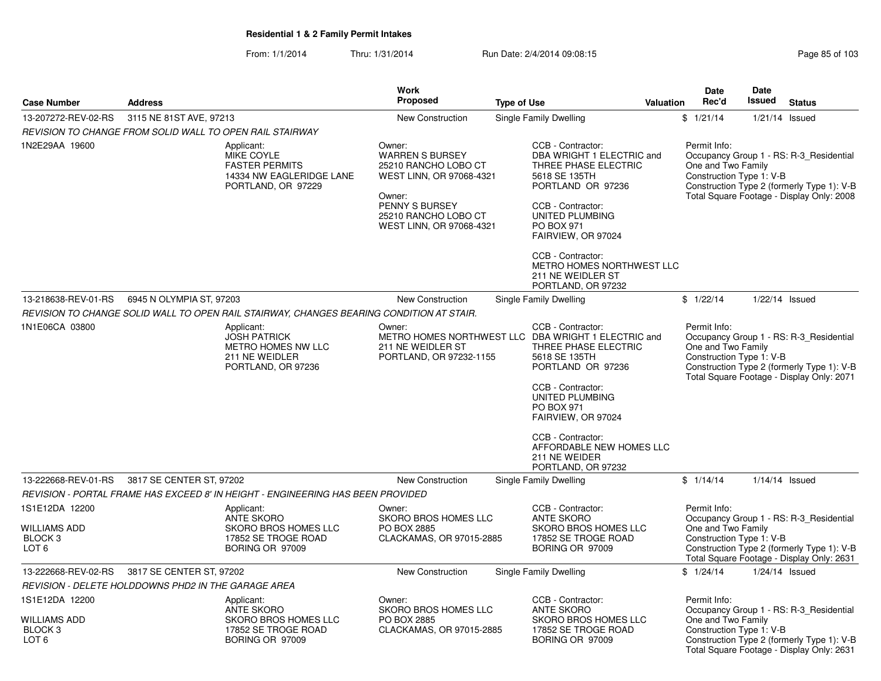**Residential 1 & 2 Family Permit Intakes**

From: 1/1/2014 Thru: 1/31/2014 Run Date: 2/4/2014 09:08:15

| Case Number | Address | Work Proposed | Type of Use | Valuation | Date Rec'd | Date Issued | Status |
|---|---|---|---|---|---|---|---|
| 13-207272-REV-02-RS | 3115 NE 81ST AVE, 97213 | New Construction | Single Family Dwelling | $ | 1/21/14 | 1/21/14 | Issued |

*REVISION TO CHANGE FROM SOLID WALL TO OPEN RAIL STAIRWAY*

1N2E29AA 19600

Applicant:
MIKE COYLE
FASTER PERMITS
14334 NW EAGLERIDGE LANE
PORTLAND, OR 97229

Owner:
WARREN S BURSEY
25210 RANCHO LOBO CT
WEST LINN, OR 97068-4321

Owner:
PENNY S BURSEY
25210 RANCHO LOBO CT
WEST LINN, OR 97068-4321

CCB - Contractor:
DBA WRIGHT 1 ELECTRIC and THREE PHASE ELECTRIC
5618 SE 135TH
PORTLAND OR 97236

CCB - Contractor:
UNITED PLUMBING
PO BOX 971
FAIRVIEW, OR 97024

CCB - Contractor:
METRO HOMES NORTHWEST LLC
211 NE WEIDLER ST
PORTLAND, OR 97232

Permit Info:
Occupancy Group 1 - RS: R-3_Residential One and Two Family
Construction Type 1: V-B
Construction Type 2 (formerly Type 1): V-B
Total Square Footage - Display Only: 2008

---

| Case Number | Address | Work Proposed | Type of Use | Valuation | Date Rec'd | Date Issued | Status |
|---|---|---|---|---|---|---|---|
| 13-218638-REV-01-RS | 6945 N OLYMPIA ST, 97203 | New Construction | Single Family Dwelling | $ | 1/22/14 | 1/22/14 | Issued |

*REVISION TO CHANGE SOLID WALL TO OPEN RAIL STAIRWAY, CHANGES BEARING CONDITION AT STAIR.*

1N1E06CA 03800

Applicant:
JOSH PATRICK
METRO HOMES NW LLC
211 NE WEIDLER
PORTLAND, OR 97236

Owner:
METRO HOMES NORTHWEST LLC
211 NE WEIDLER ST
PORTLAND, OR 97232-1155

CCB - Contractor:
DBA WRIGHT 1 ELECTRIC and THREE PHASE ELECTRIC
5618 SE 135TH
PORTLAND OR 97236

CCB - Contractor:
UNITED PLUMBING
PO BOX 971
FAIRVIEW, OR 97024

CCB - Contractor:
AFFORDABLE NEW HOMES LLC
211 NE WEIDER
PORTLAND, OR 97232

Permit Info:
Occupancy Group 1 - RS: R-3_Residential One and Two Family
Construction Type 1: V-B
Construction Type 2 (formerly Type 1): V-B
Total Square Footage - Display Only: 2071

---

| Case Number | Address | Work Proposed | Type of Use | Valuation | Date Rec'd | Date Issued | Status |
|---|---|---|---|---|---|---|---|
| 13-222668-REV-01-RS | 3817 SE CENTER ST, 97202 | New Construction | Single Family Dwelling | $ | 1/14/14 | 1/14/14 | Issued |

*REVISION - PORTAL FRAME HAS EXCEED 8' IN HEIGHT - ENGINEERING HAS BEEN PROVIDED*

1S1E12DA 12200

WILLIAMS ADD
BLOCK 3
LOT 6

Applicant:
ANTE SKORO
SKORO BROS HOMES LLC
17852 SE TROGE ROAD
BORING OR 97009

Owner:
SKORO BROS HOMES LLC
PO BOX 2885
CLACKAMAS, OR 97015-2885

CCB - Contractor:
ANTE SKORO
SKORO BROS HOMES LLC
17852 SE TROGE ROAD
BORING OR 97009

Permit Info:
Occupancy Group 1 - RS: R-3_Residential One and Two Family
Construction Type 1: V-B
Construction Type 2 (formerly Type 1): V-B
Total Square Footage - Display Only: 2631

---

| Case Number | Address | Work Proposed | Type of Use | Valuation | Date Rec'd | Date Issued | Status |
|---|---|---|---|---|---|---|---|
| 13-222668-REV-02-RS | 3817 SE CENTER ST, 97202 | New Construction | Single Family Dwelling | $ | 1/24/14 | 1/24/14 | Issued |

*REVISION - DELETE HOLDDOWNS PHD2 IN THE GARAGE AREA*

1S1E12DA 12200

WILLIAMS ADD
BLOCK 3
LOT 6

Applicant:
ANTE SKORO
SKORO BROS HOMES LLC
17852 SE TROGE ROAD
BORING OR 97009

Owner:
SKORO BROS HOMES LLC
PO BOX 2885
CLACKAMAS, OR 97015-2885

CCB - Contractor:
ANTE SKORO
SKORO BROS HOMES LLC
17852 SE TROGE ROAD
BORING OR 97009

Permit Info:
Occupancy Group 1 - RS: R-3_Residential One and Two Family
Construction Type 1: V-B
Construction Type 2 (formerly Type 1): V-B
Total Square Footage - Display Only: 2631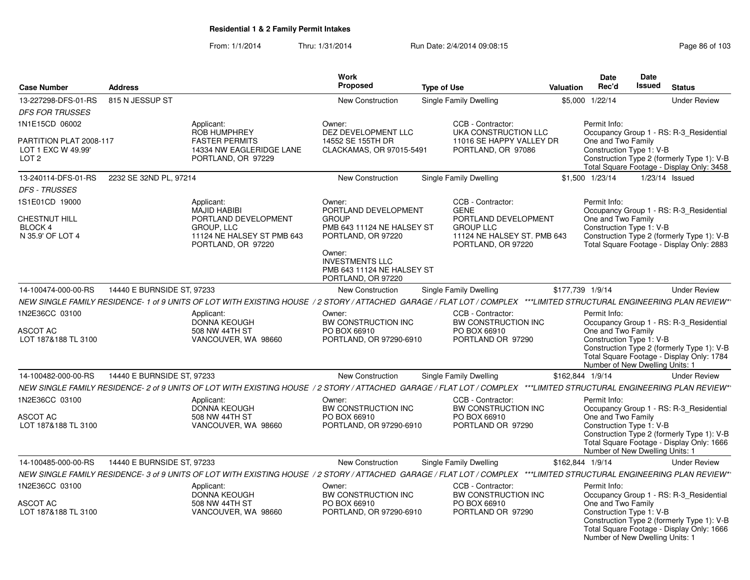**Residential 1 & 2 Family Permit Intakes**

From: 1/1/2014 Thru: 1/31/2014 Run Date: 2/4/2014 09:08:15

| Case Number | Address | | Work Proposed | Type of Use | Valuation | Date Rec'd | Date Issued | Status |
|---|---|---|---|---|---|---|---|---|
| 13-227298-DFS-01-RS | 815 N JESSUP ST | | New Construction | Single Family Dwelling | $5,000 | 1/22/14 | | Under Review |
| *DFS FOR TRUSSES* | | | | | | | | |
| 1N1E15CD 06002<br><br>PARTITION PLAT 2008-117<br>LOT 1 EXC W 49.99'<br>LOT 2 | | Applicant:<br>ROB HUMPHREY<br>FASTER PERMITS<br>14334 NW EAGLERIDGE LANE<br>PORTLAND, OR 97229 | Owner:<br>DEZ DEVELOPMENT LLC<br>14552 SE 155TH DR<br>CLACKAMAS, OR 97015-5491 | CCB - Contractor:<br>UKA CONSTRUCTION LLC<br>11016 SE HAPPY VALLEY DR<br>PORTLAND, OR 97086 | | Permit Info:<br>Occupancy Group 1 - RS: R-3_Residential One and Two Family<br>Construction Type 1: V-B<br>Construction Type 2 (formerly Type 1): V-B<br>Total Square Footage - Display Only: 3458 | | |
| 13-240114-DFS-01-RS | 2232 SE 32ND PL, 97214 | | New Construction | Single Family Dwelling | $1,500 | 1/23/14 | 1/23/14 | Issued |
| *DFS - TRUSSES* | | | | | | | | |
| 1S1E01CD 19000<br><br>CHESTNUT HILL<br>BLOCK 4<br>N 35.9' OF LOT 4 | | Applicant:<br>MAJID HABIBI<br>PORTLAND DEVELOPMENT GROUP, LLC<br>11124 NE HALSEY ST PMB 643<br>PORTLAND, OR 97220 | Owner:<br>PORTLAND DEVELOPMENT GROUP<br>PMB 643 11124 NE HALSEY ST<br>PORTLAND, OR 97220<br><br>Owner:<br>INVESTMENTS LLC<br>PMB 643 11124 NE HALSEY ST<br>PORTLAND, OR 97220 | CCB - Contractor:<br>GENE<br>PORTLAND DEVELOPMENT GROUP LLC<br>11124 NE HALSEY ST. PMB 643<br>PORTLAND, OR 97220 | | Permit Info:<br>Occupancy Group 1 - RS: R-3_Residential One and Two Family<br>Construction Type 1: V-B<br>Construction Type 2 (formerly Type 1): V-B<br>Total Square Footage - Display Only: 2883 | | |
| 14-100474-000-00-RS | 14440 E BURNSIDE ST, 97233 | | New Construction | Single Family Dwelling | $177,739 | 1/9/14 | | Under Review |
| *NEW SINGLE FAMILY RESIDENCE- 1 of 9 UNITS OF LOT WITH EXISTING HOUSE / 2 STORY / ATTACHED GARAGE / FLAT LOT / COMPLEX \*\*\*LIMITED STRUCTURAL ENGINEERING PLAN REVIEW\*\** | | | | | | | | |
| 1N2E36CC 03100<br><br>ASCOT AC<br>LOT 187&188 TL 3100 | | Applicant:<br>DONNA KEOUGH<br>508 NW 44TH ST<br>VANCOUVER, WA 98660 | Owner:<br>BW CONSTRUCTION INC<br>PO BOX 66910<br>PORTLAND, OR 97290-6910 | CCB - Contractor:<br>BW CONSTRUCTION INC<br>PO BOX 66910<br>PORTLAND OR 97290 | | Permit Info:<br>Occupancy Group 1 - RS: R-3_Residential One and Two Family<br>Construction Type 1: V-B<br>Construction Type 2 (formerly Type 1): V-B<br>Total Square Footage - Display Only: 1784<br>Number of New Dwelling Units: 1 | | |
| 14-100482-000-00-RS | 14440 E BURNSIDE ST, 97233 | | New Construction | Single Family Dwelling | $162,844 | 1/9/14 | | Under Review |
| *NEW SINGLE FAMILY RESIDENCE- 2 of 9 UNITS OF LOT WITH EXISTING HOUSE / 2 STORY / ATTACHED GARAGE / FLAT LOT / COMPLEX \*\*\*LIMITED STRUCTURAL ENGINEERING PLAN REVIEW\*\** | | | | | | | | |
| 1N2E36CC 03100<br><br>ASCOT AC<br>LOT 187&188 TL 3100 | | Applicant:<br>DONNA KEOUGH<br>508 NW 44TH ST<br>VANCOUVER, WA 98660 | Owner:<br>BW CONSTRUCTION INC<br>PO BOX 66910<br>PORTLAND, OR 97290-6910 | CCB - Contractor:<br>BW CONSTRUCTION INC<br>PO BOX 66910<br>PORTLAND OR 97290 | | Permit Info:<br>Occupancy Group 1 - RS: R-3_Residential One and Two Family<br>Construction Type 1: V-B<br>Construction Type 2 (formerly Type 1): V-B<br>Total Square Footage - Display Only: 1666<br>Number of New Dwelling Units: 1 | | |
| 14-100485-000-00-RS | 14440 E BURNSIDE ST, 97233 | | New Construction | Single Family Dwelling | $162,844 | 1/9/14 | | Under Review |
| *NEW SINGLE FAMILY RESIDENCE- 3 of 9 UNITS OF LOT WITH EXISTING HOUSE / 2 STORY / ATTACHED GARAGE / FLAT LOT / COMPLEX \*\*\*LIMITED STRUCTURAL ENGINEERING PLAN REVIEW\*\** | | | | | | | | |
| 1N2E36CC 03100<br><br>ASCOT AC<br>LOT 187&188 TL 3100 | | Applicant:<br>DONNA KEOUGH<br>508 NW 44TH ST<br>VANCOUVER, WA 98660 | Owner:<br>BW CONSTRUCTION INC<br>PO BOX 66910<br>PORTLAND, OR 97290-6910 | CCB - Contractor:<br>BW CONSTRUCTION INC<br>PO BOX 66910<br>PORTLAND OR 97290 | | Permit Info:<br>Occupancy Group 1 - RS: R-3_Residential One and Two Family<br>Construction Type 1: V-B<br>Construction Type 2 (formerly Type 1): V-B<br>Total Square Footage - Display Only: 1666<br>Number of New Dwelling Units: 1 | | |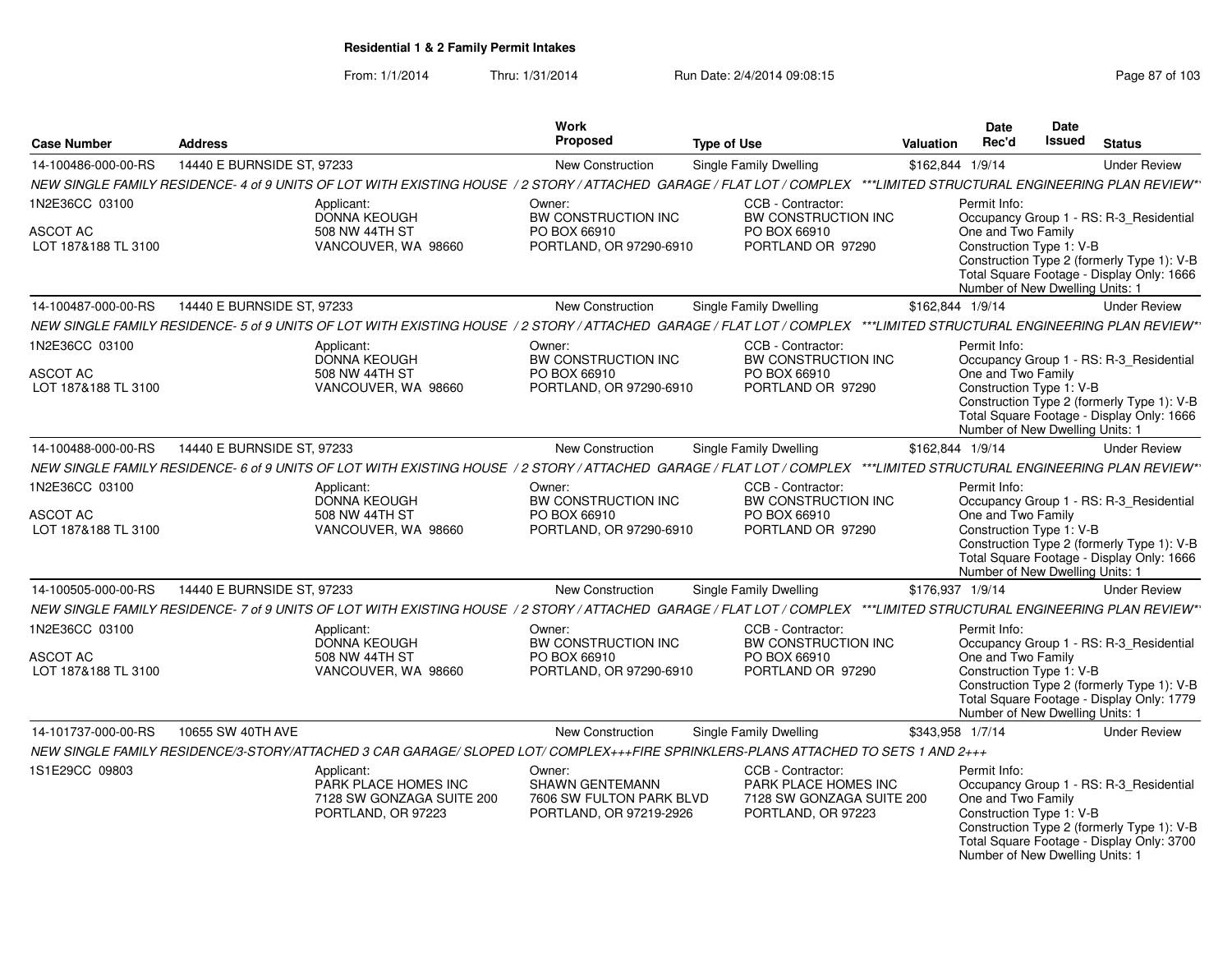**Residential 1 & 2 Family Permit Intakes**

From: 1/1/2014 Thru: 1/31/2014 Run Date: 2/4/2014 09:08:15

| Case Number | Address | Work Proposed | Type of Use | Valuation | Date Rec'd | Date Issued | Status |
|---|---|---|---|---|---|---|---|
| 14-100486-000-00-RS | 14440 E BURNSIDE ST, 97233 | New Construction | Single Family Dwelling | $162,844 | 1/9/14 | | Under Review |

*NEW SINGLE FAMILY RESIDENCE- 4 of 9 UNITS OF LOT WITH EXISTING HOUSE / 2 STORY / ATTACHED GARAGE / FLAT LOT / COMPLEX ***LIMITED STRUCTURAL ENGINEERING PLAN REVIEW**

1N2E36CC 03100
ASCOT AC
LOT 187&188 TL 3100

Applicant: DONNA KEOUGH, 508 NW 44TH ST, VANCOUVER, WA 98660
Owner: BW CONSTRUCTION INC, PO BOX 66910, PORTLAND, OR 97290-6910
CCB - Contractor: BW CONSTRUCTION INC, PO BOX 66910, PORTLAND OR 97290
Permit Info: Occupancy Group 1 - RS: R-3_Residential One and Two Family; Construction Type 1: V-B; Construction Type 2 (formerly Type 1): V-B; Total Square Footage - Display Only: 1666; Number of New Dwelling Units: 1

| Case Number | Address | Work Proposed | Type of Use | Valuation | Date Rec'd | Date Issued | Status |
|---|---|---|---|---|---|---|---|
| 14-100487-000-00-RS | 14440 E BURNSIDE ST, 97233 | New Construction | Single Family Dwelling | $162,844 | 1/9/14 | | Under Review |

*NEW SINGLE FAMILY RESIDENCE- 5 of 9 UNITS OF LOT WITH EXISTING HOUSE / 2 STORY / ATTACHED GARAGE / FLAT LOT / COMPLEX ***LIMITED STRUCTURAL ENGINEERING PLAN REVIEW**

1N2E36CC 03100
ASCOT AC
LOT 187&188 TL 3100

Applicant: DONNA KEOUGH, 508 NW 44TH ST, VANCOUVER, WA 98660
Owner: BW CONSTRUCTION INC, PO BOX 66910, PORTLAND, OR 97290-6910
CCB - Contractor: BW CONSTRUCTION INC, PO BOX 66910, PORTLAND OR 97290
Permit Info: Occupancy Group 1 - RS: R-3_Residential One and Two Family; Construction Type 1: V-B; Construction Type 2 (formerly Type 1): V-B; Total Square Footage - Display Only: 1666; Number of New Dwelling Units: 1

| Case Number | Address | Work Proposed | Type of Use | Valuation | Date Rec'd | Date Issued | Status |
|---|---|---|---|---|---|---|---|
| 14-100488-000-00-RS | 14440 E BURNSIDE ST, 97233 | New Construction | Single Family Dwelling | $162,844 | 1/9/14 | | Under Review |

*NEW SINGLE FAMILY RESIDENCE- 6 of 9 UNITS OF LOT WITH EXISTING HOUSE / 2 STORY / ATTACHED GARAGE / FLAT LOT / COMPLEX ***LIMITED STRUCTURAL ENGINEERING PLAN REVIEW**

1N2E36CC 03100
ASCOT AC
LOT 187&188 TL 3100

Applicant: DONNA KEOUGH, 508 NW 44TH ST, VANCOUVER, WA 98660
Owner: BW CONSTRUCTION INC, PO BOX 66910, PORTLAND, OR 97290-6910
CCB - Contractor: BW CONSTRUCTION INC, PO BOX 66910, PORTLAND OR 97290
Permit Info: Occupancy Group 1 - RS: R-3_Residential One and Two Family; Construction Type 1: V-B; Construction Type 2 (formerly Type 1): V-B; Total Square Footage - Display Only: 1666; Number of New Dwelling Units: 1

| Case Number | Address | Work Proposed | Type of Use | Valuation | Date Rec'd | Date Issued | Status |
|---|---|---|---|---|---|---|---|
| 14-100505-000-00-RS | 14440 E BURNSIDE ST, 97233 | New Construction | Single Family Dwelling | $176,937 | 1/9/14 | | Under Review |

*NEW SINGLE FAMILY RESIDENCE- 7 of 9 UNITS OF LOT WITH EXISTING HOUSE / 2 STORY / ATTACHED GARAGE / FLAT LOT / COMPLEX ***LIMITED STRUCTURAL ENGINEERING PLAN REVIEW**

1N2E36CC 03100
ASCOT AC
LOT 187&188 TL 3100

Applicant: DONNA KEOUGH, 508 NW 44TH ST, VANCOUVER, WA 98660
Owner: BW CONSTRUCTION INC, PO BOX 66910, PORTLAND, OR 97290-6910
CCB - Contractor: BW CONSTRUCTION INC, PO BOX 66910, PORTLAND OR 97290
Permit Info: Occupancy Group 1 - RS: R-3_Residential One and Two Family; Construction Type 1: V-B; Construction Type 2 (formerly Type 1): V-B; Total Square Footage - Display Only: 1779; Number of New Dwelling Units: 1

| Case Number | Address | Work Proposed | Type of Use | Valuation | Date Rec'd | Date Issued | Status |
|---|---|---|---|---|---|---|---|
| 14-101737-000-00-RS | 10655 SW 40TH AVE | New Construction | Single Family Dwelling | $343,958 | 1/7/14 | | Under Review |

*NEW SINGLE FAMILY RESIDENCE/3-STORY/ATTACHED 3 CAR GARAGE/ SLOPED LOT/ COMPLEX+++FIRE SPRINKLERS-PLANS ATTACHED TO SETS 1 AND 2+++*

1S1E29CC 09803

Applicant: PARK PLACE HOMES INC, 7128 SW GONZAGA SUITE 200, PORTLAND, OR 97223
Owner: SHAWN GENTEMANN, 7606 SW FULTON PARK BLVD, PORTLAND, OR 97219-2926
CCB - Contractor: PARK PLACE HOMES INC, 7128 SW GONZAGA SUITE 200, PORTLAND, OR 97223
Permit Info: Occupancy Group 1 - RS: R-3_Residential One and Two Family; Construction Type 1: V-B; Construction Type 2 (formerly Type 1): V-B; Total Square Footage - Display Only: 3700; Number of New Dwelling Units: 1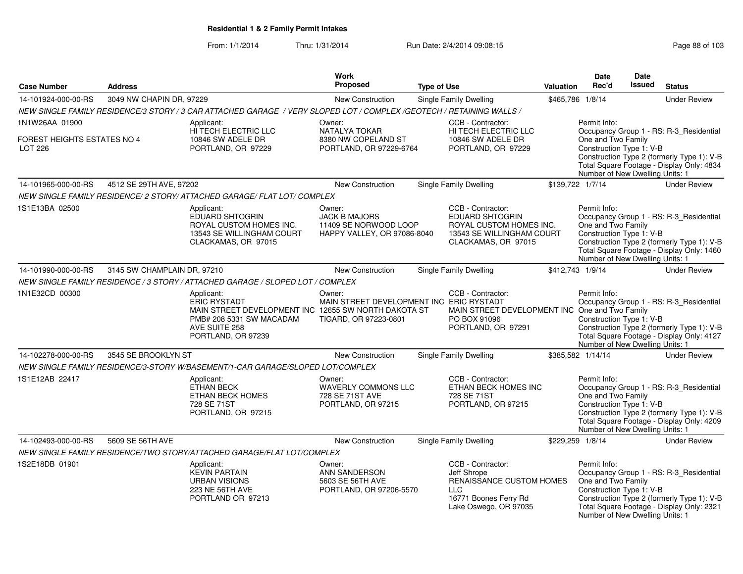**Residential 1 & 2 Family Permit Intakes**

From: 1/1/2014 Thru: 1/31/2014 Run Date: 2/4/2014 09:08:15

| Case Number | Address | Work Proposed | Type of Use | Valuation | Date Rec'd | Date Issued | Status |
|---|---|---|---|---|---|---|---|
| 14-101924-000-00-RS | 3049 NW CHAPIN DR, 97229 | New Construction | Single Family Dwelling | $465,786 | 1/8/14 | | Under Review |

*NEW SINGLE FAMILY RESIDENCE/3 STORY / 3 CAR ATTACHED GARAGE / VERY SLOPED LOT / COMPLEX /GEOTECH / RETAINING WALLS /*

1N1W26AA 01900

FOREST HEIGHTS ESTATES NO 4
LOT 226

Applicant:
HI TECH ELECTRIC LLC
10846 SW ADELE DR
PORTLAND, OR 97229

Owner:
NATALYA TOKAR
8380 NW COPELAND ST
PORTLAND, OR 97229-6764

CCB - Contractor:
HI TECH ELECTRIC LLC
10846 SW ADELE DR
PORTLAND, OR 97229

Permit Info:
Occupancy Group 1 - RS: R-3_Residential One and Two Family
Construction Type 1: V-B
Construction Type 2 (formerly Type 1): V-B
Total Square Footage - Display Only: 4834
Number of New Dwelling Units: 1

| Case Number | Address | Work Proposed | Type of Use | Valuation | Date Rec'd | Date Issued | Status |
|---|---|---|---|---|---|---|---|
| 14-101965-000-00-RS | 4512 SE 29TH AVE, 97202 | New Construction | Single Family Dwelling | $139,722 | 1/7/14 | | Under Review |

*NEW SINGLE FAMILY RESIDENCE/ 2 STORY/ ATTACHED GARAGE/ FLAT LOT/ COMPLEX*

1S1E13BA 02500

Applicant:
EDUARD SHTOGRIN
ROYAL CUSTOM HOMES INC.
13543 SE WILLINGHAM COURT
CLACKAMAS, OR 97015

Owner:
JACK B MAJORS
11409 SE NORWOOD LOOP
HAPPY VALLEY, OR 97086-8040

CCB - Contractor:
EDUARD SHTOGRIN
ROYAL CUSTOM HOMES INC.
13543 SE WILLINGHAM COURT
CLACKAMAS, OR 97015

Permit Info:
Occupancy Group 1 - RS: R-3_Residential One and Two Family
Construction Type 1: V-B
Construction Type 2 (formerly Type 1): V-B
Total Square Footage - Display Only: 1460
Number of New Dwelling Units: 1

| Case Number | Address | Work Proposed | Type of Use | Valuation | Date Rec'd | Date Issued | Status |
|---|---|---|---|---|---|---|---|
| 14-101990-000-00-RS | 3145 SW CHAMPLAIN DR, 97210 | New Construction | Single Family Dwelling | $412,743 | 1/9/14 | | Under Review |

*NEW SINGLE FAMILY RESIDENCE / 3 STORY / ATTACHED GARAGE / SLOPED LOT / COMPLEX*

1N1E32CD 00300

Applicant:
ERIC RYSTADT
MAIN STREET DEVELOPMENT INC
PMB# 208 5331 SW MACADAM AVE SUITE 258
PORTLAND, OR 97239

Owner:
MAIN STREET DEVELOPMENT INC
12655 SW NORTH DAKOTA ST
TIGARD, OR 97223-0801

CCB - Contractor:
ERIC RYSTADT
MAIN STREET DEVELOPMENT INC
PO BOX 91096
PORTLAND, OR 97291

Permit Info:
Occupancy Group 1 - RS: R-3_Residential One and Two Family
Construction Type 1: V-B
Construction Type 2 (formerly Type 1): V-B
Total Square Footage - Display Only: 4127
Number of New Dwelling Units: 1

| Case Number | Address | Work Proposed | Type of Use | Valuation | Date Rec'd | Date Issued | Status |
|---|---|---|---|---|---|---|---|
| 14-102278-000-00-RS | 3545 SE BROOKLYN ST | New Construction | Single Family Dwelling | $385,582 | 1/14/14 | | Under Review |

*NEW SINGLE FAMILY RESIDENCE/3-STORY W/BASEMENT/1-CAR GARAGE/SLOPED LOT/COMPLEX*

1S1E12AB 22417

Applicant:
ETHAN BECK
ETHAN BECK HOMES
728 SE 71ST
PORTLAND, OR 97215

Owner:
WAVERLY COMMONS LLC
728 SE 71ST AVE
PORTLAND, OR 97215

CCB - Contractor:
ETHAN BECK HOMES INC
728 SE 71ST
PORTLAND, OR 97215

Permit Info:
Occupancy Group 1 - RS: R-3_Residential One and Two Family
Construction Type 1: V-B
Construction Type 2 (formerly Type 1): V-B
Total Square Footage - Display Only: 4209
Number of New Dwelling Units: 1

| Case Number | Address | Work Proposed | Type of Use | Valuation | Date Rec'd | Date Issued | Status |
|---|---|---|---|---|---|---|---|
| 14-102493-000-00-RS | 5609 SE 56TH AVE | New Construction | Single Family Dwelling | $229,259 | 1/8/14 | | Under Review |

*NEW SINGLE FAMILY RESIDENCE/TWO STORY/ATTACHED GARAGE/FLAT LOT/COMPLEX*

1S2E18DB 01901

Applicant:
KEVIN PARTAIN
URBAN VISIONS
223 NE 56TH AVE
PORTLAND OR 97213

Owner:
ANN SANDERSON
5603 SE 56TH AVE
PORTLAND, OR 97206-5570

CCB - Contractor:
Jeff Shrope
RENAISSANCE CUSTOM HOMES LLC
16771 Boones Ferry Rd
Lake Oswego, OR 97035

Permit Info:
Occupancy Group 1 - RS: R-3_Residential One and Two Family
Construction Type 1: V-B
Construction Type 2 (formerly Type 1): V-B
Total Square Footage - Display Only: 2321
Number of New Dwelling Units: 1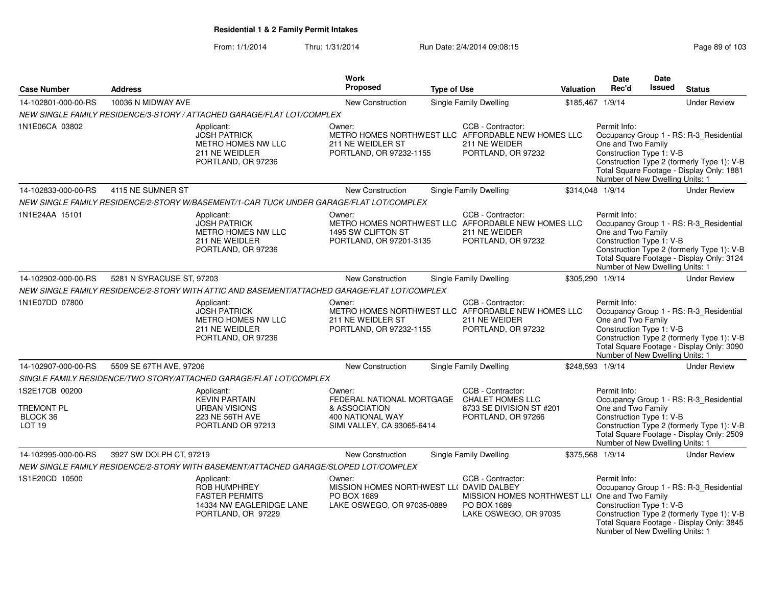**Residential 1 & 2 Family Permit Intakes**

From: 1/1/2014 Thru: 1/31/2014 Run Date: 2/4/2014 09:08:15

| Case Number | Address | Work Proposed | Type of Use | Valuation | Date Rec'd | Date Issued | Status |
|---|---|---|---|---|---|---|---|
| 14-102801-000-00-RS | 10036 N MIDWAY AVE | New Construction | Single Family Dwelling | $185,467 | 1/9/14 | | Under Review |

NEW SINGLE FAMILY RESIDENCE/3-STORY / ATTACHED GARAGE/FLAT LOT/COMPLEX

1N1E06CA 03802

Applicant: JOSH PATRICK, METRO HOMES NW LLC, 211 NE WEIDLER, PORTLAND, OR 97236

Owner: METRO HOMES NORTHWEST LLC, 211 NE WEIDLER ST, PORTLAND, OR 97232-1155

CCB - Contractor: AFFORDABLE NEW HOMES LLC, 211 NE WEIDER, PORTLAND, OR 97232

Permit Info: Occupancy Group 1 - RS: R-3_Residential One and Two Family; Construction Type 1: V-B; Construction Type 2 (formerly Type 1): V-B; Total Square Footage - Display Only: 1881; Number of New Dwelling Units: 1

| Case Number | Address | Work Proposed | Type of Use | Valuation | Date Rec'd | Date Issued | Status |
|---|---|---|---|---|---|---|---|
| 14-102833-000-00-RS | 4115 NE SUMNER ST | New Construction | Single Family Dwelling | $314,048 | 1/9/14 | | Under Review |

NEW SINGLE FAMILY RESIDENCE/2-STORY W/BASEMENT/1-CAR TUCK UNDER GARAGE/FLAT LOT/COMPLEX

1N1E24AA 15101

Applicant: JOSH PATRICK, METRO HOMES NW LLC, 211 NE WEIDLER, PORTLAND, OR 97236

Owner: METRO HOMES NORTHWEST LLC, 1495 SW CLIFTON ST, PORTLAND, OR 97201-3135

CCB - Contractor: AFFORDABLE NEW HOMES LLC, 211 NE WEIDER, PORTLAND, OR 97232

Permit Info: Occupancy Group 1 - RS: R-3_Residential One and Two Family; Construction Type 1: V-B; Construction Type 2 (formerly Type 1): V-B; Total Square Footage - Display Only: 3124; Number of New Dwelling Units: 1

| Case Number | Address | Work Proposed | Type of Use | Valuation | Date Rec'd | Date Issued | Status |
|---|---|---|---|---|---|---|---|
| 14-102902-000-00-RS | 5281 N SYRACUSE ST, 97203 | New Construction | Single Family Dwelling | $305,290 | 1/9/14 | | Under Review |

NEW SINGLE FAMILY RESIDENCE/2-STORY WITH ATTIC AND BASEMENT/ATTACHED GARAGE/FLAT LOT/COMPLEX

1N1E07DD 07800

Applicant: JOSH PATRICK, METRO HOMES NW LLC, 211 NE WEIDLER, PORTLAND, OR 97236

Owner: METRO HOMES NORTHWEST LLC, 211 NE WEIDLER ST, PORTLAND, OR 97232-1155

CCB - Contractor: AFFORDABLE NEW HOMES LLC, 211 NE WEIDER, PORTLAND, OR 97232

Permit Info: Occupancy Group 1 - RS: R-3_Residential One and Two Family; Construction Type 1: V-B; Construction Type 2 (formerly Type 1): V-B; Total Square Footage - Display Only: 3090; Number of New Dwelling Units: 1

| Case Number | Address | Work Proposed | Type of Use | Valuation | Date Rec'd | Date Issued | Status |
|---|---|---|---|---|---|---|---|
| 14-102907-000-00-RS | 5509 SE 67TH AVE, 97206 | New Construction | Single Family Dwelling | $248,593 | 1/9/14 | | Under Review |

SINGLE FAMILY RESIDENCE/TWO STORY/ATTACHED GARAGE/FLAT LOT/COMPLEX

1S2E17CB 00200

TREMONT PL
BLOCK 36
LOT 19

Applicant: KEVIN PARTAIN, URBAN VISIONS, 223 NE 56TH AVE, PORTLAND OR 97213

Owner: FEDERAL NATIONAL MORTGAGE & ASSOCIATION, 400 NATIONAL WAY, SIMI VALLEY, CA 93065-6414

CCB - Contractor: CHALET HOMES LLC, 8733 SE DIVISION ST #201, PORTLAND, OR 97266

Permit Info: Occupancy Group 1 - RS: R-3_Residential One and Two Family; Construction Type 1: V-B; Construction Type 2 (formerly Type 1): V-B; Total Square Footage - Display Only: 2509; Number of New Dwelling Units: 1

| Case Number | Address | Work Proposed | Type of Use | Valuation | Date Rec'd | Date Issued | Status |
|---|---|---|---|---|---|---|---|
| 14-102995-000-00-RS | 3927 SW DOLPH CT, 97219 | New Construction | Single Family Dwelling | $375,568 | 1/9/14 | | Under Review |

NEW SINGLE FAMILY RESIDENCE/2-STORY WITH BASEMENT/ATTACHED GARAGE/SLOPED LOT/COMPLEX

1S1E20CD 10500

Applicant: ROB HUMPHREY, FASTER PERMITS, 14334 NW EAGLERIDGE LANE, PORTLAND, OR 97229

Owner: MISSION HOMES NORTHWEST LL(, PO BOX 1689, LAKE OSWEGO, OR 97035-0889

CCB - Contractor: DAVID DALBEY, MISSION HOMES NORTHWEST LL(, PO BOX 1689, LAKE OSWEGO, OR 97035

Permit Info: Occupancy Group 1 - RS: R-3_Residential One and Two Family; Construction Type 1: V-B; Construction Type 2 (formerly Type 1): V-B; Total Square Footage - Display Only: 3845; Number of New Dwelling Units: 1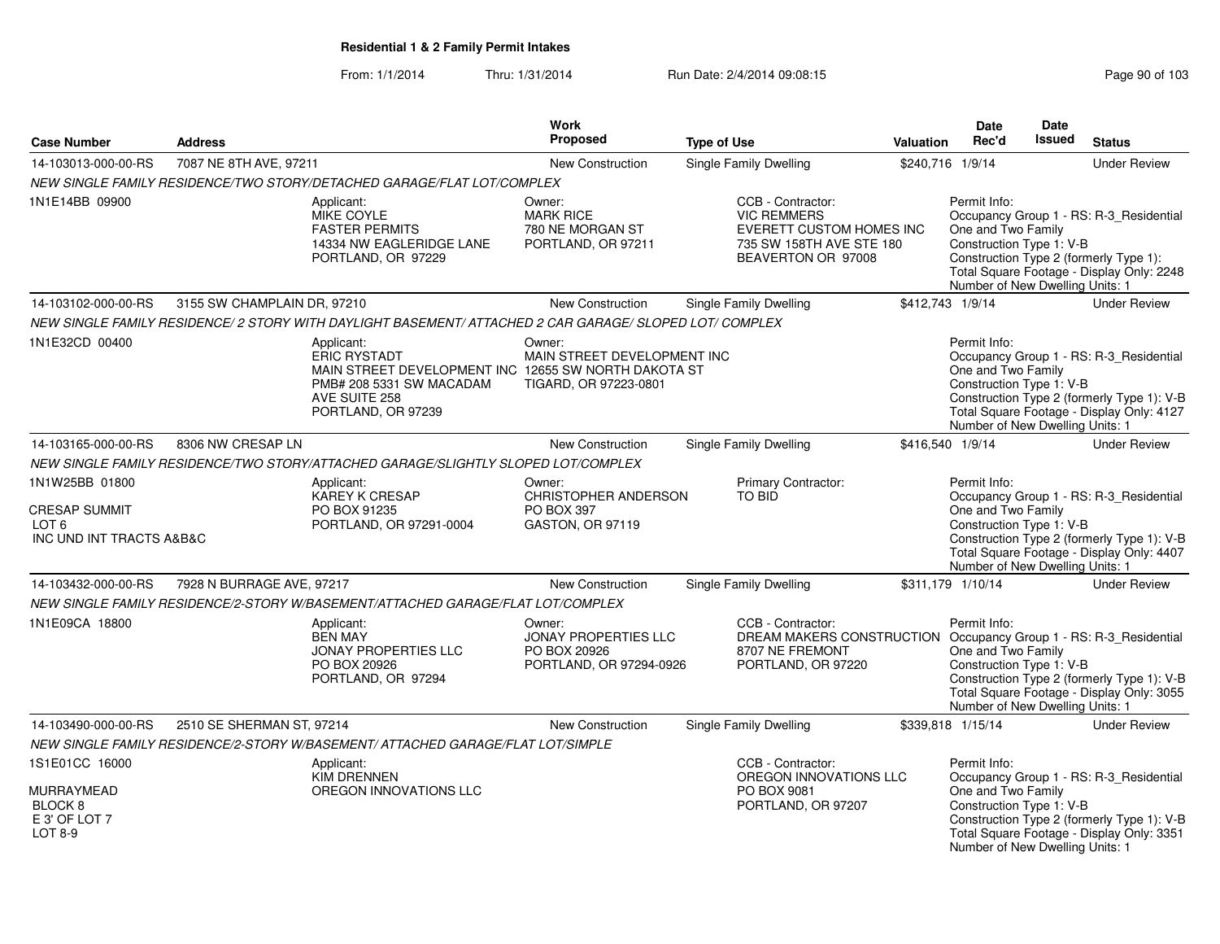**Residential 1 & 2 Family Permit Intakes**

From: 1/1/2014 Thru: 1/31/2014 Run Date: 2/4/2014 09:08:15

| Case Number | Address | | Work Proposed | Type of Use | Valuation | Date Rec'd | Date Issued | Status |
|---|---|---|---|---|---|---|---|---|
| 14-103013-000-00-RS | 7087 NE 8TH AVE, 97211 | | New Construction | Single Family Dwelling | $240,716 | 1/9/14 | | Under Review |
| *NEW SINGLE FAMILY RESIDENCE/TWO STORY/DETACHED GARAGE/FLAT LOT/COMPLEX* | | | | | | | | |
| 1N1E14BB 09900 | | Applicant: MIKE COYLE FASTER PERMITS 14334 NW EAGLERIDGE LANE PORTLAND, OR 97229 | Owner: MARK RICE 780 NE MORGAN ST PORTLAND, OR 97211 | CCB - Contractor: VIC REMMERS EVERETT CUSTOM HOMES INC 735 SW 158TH AVE STE 180 BEAVERTON OR 97008 | | Permit Info: Occupancy Group 1 - RS: R-3_Residential One and Two Family Construction Type 1: V-B Construction Type 2 (formerly Type 1): Total Square Footage - Display Only: 2248 Number of New Dwelling Units: 1 | | |
| 14-103102-000-00-RS | 3155 SW CHAMPLAIN DR, 97210 | | New Construction | Single Family Dwelling | $412,743 | 1/9/14 | | Under Review |
| *NEW SINGLE FAMILY RESIDENCE/ 2 STORY WITH DAYLIGHT BASEMENT/ ATTACHED 2 CAR GARAGE/ SLOPED LOT/ COMPLEX* | | | | | | | | |
| 1N1E32CD 00400 | | Applicant: ERIC RYSTADT MAIN STREET DEVELOPMENT INC PMB# 208 5331 SW MACADAM AVE SUITE 258 PORTLAND, OR 97239 | Owner: MAIN STREET DEVELOPMENT INC 12655 SW NORTH DAKOTA ST TIGARD, OR 97223-0801 | | | Permit Info: Occupancy Group 1 - RS: R-3_Residential One and Two Family Construction Type 1: V-B Construction Type 2 (formerly Type 1): V-B Total Square Footage - Display Only: 4127 Number of New Dwelling Units: 1 | | |
| 14-103165-000-00-RS | 8306 NW CRESAP LN | | New Construction | Single Family Dwelling | $416,540 | 1/9/14 | | Under Review |
| *NEW SINGLE FAMILY RESIDENCE/TWO STORY/ATTACHED GARAGE/SLIGHTLY SLOPED LOT/COMPLEX* | | | | | | | | |
| 1N1W25BB 01800 CRESAP SUMMIT LOT 6 INC UND INT TRACTS A&B&C | | Applicant: KAREY K CRESAP PO BOX 91235 PORTLAND, OR 97291-0004 | Owner: CHRISTOPHER ANDERSON PO BOX 397 GASTON, OR 97119 | Primary Contractor: TO BID | | Permit Info: Occupancy Group 1 - RS: R-3_Residential One and Two Family Construction Type 1: V-B Construction Type 2 (formerly Type 1): V-B Total Square Footage - Display Only: 4407 Number of New Dwelling Units: 1 | | |
| 14-103432-000-00-RS | 7928 N BURRAGE AVE, 97217 | | New Construction | Single Family Dwelling | $311,179 | 1/10/14 | | Under Review |
| *NEW SINGLE FAMILY RESIDENCE/2-STORY W/BASEMENT/ATTACHED GARAGE/FLAT LOT/COMPLEX* | | | | | | | | |
| 1N1E09CA 18800 | | Applicant: BEN MAY JONAY PROPERTIES LLC PO BOX 20926 PORTLAND, OR 97294 | Owner: JONAY PROPERTIES LLC PO BOX 20926 PORTLAND, OR 97294-0926 | CCB - Contractor: DREAM MAKERS CONSTRUCTION 8707 NE FREMONT PORTLAND, OR 97220 | | Permit Info: Occupancy Group 1 - RS: R-3_Residential One and Two Family Construction Type 1: V-B Construction Type 2 (formerly Type 1): V-B Total Square Footage - Display Only: 3055 Number of New Dwelling Units: 1 | | |
| 14-103490-000-00-RS | 2510 SE SHERMAN ST, 97214 | | New Construction | Single Family Dwelling | $339,818 | 1/15/14 | | Under Review |
| *NEW SINGLE FAMILY RESIDENCE/2-STORY W/BASEMENT/ ATTACHED GARAGE/FLAT LOT/SIMPLE* | | | | | | | | |
| 1S1E01CC 16000 MURRAYMEAD BLOCK 8 E 3' OF LOT 7 LOT 8-9 | | Applicant: KIM DRENNEN OREGON INNOVATIONS LLC | | CCB - Contractor: OREGON INNOVATIONS LLC PO BOX 9081 PORTLAND, OR 97207 | | Permit Info: Occupancy Group 1 - RS: R-3_Residential One and Two Family Construction Type 1: V-B Construction Type 2 (formerly Type 1): V-B Total Square Footage - Display Only: 3351 Number of New Dwelling Units: 1 | | |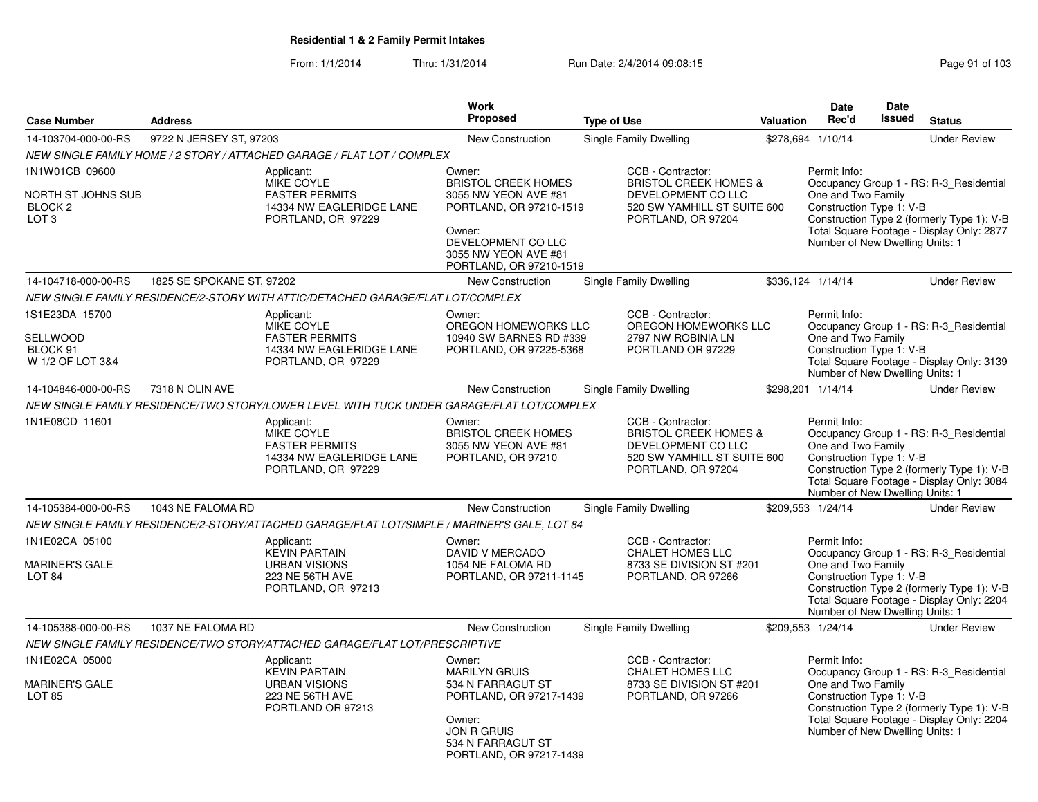# Residential 1 & 2 Family Permit Intakes

From: 1/1/2014 Thru: 1/31/2014 Run Date: 2/4/2014 09:08:15

| Case Number | Address | Work Proposed | Type of Use | Valuation | Date Rec'd | Date Issued | Status |
|---|---|---|---|---|---|---|---|
| 14-103704-000-00-RS | 9722 N JERSEY ST, 97203 | New Construction | Single Family Dwelling | $278,694 | 1/10/14 | | Under Review |

NEW SINGLE FAMILY HOME / 2 STORY / ATTACHED GARAGE / FLAT LOT / COMPLEX

1N1W01CB 09600

NORTH ST JOHNS SUB
BLOCK 2
LOT 3

Applicant:
MIKE COYLE
FASTER PERMITS
14334 NW EAGLERIDGE LANE
PORTLAND, OR 97229

Owner:
BRISTOL CREEK HOMES
3055 NW YEON AVE #81
PORTLAND, OR 97210-1519

Owner:
DEVELOPMENT CO LLC
3055 NW YEON AVE #81
PORTLAND, OR 97210-1519

CCB - Contractor:
BRISTOL CREEK HOMES &
DEVELOPMENT CO LLC
520 SW YAMHILL ST SUITE 600
PORTLAND, OR 97204

Permit Info:
Occupancy Group 1 - RS: R-3_Residential One and Two Family
Construction Type 1: V-B
Construction Type 2 (formerly Type 1): V-B
Total Square Footage - Display Only: 2877
Number of New Dwelling Units: 1

| Case Number | Address | Work Proposed | Type of Use | Valuation | Date Rec'd | Date Issued | Status |
|---|---|---|---|---|---|---|---|
| 14-104718-000-00-RS | 1825 SE SPOKANE ST, 97202 | New Construction | Single Family Dwelling | $336,124 | 1/14/14 | | Under Review |

NEW SINGLE FAMILY RESIDENCE/2-STORY WITH ATTIC/DETACHED GARAGE/FLAT LOT/COMPLEX

1S1E23DA 15700

SELLWOOD
BLOCK 91
W 1/2 OF LOT 3&4

Applicant:
MIKE COYLE
FASTER PERMITS
14334 NW EAGLERIDGE LANE
PORTLAND, OR 97229

Owner:
OREGON HOMEWORKS LLC
10940 SW BARNES RD #339
PORTLAND, OR 97225-5368

CCB - Contractor:
OREGON HOMEWORKS LLC
2797 NW ROBINIA LN
PORTLAND OR 97229

Permit Info:
Occupancy Group 1 - RS: R-3_Residential One and Two Family
Construction Type 1: V-B
Total Square Footage - Display Only: 3139
Number of New Dwelling Units: 1

| Case Number | Address | Work Proposed | Type of Use | Valuation | Date Rec'd | Date Issued | Status |
|---|---|---|---|---|---|---|---|
| 14-104846-000-00-RS | 7318 N OLIN AVE | New Construction | Single Family Dwelling | $298,201 | 1/14/14 | | Under Review |

NEW SINGLE FAMILY RESIDENCE/TWO STORY/LOWER LEVEL WITH TUCK UNDER GARAGE/FLAT LOT/COMPLEX

1N1E08CD 11601

Applicant:
MIKE COYLE
FASTER PERMITS
14334 NW EAGLERIDGE LANE
PORTLAND, OR 97229

Owner:
BRISTOL CREEK HOMES
3055 NW YEON AVE #81
PORTLAND, OR 97210

CCB - Contractor:
BRISTOL CREEK HOMES &
DEVELOPMENT CO LLC
520 SW YAMHILL ST SUITE 600
PORTLAND, OR 97204

Permit Info:
Occupancy Group 1 - RS: R-3_Residential One and Two Family
Construction Type 1: V-B
Construction Type 2 (formerly Type 1): V-B
Total Square Footage - Display Only: 3084
Number of New Dwelling Units: 1

| Case Number | Address | Work Proposed | Type of Use | Valuation | Date Rec'd | Date Issued | Status |
|---|---|---|---|---|---|---|---|
| 14-105384-000-00-RS | 1043 NE FALOMA RD | New Construction | Single Family Dwelling | $209,553 | 1/24/14 | | Under Review |

NEW SINGLE FAMILY RESIDENCE/2-STORY/ATTACHED GARAGE/FLAT LOT/SIMPLE / MARINER'S GALE, LOT 84

1N1E02CA 05100

MARINER'S GALE
LOT 84

Applicant:
KEVIN PARTAIN
URBAN VISIONS
223 NE 56TH AVE
PORTLAND, OR 97213

Owner:
DAVID V MERCADO
1054 NE FALOMA RD
PORTLAND, OR 97211-1145

CCB - Contractor:
CHALET HOMES LLC
8733 SE DIVISION ST #201
PORTLAND, OR 97266

Permit Info:
Occupancy Group 1 - RS: R-3_Residential One and Two Family
Construction Type 1: V-B
Construction Type 2 (formerly Type 1): V-B
Total Square Footage - Display Only: 2204
Number of New Dwelling Units: 1

| Case Number | Address | Work Proposed | Type of Use | Valuation | Date Rec'd | Date Issued | Status |
|---|---|---|---|---|---|---|---|
| 14-105388-000-00-RS | 1037 NE FALOMA RD | New Construction | Single Family Dwelling | $209,553 | 1/24/14 | | Under Review |

NEW SINGLE FAMILY RESIDENCE/TWO STORY/ATTACHED GARAGE/FLAT LOT/PRESCRIPTIVE

1N1E02CA 05000

MARINER'S GALE
LOT 85

Applicant:
KEVIN PARTAIN
URBAN VISIONS
223 NE 56TH AVE
PORTLAND OR 97213

Owner:
MARILYN GRUIS
534 N FARRAGUT ST
PORTLAND, OR 97217-1439

Owner:
JON R GRUIS
534 N FARRAGUT ST
PORTLAND, OR 97217-1439

CCB - Contractor:
CHALET HOMES LLC
8733 SE DIVISION ST #201
PORTLAND, OR 97266

Permit Info:
Occupancy Group 1 - RS: R-3_Residential One and Two Family
Construction Type 1: V-B
Construction Type 2 (formerly Type 1): V-B
Total Square Footage - Display Only: 2204
Number of New Dwelling Units: 1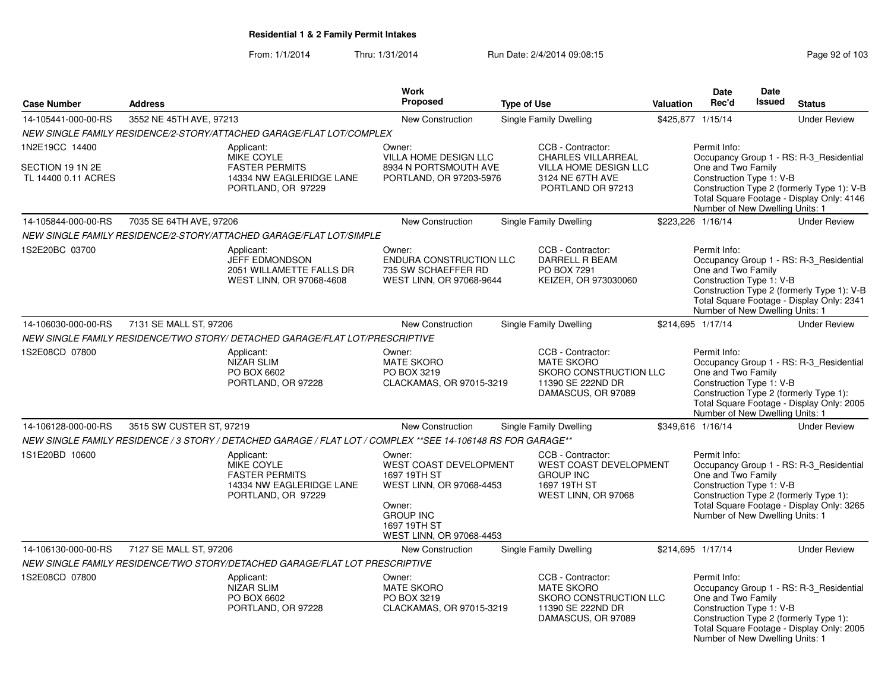# Residential 1 & 2 Family Permit Intakes

From: 1/1/2014 Thru: 1/31/2014 Run Date: 2/4/2014 09:08:15

| Case Number | Address | Work Proposed | Type of Use | Valuation | Date Rec'd | Date Issued | Status |
|---|---|---|---|---|---|---|---|
| 14-105441-000-00-RS | 3552 NE 45TH AVE, 97213 | New Construction | Single Family Dwelling | $425,877 | 1/15/14 | | Under Review |

NEW SINGLE FAMILY RESIDENCE/2-STORY/ATTACHED GARAGE/FLAT LOT/COMPLEX

1N2E19CC 14400
SECTION 19 1N 2E
TL 14400 0.11 ACRES

Applicant: MIKE COYLE, FASTER PERMITS, 14334 NW EAGLERIDGE LANE, PORTLAND, OR 97229

Owner: VILLA HOME DESIGN LLC, 8934 N PORTSMOUTH AVE, PORTLAND, OR 97203-5976

CCB - Contractor: CHARLES VILLARREAL, VILLA HOME DESIGN LLC, 3124 NE 67TH AVE, PORTLAND OR 97213

Permit Info: Occupancy Group 1 - RS: R-3_Residential One and Two Family; Construction Type 1: V-B; Construction Type 2 (formerly Type 1): V-B; Total Square Footage - Display Only: 4146; Number of New Dwelling Units: 1

| Case Number | Address | Work Proposed | Type of Use | Valuation | Date Rec'd | Date Issued | Status |
|---|---|---|---|---|---|---|---|
| 14-105844-000-00-RS | 7035 SE 64TH AVE, 97206 | New Construction | Single Family Dwelling | $223,226 | 1/16/14 | | Under Review |

NEW SINGLE FAMILY RESIDENCE/2-STORY/ATTACHED GARAGE/FLAT LOT/SIMPLE

1S2E20BC 03700

Applicant: JEFF EDMONDSON, 2051 WILLAMETTE FALLS DR, WEST LINN, OR 97068-4608

Owner: ENDURA CONSTRUCTION LLC, 735 SW SCHAEFFER RD, WEST LINN, OR 97068-9644

CCB - Contractor: DARRELL R BEAM, PO BOX 7291, KEIZER, OR 973030060

Permit Info: Occupancy Group 1 - RS: R-3_Residential One and Two Family; Construction Type 1: V-B; Construction Type 2 (formerly Type 1): V-B; Total Square Footage - Display Only: 2341; Number of New Dwelling Units: 1

| Case Number | Address | Work Proposed | Type of Use | Valuation | Date Rec'd | Date Issued | Status |
|---|---|---|---|---|---|---|---|
| 14-106030-000-00-RS | 7131 SE MALL ST, 97206 | New Construction | Single Family Dwelling | $214,695 | 1/17/14 | | Under Review |

NEW SINGLE FAMILY RESIDENCE/TWO STORY/ DETACHED GARAGE/FLAT LOT/PRESCRIPTIVE

1S2E08CD 07800

Applicant: NIZAR SLIM, PO BOX 6602, PORTLAND, OR 97228

Owner: MATE SKORO, PO BOX 3219, CLACKAMAS, OR 97015-3219

CCB - Contractor: MATE SKORO, SKORO CONSTRUCTION LLC, 11390 SE 222ND DR, DAMASCUS, OR 97089

Permit Info: Occupancy Group 1 - RS: R-3_Residential One and Two Family; Construction Type 1: V-B; Construction Type 2 (formerly Type 1):; Total Square Footage - Display Only: 2005; Number of New Dwelling Units: 1

| Case Number | Address | Work Proposed | Type of Use | Valuation | Date Rec'd | Date Issued | Status |
|---|---|---|---|---|---|---|---|
| 14-106128-000-00-RS | 3515 SW CUSTER ST, 97219 | New Construction | Single Family Dwelling | $349,616 | 1/16/14 | | Under Review |

NEW SINGLE FAMILY RESIDENCE / 3 STORY / DETACHED GARAGE / FLAT LOT / COMPLEX **SEE 14-106148 RS FOR GARAGE**

1S1E20BD 10600

Applicant: MIKE COYLE, FASTER PERMITS, 14334 NW EAGLERIDGE LANE, PORTLAND, OR 97229

Owner: WEST COAST DEVELOPMENT, 1697 19TH ST, WEST LINN, OR 97068-4453

Owner: GROUP INC, 1697 19TH ST, WEST LINN, OR 97068-4453

CCB - Contractor: WEST COAST DEVELOPMENT GROUP INC, 1697 19TH ST, WEST LINN, OR 97068

Permit Info: Occupancy Group 1 - RS: R-3_Residential One and Two Family; Construction Type 1: V-B; Construction Type 2 (formerly Type 1):; Total Square Footage - Display Only: 3265; Number of New Dwelling Units: 1

| Case Number | Address | Work Proposed | Type of Use | Valuation | Date Rec'd | Date Issued | Status |
|---|---|---|---|---|---|---|---|
| 14-106130-000-00-RS | 7127 SE MALL ST, 97206 | New Construction | Single Family Dwelling | $214,695 | 1/17/14 | | Under Review |

NEW SINGLE FAMILY RESIDENCE/TWO STORY/DETACHED GARAGE/FLAT LOT PRESCRIPTIVE

1S2E08CD 07800

Applicant: NIZAR SLIM, PO BOX 6602, PORTLAND, OR 97228

Owner: MATE SKORO, PO BOX 3219, CLACKAMAS, OR 97015-3219

CCB - Contractor: MATE SKORO, SKORO CONSTRUCTION LLC, 11390 SE 222ND DR, DAMASCUS, OR 97089

Permit Info: Occupancy Group 1 - RS: R-3_Residential One and Two Family; Construction Type 1: V-B; Construction Type 2 (formerly Type 1):; Total Square Footage - Display Only: 2005; Number of New Dwelling Units: 1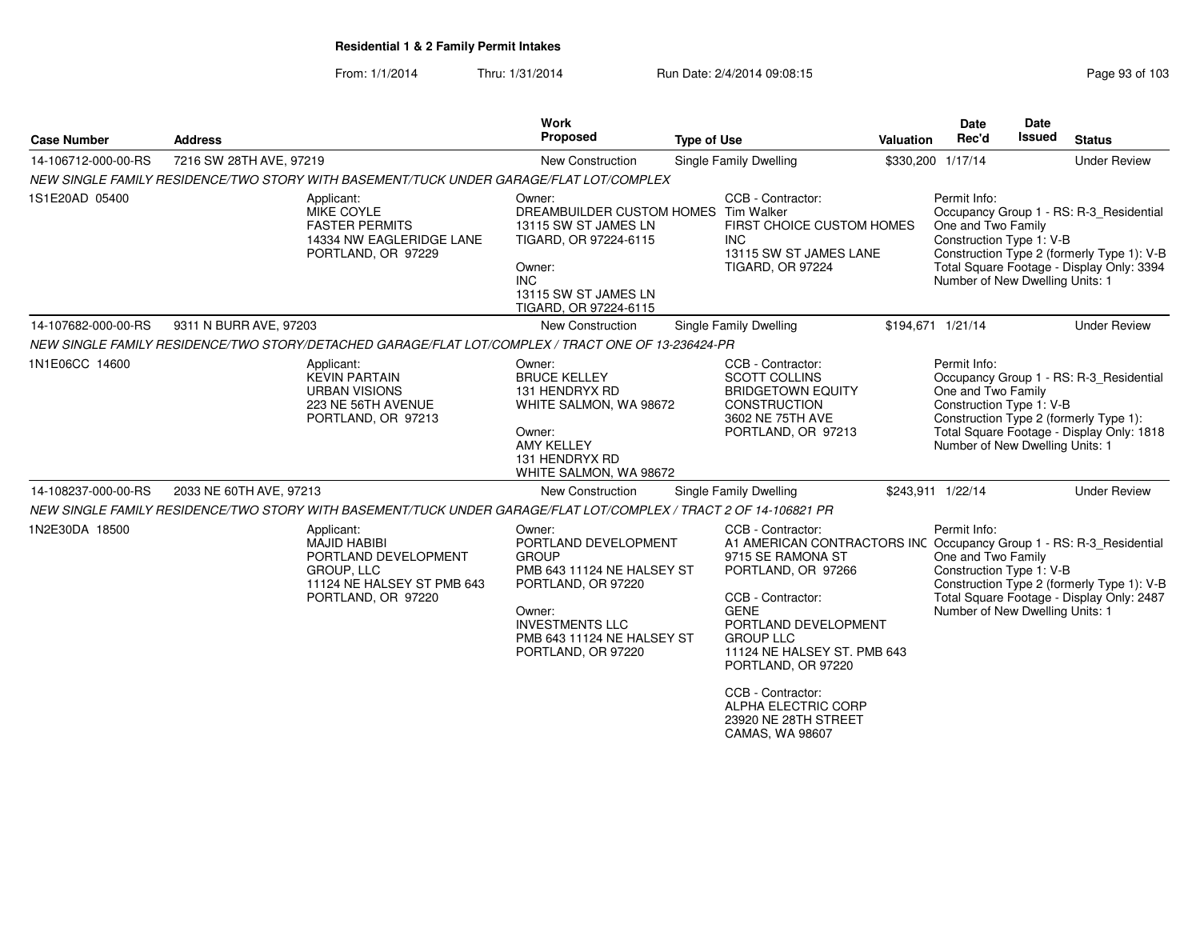**Residential 1 & 2 Family Permit Intakes**

From: 1/1/2014 Thru: 1/31/2014 Run Date: 2/4/2014 09:08:15

| Case Number | Address | Work Proposed | Type of Use | Valuation | Date Rec'd | Date Issued | Status |
|---|---|---|---|---|---|---|---|
| 14-106712-000-00-RS | 7216 SW 28TH AVE, 97219 | New Construction | Single Family Dwelling | $330,200 | 1/17/14 | | Under Review |

*NEW SINGLE FAMILY RESIDENCE/TWO STORY WITH BASEMENT/TUCK UNDER GARAGE/FLAT LOT/COMPLEX*

1S1E20AD 05400

Applicant:
MIKE COYLE
FASTER PERMITS
14334 NW EAGLERIDGE LANE
PORTLAND, OR 97229

Owner:
DREAMBUILDER CUSTOM HOMES
13115 SW ST JAMES LN
TIGARD, OR 97224-6115

Owner:
INC
13115 SW ST JAMES LN
TIGARD, OR 97224-6115

CCB - Contractor:
Tim Walker
FIRST CHOICE CUSTOM HOMES INC
13115 SW ST JAMES LANE
TIGARD, OR 97224

Permit Info:
Occupancy Group 1 - RS: R-3_Residential One and Two Family
Construction Type 1: V-B
Construction Type 2 (formerly Type 1): V-B
Total Square Footage - Display Only: 3394
Number of New Dwelling Units: 1

| Case Number | Address | Work Proposed | Type of Use | Valuation | Date Rec'd | Date Issued | Status |
|---|---|---|---|---|---|---|---|
| 14-107682-000-00-RS | 9311 N BURR AVE, 97203 | New Construction | Single Family Dwelling | $194,671 | 1/21/14 | | Under Review |

*NEW SINGLE FAMILY RESIDENCE/TWO STORY/DETACHED GARAGE/FLAT LOT/COMPLEX / TRACT ONE OF 13-236424-PR*

1N1E06CC 14600

Applicant:
KEVIN PARTAIN
URBAN VISIONS
223 NE 56TH AVENUE
PORTLAND, OR 97213

Owner:
BRUCE KELLEY
131 HENDRYX RD
WHITE SALMON, WA 98672

Owner:
AMY KELLEY
131 HENDRYX RD
WHITE SALMON, WA 98672

CCB - Contractor:
SCOTT COLLINS
BRIDGETOWN EQUITY CONSTRUCTION
3602 NE 75TH AVE
PORTLAND, OR 97213

Permit Info:
Occupancy Group 1 - RS: R-3_Residential One and Two Family
Construction Type 1: V-B
Construction Type 2 (formerly Type 1):
Total Square Footage - Display Only: 1818
Number of New Dwelling Units: 1

| Case Number | Address | Work Proposed | Type of Use | Valuation | Date Rec'd | Date Issued | Status |
|---|---|---|---|---|---|---|---|
| 14-108237-000-00-RS | 2033 NE 60TH AVE, 97213 | New Construction | Single Family Dwelling | $243,911 | 1/22/14 | | Under Review |

*NEW SINGLE FAMILY RESIDENCE/TWO STORY WITH BASEMENT/TUCK UNDER GARAGE/FLAT LOT/COMPLEX / TRACT 2 OF 14-106821 PR*

1N2E30DA 18500

Applicant:
MAJID HABIBI
PORTLAND DEVELOPMENT GROUP, LLC
11124 NE HALSEY ST PMB 643
PORTLAND, OR 97220

Owner:
PORTLAND DEVELOPMENT GROUP
PMB 643 11124 NE HALSEY ST
PORTLAND, OR 97220

Owner:
INVESTMENTS LLC
PMB 643 11124 NE HALSEY ST
PORTLAND, OR 97220

CCB - Contractor:
A1 AMERICAN CONTRACTORS INC
9715 SE RAMONA ST
PORTLAND, OR 97266

CCB - Contractor:
GENE
PORTLAND DEVELOPMENT GROUP LLC
11124 NE HALSEY ST. PMB 643
PORTLAND, OR 97220

CCB - Contractor:
ALPHA ELECTRIC CORP
23920 NE 28TH STREET
CAMAS, WA 98607

Permit Info:
Occupancy Group 1 - RS: R-3_Residential One and Two Family
Construction Type 1: V-B
Construction Type 2 (formerly Type 1): V-B
Total Square Footage - Display Only: 2487
Number of New Dwelling Units: 1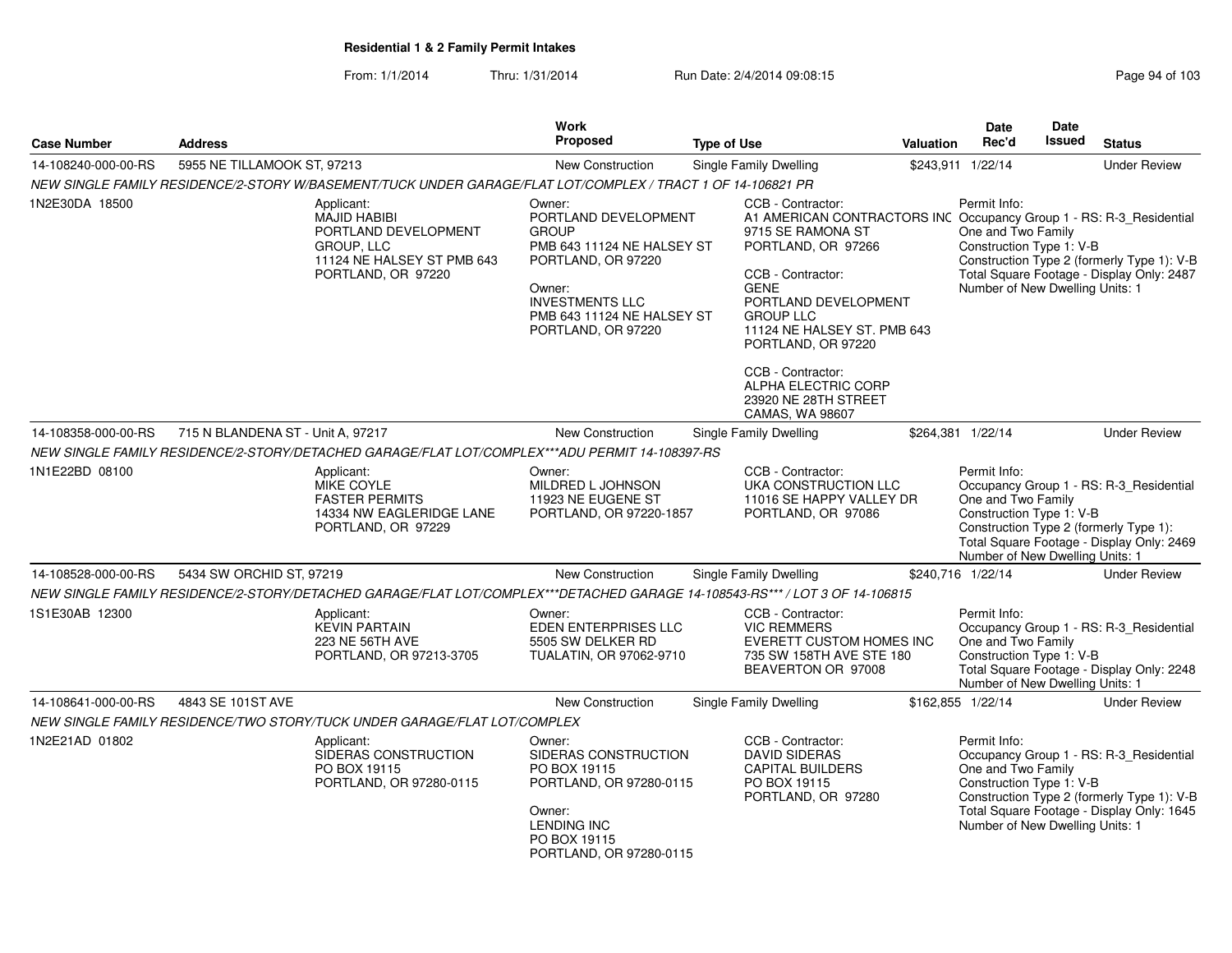**Residential 1 & 2 Family Permit Intakes**

From: 1/1/2014 Thru: 1/31/2014 Run Date: 2/4/2014 09:08:15

| Case Number | Address | Work Proposed | Type of Use | Valuation | Date Rec'd | Date Issued | Status |
|---|---|---|---|---|---|---|---|
| 14-108240-000-00-RS | 5955 NE TILLAMOOK ST, 97213 | New Construction | Single Family Dwelling | $243,911 | 1/22/14 | | Under Review |

NEW SINGLE FAMILY RESIDENCE/2-STORY W/BASEMENT/TUCK UNDER GARAGE/FLAT LOT/COMPLEX / TRACT 1 OF 14-106821 PR

1N2E30DA 18500

Applicant:
MAJID HABIBI
PORTLAND DEVELOPMENT GROUP, LLC
11124 NE HALSEY ST PMB 643
PORTLAND, OR 97220

Owner:
PORTLAND DEVELOPMENT GROUP
PMB 643 11124 NE HALSEY ST
PORTLAND, OR 97220

Owner:
INVESTMENTS LLC
PMB 643 11124 NE HALSEY ST
PORTLAND, OR 97220

CCB - Contractor:
A1 AMERICAN CONTRACTORS INC
9715 SE RAMONA ST
PORTLAND, OR 97266

CCB - Contractor:
GENE
PORTLAND DEVELOPMENT GROUP LLC
11124 NE HALSEY ST. PMB 643
PORTLAND, OR 97220

CCB - Contractor:
ALPHA ELECTRIC CORP
23920 NE 28TH STREET
CAMAS, WA 98607

Permit Info:
Occupancy Group 1 - RS: R-3_Residential One and Two Family
Construction Type 1: V-B
Construction Type 2 (formerly Type 1): V-B
Total Square Footage - Display Only: 2487
Number of New Dwelling Units: 1

| Case Number | Address | Work Proposed | Type of Use | Valuation | Date Rec'd | Date Issued | Status |
|---|---|---|---|---|---|---|---|
| 14-108358-000-00-RS | 715 N BLANDENA ST - Unit A, 97217 | New Construction | Single Family Dwelling | $264,381 | 1/22/14 | | Under Review |

NEW SINGLE FAMILY RESIDENCE/2-STORY/DETACHED GARAGE/FLAT LOT/COMPLEX***ADU PERMIT 14-108397-RS

1N1E22BD 08100

Applicant:
MIKE COYLE
FASTER PERMITS
14334 NW EAGLERIDGE LANE
PORTLAND, OR 97229

Owner:
MILDRED L JOHNSON
11923 NE EUGENE ST
PORTLAND, OR 97220-1857

CCB - Contractor:
UKA CONSTRUCTION LLC
11016 SE HAPPY VALLEY DR
PORTLAND, OR 97086

Permit Info:
Occupancy Group 1 - RS: R-3_Residential One and Two Family
Construction Type 1: V-B
Construction Type 2 (formerly Type 1):
Total Square Footage - Display Only: 2469
Number of New Dwelling Units: 1

| Case Number | Address | Work Proposed | Type of Use | Valuation | Date Rec'd | Date Issued | Status |
|---|---|---|---|---|---|---|---|
| 14-108528-000-00-RS | 5434 SW ORCHID ST, 97219 | New Construction | Single Family Dwelling | $240,716 | 1/22/14 | | Under Review |

NEW SINGLE FAMILY RESIDENCE/2-STORY/DETACHED GARAGE/FLAT LOT/COMPLEX***DETACHED GARAGE 14-108543-RS*** / LOT 3 OF 14-106815

1S1E30AB 12300

Applicant:
KEVIN PARTAIN
223 NE 56TH AVE
PORTLAND, OR 97213-3705

Owner:
EDEN ENTERPRISES LLC
5505 SW DELKER RD
TUALATIN, OR 97062-9710

CCB - Contractor:
VIC REMMERS
EVERETT CUSTOM HOMES INC
735 SW 158TH AVE STE 180
BEAVERTON OR 97008

Permit Info:
Occupancy Group 1 - RS: R-3_Residential One and Two Family
Construction Type 1: V-B
Total Square Footage - Display Only: 2248
Number of New Dwelling Units: 1

| Case Number | Address | Work Proposed | Type of Use | Valuation | Date Rec'd | Date Issued | Status |
|---|---|---|---|---|---|---|---|
| 14-108641-000-00-RS | 4843 SE 101ST AVE | New Construction | Single Family Dwelling | $162,855 | 1/22/14 | | Under Review |

NEW SINGLE FAMILY RESIDENCE/TWO STORY/TUCK UNDER GARAGE/FLAT LOT/COMPLEX

1N2E21AD 01802

Applicant:
SIDERAS CONSTRUCTION
PO BOX 19115
PORTLAND, OR 97280-0115

Owner:
SIDERAS CONSTRUCTION
PO BOX 19115
PORTLAND, OR 97280-0115

Owner:
LENDING INC
PO BOX 19115
PORTLAND, OR 97280-0115

CCB - Contractor:
DAVID SIDERAS
CAPITAL BUILDERS
PO BOX 19115
PORTLAND, OR 97280

Permit Info:
Occupancy Group 1 - RS: R-3_Residential One and Two Family
Construction Type 1: V-B
Construction Type 2 (formerly Type 1): V-B
Total Square Footage - Display Only: 1645
Number of New Dwelling Units: 1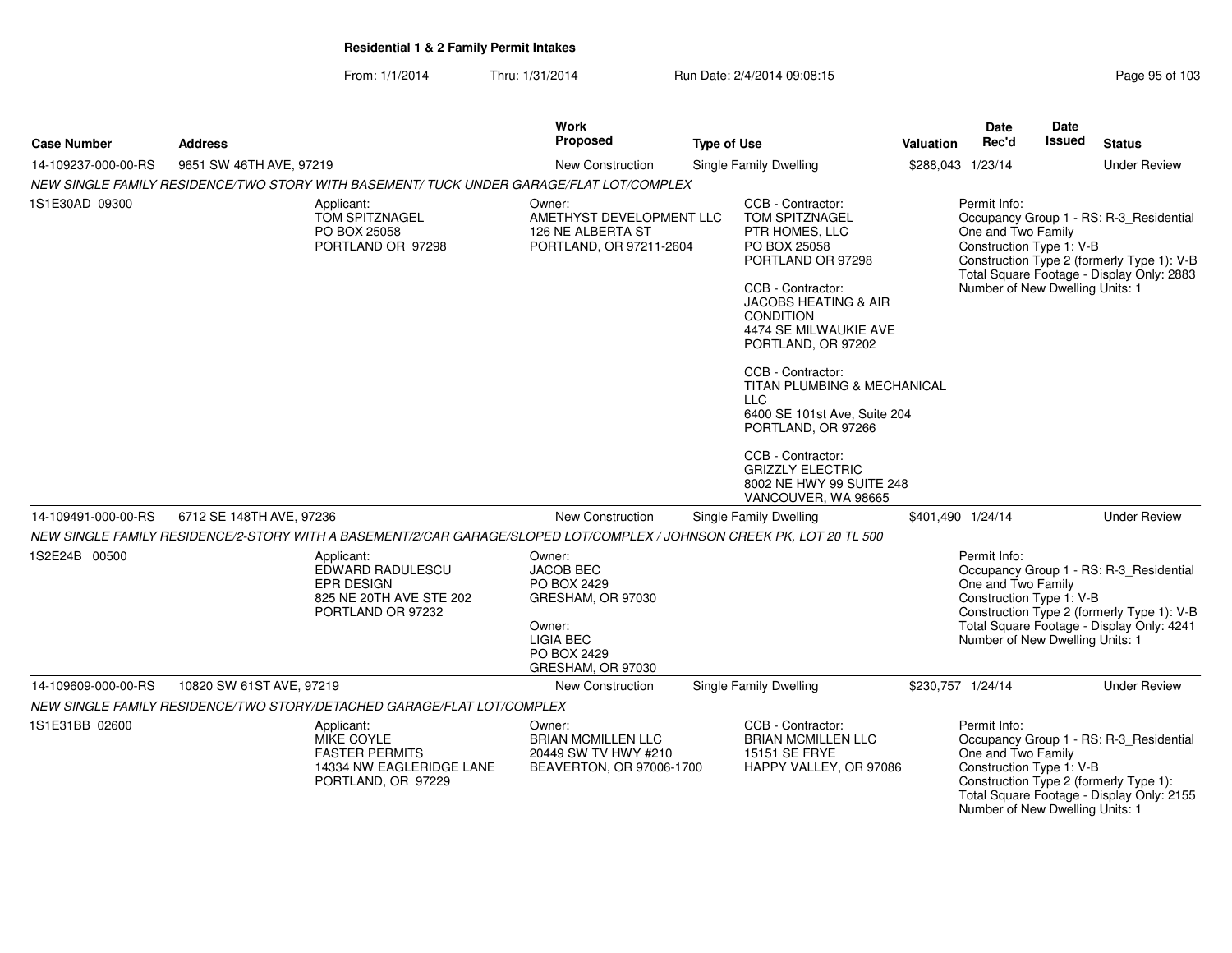**Residential 1 & 2 Family Permit Intakes**

From: 1/1/2014 Thru: 1/31/2014 Run Date: 2/4/2014 09:08:15

| Case Number | Address | Work Proposed | Type of Use | Valuation | Date Rec'd | Date Issued | Status |
|---|---|---|---|---|---|---|---|
| 14-109237-000-00-RS | 9651 SW 46TH AVE, 97219 | New Construction | Single Family Dwelling | $288,043 | 1/23/14 | | Under Review |

*NEW SINGLE FAMILY RESIDENCE/TWO STORY WITH BASEMENT/ TUCK UNDER GARAGE/FLAT LOT/COMPLEX*

1S1E30AD 09300

Applicant:
TOM SPITZNAGEL
PO BOX 25058
PORTLAND OR 97298

Owner:
AMETHYST DEVELOPMENT LLC
126 NE ALBERTA ST
PORTLAND, OR 97211-2604

CCB - Contractor:
TOM SPITZNAGEL
PTR HOMES, LLC
PO BOX 25058
PORTLAND OR 97298

CCB - Contractor:
JACOBS HEATING & AIR CONDITION
4474 SE MILWAUKIE AVE
PORTLAND, OR 97202

CCB - Contractor:
TITAN PLUMBING & MECHANICAL LLC
6400 SE 101st Ave, Suite 204
PORTLAND, OR 97266

CCB - Contractor:
GRIZZLY ELECTRIC
8002 NE HWY 99 SUITE 248
VANCOUVER, WA 98665

Permit Info:
Occupancy Group 1 - RS: R-3_Residential One and Two Family
Construction Type 1: V-B
Construction Type 2 (formerly Type 1): V-B
Total Square Footage - Display Only: 2883
Number of New Dwelling Units: 1

| Case Number | Address | Work Proposed | Type of Use | Valuation | Date Rec'd | Date Issued | Status |
|---|---|---|---|---|---|---|---|
| 14-109491-000-00-RS | 6712 SE 148TH AVE, 97236 | New Construction | Single Family Dwelling | $401,490 | 1/24/14 | | Under Review |

*NEW SINGLE FAMILY RESIDENCE/2-STORY WITH A BASEMENT/2/CAR GARAGE/SLOPED LOT/COMPLEX / JOHNSON CREEK PK, LOT 20 TL 500*

1S2E24B 00500

Applicant:
EDWARD RADULESCU
EPR DESIGN
825 NE 20TH AVE STE 202
PORTLAND OR 97232

Owner:
JACOB BEC
PO BOX 2429
GRESHAM, OR 97030

Owner:
LIGIA BEC
PO BOX 2429
GRESHAM, OR 97030

Permit Info:
Occupancy Group 1 - RS: R-3_Residential One and Two Family
Construction Type 1: V-B
Construction Type 2 (formerly Type 1): V-B
Total Square Footage - Display Only: 4241
Number of New Dwelling Units: 1

| Case Number | Address | Work Proposed | Type of Use | Valuation | Date Rec'd | Date Issued | Status |
|---|---|---|---|---|---|---|---|
| 14-109609-000-00-RS | 10820 SW 61ST AVE, 97219 | New Construction | Single Family Dwelling | $230,757 | 1/24/14 | | Under Review |

*NEW SINGLE FAMILY RESIDENCE/TWO STORY/DETACHED GARAGE/FLAT LOT/COMPLEX*

1S1E31BB 02600

Applicant:
MIKE COYLE
FASTER PERMITS
14334 NW EAGLERIDGE LANE
PORTLAND, OR 97229

Owner:
BRIAN MCMILLEN LLC
20449 SW TV HWY #210
BEAVERTON, OR 97006-1700

CCB - Contractor:
BRIAN MCMILLEN LLC
15151 SE FRYE
HAPPY VALLEY, OR 97086

Permit Info:
Occupancy Group 1 - RS: R-3_Residential One and Two Family
Construction Type 1: V-B
Construction Type 2 (formerly Type 1):
Total Square Footage - Display Only: 2155
Number of New Dwelling Units: 1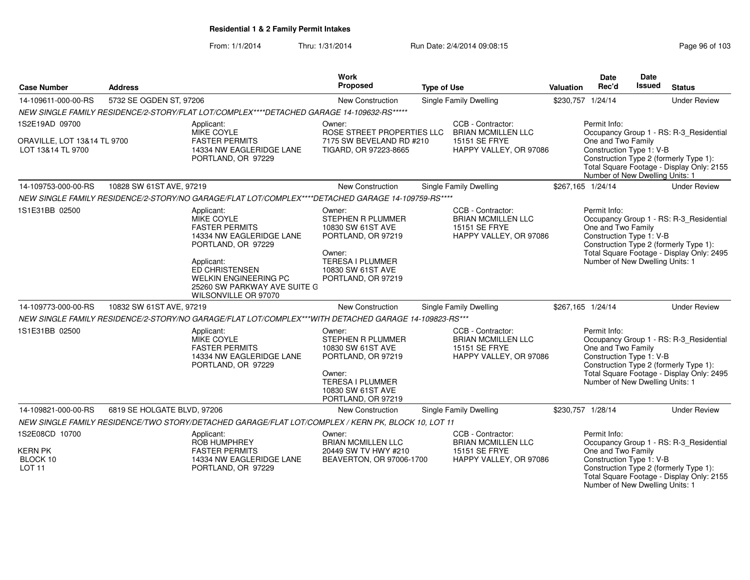**Residential 1 & 2 Family Permit Intakes**

From: 1/1/2014 Thru: 1/31/2014 Run Date: 2/4/2014 09:08:15

| Case Number | Address | Work Proposed | Type of Use | Valuation | Date Rec'd | Date Issued | Status |
|---|---|---|---|---|---|---|---|
| 14-109611-000-00-RS | 5732 SE OGDEN ST, 97206 | New Construction | Single Family Dwelling | $230,757 | 1/24/14 | | Under Review |

*NEW SINGLE FAMILY RESIDENCE/2-STORY/FLAT LOT/COMPLEX****DETACHED GARAGE 14-109632-RS*****

1S2E19AD 09700

ORAVILLE, LOT 13&14 TL 9700
LOT 13&14 TL 9700

Applicant:
MIKE COYLE
FASTER PERMITS
14334 NW EAGLERIDGE LANE
PORTLAND, OR 97229

Owner:
ROSE STREET PROPERTIES LLC
7175 SW BEVELAND RD #210
TIGARD, OR 97223-8665

CCB - Contractor:
BRIAN MCMILLEN LLC
15151 SE FRYE
HAPPY VALLEY, OR 97086

Permit Info:
Occupancy Group 1 - RS: R-3_Residential One and Two Family
Construction Type 1: V-B
Construction Type 2 (formerly Type 1):
Total Square Footage - Display Only: 2155
Number of New Dwelling Units: 1

| Case Number | Address | Work Proposed | Type of Use | Valuation | Date Rec'd | Date Issued | Status |
|---|---|---|---|---|---|---|---|
| 14-109753-000-00-RS | 10828 SW 61ST AVE, 97219 | New Construction | Single Family Dwelling | $267,165 | 1/24/14 | | Under Review |

*NEW SINGLE FAMILY RESIDENCE/2-STORY/NO GARAGE/FLAT LOT/COMPLEX****DETACHED GARAGE 14-109759-RS*****

1S1E31BB 02500

Applicant:
MIKE COYLE
FASTER PERMITS
14334 NW EAGLERIDGE LANE
PORTLAND, OR 97229

Applicant:
ED CHRISTENSEN
WELKIN ENGINEERING PC
25260 SW PARKWAY AVE SUITE G
WILSONVILLE OR 97070

Owner:
STEPHEN R PLUMMER
10830 SW 61ST AVE
PORTLAND, OR 97219

Owner:
TERESA I PLUMMER
10830 SW 61ST AVE
PORTLAND, OR 97219

CCB - Contractor:
BRIAN MCMILLEN LLC
15151 SE FRYE
HAPPY VALLEY, OR 97086

Permit Info:
Occupancy Group 1 - RS: R-3_Residential One and Two Family
Construction Type 1: V-B
Construction Type 2 (formerly Type 1):
Total Square Footage - Display Only: 2495
Number of New Dwelling Units: 1

| Case Number | Address | Work Proposed | Type of Use | Valuation | Date Rec'd | Date Issued | Status |
|---|---|---|---|---|---|---|---|
| 14-109773-000-00-RS | 10832 SW 61ST AVE, 97219 | New Construction | Single Family Dwelling | $267,165 | 1/24/14 | | Under Review |

*NEW SINGLE FAMILY RESIDENCE/2-STORY/NO GARAGE/FLAT LOT/COMPLEX***WITH DETACHED GARAGE 14-109823-RS****

1S1E31BB 02500

Applicant:
MIKE COYLE
FASTER PERMITS
14334 NW EAGLERIDGE LANE
PORTLAND, OR 97229

Owner:
STEPHEN R PLUMMER
10830 SW 61ST AVE
PORTLAND, OR 97219

Owner:
TERESA I PLUMMER
10830 SW 61ST AVE
PORTLAND, OR 97219

CCB - Contractor:
BRIAN MCMILLEN LLC
15151 SE FRYE
HAPPY VALLEY, OR 97086

Permit Info:
Occupancy Group 1 - RS: R-3_Residential One and Two Family
Construction Type 1: V-B
Construction Type 2 (formerly Type 1):
Total Square Footage - Display Only: 2495
Number of New Dwelling Units: 1

| Case Number | Address | Work Proposed | Type of Use | Valuation | Date Rec'd | Date Issued | Status |
|---|---|---|---|---|---|---|---|
| 14-109821-000-00-RS | 6819 SE HOLGATE BLVD, 97206 | New Construction | Single Family Dwelling | $230,757 | 1/28/14 | | Under Review |

*NEW SINGLE FAMILY RESIDENCE/TWO STORY/DETACHED GARAGE/FLAT LOT/COMPLEX / KERN PK, BLOCK 10, LOT 11*

1S2E08CD 10700

KERN PK
BLOCK 10
LOT 11

Applicant:
ROB HUMPHREY
FASTER PERMITS
14334 NW EAGLERIDGE LANE
PORTLAND, OR 97229

Owner:
BRIAN MCMILLEN LLC
20449 SW TV HWY #210
BEAVERTON, OR 97006-1700

CCB - Contractor:
BRIAN MCMILLEN LLC
15151 SE FRYE
HAPPY VALLEY, OR 97086

Permit Info:
Occupancy Group 1 - RS: R-3_Residential One and Two Family
Construction Type 1: V-B
Construction Type 2 (formerly Type 1):
Total Square Footage - Display Only: 2155
Number of New Dwelling Units: 1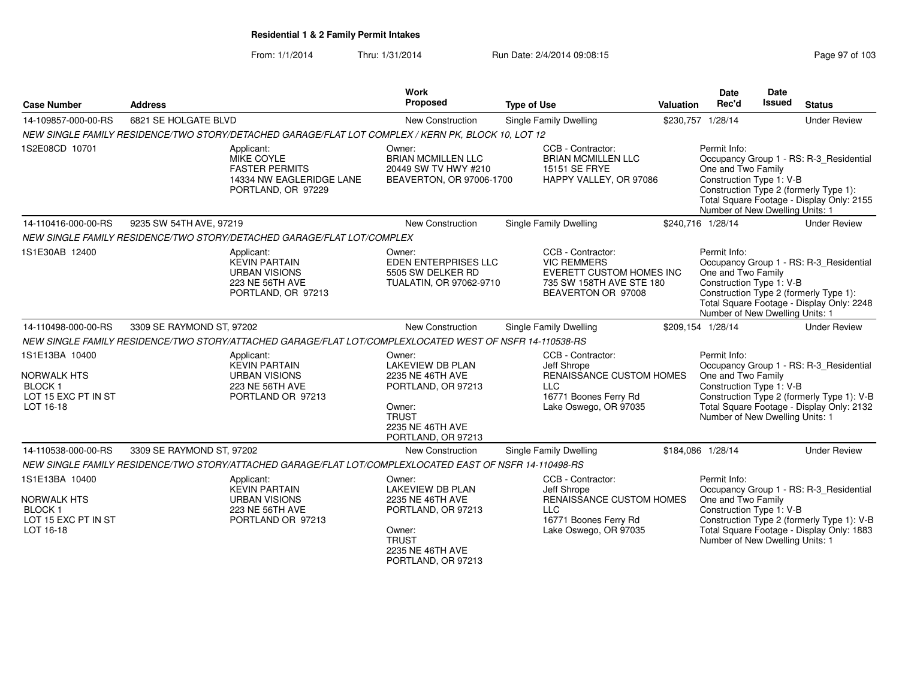# Residential 1 & 2 Family Permit Intakes

From: 1/1/2014 Thru: 1/31/2014 Run Date: 2/4/2014 09:08:15

| Case Number | Address | Work Proposed | Type of Use | Valuation | Date Rec'd | Date Issued | Status |
|---|---|---|---|---|---|---|---|
| 14-109857-000-00-RS | 6821 SE HOLGATE BLVD | New Construction | Single Family Dwelling | $230,757 | 1/28/14 | | Under Review |

*NEW SINGLE FAMILY RESIDENCE/TWO STORY/DETACHED GARAGE/FLAT LOT COMPLEX / KERN PK, BLOCK 10, LOT 12*

1S2E08CD 10701

Applicant: MIKE COYLE, FASTER PERMITS, 14334 NW EAGLERIDGE LANE, PORTLAND, OR 97229

Owner: BRIAN MCMILLEN LLC, 20449 SW TV HWY #210, BEAVERTON, OR 97006-1700

CCB - Contractor: BRIAN MCMILLEN LLC, 15151 SE FRYE, HAPPY VALLEY, OR 97086

Permit Info: Occupancy Group 1 - RS: R-3_Residential One and Two Family; Construction Type 1: V-B; Construction Type 2 (formerly Type 1):; Total Square Footage - Display Only: 2155; Number of New Dwelling Units: 1

| Case Number | Address | Work Proposed | Type of Use | Valuation | Date Rec'd | Date Issued | Status |
|---|---|---|---|---|---|---|---|
| 14-110416-000-00-RS | 9235 SW 54TH AVE, 97219 | New Construction | Single Family Dwelling | $240,716 | 1/28/14 | | Under Review |

*NEW SINGLE FAMILY RESIDENCE/TWO STORY/DETACHED GARAGE/FLAT LOT/COMPLEX*

1S1E30AB 12400

Applicant: KEVIN PARTAIN, URBAN VISIONS, 223 NE 56TH AVE, PORTLAND, OR 97213

Owner: EDEN ENTERPRISES LLC, 5505 SW DELKER RD, TUALATIN, OR 97062-9710

CCB - Contractor: VIC REMMERS, EVERETT CUSTOM HOMES INC, 735 SW 158TH AVE STE 180, BEAVERTON OR 97008

Permit Info: Occupancy Group 1 - RS: R-3_Residential One and Two Family; Construction Type 1: V-B; Construction Type 2 (formerly Type 1):; Total Square Footage - Display Only: 2248; Number of New Dwelling Units: 1

| Case Number | Address | Work Proposed | Type of Use | Valuation | Date Rec'd | Date Issued | Status |
|---|---|---|---|---|---|---|---|
| 14-110498-000-00-RS | 3309 SE RAYMOND ST, 97202 | New Construction | Single Family Dwelling | $209,154 | 1/28/14 | | Under Review |

*NEW SINGLE FAMILY RESIDENCE/TWO STORY/ATTACHED GARAGE/FLAT LOT/COMPLEXLOCATED WEST OF NSFR 14-110538-RS*

1S1E13BA 10400

NORWALK HTS, BLOCK 1, LOT 15 EXC PT IN ST, LOT 16-18

Applicant: KEVIN PARTAIN, URBAN VISIONS, 223 NE 56TH AVE, PORTLAND OR 97213

Owner: LAKEVIEW DB PLAN, 2235 NE 46TH AVE, PORTLAND, OR 97213

Owner: TRUST, 2235 NE 46TH AVE, PORTLAND, OR 97213

CCB - Contractor: Jeff Shrope, RENAISSANCE CUSTOM HOMES LLC, 16771 Boones Ferry Rd, Lake Oswego, OR 97035

Permit Info: Occupancy Group 1 - RS: R-3_Residential One and Two Family; Construction Type 1: V-B; Construction Type 2 (formerly Type 1): V-B; Total Square Footage - Display Only: 2132; Number of New Dwelling Units: 1

| Case Number | Address | Work Proposed | Type of Use | Valuation | Date Rec'd | Date Issued | Status |
|---|---|---|---|---|---|---|---|
| 14-110538-000-00-RS | 3309 SE RAYMOND ST, 97202 | New Construction | Single Family Dwelling | $184,086 | 1/28/14 | | Under Review |

*NEW SINGLE FAMILY RESIDENCE/TWO STORY/ATTACHED GARAGE/FLAT LOT/COMPLEXLOCATED EAST OF NSFR 14-110498-RS*

1S1E13BA 10400

NORWALK HTS, BLOCK 1, LOT 15 EXC PT IN ST, LOT 16-18

Applicant: KEVIN PARTAIN, URBAN VISIONS, 223 NE 56TH AVE, PORTLAND OR 97213

Owner: LAKEVIEW DB PLAN, 2235 NE 46TH AVE, PORTLAND, OR 97213

Owner: TRUST, 2235 NE 46TH AVE, PORTLAND, OR 97213

CCB - Contractor: Jeff Shrope, RENAISSANCE CUSTOM HOMES LLC, 16771 Boones Ferry Rd, Lake Oswego, OR 97035

Permit Info: Occupancy Group 1 - RS: R-3_Residential One and Two Family; Construction Type 1: V-B; Construction Type 2 (formerly Type 1): V-B; Total Square Footage - Display Only: 1883; Number of New Dwelling Units: 1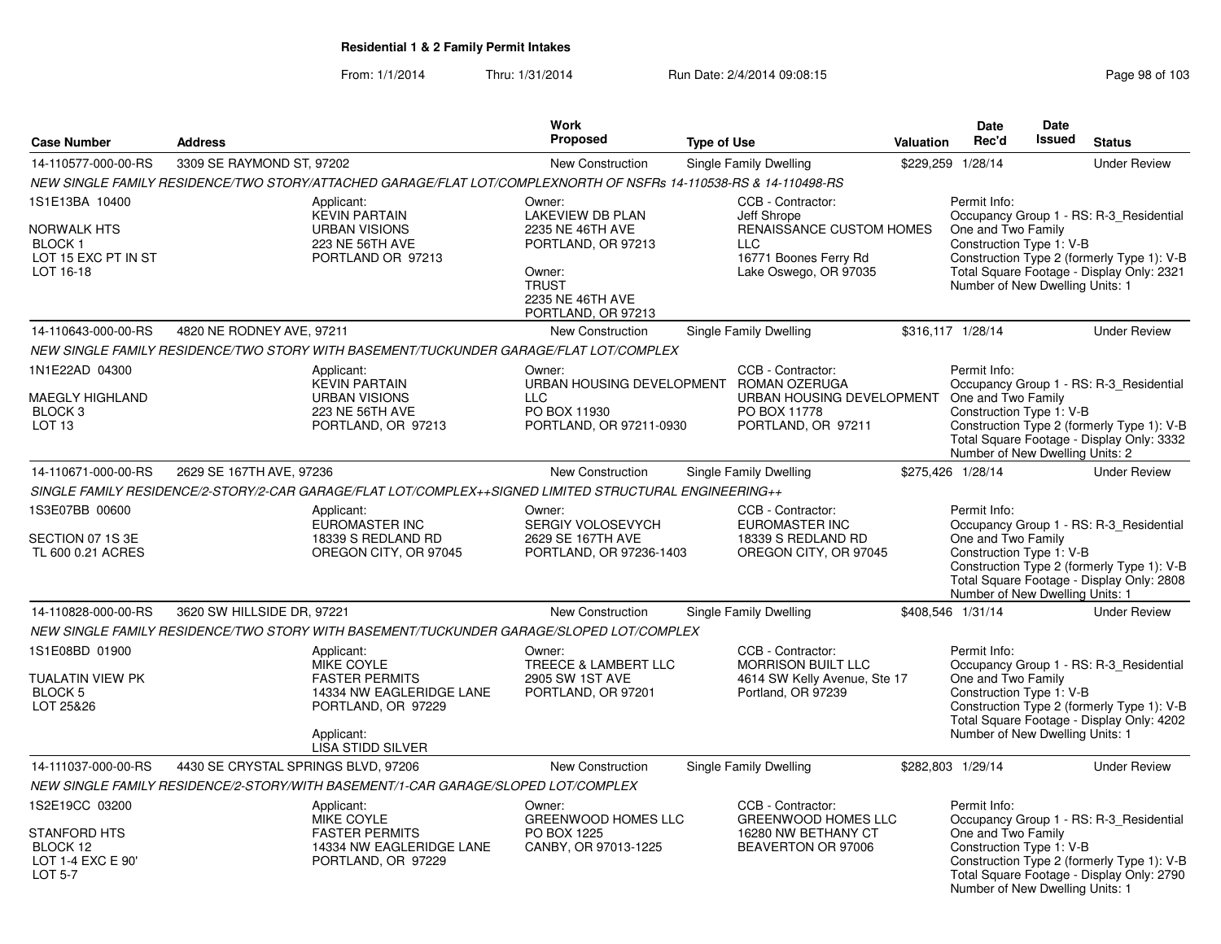**Residential 1 & 2 Family Permit Intakes**

From: 1/1/2014 Thru: 1/31/2014 Run Date: 2/4/2014 09:08:15

| Case Number | Address | Work Proposed | Type of Use | Valuation | Date Rec'd | Date Issued | Status |
|---|---|---|---|---|---|---|---|
| 14-110577-000-00-RS | 3309 SE RAYMOND ST, 97202 | New Construction | Single Family Dwelling | $229,259 | 1/28/14 | | Under Review |

NEW SINGLE FAMILY RESIDENCE/TWO STORY/ATTACHED GARAGE/FLAT LOT/COMPLEXNORTH OF NSFRs 14-110538-RS & 14-110498-RS

1S1E13BA 10400
NORWALK HTS
BLOCK 1
LOT 15 EXC PT IN ST
LOT 16-18

Applicant: KEVIN PARTAIN, URBAN VISIONS, 223 NE 56TH AVE, PORTLAND OR 97213

Owner: LAKEVIEW DB PLAN, 2235 NE 46TH AVE, PORTLAND, OR 97213

Owner: TRUST, 2235 NE 46TH AVE, PORTLAND, OR 97213

CCB - Contractor: Jeff Shrope, RENAISSANCE CUSTOM HOMES LLC, 16771 Boones Ferry Rd, Lake Oswego, OR 97035

Permit Info:
Occupancy Group 1 - RS: R-3_Residential One and Two Family
Construction Type 1: V-B
Construction Type 2 (formerly Type 1): V-B
Total Square Footage - Display Only: 2321
Number of New Dwelling Units: 1

| Case Number | Address | Work Proposed | Type of Use | Valuation | Date Rec'd | Date Issued | Status |
|---|---|---|---|---|---|---|---|
| 14-110643-000-00-RS | 4820 NE RODNEY AVE, 97211 | New Construction | Single Family Dwelling | $316,117 | 1/28/14 | | Under Review |

NEW SINGLE FAMILY RESIDENCE/TWO STORY WITH BASEMENT/TUCKUNDER GARAGE/FLAT LOT/COMPLEX

1N1E22AD 04300
MAEGLY HIGHLAND
BLOCK 3
LOT 13

Applicant: KEVIN PARTAIN, URBAN VISIONS, 223 NE 56TH AVE, PORTLAND, OR 97213

Owner: URBAN HOUSING DEVELOPMENT LLC, PO BOX 11930, PORTLAND, OR 97211-0930

CCB - Contractor: ROMAN OZERUGA, URBAN HOUSING DEVELOPMENT, PO BOX 11778, PORTLAND, OR 97211

Permit Info:
Occupancy Group 1 - RS: R-3_Residential One and Two Family
Construction Type 1: V-B
Construction Type 2 (formerly Type 1): V-B
Total Square Footage - Display Only: 3332
Number of New Dwelling Units: 2

| Case Number | Address | Work Proposed | Type of Use | Valuation | Date Rec'd | Date Issued | Status |
|---|---|---|---|---|---|---|---|
| 14-110671-000-00-RS | 2629 SE 167TH AVE, 97236 | New Construction | Single Family Dwelling | $275,426 | 1/28/14 | | Under Review |

SINGLE FAMILY RESIDENCE/2-STORY/2-CAR GARAGE/FLAT LOT/COMPLEX++SIGNED LIMITED STRUCTURAL ENGINEERING++

1S3E07BB 00600
SECTION 07 1S 3E
TL 600 0.21 ACRES

Applicant: EUROMASTER INC, 18339 S REDLAND RD, OREGON CITY, OR 97045

Owner: SERGIY VOLOSEVYCH, 2629 SE 167TH AVE, PORTLAND, OR 97236-1403

CCB - Contractor: EUROMASTER INC, 18339 S REDLAND RD, OREGON CITY, OR 97045

Permit Info:
Occupancy Group 1 - RS: R-3_Residential One and Two Family
Construction Type 1: V-B
Construction Type 2 (formerly Type 1): V-B
Total Square Footage - Display Only: 2808
Number of New Dwelling Units: 1

| Case Number | Address | Work Proposed | Type of Use | Valuation | Date Rec'd | Date Issued | Status |
|---|---|---|---|---|---|---|---|
| 14-110828-000-00-RS | 3620 SW HILLSIDE DR, 97221 | New Construction | Single Family Dwelling | $408,546 | 1/31/14 | | Under Review |

NEW SINGLE FAMILY RESIDENCE/TWO STORY WITH BASEMENT/TUCKUNDER GARAGE/SLOPED LOT/COMPLEX

1S1E08BD 01900
TUALATIN VIEW PK
BLOCK 5
LOT 25&26

Applicant: MIKE COYLE, FASTER PERMITS, 14334 NW EAGLERIDGE LANE, PORTLAND, OR 97229

Applicant: LISA STIDD SILVER

Owner: TREECE & LAMBERT LLC, 2905 SW 1ST AVE, PORTLAND, OR 97201

CCB - Contractor: MORRISON BUILT LLC, 4614 SW Kelly Avenue, Ste 17, Portland, OR 97239

Permit Info:
Occupancy Group 1 - RS: R-3_Residential One and Two Family
Construction Type 1: V-B
Construction Type 2 (formerly Type 1): V-B
Total Square Footage - Display Only: 4202
Number of New Dwelling Units: 1

| Case Number | Address | Work Proposed | Type of Use | Valuation | Date Rec'd | Date Issued | Status |
|---|---|---|---|---|---|---|---|
| 14-111037-000-00-RS | 4430 SE CRYSTAL SPRINGS BLVD, 97206 | New Construction | Single Family Dwelling | $282,803 | 1/29/14 | | Under Review |

NEW SINGLE FAMILY RESIDENCE/2-STORY/WITH BASEMENT/1-CAR GARAGE/SLOPED LOT/COMPLEX

1S2E19CC 03200
STANFORD HTS
BLOCK 12
LOT 1-4 EXC E 90'
LOT 5-7

Applicant: MIKE COYLE, FASTER PERMITS, 14334 NW EAGLERIDGE LANE, PORTLAND, OR 97229

Owner: GREENWOOD HOMES LLC, PO BOX 1225, CANBY, OR 97013-1225

CCB - Contractor: GREENWOOD HOMES LLC, 16280 NW BETHANY CT, BEAVERTON OR 97006

Permit Info:
Occupancy Group 1 - RS: R-3_Residential One and Two Family
Construction Type 1: V-B
Construction Type 2 (formerly Type 1): V-B
Total Square Footage - Display Only: 2790
Number of New Dwelling Units: 1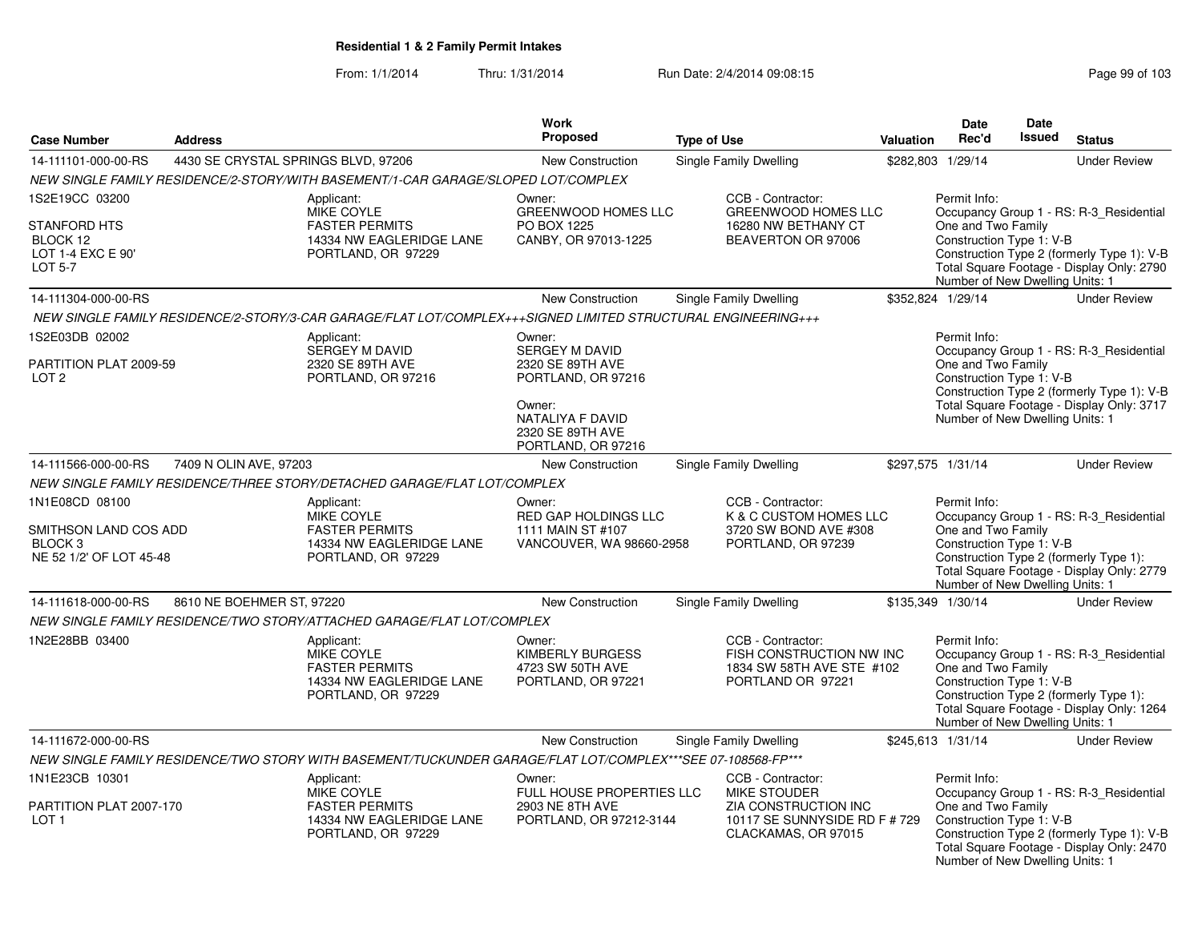**Residential 1 & 2 Family Permit Intakes**

From: 1/1/2014 Thru: 1/31/2014 Run Date: 2/4/2014 09:08:15

| Case Number | Address | Work Proposed | Type of Use | Valuation | Date Rec'd | Date Issued | Status |
|---|---|---|---|---|---|---|---|
| 14-111101-000-00-RS | 4430 SE CRYSTAL SPRINGS BLVD, 97206 | New Construction | Single Family Dwelling | $282,803 | 1/29/14 | | Under Review |

*NEW SINGLE FAMILY RESIDENCE/2-STORY/WITH BASEMENT/1-CAR GARAGE/SLOPED LOT/COMPLEX*

1S2E19CC 03200

STANFORD HTS
BLOCK 12
LOT 1-4 EXC E 90'
LOT 5-7

Applicant:
MIKE COYLE
FASTER PERMITS
14334 NW EAGLERIDGE LANE
PORTLAND, OR 97229

Owner:
GREENWOOD HOMES LLC
PO BOX 1225
CANBY, OR 97013-1225

CCB - Contractor:
GREENWOOD HOMES LLC
16280 NW BETHANY CT
BEAVERTON OR 97006

Permit Info:
Occupancy Group 1 - RS: R-3_Residential One and Two Family
Construction Type 1: V-B
Construction Type 2 (formerly Type 1): V-B
Total Square Footage - Display Only: 2790
Number of New Dwelling Units: 1

| Case Number | Address | Work Proposed | Type of Use | Valuation | Date Rec'd | Date Issued | Status |
|---|---|---|---|---|---|---|---|
| 14-111304-000-00-RS | | New Construction | Single Family Dwelling | $352,824 | 1/29/14 | | Under Review |

*NEW SINGLE FAMILY RESIDENCE/2-STORY/3-CAR GARAGE/FLAT LOT/COMPLEX+++SIGNED LIMITED STRUCTURAL ENGINEERING+++*

1S2E03DB 02002

PARTITION PLAT 2009-59
LOT 2

Applicant:
SERGEY M DAVID
2320 SE 89TH AVE
PORTLAND, OR 97216

Owner:
SERGEY M DAVID
2320 SE 89TH AVE
PORTLAND, OR 97216

Owner:
NATALIYA F DAVID
2320 SE 89TH AVE
PORTLAND, OR 97216

Permit Info:
Occupancy Group 1 - RS: R-3_Residential One and Two Family
Construction Type 1: V-B
Construction Type 2 (formerly Type 1): V-B
Total Square Footage - Display Only: 3717
Number of New Dwelling Units: 1

| Case Number | Address | Work Proposed | Type of Use | Valuation | Date Rec'd | Date Issued | Status |
|---|---|---|---|---|---|---|---|
| 14-111566-000-00-RS | 7409 N OLIN AVE, 97203 | New Construction | Single Family Dwelling | $297,575 | 1/31/14 | | Under Review |

*NEW SINGLE FAMILY RESIDENCE/THREE STORY/DETACHED GARAGE/FLAT LOT/COMPLEX*

1N1E08CD 08100

SMITHSON LAND COS ADD
BLOCK 3
NE 52 1/2' OF LOT 45-48

Applicant:
MIKE COYLE
FASTER PERMITS
14334 NW EAGLERIDGE LANE
PORTLAND, OR 97229

Owner:
RED GAP HOLDINGS LLC
1111 MAIN ST #107
VANCOUVER, WA 98660-2958

CCB - Contractor:
K & C CUSTOM HOMES LLC
3720 SW BOND AVE #308
PORTLAND, OR 97239

Permit Info:
Occupancy Group 1 - RS: R-3_Residential One and Two Family
Construction Type 1: V-B
Construction Type 2 (formerly Type 1):
Total Square Footage - Display Only: 2779
Number of New Dwelling Units: 1

| Case Number | Address | Work Proposed | Type of Use | Valuation | Date Rec'd | Date Issued | Status |
|---|---|---|---|---|---|---|---|
| 14-111618-000-00-RS | 8610 NE BOEHMER ST, 97220 | New Construction | Single Family Dwelling | $135,349 | 1/30/14 | | Under Review |

*NEW SINGLE FAMILY RESIDENCE/TWO STORY/ATTACHED GARAGE/FLAT LOT/COMPLEX*

1N2E28BB 03400

Applicant:
MIKE COYLE
FASTER PERMITS
14334 NW EAGLERIDGE LANE
PORTLAND, OR 97229

Owner:
KIMBERLY BURGESS
4723 SW 50TH AVE
PORTLAND, OR 97221

CCB - Contractor:
FISH CONSTRUCTION NW INC
1834 SW 58TH AVE STE #102
PORTLAND OR 97221

Permit Info:
Occupancy Group 1 - RS: R-3_Residential One and Two Family
Construction Type 1: V-B
Construction Type 2 (formerly Type 1):
Total Square Footage - Display Only: 1264
Number of New Dwelling Units: 1

| Case Number | Address | Work Proposed | Type of Use | Valuation | Date Rec'd | Date Issued | Status |
|---|---|---|---|---|---|---|---|
| 14-111672-000-00-RS | | New Construction | Single Family Dwelling | $245,613 | 1/31/14 | | Under Review |

*NEW SINGLE FAMILY RESIDENCE/TWO STORY WITH BASEMENT/TUCKUNDER GARAGE/FLAT LOT/COMPLEX***SEE 07-108568-FP****

1N1E23CB 10301

PARTITION PLAT 2007-170
LOT 1

Applicant:
MIKE COYLE
FASTER PERMITS
14334 NW EAGLERIDGE LANE
PORTLAND, OR 97229

Owner:
FULL HOUSE PROPERTIES LLC
2903 NE 8TH AVE
PORTLAND, OR 97212-3144

CCB - Contractor:
MIKE STOUDER
ZIA CONSTRUCTION INC
10117 SE SUNNYSIDE RD F # 729
CLACKAMAS, OR 97015

Permit Info:
Occupancy Group 1 - RS: R-3_Residential One and Two Family
Construction Type 1: V-B
Construction Type 2 (formerly Type 1): V-B
Total Square Footage - Display Only: 2470
Number of New Dwelling Units: 1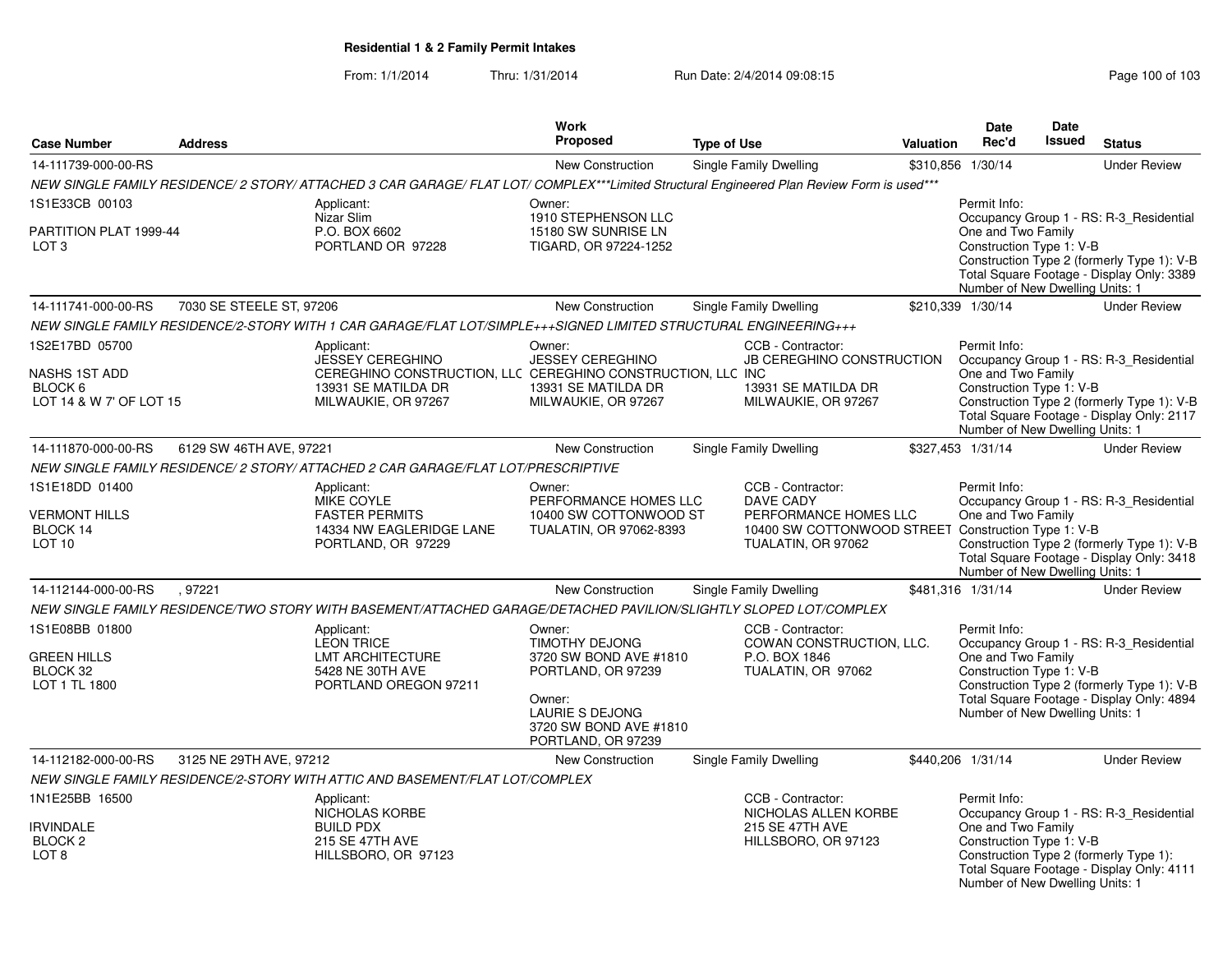**Residential 1 & 2 Family Permit Intakes**

From: 1/1/2014 Thru: 1/31/2014 Run Date: 2/4/2014 09:08:15

| Case Number | Address | Work Proposed | Type of Use | Valuation | Date Rec'd | Date Issued | Status |
|---|---|---|---|---|---|---|---|
| 14-111739-000-00-RS | | New Construction | Single Family Dwelling | $310,856 | 1/30/14 | | Under Review |
| 14-111741-000-00-RS | 7030 SE STEELE ST, 97206 | New Construction | Single Family Dwelling | $210,339 | 1/30/14 | | Under Review |
| 14-111870-000-00-RS | 6129 SW 46TH AVE, 97221 | New Construction | Single Family Dwelling | $327,453 | 1/31/14 | | Under Review |
| 14-112144-000-00-RS | , 97221 | New Construction | Single Family Dwelling | $481,316 | 1/31/14 | | Under Review |
| 14-112182-000-00-RS | 3125 NE 29TH AVE, 97212 | New Construction | Single Family Dwelling | $440,206 | 1/31/14 | | Under Review |

**14-111739-000-00-RS**

NEW SINGLE FAMILY RESIDENCE/ 2 STORY/ ATTACHED 3 CAR GARAGE/ FLAT LOT/ COMPLEX***Limited Structural Engineered Plan Review Form is used***

1S1E33CB 00103
PARTITION PLAT 1999-44
LOT 3

Applicant:
Nizar Slim
P.O. BOX 6602
PORTLAND OR 97228

Owner:
1910 STEPHENSON LLC
15180 SW SUNRISE LN
TIGARD, OR 97224-1252

Permit Info:
Occupancy Group 1 - RS: R-3_Residential One and Two Family
Construction Type 1: V-B
Construction Type 2 (formerly Type 1): V-B
Total Square Footage - Display Only: 3389
Number of New Dwelling Units: 1

**14-111741-000-00-RS**

NEW SINGLE FAMILY RESIDENCE/2-STORY WITH 1 CAR GARAGE/FLAT LOT/SIMPLE+++SIGNED LIMITED STRUCTURAL ENGINEERING+++

1S2E17BD 05700
NASHS 1ST ADD
BLOCK 6
LOT 14 & W 7' OF LOT 15

Applicant:
JESSEY CEREGHINO
CEREGHINO CONSTRUCTION, LLC
13931 SE MATILDA DR
MILWAUKIE, OR 97267

Owner:
JESSEY CEREGHINO
CEREGHINO CONSTRUCTION, LLC
13931 SE MATILDA DR
MILWAUKIE, OR 97267

CCB - Contractor:
JB CEREGHINO CONSTRUCTION INC
13931 SE MATILDA DR
MILWAUKIE, OR 97267

Permit Info:
Occupancy Group 1 - RS: R-3_Residential One and Two Family
Construction Type 1: V-B
Construction Type 2 (formerly Type 1): V-B
Total Square Footage - Display Only: 2117
Number of New Dwelling Units: 1

**14-111870-000-00-RS**

NEW SINGLE FAMILY RESIDENCE/ 2 STORY/ ATTACHED 2 CAR GARAGE/FLAT LOT/PRESCRIPTIVE

1S1E18DD 01400
VERMONT HILLS
BLOCK 14
LOT 10

Applicant:
MIKE COYLE
FASTER PERMITS
14334 NW EAGLERIDGE LANE
PORTLAND, OR 97229

Owner:
PERFORMANCE HOMES LLC
10400 SW COTTONWOOD ST
TUALATIN, OR 97062-8393

CCB - Contractor:
DAVE CADY
PERFORMANCE HOMES LLC
10400 SW COTTONWOOD STREET
TUALATIN, OR 97062

Permit Info:
Occupancy Group 1 - RS: R-3_Residential One and Two Family
Construction Type 1: V-B
Construction Type 2 (formerly Type 1): V-B
Total Square Footage - Display Only: 3418
Number of New Dwelling Units: 1

**14-112144-000-00-RS**

NEW SINGLE FAMILY RESIDENCE/TWO STORY WITH BASEMENT/ATTACHED GARAGE/DETACHED PAVILION/SLIGHTLY SLOPED LOT/COMPLEX

1S1E08BB 01800
GREEN HILLS
BLOCK 32
LOT 1 TL 1800

Applicant:
LEON TRICE
LMT ARCHITECTURE
5428 NE 30TH AVE
PORTLAND OREGON 97211

Owner:
TIMOTHY DEJONG
3720 SW BOND AVE #1810
PORTLAND, OR 97239

Owner:
LAURIE S DEJONG
3720 SW BOND AVE #1810
PORTLAND, OR 97239

CCB - Contractor:
COWAN CONSTRUCTION, LLC.
P.O. BOX 1846
TUALATIN, OR 97062

Permit Info:
Occupancy Group 1 - RS: R-3_Residential One and Two Family
Construction Type 1: V-B
Construction Type 2 (formerly Type 1): V-B
Total Square Footage - Display Only: 4894
Number of New Dwelling Units: 1

**14-112182-000-00-RS**

NEW SINGLE FAMILY RESIDENCE/2-STORY WITH ATTIC AND BASEMENT/FLAT LOT/COMPLEX

1N1E25BB 16500
IRVINDALE
BLOCK 2
LOT 8

Applicant:
NICHOLAS KORBE
BUILD PDX
215 SE 47TH AVE
HILLSBORO, OR 97123

CCB - Contractor:
NICHOLAS ALLEN KORBE
215 SE 47TH AVE
HILLSBORO, OR 97123

Permit Info:
Occupancy Group 1 - RS: R-3_Residential One and Two Family
Construction Type 1: V-B
Construction Type 2 (formerly Type 1):
Total Square Footage - Display Only: 4111
Number of New Dwelling Units: 1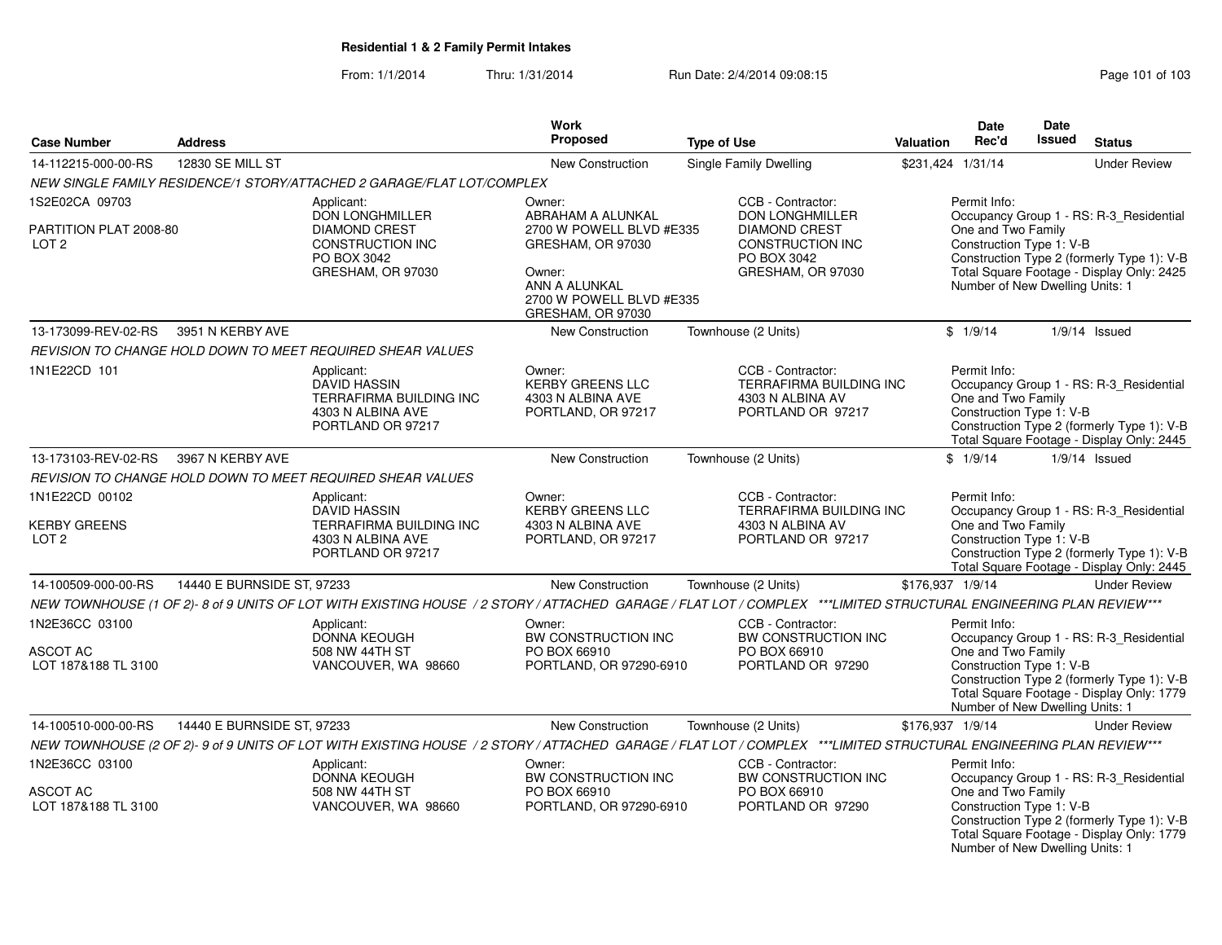**Residential 1 & 2 Family Permit Intakes**

From: 1/1/2014 Thru: 1/31/2014 Run Date: 2/4/2014 09:08:15

| Case Number | Address | | Work Proposed | Type of Use | Valuation | Date Rec'd | Date Issued | Status |
|---|---|---|---|---|---|---|---|---|
| 14-112215-000-00-RS | 12830 SE MILL ST | | New Construction | Single Family Dwelling | $231,424 | 1/31/14 | | Under Review |
| NEW SINGLE FAMILY RESIDENCE/1 STORY/ATTACHED 2 GARAGE/FLAT LOT/COMPLEX | | | | | | | | |
| 1S2E02CA 09703<br>PARTITION PLAT 2008-80<br>LOT 2 | | Applicant:<br>DON LONGHMILLER<br>DIAMOND CREST CONSTRUCTION INC<br>PO BOX 3042<br>GRESHAM, OR 97030 | Owner:<br>ABRAHAM A ALUNKAL<br>2700 W POWELL BLVD #E335<br>GRESHAM, OR 97030<br>Owner:<br>ANN A ALUNKAL<br>2700 W POWELL BLVD #E335<br>GRESHAM, OR 97030 | CCB - Contractor:<br>DON LONGHMILLER<br>DIAMOND CREST CONSTRUCTION INC<br>PO BOX 3042<br>GRESHAM, OR 97030 | | Permit Info:<br>Occupancy Group 1 - RS: R-3_Residential One and Two Family<br>Construction Type 1: V-B<br>Construction Type 2 (formerly Type 1): V-B<br>Total Square Footage - Display Only: 2425<br>Number of New Dwelling Units: 1 | | |
| 13-173099-REV-02-RS | 3951 N KERBY AVE | | New Construction | Townhouse (2 Units) | $ | 1/9/14 | 1/9/14 | Issued |
| REVISION TO CHANGE HOLD DOWN TO MEET REQUIRED SHEAR VALUES | | | | | | | | |
| 1N1E22CD 101 | | Applicant:<br>DAVID HASSIN<br>TERRAFIRMA BUILDING INC<br>4303 N ALBINA AVE<br>PORTLAND OR 97217 | Owner:<br>KERBY GREENS LLC<br>4303 N ALBINA AVE<br>PORTLAND, OR 97217 | CCB - Contractor:<br>TERRAFIRMA BUILDING INC<br>4303 N ALBINA AV<br>PORTLAND OR 97217 | | Permit Info:<br>Occupancy Group 1 - RS: R-3_Residential One and Two Family<br>Construction Type 1: V-B<br>Construction Type 2 (formerly Type 1): V-B<br>Total Square Footage - Display Only: 2445 | | |
| 13-173103-REV-02-RS | 3967 N KERBY AVE | | New Construction | Townhouse (2 Units) | $ | 1/9/14 | 1/9/14 | Issued |
| REVISION TO CHANGE HOLD DOWN TO MEET REQUIRED SHEAR VALUES | | | | | | | | |
| 1N1E22CD 00102<br>KERBY GREENS<br>LOT 2 | | Applicant:<br>DAVID HASSIN<br>TERRAFIRMA BUILDING INC<br>4303 N ALBINA AVE<br>PORTLAND OR 97217 | Owner:<br>KERBY GREENS LLC<br>4303 N ALBINA AVE<br>PORTLAND, OR 97217 | CCB - Contractor:<br>TERRAFIRMA BUILDING INC<br>4303 N ALBINA AV<br>PORTLAND OR 97217 | | Permit Info:<br>Occupancy Group 1 - RS: R-3_Residential One and Two Family<br>Construction Type 1: V-B<br>Construction Type 2 (formerly Type 1): V-B<br>Total Square Footage - Display Only: 2445 | | |
| 14-100509-000-00-RS | 14440 E BURNSIDE ST, 97233 | | New Construction | Townhouse (2 Units) | $176,937 | 1/9/14 | | Under Review |
| NEW TOWNHOUSE (1 OF 2)- 8 of 9 UNITS OF LOT WITH EXISTING HOUSE / 2 STORY / ATTACHED GARAGE / FLAT LOT / COMPLEX ***LIMITED STRUCTURAL ENGINEERING PLAN REVIEW*** | | | | | | | | |
| 1N2E36CC 03100<br>ASCOT AC<br>LOT 187&188 TL 3100 | | Applicant:<br>DONNA KEOUGH<br>508 NW 44TH ST<br>VANCOUVER, WA 98660 | Owner:<br>BW CONSTRUCTION INC<br>PO BOX 66910<br>PORTLAND, OR 97290-6910 | CCB - Contractor:<br>BW CONSTRUCTION INC<br>PO BOX 66910<br>PORTLAND OR 97290 | | Permit Info:<br>Occupancy Group 1 - RS: R-3_Residential One and Two Family<br>Construction Type 1: V-B<br>Construction Type 2 (formerly Type 1): V-B<br>Total Square Footage - Display Only: 1779<br>Number of New Dwelling Units: 1 | | |
| 14-100510-000-00-RS | 14440 E BURNSIDE ST, 97233 | | New Construction | Townhouse (2 Units) | $176,937 | 1/9/14 | | Under Review |
| NEW TOWNHOUSE (2 OF 2)- 9 of 9 UNITS OF LOT WITH EXISTING HOUSE / 2 STORY / ATTACHED GARAGE / FLAT LOT / COMPLEX ***LIMITED STRUCTURAL ENGINEERING PLAN REVIEW*** | | | | | | | | |
| 1N2E36CC 03100<br>ASCOT AC<br>LOT 187&188 TL 3100 | | Applicant:<br>DONNA KEOUGH<br>508 NW 44TH ST<br>VANCOUVER, WA 98660 | Owner:<br>BW CONSTRUCTION INC<br>PO BOX 66910<br>PORTLAND, OR 97290-6910 | CCB - Contractor:<br>BW CONSTRUCTION INC<br>PO BOX 66910<br>PORTLAND OR 97290 | | Permit Info:<br>Occupancy Group 1 - RS: R-3_Residential One and Two Family<br>Construction Type 1: V-B<br>Construction Type 2 (formerly Type 1): V-B<br>Total Square Footage - Display Only: 1779<br>Number of New Dwelling Units: 1 | | |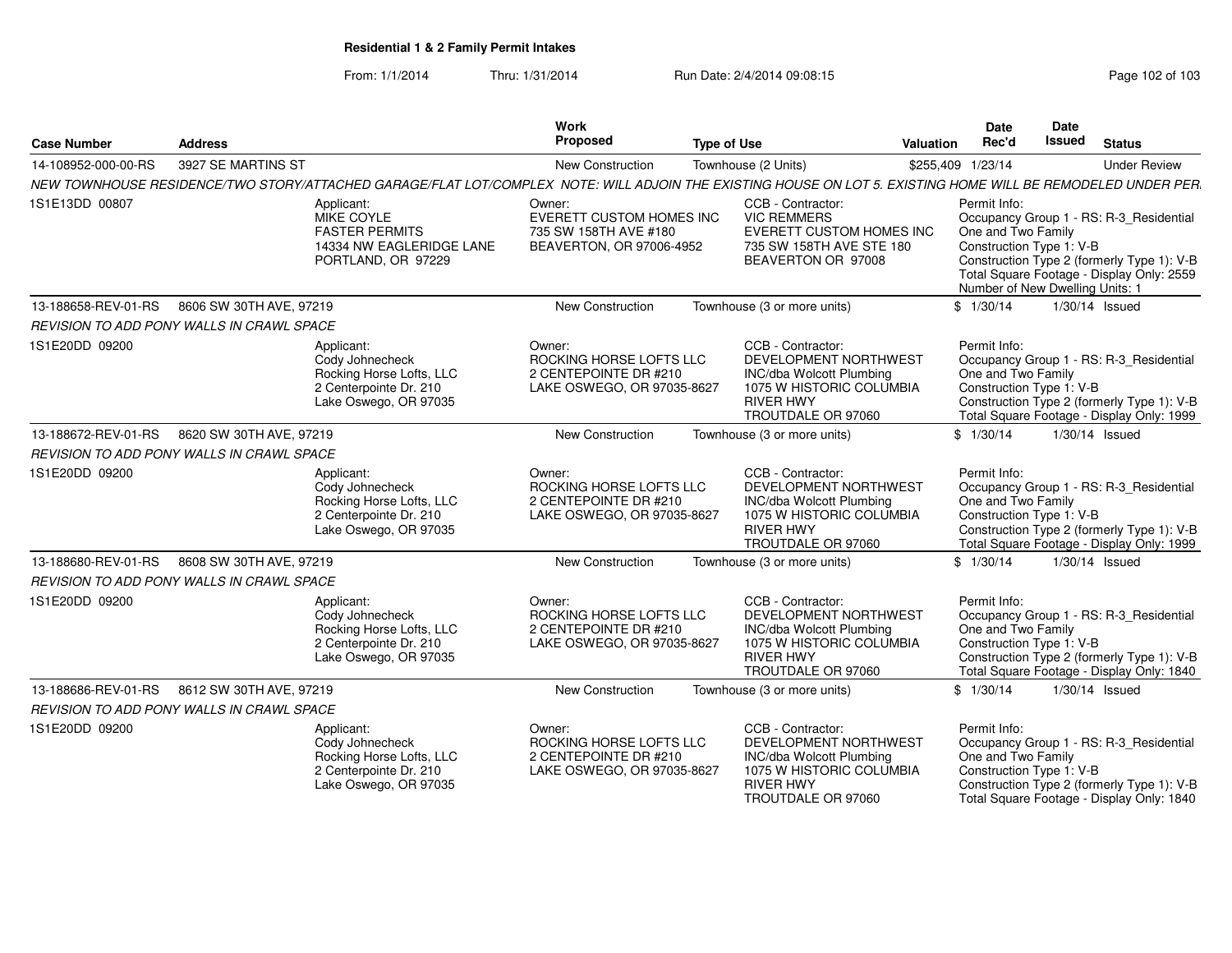**Residential 1 & 2 Family Permit Intakes**

From: 1/1/2014 Thru: 1/31/2014 Run Date: 2/4/2014 09:08:15

| Case Number | Address | Work Proposed | Type of Use | Valuation | Date Rec'd | Date Issued | Status |
|---|---|---|---|---|---|---|---|
| 14-108952-000-00-RS | 3927 SE MARTINS ST | New Construction | Townhouse (2 Units) | $255,409 | 1/23/14 | | Under Review |
| *NEW TOWNHOUSE RESIDENCE/TWO STORY/ATTACHED GARAGE/FLAT LOT/COMPLEX NOTE: WILL ADJOIN THE EXISTING HOUSE ON LOT 5. EXISTING HOME WILL BE REMODELED UNDER PER.* | | | | | | | |
| 1S1E13DD 00807 | Applicant: MIKE COYLE FASTER PERMITS 14334 NW EAGLERIDGE LANE PORTLAND, OR 97229 | Owner: EVERETT CUSTOM HOMES INC 735 SW 158TH AVE #180 BEAVERTON, OR 97006-4952 | CCB - Contractor: VIC REMMERS EVERETT CUSTOM HOMES INC 735 SW 158TH AVE STE 180 BEAVERTON OR 97008 | | Permit Info: Occupancy Group 1 - RS: R-3_Residential One and Two Family Construction Type 1: V-B Construction Type 2 (formerly Type 1): V-B Total Square Footage - Display Only: 2559 Number of New Dwelling Units: 1 | | |
| 13-188658-REV-01-RS | 8606 SW 30TH AVE, 97219 | New Construction | Townhouse (3 or more units) | $ | 1/30/14 | 1/30/14 | Issued |
| *REVISION TO ADD PONY WALLS IN CRAWL SPACE* | | | | | | | |
| 1S1E20DD 09200 | Applicant: Cody Johnecheck Rocking Horse Lofts, LLC 2 Centerpointe Dr. 210 Lake Oswego, OR 97035 | Owner: ROCKING HORSE LOFTS LLC 2 CENTEPOINTE DR #210 LAKE OSWEGO, OR 97035-8627 | CCB - Contractor: DEVELOPMENT NORTHWEST INC/dba Wolcott Plumbing 1075 W HISTORIC COLUMBIA RIVER HWY TROUTDALE OR 97060 | | Permit Info: Occupancy Group 1 - RS: R-3_Residential One and Two Family Construction Type 1: V-B Construction Type 2 (formerly Type 1): V-B Total Square Footage - Display Only: 1999 | | |
| 13-188672-REV-01-RS | 8620 SW 30TH AVE, 97219 | New Construction | Townhouse (3 or more units) | $ | 1/30/14 | 1/30/14 | Issued |
| *REVISION TO ADD PONY WALLS IN CRAWL SPACE* | | | | | | | |
| 1S1E20DD 09200 | Applicant: Cody Johnecheck Rocking Horse Lofts, LLC 2 Centerpointe Dr. 210 Lake Oswego, OR 97035 | Owner: ROCKING HORSE LOFTS LLC 2 CENTEPOINTE DR #210 LAKE OSWEGO, OR 97035-8627 | CCB - Contractor: DEVELOPMENT NORTHWEST INC/dba Wolcott Plumbing 1075 W HISTORIC COLUMBIA RIVER HWY TROUTDALE OR 97060 | | Permit Info: Occupancy Group 1 - RS: R-3_Residential One and Two Family Construction Type 1: V-B Construction Type 2 (formerly Type 1): V-B Total Square Footage - Display Only: 1999 | | |
| 13-188680-REV-01-RS | 8608 SW 30TH AVE, 97219 | New Construction | Townhouse (3 or more units) | $ | 1/30/14 | 1/30/14 | Issued |
| *REVISION TO ADD PONY WALLS IN CRAWL SPACE* | | | | | | | |
| 1S1E20DD 09200 | Applicant: Cody Johnecheck Rocking Horse Lofts, LLC 2 Centerpointe Dr. 210 Lake Oswego, OR 97035 | Owner: ROCKING HORSE LOFTS LLC 2 CENTEPOINTE DR #210 LAKE OSWEGO, OR 97035-8627 | CCB - Contractor: DEVELOPMENT NORTHWEST INC/dba Wolcott Plumbing 1075 W HISTORIC COLUMBIA RIVER HWY TROUTDALE OR 97060 | | Permit Info: Occupancy Group 1 - RS: R-3_Residential One and Two Family Construction Type 1: V-B Construction Type 2 (formerly Type 1): V-B Total Square Footage - Display Only: 1840 | | |
| 13-188686-REV-01-RS | 8612 SW 30TH AVE, 97219 | New Construction | Townhouse (3 or more units) | $ | 1/30/14 | 1/30/14 | Issued |
| *REVISION TO ADD PONY WALLS IN CRAWL SPACE* | | | | | | | |
| 1S1E20DD 09200 | Applicant: Cody Johnecheck Rocking Horse Lofts, LLC 2 Centerpointe Dr. 210 Lake Oswego, OR 97035 | Owner: ROCKING HORSE LOFTS LLC 2 CENTEPOINTE DR #210 LAKE OSWEGO, OR 97035-8627 | CCB - Contractor: DEVELOPMENT NORTHWEST INC/dba Wolcott Plumbing 1075 W HISTORIC COLUMBIA RIVER HWY TROUTDALE OR 97060 | | Permit Info: Occupancy Group 1 - RS: R-3_Residential One and Two Family Construction Type 1: V-B Construction Type 2 (formerly Type 1): V-B Total Square Footage - Display Only: 1840 | | |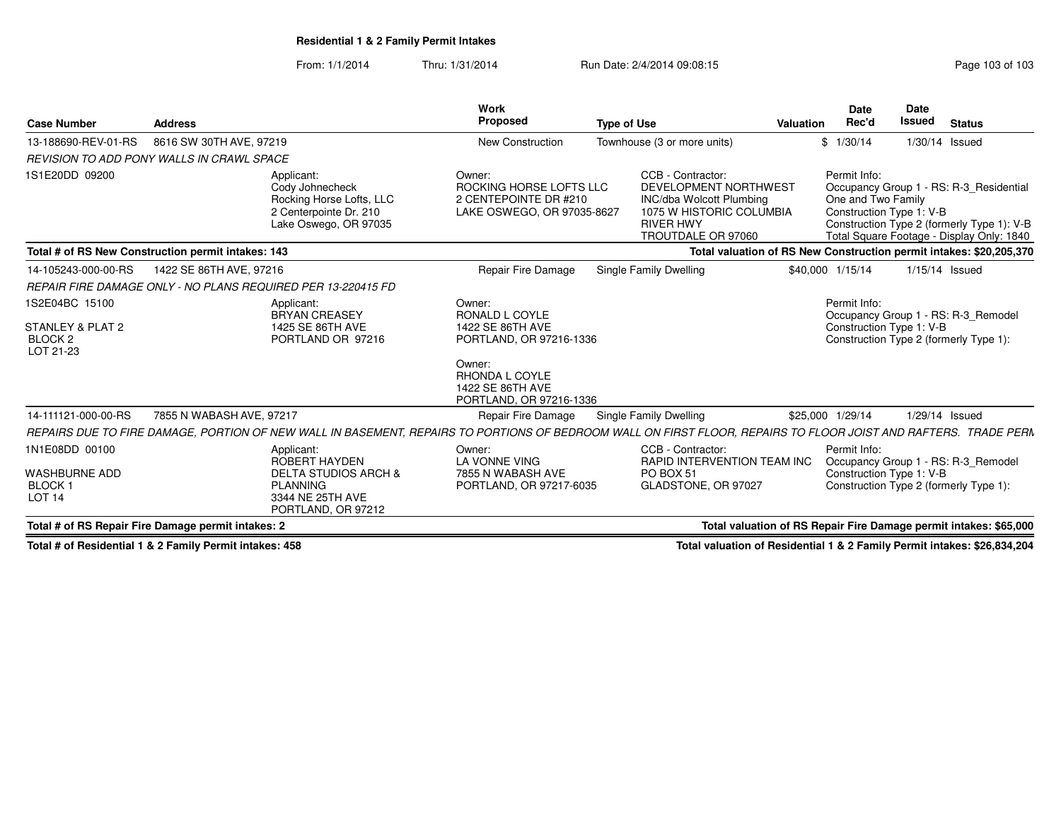## Residential 1 & 2 Family Permit Intakes

From: 1/1/2014 Thru: 1/31/2014 Run Date: 2/4/2014 09:08:15

| Case Number | Address | Work Proposed | Type of Use | Valuation | Date Rec'd | Date Issued | Status |
|---|---|---|---|---|---|---|---|
| 13-188690-REV-01-RS | 8616 SW 30TH AVE, 97219 | New Construction | Townhouse (3 or more units) | $ | 1/30/14 | 1/30/14 | Issued |

*REVISION TO ADD PONY WALLS IN CRAWL SPACE*

1S1E20DD 09200

Applicant: Cody Johnecheck, Rocking Horse Lofts, LLC, 2 Centerpointe Dr. 210, Lake Oswego, OR 97035

Owner: ROCKING HORSE LOFTS LLC, 2 CENTEPOINTE DR #210, LAKE OSWEGO, OR 97035-8627

CCB - Contractor: DEVELOPMENT NORTHWEST INC/dba Wolcott Plumbing, 1075 W HISTORIC COLUMBIA RIVER HWY, TROUTDALE OR 97060

Permit Info: Occupancy Group 1 - RS: R-3_Residential One and Two Family; Construction Type 1: V-B; Construction Type 2 (formerly Type 1): V-B; Total Square Footage - Display Only: 1840

**Total # of RS New Construction permit intakes: 143** — **Total valuation of RS New Construction permit intakes: $20,205,370**

| Case Number | Address | Work Proposed | Type of Use | Valuation | Date Rec'd | Date Issued | Status |
|---|---|---|---|---|---|---|---|
| 14-105243-000-00-RS | 1422 SE 86TH AVE, 97216 | Repair Fire Damage | Single Family Dwelling | $40,000 | 1/15/14 | 1/15/14 | Issued |

*REPAIR FIRE DAMAGE ONLY - NO PLANS REQUIRED PER 13-220415 FD*

1S2E04BC 15100, STANLEY & PLAT 2, BLOCK 2, LOT 21-23

Applicant: BRYAN CREASEY, 1425 SE 86TH AVE, PORTLAND OR 97216

Owner: RONALD L COYLE, 1422 SE 86TH AVE, PORTLAND, OR 97216-1336

Owner: RHONDA L COYLE, 1422 SE 86TH AVE, PORTLAND, OR 97216-1336

Permit Info: Occupancy Group 1 - RS: R-3_Remodel; Construction Type 1: V-B; Construction Type 2 (formerly Type 1):

| Case Number | Address | Work Proposed | Type of Use | Valuation | Date Rec'd | Date Issued | Status |
|---|---|---|---|---|---|---|---|
| 14-111121-000-00-RS | 7855 N WABASH AVE, 97217 | Repair Fire Damage | Single Family Dwelling | $25,000 | 1/29/14 | 1/29/14 | Issued |

*REPAIRS DUE TO FIRE DAMAGE, PORTION OF NEW WALL IN BASEMENT, REPAIRS TO PORTIONS OF BEDROOM WALL ON FIRST FLOOR, REPAIRS TO FLOOR JOIST AND RAFTERS. TRADE PERM*

1N1E08DD 00100, WASHBURNE ADD, BLOCK 1, LOT 14

Applicant: ROBERT HAYDEN, DELTA STUDIOS ARCH & PLANNING, 3344 NE 25TH AVE, PORTLAND, OR 97212

Owner: LA VONNE VING, 7855 N WABASH AVE, PORTLAND, OR 97217-6035

CCB - Contractor: RAPID INTERVENTION TEAM INC, PO BOX 51, GLADSTONE, OR 97027

Permit Info: Occupancy Group 1 - RS: R-3_Remodel; Construction Type 1: V-B; Construction Type 2 (formerly Type 1):

**Total # of RS Repair Fire Damage permit intakes: 2** — **Total valuation of RS Repair Fire Damage permit intakes: $65,000**

**Total # of Residential 1 & 2 Family Permit intakes: 458** — **Total valuation of Residential 1 & 2 Family Permit intakes: $26,834,204**